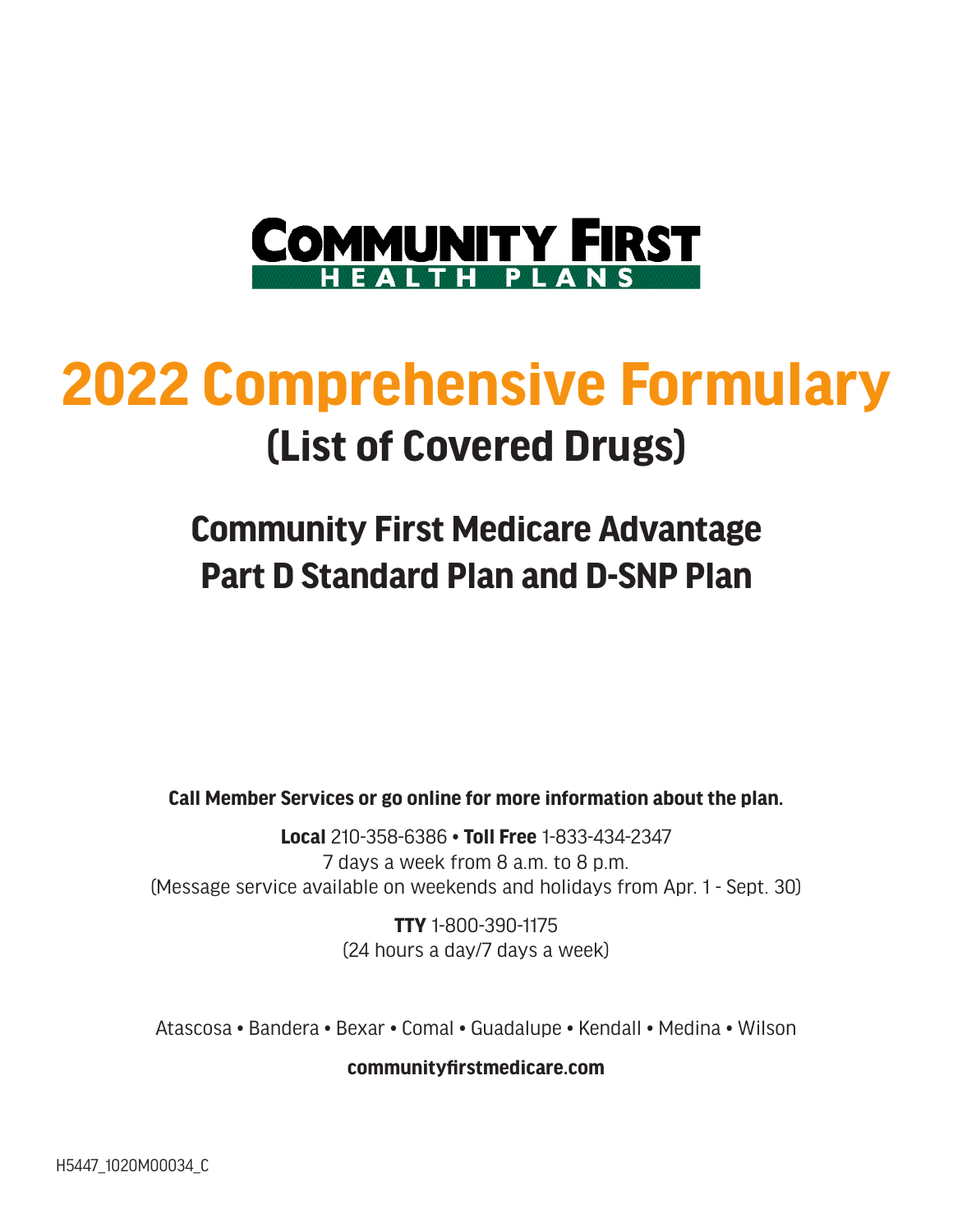COMMUNITY FIRST
HEALTH PLANS

# 2022 Comprehensive Formulary

## (List of Covered Drugs)

## Community First Medicare Advantage Part D Standard Plan and D-SNP Plan

**Call Member Services or go online for more information about the plan.**

**Local** 210-358-6386 • **Toll Free** 1-833-434-2347
7 days a week from 8 a.m. to 8 p.m.
(Message service available on weekends and holidays from Apr. 1 - Sept. 30)

**TTY** 1-800-390-1175
(24 hours a day/7 days a week)

Atascosa • Bandera • Bexar • Comal • Guadalupe • Kendall • Medina • Wilson

**communityfirstmedicare.com**

H5447_1020M00034_C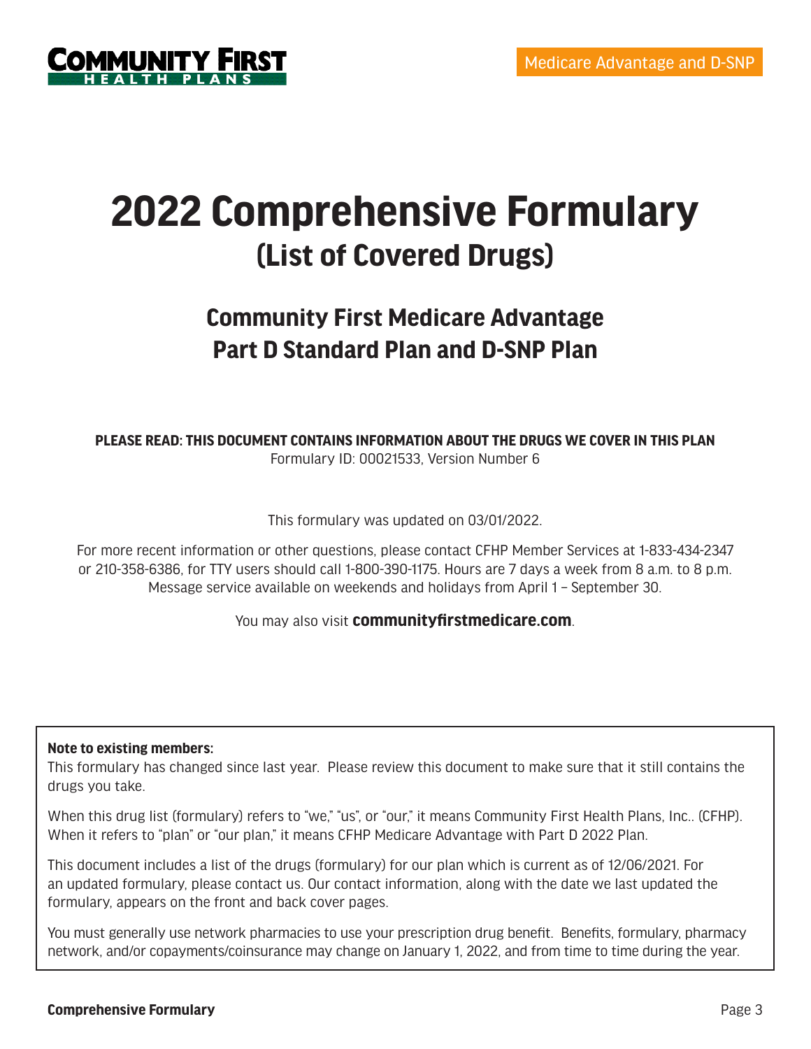# 2022 Comprehensive Formulary

## (List of Covered Drugs)

### Community First Medicare Advantage Part D Standard Plan and D-SNP Plan

**PLEASE READ: THIS DOCUMENT CONTAINS INFORMATION ABOUT THE DRUGS WE COVER IN THIS PLAN**
Formulary ID: 00021533, Version Number 6

This formulary was updated on 03/01/2022.

For more recent information or other questions, please contact CFHP Member Services at 1-833-434-2347 or 210-358-6386, for TTY users should call 1-800-390-1175. Hours are 7 days a week from 8 a.m. to 8 p.m. Message service available on weekends and holidays from April 1 – September 30.

You may also visit **communityfirstmedicare.com**.

**Note to existing members:**
This formulary has changed since last year. Please review this document to make sure that it still contains the drugs you take.

When this drug list (formulary) refers to "we," "us", or "our," it means Community First Health Plans, Inc.. (CFHP). When it refers to "plan" or "our plan," it means CFHP Medicare Advantage with Part D 2022 Plan.

This document includes a list of the drugs (formulary) for our plan which is current as of 12/06/2021. For an updated formulary, please contact us. Our contact information, along with the date we last updated the formulary, appears on the front and back cover pages.

You must generally use network pharmacies to use your prescription drug benefit. Benefits, formulary, pharmacy network, and/or copayments/coinsurance may change on January 1, 2022, and from time to time during the year.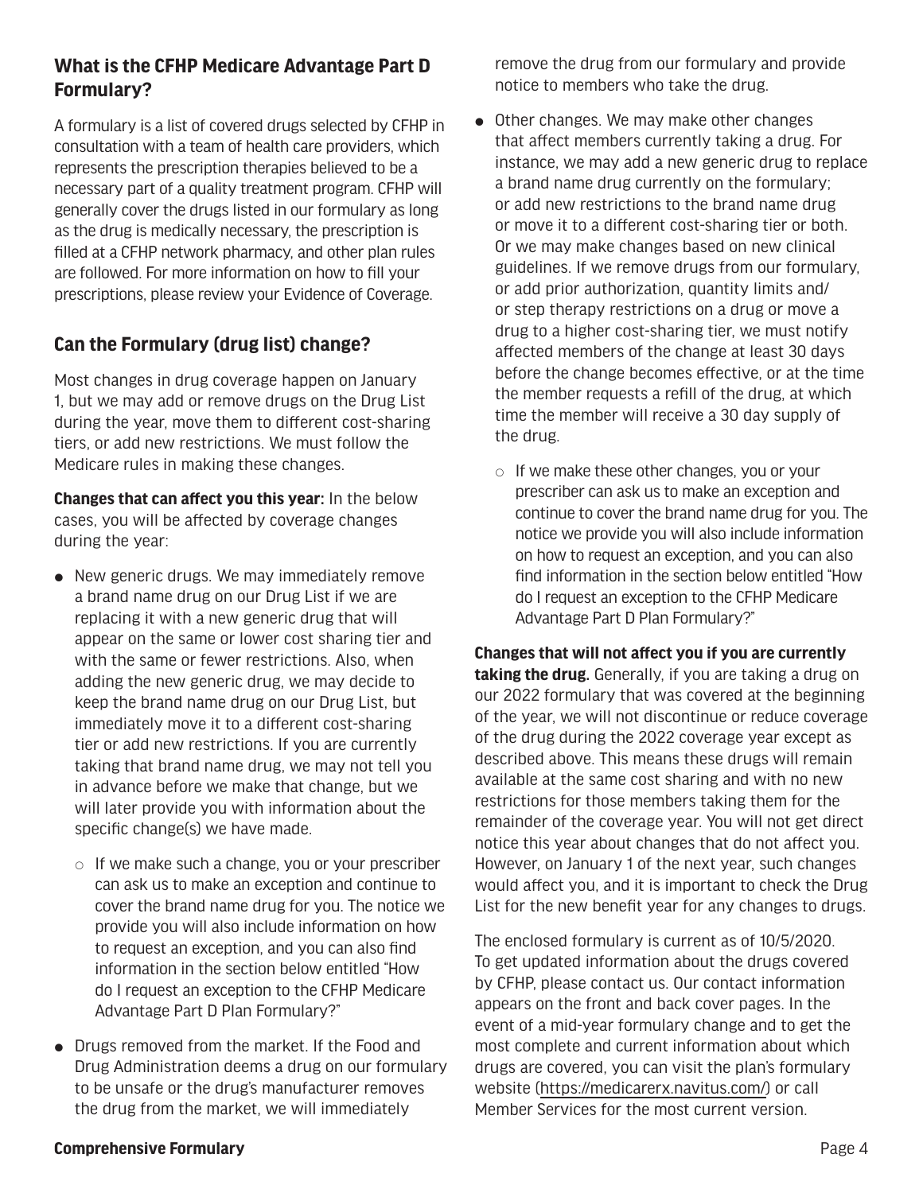## What is the CFHP Medicare Advantage Part D Formulary?

A formulary is a list of covered drugs selected by CFHP in consultation with a team of health care providers, which represents the prescription therapies believed to be a necessary part of a quality treatment program. CFHP will generally cover the drugs listed in our formulary as long as the drug is medically necessary, the prescription is filled at a CFHP network pharmacy, and other plan rules are followed. For more information on how to fill your prescriptions, please review your Evidence of Coverage.

## Can the Formulary (drug list) change?

Most changes in drug coverage happen on January 1, but we may add or remove drugs on the Drug List during the year, move them to different cost-sharing tiers, or add new restrictions. We must follow the Medicare rules in making these changes.

**Changes that can affect you this year:** In the below cases, you will be affected by coverage changes during the year:

- New generic drugs. We may immediately remove a brand name drug on our Drug List if we are replacing it with a new generic drug that will appear on the same or lower cost sharing tier and with the same or fewer restrictions. Also, when adding the new generic drug, we may decide to keep the brand name drug on our Drug List, but immediately move it to a different cost-sharing tier or add new restrictions. If you are currently taking that brand name drug, we may not tell you in advance before we make that change, but we will later provide you with information about the specific change(s) we have made.
  - If we make such a change, you or your prescriber can ask us to make an exception and continue to cover the brand name drug for you. The notice we provide you will also include information on how to request an exception, and you can also find information in the section below entitled "How do I request an exception to the CFHP Medicare Advantage Part D Plan Formulary?"
- Drugs removed from the market. If the Food and Drug Administration deems a drug on our formulary to be unsafe or the drug's manufacturer removes the drug from the market, we will immediately remove the drug from our formulary and provide notice to members who take the drug.
- Other changes. We may make other changes that affect members currently taking a drug. For instance, we may add a new generic drug to replace a brand name drug currently on the formulary; or add new restrictions to the brand name drug or move it to a different cost-sharing tier or both. Or we may make changes based on new clinical guidelines. If we remove drugs from our formulary, or add prior authorization, quantity limits and/or step therapy restrictions on a drug or move a drug to a higher cost-sharing tier, we must notify affected members of the change at least 30 days before the change becomes effective, or at the time the member requests a refill of the drug, at which time the member will receive a 30 day supply of the drug.
  - If we make these other changes, you or your prescriber can ask us to make an exception and continue to cover the brand name drug for you. The notice we provide you will also include information on how to request an exception, and you can also find information in the section below entitled "How do I request an exception to the CFHP Medicare Advantage Part D Plan Formulary?"

**Changes that will not affect you if you are currently taking the drug.** Generally, if you are taking a drug on our 2022 formulary that was covered at the beginning of the year, we will not discontinue or reduce coverage of the drug during the 2022 coverage year except as described above. This means these drugs will remain available at the same cost sharing and with no new restrictions for those members taking them for the remainder of the coverage year. You will not get direct notice this year about changes that do not affect you. However, on January 1 of the next year, such changes would affect you, and it is important to check the Drug List for the new benefit year for any changes to drugs.

The enclosed formulary is current as of 10/5/2020. To get updated information about the drugs covered by CFHP, please contact us. Our contact information appears on the front and back cover pages. In the event of a mid-year formulary change and to get the most complete and current information about which drugs are covered, you can visit the plan's formulary website (https://medicarerx.navitus.com/) or call Member Services for the most current version.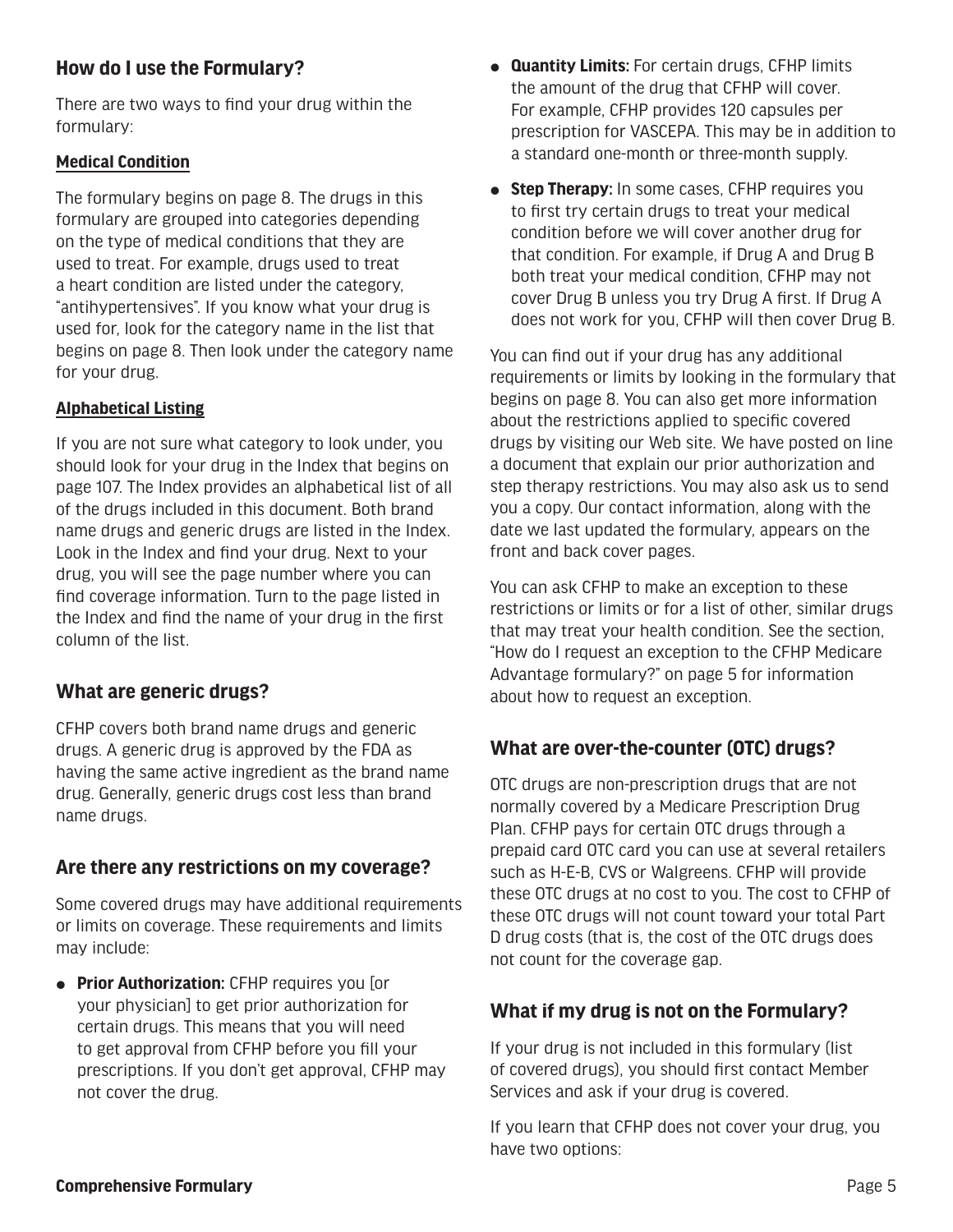## How do I use the Formulary?

There are two ways to find your drug within the formulary:

**Medical Condition**

The formulary begins on page 8. The drugs in this formulary are grouped into categories depending on the type of medical conditions that they are used to treat. For example, drugs used to treat a heart condition are listed under the category, "antihypertensives". If you know what your drug is used for, look for the category name in the list that begins on page 8. Then look under the category name for your drug.

**Alphabetical Listing**

If you are not sure what category to look under, you should look for your drug in the Index that begins on page 107. The Index provides an alphabetical list of all of the drugs included in this document. Both brand name drugs and generic drugs are listed in the Index. Look in the Index and find your drug. Next to your drug, you will see the page number where you can find coverage information. Turn to the page listed in the Index and find the name of your drug in the first column of the list.

## What are generic drugs?

CFHP covers both brand name drugs and generic drugs. A generic drug is approved by the FDA as having the same active ingredient as the brand name drug. Generally, generic drugs cost less than brand name drugs.

## Are there any restrictions on my coverage?

Some covered drugs may have additional requirements or limits on coverage. These requirements and limits may include:

- **Prior Authorization:** CFHP requires you [or your physician] to get prior authorization for certain drugs. This means that you will need to get approval from CFHP before you fill your prescriptions. If you don't get approval, CFHP may not cover the drug.
- **Quantity Limits:** For certain drugs, CFHP limits the amount of the drug that CFHP will cover. For example, CFHP provides 120 capsules per prescription for VASCEPA. This may be in addition to a standard one-month or three-month supply.
- **Step Therapy:** In some cases, CFHP requires you to first try certain drugs to treat your medical condition before we will cover another drug for that condition. For example, if Drug A and Drug B both treat your medical condition, CFHP may not cover Drug B unless you try Drug A first. If Drug A does not work for you, CFHP will then cover Drug B.

You can find out if your drug has any additional requirements or limits by looking in the formulary that begins on page 8. You can also get more information about the restrictions applied to specific covered drugs by visiting our Web site. We have posted on line a document that explain our prior authorization and step therapy restrictions. You may also ask us to send you a copy. Our contact information, along with the date we last updated the formulary, appears on the front and back cover pages.

You can ask CFHP to make an exception to these restrictions or limits or for a list of other, similar drugs that may treat your health condition. See the section, "How do I request an exception to the CFHP Medicare Advantage formulary?" on page 5 for information about how to request an exception.

## What are over-the-counter (OTC) drugs?

OTC drugs are non-prescription drugs that are not normally covered by a Medicare Prescription Drug Plan. CFHP pays for certain OTC drugs through a prepaid card OTC card you can use at several retailers such as H-E-B, CVS or Walgreens. CFHP will provide these OTC drugs at no cost to you. The cost to CFHP of these OTC drugs will not count toward your total Part D drug costs (that is, the cost of the OTC drugs does not count for the coverage gap.

## What if my drug is not on the Formulary?

If your drug is not included in this formulary (list of covered drugs), you should first contact Member Services and ask if your drug is covered.

If you learn that CFHP does not cover your drug, you have two options: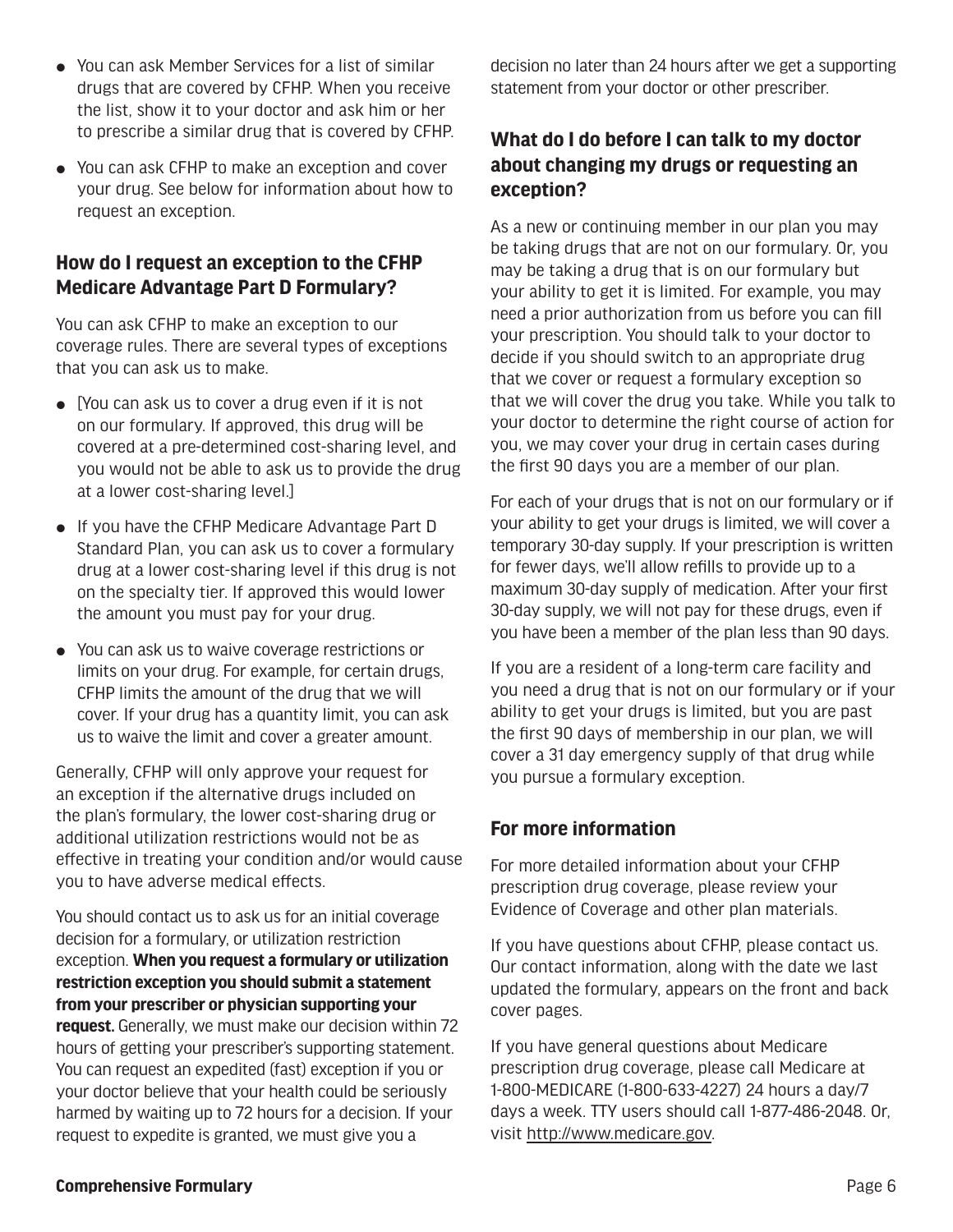- You can ask Member Services for a list of similar drugs that are covered by CFHP. When you receive the list, show it to your doctor and ask him or her to prescribe a similar drug that is covered by CFHP.
- You can ask CFHP to make an exception and cover your drug. See below for information about how to request an exception.

## How do I request an exception to the CFHP Medicare Advantage Part D Formulary?

You can ask CFHP to make an exception to our coverage rules. There are several types of exceptions that you can ask us to make.

- [You can ask us to cover a drug even if it is not on our formulary. If approved, this drug will be covered at a pre-determined cost-sharing level, and you would not be able to ask us to provide the drug at a lower cost-sharing level.]
- If you have the CFHP Medicare Advantage Part D Standard Plan, you can ask us to cover a formulary drug at a lower cost-sharing level if this drug is not on the specialty tier. If approved this would lower the amount you must pay for your drug.
- You can ask us to waive coverage restrictions or limits on your drug. For example, for certain drugs, CFHP limits the amount of the drug that we will cover. If your drug has a quantity limit, you can ask us to waive the limit and cover a greater amount.

Generally, CFHP will only approve your request for an exception if the alternative drugs included on the plan's formulary, the lower cost-sharing drug or additional utilization restrictions would not be as effective in treating your condition and/or would cause you to have adverse medical effects.

You should contact us to ask us for an initial coverage decision for a formulary, or utilization restriction exception. **When you request a formulary or utilization restriction exception you should submit a statement from your prescriber or physician supporting your request.** Generally, we must make our decision within 72 hours of getting your prescriber's supporting statement. You can request an expedited (fast) exception if you or your doctor believe that your health could be seriously harmed by waiting up to 72 hours for a decision. If your request to expedite is granted, we must give you a decision no later than 24 hours after we get a supporting statement from your doctor or other prescriber.

## What do I do before I can talk to my doctor about changing my drugs or requesting an exception?

As a new or continuing member in our plan you may be taking drugs that are not on our formulary. Or, you may be taking a drug that is on our formulary but your ability to get it is limited. For example, you may need a prior authorization from us before you can fill your prescription. You should talk to your doctor to decide if you should switch to an appropriate drug that we cover or request a formulary exception so that we will cover the drug you take. While you talk to your doctor to determine the right course of action for you, we may cover your drug in certain cases during the first 90 days you are a member of our plan.

For each of your drugs that is not on our formulary or if your ability to get your drugs is limited, we will cover a temporary 30-day supply. If your prescription is written for fewer days, we'll allow refills to provide up to a maximum 30-day supply of medication. After your first 30-day supply, we will not pay for these drugs, even if you have been a member of the plan less than 90 days.

If you are a resident of a long-term care facility and you need a drug that is not on our formulary or if your ability to get your drugs is limited, but you are past the first 90 days of membership in our plan, we will cover a 31 day emergency supply of that drug while you pursue a formulary exception.

## For more information

For more detailed information about your CFHP prescription drug coverage, please review your Evidence of Coverage and other plan materials.

If you have questions about CFHP, please contact us. Our contact information, along with the date we last updated the formulary, appears on the front and back cover pages.

If you have general questions about Medicare prescription drug coverage, please call Medicare at 1-800-MEDICARE (1-800-633-4227) 24 hours a day/7 days a week. TTY users should call 1-877-486-2048. Or, visit http://www.medicare.gov.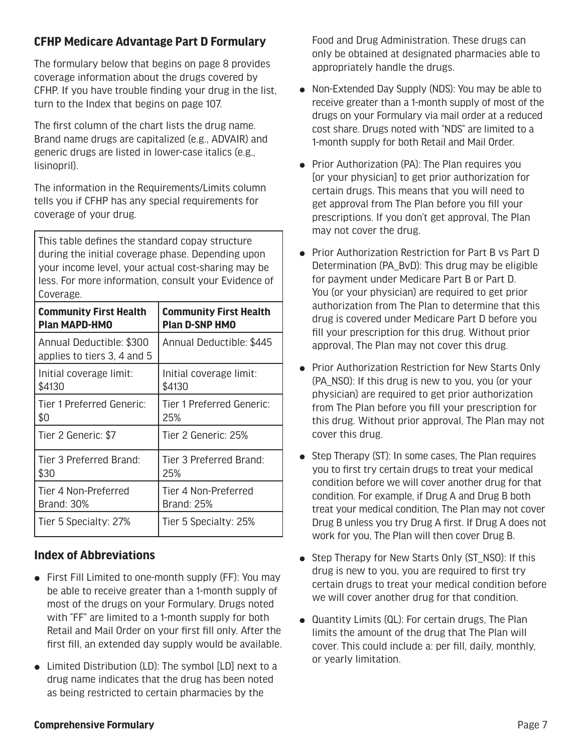## CFHP Medicare Advantage Part D Formulary

The formulary below that begins on page 8 provides coverage information about the drugs covered by CFHP. If you have trouble finding your drug in the list, turn to the Index that begins on page 107.

The first column of the chart lists the drug name. Brand name drugs are capitalized (e.g., ADVAIR) and generic drugs are listed in lower-case italics (e.g., *lisinopril*).

The information in the Requirements/Limits column tells you if CFHP has any special requirements for coverage of your drug.

This table defines the standard copay structure during the initial coverage phase. Depending upon your income level, your actual cost-sharing may be less. For more information, consult your Evidence of Coverage.

| Community First Health Plan MAPD-HMO | Community First Health Plan D-SNP HMO |
|---|---|
| Annual Deductible: $300 applies to tiers 3, 4 and 5 | Annual Deductible: $445 |
| Initial coverage limit: $4130 | Initial coverage limit: $4130 |
| Tier 1 Preferred Generic: $0 | Tier 1 Preferred Generic: 25% |
| Tier 2 Generic: $7 | Tier 2 Generic: 25% |
| Tier 3 Preferred Brand: $30 | Tier 3 Preferred Brand: 25% |
| Tier 4 Non-Preferred Brand: 30% | Tier 4 Non-Preferred Brand: 25% |
| Tier 5 Specialty: 27% | Tier 5 Specialty: 25% |

## Index of Abbreviations

- First Fill Limited to one-month supply (FF): You may be able to receive greater than a 1-month supply of most of the drugs on your Formulary. Drugs noted with "FF" are limited to a 1-month supply for both Retail and Mail Order on your first fill only. After the first fill, an extended day supply would be available.
- Limited Distribution (LD): The symbol [LD] next to a drug name indicates that the drug has been noted as being restricted to certain pharmacies by the Food and Drug Administration. These drugs can only be obtained at designated pharmacies able to appropriately handle the drugs.
- Non-Extended Day Supply (NDS): You may be able to receive greater than a 1-month supply of most of the drugs on your Formulary via mail order at a reduced cost share. Drugs noted with "NDS" are limited to a 1-month supply for both Retail and Mail Order.
- Prior Authorization (PA): The Plan requires you [or your physician] to get prior authorization for certain drugs. This means that you will need to get approval from The Plan before you fill your prescriptions. If you don't get approval, The Plan may not cover the drug.
- Prior Authorization Restriction for Part B vs Part D Determination (PA_BvD): This drug may be eligible for payment under Medicare Part B or Part D. You (or your physician) are required to get prior authorization from The Plan to determine that this drug is covered under Medicare Part D before you fill your prescription for this drug. Without prior approval, The Plan may not cover this drug.
- Prior Authorization Restriction for New Starts Only (PA_NSO): If this drug is new to you, you (or your physician) are required to get prior authorization from The Plan before you fill your prescription for this drug. Without prior approval, The Plan may not cover this drug.
- Step Therapy (ST): In some cases, The Plan requires you to first try certain drugs to treat your medical condition before we will cover another drug for that condition. For example, if Drug A and Drug B both treat your medical condition, The Plan may not cover Drug B unless you try Drug A first. If Drug A does not work for you, The Plan will then cover Drug B.
- Step Therapy for New Starts Only (ST_NSO): If this drug is new to you, you are required to first try certain drugs to treat your medical condition before we will cover another drug for that condition.
- Quantity Limits (QL): For certain drugs, The Plan limits the amount of the drug that The Plan will cover. This could include a: per fill, daily, monthly, or yearly limitation.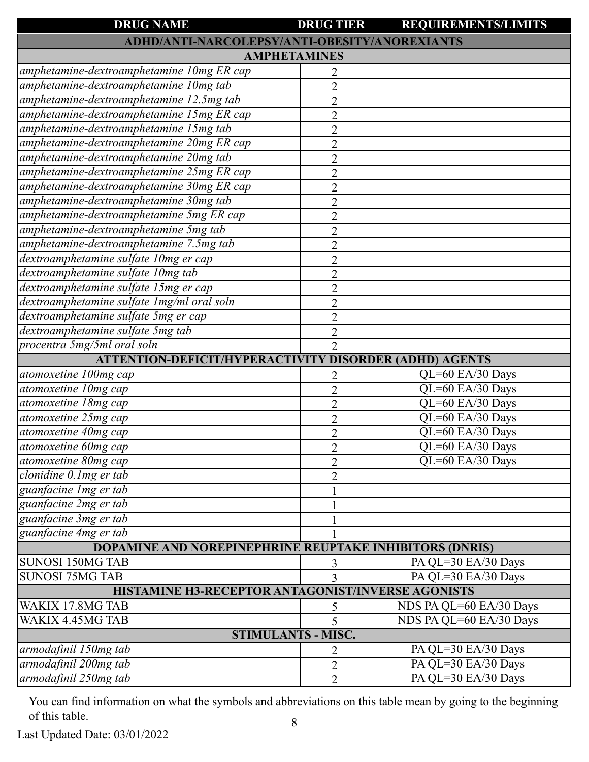| DRUG NAME | DRUG TIER | REQUIREMENTS/LIMITS |
|---|---|---|
| **ADHD/ANTI-NARCOLEPSY/ANTI-OBESITY/ANOREXIANTS** | | |
| **AMPHETAMINES** | | |
| *amphetamine-dextroamphetamine 10mg ER cap* | 2 | |
| *amphetamine-dextroamphetamine 10mg tab* | 2 | |
| *amphetamine-dextroamphetamine 12.5mg tab* | 2 | |
| *amphetamine-dextroamphetamine 15mg ER cap* | 2 | |
| *amphetamine-dextroamphetamine 15mg tab* | 2 | |
| *amphetamine-dextroamphetamine 20mg ER cap* | 2 | |
| *amphetamine-dextroamphetamine 20mg tab* | 2 | |
| *amphetamine-dextroamphetamine 25mg ER cap* | 2 | |
| *amphetamine-dextroamphetamine 30mg ER cap* | 2 | |
| *amphetamine-dextroamphetamine 30mg tab* | 2 | |
| *amphetamine-dextroamphetamine 5mg ER cap* | 2 | |
| *amphetamine-dextroamphetamine 5mg tab* | 2 | |
| *amphetamine-dextroamphetamine 7.5mg tab* | 2 | |
| *dextroamphetamine sulfate 10mg er cap* | 2 | |
| *dextroamphetamine sulfate 10mg tab* | 2 | |
| *dextroamphetamine sulfate 15mg er cap* | 2 | |
| *dextroamphetamine sulfate 1mg/ml oral soln* | 2 | |
| *dextroamphetamine sulfate 5mg er cap* | 2 | |
| *dextroamphetamine sulfate 5mg tab* | 2 | |
| *procentra 5mg/5ml oral soln* | 2 | |
| **ATTENTION-DEFICIT/HYPERACTIVITY DISORDER (ADHD) AGENTS** | | |
| *atomoxetine 100mg cap* | 2 | QL=60 EA/30 Days |
| *atomoxetine 10mg cap* | 2 | QL=60 EA/30 Days |
| *atomoxetine 18mg cap* | 2 | QL=60 EA/30 Days |
| *atomoxetine 25mg cap* | 2 | QL=60 EA/30 Days |
| *atomoxetine 40mg cap* | 2 | QL=60 EA/30 Days |
| *atomoxetine 60mg cap* | 2 | QL=60 EA/30 Days |
| *atomoxetine 80mg cap* | 2 | QL=60 EA/30 Days |
| *clonidine 0.1mg er tab* | 2 | |
| *guanfacine 1mg er tab* | 1 | |
| *guanfacine 2mg er tab* | 1 | |
| *guanfacine 3mg er tab* | 1 | |
| *guanfacine 4mg er tab* | 1 | |
| **DOPAMINE AND NOREPINEPHRINE REUPTAKE INHIBITORS (DNRIS)** | | |
| SUNOSI 150MG TAB | 3 | PA QL=30 EA/30 Days |
| SUNOSI 75MG TAB | 3 | PA QL=30 EA/30 Days |
| **HISTAMINE H3-RECEPTOR ANTAGONIST/INVERSE AGONISTS** | | |
| WAKIX 17.8MG TAB | 5 | NDS PA QL=60 EA/30 Days |
| WAKIX 4.45MG TAB | 5 | NDS PA QL=60 EA/30 Days |
| **STIMULANTS - MISC.** | | |
| *armodafinil 150mg tab* | 2 | PA QL=30 EA/30 Days |
| *armodafinil 200mg tab* | 2 | PA QL=30 EA/30 Days |
| *armodafinil 250mg tab* | 2 | PA QL=30 EA/30 Days |

You can find information on what the symbols and abbreviations on this table mean by going to the beginning of this table.

Last Updated Date: 03/01/2022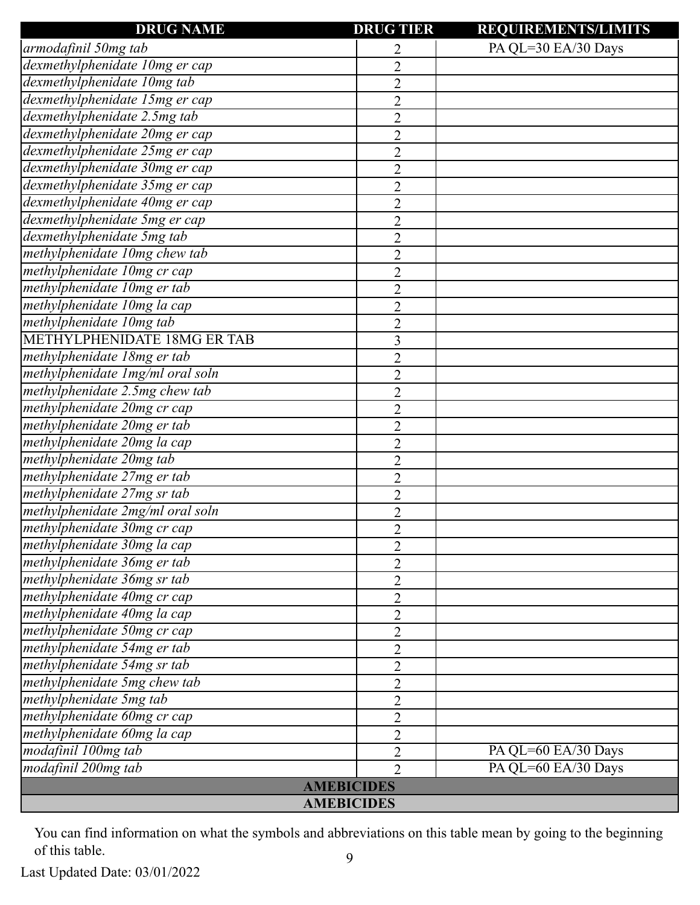| DRUG NAME | DRUG TIER | REQUIREMENTS/LIMITS |
|---|---|---|
| *armodafinil 50mg tab* | 2 | PA QL=30 EA/30 Days |
| *dexmethylphenidate 10mg er cap* | 2 | |
| *dexmethylphenidate 10mg tab* | 2 | |
| *dexmethylphenidate 15mg er cap* | 2 | |
| *dexmethylphenidate 2.5mg tab* | 2 | |
| *dexmethylphenidate 20mg er cap* | 2 | |
| *dexmethylphenidate 25mg er cap* | 2 | |
| *dexmethylphenidate 30mg er cap* | 2 | |
| *dexmethylphenidate 35mg er cap* | 2 | |
| *dexmethylphenidate 40mg er cap* | 2 | |
| *dexmethylphenidate 5mg er cap* | 2 | |
| *dexmethylphenidate 5mg tab* | 2 | |
| *methylphenidate 10mg chew tab* | 2 | |
| *methylphenidate 10mg cr cap* | 2 | |
| *methylphenidate 10mg er tab* | 2 | |
| *methylphenidate 10mg la cap* | 2 | |
| *methylphenidate 10mg tab* | 2 | |
| METHYLPHENIDATE 18MG ER TAB | 3 | |
| *methylphenidate 18mg er tab* | 2 | |
| *methylphenidate 1mg/ml oral soln* | 2 | |
| *methylphenidate 2.5mg chew tab* | 2 | |
| *methylphenidate 20mg cr cap* | 2 | |
| *methylphenidate 20mg er tab* | 2 | |
| *methylphenidate 20mg la cap* | 2 | |
| *methylphenidate 20mg tab* | 2 | |
| *methylphenidate 27mg er tab* | 2 | |
| *methylphenidate 27mg sr tab* | 2 | |
| *methylphenidate 2mg/ml oral soln* | 2 | |
| *methylphenidate 30mg cr cap* | 2 | |
| *methylphenidate 30mg la cap* | 2 | |
| *methylphenidate 36mg er tab* | 2 | |
| *methylphenidate 36mg sr tab* | 2 | |
| *methylphenidate 40mg cr cap* | 2 | |
| *methylphenidate 40mg la cap* | 2 | |
| *methylphenidate 50mg cr cap* | 2 | |
| *methylphenidate 54mg er tab* | 2 | |
| *methylphenidate 54mg sr tab* | 2 | |
| *methylphenidate 5mg chew tab* | 2 | |
| *methylphenidate 5mg tab* | 2 | |
| *methylphenidate 60mg cr cap* | 2 | |
| *methylphenidate 60mg la cap* | 2 | |
| *modafinil 100mg tab* | 2 | PA QL=60 EA/30 Days |
| *modafinil 200mg tab* | 2 | PA QL=60 EA/30 Days |
| **AMEBICIDES** | | |
| **AMEBICIDES** | | |

You can find information on what the symbols and abbreviations on this table mean by going to the beginning of this table.

Last Updated Date: 03/01/2022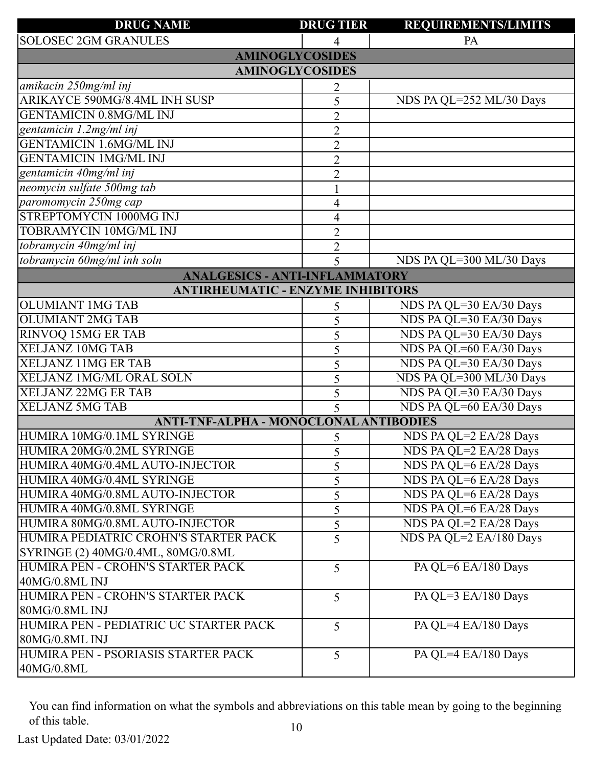| DRUG NAME | DRUG TIER | REQUIREMENTS/LIMITS |
|---|---|---|
| SOLOSEC 2GM GRANULES | 4 | PA |
| **AMINOGLYCOSIDES** | | |
| **AMINOGLYCOSIDES** | | |
| *amikacin 250mg/ml inj* | 2 | |
| ARIKAYCE 590MG/8.4ML INH SUSP | 5 | NDS PA QL=252 ML/30 Days |
| GENTAMICIN 0.8MG/ML INJ | 2 | |
| *gentamicin 1.2mg/ml inj* | 2 | |
| GENTAMICIN 1.6MG/ML INJ | 2 | |
| GENTAMICIN 1MG/ML INJ | 2 | |
| *gentamicin 40mg/ml inj* | 2 | |
| *neomycin sulfate 500mg tab* | 1 | |
| *paromomycin 250mg cap* | 4 | |
| STREPTOMYCIN 1000MG INJ | 4 | |
| TOBRAMYCIN 10MG/ML INJ | 2 | |
| *tobramycin 40mg/ml inj* | 2 | |
| *tobramycin 60mg/ml inh soln* | 5 | NDS PA QL=300 ML/30 Days |
| **ANALGESICS - ANTI-INFLAMMATORY** | | |
| **ANTIRHEUMATIC - ENZYME INHIBITORS** | | |
| OLUMIANT 1MG TAB | 5 | NDS PA QL=30 EA/30 Days |
| OLUMIANT 2MG TAB | 5 | NDS PA QL=30 EA/30 Days |
| RINVOQ 15MG ER TAB | 5 | NDS PA QL=30 EA/30 Days |
| XELJANZ 10MG TAB | 5 | NDS PA QL=60 EA/30 Days |
| XELJANZ 11MG ER TAB | 5 | NDS PA QL=30 EA/30 Days |
| XELJANZ 1MG/ML ORAL SOLN | 5 | NDS PA QL=300 ML/30 Days |
| XELJANZ 22MG ER TAB | 5 | NDS PA QL=30 EA/30 Days |
| XELJANZ 5MG TAB | 5 | NDS PA QL=60 EA/30 Days |
| **ANTI-TNF-ALPHA - MONOCLONAL ANTIBODIES** | | |
| HUMIRA 10MG/0.1ML SYRINGE | 5 | NDS PA QL=2 EA/28 Days |
| HUMIRA 20MG/0.2ML SYRINGE | 5 | NDS PA QL=2 EA/28 Days |
| HUMIRA 40MG/0.4ML AUTO-INJECTOR | 5 | NDS PA QL=6 EA/28 Days |
| HUMIRA 40MG/0.4ML SYRINGE | 5 | NDS PA QL=6 EA/28 Days |
| HUMIRA 40MG/0.8ML AUTO-INJECTOR | 5 | NDS PA QL=6 EA/28 Days |
| HUMIRA 40MG/0.8ML SYRINGE | 5 | NDS PA QL=6 EA/28 Days |
| HUMIRA 80MG/0.8ML AUTO-INJECTOR | 5 | NDS PA QL=2 EA/28 Days |
| HUMIRA PEDIATRIC CROHN'S STARTER PACK SYRINGE (2) 40MG/0.4ML, 80MG/0.8ML | 5 | NDS PA QL=2 EA/180 Days |
| HUMIRA PEN - CROHN'S STARTER PACK 40MG/0.8ML INJ | 5 | PA QL=6 EA/180 Days |
| HUMIRA PEN - CROHN'S STARTER PACK 80MG/0.8ML INJ | 5 | PA QL=3 EA/180 Days |
| HUMIRA PEN - PEDIATRIC UC STARTER PACK 80MG/0.8ML INJ | 5 | PA QL=4 EA/180 Days |
| HUMIRA PEN - PSORIASIS STARTER PACK 40MG/0.8ML | 5 | PA QL=4 EA/180 Days |

You can find information on what the symbols and abbreviations on this table mean by going to the beginning of this table.

Last Updated Date: 03/01/2022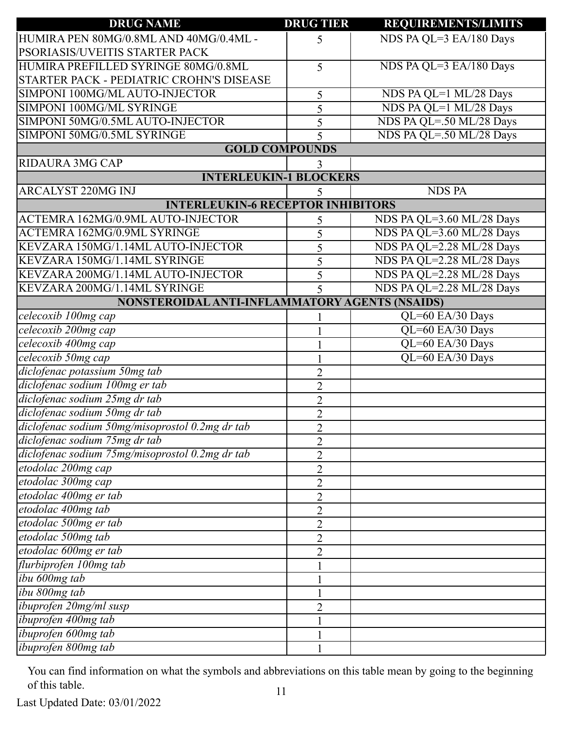| DRUG NAME | DRUG TIER | REQUIREMENTS/LIMITS |
|---|---|---|
| HUMIRA PEN 80MG/0.8ML AND 40MG/0.4ML - PSORIASIS/UVEITIS STARTER PACK | 5 | NDS PA QL=3 EA/180 Days |
| HUMIRA PREFILLED SYRINGE 80MG/0.8ML STARTER PACK - PEDIATRIC CROHN'S DISEASE | 5 | NDS PA QL=3 EA/180 Days |
| SIMPONI 100MG/ML AUTO-INJECTOR | 5 | NDS PA QL=1 ML/28 Days |
| SIMPONI 100MG/ML SYRINGE | 5 | NDS PA QL=1 ML/28 Days |
| SIMPONI 50MG/0.5ML AUTO-INJECTOR | 5 | NDS PA QL=.50 ML/28 Days |
| SIMPONI 50MG/0.5ML SYRINGE | 5 | NDS PA QL=.50 ML/28 Days |
| **GOLD COMPOUNDS** | | |
| RIDAURA 3MG CAP | 3 | |
| **INTERLEUKIN-1 BLOCKERS** | | |
| ARCALYST 220MG INJ | 5 | NDS PA |
| **INTERLEUKIN-6 RECEPTOR INHIBITORS** | | |
| ACTEMRA 162MG/0.9ML AUTO-INJECTOR | 5 | NDS PA QL=3.60 ML/28 Days |
| ACTEMRA 162MG/0.9ML SYRINGE | 5 | NDS PA QL=3.60 ML/28 Days |
| KEVZARA 150MG/1.14ML AUTO-INJECTOR | 5 | NDS PA QL=2.28 ML/28 Days |
| KEVZARA 150MG/1.14ML SYRINGE | 5 | NDS PA QL=2.28 ML/28 Days |
| KEVZARA 200MG/1.14ML AUTO-INJECTOR | 5 | NDS PA QL=2.28 ML/28 Days |
| KEVZARA 200MG/1.14ML SYRINGE | 5 | NDS PA QL=2.28 ML/28 Days |
| **NONSTEROIDAL ANTI-INFLAMMATORY AGENTS (NSAIDS)** | | |
| *celecoxib 100mg cap* | 1 | QL=60 EA/30 Days |
| *celecoxib 200mg cap* | 1 | QL=60 EA/30 Days |
| *celecoxib 400mg cap* | 1 | QL=60 EA/30 Days |
| *celecoxib 50mg cap* | 1 | QL=60 EA/30 Days |
| *diclofenac potassium 50mg tab* | 2 | |
| *diclofenac sodium 100mg er tab* | 2 | |
| *diclofenac sodium 25mg dr tab* | 2 | |
| *diclofenac sodium 50mg dr tab* | 2 | |
| *diclofenac sodium 50mg/misoprostol 0.2mg dr tab* | 2 | |
| *diclofenac sodium 75mg dr tab* | 2 | |
| *diclofenac sodium 75mg/misoprostol 0.2mg dr tab* | 2 | |
| *etodolac 200mg cap* | 2 | |
| *etodolac 300mg cap* | 2 | |
| *etodolac 400mg er tab* | 2 | |
| *etodolac 400mg tab* | 2 | |
| *etodolac 500mg er tab* | 2 | |
| *etodolac 500mg tab* | 2 | |
| *etodolac 600mg er tab* | 2 | |
| *flurbiprofen 100mg tab* | 1 | |
| *ibu 600mg tab* | 1 | |
| *ibu 800mg tab* | 1 | |
| *ibuprofen 20mg/ml susp* | 2 | |
| *ibuprofen 400mg tab* | 1 | |
| *ibuprofen 600mg tab* | 1 | |
| *ibuprofen 800mg tab* | 1 | |

You can find information on what the symbols and abbreviations on this table mean by going to the beginning of this table.

Last Updated Date: 03/01/2022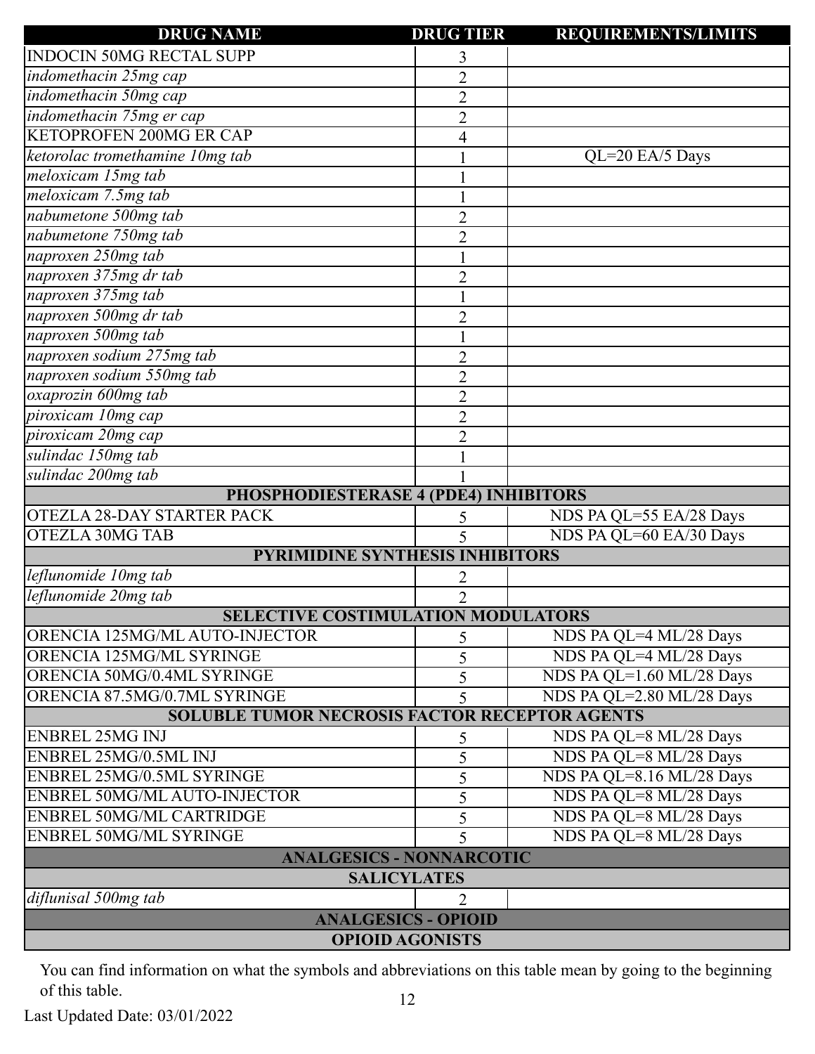| DRUG NAME | DRUG TIER | REQUIREMENTS/LIMITS |
|---|---|---|
| INDOCIN 50MG RECTAL SUPP | 3 | |
| *indomethacin 25mg cap* | 2 | |
| *indomethacin 50mg cap* | 2 | |
| *indomethacin 75mg er cap* | 2 | |
| KETOPROFEN 200MG ER CAP | 4 | |
| *ketorolac tromethamine 10mg tab* | 1 | QL=20 EA/5 Days |
| *meloxicam 15mg tab* | 1 | |
| *meloxicam 7.5mg tab* | 1 | |
| *nabumetone 500mg tab* | 2 | |
| *nabumetone 750mg tab* | 2 | |
| *naproxen 250mg tab* | 1 | |
| *naproxen 375mg dr tab* | 2 | |
| *naproxen 375mg tab* | 1 | |
| *naproxen 500mg dr tab* | 2 | |
| *naproxen 500mg tab* | 1 | |
| *naproxen sodium 275mg tab* | 2 | |
| *naproxen sodium 550mg tab* | 2 | |
| *oxaprozin 600mg tab* | 2 | |
| *piroxicam 10mg cap* | 2 | |
| *piroxicam 20mg cap* | 2 | |
| *sulindac 150mg tab* | 1 | |
| *sulindac 200mg tab* | 1 | |
| **PHOSPHODIESTERASE 4 (PDE4) INHIBITORS** | | |
| OTEZLA 28-DAY STARTER PACK | 5 | NDS PA QL=55 EA/28 Days |
| OTEZLA 30MG TAB | 5 | NDS PA QL=60 EA/30 Days |
| **PYRIMIDINE SYNTHESIS INHIBITORS** | | |
| *leflunomide 10mg tab* | 2 | |
| *leflunomide 20mg tab* | 2 | |
| **SELECTIVE COSTIMULATION MODULATORS** | | |
| ORENCIA 125MG/ML AUTO-INJECTOR | 5 | NDS PA QL=4 ML/28 Days |
| ORENCIA 125MG/ML SYRINGE | 5 | NDS PA QL=4 ML/28 Days |
| ORENCIA 50MG/0.4ML SYRINGE | 5 | NDS PA QL=1.60 ML/28 Days |
| ORENCIA 87.5MG/0.7ML SYRINGE | 5 | NDS PA QL=2.80 ML/28 Days |
| **SOLUBLE TUMOR NECROSIS FACTOR RECEPTOR AGENTS** | | |
| ENBREL 25MG INJ | 5 | NDS PA QL=8 ML/28 Days |
| ENBREL 25MG/0.5ML INJ | 5 | NDS PA QL=8 ML/28 Days |
| ENBREL 25MG/0.5ML SYRINGE | 5 | NDS PA QL=8.16 ML/28 Days |
| ENBREL 50MG/ML AUTO-INJECTOR | 5 | NDS PA QL=8 ML/28 Days |
| ENBREL 50MG/ML CARTRIDGE | 5 | NDS PA QL=8 ML/28 Days |
| ENBREL 50MG/ML SYRINGE | 5 | NDS PA QL=8 ML/28 Days |
| **ANALGESICS - NONNARCOTIC** | | |
| **SALICYLATES** | | |
| *diflunisal 500mg tab* | 2 | |
| **ANALGESICS - OPIOID** | | |
| **OPIOID AGONISTS** | | |

You can find information on what the symbols and abbreviations on this table mean by going to the beginning of this table.

Last Updated Date: 03/01/2022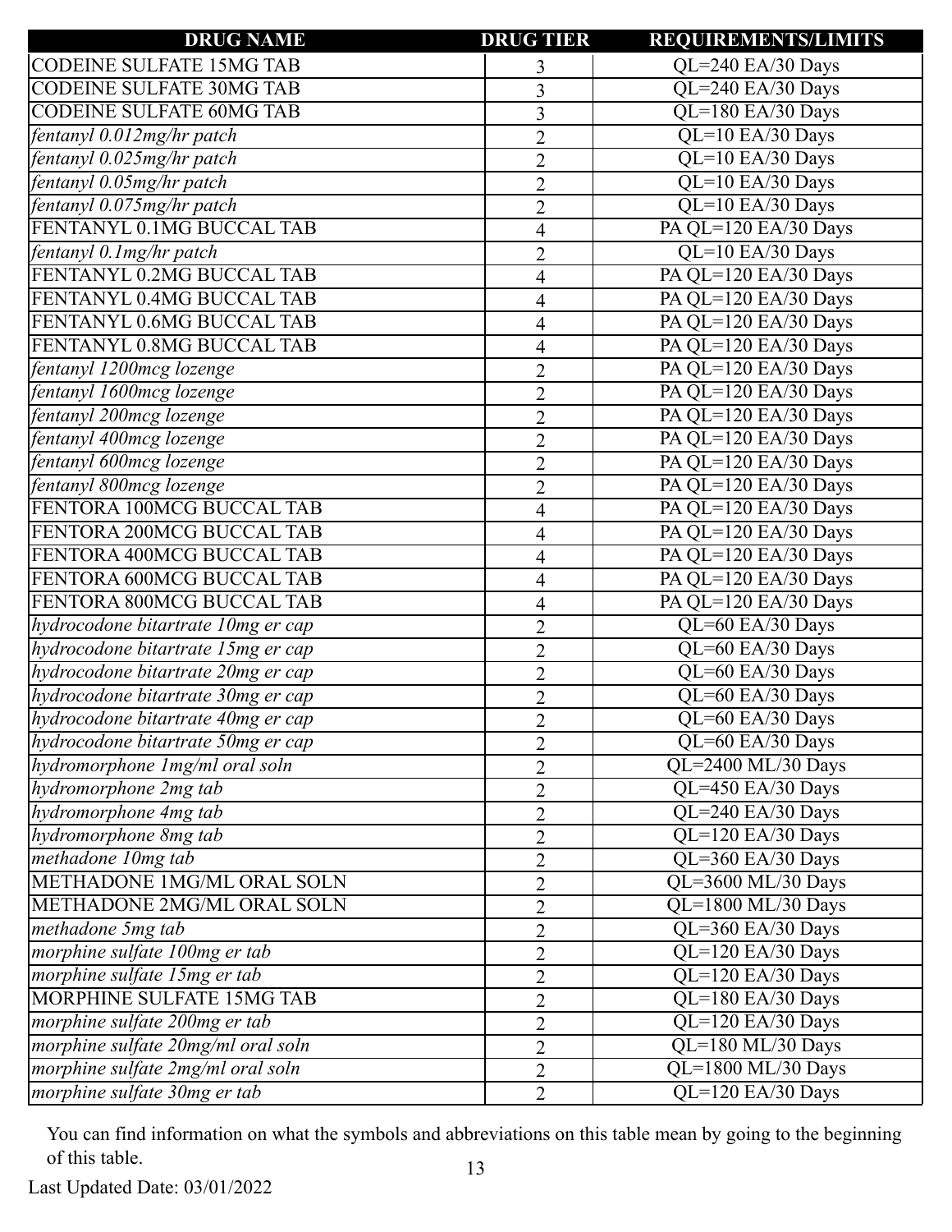| DRUG NAME | DRUG TIER | REQUIREMENTS/LIMITS |
|---|---|---|
| CODEINE SULFATE 15MG TAB | 3 | QL=240 EA/30 Days |
| CODEINE SULFATE 30MG TAB | 3 | QL=240 EA/30 Days |
| CODEINE SULFATE 60MG TAB | 3 | QL=180 EA/30 Days |
| *fentanyl 0.012mg/hr patch* | 2 | QL=10 EA/30 Days |
| *fentanyl 0.025mg/hr patch* | 2 | QL=10 EA/30 Days |
| *fentanyl 0.05mg/hr patch* | 2 | QL=10 EA/30 Days |
| *fentanyl 0.075mg/hr patch* | 2 | QL=10 EA/30 Days |
| FENTANYL 0.1MG BUCCAL TAB | 4 | PA QL=120 EA/30 Days |
| *fentanyl 0.1mg/hr patch* | 2 | QL=10 EA/30 Days |
| FENTANYL 0.2MG BUCCAL TAB | 4 | PA QL=120 EA/30 Days |
| FENTANYL 0.4MG BUCCAL TAB | 4 | PA QL=120 EA/30 Days |
| FENTANYL 0.6MG BUCCAL TAB | 4 | PA QL=120 EA/30 Days |
| FENTANYL 0.8MG BUCCAL TAB | 4 | PA QL=120 EA/30 Days |
| *fentanyl 1200mcg lozenge* | 2 | PA QL=120 EA/30 Days |
| *fentanyl 1600mcg lozenge* | 2 | PA QL=120 EA/30 Days |
| *fentanyl 200mcg lozenge* | 2 | PA QL=120 EA/30 Days |
| *fentanyl 400mcg lozenge* | 2 | PA QL=120 EA/30 Days |
| *fentanyl 600mcg lozenge* | 2 | PA QL=120 EA/30 Days |
| *fentanyl 800mcg lozenge* | 2 | PA QL=120 EA/30 Days |
| FENTORA 100MCG BUCCAL TAB | 4 | PA QL=120 EA/30 Days |
| FENTORA 200MCG BUCCAL TAB | 4 | PA QL=120 EA/30 Days |
| FENTORA 400MCG BUCCAL TAB | 4 | PA QL=120 EA/30 Days |
| FENTORA 600MCG BUCCAL TAB | 4 | PA QL=120 EA/30 Days |
| FENTORA 800MCG BUCCAL TAB | 4 | PA QL=120 EA/30 Days |
| *hydrocodone bitartrate 10mg er cap* | 2 | QL=60 EA/30 Days |
| *hydrocodone bitartrate 15mg er cap* | 2 | QL=60 EA/30 Days |
| *hydrocodone bitartrate 20mg er cap* | 2 | QL=60 EA/30 Days |
| *hydrocodone bitartrate 30mg er cap* | 2 | QL=60 EA/30 Days |
| *hydrocodone bitartrate 40mg er cap* | 2 | QL=60 EA/30 Days |
| *hydrocodone bitartrate 50mg er cap* | 2 | QL=60 EA/30 Days |
| *hydromorphone 1mg/ml oral soln* | 2 | QL=2400 ML/30 Days |
| *hydromorphone 2mg tab* | 2 | QL=450 EA/30 Days |
| *hydromorphone 4mg tab* | 2 | QL=240 EA/30 Days |
| *hydromorphone 8mg tab* | 2 | QL=120 EA/30 Days |
| *methadone 10mg tab* | 2 | QL=360 EA/30 Days |
| METHADONE 1MG/ML ORAL SOLN | 2 | QL=3600 ML/30 Days |
| METHADONE 2MG/ML ORAL SOLN | 2 | QL=1800 ML/30 Days |
| *methadone 5mg tab* | 2 | QL=360 EA/30 Days |
| *morphine sulfate 100mg er tab* | 2 | QL=120 EA/30 Days |
| *morphine sulfate 15mg er tab* | 2 | QL=120 EA/30 Days |
| MORPHINE SULFATE 15MG TAB | 2 | QL=180 EA/30 Days |
| *morphine sulfate 200mg er tab* | 2 | QL=120 EA/30 Days |
| *morphine sulfate 20mg/ml oral soln* | 2 | QL=180 ML/30 Days |
| *morphine sulfate 2mg/ml oral soln* | 2 | QL=1800 ML/30 Days |
| *morphine sulfate 30mg er tab* | 2 | QL=120 EA/30 Days |

You can find information on what the symbols and abbreviations on this table mean by going to the beginning of this table.

Last Updated Date: 03/01/2022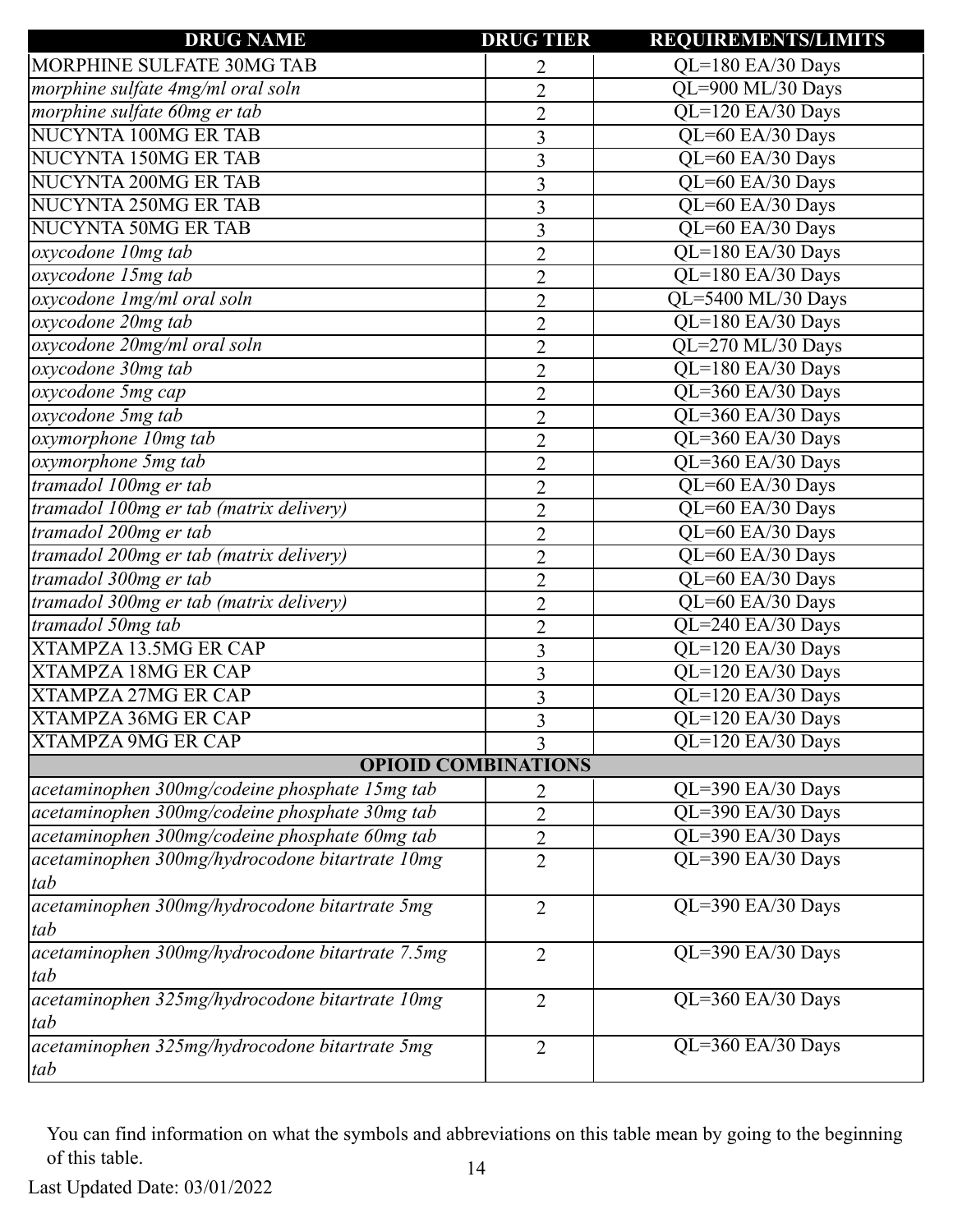| DRUG NAME | DRUG TIER | REQUIREMENTS/LIMITS |
|---|---|---|
| MORPHINE SULFATE 30MG TAB | 2 | QL=180 EA/30 Days |
| *morphine sulfate 4mg/ml oral soln* | 2 | QL=900 ML/30 Days |
| *morphine sulfate 60mg er tab* | 2 | QL=120 EA/30 Days |
| NUCYNTA 100MG ER TAB | 3 | QL=60 EA/30 Days |
| NUCYNTA 150MG ER TAB | 3 | QL=60 EA/30 Days |
| NUCYNTA 200MG ER TAB | 3 | QL=60 EA/30 Days |
| NUCYNTA 250MG ER TAB | 3 | QL=60 EA/30 Days |
| NUCYNTA 50MG ER TAB | 3 | QL=60 EA/30 Days |
| *oxycodone 10mg tab* | 2 | QL=180 EA/30 Days |
| *oxycodone 15mg tab* | 2 | QL=180 EA/30 Days |
| *oxycodone 1mg/ml oral soln* | 2 | QL=5400 ML/30 Days |
| *oxycodone 20mg tab* | 2 | QL=180 EA/30 Days |
| *oxycodone 20mg/ml oral soln* | 2 | QL=270 ML/30 Days |
| *oxycodone 30mg tab* | 2 | QL=180 EA/30 Days |
| *oxycodone 5mg cap* | 2 | QL=360 EA/30 Days |
| *oxycodone 5mg tab* | 2 | QL=360 EA/30 Days |
| *oxymorphone 10mg tab* | 2 | QL=360 EA/30 Days |
| *oxymorphone 5mg tab* | 2 | QL=360 EA/30 Days |
| *tramadol 100mg er tab* | 2 | QL=60 EA/30 Days |
| *tramadol 100mg er tab (matrix delivery)* | 2 | QL=60 EA/30 Days |
| *tramadol 200mg er tab* | 2 | QL=60 EA/30 Days |
| *tramadol 200mg er tab (matrix delivery)* | 2 | QL=60 EA/30 Days |
| *tramadol 300mg er tab* | 2 | QL=60 EA/30 Days |
| *tramadol 300mg er tab (matrix delivery)* | 2 | QL=60 EA/30 Days |
| *tramadol 50mg tab* | 2 | QL=240 EA/30 Days |
| XTAMPZA 13.5MG ER CAP | 3 | QL=120 EA/30 Days |
| XTAMPZA 18MG ER CAP | 3 | QL=120 EA/30 Days |
| XTAMPZA 27MG ER CAP | 3 | QL=120 EA/30 Days |
| XTAMPZA 36MG ER CAP | 3 | QL=120 EA/30 Days |
| XTAMPZA 9MG ER CAP | 3 | QL=120 EA/30 Days |
| **OPIOID COMBINATIONS** | | |
| *acetaminophen 300mg/codeine phosphate 15mg tab* | 2 | QL=390 EA/30 Days |
| *acetaminophen 300mg/codeine phosphate 30mg tab* | 2 | QL=390 EA/30 Days |
| *acetaminophen 300mg/codeine phosphate 60mg tab* | 2 | QL=390 EA/30 Days |
| *acetaminophen 300mg/hydrocodone bitartrate 10mg tab* | 2 | QL=390 EA/30 Days |
| *acetaminophen 300mg/hydrocodone bitartrate 5mg tab* | 2 | QL=390 EA/30 Days |
| *acetaminophen 300mg/hydrocodone bitartrate 7.5mg tab* | 2 | QL=390 EA/30 Days |
| *acetaminophen 325mg/hydrocodone bitartrate 10mg tab* | 2 | QL=360 EA/30 Days |
| *acetaminophen 325mg/hydrocodone bitartrate 5mg tab* | 2 | QL=360 EA/30 Days |

You can find information on what the symbols and abbreviations on this table mean by going to the beginning of this table.

Last Updated Date: 03/01/2022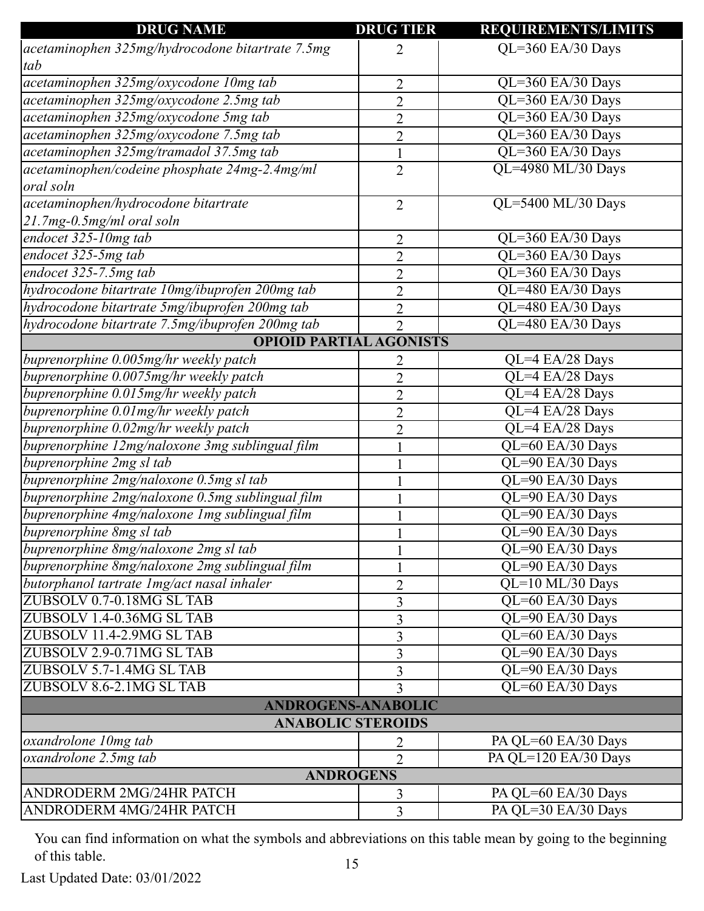| DRUG NAME | DRUG TIER | REQUIREMENTS/LIMITS |
| --- | --- | --- |
| *acetaminophen 325mg/hydrocodone bitartrate 7.5mg tab* | 2 | QL=360 EA/30 Days |
| *acetaminophen 325mg/oxycodone 10mg tab* | 2 | QL=360 EA/30 Days |
| *acetaminophen 325mg/oxycodone 2.5mg tab* | 2 | QL=360 EA/30 Days |
| *acetaminophen 325mg/oxycodone 5mg tab* | 2 | QL=360 EA/30 Days |
| *acetaminophen 325mg/oxycodone 7.5mg tab* | 2 | QL=360 EA/30 Days |
| *acetaminophen 325mg/tramadol 37.5mg tab* | 1 | QL=360 EA/30 Days |
| *acetaminophen/codeine phosphate 24mg-2.4mg/ml oral soln* | 2 | QL=4980 ML/30 Days |
| *acetaminophen/hydrocodone bitartrate 21.7mg-0.5mg/ml oral soln* | 2 | QL=5400 ML/30 Days |
| *endocet 325-10mg tab* | 2 | QL=360 EA/30 Days |
| *endocet 325-5mg tab* | 2 | QL=360 EA/30 Days |
| *endocet 325-7.5mg tab* | 2 | QL=360 EA/30 Days |
| *hydrocodone bitartrate 10mg/ibuprofen 200mg tab* | 2 | QL=480 EA/30 Days |
| *hydrocodone bitartrate 5mg/ibuprofen 200mg tab* | 2 | QL=480 EA/30 Days |
| *hydrocodone bitartrate 7.5mg/ibuprofen 200mg tab* | 2 | QL=480 EA/30 Days |
| **OPIOID PARTIAL AGONISTS** | | |
| *buprenorphine 0.005mg/hr weekly patch* | 2 | QL=4 EA/28 Days |
| *buprenorphine 0.0075mg/hr weekly patch* | 2 | QL=4 EA/28 Days |
| *buprenorphine 0.015mg/hr weekly patch* | 2 | QL=4 EA/28 Days |
| *buprenorphine 0.01mg/hr weekly patch* | 2 | QL=4 EA/28 Days |
| *buprenorphine 0.02mg/hr weekly patch* | 2 | QL=4 EA/28 Days |
| *buprenorphine 12mg/naloxone 3mg sublingual film* | 1 | QL=60 EA/30 Days |
| *buprenorphine 2mg sl tab* | 1 | QL=90 EA/30 Days |
| *buprenorphine 2mg/naloxone 0.5mg sl tab* | 1 | QL=90 EA/30 Days |
| *buprenorphine 2mg/naloxone 0.5mg sublingual film* | 1 | QL=90 EA/30 Days |
| *buprenorphine 4mg/naloxone 1mg sublingual film* | 1 | QL=90 EA/30 Days |
| *buprenorphine 8mg sl tab* | 1 | QL=90 EA/30 Days |
| *buprenorphine 8mg/naloxone 2mg sl tab* | 1 | QL=90 EA/30 Days |
| *buprenorphine 8mg/naloxone 2mg sublingual film* | 1 | QL=90 EA/30 Days |
| *butorphanol tartrate 1mg/act nasal inhaler* | 2 | QL=10 ML/30 Days |
| ZUBSOLV 0.7-0.18MG SL TAB | 3 | QL=60 EA/30 Days |
| ZUBSOLV 1.4-0.36MG SL TAB | 3 | QL=90 EA/30 Days |
| ZUBSOLV 11.4-2.9MG SL TAB | 3 | QL=60 EA/30 Days |
| ZUBSOLV 2.9-0.71MG SL TAB | 3 | QL=90 EA/30 Days |
| ZUBSOLV 5.7-1.4MG SL TAB | 3 | QL=90 EA/30 Days |
| ZUBSOLV 8.6-2.1MG SL TAB | 3 | QL=60 EA/30 Days |
| **ANDROGENS-ANABOLIC** | | |
| **ANABOLIC STEROIDS** | | |
| *oxandrolone 10mg tab* | 2 | PA QL=60 EA/30 Days |
| *oxandrolone 2.5mg tab* | 2 | PA QL=120 EA/30 Days |
| **ANDROGENS** | | |
| ANDRODERM 2MG/24HR PATCH | 3 | PA QL=60 EA/30 Days |
| ANDRODERM 4MG/24HR PATCH | 3 | PA QL=30 EA/30 Days |

You can find information on what the symbols and abbreviations on this table mean by going to the beginning of this table.

Last Updated Date: 03/01/2022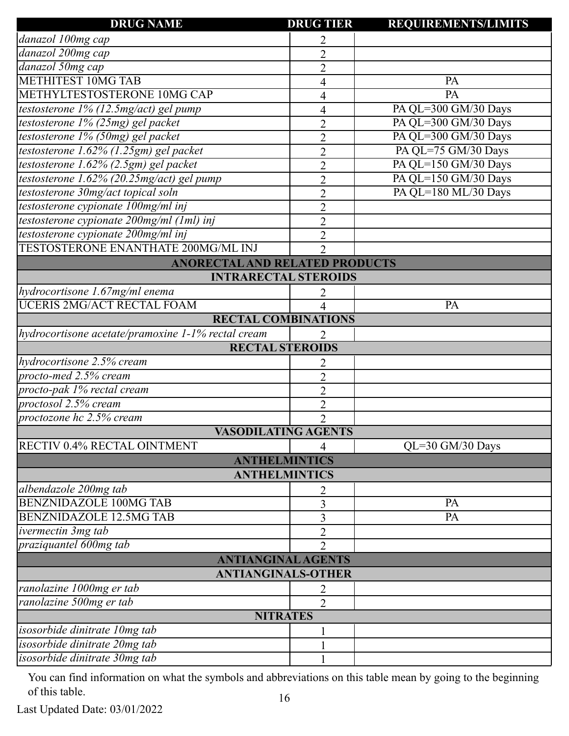| DRUG NAME | DRUG TIER | REQUIREMENTS/LIMITS |
|---|---|---|
| *danazol 100mg cap* | 2 | |
| *danazol 200mg cap* | 2 | |
| *danazol 50mg cap* | 2 | |
| METHITEST 10MG TAB | 4 | PA |
| METHYLTESTOSTERONE 10MG CAP | 4 | PA |
| *testosterone 1% (12.5mg/act) gel pump* | 4 | PA QL=300 GM/30 Days |
| *testosterone 1% (25mg) gel packet* | 2 | PA QL=300 GM/30 Days |
| *testosterone 1% (50mg) gel packet* | 2 | PA QL=300 GM/30 Days |
| *testosterone 1.62% (1.25gm) gel packet* | 2 | PA QL=75 GM/30 Days |
| *testosterone 1.62% (2.5gm) gel packet* | 2 | PA QL=150 GM/30 Days |
| *testosterone 1.62% (20.25mg/act) gel pump* | 2 | PA QL=150 GM/30 Days |
| *testosterone 30mg/act topical soln* | 2 | PA QL=180 ML/30 Days |
| *testosterone cypionate 100mg/ml inj* | 2 | |
| *testosterone cypionate 200mg/ml (1ml) inj* | 2 | |
| *testosterone cypionate 200mg/ml inj* | 2 | |
| TESTOSTERONE ENANTHATE 200MG/ML INJ | 2 | |
| **ANORECTAL AND RELATED PRODUCTS** | | |
| **INTRARECTAL STEROIDS** | | |
| *hydrocortisone 1.67mg/ml enema* | 2 | |
| UCERIS 2MG/ACT RECTAL FOAM | 4 | PA |
| **RECTAL COMBINATIONS** | | |
| *hydrocortisone acetate/pramoxine 1-1% rectal cream* | 2 | |
| **RECTAL STEROIDS** | | |
| *hydrocortisone 2.5% cream* | 2 | |
| *procto-med 2.5% cream* | 2 | |
| *procto-pak 1% rectal cream* | 2 | |
| *proctosol 2.5% cream* | 2 | |
| *proctozone hc 2.5% cream* | 2 | |
| **VASODILATING AGENTS** | | |
| RECTIV 0.4% RECTAL OINTMENT | 4 | QL=30 GM/30 Days |
| **ANTHELMINTICS** | | |
| **ANTHELMINTICS** | | |
| *albendazole 200mg tab* | 2 | |
| BENZNIDAZOLE 100MG TAB | 3 | PA |
| BENZNIDAZOLE 12.5MG TAB | 3 | PA |
| *ivermectin 3mg tab* | 2 | |
| *praziquantel 600mg tab* | 2 | |
| **ANTIANGINAL AGENTS** | | |
| **ANTIANGINALS-OTHER** | | |
| *ranolazine 1000mg er tab* | 2 | |
| *ranolazine 500mg er tab* | 2 | |
| **NITRATES** | | |
| *isosorbide dinitrate 10mg tab* | 1 | |
| *isosorbide dinitrate 20mg tab* | 1 | |
| *isosorbide dinitrate 30mg tab* | 1 | |

You can find information on what the symbols and abbreviations on this table mean by going to the beginning of this table.

Last Updated Date: 03/01/2022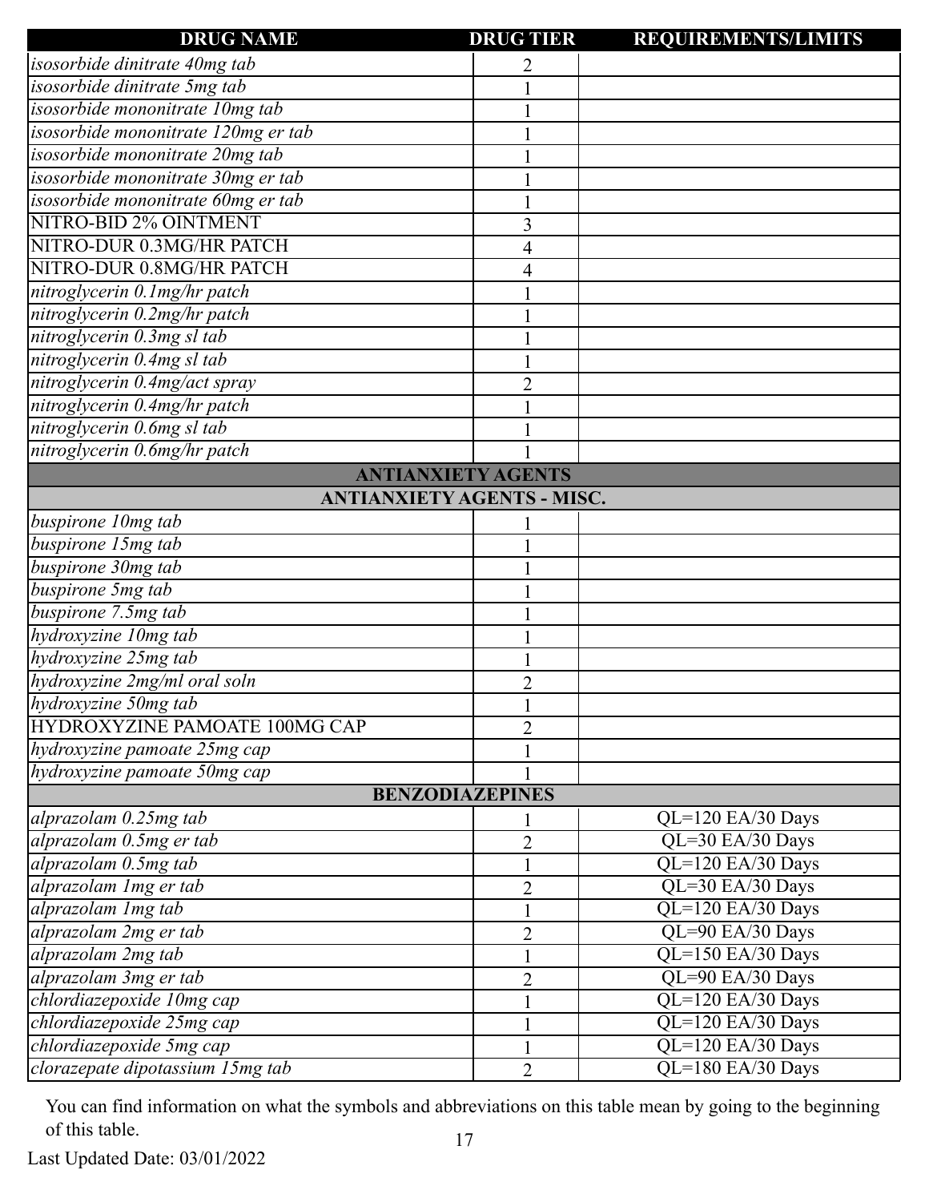| DRUG NAME | DRUG TIER | REQUIREMENTS/LIMITS |
|---|---|---|
| *isosorbide dinitrate 40mg tab* | 2 | |
| *isosorbide dinitrate 5mg tab* | 1 | |
| *isosorbide mononitrate 10mg tab* | 1 | |
| *isosorbide mononitrate 120mg er tab* | 1 | |
| *isosorbide mononitrate 20mg tab* | 1 | |
| *isosorbide mononitrate 30mg er tab* | 1 | |
| *isosorbide mononitrate 60mg er tab* | 1 | |
| NITRO-BID 2% OINTMENT | 3 | |
| NITRO-DUR 0.3MG/HR PATCH | 4 | |
| NITRO-DUR 0.8MG/HR PATCH | 4 | |
| *nitroglycerin 0.1mg/hr patch* | 1 | |
| *nitroglycerin 0.2mg/hr patch* | 1 | |
| *nitroglycerin 0.3mg sl tab* | 1 | |
| *nitroglycerin 0.4mg sl tab* | 1 | |
| *nitroglycerin 0.4mg/act spray* | 2 | |
| *nitroglycerin 0.4mg/hr patch* | 1 | |
| *nitroglycerin 0.6mg sl tab* | 1 | |
| *nitroglycerin 0.6mg/hr patch* | 1 | |
| **ANTIANXIETY AGENTS** | | |
| **ANTIANXIETY AGENTS - MISC.** | | |
| *buspirone 10mg tab* | 1 | |
| *buspirone 15mg tab* | 1 | |
| *buspirone 30mg tab* | 1 | |
| *buspirone 5mg tab* | 1 | |
| *buspirone 7.5mg tab* | 1 | |
| *hydroxyzine 10mg tab* | 1 | |
| *hydroxyzine 25mg tab* | 1 | |
| *hydroxyzine 2mg/ml oral soln* | 2 | |
| *hydroxyzine 50mg tab* | 1 | |
| HYDROXYZINE PAMOATE 100MG CAP | 2 | |
| *hydroxyzine pamoate 25mg cap* | 1 | |
| *hydroxyzine pamoate 50mg cap* | 1 | |
| **BENZODIAZEPINES** | | |
| *alprazolam 0.25mg tab* | 1 | QL=120 EA/30 Days |
| *alprazolam 0.5mg er tab* | 2 | QL=30 EA/30 Days |
| *alprazolam 0.5mg tab* | 1 | QL=120 EA/30 Days |
| *alprazolam 1mg er tab* | 2 | QL=30 EA/30 Days |
| *alprazolam 1mg tab* | 1 | QL=120 EA/30 Days |
| *alprazolam 2mg er tab* | 2 | QL=90 EA/30 Days |
| *alprazolam 2mg tab* | 1 | QL=150 EA/30 Days |
| *alprazolam 3mg er tab* | 2 | QL=90 EA/30 Days |
| *chlordiazepoxide 10mg cap* | 1 | QL=120 EA/30 Days |
| *chlordiazepoxide 25mg cap* | 1 | QL=120 EA/30 Days |
| *chlordiazepoxide 5mg cap* | 1 | QL=120 EA/30 Days |
| *clorazepate dipotassium 15mg tab* | 2 | QL=180 EA/30 Days |

You can find information on what the symbols and abbreviations on this table mean by going to the beginning of this table.

Last Updated Date: 03/01/2022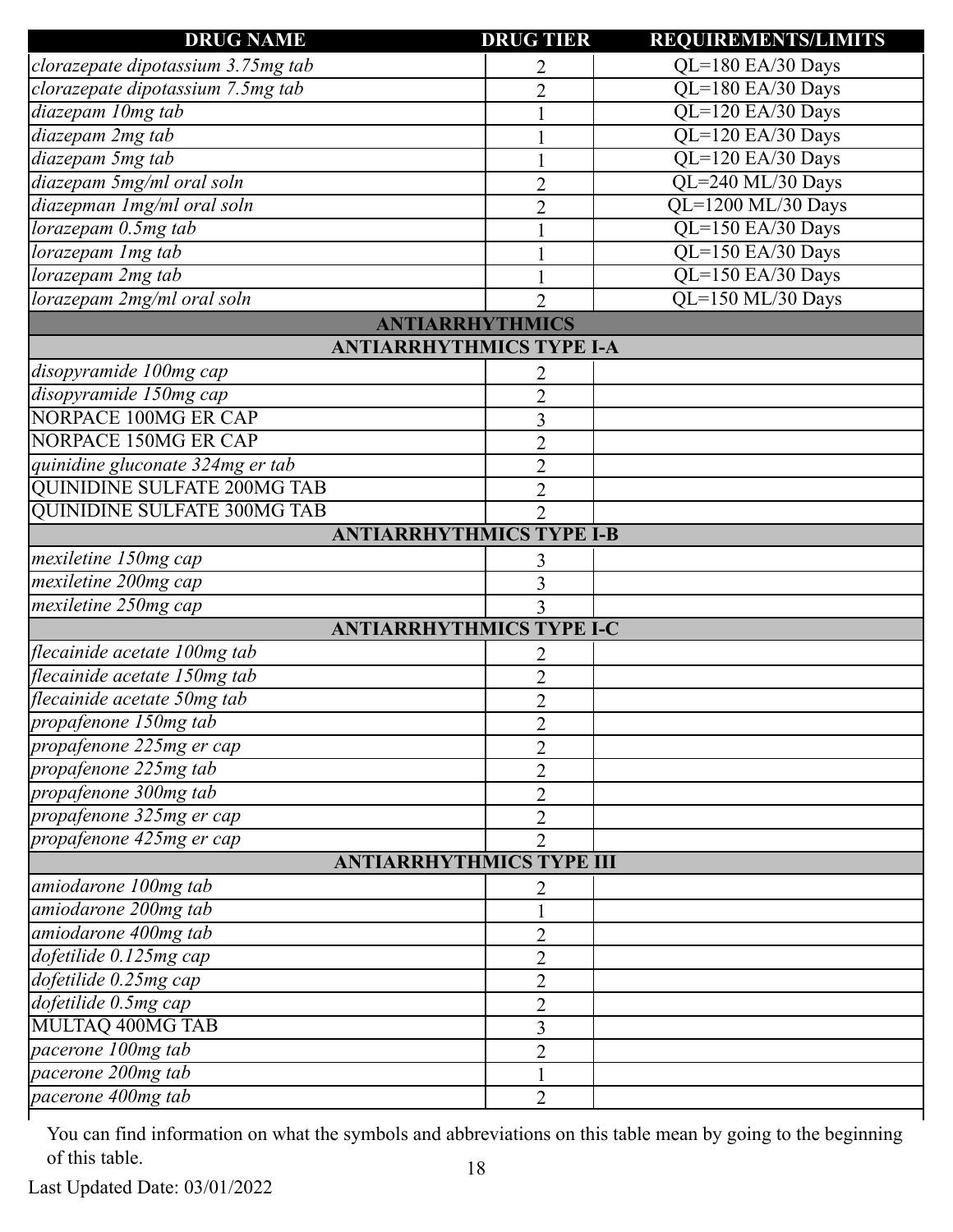| DRUG NAME | DRUG TIER | REQUIREMENTS/LIMITS |
|---|---|---|
| *clorazepate dipotassium 3.75mg tab* | 2 | QL=180 EA/30 Days |
| *clorazepate dipotassium 7.5mg tab* | 2 | QL=180 EA/30 Days |
| *diazepam 10mg tab* | 1 | QL=120 EA/30 Days |
| *diazepam 2mg tab* | 1 | QL=120 EA/30 Days |
| *diazepam 5mg tab* | 1 | QL=120 EA/30 Days |
| *diazepam 5mg/ml oral soln* | 2 | QL=240 ML/30 Days |
| *diazepman 1mg/ml oral soln* | 2 | QL=1200 ML/30 Days |
| *lorazepam 0.5mg tab* | 1 | QL=150 EA/30 Days |
| *lorazepam 1mg tab* | 1 | QL=150 EA/30 Days |
| *lorazepam 2mg tab* | 1 | QL=150 EA/30 Days |
| *lorazepam 2mg/ml oral soln* | 2 | QL=150 ML/30 Days |
| **ANTIARRHYTHMICS** | | |
| **ANTIARRHYTHMICS TYPE I-A** | | |
| *disopyramide 100mg cap* | 2 | |
| *disopyramide 150mg cap* | 2 | |
| NORPACE 100MG ER CAP | 3 | |
| NORPACE 150MG ER CAP | 2 | |
| *quinidine gluconate 324mg er tab* | 2 | |
| QUINIDINE SULFATE 200MG TAB | 2 | |
| QUINIDINE SULFATE 300MG TAB | 2 | |
| **ANTIARRHYTHMICS TYPE I-B** | | |
| *mexiletine 150mg cap* | 3 | |
| *mexiletine 200mg cap* | 3 | |
| *mexiletine 250mg cap* | 3 | |
| **ANTIARRHYTHMICS TYPE I-C** | | |
| *flecainide acetate 100mg tab* | 2 | |
| *flecainide acetate 150mg tab* | 2 | |
| *flecainide acetate 50mg tab* | 2 | |
| *propafenone 150mg tab* | 2 | |
| *propafenone 225mg er cap* | 2 | |
| *propafenone 225mg tab* | 2 | |
| *propafenone 300mg tab* | 2 | |
| *propafenone 325mg er cap* | 2 | |
| *propafenone 425mg er cap* | 2 | |
| **ANTIARRHYTHMICS TYPE III** | | |
| *amiodarone 100mg tab* | 2 | |
| *amiodarone 200mg tab* | 1 | |
| *amiodarone 400mg tab* | 2 | |
| *dofetilide 0.125mg cap* | 2 | |
| *dofetilide 0.25mg cap* | 2 | |
| *dofetilide 0.5mg cap* | 2 | |
| MULTAQ 400MG TAB | 3 | |
| *pacerone 100mg tab* | 2 | |
| *pacerone 200mg tab* | 1 | |
| *pacerone 400mg tab* | 2 | |

You can find information on what the symbols and abbreviations on this table mean by going to the beginning of this table.

Last Updated Date: 03/01/2022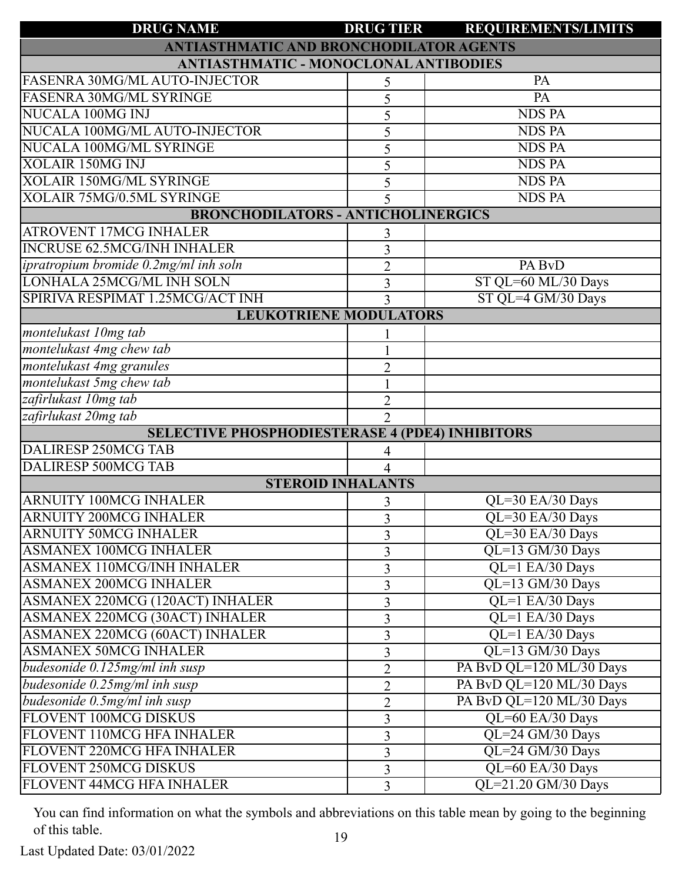| DRUG NAME | DRUG TIER | REQUIREMENTS/LIMITS |
|---|---|---|
| **ANTIASTHMATIC AND BRONCHODILATOR AGENTS** | | |
| **ANTIASTHMATIC - MONOCLONAL ANTIBODIES** | | |
| FASENRA 30MG/ML AUTO-INJECTOR | 5 | PA |
| FASENRA 30MG/ML SYRINGE | 5 | PA |
| NUCALA 100MG INJ | 5 | NDS PA |
| NUCALA 100MG/ML AUTO-INJECTOR | 5 | NDS PA |
| NUCALA 100MG/ML SYRINGE | 5 | NDS PA |
| XOLAIR 150MG INJ | 5 | NDS PA |
| XOLAIR 150MG/ML SYRINGE | 5 | NDS PA |
| XOLAIR 75MG/0.5ML SYRINGE | 5 | NDS PA |
| **BRONCHODILATORS - ANTICHOLINERGICS** | | |
| ATROVENT 17MCG INHALER | 3 | |
| INCRUSE 62.5MCG/INH INHALER | 3 | |
| *ipratropium bromide 0.2mg/ml inh soln* | 2 | PA BvD |
| LONHALA 25MCG/ML INH SOLN | 3 | ST QL=60 ML/30 Days |
| SPIRIVA RESPIMAT 1.25MCG/ACT INH | 3 | ST QL=4 GM/30 Days |
| **LEUKOTRIENE MODULATORS** | | |
| *montelukast 10mg tab* | 1 | |
| *montelukast 4mg chew tab* | 1 | |
| *montelukast 4mg granules* | 2 | |
| *montelukast 5mg chew tab* | 1 | |
| *zafirlukast 10mg tab* | 2 | |
| *zafirlukast 20mg tab* | 2 | |
| **SELECTIVE PHOSPHODIESTERASE 4 (PDE4) INHIBITORS** | | |
| DALIRESP 250MCG TAB | 4 | |
| DALIRESP 500MCG TAB | 4 | |
| **STEROID INHALANTS** | | |
| ARNUITY 100MCG INHALER | 3 | QL=30 EA/30 Days |
| ARNUITY 200MCG INHALER | 3 | QL=30 EA/30 Days |
| ARNUITY 50MCG INHALER | 3 | QL=30 EA/30 Days |
| ASMANEX 100MCG INHALER | 3 | QL=13 GM/30 Days |
| ASMANEX 110MCG/INH INHALER | 3 | QL=1 EA/30 Days |
| ASMANEX 200MCG INHALER | 3 | QL=13 GM/30 Days |
| ASMANEX 220MCG (120ACT) INHALER | 3 | QL=1 EA/30 Days |
| ASMANEX 220MCG (30ACT) INHALER | 3 | QL=1 EA/30 Days |
| ASMANEX 220MCG (60ACT) INHALER | 3 | QL=1 EA/30 Days |
| ASMANEX 50MCG INHALER | 3 | QL=13 GM/30 Days |
| *budesonide 0.125mg/ml inh susp* | 2 | PA BvD QL=120 ML/30 Days |
| *budesonide 0.25mg/ml inh susp* | 2 | PA BvD QL=120 ML/30 Days |
| *budesonide 0.5mg/ml inh susp* | 2 | PA BvD QL=120 ML/30 Days |
| FLOVENT 100MCG DISKUS | 3 | QL=60 EA/30 Days |
| FLOVENT 110MCG HFA INHALER | 3 | QL=24 GM/30 Days |
| FLOVENT 220MCG HFA INHALER | 3 | QL=24 GM/30 Days |
| FLOVENT 250MCG DISKUS | 3 | QL=60 EA/30 Days |
| FLOVENT 44MCG HFA INHALER | 3 | QL=21.20 GM/30 Days |

You can find information on what the symbols and abbreviations on this table mean by going to the beginning of this table.

Last Updated Date: 03/01/2022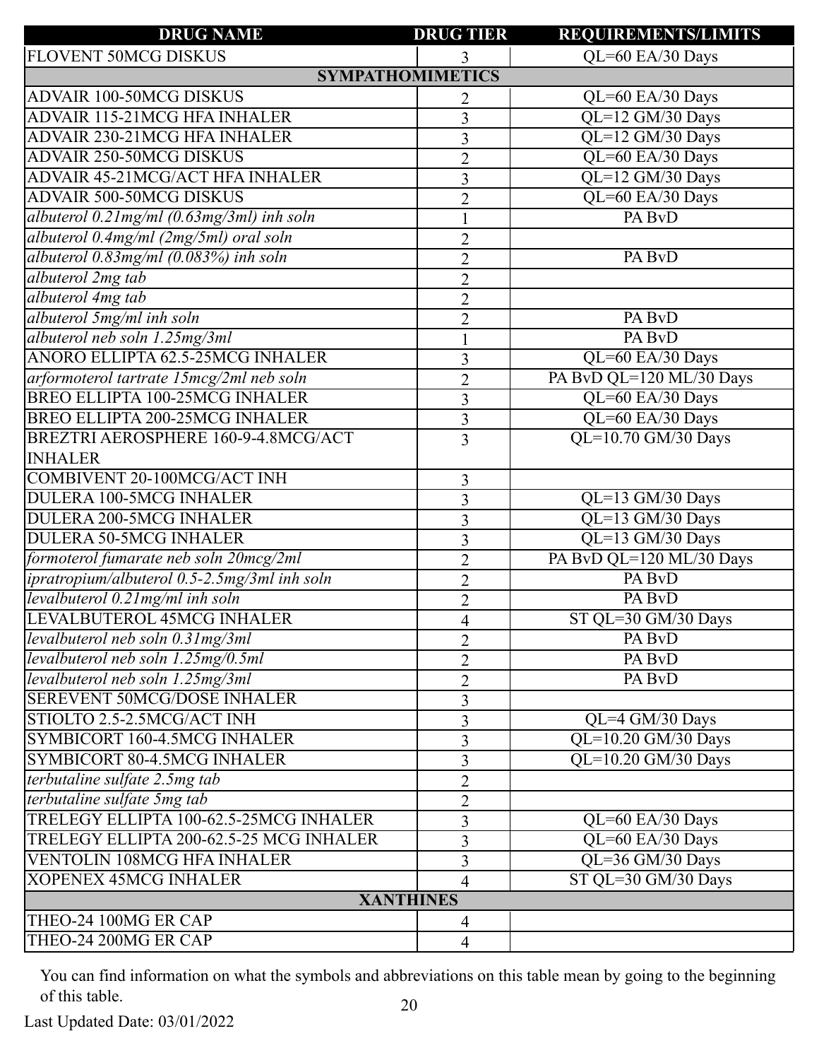| DRUG NAME | DRUG TIER | REQUIREMENTS/LIMITS |
|---|---|---|
| FLOVENT 50MCG DISKUS | 3 | QL=60 EA/30 Days |
| **SYMPATHOMIMETICS** | | |
| ADVAIR 100-50MCG DISKUS | 2 | QL=60 EA/30 Days |
| ADVAIR 115-21MCG HFA INHALER | 3 | QL=12 GM/30 Days |
| ADVAIR 230-21MCG HFA INHALER | 3 | QL=12 GM/30 Days |
| ADVAIR 250-50MCG DISKUS | 2 | QL=60 EA/30 Days |
| ADVAIR 45-21MCG/ACT HFA INHALER | 3 | QL=12 GM/30 Days |
| ADVAIR 500-50MCG DISKUS | 2 | QL=60 EA/30 Days |
| *albuterol 0.21mg/ml (0.63mg/3ml) inh soln* | 1 | PA BvD |
| *albuterol 0.4mg/ml (2mg/5ml) oral soln* | 2 | |
| *albuterol 0.83mg/ml (0.083%) inh soln* | 2 | PA BvD |
| *albuterol 2mg tab* | 2 | |
| *albuterol 4mg tab* | 2 | |
| *albuterol 5mg/ml inh soln* | 2 | PA BvD |
| *albuterol neb soln 1.25mg/3ml* | 1 | PA BvD |
| ANORO ELLIPTA 62.5-25MCG INHALER | 3 | QL=60 EA/30 Days |
| *arformoterol tartrate 15mcg/2ml neb soln* | 2 | PA BvD QL=120 ML/30 Days |
| BREO ELLIPTA 100-25MCG INHALER | 3 | QL=60 EA/30 Days |
| BREO ELLIPTA 200-25MCG INHALER | 3 | QL=60 EA/30 Days |
| BREZTRI AEROSPHERE 160-9-4.8MCG/ACT INHALER | 3 | QL=10.70 GM/30 Days |
| COMBIVENT 20-100MCG/ACT INH | 3 | |
| DULERA 100-5MCG INHALER | 3 | QL=13 GM/30 Days |
| DULERA 200-5MCG INHALER | 3 | QL=13 GM/30 Days |
| DULERA 50-5MCG INHALER | 3 | QL=13 GM/30 Days |
| *formoterol fumarate neb soln 20mcg/2ml* | 2 | PA BvD QL=120 ML/30 Days |
| *ipratropium/albuterol 0.5-2.5mg/3ml inh soln* | 2 | PA BvD |
| *levalbuterol 0.21mg/ml inh soln* | 2 | PA BvD |
| LEVALBUTEROL 45MCG INHALER | 4 | ST QL=30 GM/30 Days |
| *levalbuterol neb soln 0.31mg/3ml* | 2 | PA BvD |
| *levalbuterol neb soln 1.25mg/0.5ml* | 2 | PA BvD |
| *levalbuterol neb soln 1.25mg/3ml* | 2 | PA BvD |
| SEREVENT 50MCG/DOSE INHALER | 3 | |
| STIOLTO 2.5-2.5MCG/ACT INH | 3 | QL=4 GM/30 Days |
| SYMBICORT 160-4.5MCG INHALER | 3 | QL=10.20 GM/30 Days |
| SYMBICORT 80-4.5MCG INHALER | 3 | QL=10.20 GM/30 Days |
| *terbutaline sulfate 2.5mg tab* | 2 | |
| *terbutaline sulfate 5mg tab* | 2 | |
| TRELEGY ELLIPTA 100-62.5-25MCG INHALER | 3 | QL=60 EA/30 Days |
| TRELEGY ELLIPTA 200-62.5-25 MCG INHALER | 3 | QL=60 EA/30 Days |
| VENTOLIN 108MCG HFA INHALER | 3 | QL=36 GM/30 Days |
| XOPENEX 45MCG INHALER | 4 | ST QL=30 GM/30 Days |
| **XANTHINES** | | |
| THEO-24 100MG ER CAP | 4 | |
| THEO-24 200MG ER CAP | 4 | |

You can find information on what the symbols and abbreviations on this table mean by going to the beginning of this table.

Last Updated Date: 03/01/2022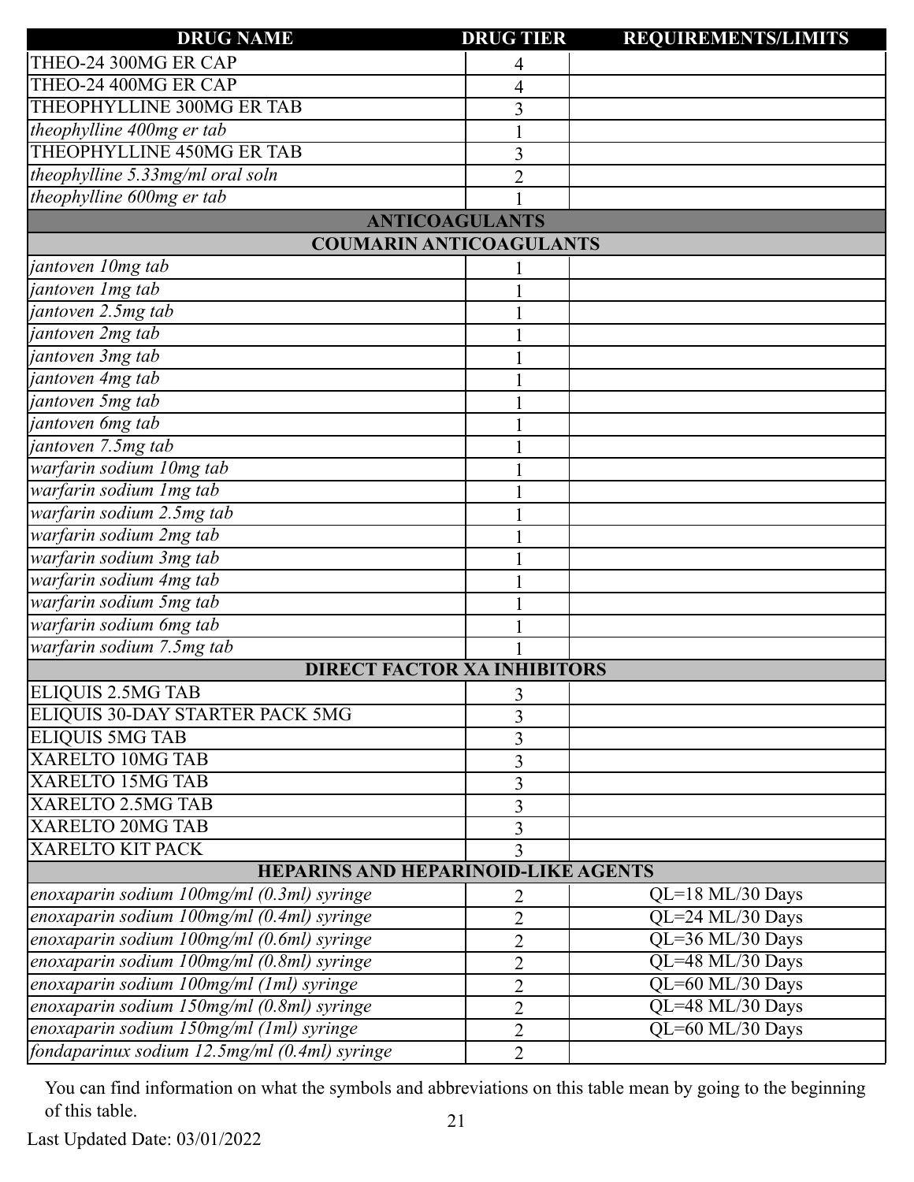| DRUG NAME | DRUG TIER | REQUIREMENTS/LIMITS |
|---|---|---|
| THEO-24 300MG ER CAP | 4 | |
| THEO-24 400MG ER CAP | 4 | |
| THEOPHYLLINE 300MG ER TAB | 3 | |
| *theophylline 400mg er tab* | 1 | |
| THEOPHYLLINE 450MG ER TAB | 3 | |
| *theophylline 5.33mg/ml oral soln* | 2 | |
| *theophylline 600mg er tab* | 1 | |
| **ANTICOAGULANTS** | | |
| **COUMARIN ANTICOAGULANTS** | | |
| *jantoven 10mg tab* | 1 | |
| *jantoven 1mg tab* | 1 | |
| *jantoven 2.5mg tab* | 1 | |
| *jantoven 2mg tab* | 1 | |
| *jantoven 3mg tab* | 1 | |
| *jantoven 4mg tab* | 1 | |
| *jantoven 5mg tab* | 1 | |
| *jantoven 6mg tab* | 1 | |
| *jantoven 7.5mg tab* | 1 | |
| *warfarin sodium 10mg tab* | 1 | |
| *warfarin sodium 1mg tab* | 1 | |
| *warfarin sodium 2.5mg tab* | 1 | |
| *warfarin sodium 2mg tab* | 1 | |
| *warfarin sodium 3mg tab* | 1 | |
| *warfarin sodium 4mg tab* | 1 | |
| *warfarin sodium 5mg tab* | 1 | |
| *warfarin sodium 6mg tab* | 1 | |
| *warfarin sodium 7.5mg tab* | 1 | |
| **DIRECT FACTOR XA INHIBITORS** | | |
| ELIQUIS 2.5MG TAB | 3 | |
| ELIQUIS 30-DAY STARTER PACK 5MG | 3 | |
| ELIQUIS 5MG TAB | 3 | |
| XARELTO 10MG TAB | 3 | |
| XARELTO 15MG TAB | 3 | |
| XARELTO 2.5MG TAB | 3 | |
| XARELTO 20MG TAB | 3 | |
| XARELTO KIT PACK | 3 | |
| **HEPARINS AND HEPARINOID-LIKE AGENTS** | | |
| *enoxaparin sodium 100mg/ml (0.3ml) syringe* | 2 | QL=18 ML/30 Days |
| *enoxaparin sodium 100mg/ml (0.4ml) syringe* | 2 | QL=24 ML/30 Days |
| *enoxaparin sodium 100mg/ml (0.6ml) syringe* | 2 | QL=36 ML/30 Days |
| *enoxaparin sodium 100mg/ml (0.8ml) syringe* | 2 | QL=48 ML/30 Days |
| *enoxaparin sodium 100mg/ml (1ml) syringe* | 2 | QL=60 ML/30 Days |
| *enoxaparin sodium 150mg/ml (0.8ml) syringe* | 2 | QL=48 ML/30 Days |
| *enoxaparin sodium 150mg/ml (1ml) syringe* | 2 | QL=60 ML/30 Days |
| *fondaparinux sodium 12.5mg/ml (0.4ml) syringe* | 2 | |

You can find information on what the symbols and abbreviations on this table mean by going to the beginning of this table.

Last Updated Date: 03/01/2022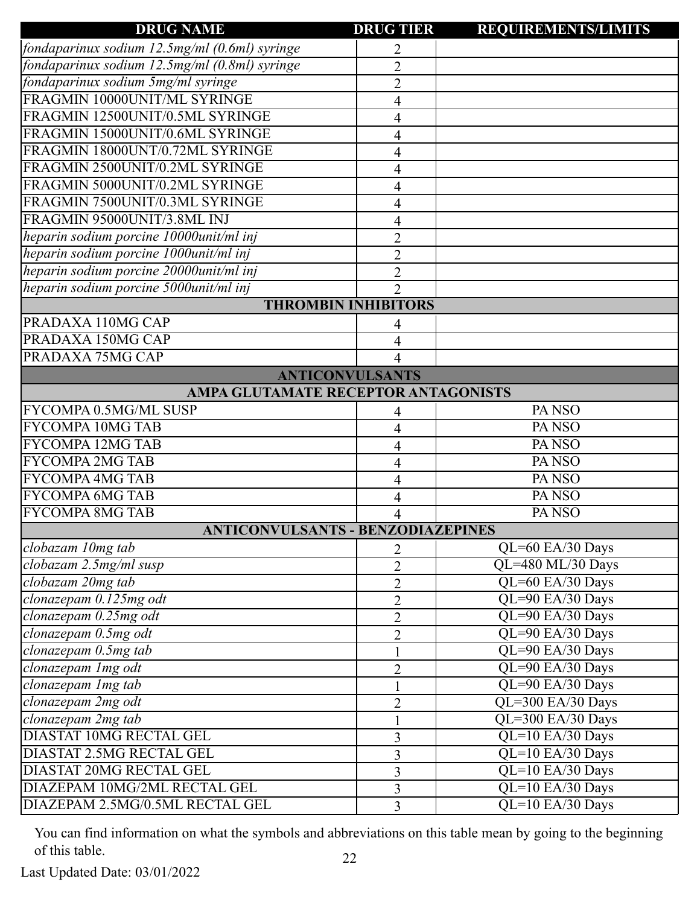| DRUG NAME | DRUG TIER | REQUIREMENTS/LIMITS |
|---|---|---|
| *fondaparinux sodium 12.5mg/ml (0.6ml) syringe* | 2 | |
| *fondaparinux sodium 12.5mg/ml (0.8ml) syringe* | 2 | |
| *fondaparinux sodium 5mg/ml syringe* | 2 | |
| FRAGMIN 10000UNIT/ML SYRINGE | 4 | |
| FRAGMIN 12500UNIT/0.5ML SYRINGE | 4 | |
| FRAGMIN 15000UNIT/0.6ML SYRINGE | 4 | |
| FRAGMIN 18000UNT/0.72ML SYRINGE | 4 | |
| FRAGMIN 2500UNIT/0.2ML SYRINGE | 4 | |
| FRAGMIN 5000UNIT/0.2ML SYRINGE | 4 | |
| FRAGMIN 7500UNIT/0.3ML SYRINGE | 4 | |
| FRAGMIN 95000UNIT/3.8ML INJ | 4 | |
| *heparin sodium porcine 10000unit/ml inj* | 2 | |
| *heparin sodium porcine 1000unit/ml inj* | 2 | |
| *heparin sodium porcine 20000unit/ml inj* | 2 | |
| *heparin sodium porcine 5000unit/ml inj* | 2 | |
| **THROMBIN INHIBITORS** | | |
| PRADAXA 110MG CAP | 4 | |
| PRADAXA 150MG CAP | 4 | |
| PRADAXA 75MG CAP | 4 | |
| **ANTICONVULSANTS** | | |
| **AMPA GLUTAMATE RECEPTOR ANTAGONISTS** | | |
| FYCOMPA 0.5MG/ML SUSP | 4 | PA NSO |
| FYCOMPA 10MG TAB | 4 | PA NSO |
| FYCOMPA 12MG TAB | 4 | PA NSO |
| FYCOMPA 2MG TAB | 4 | PA NSO |
| FYCOMPA 4MG TAB | 4 | PA NSO |
| FYCOMPA 6MG TAB | 4 | PA NSO |
| FYCOMPA 8MG TAB | 4 | PA NSO |
| **ANTICONVULSANTS - BENZODIAZEPINES** | | |
| *clobazam 10mg tab* | 2 | QL=60 EA/30 Days |
| *clobazam 2.5mg/ml susp* | 2 | QL=480 ML/30 Days |
| *clobazam 20mg tab* | 2 | QL=60 EA/30 Days |
| *clonazepam 0.125mg odt* | 2 | QL=90 EA/30 Days |
| *clonazepam 0.25mg odt* | 2 | QL=90 EA/30 Days |
| *clonazepam 0.5mg odt* | 2 | QL=90 EA/30 Days |
| *clonazepam 0.5mg tab* | 1 | QL=90 EA/30 Days |
| *clonazepam 1mg odt* | 2 | QL=90 EA/30 Days |
| *clonazepam 1mg tab* | 1 | QL=90 EA/30 Days |
| *clonazepam 2mg odt* | 2 | QL=300 EA/30 Days |
| *clonazepam 2mg tab* | 1 | QL=300 EA/30 Days |
| DIASTAT 10MG RECTAL GEL | 3 | QL=10 EA/30 Days |
| DIASTAT 2.5MG RECTAL GEL | 3 | QL=10 EA/30 Days |
| DIASTAT 20MG RECTAL GEL | 3 | QL=10 EA/30 Days |
| DIAZEPAM 10MG/2ML RECTAL GEL | 3 | QL=10 EA/30 Days |
| DIAZEPAM 2.5MG/0.5ML RECTAL GEL | 3 | QL=10 EA/30 Days |

You can find information on what the symbols and abbreviations on this table mean by going to the beginning of this table.

Last Updated Date: 03/01/2022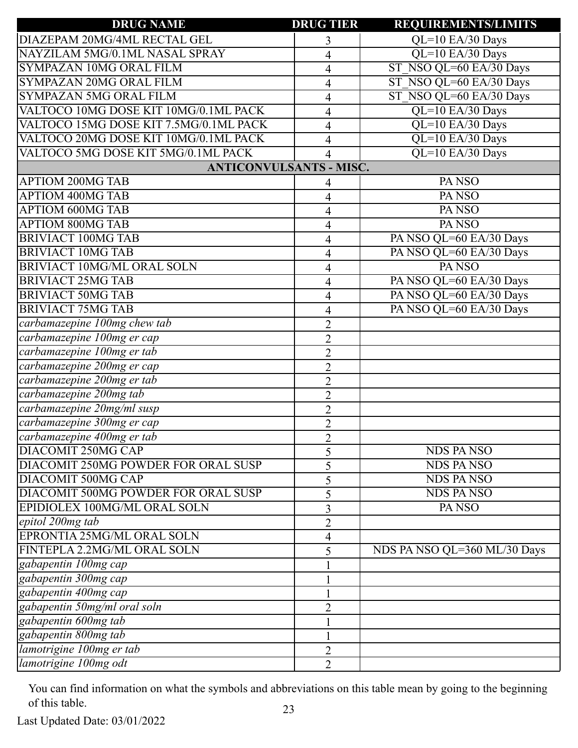| DRUG NAME | DRUG TIER | REQUIREMENTS/LIMITS |
|---|---|---|
| DIAZEPAM 20MG/4ML RECTAL GEL | 3 | QL=10 EA/30 Days |
| NAYZILAM 5MG/0.1ML NASAL SPRAY | 4 | QL=10 EA/30 Days |
| SYMPAZAN 10MG ORAL FILM | 4 | ST_NSO QL=60 EA/30 Days |
| SYMPAZAN 20MG ORAL FILM | 4 | ST_NSO QL=60 EA/30 Days |
| SYMPAZAN 5MG ORAL FILM | 4 | ST_NSO QL=60 EA/30 Days |
| VALTOCO 10MG DOSE KIT 10MG/0.1ML PACK | 4 | QL=10 EA/30 Days |
| VALTOCO 15MG DOSE KIT 7.5MG/0.1ML PACK | 4 | QL=10 EA/30 Days |
| VALTOCO 20MG DOSE KIT 10MG/0.1ML PACK | 4 | QL=10 EA/30 Days |
| VALTOCO 5MG DOSE KIT 5MG/0.1ML PACK | 4 | QL=10 EA/30 Days |
| **ANTICONVULSANTS - MISC.** | | |
| APTIOM 200MG TAB | 4 | PA NSO |
| APTIOM 400MG TAB | 4 | PA NSO |
| APTIOM 600MG TAB | 4 | PA NSO |
| APTIOM 800MG TAB | 4 | PA NSO |
| BRIVIACT 100MG TAB | 4 | PA NSO QL=60 EA/30 Days |
| BRIVIACT 10MG TAB | 4 | PA NSO QL=60 EA/30 Days |
| BRIVIACT 10MG/ML ORAL SOLN | 4 | PA NSO |
| BRIVIACT 25MG TAB | 4 | PA NSO QL=60 EA/30 Days |
| BRIVIACT 50MG TAB | 4 | PA NSO QL=60 EA/30 Days |
| BRIVIACT 75MG TAB | 4 | PA NSO QL=60 EA/30 Days |
| *carbamazepine 100mg chew tab* | 2 | |
| *carbamazepine 100mg er cap* | 2 | |
| *carbamazepine 100mg er tab* | 2 | |
| *carbamazepine 200mg er cap* | 2 | |
| *carbamazepine 200mg er tab* | 2 | |
| *carbamazepine 200mg tab* | 2 | |
| *carbamazepine 20mg/ml susp* | 2 | |
| *carbamazepine 300mg er cap* | 2 | |
| *carbamazepine 400mg er tab* | 2 | |
| DIACOMIT 250MG CAP | 5 | NDS PA NSO |
| DIACOMIT 250MG POWDER FOR ORAL SUSP | 5 | NDS PA NSO |
| DIACOMIT 500MG CAP | 5 | NDS PA NSO |
| DIACOMIT 500MG POWDER FOR ORAL SUSP | 5 | NDS PA NSO |
| EPIDIOLEX 100MG/ML ORAL SOLN | 3 | PA NSO |
| *epitol 200mg tab* | 2 | |
| EPRONTIA 25MG/ML ORAL SOLN | 4 | |
| FINTEPLA 2.2MG/ML ORAL SOLN | 5 | NDS PA NSO QL=360 ML/30 Days |
| *gabapentin 100mg cap* | 1 | |
| *gabapentin 300mg cap* | 1 | |
| *gabapentin 400mg cap* | 1 | |
| *gabapentin 50mg/ml oral soln* | 2 | |
| *gabapentin 600mg tab* | 1 | |
| *gabapentin 800mg tab* | 1 | |
| *lamotrigine 100mg er tab* | 2 | |
| *lamotrigine 100mg odt* | 2 | |

You can find information on what the symbols and abbreviations on this table mean by going to the beginning of this table.

Last Updated Date: 03/01/2022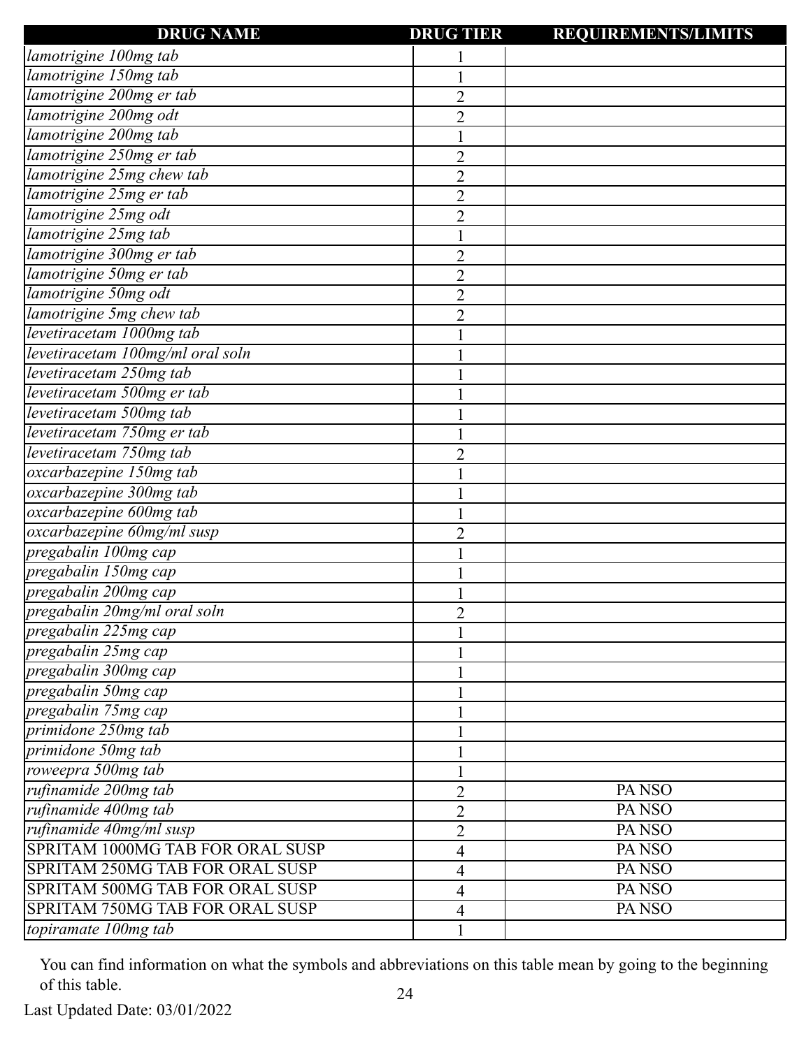| DRUG NAME | DRUG TIER | REQUIREMENTS/LIMITS |
|---|---|---|
| *lamotrigine 100mg tab* | 1 | |
| *lamotrigine 150mg tab* | 1 | |
| *lamotrigine 200mg er tab* | 2 | |
| *lamotrigine 200mg odt* | 2 | |
| *lamotrigine 200mg tab* | 1 | |
| *lamotrigine 250mg er tab* | 2 | |
| *lamotrigine 25mg chew tab* | 2 | |
| *lamotrigine 25mg er tab* | 2 | |
| *lamotrigine 25mg odt* | 2 | |
| *lamotrigine 25mg tab* | 1 | |
| *lamotrigine 300mg er tab* | 2 | |
| *lamotrigine 50mg er tab* | 2 | |
| *lamotrigine 50mg odt* | 2 | |
| *lamotrigine 5mg chew tab* | 2 | |
| *levetiracetam 1000mg tab* | 1 | |
| *levetiracetam 100mg/ml oral soln* | 1 | |
| *levetiracetam 250mg tab* | 1 | |
| *levetiracetam 500mg er tab* | 1 | |
| *levetiracetam 500mg tab* | 1 | |
| *levetiracetam 750mg er tab* | 1 | |
| *levetiracetam 750mg tab* | 2 | |
| *oxcarbazepine 150mg tab* | 1 | |
| *oxcarbazepine 300mg tab* | 1 | |
| *oxcarbazepine 600mg tab* | 1 | |
| *oxcarbazepine 60mg/ml susp* | 2 | |
| *pregabalin 100mg cap* | 1 | |
| *pregabalin 150mg cap* | 1 | |
| *pregabalin 200mg cap* | 1 | |
| *pregabalin 20mg/ml oral soln* | 2 | |
| *pregabalin 225mg cap* | 1 | |
| *pregabalin 25mg cap* | 1 | |
| *pregabalin 300mg cap* | 1 | |
| *pregabalin 50mg cap* | 1 | |
| *pregabalin 75mg cap* | 1 | |
| *primidone 250mg tab* | 1 | |
| *primidone 50mg tab* | 1 | |
| *roweepra 500mg tab* | 1 | |
| *rufinamide 200mg tab* | 2 | PA NSO |
| *rufinamide 400mg tab* | 2 | PA NSO |
| *rufinamide 40mg/ml susp* | 2 | PA NSO |
| SPRITAM 1000MG TAB FOR ORAL SUSP | 4 | PA NSO |
| SPRITAM 250MG TAB FOR ORAL SUSP | 4 | PA NSO |
| SPRITAM 500MG TAB FOR ORAL SUSP | 4 | PA NSO |
| SPRITAM 750MG TAB FOR ORAL SUSP | 4 | PA NSO |
| *topiramate 100mg tab* | 1 | |

You can find information on what the symbols and abbreviations on this table mean by going to the beginning of this table.

Last Updated Date: 03/01/2022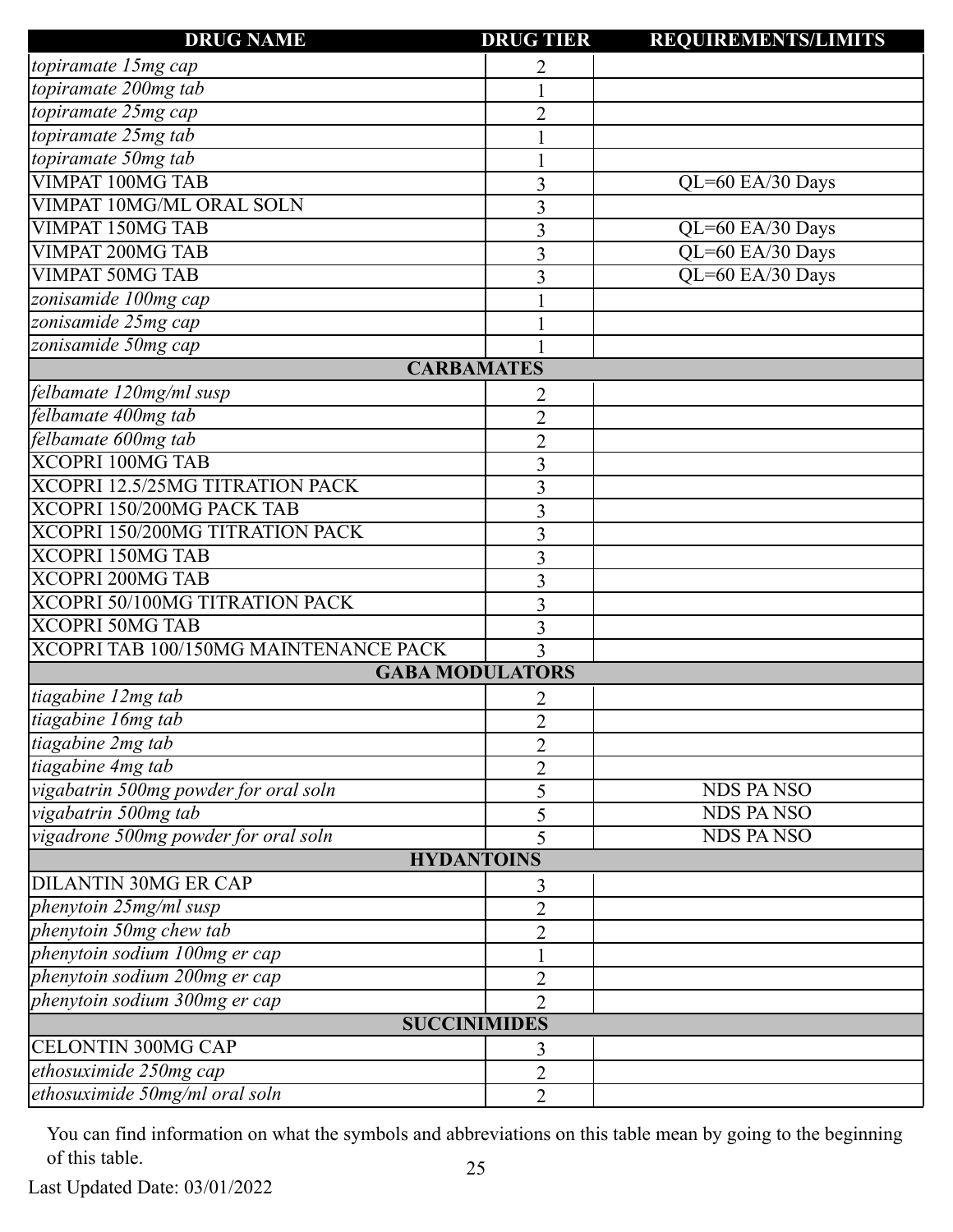| DRUG NAME | DRUG TIER | REQUIREMENTS/LIMITS |
|---|---|---|
| *topiramate 15mg cap* | 2 | |
| *topiramate 200mg tab* | 1 | |
| *topiramate 25mg cap* | 2 | |
| *topiramate 25mg tab* | 1 | |
| *topiramate 50mg tab* | 1 | |
| VIMPAT 100MG TAB | 3 | QL=60 EA/30 Days |
| VIMPAT 10MG/ML ORAL SOLN | 3 | |
| VIMPAT 150MG TAB | 3 | QL=60 EA/30 Days |
| VIMPAT 200MG TAB | 3 | QL=60 EA/30 Days |
| VIMPAT 50MG TAB | 3 | QL=60 EA/30 Days |
| *zonisamide 100mg cap* | 1 | |
| *zonisamide 25mg cap* | 1 | |
| *zonisamide 50mg cap* | 1 | |
| **CARBAMATES** | | |
| *felbamate 120mg/ml susp* | 2 | |
| *felbamate 400mg tab* | 2 | |
| *felbamate 600mg tab* | 2 | |
| XCOPRI 100MG TAB | 3 | |
| XCOPRI 12.5/25MG TITRATION PACK | 3 | |
| XCOPRI 150/200MG PACK TAB | 3 | |
| XCOPRI 150/200MG TITRATION PACK | 3 | |
| XCOPRI 150MG TAB | 3 | |
| XCOPRI 200MG TAB | 3 | |
| XCOPRI 50/100MG TITRATION PACK | 3 | |
| XCOPRI 50MG TAB | 3 | |
| XCOPRI TAB 100/150MG MAINTENANCE PACK | 3 | |
| **GABA MODULATORS** | | |
| *tiagabine 12mg tab* | 2 | |
| *tiagabine 16mg tab* | 2 | |
| *tiagabine 2mg tab* | 2 | |
| *tiagabine 4mg tab* | 2 | |
| *vigabatrin 500mg powder for oral soln* | 5 | NDS PA NSO |
| *vigabatrin 500mg tab* | 5 | NDS PA NSO |
| *vigadrone 500mg powder for oral soln* | 5 | NDS PA NSO |
| **HYDANTOINS** | | |
| DILANTIN 30MG ER CAP | 3 | |
| *phenytoin 25mg/ml susp* | 2 | |
| *phenytoin 50mg chew tab* | 2 | |
| *phenytoin sodium 100mg er cap* | 1 | |
| *phenytoin sodium 200mg er cap* | 2 | |
| *phenytoin sodium 300mg er cap* | 2 | |
| **SUCCINIMIDES** | | |
| CELONTIN 300MG CAP | 3 | |
| *ethosuximide 250mg cap* | 2 | |
| *ethosuximide 50mg/ml oral soln* | 2 | |

You can find information on what the symbols and abbreviations on this table mean by going to the beginning of this table.

Last Updated Date: 03/01/2022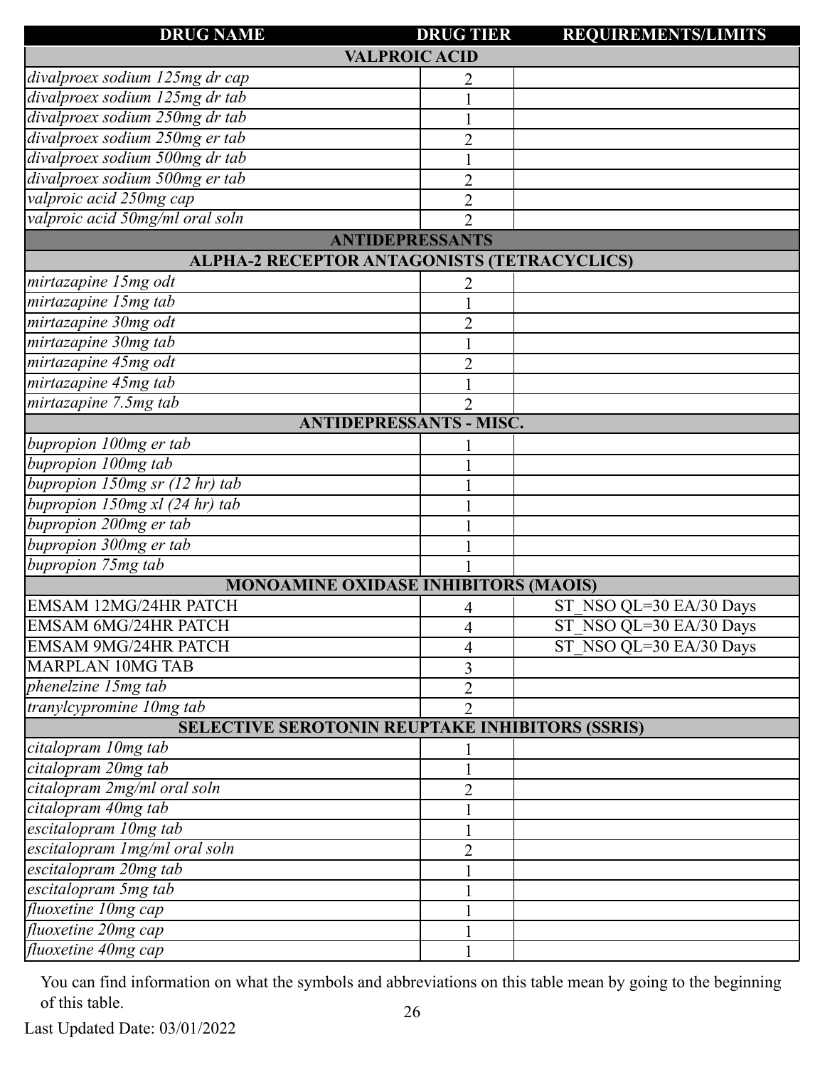| DRUG NAME | DRUG TIER | REQUIREMENTS/LIMITS |
|---|---|---|
| **VALPROIC ACID** | | |
| *divalproex sodium 125mg dr cap* | 2 | |
| *divalproex sodium 125mg dr tab* | 1 | |
| *divalproex sodium 250mg dr tab* | 1 | |
| *divalproex sodium 250mg er tab* | 2 | |
| *divalproex sodium 500mg dr tab* | 1 | |
| *divalproex sodium 500mg er tab* | 2 | |
| *valproic acid 250mg cap* | 2 | |
| *valproic acid 50mg/ml oral soln* | 2 | |
| **ANTIDEPRESSANTS** | | |
| **ALPHA-2 RECEPTOR ANTAGONISTS (TETRACYCLICS)** | | |
| *mirtazapine 15mg odt* | 2 | |
| *mirtazapine 15mg tab* | 1 | |
| *mirtazapine 30mg odt* | 2 | |
| *mirtazapine 30mg tab* | 1 | |
| *mirtazapine 45mg odt* | 2 | |
| *mirtazapine 45mg tab* | 1 | |
| *mirtazapine 7.5mg tab* | 2 | |
| **ANTIDEPRESSANTS - MISC.** | | |
| *bupropion 100mg er tab* | 1 | |
| *bupropion 100mg tab* | 1 | |
| *bupropion 150mg sr (12 hr) tab* | 1 | |
| *bupropion 150mg xl (24 hr) tab* | 1 | |
| *bupropion 200mg er tab* | 1 | |
| *bupropion 300mg er tab* | 1 | |
| *bupropion 75mg tab* | 1 | |
| **MONOAMINE OXIDASE INHIBITORS (MAOIS)** | | |
| EMSAM 12MG/24HR PATCH | 4 | ST_NSO QL=30 EA/30 Days |
| EMSAM 6MG/24HR PATCH | 4 | ST_NSO QL=30 EA/30 Days |
| EMSAM 9MG/24HR PATCH | 4 | ST_NSO QL=30 EA/30 Days |
| MARPLAN 10MG TAB | 3 | |
| *phenelzine 15mg tab* | 2 | |
| *tranylcypromine 10mg tab* | 2 | |
| **SELECTIVE SEROTONIN REUPTAKE INHIBITORS (SSRIS)** | | |
| *citalopram 10mg tab* | 1 | |
| *citalopram 20mg tab* | 1 | |
| *citalopram 2mg/ml oral soln* | 2 | |
| *citalopram 40mg tab* | 1 | |
| *escitalopram 10mg tab* | 1 | |
| *escitalopram 1mg/ml oral soln* | 2 | |
| *escitalopram 20mg tab* | 1 | |
| *escitalopram 5mg tab* | 1 | |
| *fluoxetine 10mg cap* | 1 | |
| *fluoxetine 20mg cap* | 1 | |
| *fluoxetine 40mg cap* | 1 | |

You can find information on what the symbols and abbreviations on this table mean by going to the beginning of this table.

Last Updated Date: 03/01/2022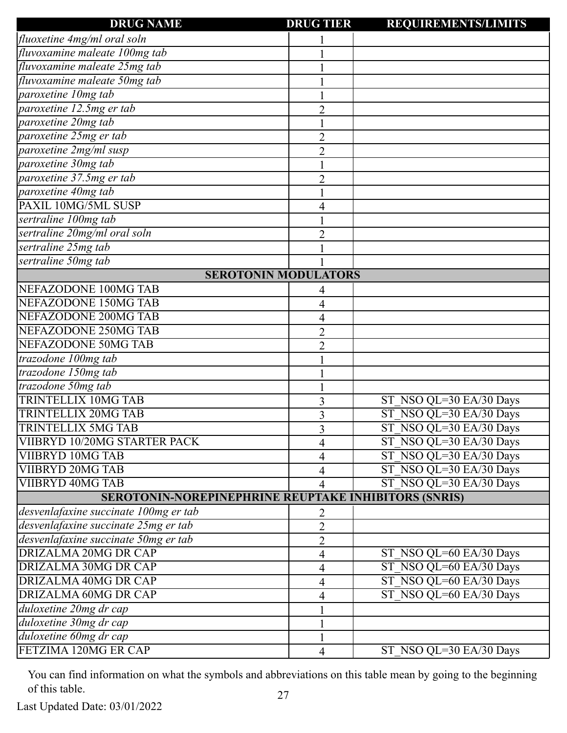| DRUG NAME | DRUG TIER | REQUIREMENTS/LIMITS |
|---|---|---|
| *fluoxetine 4mg/ml oral soln* | 1 | |
| *fluvoxamine maleate 100mg tab* | 1 | |
| *fluvoxamine maleate 25mg tab* | 1 | |
| *fluvoxamine maleate 50mg tab* | 1 | |
| *paroxetine 10mg tab* | 1 | |
| *paroxetine 12.5mg er tab* | 2 | |
| *paroxetine 20mg tab* | 1 | |
| *paroxetine 25mg er tab* | 2 | |
| *paroxetine 2mg/ml susp* | 2 | |
| *paroxetine 30mg tab* | 1 | |
| *paroxetine 37.5mg er tab* | 2 | |
| *paroxetine 40mg tab* | 1 | |
| PAXIL 10MG/5ML SUSP | 4 | |
| *sertraline 100mg tab* | 1 | |
| *sertraline 20mg/ml oral soln* | 2 | |
| *sertraline 25mg tab* | 1 | |
| *sertraline 50mg tab* | 1 | |
| **SEROTONIN MODULATORS** | | |
| NEFAZODONE 100MG TAB | 4 | |
| NEFAZODONE 150MG TAB | 4 | |
| NEFAZODONE 200MG TAB | 4 | |
| NEFAZODONE 250MG TAB | 2 | |
| NEFAZODONE 50MG TAB | 2 | |
| *trazodone 100mg tab* | 1 | |
| *trazodone 150mg tab* | 1 | |
| *trazodone 50mg tab* | 1 | |
| TRINTELLIX 10MG TAB | 3 | ST_NSO QL=30 EA/30 Days |
| TRINTELLIX 20MG TAB | 3 | ST_NSO QL=30 EA/30 Days |
| TRINTELLIX 5MG TAB | 3 | ST_NSO QL=30 EA/30 Days |
| VIIBRYD 10/20MG STARTER PACK | 4 | ST_NSO QL=30 EA/30 Days |
| VIIBRYD 10MG TAB | 4 | ST_NSO QL=30 EA/30 Days |
| VIIBRYD 20MG TAB | 4 | ST_NSO QL=30 EA/30 Days |
| VIIBRYD 40MG TAB | 4 | ST_NSO QL=30 EA/30 Days |
| **SEROTONIN-NOREPINEPHRINE REUPTAKE INHIBITORS (SNRIS)** | | |
| *desvenlafaxine succinate 100mg er tab* | 2 | |
| *desvenlafaxine succinate 25mg er tab* | 2 | |
| *desvenlafaxine succinate 50mg er tab* | 2 | |
| DRIZALMA 20MG DR CAP | 4 | ST_NSO QL=60 EA/30 Days |
| DRIZALMA 30MG DR CAP | 4 | ST_NSO QL=60 EA/30 Days |
| DRIZALMA 40MG DR CAP | 4 | ST_NSO QL=60 EA/30 Days |
| DRIZALMA 60MG DR CAP | 4 | ST_NSO QL=60 EA/30 Days |
| *duloxetine 20mg dr cap* | 1 | |
| *duloxetine 30mg dr cap* | 1 | |
| *duloxetine 60mg dr cap* | 1 | |
| FETZIMA 120MG ER CAP | 4 | ST_NSO QL=30 EA/30 Days |

You can find information on what the symbols and abbreviations on this table mean by going to the beginning of this table.

Last Updated Date: 03/01/2022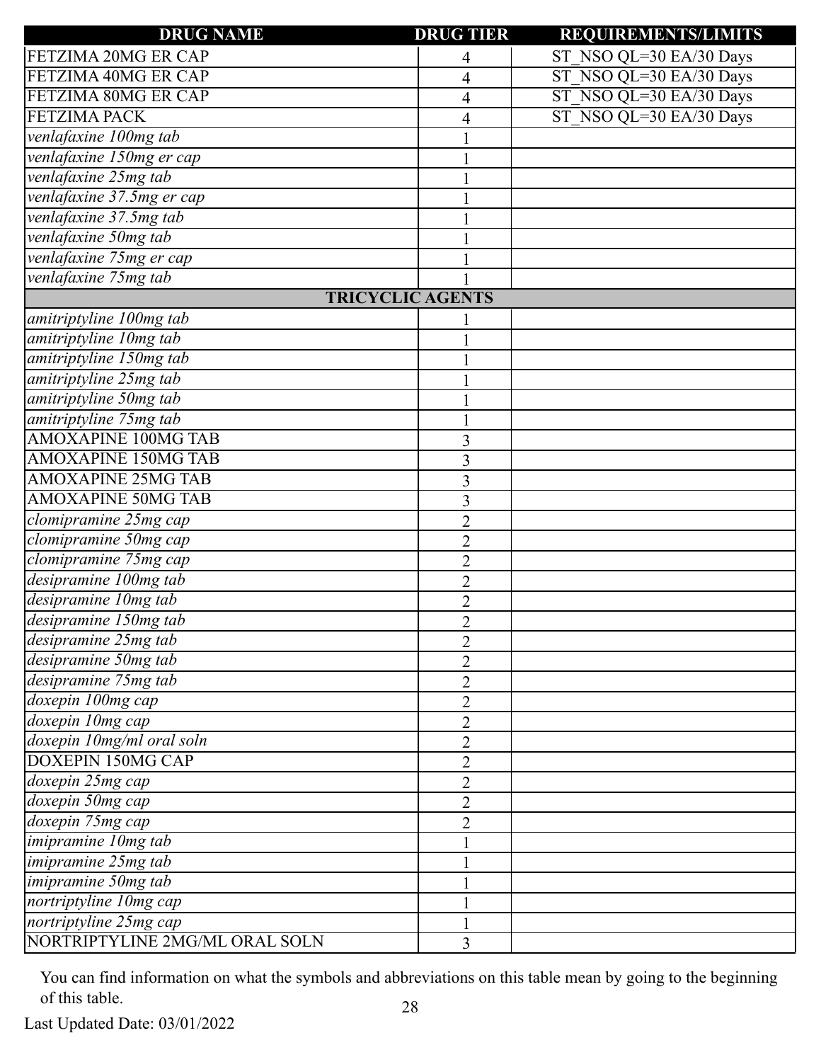| DRUG NAME | DRUG TIER | REQUIREMENTS/LIMITS |
|---|---|---|
| FETZIMA 20MG ER CAP | 4 | ST_NSO QL=30 EA/30 Days |
| FETZIMA 40MG ER CAP | 4 | ST_NSO QL=30 EA/30 Days |
| FETZIMA 80MG ER CAP | 4 | ST_NSO QL=30 EA/30 Days |
| FETZIMA PACK | 4 | ST_NSO QL=30 EA/30 Days |
| *venlafaxine 100mg tab* | 1 | |
| *venlafaxine 150mg er cap* | 1 | |
| *venlafaxine 25mg tab* | 1 | |
| *venlafaxine 37.5mg er cap* | 1 | |
| *venlafaxine 37.5mg tab* | 1 | |
| *venlafaxine 50mg tab* | 1 | |
| *venlafaxine 75mg er cap* | 1 | |
| *venlafaxine 75mg tab* | 1 | |
| **TRICYCLIC AGENTS** | | |
| *amitriptyline 100mg tab* | 1 | |
| *amitriptyline 10mg tab* | 1 | |
| *amitriptyline 150mg tab* | 1 | |
| *amitriptyline 25mg tab* | 1 | |
| *amitriptyline 50mg tab* | 1 | |
| *amitriptyline 75mg tab* | 1 | |
| AMOXAPINE 100MG TAB | 3 | |
| AMOXAPINE 150MG TAB | 3 | |
| AMOXAPINE 25MG TAB | 3 | |
| AMOXAPINE 50MG TAB | 3 | |
| *clomipramine 25mg cap* | 2 | |
| *clomipramine 50mg cap* | 2 | |
| *clomipramine 75mg cap* | 2 | |
| *desipramine 100mg tab* | 2 | |
| *desipramine 10mg tab* | 2 | |
| *desipramine 150mg tab* | 2 | |
| *desipramine 25mg tab* | 2 | |
| *desipramine 50mg tab* | 2 | |
| *desipramine 75mg tab* | 2 | |
| *doxepin 100mg cap* | 2 | |
| *doxepin 10mg cap* | 2 | |
| *doxepin 10mg/ml oral soln* | 2 | |
| DOXEPIN 150MG CAP | 2 | |
| *doxepin 25mg cap* | 2 | |
| *doxepin 50mg cap* | 2 | |
| *doxepin 75mg cap* | 2 | |
| *imipramine 10mg tab* | 1 | |
| *imipramine 25mg tab* | 1 | |
| *imipramine 50mg tab* | 1 | |
| *nortriptyline 10mg cap* | 1 | |
| *nortriptyline 25mg cap* | 1 | |
| NORTRIPTYLINE 2MG/ML ORAL SOLN | 3 | |

You can find information on what the symbols and abbreviations on this table mean by going to the beginning of this table.

Last Updated Date: 03/01/2022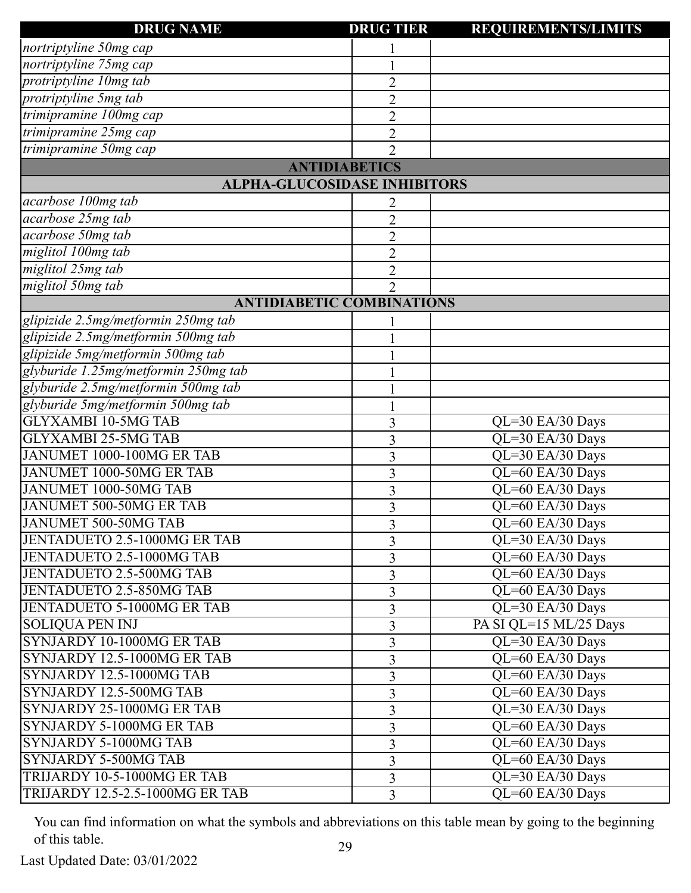| DRUG NAME | DRUG TIER | REQUIREMENTS/LIMITS |
|---|---|---|
| *nortriptyline 50mg cap* | 1 | |
| *nortriptyline 75mg cap* | 1 | |
| *protriptyline 10mg tab* | 2 | |
| *protriptyline 5mg tab* | 2 | |
| *trimipramine 100mg cap* | 2 | |
| *trimipramine 25mg cap* | 2 | |
| *trimipramine 50mg cap* | 2 | |
| **ANTIDIABETICS** | | |
| **ALPHA-GLUCOSIDASE INHIBITORS** | | |
| *acarbose 100mg tab* | 2 | |
| *acarbose 25mg tab* | 2 | |
| *acarbose 50mg tab* | 2 | |
| *miglitol 100mg tab* | 2 | |
| *miglitol 25mg tab* | 2 | |
| *miglitol 50mg tab* | 2 | |
| **ANTIDIABETIC COMBINATIONS** | | |
| *glipizide 2.5mg/metformin 250mg tab* | 1 | |
| *glipizide 2.5mg/metformin 500mg tab* | 1 | |
| *glipizide 5mg/metformin 500mg tab* | 1 | |
| *glyburide 1.25mg/metformin 250mg tab* | 1 | |
| *glyburide 2.5mg/metformin 500mg tab* | 1 | |
| *glyburide 5mg/metformin 500mg tab* | 1 | |
| GLYXAMBI 10-5MG TAB | 3 | QL=30 EA/30 Days |
| GLYXAMBI 25-5MG TAB | 3 | QL=30 EA/30 Days |
| JANUMET 1000-100MG ER TAB | 3 | QL=30 EA/30 Days |
| JANUMET 1000-50MG ER TAB | 3 | QL=60 EA/30 Days |
| JANUMET 1000-50MG TAB | 3 | QL=60 EA/30 Days |
| JANUMET 500-50MG ER TAB | 3 | QL=60 EA/30 Days |
| JANUMET 500-50MG TAB | 3 | QL=60 EA/30 Days |
| JENTADUETO 2.5-1000MG ER TAB | 3 | QL=30 EA/30 Days |
| JENTADUETO 2.5-1000MG TAB | 3 | QL=60 EA/30 Days |
| JENTADUETO 2.5-500MG TAB | 3 | QL=60 EA/30 Days |
| JENTADUETO 2.5-850MG TAB | 3 | QL=60 EA/30 Days |
| JENTADUETO 5-1000MG ER TAB | 3 | QL=30 EA/30 Days |
| SOLIQUA PEN INJ | 3 | PA SI QL=15 ML/25 Days |
| SYNJARDY 10-1000MG ER TAB | 3 | QL=30 EA/30 Days |
| SYNJARDY 12.5-1000MG ER TAB | 3 | QL=60 EA/30 Days |
| SYNJARDY 12.5-1000MG TAB | 3 | QL=60 EA/30 Days |
| SYNJARDY 12.5-500MG TAB | 3 | QL=60 EA/30 Days |
| SYNJARDY 25-1000MG ER TAB | 3 | QL=30 EA/30 Days |
| SYNJARDY 5-1000MG ER TAB | 3 | QL=60 EA/30 Days |
| SYNJARDY 5-1000MG TAB | 3 | QL=60 EA/30 Days |
| SYNJARDY 5-500MG TAB | 3 | QL=60 EA/30 Days |
| TRIJARDY 10-5-1000MG ER TAB | 3 | QL=30 EA/30 Days |
| TRIJARDY 12.5-2.5-1000MG ER TAB | 3 | QL=60 EA/30 Days |

You can find information on what the symbols and abbreviations on this table mean by going to the beginning of this table.

Last Updated Date: 03/01/2022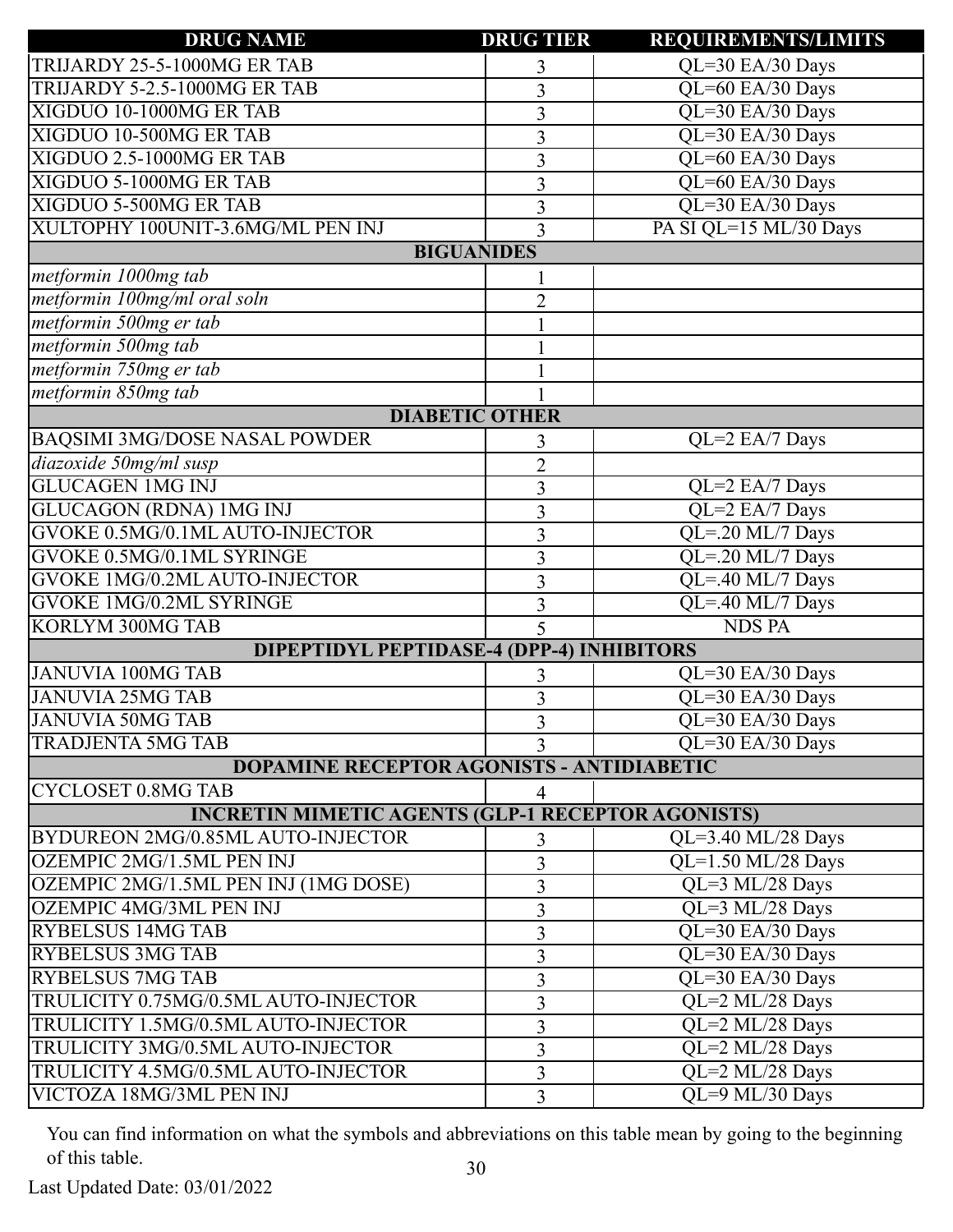| DRUG NAME | DRUG TIER | REQUIREMENTS/LIMITS |
|---|---|---|
| TRIJARDY 25-5-1000MG ER TAB | 3 | QL=30 EA/30 Days |
| TRIJARDY 5-2.5-1000MG ER TAB | 3 | QL=60 EA/30 Days |
| XIGDUO 10-1000MG ER TAB | 3 | QL=30 EA/30 Days |
| XIGDUO 10-500MG ER TAB | 3 | QL=30 EA/30 Days |
| XIGDUO 2.5-1000MG ER TAB | 3 | QL=60 EA/30 Days |
| XIGDUO 5-1000MG ER TAB | 3 | QL=60 EA/30 Days |
| XIGDUO 5-500MG ER TAB | 3 | QL=30 EA/30 Days |
| XULTOPHY 100UNIT-3.6MG/ML PEN INJ | 3 | PA SI QL=15 ML/30 Days |
| **BIGUANIDES** | | |
| *metformin 1000mg tab* | 1 | |
| *metformin 100mg/ml oral soln* | 2 | |
| *metformin 500mg er tab* | 1 | |
| *metformin 500mg tab* | 1 | |
| *metformin 750mg er tab* | 1 | |
| *metformin 850mg tab* | 1 | |
| **DIABETIC OTHER** | | |
| BAQSIMI 3MG/DOSE NASAL POWDER | 3 | QL=2 EA/7 Days |
| *diazoxide 50mg/ml susp* | 2 | |
| GLUCAGEN 1MG INJ | 3 | QL=2 EA/7 Days |
| GLUCAGON (RDNA) 1MG INJ | 3 | QL=2 EA/7 Days |
| GVOKE 0.5MG/0.1ML AUTO-INJECTOR | 3 | QL=.20 ML/7 Days |
| GVOKE 0.5MG/0.1ML SYRINGE | 3 | QL=.20 ML/7 Days |
| GVOKE 1MG/0.2ML AUTO-INJECTOR | 3 | QL=.40 ML/7 Days |
| GVOKE 1MG/0.2ML SYRINGE | 3 | QL=.40 ML/7 Days |
| KORLYM 300MG TAB | 5 | NDS PA |
| **DIPEPTIDYL PEPTIDASE-4 (DPP-4) INHIBITORS** | | |
| JANUVIA 100MG TAB | 3 | QL=30 EA/30 Days |
| JANUVIA 25MG TAB | 3 | QL=30 EA/30 Days |
| JANUVIA 50MG TAB | 3 | QL=30 EA/30 Days |
| TRADJENTA 5MG TAB | 3 | QL=30 EA/30 Days |
| **DOPAMINE RECEPTOR AGONISTS - ANTIDIABETIC** | | |
| CYCLOSET 0.8MG TAB | 4 | |
| **INCRETIN MIMETIC AGENTS (GLP-1 RECEPTOR AGONISTS)** | | |
| BYDUREON 2MG/0.85ML AUTO-INJECTOR | 3 | QL=3.40 ML/28 Days |
| OZEMPIC 2MG/1.5ML PEN INJ | 3 | QL=1.50 ML/28 Days |
| OZEMPIC 2MG/1.5ML PEN INJ (1MG DOSE) | 3 | QL=3 ML/28 Days |
| OZEMPIC 4MG/3ML PEN INJ | 3 | QL=3 ML/28 Days |
| RYBELSUS 14MG TAB | 3 | QL=30 EA/30 Days |
| RYBELSUS 3MG TAB | 3 | QL=30 EA/30 Days |
| RYBELSUS 7MG TAB | 3 | QL=30 EA/30 Days |
| TRULICITY 0.75MG/0.5ML AUTO-INJECTOR | 3 | QL=2 ML/28 Days |
| TRULICITY 1.5MG/0.5ML AUTO-INJECTOR | 3 | QL=2 ML/28 Days |
| TRULICITY 3MG/0.5ML AUTO-INJECTOR | 3 | QL=2 ML/28 Days |
| TRULICITY 4.5MG/0.5ML AUTO-INJECTOR | 3 | QL=2 ML/28 Days |
| VICTOZA 18MG/3ML PEN INJ | 3 | QL=9 ML/30 Days |

You can find information on what the symbols and abbreviations on this table mean by going to the beginning of this table.

Last Updated Date: 03/01/2022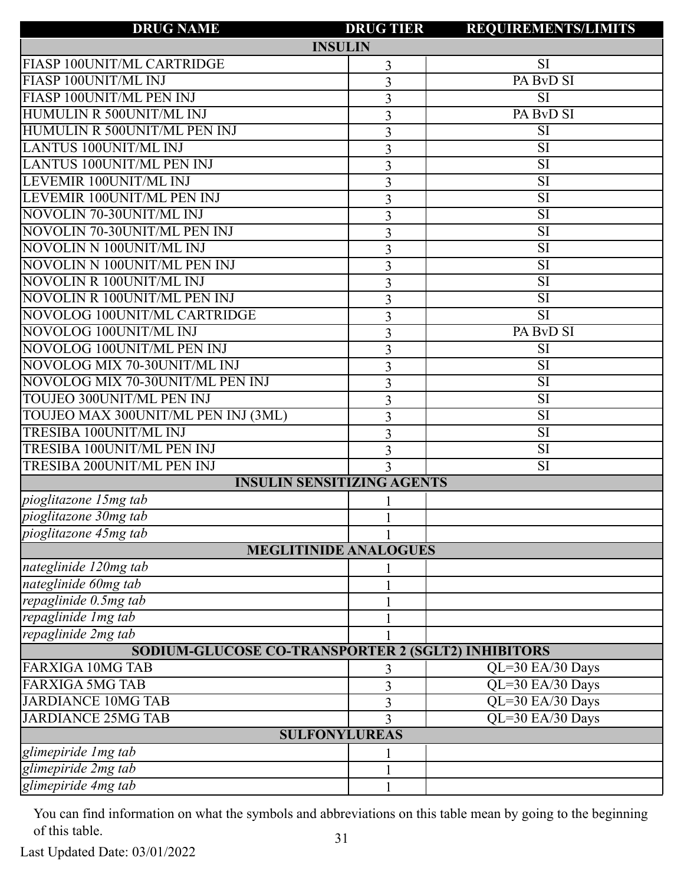| DRUG NAME | DRUG TIER | REQUIREMENTS/LIMITS |
|---|---|---|
| **INSULIN** | | |
| FIASP 100UNIT/ML CARTRIDGE | 3 | SI |
| FIASP 100UNIT/ML INJ | 3 | PA BvD SI |
| FIASP 100UNIT/ML PEN INJ | 3 | SI |
| HUMULIN R 500UNIT/ML INJ | 3 | PA BvD SI |
| HUMULIN R 500UNIT/ML PEN INJ | 3 | SI |
| LANTUS 100UNIT/ML INJ | 3 | SI |
| LANTUS 100UNIT/ML PEN INJ | 3 | SI |
| LEVEMIR 100UNIT/ML INJ | 3 | SI |
| LEVEMIR 100UNIT/ML PEN INJ | 3 | SI |
| NOVOLIN 70-30UNIT/ML INJ | 3 | SI |
| NOVOLIN 70-30UNIT/ML PEN INJ | 3 | SI |
| NOVOLIN N 100UNIT/ML INJ | 3 | SI |
| NOVOLIN N 100UNIT/ML PEN INJ | 3 | SI |
| NOVOLIN R 100UNIT/ML INJ | 3 | SI |
| NOVOLIN R 100UNIT/ML PEN INJ | 3 | SI |
| NOVOLOG 100UNIT/ML CARTRIDGE | 3 | SI |
| NOVOLOG 100UNIT/ML INJ | 3 | PA BvD SI |
| NOVOLOG 100UNIT/ML PEN INJ | 3 | SI |
| NOVOLOG MIX 70-30UNIT/ML INJ | 3 | SI |
| NOVOLOG MIX 70-30UNIT/ML PEN INJ | 3 | SI |
| TOUJEO 300UNIT/ML PEN INJ | 3 | SI |
| TOUJEO MAX 300UNIT/ML PEN INJ (3ML) | 3 | SI |
| TRESIBA 100UNIT/ML INJ | 3 | SI |
| TRESIBA 100UNIT/ML PEN INJ | 3 | SI |
| TRESIBA 200UNIT/ML PEN INJ | 3 | SI |
| **INSULIN SENSITIZING AGENTS** | | |
| *pioglitazone 15mg tab* | 1 | |
| *pioglitazone 30mg tab* | 1 | |
| *pioglitazone 45mg tab* | 1 | |
| **MEGLITINIDE ANALOGUES** | | |
| *nateglinide 120mg tab* | 1 | |
| *nateglinide 60mg tab* | 1 | |
| *repaglinide 0.5mg tab* | 1 | |
| *repaglinide 1mg tab* | 1 | |
| *repaglinide 2mg tab* | 1 | |
| **SODIUM-GLUCOSE CO-TRANSPORTER 2 (SGLT2) INHIBITORS** | | |
| FARXIGA 10MG TAB | 3 | QL=30 EA/30 Days |
| FARXIGA 5MG TAB | 3 | QL=30 EA/30 Days |
| JARDIANCE 10MG TAB | 3 | QL=30 EA/30 Days |
| JARDIANCE 25MG TAB | 3 | QL=30 EA/30 Days |
| **SULFONYLUREAS** | | |
| *glimepiride 1mg tab* | 1 | |
| *glimepiride 2mg tab* | 1 | |
| *glimepiride 4mg tab* | 1 | |

You can find information on what the symbols and abbreviations on this table mean by going to the beginning of this table.

Last Updated Date: 03/01/2022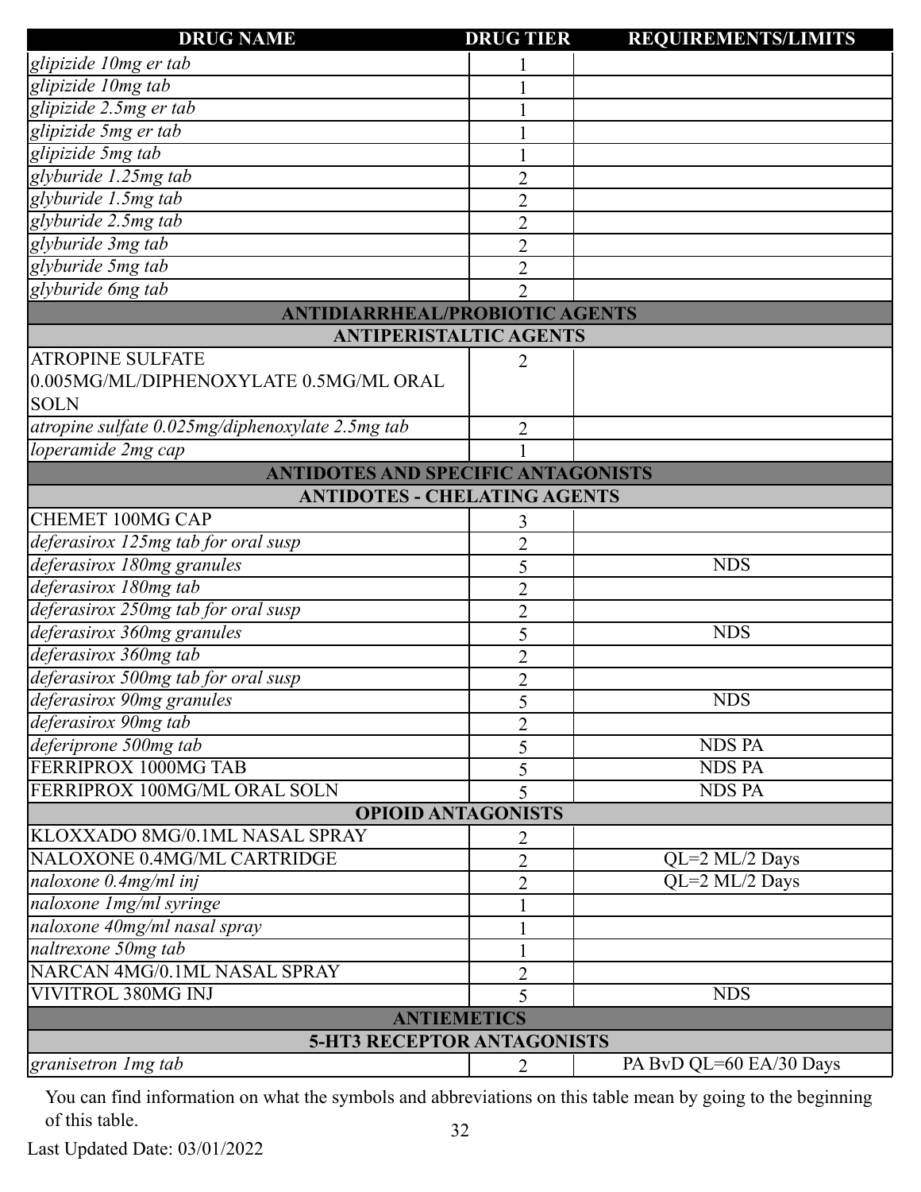| DRUG NAME | DRUG TIER | REQUIREMENTS/LIMITS |
|---|---|---|
| *glipizide 10mg er tab* | 1 | |
| *glipizide 10mg tab* | 1 | |
| *glipizide 2.5mg er tab* | 1 | |
| *glipizide 5mg er tab* | 1 | |
| *glipizide 5mg tab* | 1 | |
| *glyburide 1.25mg tab* | 2 | |
| *glyburide 1.5mg tab* | 2 | |
| *glyburide 2.5mg tab* | 2 | |
| *glyburide 3mg tab* | 2 | |
| *glyburide 5mg tab* | 2 | |
| *glyburide 6mg tab* | 2 | |
| **ANTIDIARRHEAL/PROBIOTIC AGENTS** | | |
| **ANTIPERISTALTIC AGENTS** | | |
| ATROPINE SULFATE 0.005MG/ML/DIPHENOXYLATE 0.5MG/ML ORAL SOLN | 2 | |
| *atropine sulfate 0.025mg/diphenoxylate 2.5mg tab* | 2 | |
| *loperamide 2mg cap* | 1 | |
| **ANTIDOTES AND SPECIFIC ANTAGONISTS** | | |
| **ANTIDOTES - CHELATING AGENTS** | | |
| CHEMET 100MG CAP | 3 | |
| *deferasirox 125mg tab for oral susp* | 2 | |
| *deferasirox 180mg granules* | 5 | NDS |
| *deferasirox 180mg tab* | 2 | |
| *deferasirox 250mg tab for oral susp* | 2 | |
| *deferasirox 360mg granules* | 5 | NDS |
| *deferasirox 360mg tab* | 2 | |
| *deferasirox 500mg tab for oral susp* | 2 | |
| *deferasirox 90mg granules* | 5 | NDS |
| *deferasirox 90mg tab* | 2 | |
| *deferiprone 500mg tab* | 5 | NDS PA |
| FERRIPROX 1000MG TAB | 5 | NDS PA |
| FERRIPROX 100MG/ML ORAL SOLN | 5 | NDS PA |
| **OPIOID ANTAGONISTS** | | |
| KLOXXADO 8MG/0.1ML NASAL SPRAY | 2 | |
| NALOXONE 0.4MG/ML CARTRIDGE | 2 | QL=2 ML/2 Days |
| *naloxone 0.4mg/ml inj* | 2 | QL=2 ML/2 Days |
| *naloxone 1mg/ml syringe* | 1 | |
| *naloxone 40mg/ml nasal spray* | 1 | |
| *naltrexone 50mg tab* | 1 | |
| NARCAN 4MG/0.1ML NASAL SPRAY | 2 | |
| VIVITROL 380MG INJ | 5 | NDS |
| **ANTIEMETICS** | | |
| **5-HT3 RECEPTOR ANTAGONISTS** | | |
| *granisetron 1mg tab* | 2 | PA BvD QL=60 EA/30 Days |

You can find information on what the symbols and abbreviations on this table mean by going to the beginning of this table.

Last Updated Date: 03/01/2022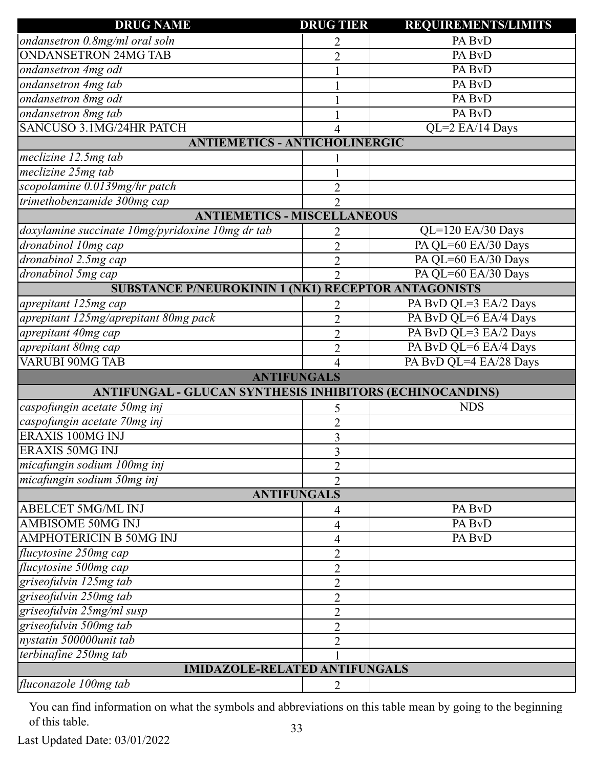| DRUG NAME | DRUG TIER | REQUIREMENTS/LIMITS |
|---|---|---|
| *ondansetron 0.8mg/ml oral soln* | 2 | PA BvD |
| ONDANSETRON 24MG TAB | 2 | PA BvD |
| *ondansetron 4mg odt* | 1 | PA BvD |
| *ondansetron 4mg tab* | 1 | PA BvD |
| *ondansetron 8mg odt* | 1 | PA BvD |
| *ondansetron 8mg tab* | 1 | PA BvD |
| SANCUSO 3.1MG/24HR PATCH | 4 | QL=2 EA/14 Days |
| **ANTIEMETICS - ANTICHOLINERGIC** | | |
| *meclizine 12.5mg tab* | 1 | |
| *meclizine 25mg tab* | 1 | |
| *scopolamine 0.0139mg/hr patch* | 2 | |
| *trimethobenzamide 300mg cap* | 2 | |
| **ANTIEMETICS - MISCELLANEOUS** | | |
| *doxylamine succinate 10mg/pyridoxine 10mg dr tab* | 2 | QL=120 EA/30 Days |
| *dronabinol 10mg cap* | 2 | PA QL=60 EA/30 Days |
| *dronabinol 2.5mg cap* | 2 | PA QL=60 EA/30 Days |
| *dronabinol 5mg cap* | 2 | PA QL=60 EA/30 Days |
| **SUBSTANCE P/NEUROKININ 1 (NK1) RECEPTOR ANTAGONISTS** | | |
| *aprepitant 125mg cap* | 2 | PA BvD QL=3 EA/2 Days |
| *aprepitant 125mg/aprepitant 80mg pack* | 2 | PA BvD QL=6 EA/4 Days |
| *aprepitant 40mg cap* | 2 | PA BvD QL=3 EA/2 Days |
| *aprepitant 80mg cap* | 2 | PA BvD QL=6 EA/4 Days |
| VARUBI 90MG TAB | 4 | PA BvD QL=4 EA/28 Days |
| **ANTIFUNGALS** | | |
| **ANTIFUNGAL - GLUCAN SYNTHESIS INHIBITORS (ECHINOCANDINS)** | | |
| *caspofungin acetate 50mg inj* | 5 | NDS |
| *caspofungin acetate 70mg inj* | 2 | |
| ERAXIS 100MG INJ | 3 | |
| ERAXIS 50MG INJ | 3 | |
| *micafungin sodium 100mg inj* | 2 | |
| *micafungin sodium 50mg inj* | 2 | |
| **ANTIFUNGALS** | | |
| ABELCET 5MG/ML INJ | 4 | PA BvD |
| AMBISOME 50MG INJ | 4 | PA BvD |
| AMPHOTERICIN B 50MG INJ | 4 | PA BvD |
| *flucytosine 250mg cap* | 2 | |
| *flucytosine 500mg cap* | 2 | |
| *griseofulvin 125mg tab* | 2 | |
| *griseofulvin 250mg tab* | 2 | |
| *griseofulvin 25mg/ml susp* | 2 | |
| *griseofulvin 500mg tab* | 2 | |
| *nystatin 500000unit tab* | 2 | |
| *terbinafine 250mg tab* | 1 | |
| **IMIDAZOLE-RELATED ANTIFUNGALS** | | |
| *fluconazole 100mg tab* | 2 | |

You can find information on what the symbols and abbreviations on this table mean by going to the beginning of this table.

Last Updated Date: 03/01/2022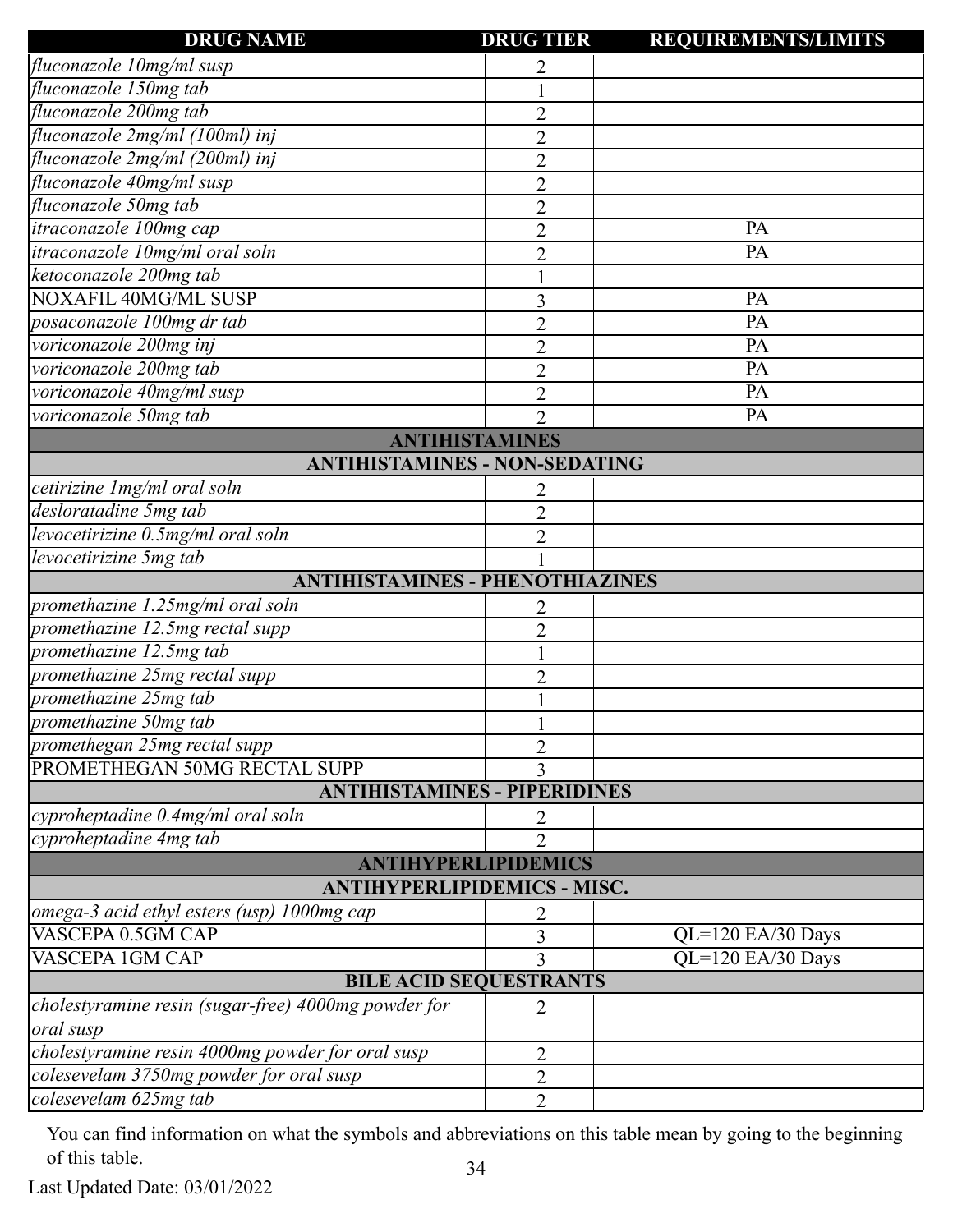| DRUG NAME | DRUG TIER | REQUIREMENTS/LIMITS |
|---|---|---|
| *fluconazole 10mg/ml susp* | 2 | |
| *fluconazole 150mg tab* | 1 | |
| *fluconazole 200mg tab* | 2 | |
| *fluconazole 2mg/ml (100ml) inj* | 2 | |
| *fluconazole 2mg/ml (200ml) inj* | 2 | |
| *fluconazole 40mg/ml susp* | 2 | |
| *fluconazole 50mg tab* | 2 | |
| *itraconazole 100mg cap* | 2 | PA |
| *itraconazole 10mg/ml oral soln* | 2 | PA |
| *ketoconazole 200mg tab* | 1 | |
| NOXAFIL 40MG/ML SUSP | 3 | PA |
| *posaconazole 100mg dr tab* | 2 | PA |
| *voriconazole 200mg inj* | 2 | PA |
| *voriconazole 200mg tab* | 2 | PA |
| *voriconazole 40mg/ml susp* | 2 | PA |
| *voriconazole 50mg tab* | 2 | PA |
| **ANTIHISTAMINES** | | |
| **ANTIHISTAMINES - NON-SEDATING** | | |
| *cetirizine 1mg/ml oral soln* | 2 | |
| *desloratadine 5mg tab* | 2 | |
| *levocetirizine 0.5mg/ml oral soln* | 2 | |
| *levocetirizine 5mg tab* | 1 | |
| **ANTIHISTAMINES - PHENOTHIAZINES** | | |
| *promethazine 1.25mg/ml oral soln* | 2 | |
| *promethazine 12.5mg rectal supp* | 2 | |
| *promethazine 12.5mg tab* | 1 | |
| *promethazine 25mg rectal supp* | 2 | |
| *promethazine 25mg tab* | 1 | |
| *promethazine 50mg tab* | 1 | |
| *promethegan 25mg rectal supp* | 2 | |
| PROMETHEGAN 50MG RECTAL SUPP | 3 | |
| **ANTIHISTAMINES - PIPERIDINES** | | |
| *cyproheptadine 0.4mg/ml oral soln* | 2 | |
| *cyproheptadine 4mg tab* | 2 | |
| **ANTIHYPERLIPIDEMICS** | | |
| **ANTIHYPERLIPIDEMICS - MISC.** | | |
| *omega-3 acid ethyl esters (usp) 1000mg cap* | 2 | |
| VASCEPA 0.5GM CAP | 3 | QL=120 EA/30 Days |
| VASCEPA 1GM CAP | 3 | QL=120 EA/30 Days |
| **BILE ACID SEQUESTRANTS** | | |
| *cholestyramine resin (sugar-free) 4000mg powder for oral susp* | 2 | |
| *cholestyramine resin 4000mg powder for oral susp* | 2 | |
| *colesevelam 3750mg powder for oral susp* | 2 | |
| *colesevelam 625mg tab* | 2 | |

You can find information on what the symbols and abbreviations on this table mean by going to the beginning of this table.

Last Updated Date: 03/01/2022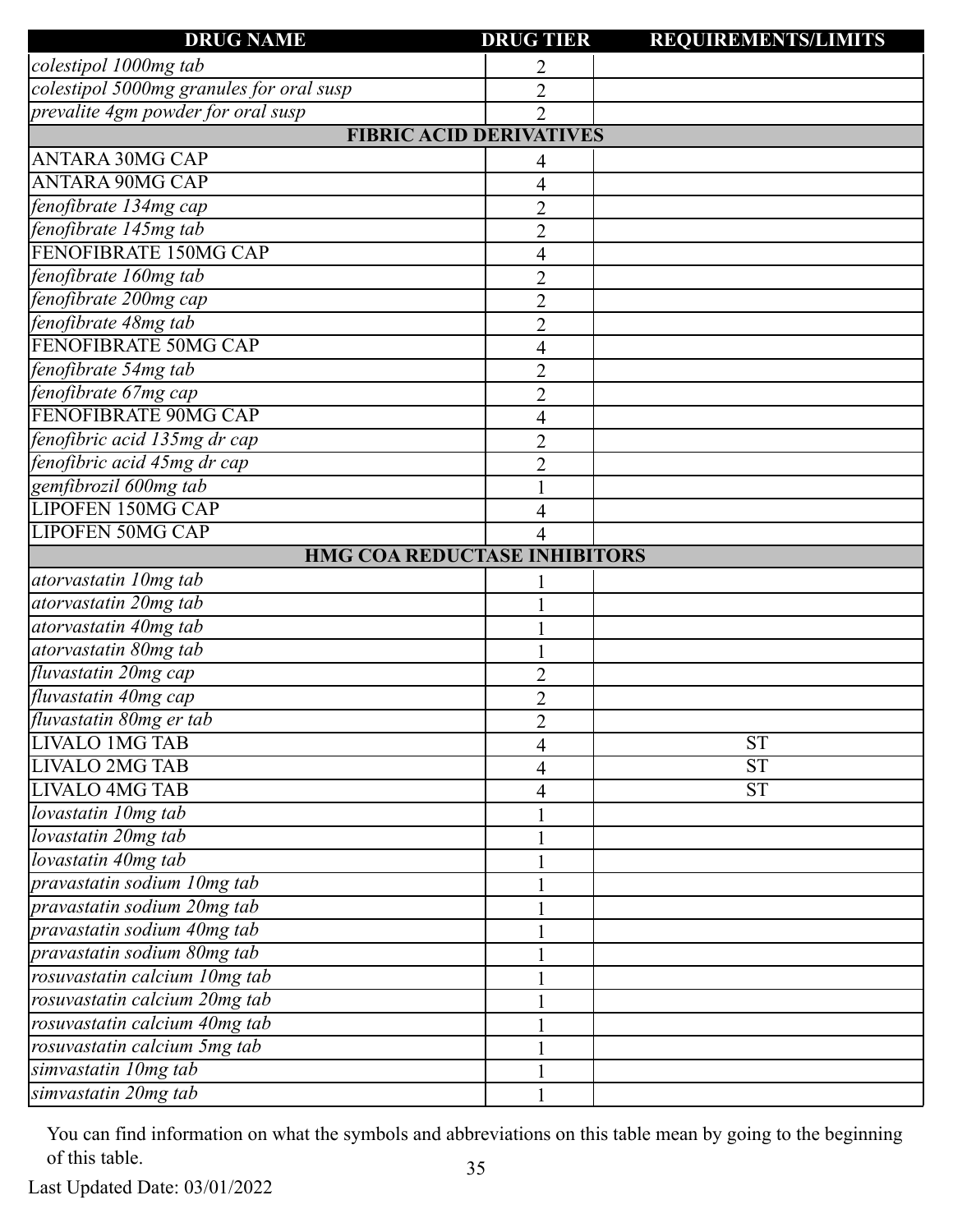| DRUG NAME | DRUG TIER | REQUIREMENTS/LIMITS |
|---|---|---|
| *colestipol 1000mg tab* | 2 | |
| *colestipol 5000mg granules for oral susp* | 2 | |
| *prevalite 4gm powder for oral susp* | 2 | |
| **FIBRIC ACID DERIVATIVES** | | |
| ANTARA 30MG CAP | 4 | |
| ANTARA 90MG CAP | 4 | |
| *fenofibrate 134mg cap* | 2 | |
| *fenofibrate 145mg tab* | 2 | |
| FENOFIBRATE 150MG CAP | 4 | |
| *fenofibrate 160mg tab* | 2 | |
| *fenofibrate 200mg cap* | 2 | |
| *fenofibrate 48mg tab* | 2 | |
| FENOFIBRATE 50MG CAP | 4 | |
| *fenofibrate 54mg tab* | 2 | |
| *fenofibrate 67mg cap* | 2 | |
| FENOFIBRATE 90MG CAP | 4 | |
| *fenofibric acid 135mg dr cap* | 2 | |
| *fenofibric acid 45mg dr cap* | 2 | |
| *gemfibrozil 600mg tab* | 1 | |
| LIPOFEN 150MG CAP | 4 | |
| LIPOFEN 50MG CAP | 4 | |
| **HMG COA REDUCTASE INHIBITORS** | | |
| *atorvastatin 10mg tab* | 1 | |
| *atorvastatin 20mg tab* | 1 | |
| *atorvastatin 40mg tab* | 1 | |
| *atorvastatin 80mg tab* | 1 | |
| *fluvastatin 20mg cap* | 2 | |
| *fluvastatin 40mg cap* | 2 | |
| *fluvastatin 80mg er tab* | 2 | |
| LIVALO 1MG TAB | 4 | ST |
| LIVALO 2MG TAB | 4 | ST |
| LIVALO 4MG TAB | 4 | ST |
| *lovastatin 10mg tab* | 1 | |
| *lovastatin 20mg tab* | 1 | |
| *lovastatin 40mg tab* | 1 | |
| *pravastatin sodium 10mg tab* | 1 | |
| *pravastatin sodium 20mg tab* | 1 | |
| *pravastatin sodium 40mg tab* | 1 | |
| *pravastatin sodium 80mg tab* | 1 | |
| *rosuvastatin calcium 10mg tab* | 1 | |
| *rosuvastatin calcium 20mg tab* | 1 | |
| *rosuvastatin calcium 40mg tab* | 1 | |
| *rosuvastatin calcium 5mg tab* | 1 | |
| *simvastatin 10mg tab* | 1 | |
| *simvastatin 20mg tab* | 1 | |

You can find information on what the symbols and abbreviations on this table mean by going to the beginning of this table.

Last Updated Date: 03/01/2022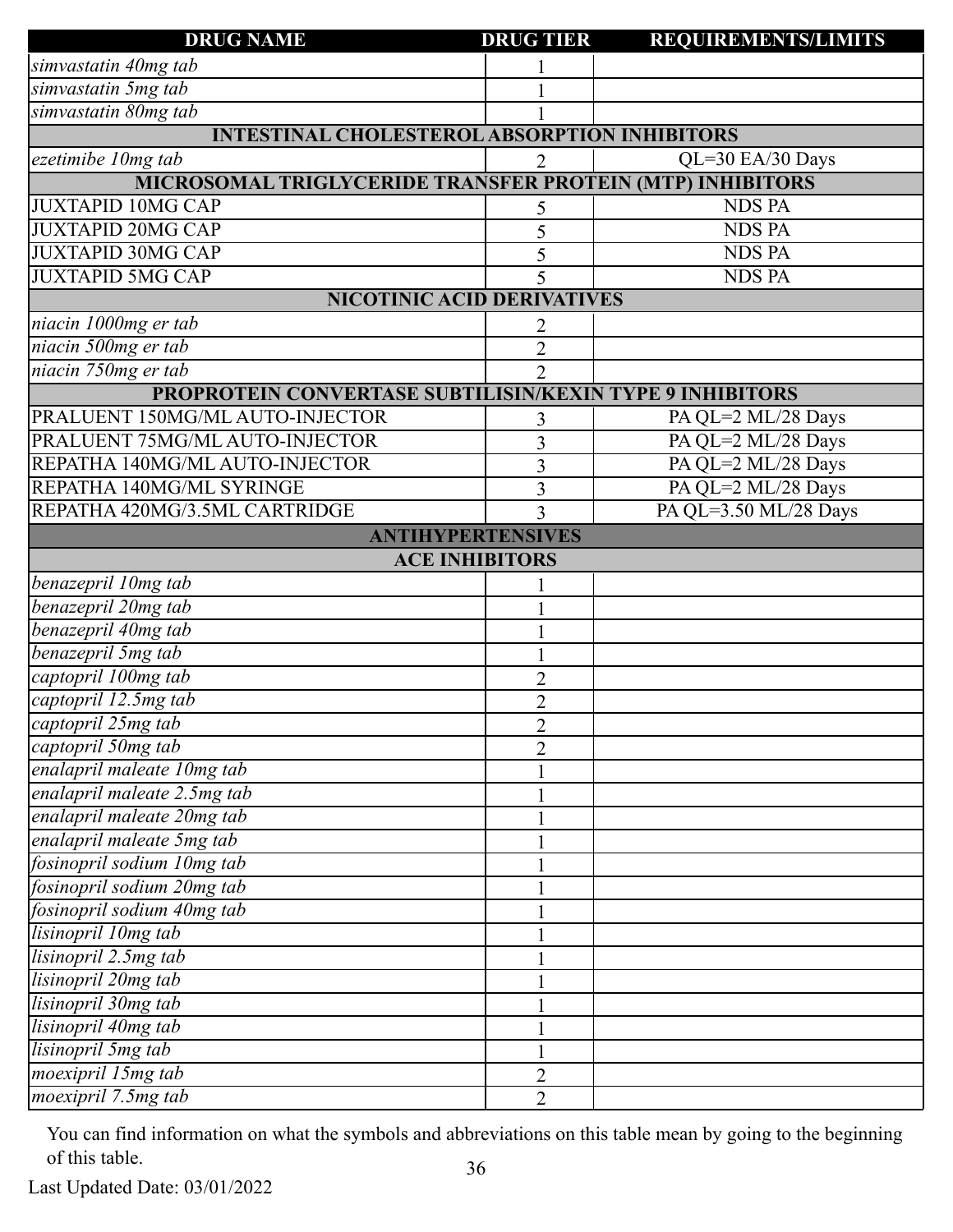| DRUG NAME | DRUG TIER | REQUIREMENTS/LIMITS |
|---|---|---|
| *simvastatin 40mg tab* | 1 | |
| *simvastatin 5mg tab* | 1 | |
| *simvastatin 80mg tab* | 1 | |
| **INTESTINAL CHOLESTEROL ABSORPTION INHIBITORS** | | |
| *ezetimibe 10mg tab* | 2 | QL=30 EA/30 Days |
| **MICROSOMAL TRIGLYCERIDE TRANSFER PROTEIN (MTP) INHIBITORS** | | |
| JUXTAPID 10MG CAP | 5 | NDS PA |
| JUXTAPID 20MG CAP | 5 | NDS PA |
| JUXTAPID 30MG CAP | 5 | NDS PA |
| JUXTAPID 5MG CAP | 5 | NDS PA |
| **NICOTINIC ACID DERIVATIVES** | | |
| *niacin 1000mg er tab* | 2 | |
| *niacin 500mg er tab* | 2 | |
| *niacin 750mg er tab* | 2 | |
| **PROPROTEIN CONVERTASE SUBTILISIN/KEXIN TYPE 9 INHIBITORS** | | |
| PRALUENT 150MG/ML AUTO-INJECTOR | 3 | PA QL=2 ML/28 Days |
| PRALUENT 75MG/ML AUTO-INJECTOR | 3 | PA QL=2 ML/28 Days |
| REPATHA 140MG/ML AUTO-INJECTOR | 3 | PA QL=2 ML/28 Days |
| REPATHA 140MG/ML SYRINGE | 3 | PA QL=2 ML/28 Days |
| REPATHA 420MG/3.5ML CARTRIDGE | 3 | PA QL=3.50 ML/28 Days |
| **ANTIHYPERTENSIVES** | | |
| **ACE INHIBITORS** | | |
| *benazepril 10mg tab* | 1 | |
| *benazepril 20mg tab* | 1 | |
| *benazepril 40mg tab* | 1 | |
| *benazepril 5mg tab* | 1 | |
| *captopril 100mg tab* | 2 | |
| *captopril 12.5mg tab* | 2 | |
| *captopril 25mg tab* | 2 | |
| *captopril 50mg tab* | 2 | |
| *enalapril maleate 10mg tab* | 1 | |
| *enalapril maleate 2.5mg tab* | 1 | |
| *enalapril maleate 20mg tab* | 1 | |
| *enalapril maleate 5mg tab* | 1 | |
| *fosinopril sodium 10mg tab* | 1 | |
| *fosinopril sodium 20mg tab* | 1 | |
| *fosinopril sodium 40mg tab* | 1 | |
| *lisinopril 10mg tab* | 1 | |
| *lisinopril 2.5mg tab* | 1 | |
| *lisinopril 20mg tab* | 1 | |
| *lisinopril 30mg tab* | 1 | |
| *lisinopril 40mg tab* | 1 | |
| *lisinopril 5mg tab* | 1 | |
| *moexipril 15mg tab* | 2 | |
| *moexipril 7.5mg tab* | 2 | |

You can find information on what the symbols and abbreviations on this table mean by going to the beginning of this table.

Last Updated Date: 03/01/2022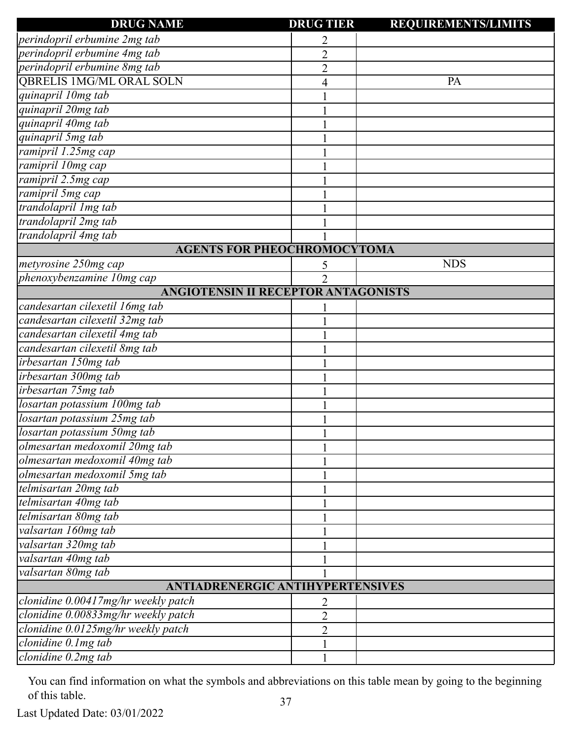| DRUG NAME | DRUG TIER | REQUIREMENTS/LIMITS |
|---|---|---|
| *perindopril erbumine 2mg tab* | 2 | |
| *perindopril erbumine 4mg tab* | 2 | |
| *perindopril erbumine 8mg tab* | 2 | |
| QBRELIS 1MG/ML ORAL SOLN | 4 | PA |
| *quinapril 10mg tab* | 1 | |
| *quinapril 20mg tab* | 1 | |
| *quinapril 40mg tab* | 1 | |
| *quinapril 5mg tab* | 1 | |
| *ramipril 1.25mg cap* | 1 | |
| *ramipril 10mg cap* | 1 | |
| *ramipril 2.5mg cap* | 1 | |
| *ramipril 5mg cap* | 1 | |
| *trandolapril 1mg tab* | 1 | |
| *trandolapril 2mg tab* | 1 | |
| *trandolapril 4mg tab* | 1 | |
| **AGENTS FOR PHEOCHROMOCYTOMA** | | |
| *metyrosine 250mg cap* | 5 | NDS |
| *phenoxybenzamine 10mg cap* | 2 | |
| **ANGIOTENSIN II RECEPTOR ANTAGONISTS** | | |
| *candesartan cilexetil 16mg tab* | 1 | |
| *candesartan cilexetil 32mg tab* | 1 | |
| *candesartan cilexetil 4mg tab* | 1 | |
| *candesartan cilexetil 8mg tab* | 1 | |
| *irbesartan 150mg tab* | 1 | |
| *irbesartan 300mg tab* | 1 | |
| *irbesartan 75mg tab* | 1 | |
| *losartan potassium 100mg tab* | 1 | |
| *losartan potassium 25mg tab* | 1 | |
| *losartan potassium 50mg tab* | 1 | |
| *olmesartan medoxomil 20mg tab* | 1 | |
| *olmesartan medoxomil 40mg tab* | 1 | |
| *olmesartan medoxomil 5mg tab* | 1 | |
| *telmisartan 20mg tab* | 1 | |
| *telmisartan 40mg tab* | 1 | |
| *telmisartan 80mg tab* | 1 | |
| *valsartan 160mg tab* | 1 | |
| *valsartan 320mg tab* | 1 | |
| *valsartan 40mg tab* | 1 | |
| *valsartan 80mg tab* | 1 | |
| **ANTIADRENERGIC ANTIHYPERTENSIVES** | | |
| *clonidine 0.00417mg/hr weekly patch* | 2 | |
| *clonidine 0.00833mg/hr weekly patch* | 2 | |
| *clonidine 0.0125mg/hr weekly patch* | 2 | |
| *clonidine 0.1mg tab* | 1 | |
| *clonidine 0.2mg tab* | 1 | |

You can find information on what the symbols and abbreviations on this table mean by going to the beginning of this table.

Last Updated Date: 03/01/2022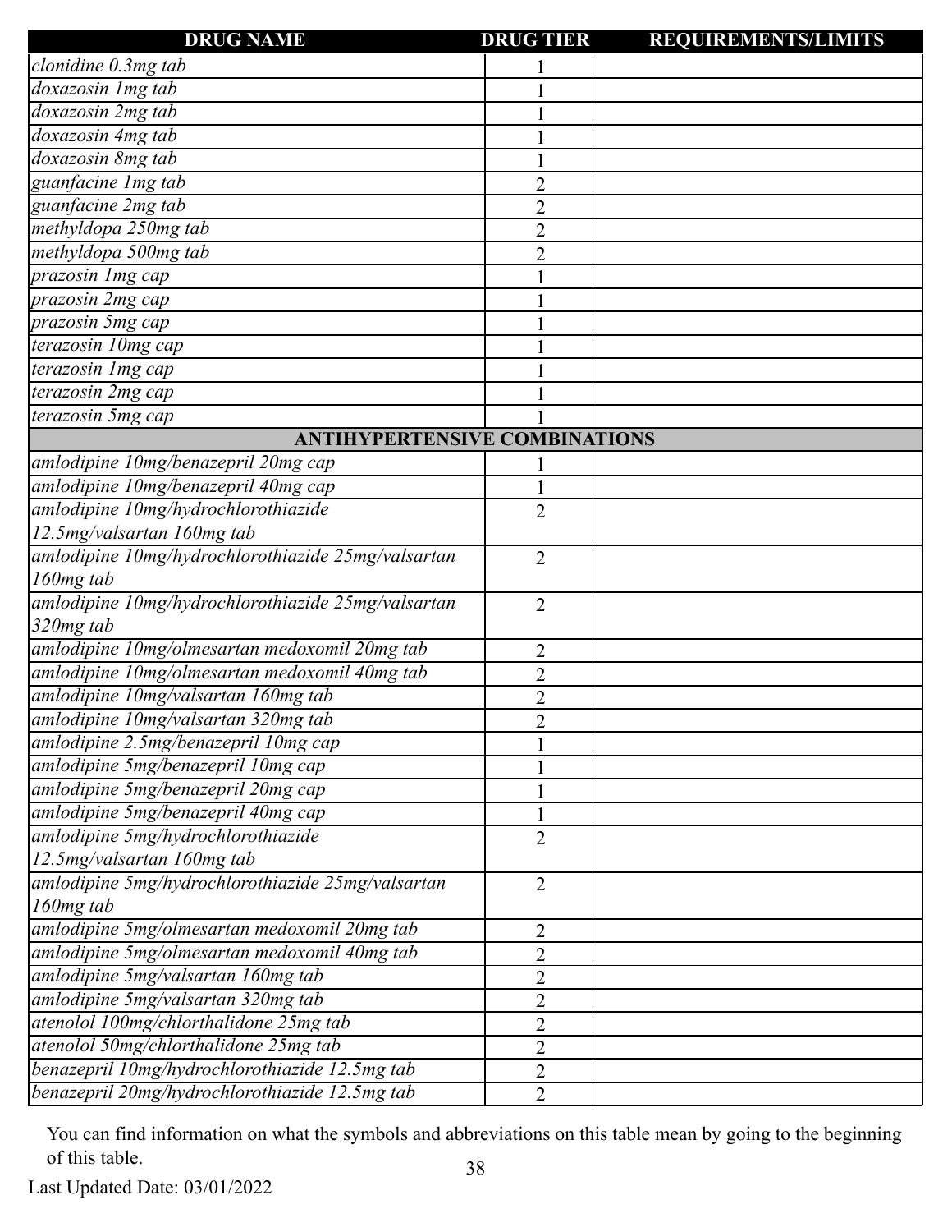| DRUG NAME | DRUG TIER | REQUIREMENTS/LIMITS |
|---|---|---|
| *clonidine 0.3mg tab* | 1 | |
| *doxazosin 1mg tab* | 1 | |
| *doxazosin 2mg tab* | 1 | |
| *doxazosin 4mg tab* | 1 | |
| *doxazosin 8mg tab* | 1 | |
| *guanfacine 1mg tab* | 2 | |
| *guanfacine 2mg tab* | 2 | |
| *methyldopa 250mg tab* | 2 | |
| *methyldopa 500mg tab* | 2 | |
| *prazosin 1mg cap* | 1 | |
| *prazosin 2mg cap* | 1 | |
| *prazosin 5mg cap* | 1 | |
| *terazosin 10mg cap* | 1 | |
| *terazosin 1mg cap* | 1 | |
| *terazosin 2mg cap* | 1 | |
| *terazosin 5mg cap* | 1 | |
| **ANTIHYPERTENSIVE COMBINATIONS** | | |
| *amlodipine 10mg/benazepril 20mg cap* | 1 | |
| *amlodipine 10mg/benazepril 40mg cap* | 1 | |
| *amlodipine 10mg/hydrochlorothiazide 12.5mg/valsartan 160mg tab* | 2 | |
| *amlodipine 10mg/hydrochlorothiazide 25mg/valsartan 160mg tab* | 2 | |
| *amlodipine 10mg/hydrochlorothiazide 25mg/valsartan 320mg tab* | 2 | |
| *amlodipine 10mg/olmesartan medoxomil 20mg tab* | 2 | |
| *amlodipine 10mg/olmesartan medoxomil 40mg tab* | 2 | |
| *amlodipine 10mg/valsartan 160mg tab* | 2 | |
| *amlodipine 10mg/valsartan 320mg tab* | 2 | |
| *amlodipine 2.5mg/benazepril 10mg cap* | 1 | |
| *amlodipine 5mg/benazepril 10mg cap* | 1 | |
| *amlodipine 5mg/benazepril 20mg cap* | 1 | |
| *amlodipine 5mg/benazepril 40mg cap* | 1 | |
| *amlodipine 5mg/hydrochlorothiazide 12.5mg/valsartan 160mg tab* | 2 | |
| *amlodipine 5mg/hydrochlorothiazide 25mg/valsartan 160mg tab* | 2 | |
| *amlodipine 5mg/olmesartan medoxomil 20mg tab* | 2 | |
| *amlodipine 5mg/olmesartan medoxomil 40mg tab* | 2 | |
| *amlodipine 5mg/valsartan 160mg tab* | 2 | |
| *amlodipine 5mg/valsartan 320mg tab* | 2 | |
| *atenolol 100mg/chlorthalidone 25mg tab* | 2 | |
| *atenolol 50mg/chlorthalidone 25mg tab* | 2 | |
| *benazepril 10mg/hydrochlorothiazide 12.5mg tab* | 2 | |
| *benazepril 20mg/hydrochlorothiazide 12.5mg tab* | 2 | |

You can find information on what the symbols and abbreviations on this table mean by going to the beginning of this table.

Last Updated Date: 03/01/2022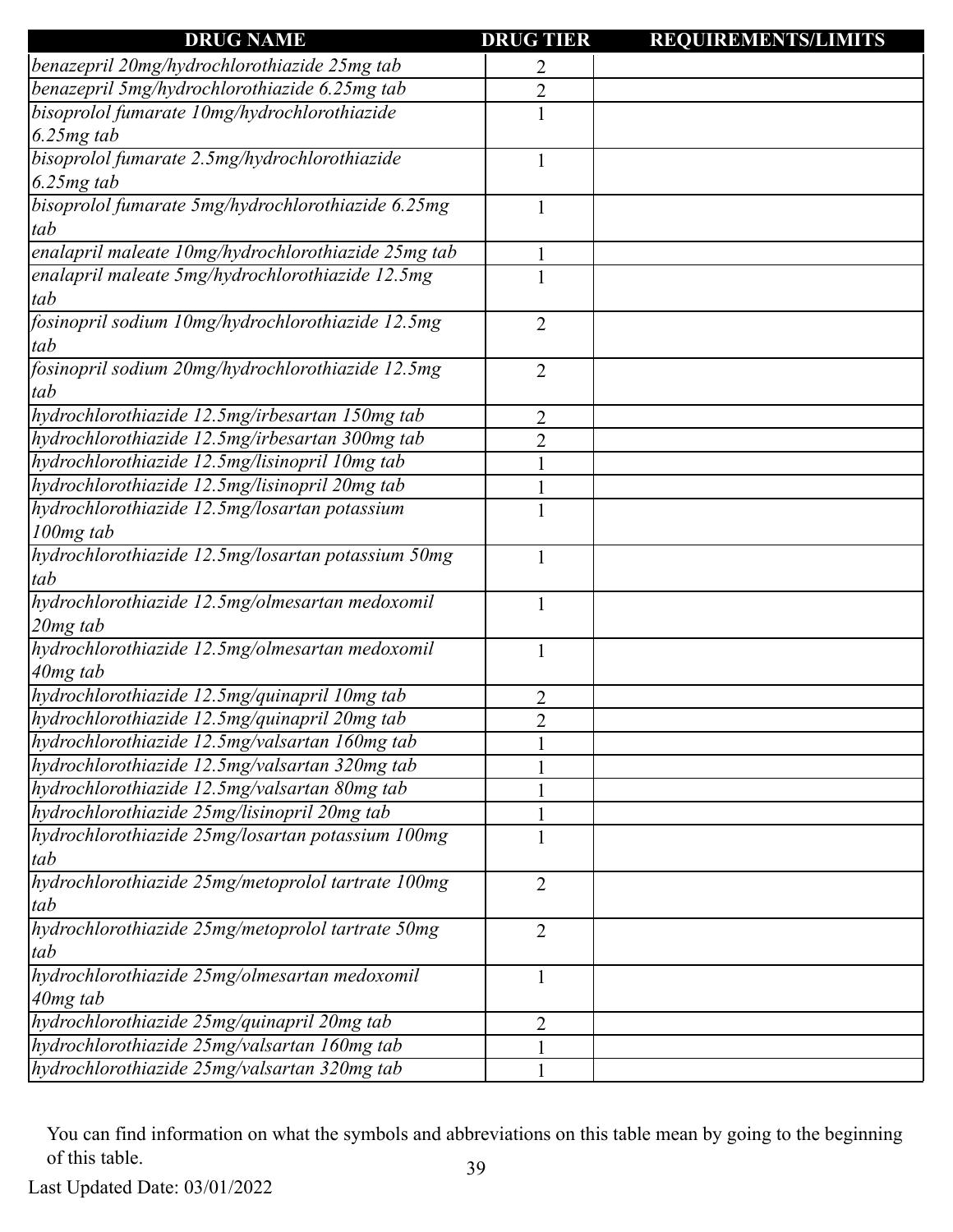| DRUG NAME | DRUG TIER | REQUIREMENTS/LIMITS |
|---|---|---|
| *benazepril 20mg/hydrochlorothiazide 25mg tab* | 2 | |
| *benazepril 5mg/hydrochlorothiazide 6.25mg tab* | 2 | |
| *bisoprolol fumarate 10mg/hydrochlorothiazide 6.25mg tab* | 1 | |
| *bisoprolol fumarate 2.5mg/hydrochlorothiazide 6.25mg tab* | 1 | |
| *bisoprolol fumarate 5mg/hydrochlorothiazide 6.25mg tab* | 1 | |
| *enalapril maleate 10mg/hydrochlorothiazide 25mg tab* | 1 | |
| *enalapril maleate 5mg/hydrochlorothiazide 12.5mg tab* | 1 | |
| *fosinopril sodium 10mg/hydrochlorothiazide 12.5mg tab* | 2 | |
| *fosinopril sodium 20mg/hydrochlorothiazide 12.5mg tab* | 2 | |
| *hydrochlorothiazide 12.5mg/irbesartan 150mg tab* | 2 | |
| *hydrochlorothiazide 12.5mg/irbesartan 300mg tab* | 2 | |
| *hydrochlorothiazide 12.5mg/lisinopril 10mg tab* | 1 | |
| *hydrochlorothiazide 12.5mg/lisinopril 20mg tab* | 1 | |
| *hydrochlorothiazide 12.5mg/losartan potassium 100mg tab* | 1 | |
| *hydrochlorothiazide 12.5mg/losartan potassium 50mg tab* | 1 | |
| *hydrochlorothiazide 12.5mg/olmesartan medoxomil 20mg tab* | 1 | |
| *hydrochlorothiazide 12.5mg/olmesartan medoxomil 40mg tab* | 1 | |
| *hydrochlorothiazide 12.5mg/quinapril 10mg tab* | 2 | |
| *hydrochlorothiazide 12.5mg/quinapril 20mg tab* | 2 | |
| *hydrochlorothiazide 12.5mg/valsartan 160mg tab* | 1 | |
| *hydrochlorothiazide 12.5mg/valsartan 320mg tab* | 1 | |
| *hydrochlorothiazide 12.5mg/valsartan 80mg tab* | 1 | |
| *hydrochlorothiazide 25mg/lisinopril 20mg tab* | 1 | |
| *hydrochlorothiazide 25mg/losartan potassium 100mg tab* | 1 | |
| *hydrochlorothiazide 25mg/metoprolol tartrate 100mg tab* | 2 | |
| *hydrochlorothiazide 25mg/metoprolol tartrate 50mg tab* | 2 | |
| *hydrochlorothiazide 25mg/olmesartan medoxomil 40mg tab* | 1 | |
| *hydrochlorothiazide 25mg/quinapril 20mg tab* | 2 | |
| *hydrochlorothiazide 25mg/valsartan 160mg tab* | 1 | |
| *hydrochlorothiazide 25mg/valsartan 320mg tab* | 1 | |

You can find information on what the symbols and abbreviations on this table mean by going to the beginning of this table.

Last Updated Date: 03/01/2022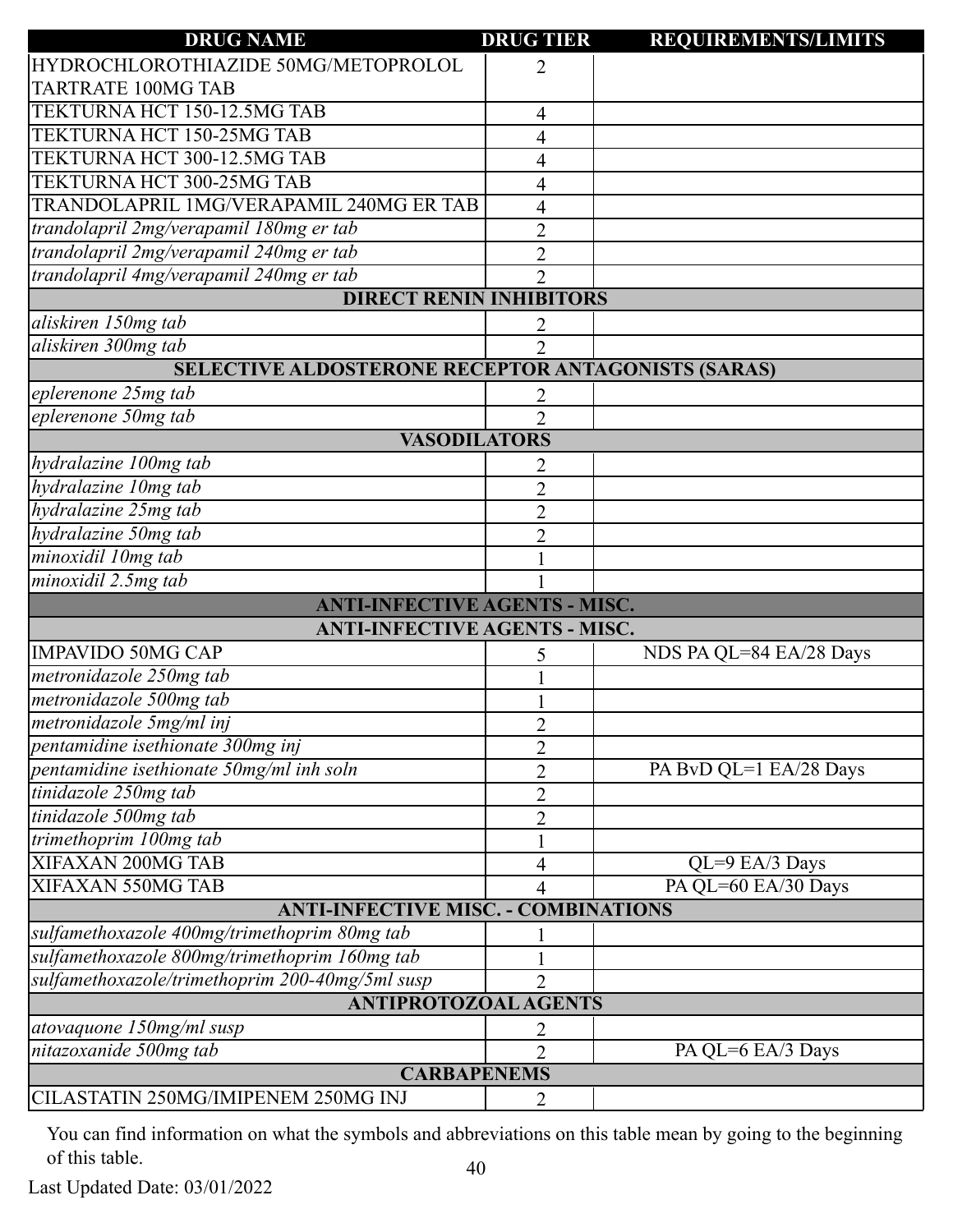| DRUG NAME | DRUG TIER | REQUIREMENTS/LIMITS |
|---|---|---|
| HYDROCHLOROTHIAZIDE 50MG/METOPROLOL TARTRATE 100MG TAB | 2 | |
| TEKTURNA HCT 150-12.5MG TAB | 4 | |
| TEKTURNA HCT 150-25MG TAB | 4 | |
| TEKTURNA HCT 300-12.5MG TAB | 4 | |
| TEKTURNA HCT 300-25MG TAB | 4 | |
| TRANDOLAPRIL 1MG/VERAPAMIL 240MG ER TAB | 4 | |
| *trandolapril 2mg/verapamil 180mg er tab* | 2 | |
| *trandolapril 2mg/verapamil 240mg er tab* | 2 | |
| *trandolapril 4mg/verapamil 240mg er tab* | 2 | |
| **DIRECT RENIN INHIBITORS** | | |
| *aliskiren 150mg tab* | 2 | |
| *aliskiren 300mg tab* | 2 | |
| **SELECTIVE ALDOSTERONE RECEPTOR ANTAGONISTS (SARAS)** | | |
| *eplerenone 25mg tab* | 2 | |
| *eplerenone 50mg tab* | 2 | |
| **VASODILATORS** | | |
| *hydralazine 100mg tab* | 2 | |
| *hydralazine 10mg tab* | 2 | |
| *hydralazine 25mg tab* | 2 | |
| *hydralazine 50mg tab* | 2 | |
| *minoxidil 10mg tab* | 1 | |
| *minoxidil 2.5mg tab* | 1 | |
| **ANTI-INFECTIVE AGENTS - MISC.** | | |
| **ANTI-INFECTIVE AGENTS - MISC.** | | |
| IMPAVIDO 50MG CAP | 5 | NDS PA QL=84 EA/28 Days |
| *metronidazole 250mg tab* | 1 | |
| *metronidazole 500mg tab* | 1 | |
| *metronidazole 5mg/ml inj* | 2 | |
| *pentamidine isethionate 300mg inj* | 2 | |
| *pentamidine isethionate 50mg/ml inh soln* | 2 | PA BvD QL=1 EA/28 Days |
| *tinidazole 250mg tab* | 2 | |
| *tinidazole 500mg tab* | 2 | |
| *trimethoprim 100mg tab* | 1 | |
| XIFAXAN 200MG TAB | 4 | QL=9 EA/3 Days |
| XIFAXAN 550MG TAB | 4 | PA QL=60 EA/30 Days |
| **ANTI-INFECTIVE MISC. - COMBINATIONS** | | |
| *sulfamethoxazole 400mg/trimethoprim 80mg tab* | 1 | |
| *sulfamethoxazole 800mg/trimethoprim 160mg tab* | 1 | |
| *sulfamethoxazole/trimethoprim 200-40mg/5ml susp* | 2 | |
| **ANTIPROTOZOAL AGENTS** | | |
| *atovaquone 150mg/ml susp* | 2 | |
| *nitazoxanide 500mg tab* | 2 | PA QL=6 EA/3 Days |
| **CARBAPENEMS** | | |
| CILASTATIN 250MG/IMIPENEM 250MG INJ | 2 | |

You can find information on what the symbols and abbreviations on this table mean by going to the beginning of this table.

Last Updated Date: 03/01/2022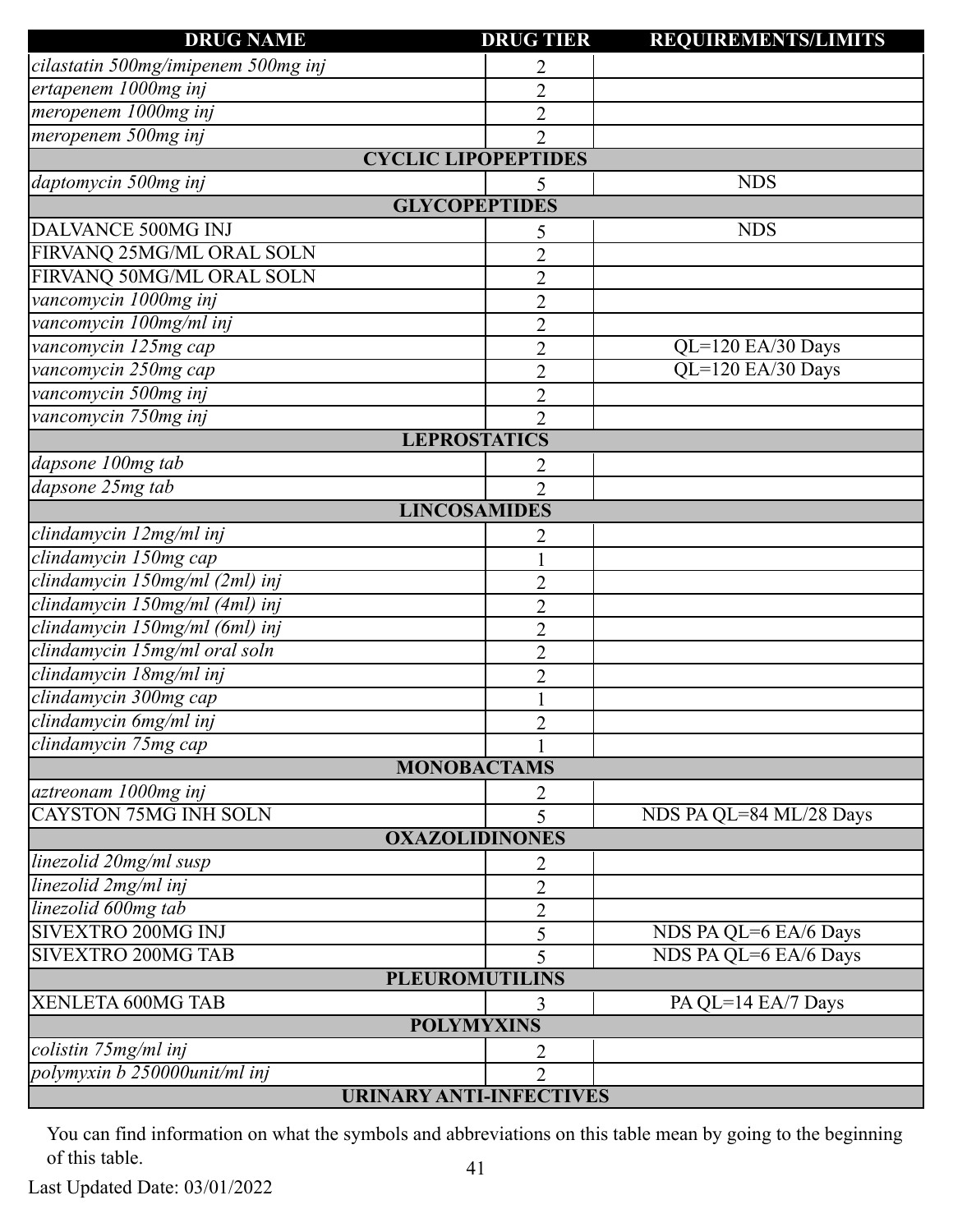| DRUG NAME | DRUG TIER | REQUIREMENTS/LIMITS |
|---|---|---|
| *cilastatin 500mg/imipenem 500mg inj* | 2 | |
| *ertapenem 1000mg inj* | 2 | |
| *meropenem 1000mg inj* | 2 | |
| *meropenem 500mg inj* | 2 | |
| **CYCLIC LIPOPEPTIDES** | | |
| *daptomycin 500mg inj* | 5 | NDS |
| **GLYCOPEPTIDES** | | |
| DALVANCE 500MG INJ | 5 | NDS |
| FIRVANQ 25MG/ML ORAL SOLN | 2 | |
| FIRVANQ 50MG/ML ORAL SOLN | 2 | |
| *vancomycin 1000mg inj* | 2 | |
| *vancomycin 100mg/ml inj* | 2 | |
| *vancomycin 125mg cap* | 2 | QL=120 EA/30 Days |
| *vancomycin 250mg cap* | 2 | QL=120 EA/30 Days |
| *vancomycin 500mg inj* | 2 | |
| *vancomycin 750mg inj* | 2 | |
| **LEPROSTATICS** | | |
| *dapsone 100mg tab* | 2 | |
| *dapsone 25mg tab* | 2 | |
| **LINCOSAMIDES** | | |
| *clindamycin 12mg/ml inj* | 2 | |
| *clindamycin 150mg cap* | 1 | |
| *clindamycin 150mg/ml (2ml) inj* | 2 | |
| *clindamycin 150mg/ml (4ml) inj* | 2 | |
| *clindamycin 150mg/ml (6ml) inj* | 2 | |
| *clindamycin 15mg/ml oral soln* | 2 | |
| *clindamycin 18mg/ml inj* | 2 | |
| *clindamycin 300mg cap* | 1 | |
| *clindamycin 6mg/ml inj* | 2 | |
| *clindamycin 75mg cap* | 1 | |
| **MONOBACTAMS** | | |
| *aztreonam 1000mg inj* | 2 | |
| CAYSTON 75MG INH SOLN | 5 | NDS PA QL=84 ML/28 Days |
| **OXAZOLIDINONES** | | |
| *linezolid 20mg/ml susp* | 2 | |
| *linezolid 2mg/ml inj* | 2 | |
| *linezolid 600mg tab* | 2 | |
| SIVEXTRO 200MG INJ | 5 | NDS PA QL=6 EA/6 Days |
| SIVEXTRO 200MG TAB | 5 | NDS PA QL=6 EA/6 Days |
| **PLEUROMUTILINS** | | |
| XENLETA 600MG TAB | 3 | PA QL=14 EA/7 Days |
| **POLYMYXINS** | | |
| *colistin 75mg/ml inj* | 2 | |
| *polymyxin b 250000unit/ml inj* | 2 | |
| **URINARY ANTI-INFECTIVES** | | |

You can find information on what the symbols and abbreviations on this table mean by going to the beginning of this table.

Last Updated Date: 03/01/2022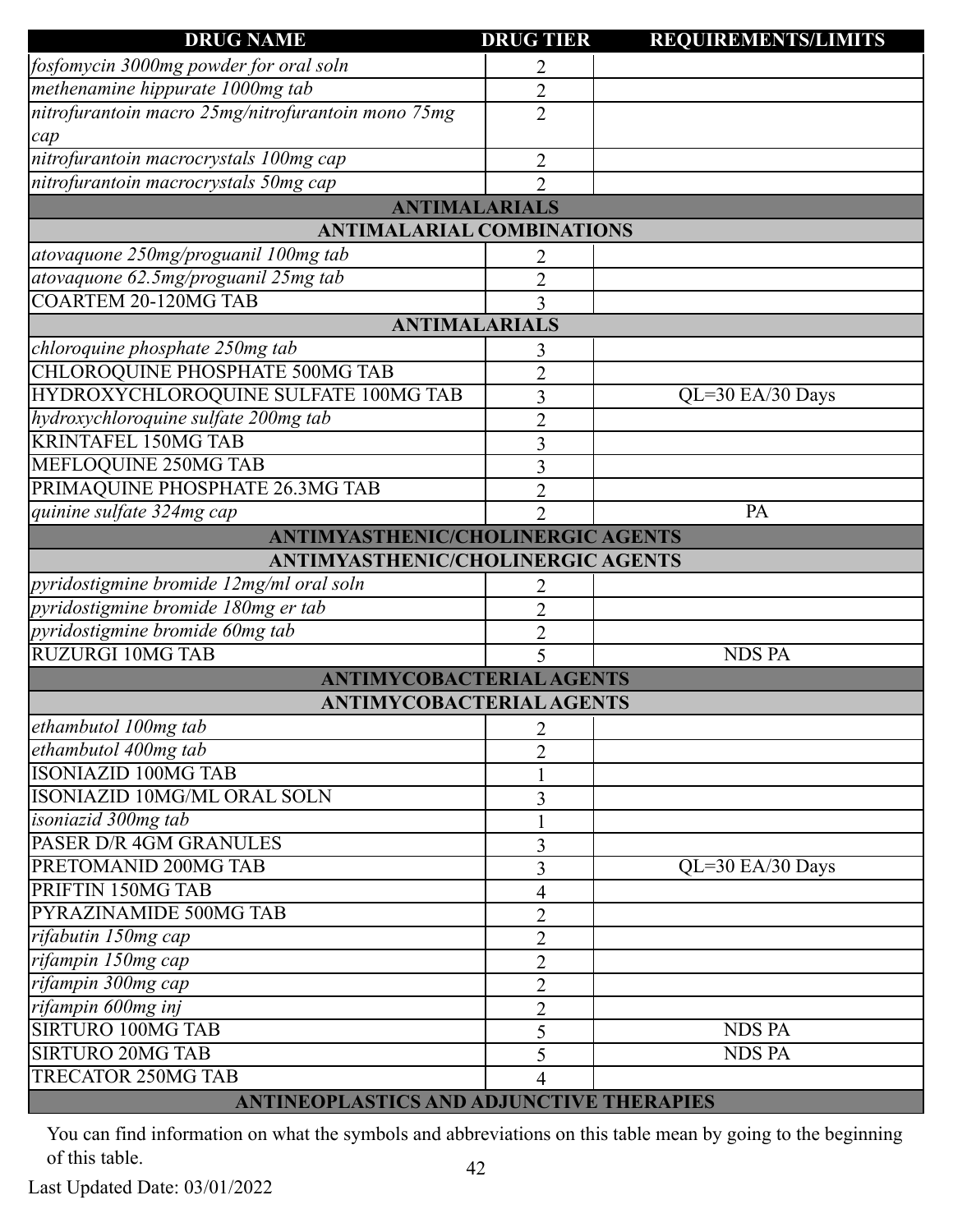| DRUG NAME | DRUG TIER | REQUIREMENTS/LIMITS |
|---|---|---|
| *fosfomycin 3000mg powder for oral soln* | 2 | |
| *methenamine hippurate 1000mg tab* | 2 | |
| *nitrofurantoin macro 25mg/nitrofurantoin mono 75mg cap* | 2 | |
| *nitrofurantoin macrocrystals 100mg cap* | 2 | |
| *nitrofurantoin macrocrystals 50mg cap* | 2 | |
| **ANTIMALARIALS** | | |
| **ANTIMALARIAL COMBINATIONS** | | |
| *atovaquone 250mg/proguanil 100mg tab* | 2 | |
| *atovaquone 62.5mg/proguanil 25mg tab* | 2 | |
| COARTEM 20-120MG TAB | 3 | |
| **ANTIMALARIALS** | | |
| *chloroquine phosphate 250mg tab* | 3 | |
| CHLOROQUINE PHOSPHATE 500MG TAB | 2 | |
| HYDROXYCHLOROQUINE SULFATE 100MG TAB | 3 | QL=30 EA/30 Days |
| *hydroxychloroquine sulfate 200mg tab* | 2 | |
| KRINTAFEL 150MG TAB | 3 | |
| MEFLOQUINE 250MG TAB | 3 | |
| PRIMAQUINE PHOSPHATE 26.3MG TAB | 2 | |
| *quinine sulfate 324mg cap* | 2 | PA |
| **ANTIMYASTHENIC/CHOLINERGIC AGENTS** | | |
| **ANTIMYASTHENIC/CHOLINERGIC AGENTS** | | |
| *pyridostigmine bromide 12mg/ml oral soln* | 2 | |
| *pyridostigmine bromide 180mg er tab* | 2 | |
| *pyridostigmine bromide 60mg tab* | 2 | |
| RUZURGI 10MG TAB | 5 | NDS PA |
| **ANTIMYCOBACTERIAL AGENTS** | | |
| **ANTIMYCOBACTERIAL AGENTS** | | |
| *ethambutol 100mg tab* | 2 | |
| *ethambutol 400mg tab* | 2 | |
| ISONIAZID 100MG TAB | 1 | |
| ISONIAZID 10MG/ML ORAL SOLN | 3 | |
| *isoniazid 300mg tab* | 1 | |
| PASER D/R 4GM GRANULES | 3 | |
| PRETOMANID 200MG TAB | 3 | QL=30 EA/30 Days |
| PRIFTIN 150MG TAB | 4 | |
| PYRAZINAMIDE 500MG TAB | 2 | |
| *rifabutin 150mg cap* | 2 | |
| *rifampin 150mg cap* | 2 | |
| *rifampin 300mg cap* | 2 | |
| *rifampin 600mg inj* | 2 | |
| SIRTURO 100MG TAB | 5 | NDS PA |
| SIRTURO 20MG TAB | 5 | NDS PA |
| TRECATOR 250MG TAB | 4 | |
| **ANTINEOPLASTICS AND ADJUNCTIVE THERAPIES** | | |

You can find information on what the symbols and abbreviations on this table mean by going to the beginning of this table.

Last Updated Date: 03/01/2022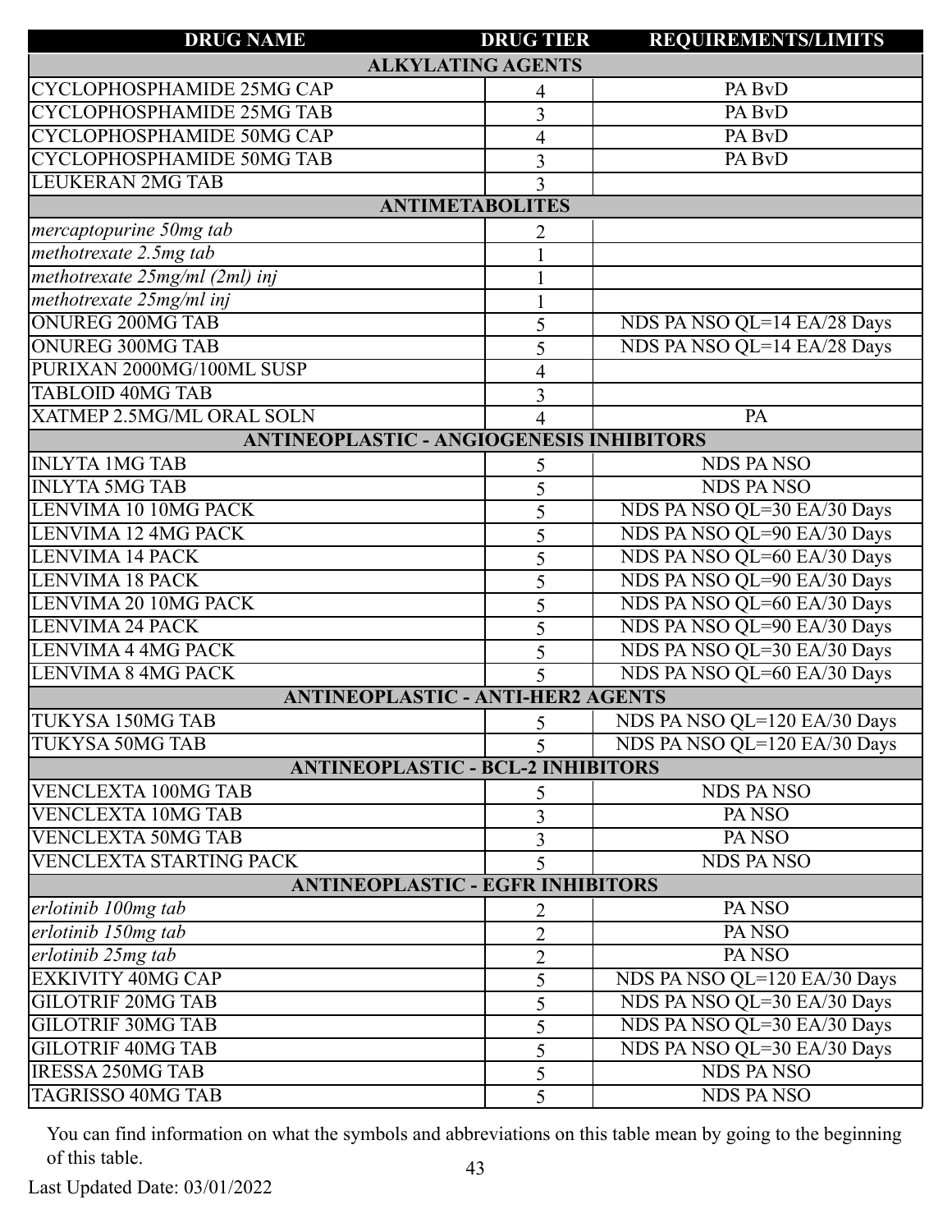| DRUG NAME | DRUG TIER | REQUIREMENTS/LIMITS |
|---|---|---|
| **ALKYLATING AGENTS** | | |
| CYCLOPHOSPHAMIDE 25MG CAP | 4 | PA BvD |
| CYCLOPHOSPHAMIDE 25MG TAB | 3 | PA BvD |
| CYCLOPHOSPHAMIDE 50MG CAP | 4 | PA BvD |
| CYCLOPHOSPHAMIDE 50MG TAB | 3 | PA BvD |
| LEUKERAN 2MG TAB | 3 | |
| **ANTIMETABOLITES** | | |
| *mercaptopurine 50mg tab* | 2 | |
| *methotrexate 2.5mg tab* | 1 | |
| *methotrexate 25mg/ml (2ml) inj* | 1 | |
| *methotrexate 25mg/ml inj* | 1 | |
| ONUREG 200MG TAB | 5 | NDS PA NSO QL=14 EA/28 Days |
| ONUREG 300MG TAB | 5 | NDS PA NSO QL=14 EA/28 Days |
| PURIXAN 2000MG/100ML SUSP | 4 | |
| TABLOID 40MG TAB | 3 | |
| XATMEP 2.5MG/ML ORAL SOLN | 4 | PA |
| **ANTINEOPLASTIC - ANGIOGENESIS INHIBITORS** | | |
| INLYTA 1MG TAB | 5 | NDS PA NSO |
| INLYTA 5MG TAB | 5 | NDS PA NSO |
| LENVIMA 10 10MG PACK | 5 | NDS PA NSO QL=30 EA/30 Days |
| LENVIMA 12 4MG PACK | 5 | NDS PA NSO QL=90 EA/30 Days |
| LENVIMA 14 PACK | 5 | NDS PA NSO QL=60 EA/30 Days |
| LENVIMA 18 PACK | 5 | NDS PA NSO QL=90 EA/30 Days |
| LENVIMA 20 10MG PACK | 5 | NDS PA NSO QL=60 EA/30 Days |
| LENVIMA 24 PACK | 5 | NDS PA NSO QL=90 EA/30 Days |
| LENVIMA 4 4MG PACK | 5 | NDS PA NSO QL=30 EA/30 Days |
| LENVIMA 8 4MG PACK | 5 | NDS PA NSO QL=60 EA/30 Days |
| **ANTINEOPLASTIC - ANTI-HER2 AGENTS** | | |
| TUKYSA 150MG TAB | 5 | NDS PA NSO QL=120 EA/30 Days |
| TUKYSA 50MG TAB | 5 | NDS PA NSO QL=120 EA/30 Days |
| **ANTINEOPLASTIC - BCL-2 INHIBITORS** | | |
| VENCLEXTA 100MG TAB | 5 | NDS PA NSO |
| VENCLEXTA 10MG TAB | 3 | PA NSO |
| VENCLEXTA 50MG TAB | 3 | PA NSO |
| VENCLEXTA STARTING PACK | 5 | NDS PA NSO |
| **ANTINEOPLASTIC - EGFR INHIBITORS** | | |
| *erlotinib 100mg tab* | 2 | PA NSO |
| *erlotinib 150mg tab* | 2 | PA NSO |
| *erlotinib 25mg tab* | 2 | PA NSO |
| EXKIVITY 40MG CAP | 5 | NDS PA NSO QL=120 EA/30 Days |
| GILOTRIF 20MG TAB | 5 | NDS PA NSO QL=30 EA/30 Days |
| GILOTRIF 30MG TAB | 5 | NDS PA NSO QL=30 EA/30 Days |
| GILOTRIF 40MG TAB | 5 | NDS PA NSO QL=30 EA/30 Days |
| IRESSA 250MG TAB | 5 | NDS PA NSO |
| TAGRISSO 40MG TAB | 5 | NDS PA NSO |

You can find information on what the symbols and abbreviations on this table mean by going to the beginning of this table.

Last Updated Date: 03/01/2022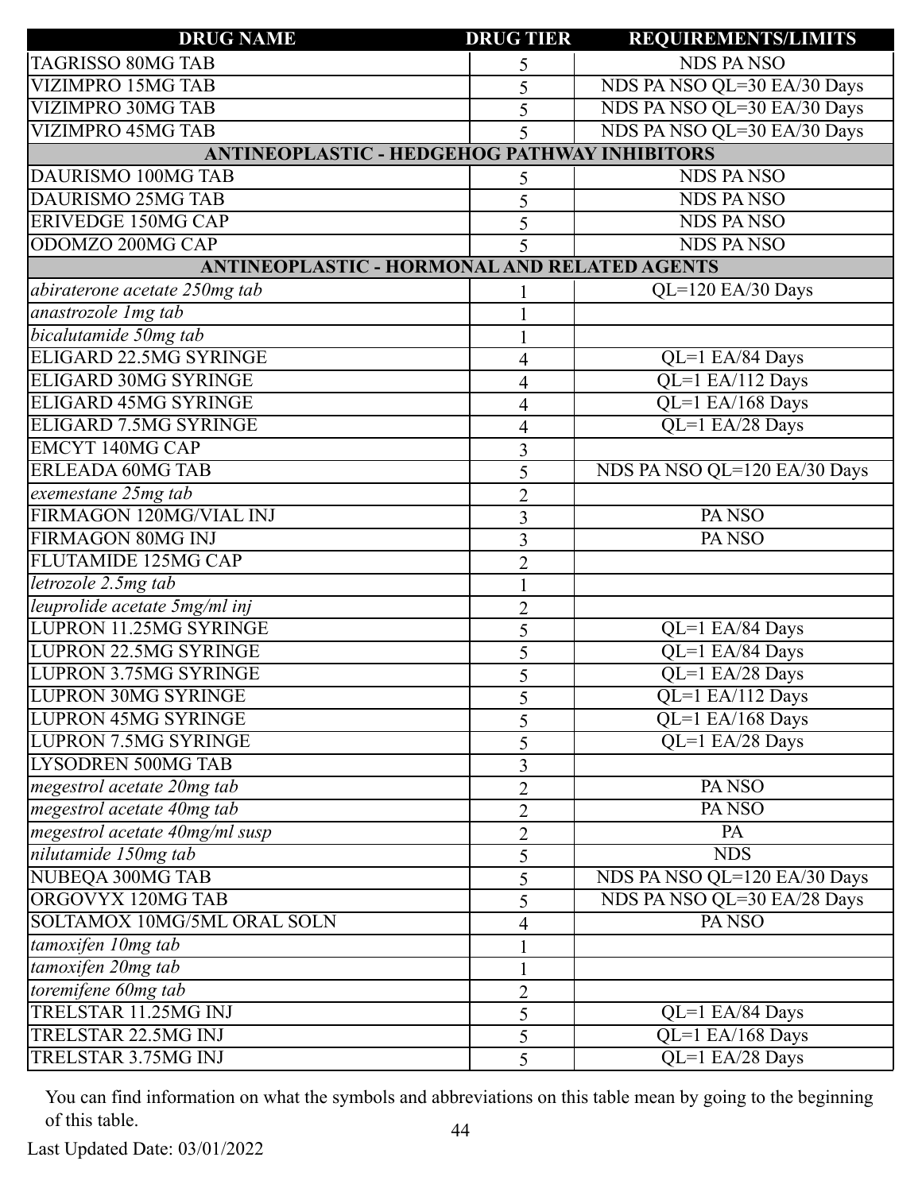| DRUG NAME | DRUG TIER | REQUIREMENTS/LIMITS |
|---|---|---|
| TAGRISSO 80MG TAB | 5 | NDS PA NSO |
| VIZIMPRO 15MG TAB | 5 | NDS PA NSO QL=30 EA/30 Days |
| VIZIMPRO 30MG TAB | 5 | NDS PA NSO QL=30 EA/30 Days |
| VIZIMPRO 45MG TAB | 5 | NDS PA NSO QL=30 EA/30 Days |
| **ANTINEOPLASTIC - HEDGEHOG PATHWAY INHIBITORS** | | |
| DAURISMO 100MG TAB | 5 | NDS PA NSO |
| DAURISMO 25MG TAB | 5 | NDS PA NSO |
| ERIVEDGE 150MG CAP | 5 | NDS PA NSO |
| ODOMZO 200MG CAP | 5 | NDS PA NSO |
| **ANTINEOPLASTIC - HORMONAL AND RELATED AGENTS** | | |
| *abiraterone acetate 250mg tab* | 1 | QL=120 EA/30 Days |
| *anastrozole 1mg tab* | 1 | |
| *bicalutamide 50mg tab* | 1 | |
| ELIGARD 22.5MG SYRINGE | 4 | QL=1 EA/84 Days |
| ELIGARD 30MG SYRINGE | 4 | QL=1 EA/112 Days |
| ELIGARD 45MG SYRINGE | 4 | QL=1 EA/168 Days |
| ELIGARD 7.5MG SYRINGE | 4 | QL=1 EA/28 Days |
| EMCYT 140MG CAP | 3 | |
| ERLEADA 60MG TAB | 5 | NDS PA NSO QL=120 EA/30 Days |
| *exemestane 25mg tab* | 2 | |
| FIRMAGON 120MG/VIAL INJ | 3 | PA NSO |
| FIRMAGON 80MG INJ | 3 | PA NSO |
| FLUTAMIDE 125MG CAP | 2 | |
| *letrozole 2.5mg tab* | 1 | |
| *leuprolide acetate 5mg/ml inj* | 2 | |
| LUPRON 11.25MG SYRINGE | 5 | QL=1 EA/84 Days |
| LUPRON 22.5MG SYRINGE | 5 | QL=1 EA/84 Days |
| LUPRON 3.75MG SYRINGE | 5 | QL=1 EA/28 Days |
| LUPRON 30MG SYRINGE | 5 | QL=1 EA/112 Days |
| LUPRON 45MG SYRINGE | 5 | QL=1 EA/168 Days |
| LUPRON 7.5MG SYRINGE | 5 | QL=1 EA/28 Days |
| LYSODREN 500MG TAB | 3 | |
| *megestrol acetate 20mg tab* | 2 | PA NSO |
| *megestrol acetate 40mg tab* | 2 | PA NSO |
| *megestrol acetate 40mg/ml susp* | 2 | PA |
| *nilutamide 150mg tab* | 5 | NDS |
| NUBEQA 300MG TAB | 5 | NDS PA NSO QL=120 EA/30 Days |
| ORGOVYX 120MG TAB | 5 | NDS PA NSO QL=30 EA/28 Days |
| SOLTAMOX 10MG/5ML ORAL SOLN | 4 | PA NSO |
| *tamoxifen 10mg tab* | 1 | |
| *tamoxifen 20mg tab* | 1 | |
| *toremifene 60mg tab* | 2 | |
| TRELSTAR 11.25MG INJ | 5 | QL=1 EA/84 Days |
| TRELSTAR 22.5MG INJ | 5 | QL=1 EA/168 Days |
| TRELSTAR 3.75MG INJ | 5 | QL=1 EA/28 Days |

You can find information on what the symbols and abbreviations on this table mean by going to the beginning of this table.

Last Updated Date: 03/01/2022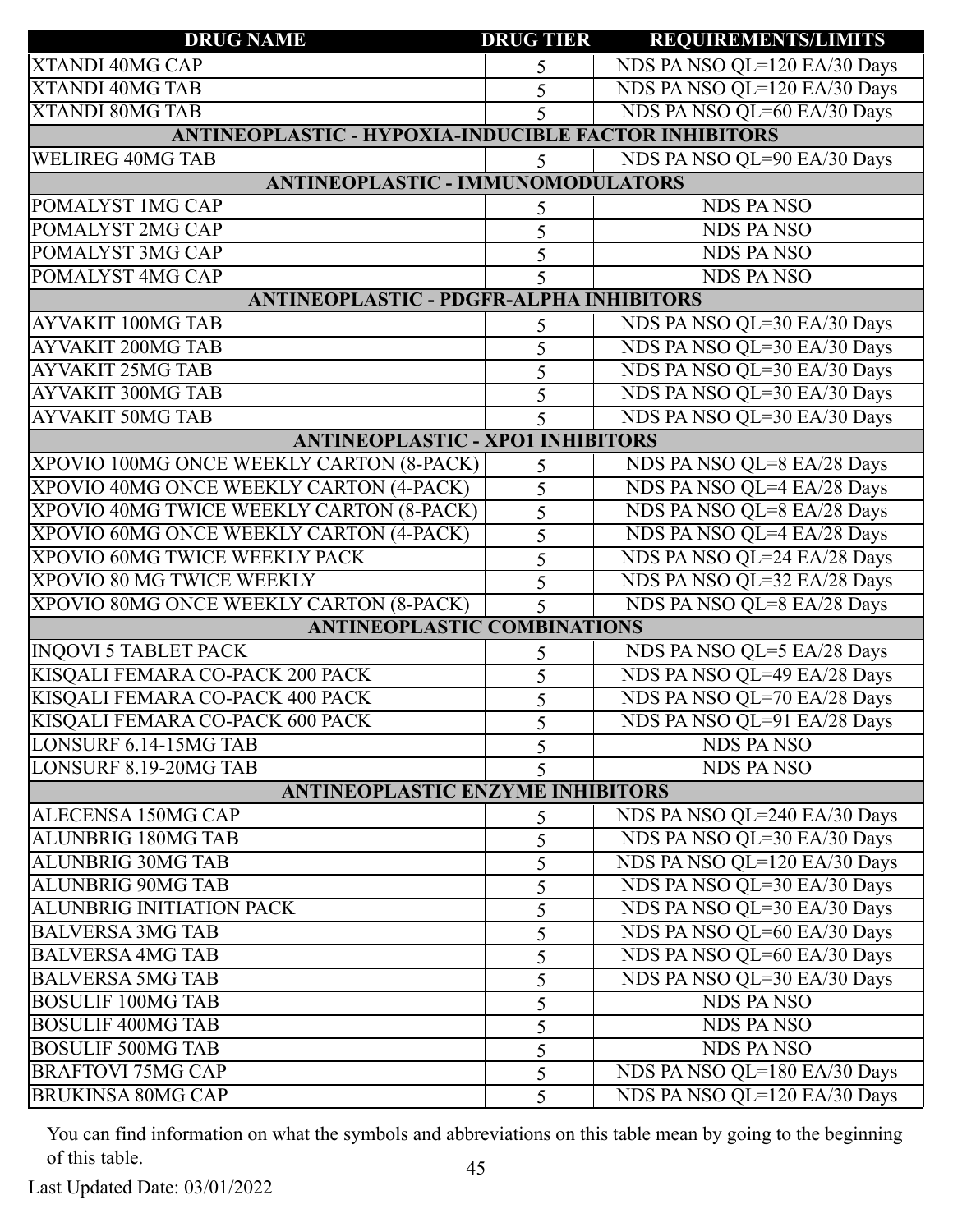| DRUG NAME | DRUG TIER | REQUIREMENTS/LIMITS |
|---|---|---|
| XTANDI 40MG CAP | 5 | NDS PA NSO QL=120 EA/30 Days |
| XTANDI 40MG TAB | 5 | NDS PA NSO QL=120 EA/30 Days |
| XTANDI 80MG TAB | 5 | NDS PA NSO QL=60 EA/30 Days |
| **ANTINEOPLASTIC - HYPOXIA-INDUCIBLE FACTOR INHIBITORS** | | |
| WELIREG 40MG TAB | 5 | NDS PA NSO QL=90 EA/30 Days |
| **ANTINEOPLASTIC - IMMUNOMODULATORS** | | |
| POMALYST 1MG CAP | 5 | NDS PA NSO |
| POMALYST 2MG CAP | 5 | NDS PA NSO |
| POMALYST 3MG CAP | 5 | NDS PA NSO |
| POMALYST 4MG CAP | 5 | NDS PA NSO |
| **ANTINEOPLASTIC - PDGFR-ALPHA INHIBITORS** | | |
| AYVAKIT 100MG TAB | 5 | NDS PA NSO QL=30 EA/30 Days |
| AYVAKIT 200MG TAB | 5 | NDS PA NSO QL=30 EA/30 Days |
| AYVAKIT 25MG TAB | 5 | NDS PA NSO QL=30 EA/30 Days |
| AYVAKIT 300MG TAB | 5 | NDS PA NSO QL=30 EA/30 Days |
| AYVAKIT 50MG TAB | 5 | NDS PA NSO QL=30 EA/30 Days |
| **ANTINEOPLASTIC - XPO1 INHIBITORS** | | |
| XPOVIO 100MG ONCE WEEKLY CARTON (8-PACK) | 5 | NDS PA NSO QL=8 EA/28 Days |
| XPOVIO 40MG ONCE WEEKLY CARTON (4-PACK) | 5 | NDS PA NSO QL=4 EA/28 Days |
| XPOVIO 40MG TWICE WEEKLY CARTON (8-PACK) | 5 | NDS PA NSO QL=8 EA/28 Days |
| XPOVIO 60MG ONCE WEEKLY CARTON (4-PACK) | 5 | NDS PA NSO QL=4 EA/28 Days |
| XPOVIO 60MG TWICE WEEKLY PACK | 5 | NDS PA NSO QL=24 EA/28 Days |
| XPOVIO 80 MG TWICE WEEKLY | 5 | NDS PA NSO QL=32 EA/28 Days |
| XPOVIO 80MG ONCE WEEKLY CARTON (8-PACK) | 5 | NDS PA NSO QL=8 EA/28 Days |
| **ANTINEOPLASTIC COMBINATIONS** | | |
| INQOVI 5 TABLET PACK | 5 | NDS PA NSO QL=5 EA/28 Days |
| KISQALI FEMARA CO-PACK 200 PACK | 5 | NDS PA NSO QL=49 EA/28 Days |
| KISQALI FEMARA CO-PACK 400 PACK | 5 | NDS PA NSO QL=70 EA/28 Days |
| KISQALI FEMARA CO-PACK 600 PACK | 5 | NDS PA NSO QL=91 EA/28 Days |
| LONSURF 6.14-15MG TAB | 5 | NDS PA NSO |
| LONSURF 8.19-20MG TAB | 5 | NDS PA NSO |
| **ANTINEOPLASTIC ENZYME INHIBITORS** | | |
| ALECENSA 150MG CAP | 5 | NDS PA NSO QL=240 EA/30 Days |
| ALUNBRIG 180MG TAB | 5 | NDS PA NSO QL=30 EA/30 Days |
| ALUNBRIG 30MG TAB | 5 | NDS PA NSO QL=120 EA/30 Days |
| ALUNBRIG 90MG TAB | 5 | NDS PA NSO QL=30 EA/30 Days |
| ALUNBRIG INITIATION PACK | 5 | NDS PA NSO QL=30 EA/30 Days |
| BALVERSA 3MG TAB | 5 | NDS PA NSO QL=60 EA/30 Days |
| BALVERSA 4MG TAB | 5 | NDS PA NSO QL=60 EA/30 Days |
| BALVERSA 5MG TAB | 5 | NDS PA NSO QL=30 EA/30 Days |
| BOSULIF 100MG TAB | 5 | NDS PA NSO |
| BOSULIF 400MG TAB | 5 | NDS PA NSO |
| BOSULIF 500MG TAB | 5 | NDS PA NSO |
| BRAFTOVI 75MG CAP | 5 | NDS PA NSO QL=180 EA/30 Days |
| BRUKINSA 80MG CAP | 5 | NDS PA NSO QL=120 EA/30 Days |

You can find information on what the symbols and abbreviations on this table mean by going to the beginning of this table.

Last Updated Date: 03/01/2022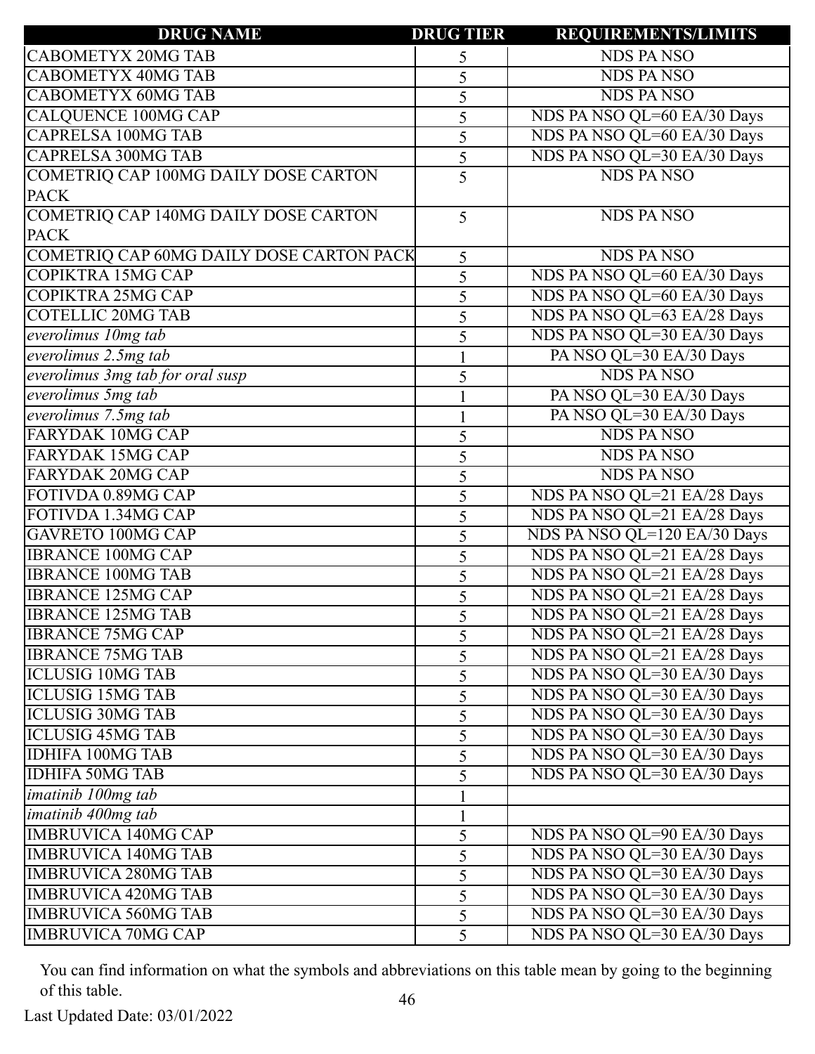| DRUG NAME | DRUG TIER | REQUIREMENTS/LIMITS |
|---|---|---|
| CABOMETYX 20MG TAB | 5 | NDS PA NSO |
| CABOMETYX 40MG TAB | 5 | NDS PA NSO |
| CABOMETYX 60MG TAB | 5 | NDS PA NSO |
| CALQUENCE 100MG CAP | 5 | NDS PA NSO QL=60 EA/30 Days |
| CAPRELSA 100MG TAB | 5 | NDS PA NSO QL=60 EA/30 Days |
| CAPRELSA 300MG TAB | 5 | NDS PA NSO QL=30 EA/30 Days |
| COMETRIQ CAP 100MG DAILY DOSE CARTON PACK | 5 | NDS PA NSO |
| COMETRIQ CAP 140MG DAILY DOSE CARTON PACK | 5 | NDS PA NSO |
| COMETRIQ CAP 60MG DAILY DOSE CARTON PACK | 5 | NDS PA NSO |
| COPIKTRA 15MG CAP | 5 | NDS PA NSO QL=60 EA/30 Days |
| COPIKTRA 25MG CAP | 5 | NDS PA NSO QL=60 EA/30 Days |
| COTELLIC 20MG TAB | 5 | NDS PA NSO QL=63 EA/28 Days |
| *everolimus 10mg tab* | 5 | NDS PA NSO QL=30 EA/30 Days |
| *everolimus 2.5mg tab* | 1 | PA NSO QL=30 EA/30 Days |
| *everolimus 3mg tab for oral susp* | 5 | NDS PA NSO |
| *everolimus 5mg tab* | 1 | PA NSO QL=30 EA/30 Days |
| *everolimus 7.5mg tab* | 1 | PA NSO QL=30 EA/30 Days |
| FARYDAK 10MG CAP | 5 | NDS PA NSO |
| FARYDAK 15MG CAP | 5 | NDS PA NSO |
| FARYDAK 20MG CAP | 5 | NDS PA NSO |
| FOTIVDA 0.89MG CAP | 5 | NDS PA NSO QL=21 EA/28 Days |
| FOTIVDA 1.34MG CAP | 5 | NDS PA NSO QL=21 EA/28 Days |
| GAVRETO 100MG CAP | 5 | NDS PA NSO QL=120 EA/30 Days |
| IBRANCE 100MG CAP | 5 | NDS PA NSO QL=21 EA/28 Days |
| IBRANCE 100MG TAB | 5 | NDS PA NSO QL=21 EA/28 Days |
| IBRANCE 125MG CAP | 5 | NDS PA NSO QL=21 EA/28 Days |
| IBRANCE 125MG TAB | 5 | NDS PA NSO QL=21 EA/28 Days |
| IBRANCE 75MG CAP | 5 | NDS PA NSO QL=21 EA/28 Days |
| IBRANCE 75MG TAB | 5 | NDS PA NSO QL=21 EA/28 Days |
| ICLUSIG 10MG TAB | 5 | NDS PA NSO QL=30 EA/30 Days |
| ICLUSIG 15MG TAB | 5 | NDS PA NSO QL=30 EA/30 Days |
| ICLUSIG 30MG TAB | 5 | NDS PA NSO QL=30 EA/30 Days |
| ICLUSIG 45MG TAB | 5 | NDS PA NSO QL=30 EA/30 Days |
| IDHIFA 100MG TAB | 5 | NDS PA NSO QL=30 EA/30 Days |
| IDHIFA 50MG TAB | 5 | NDS PA NSO QL=30 EA/30 Days |
| *imatinib 100mg tab* | 1 | |
| *imatinib 400mg tab* | 1 | |
| IMBRUVICA 140MG CAP | 5 | NDS PA NSO QL=90 EA/30 Days |
| IMBRUVICA 140MG TAB | 5 | NDS PA NSO QL=30 EA/30 Days |
| IMBRUVICA 280MG TAB | 5 | NDS PA NSO QL=30 EA/30 Days |
| IMBRUVICA 420MG TAB | 5 | NDS PA NSO QL=30 EA/30 Days |
| IMBRUVICA 560MG TAB | 5 | NDS PA NSO QL=30 EA/30 Days |
| IMBRUVICA 70MG CAP | 5 | NDS PA NSO QL=30 EA/30 Days |

You can find information on what the symbols and abbreviations on this table mean by going to the beginning of this table.

Last Updated Date: 03/01/2022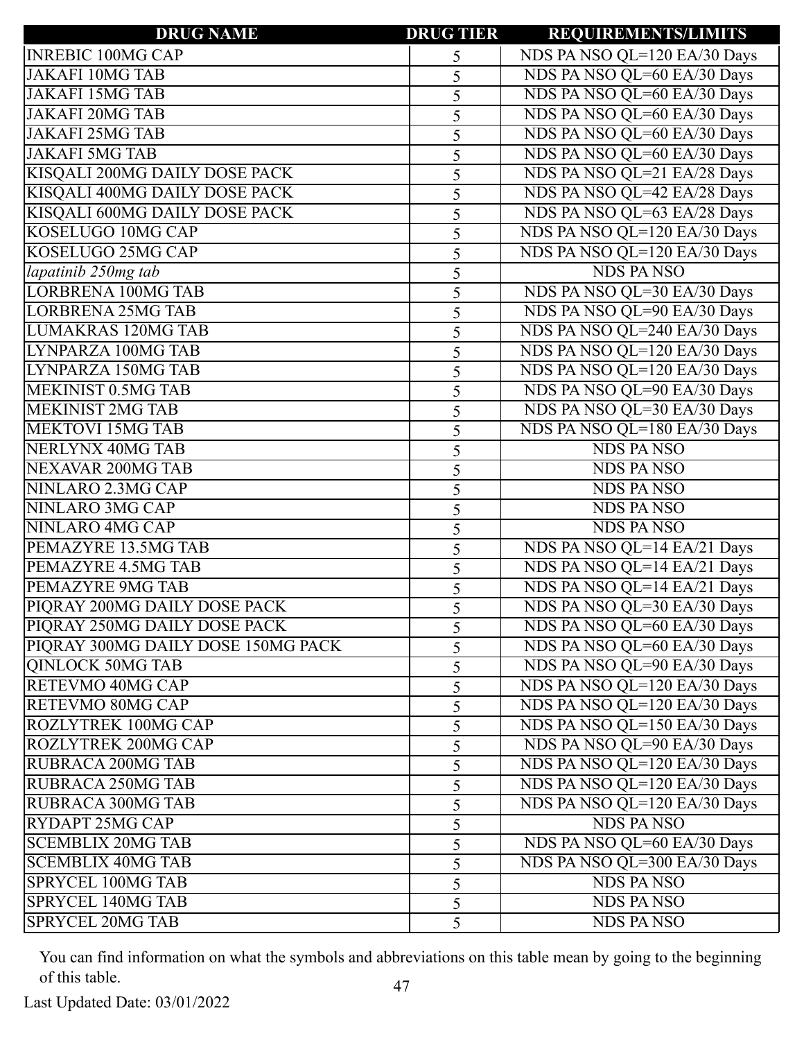| DRUG NAME | DRUG TIER | REQUIREMENTS/LIMITS |
|---|---|---|
| INREBIC 100MG CAP | 5 | NDS PA NSO QL=120 EA/30 Days |
| JAKAFI 10MG TAB | 5 | NDS PA NSO QL=60 EA/30 Days |
| JAKAFI 15MG TAB | 5 | NDS PA NSO QL=60 EA/30 Days |
| JAKAFI 20MG TAB | 5 | NDS PA NSO QL=60 EA/30 Days |
| JAKAFI 25MG TAB | 5 | NDS PA NSO QL=60 EA/30 Days |
| JAKAFI 5MG TAB | 5 | NDS PA NSO QL=60 EA/30 Days |
| KISQALI 200MG DAILY DOSE PACK | 5 | NDS PA NSO QL=21 EA/28 Days |
| KISQALI 400MG DAILY DOSE PACK | 5 | NDS PA NSO QL=42 EA/28 Days |
| KISQALI 600MG DAILY DOSE PACK | 5 | NDS PA NSO QL=63 EA/28 Days |
| KOSELUGO 10MG CAP | 5 | NDS PA NSO QL=120 EA/30 Days |
| KOSELUGO 25MG CAP | 5 | NDS PA NSO QL=120 EA/30 Days |
| *lapatinib 250mg tab* | 5 | NDS PA NSO |
| LORBRENA 100MG TAB | 5 | NDS PA NSO QL=30 EA/30 Days |
| LORBRENA 25MG TAB | 5 | NDS PA NSO QL=90 EA/30 Days |
| LUMAKRAS 120MG TAB | 5 | NDS PA NSO QL=240 EA/30 Days |
| LYNPARZA 100MG TAB | 5 | NDS PA NSO QL=120 EA/30 Days |
| LYNPARZA 150MG TAB | 5 | NDS PA NSO QL=120 EA/30 Days |
| MEKINIST 0.5MG TAB | 5 | NDS PA NSO QL=90 EA/30 Days |
| MEKINIST 2MG TAB | 5 | NDS PA NSO QL=30 EA/30 Days |
| MEKTOVI 15MG TAB | 5 | NDS PA NSO QL=180 EA/30 Days |
| NERLYNX 40MG TAB | 5 | NDS PA NSO |
| NEXAVAR 200MG TAB | 5 | NDS PA NSO |
| NINLARO 2.3MG CAP | 5 | NDS PA NSO |
| NINLARO 3MG CAP | 5 | NDS PA NSO |
| NINLARO 4MG CAP | 5 | NDS PA NSO |
| PEMAZYRE 13.5MG TAB | 5 | NDS PA NSO QL=14 EA/21 Days |
| PEMAZYRE 4.5MG TAB | 5 | NDS PA NSO QL=14 EA/21 Days |
| PEMAZYRE 9MG TAB | 5 | NDS PA NSO QL=14 EA/21 Days |
| PIQRAY 200MG DAILY DOSE PACK | 5 | NDS PA NSO QL=30 EA/30 Days |
| PIQRAY 250MG DAILY DOSE PACK | 5 | NDS PA NSO QL=60 EA/30 Days |
| PIQRAY 300MG DAILY DOSE 150MG PACK | 5 | NDS PA NSO QL=60 EA/30 Days |
| QINLOCK 50MG TAB | 5 | NDS PA NSO QL=90 EA/30 Days |
| RETEVMO 40MG CAP | 5 | NDS PA NSO QL=120 EA/30 Days |
| RETEVMO 80MG CAP | 5 | NDS PA NSO QL=120 EA/30 Days |
| ROZLYTREK 100MG CAP | 5 | NDS PA NSO QL=150 EA/30 Days |
| ROZLYTREK 200MG CAP | 5 | NDS PA NSO QL=90 EA/30 Days |
| RUBRACA 200MG TAB | 5 | NDS PA NSO QL=120 EA/30 Days |
| RUBRACA 250MG TAB | 5 | NDS PA NSO QL=120 EA/30 Days |
| RUBRACA 300MG TAB | 5 | NDS PA NSO QL=120 EA/30 Days |
| RYDAPT 25MG CAP | 5 | NDS PA NSO |
| SCEMBLIX 20MG TAB | 5 | NDS PA NSO QL=60 EA/30 Days |
| SCEMBLIX 40MG TAB | 5 | NDS PA NSO QL=300 EA/30 Days |
| SPRYCEL 100MG TAB | 5 | NDS PA NSO |
| SPRYCEL 140MG TAB | 5 | NDS PA NSO |
| SPRYCEL 20MG TAB | 5 | NDS PA NSO |

You can find information on what the symbols and abbreviations on this table mean by going to the beginning of this table.

Last Updated Date: 03/01/2022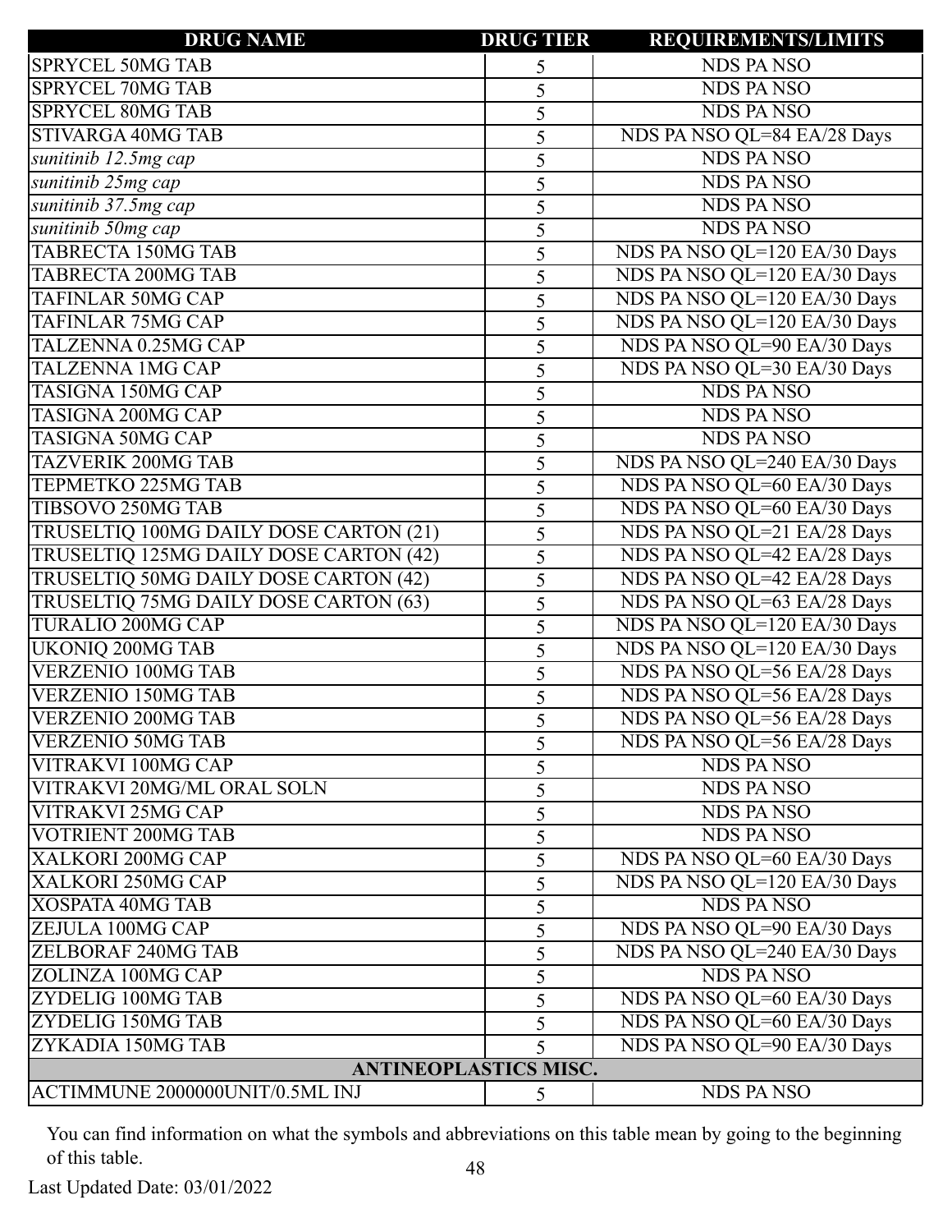| DRUG NAME | DRUG TIER | REQUIREMENTS/LIMITS |
|---|---|---|
| SPRYCEL 50MG TAB | 5 | NDS PA NSO |
| SPRYCEL 70MG TAB | 5 | NDS PA NSO |
| SPRYCEL 80MG TAB | 5 | NDS PA NSO |
| STIVARGA 40MG TAB | 5 | NDS PA NSO QL=84 EA/28 Days |
| *sunitinib 12.5mg cap* | 5 | NDS PA NSO |
| *sunitinib 25mg cap* | 5 | NDS PA NSO |
| *sunitinib 37.5mg cap* | 5 | NDS PA NSO |
| *sunitinib 50mg cap* | 5 | NDS PA NSO |
| TABRECTA 150MG TAB | 5 | NDS PA NSO QL=120 EA/30 Days |
| TABRECTA 200MG TAB | 5 | NDS PA NSO QL=120 EA/30 Days |
| TAFINLAR 50MG CAP | 5 | NDS PA NSO QL=120 EA/30 Days |
| TAFINLAR 75MG CAP | 5 | NDS PA NSO QL=120 EA/30 Days |
| TALZENNA 0.25MG CAP | 5 | NDS PA NSO QL=90 EA/30 Days |
| TALZENNA 1MG CAP | 5 | NDS PA NSO QL=30 EA/30 Days |
| TASIGNA 150MG CAP | 5 | NDS PA NSO |
| TASIGNA 200MG CAP | 5 | NDS PA NSO |
| TASIGNA 50MG CAP | 5 | NDS PA NSO |
| TAZVERIK 200MG TAB | 5 | NDS PA NSO QL=240 EA/30 Days |
| TEPMETKO 225MG TAB | 5 | NDS PA NSO QL=60 EA/30 Days |
| TIBSOVO 250MG TAB | 5 | NDS PA NSO QL=60 EA/30 Days |
| TRUSELTIQ 100MG DAILY DOSE CARTON (21) | 5 | NDS PA NSO QL=21 EA/28 Days |
| TRUSELTIQ 125MG DAILY DOSE CARTON (42) | 5 | NDS PA NSO QL=42 EA/28 Days |
| TRUSELTIQ 50MG DAILY DOSE CARTON (42) | 5 | NDS PA NSO QL=42 EA/28 Days |
| TRUSELTIQ 75MG DAILY DOSE CARTON (63) | 5 | NDS PA NSO QL=63 EA/28 Days |
| TURALIO 200MG CAP | 5 | NDS PA NSO QL=120 EA/30 Days |
| UKONIQ 200MG TAB | 5 | NDS PA NSO QL=120 EA/30 Days |
| VERZENIO 100MG TAB | 5 | NDS PA NSO QL=56 EA/28 Days |
| VERZENIO 150MG TAB | 5 | NDS PA NSO QL=56 EA/28 Days |
| VERZENIO 200MG TAB | 5 | NDS PA NSO QL=56 EA/28 Days |
| VERZENIO 50MG TAB | 5 | NDS PA NSO QL=56 EA/28 Days |
| VITRAKVI 100MG CAP | 5 | NDS PA NSO |
| VITRAKVI 20MG/ML ORAL SOLN | 5 | NDS PA NSO |
| VITRAKVI 25MG CAP | 5 | NDS PA NSO |
| VOTRIENT 200MG TAB | 5 | NDS PA NSO |
| XALKORI 200MG CAP | 5 | NDS PA NSO QL=60 EA/30 Days |
| XALKORI 250MG CAP | 5 | NDS PA NSO QL=120 EA/30 Days |
| XOSPATA 40MG TAB | 5 | NDS PA NSO |
| ZEJULA 100MG CAP | 5 | NDS PA NSO QL=90 EA/30 Days |
| ZELBORAF 240MG TAB | 5 | NDS PA NSO QL=240 EA/30 Days |
| ZOLINZA 100MG CAP | 5 | NDS PA NSO |
| ZYDELIG 100MG TAB | 5 | NDS PA NSO QL=60 EA/30 Days |
| ZYDELIG 150MG TAB | 5 | NDS PA NSO QL=60 EA/30 Days |
| ZYKADIA 150MG TAB | 5 | NDS PA NSO QL=90 EA/30 Days |
| **ANTINEOPLASTICS MISC.** | | |
| ACTIMMUNE 2000000UNIT/0.5ML INJ | 5 | NDS PA NSO |

You can find information on what the symbols and abbreviations on this table mean by going to the beginning of this table.

Last Updated Date: 03/01/2022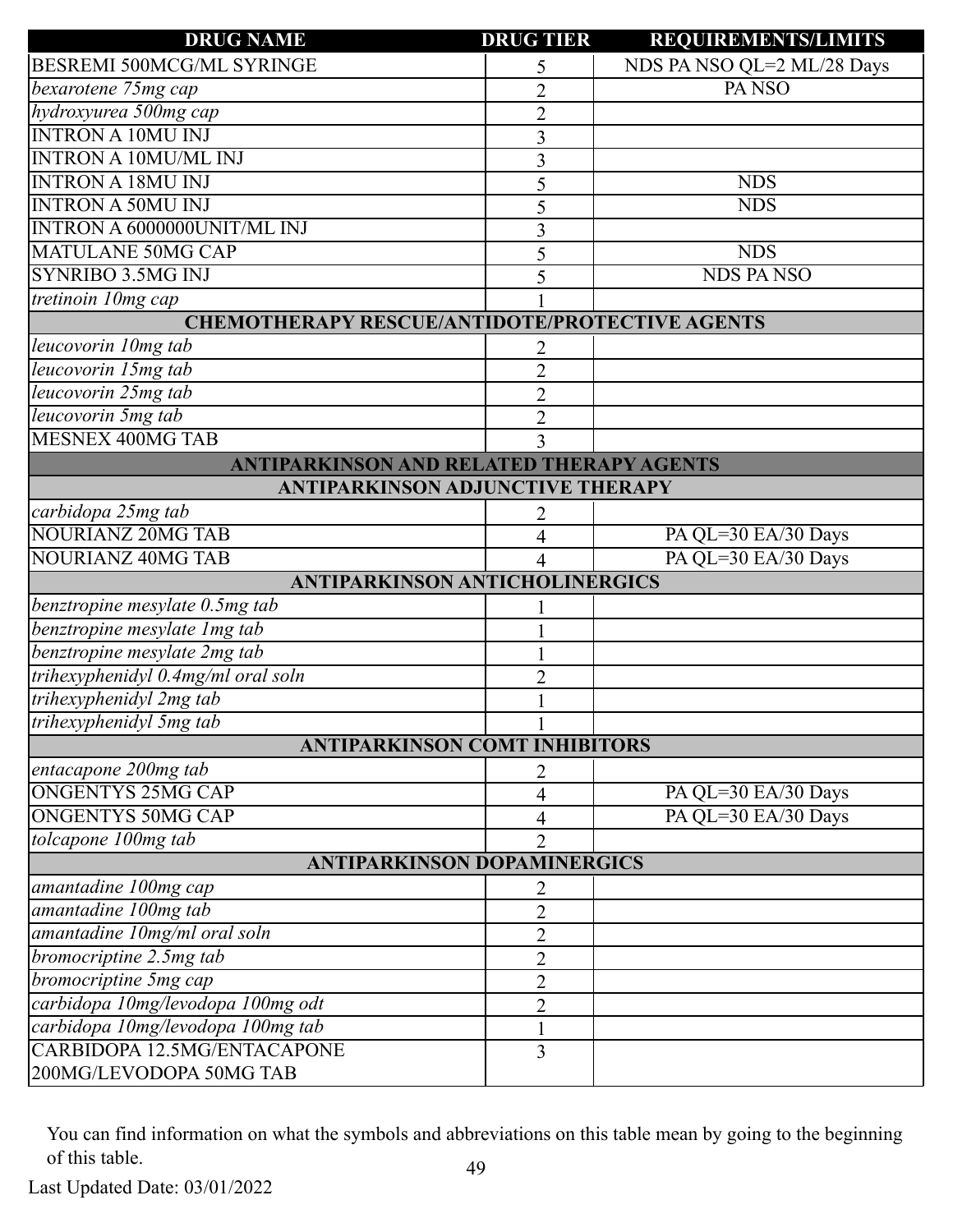| DRUG NAME | DRUG TIER | REQUIREMENTS/LIMITS |
|---|---|---|
| BESREMI 500MCG/ML SYRINGE | 5 | NDS PA NSO QL=2 ML/28 Days |
| *bexarotene 75mg cap* | 2 | PA NSO |
| *hydroxyurea 500mg cap* | 2 | |
| INTRON A 10MU INJ | 3 | |
| INTRON A 10MU/ML INJ | 3 | |
| INTRON A 18MU INJ | 5 | NDS |
| INTRON A 50MU INJ | 5 | NDS |
| INTRON A 6000000UNIT/ML INJ | 3 | |
| MATULANE 50MG CAP | 5 | NDS |
| SYNRIBO 3.5MG INJ | 5 | NDS PA NSO |
| *tretinoin 10mg cap* | 1 | |
| **CHEMOTHERAPY RESCUE/ANTIDOTE/PROTECTIVE AGENTS** | | |
| *leucovorin 10mg tab* | 2 | |
| *leucovorin 15mg tab* | 2 | |
| *leucovorin 25mg tab* | 2 | |
| *leucovorin 5mg tab* | 2 | |
| MESNEX 400MG TAB | 3 | |
| **ANTIPARKINSON AND RELATED THERAPY AGENTS** | | |
| **ANTIPARKINSON ADJUNCTIVE THERAPY** | | |
| *carbidopa 25mg tab* | 2 | |
| NOURIANZ 20MG TAB | 4 | PA QL=30 EA/30 Days |
| NOURIANZ 40MG TAB | 4 | PA QL=30 EA/30 Days |
| **ANTIPARKINSON ANTICHOLINERGICS** | | |
| *benztropine mesylate 0.5mg tab* | 1 | |
| *benztropine mesylate 1mg tab* | 1 | |
| *benztropine mesylate 2mg tab* | 1 | |
| *trihexyphenidyl 0.4mg/ml oral soln* | 2 | |
| *trihexyphenidyl 2mg tab* | 1 | |
| *trihexyphenidyl 5mg tab* | 1 | |
| **ANTIPARKINSON COMT INHIBITORS** | | |
| *entacapone 200mg tab* | 2 | |
| ONGENTYS 25MG CAP | 4 | PA QL=30 EA/30 Days |
| ONGENTYS 50MG CAP | 4 | PA QL=30 EA/30 Days |
| *tolcapone 100mg tab* | 2 | |
| **ANTIPARKINSON DOPAMINERGICS** | | |
| *amantadine 100mg cap* | 2 | |
| *amantadine 100mg tab* | 2 | |
| *amantadine 10mg/ml oral soln* | 2 | |
| *bromocriptine 2.5mg tab* | 2 | |
| *bromocriptine 5mg cap* | 2 | |
| *carbidopa 10mg/levodopa 100mg odt* | 2 | |
| *carbidopa 10mg/levodopa 100mg tab* | 1 | |
| CARBIDOPA 12.5MG/ENTACAPONE 200MG/LEVODOPA 50MG TAB | 3 | |

You can find information on what the symbols and abbreviations on this table mean by going to the beginning of this table.

Last Updated Date: 03/01/2022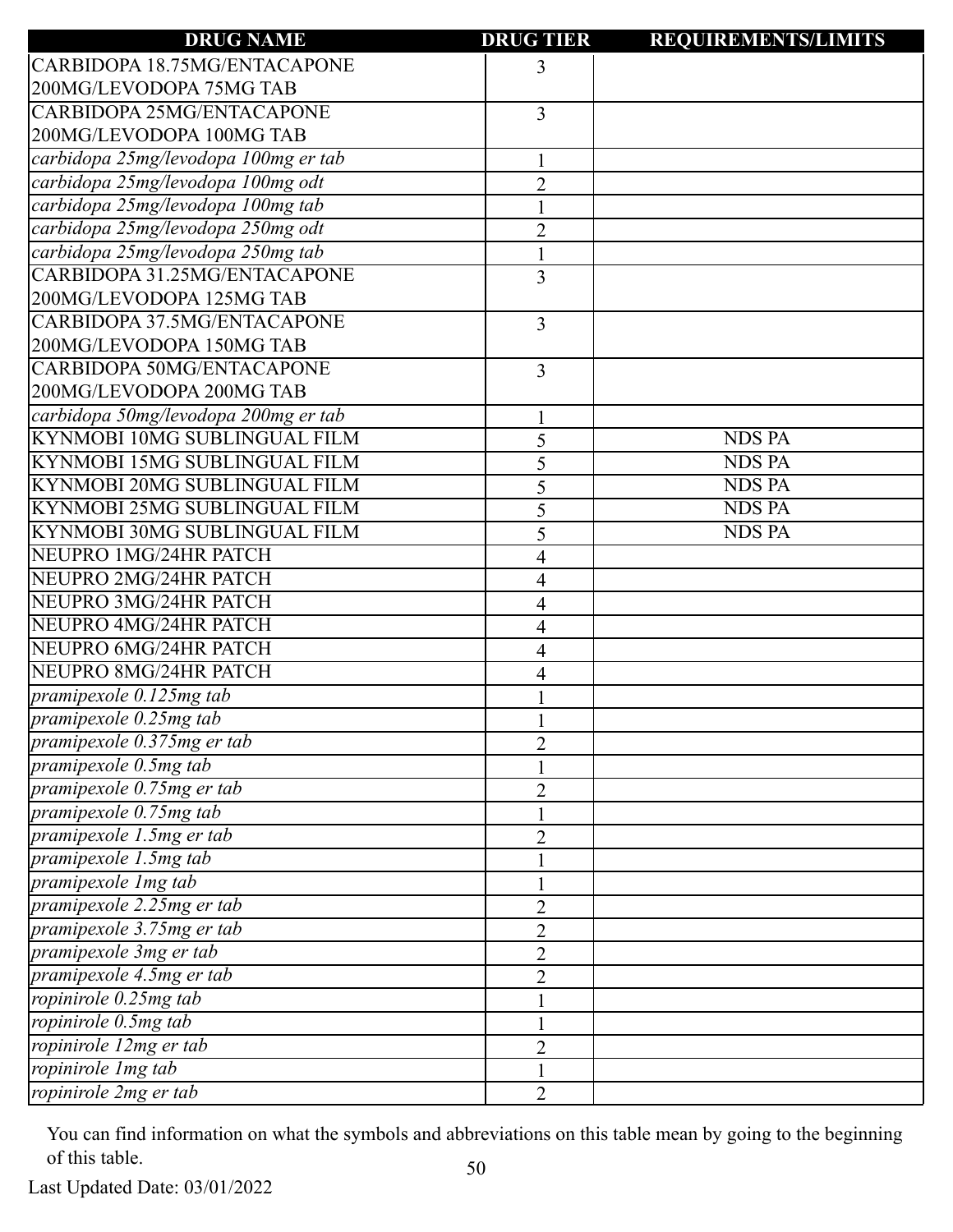| DRUG NAME | DRUG TIER | REQUIREMENTS/LIMITS |
|---|---|---|
| CARBIDOPA 18.75MG/ENTACAPONE 200MG/LEVODOPA 75MG TAB | 3 | |
| CARBIDOPA 25MG/ENTACAPONE 200MG/LEVODOPA 100MG TAB | 3 | |
| *carbidopa 25mg/levodopa 100mg er tab* | 1 | |
| *carbidopa 25mg/levodopa 100mg odt* | 2 | |
| *carbidopa 25mg/levodopa 100mg tab* | 1 | |
| *carbidopa 25mg/levodopa 250mg odt* | 2 | |
| *carbidopa 25mg/levodopa 250mg tab* | 1 | |
| CARBIDOPA 31.25MG/ENTACAPONE 200MG/LEVODOPA 125MG TAB | 3 | |
| CARBIDOPA 37.5MG/ENTACAPONE 200MG/LEVODOPA 150MG TAB | 3 | |
| CARBIDOPA 50MG/ENTACAPONE 200MG/LEVODOPA 200MG TAB | 3 | |
| *carbidopa 50mg/levodopa 200mg er tab* | 1 | |
| KYNMOBI 10MG SUBLINGUAL FILM | 5 | NDS PA |
| KYNMOBI 15MG SUBLINGUAL FILM | 5 | NDS PA |
| KYNMOBI 20MG SUBLINGUAL FILM | 5 | NDS PA |
| KYNMOBI 25MG SUBLINGUAL FILM | 5 | NDS PA |
| KYNMOBI 30MG SUBLINGUAL FILM | 5 | NDS PA |
| NEUPRO 1MG/24HR PATCH | 4 | |
| NEUPRO 2MG/24HR PATCH | 4 | |
| NEUPRO 3MG/24HR PATCH | 4 | |
| NEUPRO 4MG/24HR PATCH | 4 | |
| NEUPRO 6MG/24HR PATCH | 4 | |
| NEUPRO 8MG/24HR PATCH | 4 | |
| *pramipexole 0.125mg tab* | 1 | |
| *pramipexole 0.25mg tab* | 1 | |
| *pramipexole 0.375mg er tab* | 2 | |
| *pramipexole 0.5mg tab* | 1 | |
| *pramipexole 0.75mg er tab* | 2 | |
| *pramipexole 0.75mg tab* | 1 | |
| *pramipexole 1.5mg er tab* | 2 | |
| *pramipexole 1.5mg tab* | 1 | |
| *pramipexole 1mg tab* | 1 | |
| *pramipexole 2.25mg er tab* | 2 | |
| *pramipexole 3.75mg er tab* | 2 | |
| *pramipexole 3mg er tab* | 2 | |
| *pramipexole 4.5mg er tab* | 2 | |
| *ropinirole 0.25mg tab* | 1 | |
| *ropinirole 0.5mg tab* | 1 | |
| *ropinirole 12mg er tab* | 2 | |
| *ropinirole 1mg tab* | 1 | |
| *ropinirole 2mg er tab* | 2 | |

You can find information on what the symbols and abbreviations on this table mean by going to the beginning of this table.

Last Updated Date: 03/01/2022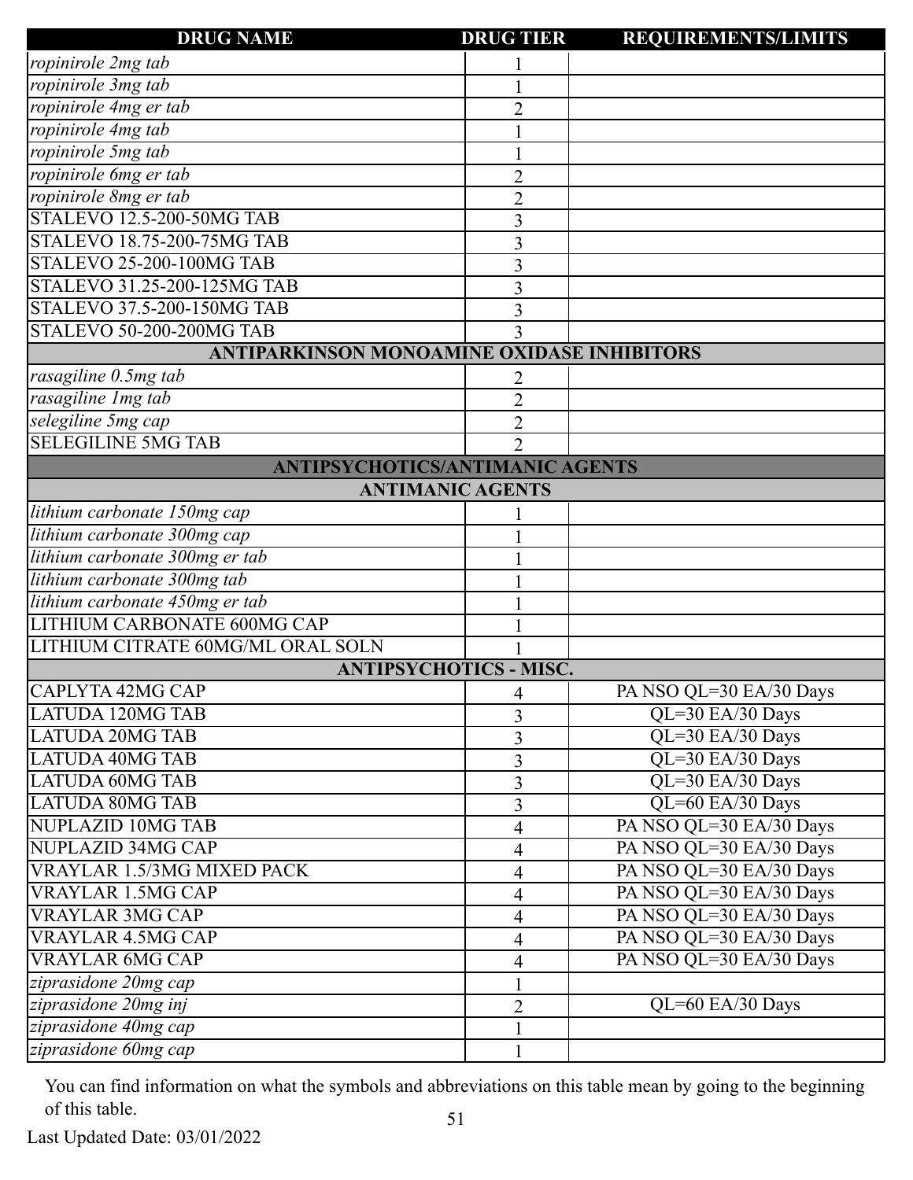| DRUG NAME | DRUG TIER | REQUIREMENTS/LIMITS |
|---|---|---|
| *ropinirole 2mg tab* | 1 | |
| *ropinirole 3mg tab* | 1 | |
| *ropinirole 4mg er tab* | 2 | |
| *ropinirole 4mg tab* | 1 | |
| *ropinirole 5mg tab* | 1 | |
| *ropinirole 6mg er tab* | 2 | |
| *ropinirole 8mg er tab* | 2 | |
| STALEVO 12.5-200-50MG TAB | 3 | |
| STALEVO 18.75-200-75MG TAB | 3 | |
| STALEVO 25-200-100MG TAB | 3 | |
| STALEVO 31.25-200-125MG TAB | 3 | |
| STALEVO 37.5-200-150MG TAB | 3 | |
| STALEVO 50-200-200MG TAB | 3 | |
| **ANTIPARKINSON MONOAMINE OXIDASE INHIBITORS** | | |
| *rasagiline 0.5mg tab* | 2 | |
| *rasagiline 1mg tab* | 2 | |
| *selegiline 5mg cap* | 2 | |
| SELEGILINE 5MG TAB | 2 | |
| **ANTIPSYCHOTICS/ANTIMANIC AGENTS** | | |
| **ANTIMANIC AGENTS** | | |
| *lithium carbonate 150mg cap* | 1 | |
| *lithium carbonate 300mg cap* | 1 | |
| *lithium carbonate 300mg er tab* | 1 | |
| *lithium carbonate 300mg tab* | 1 | |
| *lithium carbonate 450mg er tab* | 1 | |
| LITHIUM CARBONATE 600MG CAP | 1 | |
| LITHIUM CITRATE 60MG/ML ORAL SOLN | 1 | |
| **ANTIPSYCHOTICS - MISC.** | | |
| CAPLYTA 42MG CAP | 4 | PA NSO QL=30 EA/30 Days |
| LATUDA 120MG TAB | 3 | QL=30 EA/30 Days |
| LATUDA 20MG TAB | 3 | QL=30 EA/30 Days |
| LATUDA 40MG TAB | 3 | QL=30 EA/30 Days |
| LATUDA 60MG TAB | 3 | QL=30 EA/30 Days |
| LATUDA 80MG TAB | 3 | QL=60 EA/30 Days |
| NUPLAZID 10MG TAB | 4 | PA NSO QL=30 EA/30 Days |
| NUPLAZID 34MG CAP | 4 | PA NSO QL=30 EA/30 Days |
| VRAYLAR 1.5/3MG MIXED PACK | 4 | PA NSO QL=30 EA/30 Days |
| VRAYLAR 1.5MG CAP | 4 | PA NSO QL=30 EA/30 Days |
| VRAYLAR 3MG CAP | 4 | PA NSO QL=30 EA/30 Days |
| VRAYLAR 4.5MG CAP | 4 | PA NSO QL=30 EA/30 Days |
| VRAYLAR 6MG CAP | 4 | PA NSO QL=30 EA/30 Days |
| *ziprasidone 20mg cap* | 1 | |
| *ziprasidone 20mg inj* | 2 | QL=60 EA/30 Days |
| *ziprasidone 40mg cap* | 1 | |
| *ziprasidone 60mg cap* | 1 | |

You can find information on what the symbols and abbreviations on this table mean by going to the beginning of this table.

Last Updated Date: 03/01/2022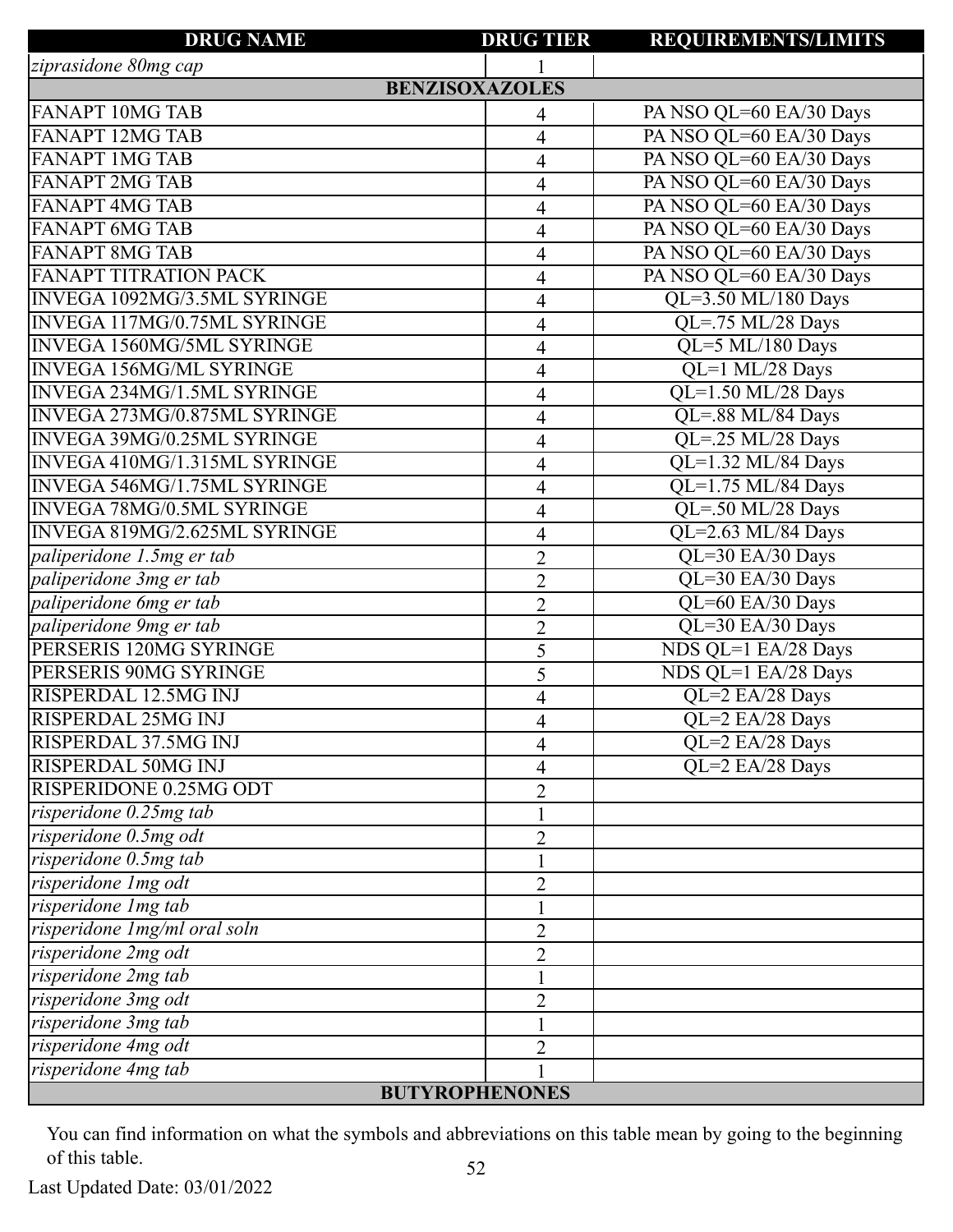| DRUG NAME | DRUG TIER | REQUIREMENTS/LIMITS |
|---|---|---|
| *ziprasidone 80mg cap* | 1 | |
| **BENZISOXAZOLES** | | |
| FANAPT 10MG TAB | 4 | PA NSO QL=60 EA/30 Days |
| FANAPT 12MG TAB | 4 | PA NSO QL=60 EA/30 Days |
| FANAPT 1MG TAB | 4 | PA NSO QL=60 EA/30 Days |
| FANAPT 2MG TAB | 4 | PA NSO QL=60 EA/30 Days |
| FANAPT 4MG TAB | 4 | PA NSO QL=60 EA/30 Days |
| FANAPT 6MG TAB | 4 | PA NSO QL=60 EA/30 Days |
| FANAPT 8MG TAB | 4 | PA NSO QL=60 EA/30 Days |
| FANAPT TITRATION PACK | 4 | PA NSO QL=60 EA/30 Days |
| INVEGA 1092MG/3.5ML SYRINGE | 4 | QL=3.50 ML/180 Days |
| INVEGA 117MG/0.75ML SYRINGE | 4 | QL=.75 ML/28 Days |
| INVEGA 1560MG/5ML SYRINGE | 4 | QL=5 ML/180 Days |
| INVEGA 156MG/ML SYRINGE | 4 | QL=1 ML/28 Days |
| INVEGA 234MG/1.5ML SYRINGE | 4 | QL=1.50 ML/28 Days |
| INVEGA 273MG/0.875ML SYRINGE | 4 | QL=.88 ML/84 Days |
| INVEGA 39MG/0.25ML SYRINGE | 4 | QL=.25 ML/28 Days |
| INVEGA 410MG/1.315ML SYRINGE | 4 | QL=1.32 ML/84 Days |
| INVEGA 546MG/1.75ML SYRINGE | 4 | QL=1.75 ML/84 Days |
| INVEGA 78MG/0.5ML SYRINGE | 4 | QL=.50 ML/28 Days |
| INVEGA 819MG/2.625ML SYRINGE | 4 | QL=2.63 ML/84 Days |
| *paliperidone 1.5mg er tab* | 2 | QL=30 EA/30 Days |
| *paliperidone 3mg er tab* | 2 | QL=30 EA/30 Days |
| *paliperidone 6mg er tab* | 2 | QL=60 EA/30 Days |
| *paliperidone 9mg er tab* | 2 | QL=30 EA/30 Days |
| PERSERIS 120MG SYRINGE | 5 | NDS QL=1 EA/28 Days |
| PERSERIS 90MG SYRINGE | 5 | NDS QL=1 EA/28 Days |
| RISPERDAL 12.5MG INJ | 4 | QL=2 EA/28 Days |
| RISPERDAL 25MG INJ | 4 | QL=2 EA/28 Days |
| RISPERDAL 37.5MG INJ | 4 | QL=2 EA/28 Days |
| RISPERDAL 50MG INJ | 4 | QL=2 EA/28 Days |
| RISPERIDONE 0.25MG ODT | 2 | |
| *risperidone 0.25mg tab* | 1 | |
| *risperidone 0.5mg odt* | 2 | |
| *risperidone 0.5mg tab* | 1 | |
| *risperidone 1mg odt* | 2 | |
| *risperidone 1mg tab* | 1 | |
| *risperidone 1mg/ml oral soln* | 2 | |
| *risperidone 2mg odt* | 2 | |
| *risperidone 2mg tab* | 1 | |
| *risperidone 3mg odt* | 2 | |
| *risperidone 3mg tab* | 1 | |
| *risperidone 4mg odt* | 2 | |
| *risperidone 4mg tab* | 1 | |
| **BUTYROPHENONES** | | |

You can find information on what the symbols and abbreviations on this table mean by going to the beginning of this table.

Last Updated Date: 03/01/2022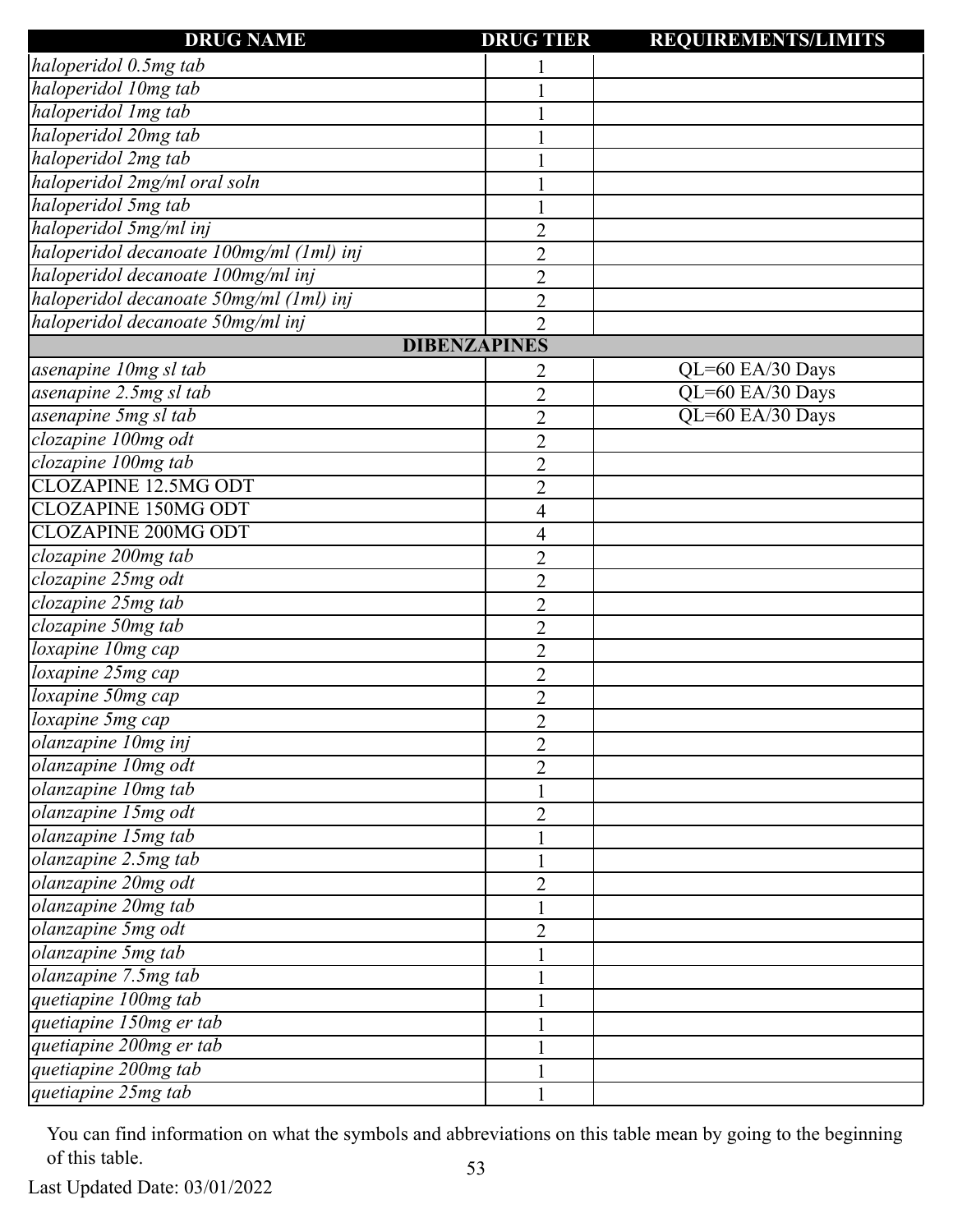| DRUG NAME | DRUG TIER | REQUIREMENTS/LIMITS |
|---|---|---|
| *haloperidol 0.5mg tab* | 1 | |
| *haloperidol 10mg tab* | 1 | |
| *haloperidol 1mg tab* | 1 | |
| *haloperidol 20mg tab* | 1 | |
| *haloperidol 2mg tab* | 1 | |
| *haloperidol 2mg/ml oral soln* | 1 | |
| *haloperidol 5mg tab* | 1 | |
| *haloperidol 5mg/ml inj* | 2 | |
| *haloperidol decanoate 100mg/ml (1ml) inj* | 2 | |
| *haloperidol decanoate 100mg/ml inj* | 2 | |
| *haloperidol decanoate 50mg/ml (1ml) inj* | 2 | |
| *haloperidol decanoate 50mg/ml inj* | 2 | |
| **DIBENZAPINES** | | |
| *asenapine 10mg sl tab* | 2 | QL=60 EA/30 Days |
| *asenapine 2.5mg sl tab* | 2 | QL=60 EA/30 Days |
| *asenapine 5mg sl tab* | 2 | QL=60 EA/30 Days |
| *clozapine 100mg odt* | 2 | |
| *clozapine 100mg tab* | 2 | |
| CLOZAPINE 12.5MG ODT | 2 | |
| CLOZAPINE 150MG ODT | 4 | |
| CLOZAPINE 200MG ODT | 4 | |
| *clozapine 200mg tab* | 2 | |
| *clozapine 25mg odt* | 2 | |
| *clozapine 25mg tab* | 2 | |
| *clozapine 50mg tab* | 2 | |
| *loxapine 10mg cap* | 2 | |
| *loxapine 25mg cap* | 2 | |
| *loxapine 50mg cap* | 2 | |
| *loxapine 5mg cap* | 2 | |
| *olanzapine 10mg inj* | 2 | |
| *olanzapine 10mg odt* | 2 | |
| *olanzapine 10mg tab* | 1 | |
| *olanzapine 15mg odt* | 2 | |
| *olanzapine 15mg tab* | 1 | |
| *olanzapine 2.5mg tab* | 1 | |
| *olanzapine 20mg odt* | 2 | |
| *olanzapine 20mg tab* | 1 | |
| *olanzapine 5mg odt* | 2 | |
| *olanzapine 5mg tab* | 1 | |
| *olanzapine 7.5mg tab* | 1 | |
| *quetiapine 100mg tab* | 1 | |
| *quetiapine 150mg er tab* | 1 | |
| *quetiapine 200mg er tab* | 1 | |
| *quetiapine 200mg tab* | 1 | |
| *quetiapine 25mg tab* | 1 | |

You can find information on what the symbols and abbreviations on this table mean by going to the beginning of this table.

Last Updated Date: 03/01/2022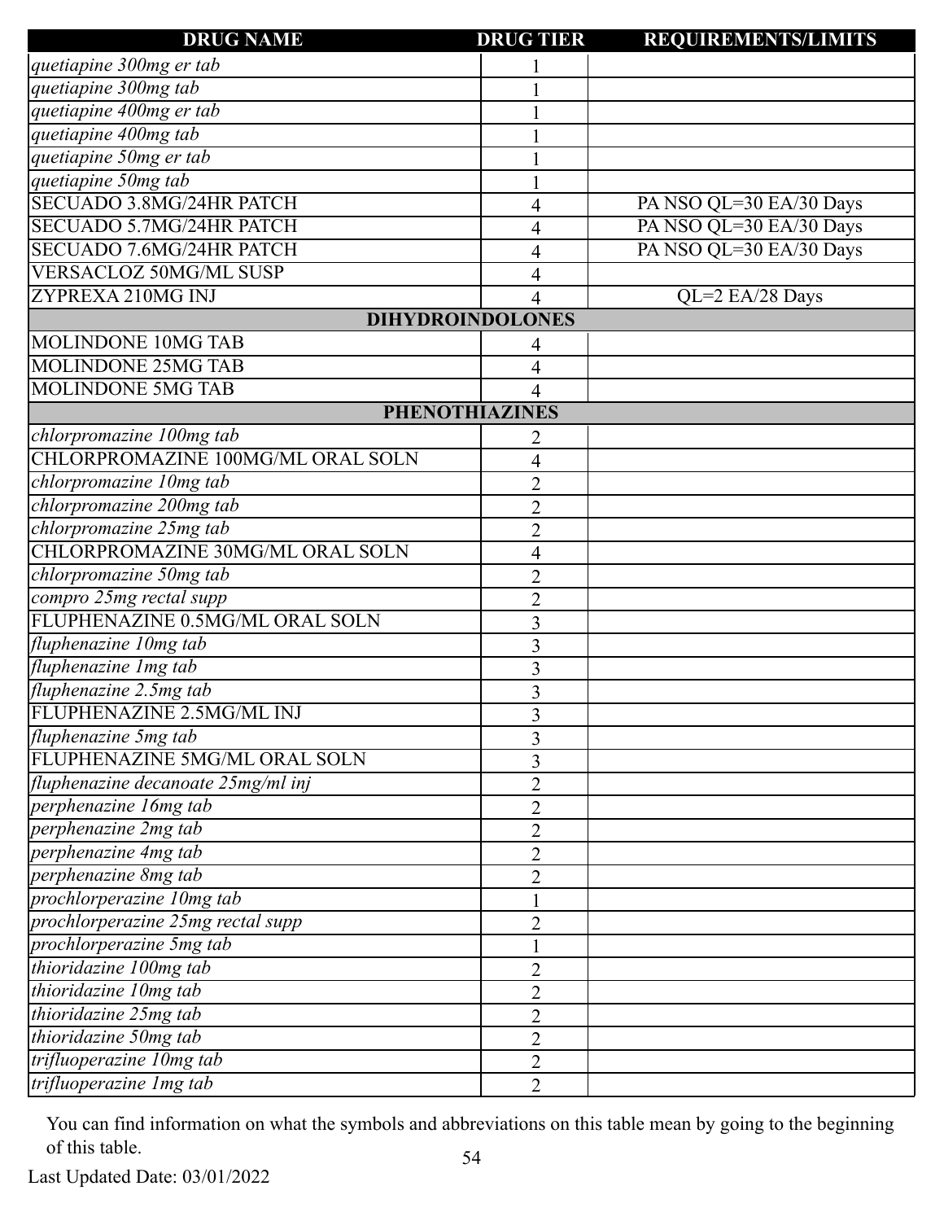| DRUG NAME | DRUG TIER | REQUIREMENTS/LIMITS |
|---|---|---|
| *quetiapine 300mg er tab* | 1 | |
| *quetiapine 300mg tab* | 1 | |
| *quetiapine 400mg er tab* | 1 | |
| *quetiapine 400mg tab* | 1 | |
| *quetiapine 50mg er tab* | 1 | |
| *quetiapine 50mg tab* | 1 | |
| SECUADO 3.8MG/24HR PATCH | 4 | PA NSO QL=30 EA/30 Days |
| SECUADO 5.7MG/24HR PATCH | 4 | PA NSO QL=30 EA/30 Days |
| SECUADO 7.6MG/24HR PATCH | 4 | PA NSO QL=30 EA/30 Days |
| VERSACLOZ 50MG/ML SUSP | 4 | |
| ZYPREXA 210MG INJ | 4 | QL=2 EA/28 Days |
| **DIHYDROINDOLONES** | | |
| MOLINDONE 10MG TAB | 4 | |
| MOLINDONE 25MG TAB | 4 | |
| MOLINDONE 5MG TAB | 4 | |
| **PHENOTHIAZINES** | | |
| *chlorpromazine 100mg tab* | 2 | |
| CHLORPROMAZINE 100MG/ML ORAL SOLN | 4 | |
| *chlorpromazine 10mg tab* | 2 | |
| *chlorpromazine 200mg tab* | 2 | |
| *chlorpromazine 25mg tab* | 2 | |
| CHLORPROMAZINE 30MG/ML ORAL SOLN | 4 | |
| *chlorpromazine 50mg tab* | 2 | |
| *compro 25mg rectal supp* | 2 | |
| FLUPHENAZINE 0.5MG/ML ORAL SOLN | 3 | |
| *fluphenazine 10mg tab* | 3 | |
| *fluphenazine 1mg tab* | 3 | |
| *fluphenazine 2.5mg tab* | 3 | |
| FLUPHENAZINE 2.5MG/ML INJ | 3 | |
| *fluphenazine 5mg tab* | 3 | |
| FLUPHENAZINE 5MG/ML ORAL SOLN | 3 | |
| *fluphenazine decanoate 25mg/ml inj* | 2 | |
| *perphenazine 16mg tab* | 2 | |
| *perphenazine 2mg tab* | 2 | |
| *perphenazine 4mg tab* | 2 | |
| *perphenazine 8mg tab* | 2 | |
| *prochlorperazine 10mg tab* | 1 | |
| *prochlorperazine 25mg rectal supp* | 2 | |
| *prochlorperazine 5mg tab* | 1 | |
| *thioridazine 100mg tab* | 2 | |
| *thioridazine 10mg tab* | 2 | |
| *thioridazine 25mg tab* | 2 | |
| *thioridazine 50mg tab* | 2 | |
| *trifluoperazine 10mg tab* | 2 | |
| *trifluoperazine 1mg tab* | 2 | |

You can find information on what the symbols and abbreviations on this table mean by going to the beginning of this table.

Last Updated Date: 03/01/2022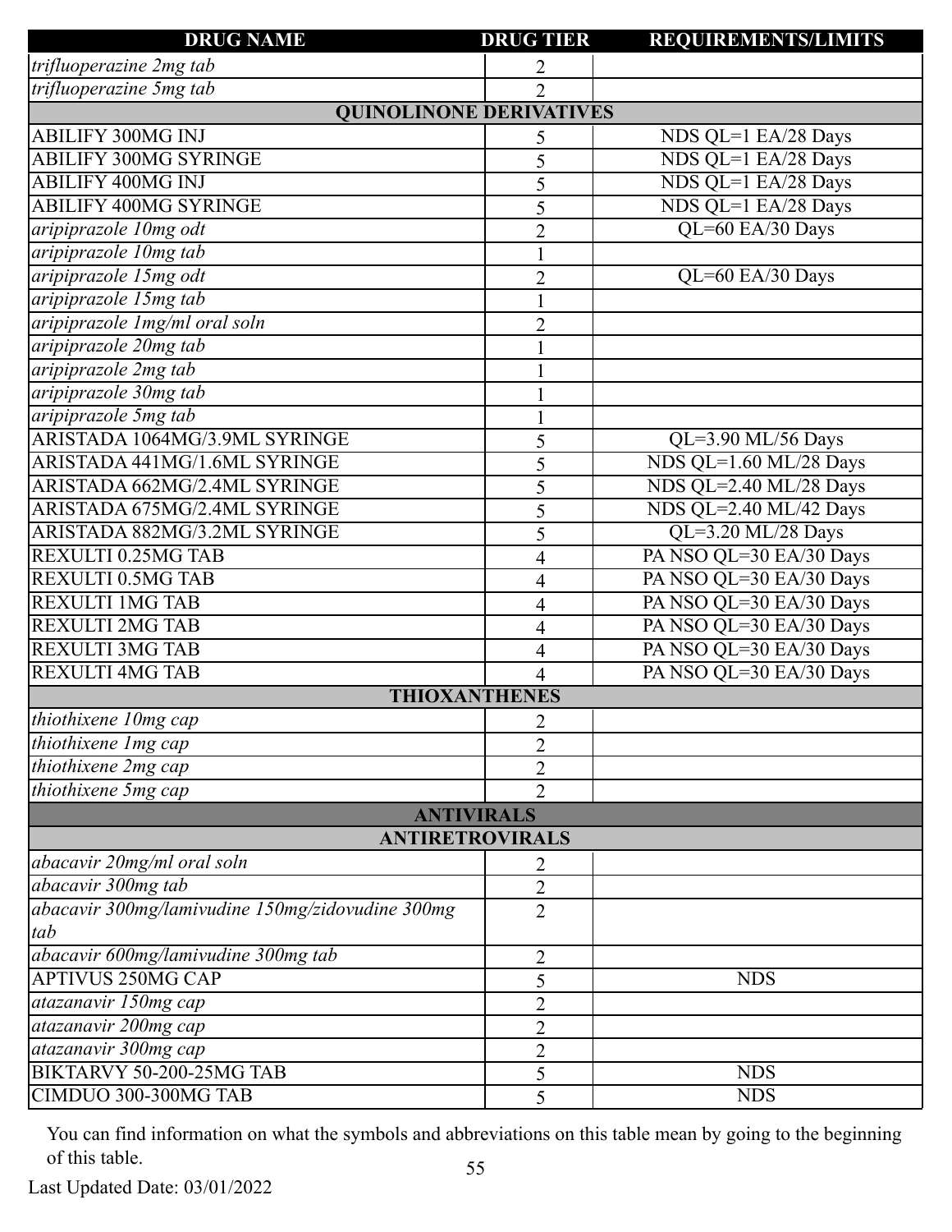| DRUG NAME | DRUG TIER | REQUIREMENTS/LIMITS |
|---|---|---|
| *trifluoperazine 2mg tab* | 2 | |
| *trifluoperazine 5mg tab* | 2 | |
| **QUINOLINONE DERIVATIVES** | | |
| ABILIFY 300MG INJ | 5 | NDS QL=1 EA/28 Days |
| ABILIFY 300MG SYRINGE | 5 | NDS QL=1 EA/28 Days |
| ABILIFY 400MG INJ | 5 | NDS QL=1 EA/28 Days |
| ABILIFY 400MG SYRINGE | 5 | NDS QL=1 EA/28 Days |
| *aripiprazole 10mg odt* | 2 | QL=60 EA/30 Days |
| *aripiprazole 10mg tab* | 1 | |
| *aripiprazole 15mg odt* | 2 | QL=60 EA/30 Days |
| *aripiprazole 15mg tab* | 1 | |
| *aripiprazole 1mg/ml oral soln* | 2 | |
| *aripiprazole 20mg tab* | 1 | |
| *aripiprazole 2mg tab* | 1 | |
| *aripiprazole 30mg tab* | 1 | |
| *aripiprazole 5mg tab* | 1 | |
| ARISTADA 1064MG/3.9ML SYRINGE | 5 | QL=3.90 ML/56 Days |
| ARISTADA 441MG/1.6ML SYRINGE | 5 | NDS QL=1.60 ML/28 Days |
| ARISTADA 662MG/2.4ML SYRINGE | 5 | NDS QL=2.40 ML/28 Days |
| ARISTADA 675MG/2.4ML SYRINGE | 5 | NDS QL=2.40 ML/42 Days |
| ARISTADA 882MG/3.2ML SYRINGE | 5 | QL=3.20 ML/28 Days |
| REXULTI 0.25MG TAB | 4 | PA NSO QL=30 EA/30 Days |
| REXULTI 0.5MG TAB | 4 | PA NSO QL=30 EA/30 Days |
| REXULTI 1MG TAB | 4 | PA NSO QL=30 EA/30 Days |
| REXULTI 2MG TAB | 4 | PA NSO QL=30 EA/30 Days |
| REXULTI 3MG TAB | 4 | PA NSO QL=30 EA/30 Days |
| REXULTI 4MG TAB | 4 | PA NSO QL=30 EA/30 Days |
| **THIOXANTHENES** | | |
| *thiothixene 10mg cap* | 2 | |
| *thiothixene 1mg cap* | 2 | |
| *thiothixene 2mg cap* | 2 | |
| *thiothixene 5mg cap* | 2 | |
| **ANTIVIRALS** | | |
| **ANTIRETROVIRALS** | | |
| *abacavir 20mg/ml oral soln* | 2 | |
| *abacavir 300mg tab* | 2 | |
| *abacavir 300mg/lamivudine 150mg/zidovudine 300mg tab* | 2 | |
| *abacavir 600mg/lamivudine 300mg tab* | 2 | |
| APTIVUS 250MG CAP | 5 | NDS |
| *atazanavir 150mg cap* | 2 | |
| *atazanavir 200mg cap* | 2 | |
| *atazanavir 300mg cap* | 2 | |
| BIKTARVY 50-200-25MG TAB | 5 | NDS |
| CIMDUO 300-300MG TAB | 5 | NDS |

You can find information on what the symbols and abbreviations on this table mean by going to the beginning of this table.

Last Updated Date: 03/01/2022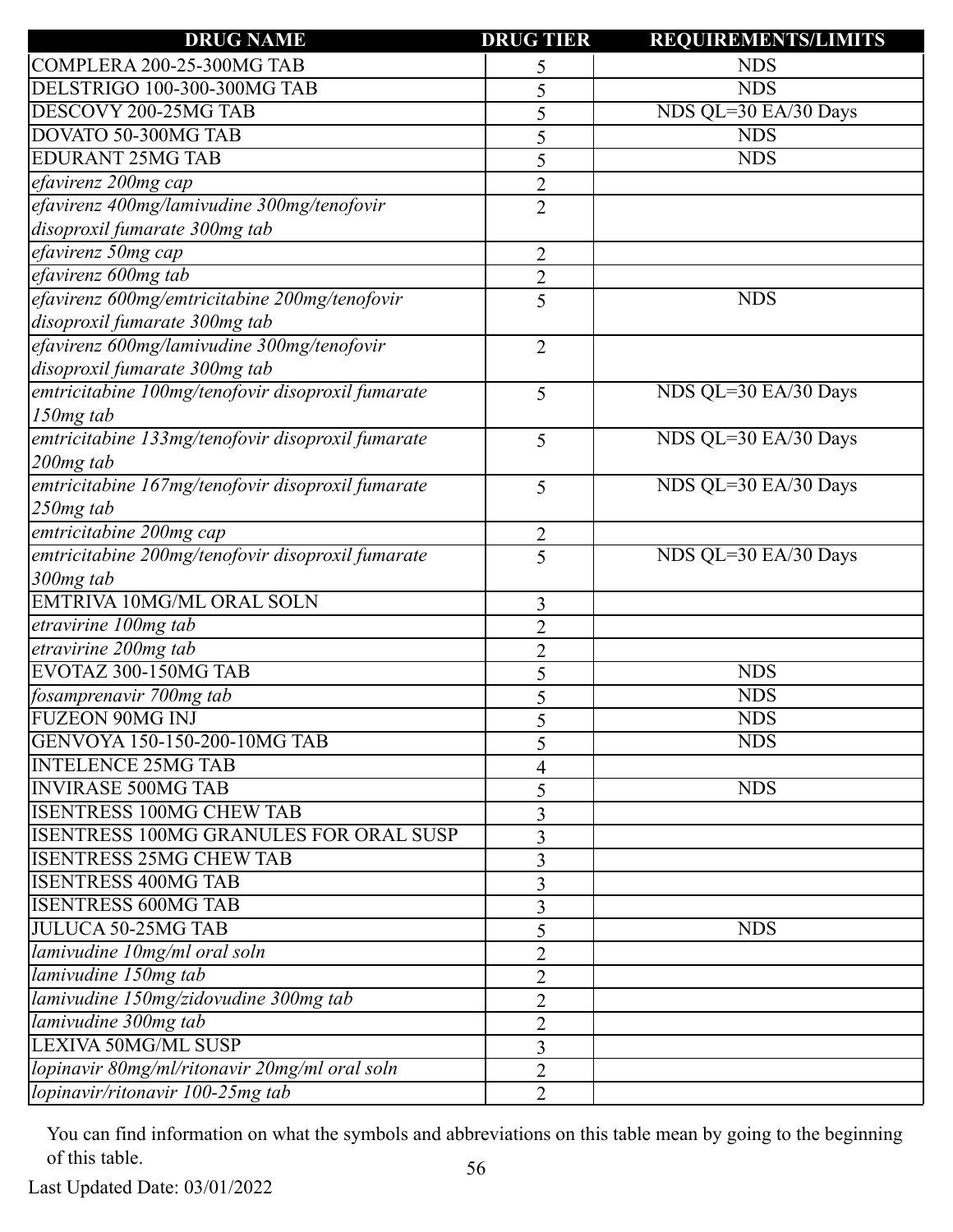| DRUG NAME | DRUG TIER | REQUIREMENTS/LIMITS |
|---|---|---|
| COMPLERA 200-25-300MG TAB | 5 | NDS |
| DELSTRIGO 100-300-300MG TAB | 5 | NDS |
| DESCOVY 200-25MG TAB | 5 | NDS QL=30 EA/30 Days |
| DOVATO 50-300MG TAB | 5 | NDS |
| EDURANT 25MG TAB | 5 | NDS |
| *efavirenz 200mg cap* | 2 | |
| *efavirenz 400mg/lamivudine 300mg/tenofovir disoproxil fumarate 300mg tab* | 2 | |
| *efavirenz 50mg cap* | 2 | |
| *efavirenz 600mg tab* | 2 | |
| *efavirenz 600mg/emtricitabine 200mg/tenofovir disoproxil fumarate 300mg tab* | 5 | NDS |
| *efavirenz 600mg/lamivudine 300mg/tenofovir disoproxil fumarate 300mg tab* | 2 | |
| *emtricitabine 100mg/tenofovir disoproxil fumarate 150mg tab* | 5 | NDS QL=30 EA/30 Days |
| *emtricitabine 133mg/tenofovir disoproxil fumarate 200mg tab* | 5 | NDS QL=30 EA/30 Days |
| *emtricitabine 167mg/tenofovir disoproxil fumarate 250mg tab* | 5 | NDS QL=30 EA/30 Days |
| *emtricitabine 200mg cap* | 2 | |
| *emtricitabine 200mg/tenofovir disoproxil fumarate 300mg tab* | 5 | NDS QL=30 EA/30 Days |
| EMTRIVA 10MG/ML ORAL SOLN | 3 | |
| *etravirine 100mg tab* | 2 | |
| *etravirine 200mg tab* | 2 | |
| EVOTAZ 300-150MG TAB | 5 | NDS |
| *fosamprenavir 700mg tab* | 5 | NDS |
| FUZEON 90MG INJ | 5 | NDS |
| GENVOYA 150-150-200-10MG TAB | 5 | NDS |
| INTELENCE 25MG TAB | 4 | |
| INVIRASE 500MG TAB | 5 | NDS |
| ISENTRESS 100MG CHEW TAB | 3 | |
| ISENTRESS 100MG GRANULES FOR ORAL SUSP | 3 | |
| ISENTRESS 25MG CHEW TAB | 3 | |
| ISENTRESS 400MG TAB | 3 | |
| ISENTRESS 600MG TAB | 3 | |
| JULUCA 50-25MG TAB | 5 | NDS |
| *lamivudine 10mg/ml oral soln* | 2 | |
| *lamivudine 150mg tab* | 2 | |
| *lamivudine 150mg/zidovudine 300mg tab* | 2 | |
| *lamivudine 300mg tab* | 2 | |
| LEXIVA 50MG/ML SUSP | 3 | |
| *lopinavir 80mg/ml/ritonavir 20mg/ml oral soln* | 2 | |
| *lopinavir/ritonavir 100-25mg tab* | 2 | |

You can find information on what the symbols and abbreviations on this table mean by going to the beginning of this table.

Last Updated Date: 03/01/2022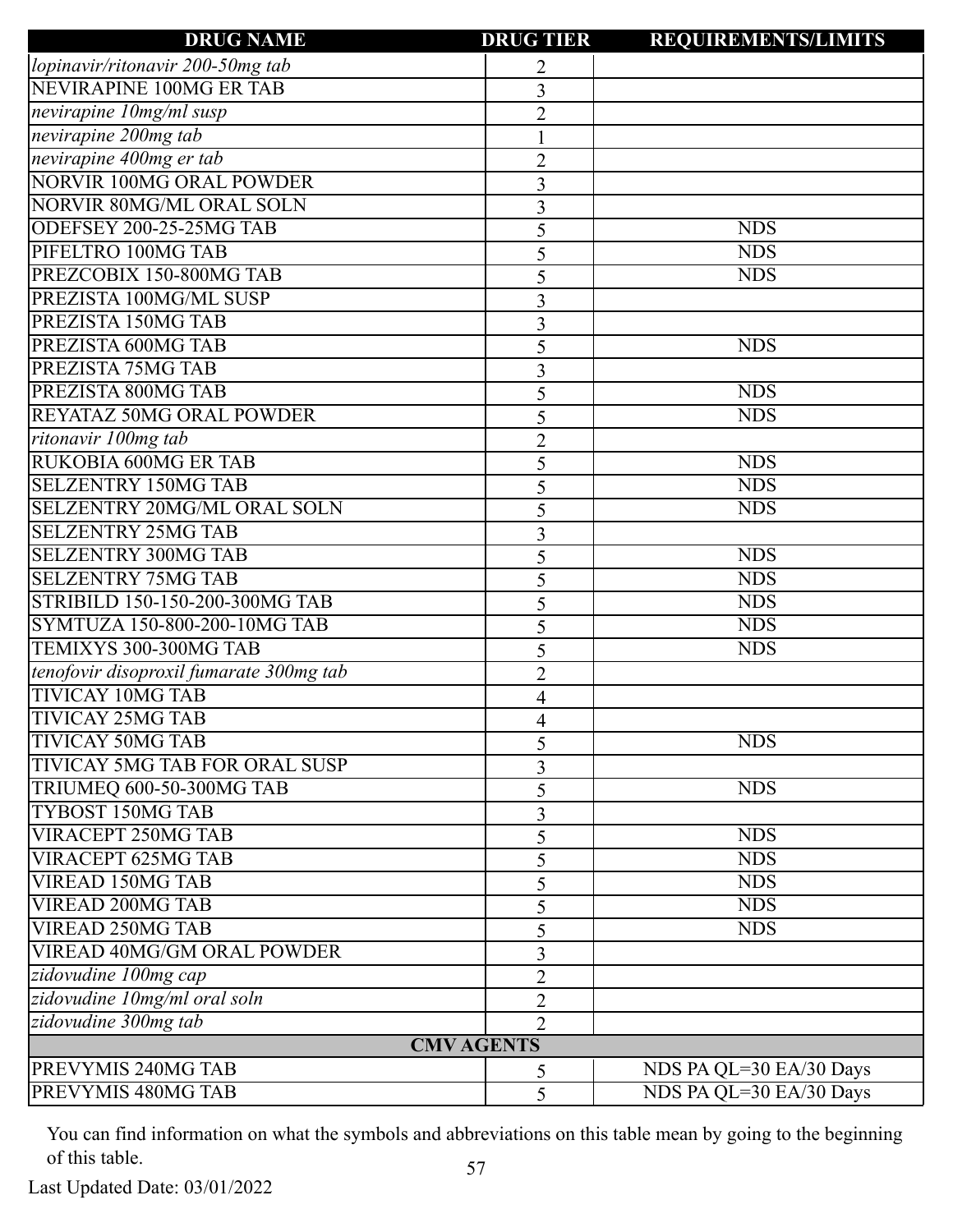| DRUG NAME | DRUG TIER | REQUIREMENTS/LIMITS |
|---|---|---|
| *lopinavir/ritonavir 200-50mg tab* | 2 | |
| NEVIRAPINE 100MG ER TAB | 3 | |
| *nevirapine 10mg/ml susp* | 2 | |
| *nevirapine 200mg tab* | 1 | |
| *nevirapine 400mg er tab* | 2 | |
| NORVIR 100MG ORAL POWDER | 3 | |
| NORVIR 80MG/ML ORAL SOLN | 3 | |
| ODEFSEY 200-25-25MG TAB | 5 | NDS |
| PIFELTRO 100MG TAB | 5 | NDS |
| PREZCOBIX 150-800MG TAB | 5 | NDS |
| PREZISTA 100MG/ML SUSP | 3 | |
| PREZISTA 150MG TAB | 3 | |
| PREZISTA 600MG TAB | 5 | NDS |
| PREZISTA 75MG TAB | 3 | |
| PREZISTA 800MG TAB | 5 | NDS |
| REYATAZ 50MG ORAL POWDER | 5 | NDS |
| *ritonavir 100mg tab* | 2 | |
| RUKOBIA 600MG ER TAB | 5 | NDS |
| SELZENTRY 150MG TAB | 5 | NDS |
| SELZENTRY 20MG/ML ORAL SOLN | 5 | NDS |
| SELZENTRY 25MG TAB | 3 | |
| SELZENTRY 300MG TAB | 5 | NDS |
| SELZENTRY 75MG TAB | 5 | NDS |
| STRIBILD 150-150-200-300MG TAB | 5 | NDS |
| SYMTUZA 150-800-200-10MG TAB | 5 | NDS |
| TEMIXYS 300-300MG TAB | 5 | NDS |
| *tenofovir disoproxil fumarate 300mg tab* | 2 | |
| TIVICAY 10MG TAB | 4 | |
| TIVICAY 25MG TAB | 4 | |
| TIVICAY 50MG TAB | 5 | NDS |
| TIVICAY 5MG TAB FOR ORAL SUSP | 3 | |
| TRIUMEQ 600-50-300MG TAB | 5 | NDS |
| TYBOST 150MG TAB | 3 | |
| VIRACEPT 250MG TAB | 5 | NDS |
| VIRACEPT 625MG TAB | 5 | NDS |
| VIREAD 150MG TAB | 5 | NDS |
| VIREAD 200MG TAB | 5 | NDS |
| VIREAD 250MG TAB | 5 | NDS |
| VIREAD 40MG/GM ORAL POWDER | 3 | |
| *zidovudine 100mg cap* | 2 | |
| *zidovudine 10mg/ml oral soln* | 2 | |
| *zidovudine 300mg tab* | 2 | |
| **CMV AGENTS** | | |
| PREVYMIS 240MG TAB | 5 | NDS PA QL=30 EA/30 Days |
| PREVYMIS 480MG TAB | 5 | NDS PA QL=30 EA/30 Days |

You can find information on what the symbols and abbreviations on this table mean by going to the beginning of this table.

Last Updated Date: 03/01/2022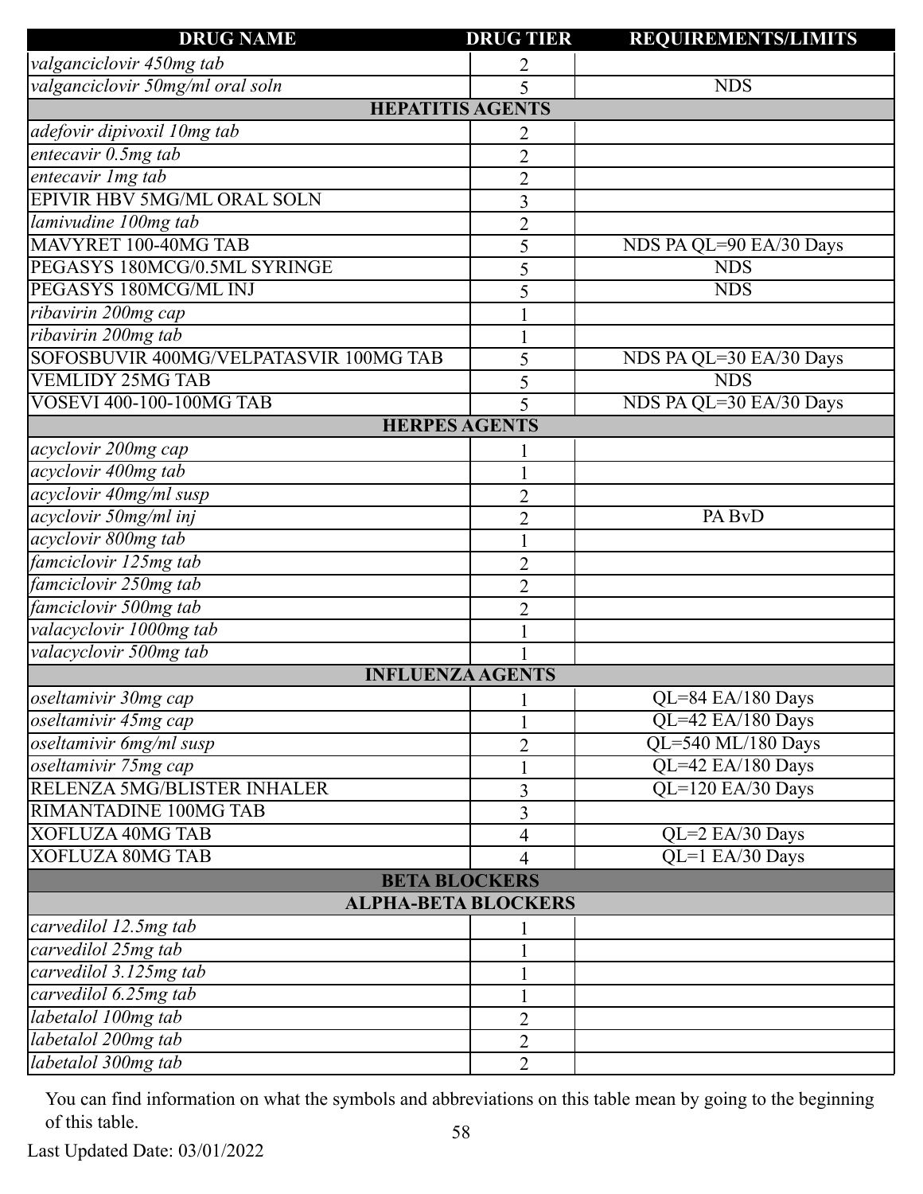| DRUG NAME | DRUG TIER | REQUIREMENTS/LIMITS |
|---|---|---|
| *valganciclovir 450mg tab* | 2 | |
| *valganciclovir 50mg/ml oral soln* | 5 | NDS |
| **HEPATITIS AGENTS** | | |
| *adefovir dipivoxil 10mg tab* | 2 | |
| *entecavir 0.5mg tab* | 2 | |
| *entecavir 1mg tab* | 2 | |
| EPIVIR HBV 5MG/ML ORAL SOLN | 3 | |
| *lamivudine 100mg tab* | 2 | |
| MAVYRET 100-40MG TAB | 5 | NDS PA QL=90 EA/30 Days |
| PEGASYS 180MCG/0.5ML SYRINGE | 5 | NDS |
| PEGASYS 180MCG/ML INJ | 5 | NDS |
| *ribavirin 200mg cap* | 1 | |
| *ribavirin 200mg tab* | 1 | |
| SOFOSBUVIR 400MG/VELPATASVIR 100MG TAB | 5 | NDS PA QL=30 EA/30 Days |
| VEMLIDY 25MG TAB | 5 | NDS |
| VOSEVI 400-100-100MG TAB | 5 | NDS PA QL=30 EA/30 Days |
| **HERPES AGENTS** | | |
| *acyclovir 200mg cap* | 1 | |
| *acyclovir 400mg tab* | 1 | |
| *acyclovir 40mg/ml susp* | 2 | |
| *acyclovir 50mg/ml inj* | 2 | PA BvD |
| *acyclovir 800mg tab* | 1 | |
| *famciclovir 125mg tab* | 2 | |
| *famciclovir 250mg tab* | 2 | |
| *famciclovir 500mg tab* | 2 | |
| *valacyclovir 1000mg tab* | 1 | |
| *valacyclovir 500mg tab* | 1 | |
| **INFLUENZA AGENTS** | | |
| *oseltamivir 30mg cap* | 1 | QL=84 EA/180 Days |
| *oseltamivir 45mg cap* | 1 | QL=42 EA/180 Days |
| *oseltamivir 6mg/ml susp* | 2 | QL=540 ML/180 Days |
| *oseltamivir 75mg cap* | 1 | QL=42 EA/180 Days |
| RELENZA 5MG/BLISTER INHALER | 3 | QL=120 EA/30 Days |
| RIMANTADINE 100MG TAB | 3 | |
| XOFLUZA 40MG TAB | 4 | QL=2 EA/30 Days |
| XOFLUZA 80MG TAB | 4 | QL=1 EA/30 Days |
| **BETA BLOCKERS** | | |
| **ALPHA-BETA BLOCKERS** | | |
| *carvedilol 12.5mg tab* | 1 | |
| *carvedilol 25mg tab* | 1 | |
| *carvedilol 3.125mg tab* | 1 | |
| *carvedilol 6.25mg tab* | 1 | |
| *labetalol 100mg tab* | 2 | |
| *labetalol 200mg tab* | 2 | |
| *labetalol 300mg tab* | 2 | |

You can find information on what the symbols and abbreviations on this table mean by going to the beginning of this table.

Last Updated Date: 03/01/2022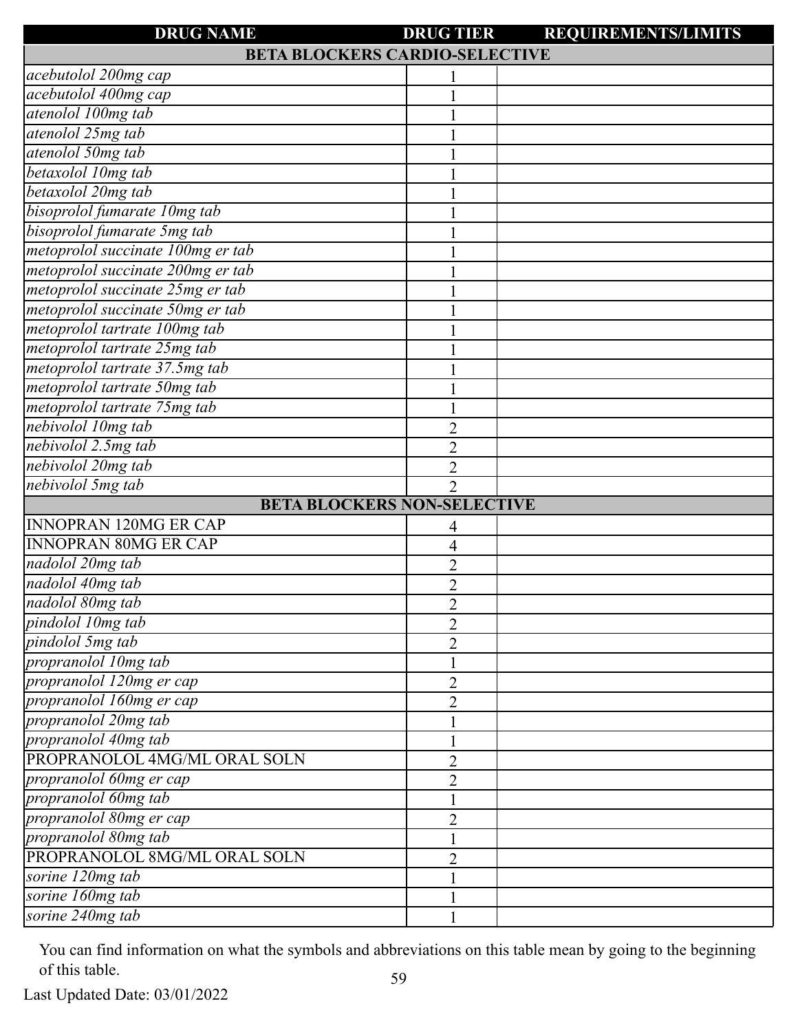| DRUG NAME | DRUG TIER | REQUIREMENTS/LIMITS |
|---|---|---|
| **BETA BLOCKERS CARDIO-SELECTIVE** | | |
| *acebutolol 200mg cap* | 1 | |
| *acebutolol 400mg cap* | 1 | |
| *atenolol 100mg tab* | 1 | |
| *atenolol 25mg tab* | 1 | |
| *atenolol 50mg tab* | 1 | |
| *betaxolol 10mg tab* | 1 | |
| *betaxolol 20mg tab* | 1 | |
| *bisoprolol fumarate 10mg tab* | 1 | |
| *bisoprolol fumarate 5mg tab* | 1 | |
| *metoprolol succinate 100mg er tab* | 1 | |
| *metoprolol succinate 200mg er tab* | 1 | |
| *metoprolol succinate 25mg er tab* | 1 | |
| *metoprolol succinate 50mg er tab* | 1 | |
| *metoprolol tartrate 100mg tab* | 1 | |
| *metoprolol tartrate 25mg tab* | 1 | |
| *metoprolol tartrate 37.5mg tab* | 1 | |
| *metoprolol tartrate 50mg tab* | 1 | |
| *metoprolol tartrate 75mg tab* | 1 | |
| *nebivolol 10mg tab* | 2 | |
| *nebivolol 2.5mg tab* | 2 | |
| *nebivolol 20mg tab* | 2 | |
| *nebivolol 5mg tab* | 2 | |
| **BETA BLOCKERS NON-SELECTIVE** | | |
| INNOPRAN 120MG ER CAP | 4 | |
| INNOPRAN 80MG ER CAP | 4 | |
| *nadolol 20mg tab* | 2 | |
| *nadolol 40mg tab* | 2 | |
| *nadolol 80mg tab* | 2 | |
| *pindolol 10mg tab* | 2 | |
| *pindolol 5mg tab* | 2 | |
| *propranolol 10mg tab* | 1 | |
| *propranolol 120mg er cap* | 2 | |
| *propranolol 160mg er cap* | 2 | |
| *propranolol 20mg tab* | 1 | |
| *propranolol 40mg tab* | 1 | |
| PROPRANOLOL 4MG/ML ORAL SOLN | 2 | |
| *propranolol 60mg er cap* | 2 | |
| *propranolol 60mg tab* | 1 | |
| *propranolol 80mg er cap* | 2 | |
| *propranolol 80mg tab* | 1 | |
| PROPRANOLOL 8MG/ML ORAL SOLN | 2 | |
| *sorine 120mg tab* | 1 | |
| *sorine 160mg tab* | 1 | |
| *sorine 240mg tab* | 1 | |

You can find information on what the symbols and abbreviations on this table mean by going to the beginning of this table.

Last Updated Date: 03/01/2022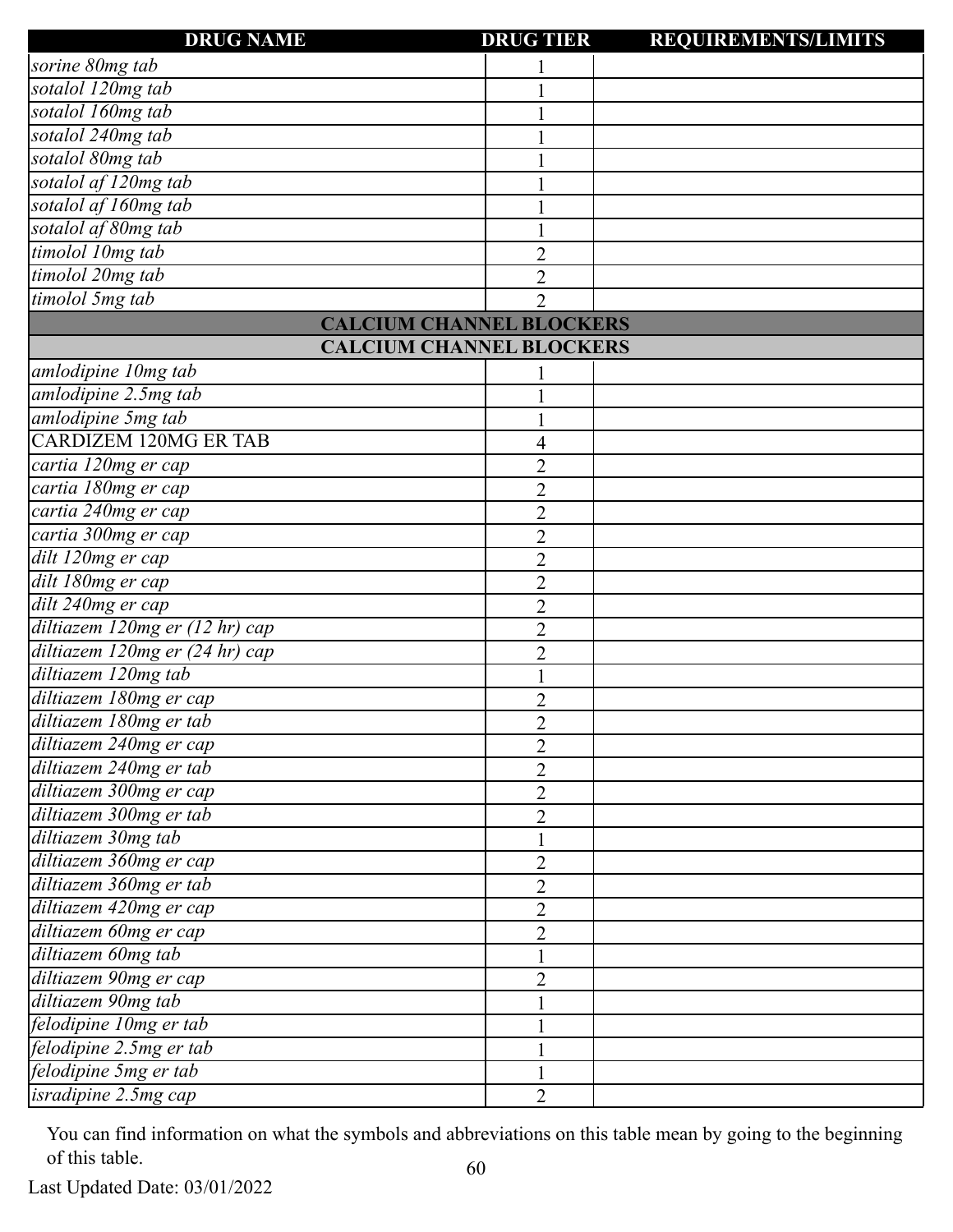| DRUG NAME | DRUG TIER | REQUIREMENTS/LIMITS |
|---|---|---|
| *sorine 80mg tab* | 1 | |
| *sotalol 120mg tab* | 1 | |
| *sotalol 160mg tab* | 1 | |
| *sotalol 240mg tab* | 1 | |
| *sotalol 80mg tab* | 1 | |
| *sotalol af 120mg tab* | 1 | |
| *sotalol af 160mg tab* | 1 | |
| *sotalol af 80mg tab* | 1 | |
| *timolol 10mg tab* | 2 | |
| *timolol 20mg tab* | 2 | |
| *timolol 5mg tab* | 2 | |
| **CALCIUM CHANNEL BLOCKERS** | | |
| **CALCIUM CHANNEL BLOCKERS** | | |
| *amlodipine 10mg tab* | 1 | |
| *amlodipine 2.5mg tab* | 1 | |
| *amlodipine 5mg tab* | 1 | |
| CARDIZEM 120MG ER TAB | 4 | |
| *cartia 120mg er cap* | 2 | |
| *cartia 180mg er cap* | 2 | |
| *cartia 240mg er cap* | 2 | |
| *cartia 300mg er cap* | 2 | |
| *dilt 120mg er cap* | 2 | |
| *dilt 180mg er cap* | 2 | |
| *dilt 240mg er cap* | 2 | |
| *diltiazem 120mg er (12 hr) cap* | 2 | |
| *diltiazem 120mg er (24 hr) cap* | 2 | |
| *diltiazem 120mg tab* | 1 | |
| *diltiazem 180mg er cap* | 2 | |
| *diltiazem 180mg er tab* | 2 | |
| *diltiazem 240mg er cap* | 2 | |
| *diltiazem 240mg er tab* | 2 | |
| *diltiazem 300mg er cap* | 2 | |
| *diltiazem 300mg er tab* | 2 | |
| *diltiazem 30mg tab* | 1 | |
| *diltiazem 360mg er cap* | 2 | |
| *diltiazem 360mg er tab* | 2 | |
| *diltiazem 420mg er cap* | 2 | |
| *diltiazem 60mg er cap* | 2 | |
| *diltiazem 60mg tab* | 1 | |
| *diltiazem 90mg er cap* | 2 | |
| *diltiazem 90mg tab* | 1 | |
| *felodipine 10mg er tab* | 1 | |
| *felodipine 2.5mg er tab* | 1 | |
| *felodipine 5mg er tab* | 1 | |
| *isradipine 2.5mg cap* | 2 | |

You can find information on what the symbols and abbreviations on this table mean by going to the beginning of this table.

Last Updated Date: 03/01/2022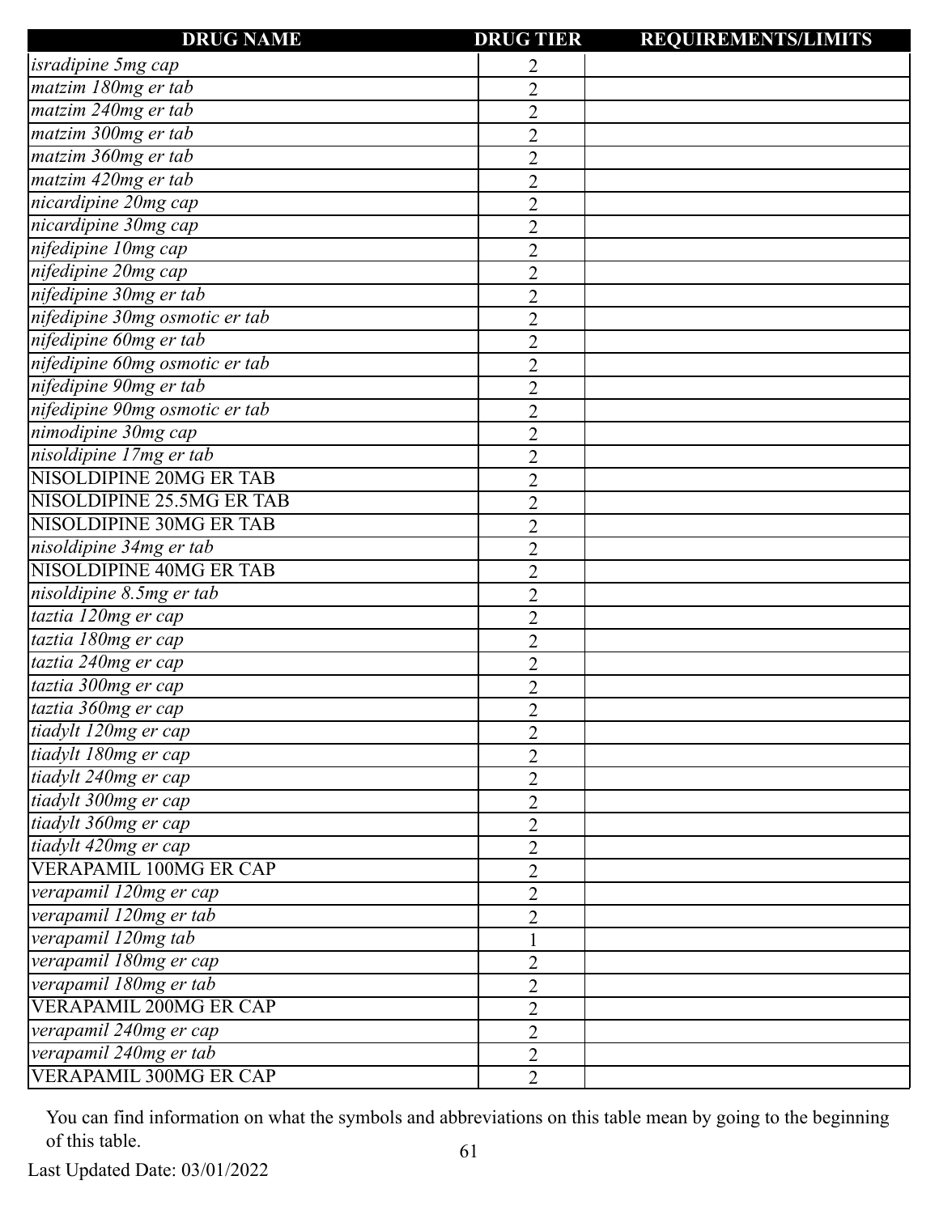| DRUG NAME | DRUG TIER | REQUIREMENTS/LIMITS |
|---|---|---|
| *isradipine 5mg cap* | 2 | |
| *matzim 180mg er tab* | 2 | |
| *matzim 240mg er tab* | 2 | |
| *matzim 300mg er tab* | 2 | |
| *matzim 360mg er tab* | 2 | |
| *matzim 420mg er tab* | 2 | |
| *nicardipine 20mg cap* | 2 | |
| *nicardipine 30mg cap* | 2 | |
| *nifedipine 10mg cap* | 2 | |
| *nifedipine 20mg cap* | 2 | |
| *nifedipine 30mg er tab* | 2 | |
| *nifedipine 30mg osmotic er tab* | 2 | |
| *nifedipine 60mg er tab* | 2 | |
| *nifedipine 60mg osmotic er tab* | 2 | |
| *nifedipine 90mg er tab* | 2 | |
| *nifedipine 90mg osmotic er tab* | 2 | |
| *nimodipine 30mg cap* | 2 | |
| *nisoldipine 17mg er tab* | 2 | |
| NISOLDIPINE 20MG ER TAB | 2 | |
| NISOLDIPINE 25.5MG ER TAB | 2 | |
| NISOLDIPINE 30MG ER TAB | 2 | |
| *nisoldipine 34mg er tab* | 2 | |
| NISOLDIPINE 40MG ER TAB | 2 | |
| *nisoldipine 8.5mg er tab* | 2 | |
| *taztia 120mg er cap* | 2 | |
| *taztia 180mg er cap* | 2 | |
| *taztia 240mg er cap* | 2 | |
| *taztia 300mg er cap* | 2 | |
| *taztia 360mg er cap* | 2 | |
| *tiadylt 120mg er cap* | 2 | |
| *tiadylt 180mg er cap* | 2 | |
| *tiadylt 240mg er cap* | 2 | |
| *tiadylt 300mg er cap* | 2 | |
| *tiadylt 360mg er cap* | 2 | |
| *tiadylt 420mg er cap* | 2 | |
| VERAPAMIL 100MG ER CAP | 2 | |
| *verapamil 120mg er cap* | 2 | |
| *verapamil 120mg er tab* | 2 | |
| *verapamil 120mg tab* | 1 | |
| *verapamil 180mg er cap* | 2 | |
| *verapamil 180mg er tab* | 2 | |
| VERAPAMIL 200MG ER CAP | 2 | |
| *verapamil 240mg er cap* | 2 | |
| *verapamil 240mg er tab* | 2 | |
| VERAPAMIL 300MG ER CAP | 2 | |

You can find information on what the symbols and abbreviations on this table mean by going to the beginning of this table.

Last Updated Date: 03/01/2022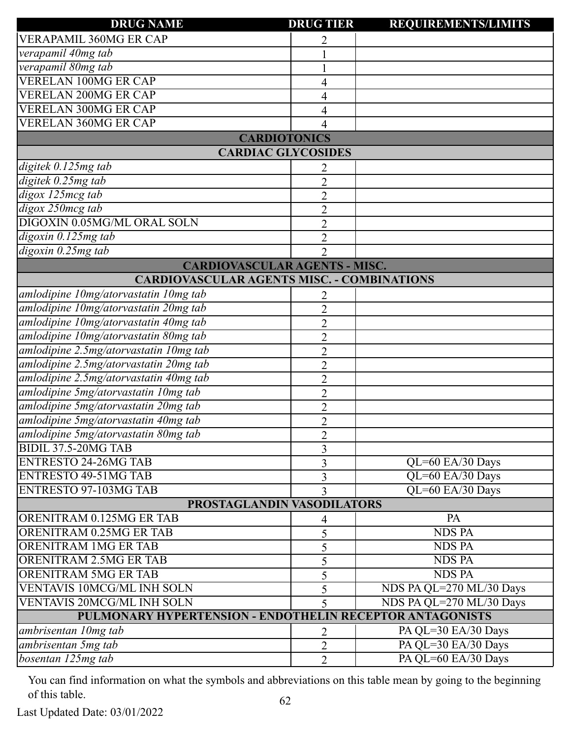| DRUG NAME | DRUG TIER | REQUIREMENTS/LIMITS |
|---|---|---|
| VERAPAMIL 360MG ER CAP | 2 | |
| *verapamil 40mg tab* | 1 | |
| *verapamil 80mg tab* | 1 | |
| VERELAN 100MG ER CAP | 4 | |
| VERELAN 200MG ER CAP | 4 | |
| VERELAN 300MG ER CAP | 4 | |
| VERELAN 360MG ER CAP | 4 | |
| **CARDIOTONICS** | | |
| **CARDIAC GLYCOSIDES** | | |
| *digitek 0.125mg tab* | 2 | |
| *digitek 0.25mg tab* | 2 | |
| *digox 125mcg tab* | 2 | |
| *digox 250mcg tab* | 2 | |
| DIGOXIN 0.05MG/ML ORAL SOLN | 2 | |
| *digoxin 0.125mg tab* | 2 | |
| *digoxin 0.25mg tab* | 2 | |
| **CARDIOVASCULAR AGENTS - MISC.** | | |
| **CARDIOVASCULAR AGENTS MISC. - COMBINATIONS** | | |
| *amlodipine 10mg/atorvastatin 10mg tab* | 2 | |
| *amlodipine 10mg/atorvastatin 20mg tab* | 2 | |
| *amlodipine 10mg/atorvastatin 40mg tab* | 2 | |
| *amlodipine 10mg/atorvastatin 80mg tab* | 2 | |
| *amlodipine 2.5mg/atorvastatin 10mg tab* | 2 | |
| *amlodipine 2.5mg/atorvastatin 20mg tab* | 2 | |
| *amlodipine 2.5mg/atorvastatin 40mg tab* | 2 | |
| *amlodipine 5mg/atorvastatin 10mg tab* | 2 | |
| *amlodipine 5mg/atorvastatin 20mg tab* | 2 | |
| *amlodipine 5mg/atorvastatin 40mg tab* | 2 | |
| *amlodipine 5mg/atorvastatin 80mg tab* | 2 | |
| BIDIL 37.5-20MG TAB | 3 | |
| ENTRESTO 24-26MG TAB | 3 | QL=60 EA/30 Days |
| ENTRESTO 49-51MG TAB | 3 | QL=60 EA/30 Days |
| ENTRESTO 97-103MG TAB | 3 | QL=60 EA/30 Days |
| **PROSTAGLANDIN VASODILATORS** | | |
| ORENITRAM 0.125MG ER TAB | 4 | PA |
| ORENITRAM 0.25MG ER TAB | 5 | NDS PA |
| ORENITRAM 1MG ER TAB | 5 | NDS PA |
| ORENITRAM 2.5MG ER TAB | 5 | NDS PA |
| ORENITRAM 5MG ER TAB | 5 | NDS PA |
| VENTAVIS 10MCG/ML INH SOLN | 5 | NDS PA QL=270 ML/30 Days |
| VENTAVIS 20MCG/ML INH SOLN | 5 | NDS PA QL=270 ML/30 Days |
| **PULMONARY HYPERTENSION - ENDOTHELIN RECEPTOR ANTAGONISTS** | | |
| *ambrisentan 10mg tab* | 2 | PA QL=30 EA/30 Days |
| *ambrisentan 5mg tab* | 2 | PA QL=30 EA/30 Days |
| *bosentan 125mg tab* | 2 | PA QL=60 EA/30 Days |

You can find information on what the symbols and abbreviations on this table mean by going to the beginning of this table.

Last Updated Date: 03/01/2022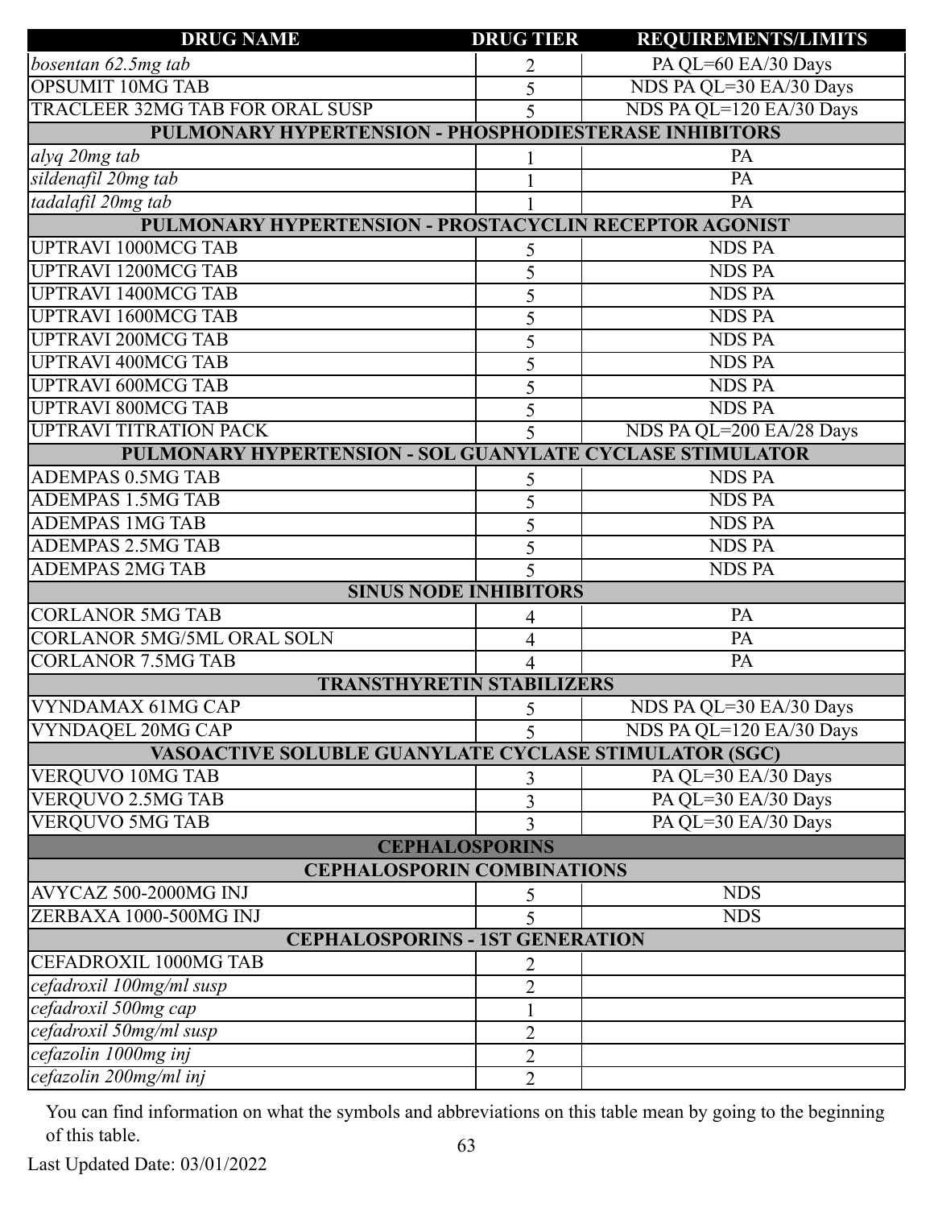| DRUG NAME | DRUG TIER | REQUIREMENTS/LIMITS |
|---|---|---|
| *bosentan 62.5mg tab* | 2 | PA QL=60 EA/30 Days |
| OPSUMIT 10MG TAB | 5 | NDS PA QL=30 EA/30 Days |
| TRACLEER 32MG TAB FOR ORAL SUSP | 5 | NDS PA QL=120 EA/30 Days |
| **PULMONARY HYPERTENSION - PHOSPHODIESTERASE INHIBITORS** | | |
| *alyq 20mg tab* | 1 | PA |
| *sildenafil 20mg tab* | 1 | PA |
| *tadalafil 20mg tab* | 1 | PA |
| **PULMONARY HYPERTENSION - PROSTACYCLIN RECEPTOR AGONIST** | | |
| UPTRAVI 1000MCG TAB | 5 | NDS PA |
| UPTRAVI 1200MCG TAB | 5 | NDS PA |
| UPTRAVI 1400MCG TAB | 5 | NDS PA |
| UPTRAVI 1600MCG TAB | 5 | NDS PA |
| UPTRAVI 200MCG TAB | 5 | NDS PA |
| UPTRAVI 400MCG TAB | 5 | NDS PA |
| UPTRAVI 600MCG TAB | 5 | NDS PA |
| UPTRAVI 800MCG TAB | 5 | NDS PA |
| UPTRAVI TITRATION PACK | 5 | NDS PA QL=200 EA/28 Days |
| **PULMONARY HYPERTENSION - SOL GUANYLATE CYCLASE STIMULATOR** | | |
| ADEMPAS 0.5MG TAB | 5 | NDS PA |
| ADEMPAS 1.5MG TAB | 5 | NDS PA |
| ADEMPAS 1MG TAB | 5 | NDS PA |
| ADEMPAS 2.5MG TAB | 5 | NDS PA |
| ADEMPAS 2MG TAB | 5 | NDS PA |
| **SINUS NODE INHIBITORS** | | |
| CORLANOR 5MG TAB | 4 | PA |
| CORLANOR 5MG/5ML ORAL SOLN | 4 | PA |
| CORLANOR 7.5MG TAB | 4 | PA |
| **TRANSTHYRETIN STABILIZERS** | | |
| VYNDAMAX 61MG CAP | 5 | NDS PA QL=30 EA/30 Days |
| VYNDAQEL 20MG CAP | 5 | NDS PA QL=120 EA/30 Days |
| **VASOACTIVE SOLUBLE GUANYLATE CYCLASE STIMULATOR (SGC)** | | |
| VERQUVO 10MG TAB | 3 | PA QL=30 EA/30 Days |
| VERQUVO 2.5MG TAB | 3 | PA QL=30 EA/30 Days |
| VERQUVO 5MG TAB | 3 | PA QL=30 EA/30 Days |
| **CEPHALOSPORINS** | | |
| **CEPHALOSPORIN COMBINATIONS** | | |
| AVYCAZ 500-2000MG INJ | 5 | NDS |
| ZERBAXA 1000-500MG INJ | 5 | NDS |
| **CEPHALOSPORINS - 1ST GENERATION** | | |
| CEFADROXIL 1000MG TAB | 2 | |
| *cefadroxil 100mg/ml susp* | 2 | |
| *cefadroxil 500mg cap* | 1 | |
| *cefadroxil 50mg/ml susp* | 2 | |
| *cefazolin 1000mg inj* | 2 | |
| *cefazolin 200mg/ml inj* | 2 | |

You can find information on what the symbols and abbreviations on this table mean by going to the beginning of this table.

Last Updated Date: 03/01/2022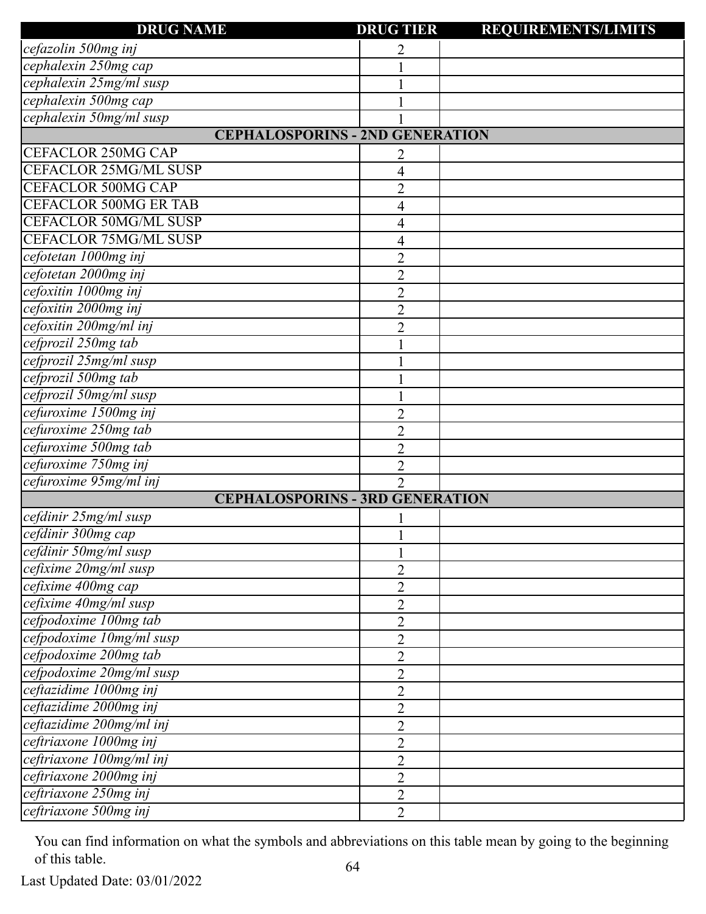| DRUG NAME | DRUG TIER | REQUIREMENTS/LIMITS |
|---|---|---|
| *cefazolin 500mg inj* | 2 | |
| *cephalexin 250mg cap* | 1 | |
| *cephalexin 25mg/ml susp* | 1 | |
| *cephalexin 500mg cap* | 1 | |
| *cephalexin 50mg/ml susp* | 1 | |
| **CEPHALOSPORINS - 2ND GENERATION** | | |
| CEFACLOR 250MG CAP | 2 | |
| CEFACLOR 25MG/ML SUSP | 4 | |
| CEFACLOR 500MG CAP | 2 | |
| CEFACLOR 500MG ER TAB | 4 | |
| CEFACLOR 50MG/ML SUSP | 4 | |
| CEFACLOR 75MG/ML SUSP | 4 | |
| *cefotetan 1000mg inj* | 2 | |
| *cefotetan 2000mg inj* | 2 | |
| *cefoxitin 1000mg inj* | 2 | |
| *cefoxitin 2000mg inj* | 2 | |
| *cefoxitin 200mg/ml inj* | 2 | |
| *cefprozil 250mg tab* | 1 | |
| *cefprozil 25mg/ml susp* | 1 | |
| *cefprozil 500mg tab* | 1 | |
| *cefprozil 50mg/ml susp* | 1 | |
| *cefuroxime 1500mg inj* | 2 | |
| *cefuroxime 250mg tab* | 2 | |
| *cefuroxime 500mg tab* | 2 | |
| *cefuroxime 750mg inj* | 2 | |
| *cefuroxime 95mg/ml inj* | 2 | |
| **CEPHALOSPORINS - 3RD GENERATION** | | |
| *cefdinir 25mg/ml susp* | 1 | |
| *cefdinir 300mg cap* | 1 | |
| *cefdinir 50mg/ml susp* | 1 | |
| *cefixime 20mg/ml susp* | 2 | |
| *cefixime 400mg cap* | 2 | |
| *cefixime 40mg/ml susp* | 2 | |
| *cefpodoxime 100mg tab* | 2 | |
| *cefpodoxime 10mg/ml susp* | 2 | |
| *cefpodoxime 200mg tab* | 2 | |
| *cefpodoxime 20mg/ml susp* | 2 | |
| *ceftazidime 1000mg inj* | 2 | |
| *ceftazidime 2000mg inj* | 2 | |
| *ceftazidime 200mg/ml inj* | 2 | |
| *ceftriaxone 1000mg inj* | 2 | |
| *ceftriaxone 100mg/ml inj* | 2 | |
| *ceftriaxone 2000mg inj* | 2 | |
| *ceftriaxone 250mg inj* | 2 | |
| *ceftriaxone 500mg inj* | 2 | |

You can find information on what the symbols and abbreviations on this table mean by going to the beginning of this table.

Last Updated Date: 03/01/2022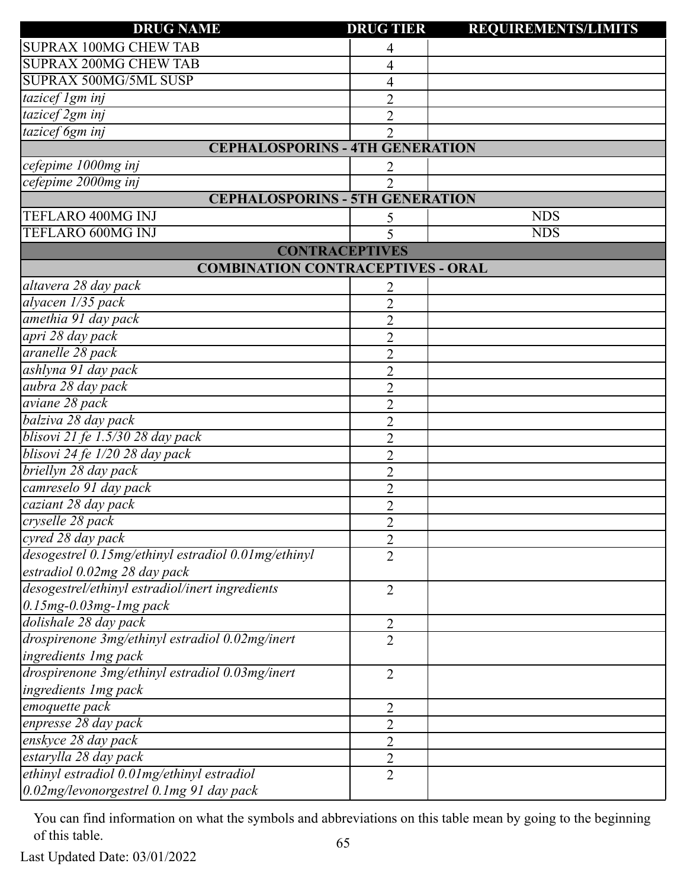| DRUG NAME | DRUG TIER | REQUIREMENTS/LIMITS |
|---|---|---|
| SUPRAX 100MG CHEW TAB | 4 | |
| SUPRAX 200MG CHEW TAB | 4 | |
| SUPRAX 500MG/5ML SUSP | 4 | |
| *tazicef 1gm inj* | 2 | |
| *tazicef 2gm inj* | 2 | |
| *tazicef 6gm inj* | 2 | |
| **CEPHALOSPORINS - 4TH GENERATION** | | |
| *cefepime 1000mg inj* | 2 | |
| *cefepime 2000mg inj* | 2 | |
| **CEPHALOSPORINS - 5TH GENERATION** | | |
| TEFLARO 400MG INJ | 5 | NDS |
| TEFLARO 600MG INJ | 5 | NDS |
| **CONTRACEPTIVES** | | |
| **COMBINATION CONTRACEPTIVES - ORAL** | | |
| *altavera 28 day pack* | 2 | |
| *alyacen 1/35 pack* | 2 | |
| *amethia 91 day pack* | 2 | |
| *apri 28 day pack* | 2 | |
| *aranelle 28 pack* | 2 | |
| *ashlyna 91 day pack* | 2 | |
| *aubra 28 day pack* | 2 | |
| *aviane 28 pack* | 2 | |
| *balziva 28 day pack* | 2 | |
| *blisovi 21 fe 1.5/30 28 day pack* | 2 | |
| *blisovi 24 fe 1/20 28 day pack* | 2 | |
| *briellyn 28 day pack* | 2 | |
| *camreselo 91 day pack* | 2 | |
| *caziant 28 day pack* | 2 | |
| *cryselle 28 pack* | 2 | |
| *cyred 28 day pack* | 2 | |
| *desogestrel 0.15mg/ethinyl estradiol 0.01mg/ethinyl estradiol 0.02mg 28 day pack* | 2 | |
| *desogestrel/ethinyl estradiol/inert ingredients 0.15mg-0.03mg-1mg pack* | 2 | |
| *dolishale 28 day pack* | 2 | |
| *drospirenone 3mg/ethinyl estradiol 0.02mg/inert ingredients 1mg pack* | 2 | |
| *drospirenone 3mg/ethinyl estradiol 0.03mg/inert ingredients 1mg pack* | 2 | |
| *emoquette pack* | 2 | |
| *enpresse 28 day pack* | 2 | |
| *enskyce 28 day pack* | 2 | |
| *estarylla 28 day pack* | 2 | |
| *ethinyl estradiol 0.01mg/ethinyl estradiol 0.02mg/levonorgestrel 0.1mg 91 day pack* | 2 | |

You can find information on what the symbols and abbreviations on this table mean by going to the beginning of this table.

Last Updated Date: 03/01/2022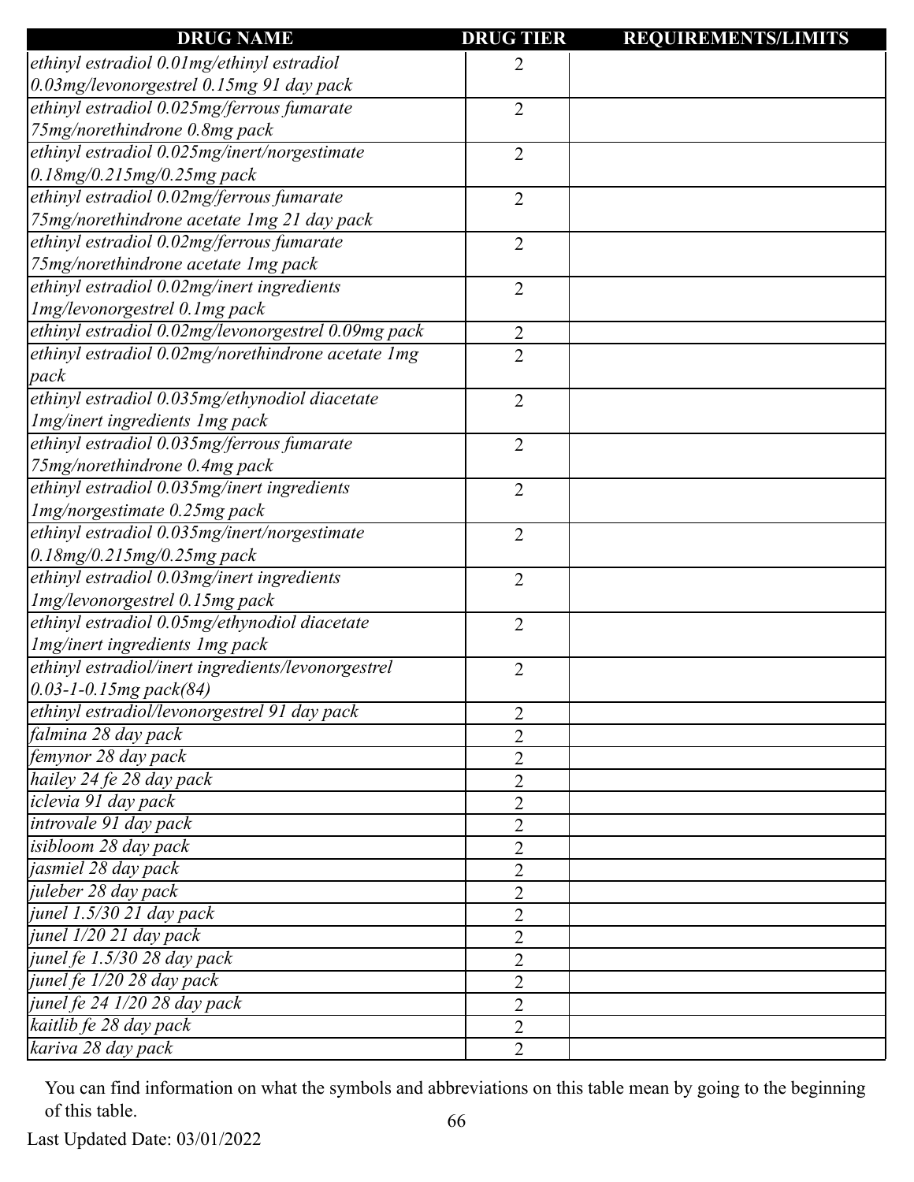| DRUG NAME | DRUG TIER | REQUIREMENTS/LIMITS |
|---|---|---|
| *ethinyl estradiol 0.01mg/ethinyl estradiol 0.03mg/levonorgestrel 0.15mg 91 day pack* | 2 | |
| *ethinyl estradiol 0.025mg/ferrous fumarate 75mg/norethindrone 0.8mg pack* | 2 | |
| *ethinyl estradiol 0.025mg/inert/norgestimate 0.18mg/0.215mg/0.25mg pack* | 2 | |
| *ethinyl estradiol 0.02mg/ferrous fumarate 75mg/norethindrone acetate 1mg 21 day pack* | 2 | |
| *ethinyl estradiol 0.02mg/ferrous fumarate 75mg/norethindrone acetate 1mg pack* | 2 | |
| *ethinyl estradiol 0.02mg/inert ingredients 1mg/levonorgestrel 0.1mg pack* | 2 | |
| *ethinyl estradiol 0.02mg/levonorgestrel 0.09mg pack* | 2 | |
| *ethinyl estradiol 0.02mg/norethindrone acetate 1mg pack* | 2 | |
| *ethinyl estradiol 0.035mg/ethynodiol diacetate 1mg/inert ingredients 1mg pack* | 2 | |
| *ethinyl estradiol 0.035mg/ferrous fumarate 75mg/norethindrone 0.4mg pack* | 2 | |
| *ethinyl estradiol 0.035mg/inert ingredients 1mg/norgestimate 0.25mg pack* | 2 | |
| *ethinyl estradiol 0.035mg/inert/norgestimate 0.18mg/0.215mg/0.25mg pack* | 2 | |
| *ethinyl estradiol 0.03mg/inert ingredients 1mg/levonorgestrel 0.15mg pack* | 2 | |
| *ethinyl estradiol 0.05mg/ethynodiol diacetate 1mg/inert ingredients 1mg pack* | 2 | |
| *ethinyl estradiol/inert ingredients/levonorgestrel 0.03-1-0.15mg pack(84)* | 2 | |
| *ethinyl estradiol/levonorgestrel 91 day pack* | 2 | |
| *falmina 28 day pack* | 2 | |
| *femynor 28 day pack* | 2 | |
| *hailey 24 fe 28 day pack* | 2 | |
| *iclevia 91 day pack* | 2 | |
| *introvale 91 day pack* | 2 | |
| *isibloom 28 day pack* | 2 | |
| *jasmiel 28 day pack* | 2 | |
| *juleber 28 day pack* | 2 | |
| *junel 1.5/30 21 day pack* | 2 | |
| *junel 1/20 21 day pack* | 2 | |
| *junel fe 1.5/30 28 day pack* | 2 | |
| *junel fe 1/20 28 day pack* | 2 | |
| *junel fe 24 1/20 28 day pack* | 2 | |
| *kaitlib fe 28 day pack* | 2 | |
| *kariva 28 day pack* | 2 | |

You can find information on what the symbols and abbreviations on this table mean by going to the beginning of this table.

Last Updated Date: 03/01/2022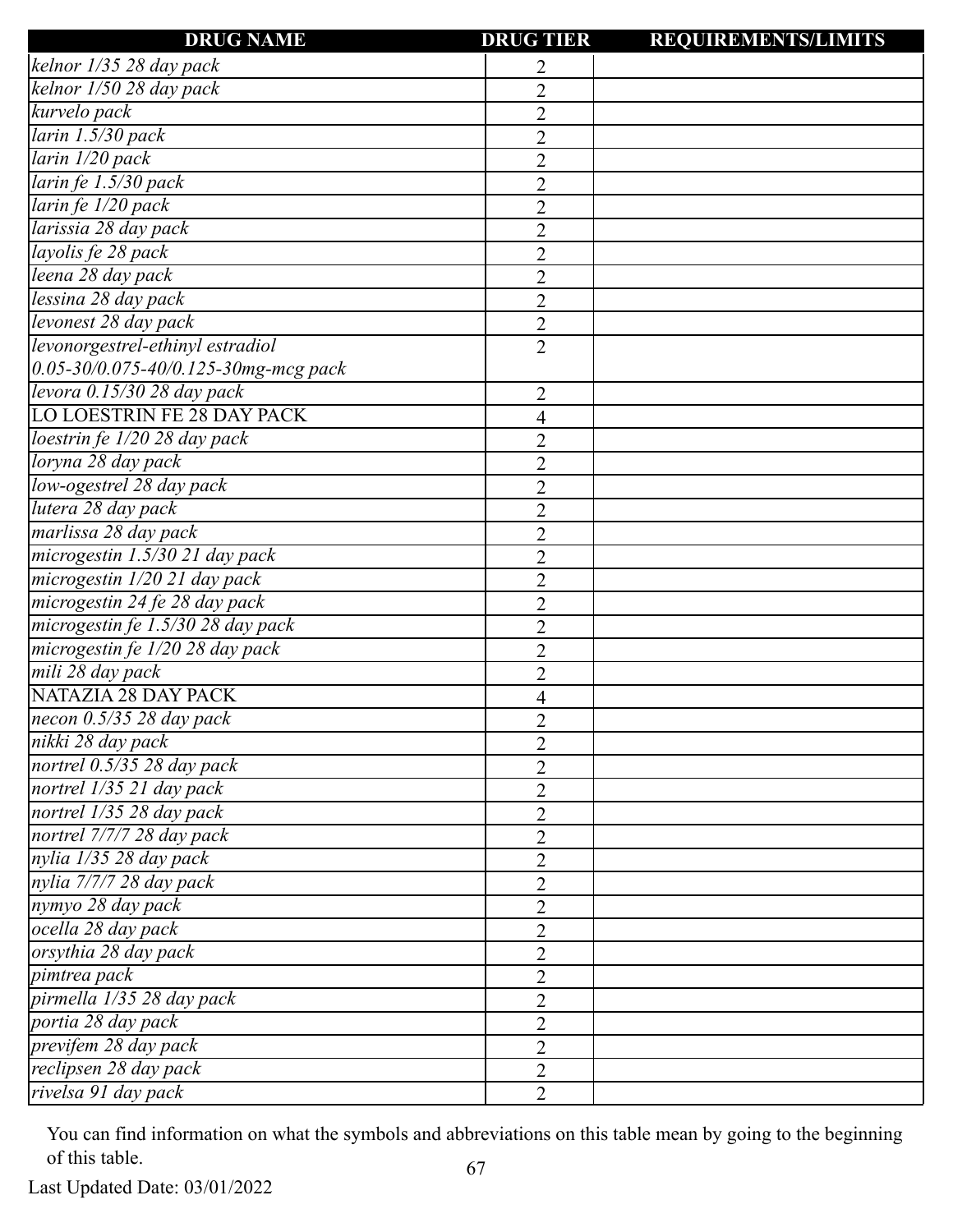| DRUG NAME | DRUG TIER | REQUIREMENTS/LIMITS |
|---|---|---|
| *kelnor 1/35 28 day pack* | 2 | |
| *kelnor 1/50 28 day pack* | 2 | |
| *kurvelo pack* | 2 | |
| *larin 1.5/30 pack* | 2 | |
| *larin 1/20 pack* | 2 | |
| *larin fe 1.5/30 pack* | 2 | |
| *larin fe 1/20 pack* | 2 | |
| *larissia 28 day pack* | 2 | |
| *layolis fe 28 pack* | 2 | |
| *leena 28 day pack* | 2 | |
| *lessina 28 day pack* | 2 | |
| *levonest 28 day pack* | 2 | |
| *levonorgestrel-ethinyl estradiol 0.05-30/0.075-40/0.125-30mg-mcg pack* | 2 | |
| *levora 0.15/30 28 day pack* | 2 | |
| LO LOESTRIN FE 28 DAY PACK | 4 | |
| *loestrin fe 1/20 28 day pack* | 2 | |
| *loryna 28 day pack* | 2 | |
| *low-ogestrel 28 day pack* | 2 | |
| *lutera 28 day pack* | 2 | |
| *marlissa 28 day pack* | 2 | |
| *microgestin 1.5/30 21 day pack* | 2 | |
| *microgestin 1/20 21 day pack* | 2 | |
| *microgestin 24 fe 28 day pack* | 2 | |
| *microgestin fe 1.5/30 28 day pack* | 2 | |
| *microgestin fe 1/20 28 day pack* | 2 | |
| *mili 28 day pack* | 2 | |
| NATAZIA 28 DAY PACK | 4 | |
| *necon 0.5/35 28 day pack* | 2 | |
| *nikki 28 day pack* | 2 | |
| *nortrel 0.5/35 28 day pack* | 2 | |
| *nortrel 1/35 21 day pack* | 2 | |
| *nortrel 1/35 28 day pack* | 2 | |
| *nortrel 7/7/7 28 day pack* | 2 | |
| *nylia 1/35 28 day pack* | 2 | |
| *nylia 7/7/7 28 day pack* | 2 | |
| *nymyo 28 day pack* | 2 | |
| *ocella 28 day pack* | 2 | |
| *orsythia 28 day pack* | 2 | |
| *pimtrea pack* | 2 | |
| *pirmella 1/35 28 day pack* | 2 | |
| *portia 28 day pack* | 2 | |
| *previfem 28 day pack* | 2 | |
| *reclipsen 28 day pack* | 2 | |
| *rivelsa 91 day pack* | 2 | |

You can find information on what the symbols and abbreviations on this table mean by going to the beginning of this table.

Last Updated Date: 03/01/2022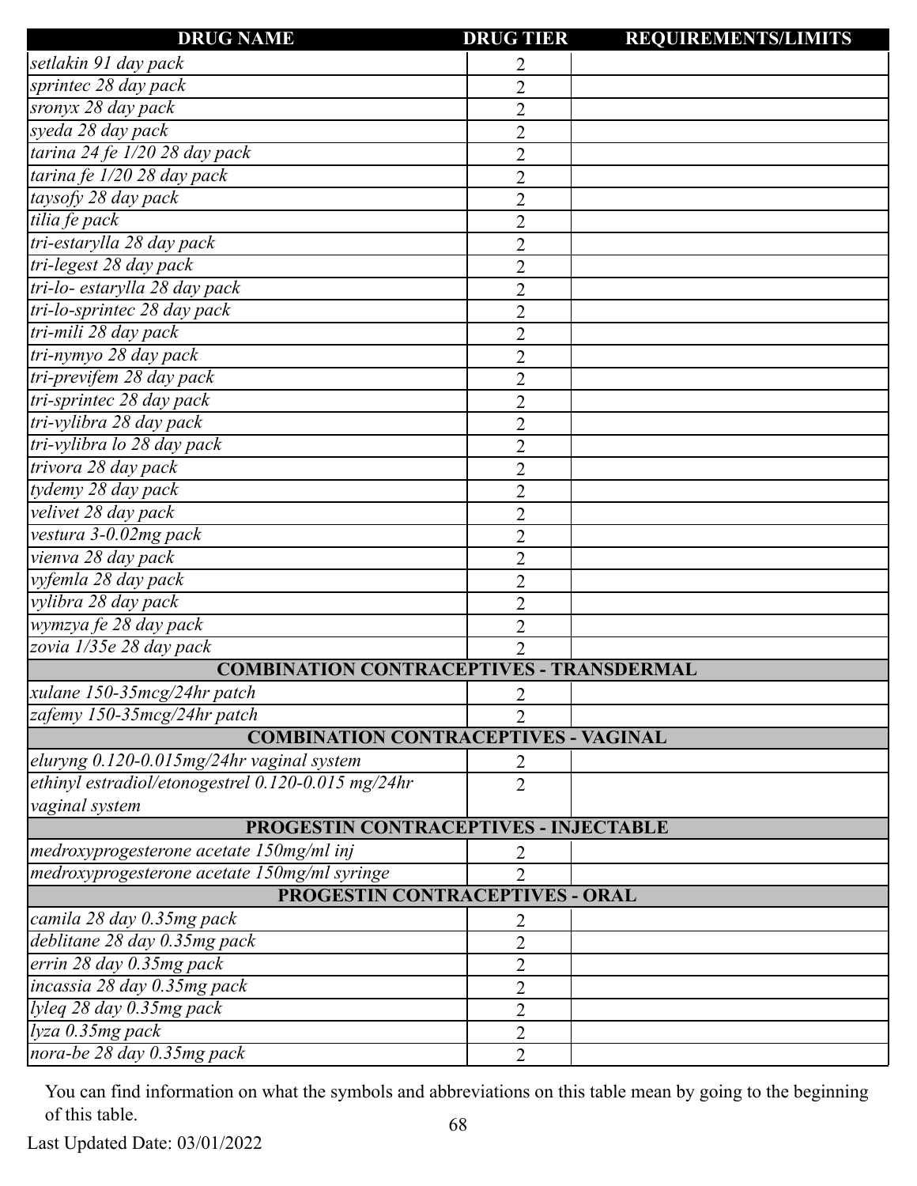| DRUG NAME | DRUG TIER | REQUIREMENTS/LIMITS |
|---|---|---|
| *setlakin 91 day pack* | 2 | |
| *sprintec 28 day pack* | 2 | |
| *sronyx 28 day pack* | 2 | |
| *syeda 28 day pack* | 2 | |
| *tarina 24 fe 1/20 28 day pack* | 2 | |
| *tarina fe 1/20 28 day pack* | 2 | |
| *taysofy 28 day pack* | 2 | |
| *tilia fe pack* | 2 | |
| *tri-estarylla 28 day pack* | 2 | |
| *tri-legest 28 day pack* | 2 | |
| *tri-lo- estarylla 28 day pack* | 2 | |
| *tri-lo-sprintec 28 day pack* | 2 | |
| *tri-mili 28 day pack* | 2 | |
| *tri-nymyo 28 day pack* | 2 | |
| *tri-previfem 28 day pack* | 2 | |
| *tri-sprintec 28 day pack* | 2 | |
| *tri-vylibra 28 day pack* | 2 | |
| *tri-vylibra lo 28 day pack* | 2 | |
| *trivora 28 day pack* | 2 | |
| *tydemy 28 day pack* | 2 | |
| *velivet 28 day pack* | 2 | |
| *vestura 3-0.02mg pack* | 2 | |
| *vienva 28 day pack* | 2 | |
| *vyfemla 28 day pack* | 2 | |
| *vylibra 28 day pack* | 2 | |
| *wymzya fe 28 day pack* | 2 | |
| *zovia 1/35e 28 day pack* | 2 | |
| **COMBINATION CONTRACEPTIVES - TRANSDERMAL** | | |
| *xulane 150-35mcg/24hr patch* | 2 | |
| *zafemy 150-35mcg/24hr patch* | 2 | |
| **COMBINATION CONTRACEPTIVES - VAGINAL** | | |
| *eluryng 0.120-0.015mg/24hr vaginal system* | 2 | |
| *ethinyl estradiol/etonogestrel 0.120-0.015 mg/24hr vaginal system* | 2 | |
| **PROGESTIN CONTRACEPTIVES - INJECTABLE** | | |
| *medroxyprogesterone acetate 150mg/ml inj* | 2 | |
| *medroxyprogesterone acetate 150mg/ml syringe* | 2 | |
| **PROGESTIN CONTRACEPTIVES - ORAL** | | |
| *camila 28 day 0.35mg pack* | 2 | |
| *deblitane 28 day 0.35mg pack* | 2 | |
| *errin 28 day 0.35mg pack* | 2 | |
| *incassia 28 day 0.35mg pack* | 2 | |
| *lyleq 28 day 0.35mg pack* | 2 | |
| *lyza 0.35mg pack* | 2 | |
| *nora-be 28 day 0.35mg pack* | 2 | |

You can find information on what the symbols and abbreviations on this table mean by going to the beginning of this table.

Last Updated Date: 03/01/2022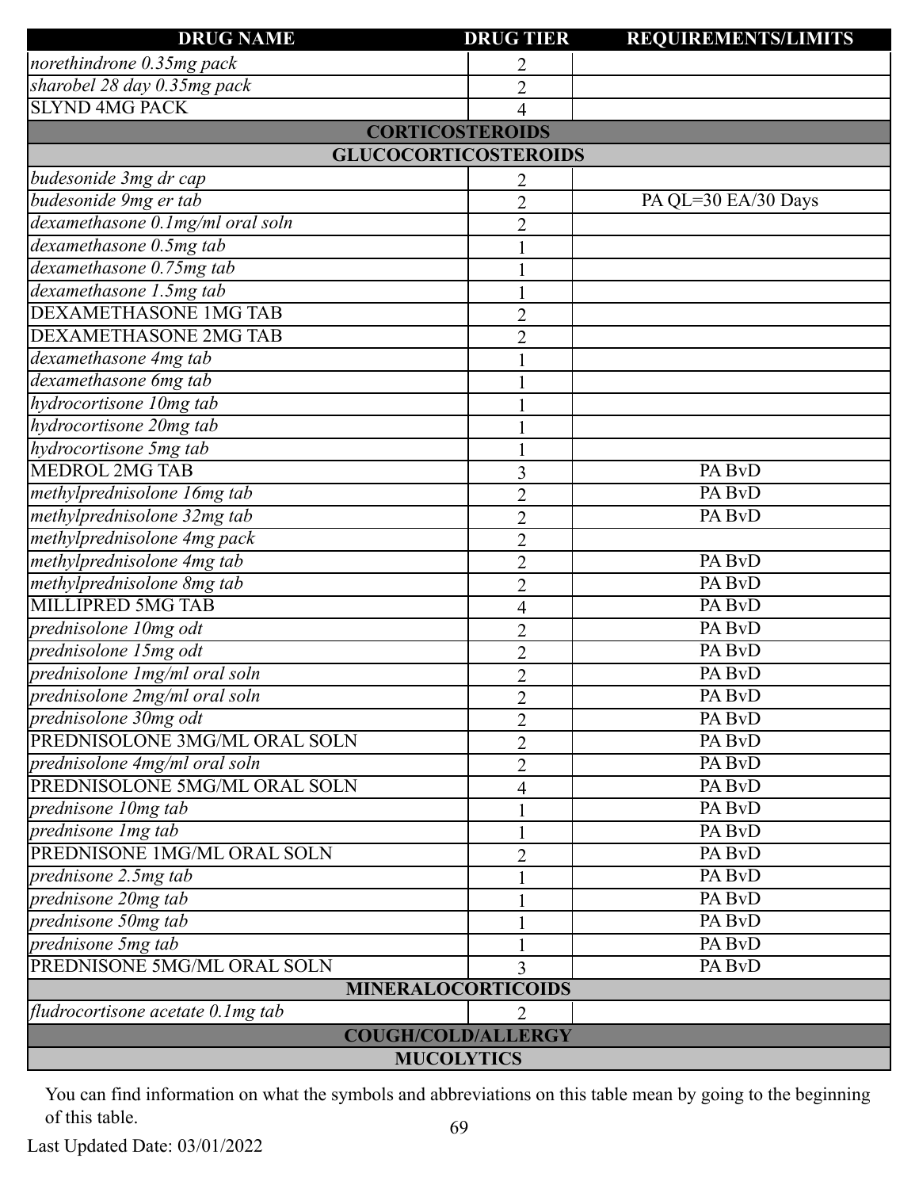| DRUG NAME | DRUG TIER | REQUIREMENTS/LIMITS |
|---|---|---|
| *norethindrone 0.35mg pack* | 2 | |
| *sharobel 28 day 0.35mg pack* | 2 | |
| SLYND 4MG PACK | 4 | |
| **CORTICOSTEROIDS** | | |
| **GLUCOCORTICOSTEROIDS** | | |
| *budesonide 3mg dr cap* | 2 | |
| *budesonide 9mg er tab* | 2 | PA QL=30 EA/30 Days |
| *dexamethasone 0.1mg/ml oral soln* | 2 | |
| *dexamethasone 0.5mg tab* | 1 | |
| *dexamethasone 0.75mg tab* | 1 | |
| *dexamethasone 1.5mg tab* | 1 | |
| DEXAMETHASONE 1MG TAB | 2 | |
| DEXAMETHASONE 2MG TAB | 2 | |
| *dexamethasone 4mg tab* | 1 | |
| *dexamethasone 6mg tab* | 1 | |
| *hydrocortisone 10mg tab* | 1 | |
| *hydrocortisone 20mg tab* | 1 | |
| *hydrocortisone 5mg tab* | 1 | |
| MEDROL 2MG TAB | 3 | PA BvD |
| *methylprednisolone 16mg tab* | 2 | PA BvD |
| *methylprednisolone 32mg tab* | 2 | PA BvD |
| *methylprednisolone 4mg pack* | 2 | |
| *methylprednisolone 4mg tab* | 2 | PA BvD |
| *methylprednisolone 8mg tab* | 2 | PA BvD |
| MILLIPRED 5MG TAB | 4 | PA BvD |
| *prednisolone 10mg odt* | 2 | PA BvD |
| *prednisolone 15mg odt* | 2 | PA BvD |
| *prednisolone 1mg/ml oral soln* | 2 | PA BvD |
| *prednisolone 2mg/ml oral soln* | 2 | PA BvD |
| *prednisolone 30mg odt* | 2 | PA BvD |
| PREDNISOLONE 3MG/ML ORAL SOLN | 2 | PA BvD |
| *prednisolone 4mg/ml oral soln* | 2 | PA BvD |
| PREDNISOLONE 5MG/ML ORAL SOLN | 4 | PA BvD |
| *prednisone 10mg tab* | 1 | PA BvD |
| *prednisone 1mg tab* | 1 | PA BvD |
| PREDNISONE 1MG/ML ORAL SOLN | 2 | PA BvD |
| *prednisone 2.5mg tab* | 1 | PA BvD |
| *prednisone 20mg tab* | 1 | PA BvD |
| *prednisone 50mg tab* | 1 | PA BvD |
| *prednisone 5mg tab* | 1 | PA BvD |
| PREDNISONE 5MG/ML ORAL SOLN | 3 | PA BvD |
| **MINERALOCORTICOIDS** | | |
| *fludrocortisone acetate 0.1mg tab* | 2 | |
| **COUGH/COLD/ALLERGY** | | |
| **MUCOLYTICS** | | |

You can find information on what the symbols and abbreviations on this table mean by going to the beginning of this table.

Last Updated Date: 03/01/2022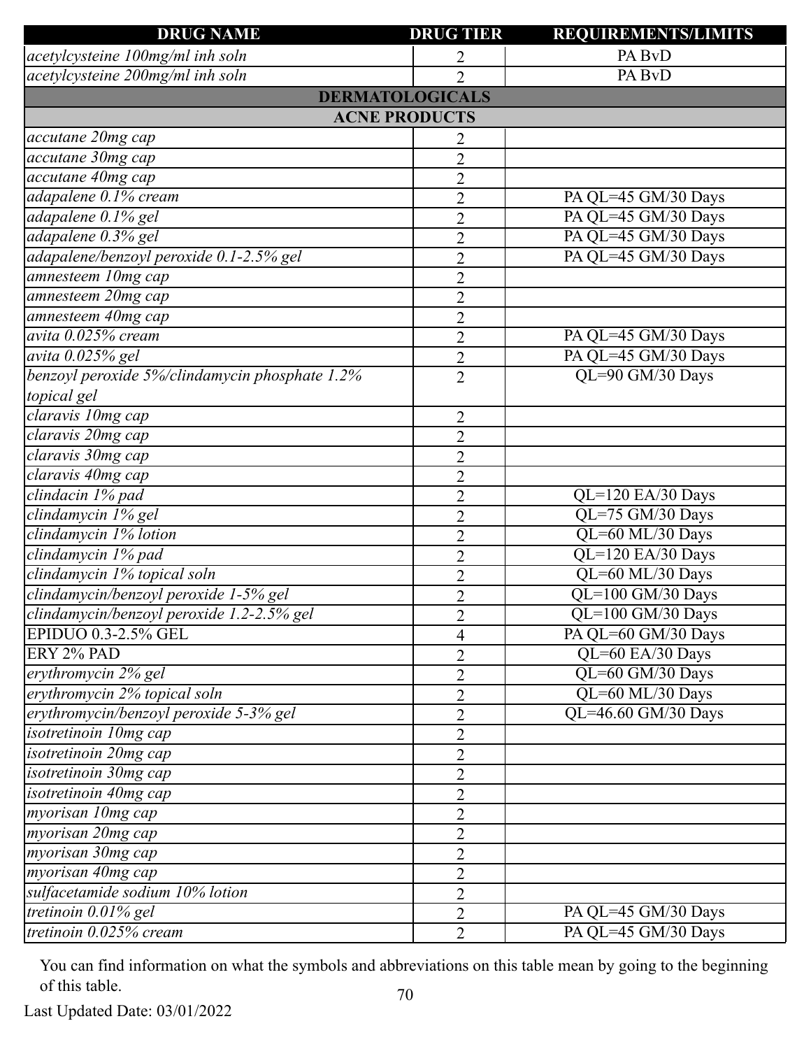| DRUG NAME | DRUG TIER | REQUIREMENTS/LIMITS |
|---|---|---|
| *acetylcysteine 100mg/ml inh soln* | 2 | PA BvD |
| *acetylcysteine 200mg/ml inh soln* | 2 | PA BvD |
| **DERMATOLOGICALS** | | |
| **ACNE PRODUCTS** | | |
| *accutane 20mg cap* | 2 | |
| *accutane 30mg cap* | 2 | |
| *accutane 40mg cap* | 2 | |
| *adapalene 0.1% cream* | 2 | PA QL=45 GM/30 Days |
| *adapalene 0.1% gel* | 2 | PA QL=45 GM/30 Days |
| *adapalene 0.3% gel* | 2 | PA QL=45 GM/30 Days |
| *adapalene/benzoyl peroxide 0.1-2.5% gel* | 2 | PA QL=45 GM/30 Days |
| *amnesteem 10mg cap* | 2 | |
| *amnesteem 20mg cap* | 2 | |
| *amnesteem 40mg cap* | 2 | |
| *avita 0.025% cream* | 2 | PA QL=45 GM/30 Days |
| *avita 0.025% gel* | 2 | PA QL=45 GM/30 Days |
| *benzoyl peroxide 5%/clindamycin phosphate 1.2% topical gel* | 2 | QL=90 GM/30 Days |
| *claravis 10mg cap* | 2 | |
| *claravis 20mg cap* | 2 | |
| *claravis 30mg cap* | 2 | |
| *claravis 40mg cap* | 2 | |
| *clindacin 1% pad* | 2 | QL=120 EA/30 Days |
| *clindamycin 1% gel* | 2 | QL=75 GM/30 Days |
| *clindamycin 1% lotion* | 2 | QL=60 ML/30 Days |
| *clindamycin 1% pad* | 2 | QL=120 EA/30 Days |
| *clindamycin 1% topical soln* | 2 | QL=60 ML/30 Days |
| *clindamycin/benzoyl peroxide 1-5% gel* | 2 | QL=100 GM/30 Days |
| *clindamycin/benzoyl peroxide 1.2-2.5% gel* | 2 | QL=100 GM/30 Days |
| EPIDUO 0.3-2.5% GEL | 4 | PA QL=60 GM/30 Days |
| ERY 2% PAD | 2 | QL=60 EA/30 Days |
| *erythromycin 2% gel* | 2 | QL=60 GM/30 Days |
| *erythromycin 2% topical soln* | 2 | QL=60 ML/30 Days |
| *erythromycin/benzoyl peroxide 5-3% gel* | 2 | QL=46.60 GM/30 Days |
| *isotretinoin 10mg cap* | 2 | |
| *isotretinoin 20mg cap* | 2 | |
| *isotretinoin 30mg cap* | 2 | |
| *isotretinoin 40mg cap* | 2 | |
| *myorisan 10mg cap* | 2 | |
| *myorisan 20mg cap* | 2 | |
| *myorisan 30mg cap* | 2 | |
| *myorisan 40mg cap* | 2 | |
| *sulfacetamide sodium 10% lotion* | 2 | |
| *tretinoin 0.01% gel* | 2 | PA QL=45 GM/30 Days |
| *tretinoin 0.025% cream* | 2 | PA QL=45 GM/30 Days |

You can find information on what the symbols and abbreviations on this table mean by going to the beginning of this table.

Last Updated Date: 03/01/2022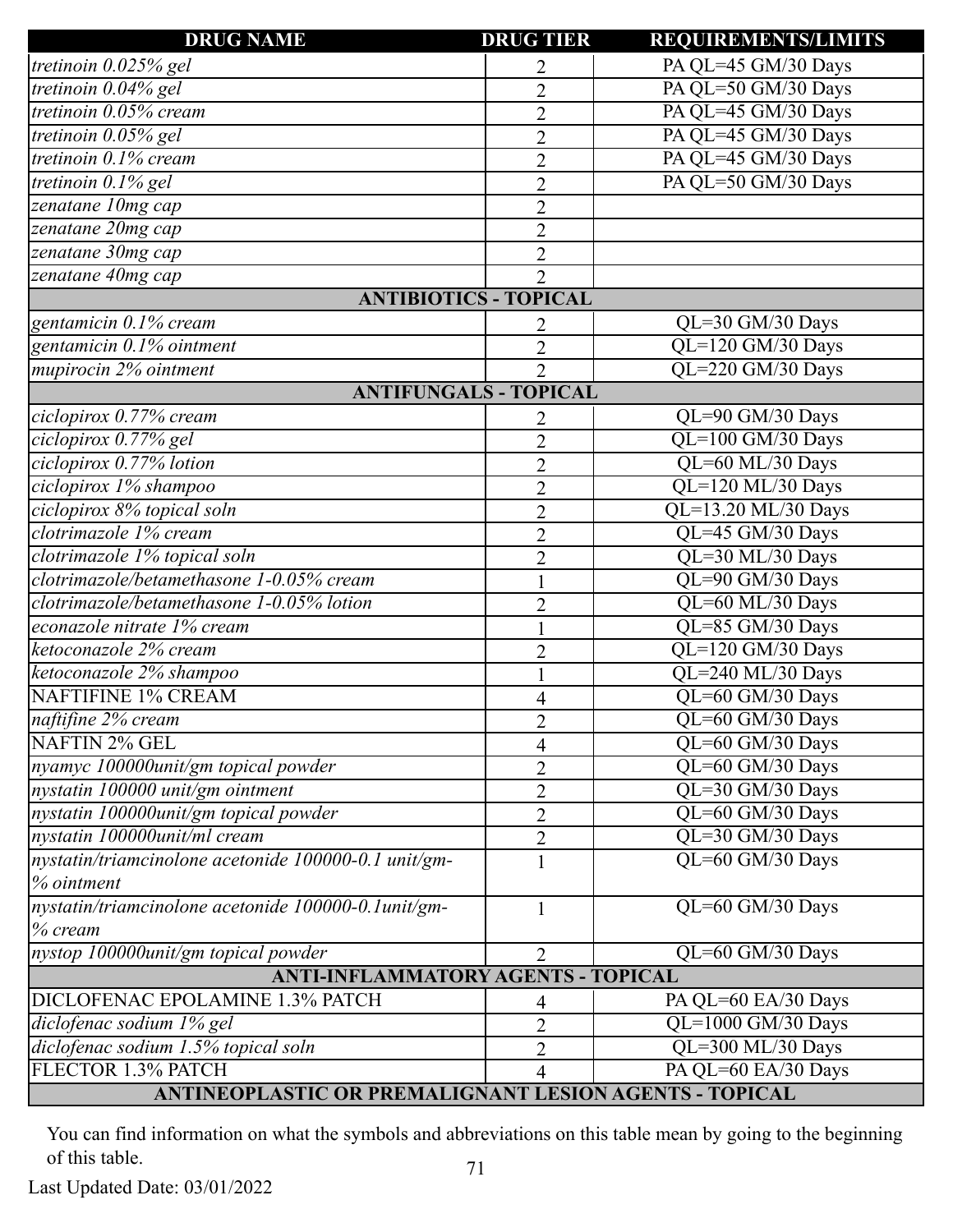| DRUG NAME | DRUG TIER | REQUIREMENTS/LIMITS |
|---|---|---|
| *tretinoin 0.025% gel* | 2 | PA QL=45 GM/30 Days |
| *tretinoin 0.04% gel* | 2 | PA QL=50 GM/30 Days |
| *tretinoin 0.05% cream* | 2 | PA QL=45 GM/30 Days |
| *tretinoin 0.05% gel* | 2 | PA QL=45 GM/30 Days |
| *tretinoin 0.1% cream* | 2 | PA QL=45 GM/30 Days |
| *tretinoin 0.1% gel* | 2 | PA QL=50 GM/30 Days |
| *zenatane 10mg cap* | 2 | |
| *zenatane 20mg cap* | 2 | |
| *zenatane 30mg cap* | 2 | |
| *zenatane 40mg cap* | 2 | |
| **ANTIBIOTICS - TOPICAL** | | |
| *gentamicin 0.1% cream* | 2 | QL=30 GM/30 Days |
| *gentamicin 0.1% ointment* | 2 | QL=120 GM/30 Days |
| *mupirocin 2% ointment* | 2 | QL=220 GM/30 Days |
| **ANTIFUNGALS - TOPICAL** | | |
| *ciclopirox 0.77% cream* | 2 | QL=90 GM/30 Days |
| *ciclopirox 0.77% gel* | 2 | QL=100 GM/30 Days |
| *ciclopirox 0.77% lotion* | 2 | QL=60 ML/30 Days |
| *ciclopirox 1% shampoo* | 2 | QL=120 ML/30 Days |
| *ciclopirox 8% topical soln* | 2 | QL=13.20 ML/30 Days |
| *clotrimazole 1% cream* | 2 | QL=45 GM/30 Days |
| *clotrimazole 1% topical soln* | 2 | QL=30 ML/30 Days |
| *clotrimazole/betamethasone 1-0.05% cream* | 1 | QL=90 GM/30 Days |
| *clotrimazole/betamethasone 1-0.05% lotion* | 2 | QL=60 ML/30 Days |
| *econazole nitrate 1% cream* | 1 | QL=85 GM/30 Days |
| *ketoconazole 2% cream* | 2 | QL=120 GM/30 Days |
| *ketoconazole 2% shampoo* | 1 | QL=240 ML/30 Days |
| NAFTIFINE 1% CREAM | 4 | QL=60 GM/30 Days |
| *naftifine 2% cream* | 2 | QL=60 GM/30 Days |
| NAFTIN 2% GEL | 4 | QL=60 GM/30 Days |
| *nyamyc 100000unit/gm topical powder* | 2 | QL=60 GM/30 Days |
| *nystatin 100000 unit/gm ointment* | 2 | QL=30 GM/30 Days |
| *nystatin 100000unit/gm topical powder* | 2 | QL=60 GM/30 Days |
| *nystatin 100000unit/ml cream* | 2 | QL=30 GM/30 Days |
| *nystatin/triamcinolone acetonide 100000-0.1 unit/gm-% ointment* | 1 | QL=60 GM/30 Days |
| *nystatin/triamcinolone acetonide 100000-0.1unit/gm-% cream* | 1 | QL=60 GM/30 Days |
| *nystop 100000unit/gm topical powder* | 2 | QL=60 GM/30 Days |
| **ANTI-INFLAMMATORY AGENTS - TOPICAL** | | |
| DICLOFENAC EPOLAMINE 1.3% PATCH | 4 | PA QL=60 EA/30 Days |
| *diclofenac sodium 1% gel* | 2 | QL=1000 GM/30 Days |
| *diclofenac sodium 1.5% topical soln* | 2 | QL=300 ML/30 Days |
| FLECTOR 1.3% PATCH | 4 | PA QL=60 EA/30 Days |
| **ANTINEOPLASTIC OR PREMALIGNANT LESION AGENTS - TOPICAL** | | |

You can find information on what the symbols and abbreviations on this table mean by going to the beginning of this table.

Last Updated Date: 03/01/2022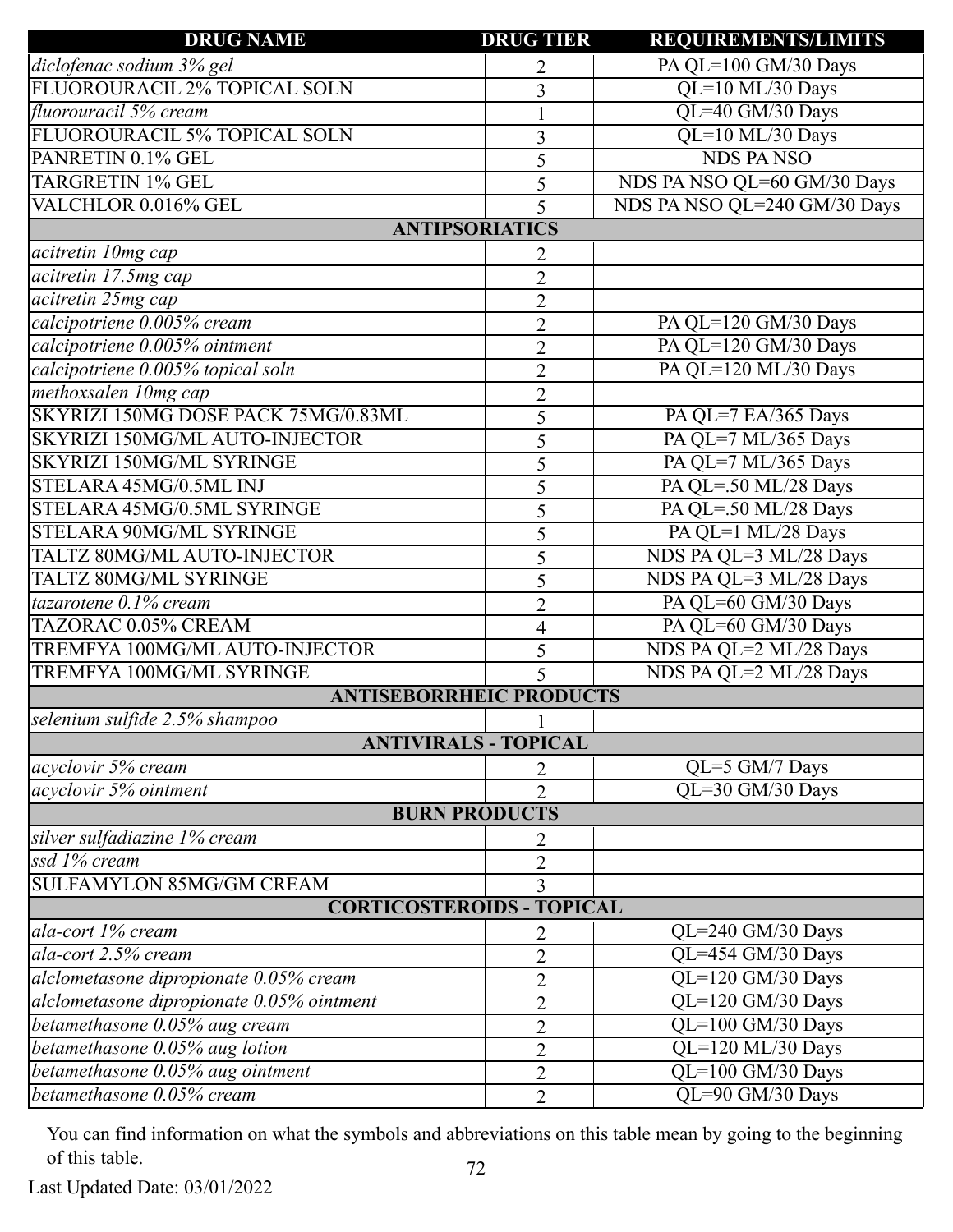| DRUG NAME | DRUG TIER | REQUIREMENTS/LIMITS |
|---|---|---|
| *diclofenac sodium 3% gel* | 2 | PA QL=100 GM/30 Days |
| FLUOROURACIL 2% TOPICAL SOLN | 3 | QL=10 ML/30 Days |
| *fluorouracil 5% cream* | 1 | QL=40 GM/30 Days |
| FLUOROURACIL 5% TOPICAL SOLN | 3 | QL=10 ML/30 Days |
| PANRETIN 0.1% GEL | 5 | NDS PA NSO |
| TARGRETIN 1% GEL | 5 | NDS PA NSO QL=60 GM/30 Days |
| VALCHLOR 0.016% GEL | 5 | NDS PA NSO QL=240 GM/30 Days |
| **ANTIPSORIATICS** | | |
| *acitretin 10mg cap* | 2 | |
| *acitretin 17.5mg cap* | 2 | |
| *acitretin 25mg cap* | 2 | |
| *calcipotriene 0.005% cream* | 2 | PA QL=120 GM/30 Days |
| *calcipotriene 0.005% ointment* | 2 | PA QL=120 GM/30 Days |
| *calcipotriene 0.005% topical soln* | 2 | PA QL=120 ML/30 Days |
| *methoxsalen 10mg cap* | 2 | |
| SKYRIZI 150MG DOSE PACK 75MG/0.83ML | 5 | PA QL=7 EA/365 Days |
| SKYRIZI 150MG/ML AUTO-INJECTOR | 5 | PA QL=7 ML/365 Days |
| SKYRIZI 150MG/ML SYRINGE | 5 | PA QL=7 ML/365 Days |
| STELARA 45MG/0.5ML INJ | 5 | PA QL=.50 ML/28 Days |
| STELARA 45MG/0.5ML SYRINGE | 5 | PA QL=.50 ML/28 Days |
| STELARA 90MG/ML SYRINGE | 5 | PA QL=1 ML/28 Days |
| TALTZ 80MG/ML AUTO-INJECTOR | 5 | NDS PA QL=3 ML/28 Days |
| TALTZ 80MG/ML SYRINGE | 5 | NDS PA QL=3 ML/28 Days |
| *tazarotene 0.1% cream* | 2 | PA QL=60 GM/30 Days |
| TAZORAC 0.05% CREAM | 4 | PA QL=60 GM/30 Days |
| TREMFYA 100MG/ML AUTO-INJECTOR | 5 | NDS PA QL=2 ML/28 Days |
| TREMFYA 100MG/ML SYRINGE | 5 | NDS PA QL=2 ML/28 Days |
| **ANTISEBORRHEIC PRODUCTS** | | |
| *selenium sulfide 2.5% shampoo* | 1 | |
| **ANTIVIRALS - TOPICAL** | | |
| *acyclovir 5% cream* | 2 | QL=5 GM/7 Days |
| *acyclovir 5% ointment* | 2 | QL=30 GM/30 Days |
| **BURN PRODUCTS** | | |
| *silver sulfadiazine 1% cream* | 2 | |
| *ssd 1% cream* | 2 | |
| SULFAMYLON 85MG/GM CREAM | 3 | |
| **CORTICOSTEROIDS - TOPICAL** | | |
| *ala-cort 1% cream* | 2 | QL=240 GM/30 Days |
| *ala-cort 2.5% cream* | 2 | QL=454 GM/30 Days |
| *alclometasone dipropionate 0.05% cream* | 2 | QL=120 GM/30 Days |
| *alclometasone dipropionate 0.05% ointment* | 2 | QL=120 GM/30 Days |
| *betamethasone 0.05% aug cream* | 2 | QL=100 GM/30 Days |
| *betamethasone 0.05% aug lotion* | 2 | QL=120 ML/30 Days |
| *betamethasone 0.05% aug ointment* | 2 | QL=100 GM/30 Days |
| *betamethasone 0.05% cream* | 2 | QL=90 GM/30 Days |

You can find information on what the symbols and abbreviations on this table mean by going to the beginning of this table.

Last Updated Date: 03/01/2022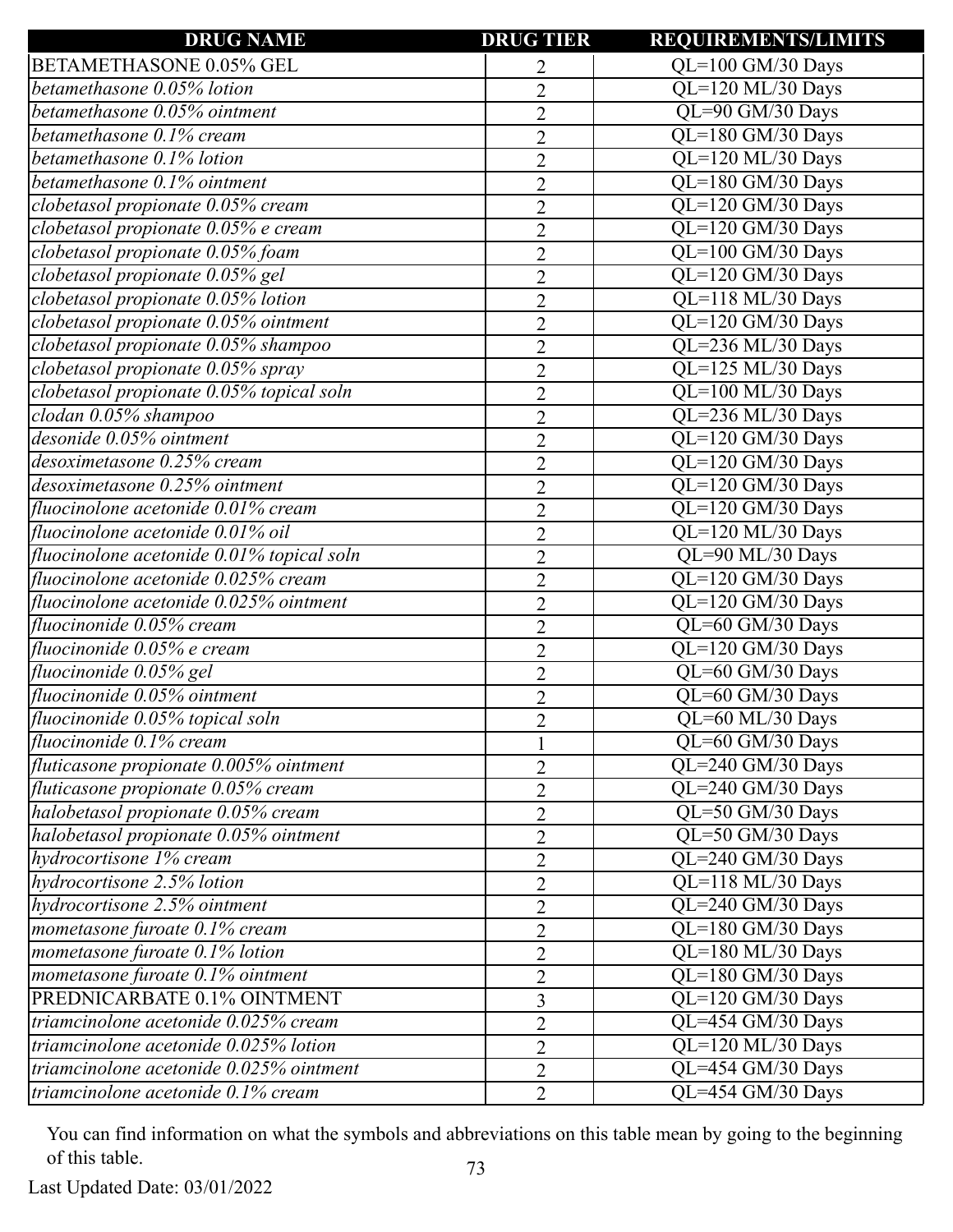| DRUG NAME | DRUG TIER | REQUIREMENTS/LIMITS |
|---|---|---|
| BETAMETHASONE 0.05% GEL | 2 | QL=100 GM/30 Days |
| *betamethasone 0.05% lotion* | 2 | QL=120 ML/30 Days |
| *betamethasone 0.05% ointment* | 2 | QL=90 GM/30 Days |
| *betamethasone 0.1% cream* | 2 | QL=180 GM/30 Days |
| *betamethasone 0.1% lotion* | 2 | QL=120 ML/30 Days |
| *betamethasone 0.1% ointment* | 2 | QL=180 GM/30 Days |
| *clobetasol propionate 0.05% cream* | 2 | QL=120 GM/30 Days |
| *clobetasol propionate 0.05% e cream* | 2 | QL=120 GM/30 Days |
| *clobetasol propionate 0.05% foam* | 2 | QL=100 GM/30 Days |
| *clobetasol propionate 0.05% gel* | 2 | QL=120 GM/30 Days |
| *clobetasol propionate 0.05% lotion* | 2 | QL=118 ML/30 Days |
| *clobetasol propionate 0.05% ointment* | 2 | QL=120 GM/30 Days |
| *clobetasol propionate 0.05% shampoo* | 2 | QL=236 ML/30 Days |
| *clobetasol propionate 0.05% spray* | 2 | QL=125 ML/30 Days |
| *clobetasol propionate 0.05% topical soln* | 2 | QL=100 ML/30 Days |
| *clodan 0.05% shampoo* | 2 | QL=236 ML/30 Days |
| *desonide 0.05% ointment* | 2 | QL=120 GM/30 Days |
| *desoximetasone 0.25% cream* | 2 | QL=120 GM/30 Days |
| *desoximetasone 0.25% ointment* | 2 | QL=120 GM/30 Days |
| *fluocinolone acetonide 0.01% cream* | 2 | QL=120 GM/30 Days |
| *fluocinolone acetonide 0.01% oil* | 2 | QL=120 ML/30 Days |
| *fluocinolone acetonide 0.01% topical soln* | 2 | QL=90 ML/30 Days |
| *fluocinolone acetonide 0.025% cream* | 2 | QL=120 GM/30 Days |
| *fluocinolone acetonide 0.025% ointment* | 2 | QL=120 GM/30 Days |
| *fluocinonide 0.05% cream* | 2 | QL=60 GM/30 Days |
| *fluocinonide 0.05% e cream* | 2 | QL=120 GM/30 Days |
| *fluocinonide 0.05% gel* | 2 | QL=60 GM/30 Days |
| *fluocinonide 0.05% ointment* | 2 | QL=60 GM/30 Days |
| *fluocinonide 0.05% topical soln* | 2 | QL=60 ML/30 Days |
| *fluocinonide 0.1% cream* | 1 | QL=60 GM/30 Days |
| *fluticasone propionate 0.005% ointment* | 2 | QL=240 GM/30 Days |
| *fluticasone propionate 0.05% cream* | 2 | QL=240 GM/30 Days |
| *halobetasol propionate 0.05% cream* | 2 | QL=50 GM/30 Days |
| *halobetasol propionate 0.05% ointment* | 2 | QL=50 GM/30 Days |
| *hydrocortisone 1% cream* | 2 | QL=240 GM/30 Days |
| *hydrocortisone 2.5% lotion* | 2 | QL=118 ML/30 Days |
| *hydrocortisone 2.5% ointment* | 2 | QL=240 GM/30 Days |
| *mometasone furoate 0.1% cream* | 2 | QL=180 GM/30 Days |
| *mometasone furoate 0.1% lotion* | 2 | QL=180 ML/30 Days |
| *mometasone furoate 0.1% ointment* | 2 | QL=180 GM/30 Days |
| PREDNICARBATE 0.1% OINTMENT | 3 | QL=120 GM/30 Days |
| *triamcinolone acetonide 0.025% cream* | 2 | QL=454 GM/30 Days |
| *triamcinolone acetonide 0.025% lotion* | 2 | QL=120 ML/30 Days |
| *triamcinolone acetonide 0.025% ointment* | 2 | QL=454 GM/30 Days |
| *triamcinolone acetonide 0.1% cream* | 2 | QL=454 GM/30 Days |

You can find information on what the symbols and abbreviations on this table mean by going to the beginning of this table.

Last Updated Date: 03/01/2022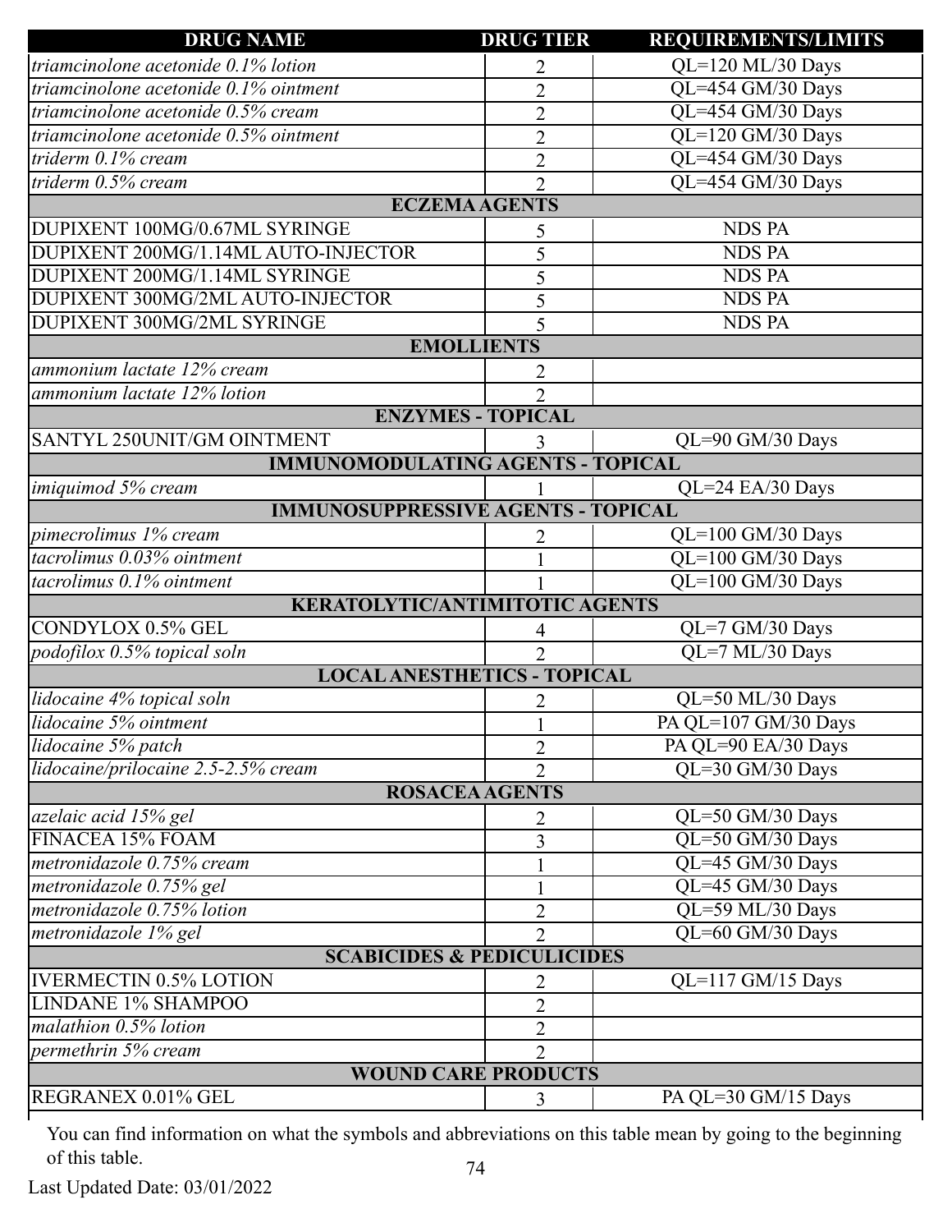| DRUG NAME | DRUG TIER | REQUIREMENTS/LIMITS |
|---|---|---|
| *triamcinolone acetonide 0.1% lotion* | 2 | QL=120 ML/30 Days |
| *triamcinolone acetonide 0.1% ointment* | 2 | QL=454 GM/30 Days |
| *triamcinolone acetonide 0.5% cream* | 2 | QL=454 GM/30 Days |
| *triamcinolone acetonide 0.5% ointment* | 2 | QL=120 GM/30 Days |
| *triderm 0.1% cream* | 2 | QL=454 GM/30 Days |
| *triderm 0.5% cream* | 2 | QL=454 GM/30 Days |
| **ECZEMA AGENTS** | | |
| DUPIXENT 100MG/0.67ML SYRINGE | 5 | NDS PA |
| DUPIXENT 200MG/1.14ML AUTO-INJECTOR | 5 | NDS PA |
| DUPIXENT 200MG/1.14ML SYRINGE | 5 | NDS PA |
| DUPIXENT 300MG/2ML AUTO-INJECTOR | 5 | NDS PA |
| DUPIXENT 300MG/2ML SYRINGE | 5 | NDS PA |
| **EMOLLIENTS** | | |
| *ammonium lactate 12% cream* | 2 | |
| *ammonium lactate 12% lotion* | 2 | |
| **ENZYMES - TOPICAL** | | |
| SANTYL 250UNIT/GM OINTMENT | 3 | QL=90 GM/30 Days |
| **IMMUNOMODULATING AGENTS - TOPICAL** | | |
| *imiquimod 5% cream* | 1 | QL=24 EA/30 Days |
| **IMMUNOSUPPRESSIVE AGENTS - TOPICAL** | | |
| *pimecrolimus 1% cream* | 2 | QL=100 GM/30 Days |
| *tacrolimus 0.03% ointment* | 1 | QL=100 GM/30 Days |
| *tacrolimus 0.1% ointment* | 1 | QL=100 GM/30 Days |
| **KERATOLYTIC/ANTIMITOTIC AGENTS** | | |
| CONDYLOX 0.5% GEL | 4 | QL=7 GM/30 Days |
| *podofilox 0.5% topical soln* | 2 | QL=7 ML/30 Days |
| **LOCAL ANESTHETICS - TOPICAL** | | |
| *lidocaine 4% topical soln* | 2 | QL=50 ML/30 Days |
| *lidocaine 5% ointment* | 1 | PA QL=107 GM/30 Days |
| *lidocaine 5% patch* | 2 | PA QL=90 EA/30 Days |
| *lidocaine/prilocaine 2.5-2.5% cream* | 2 | QL=30 GM/30 Days |
| **ROSACEA AGENTS** | | |
| *azelaic acid 15% gel* | 2 | QL=50 GM/30 Days |
| FINACEA 15% FOAM | 3 | QL=50 GM/30 Days |
| *metronidazole 0.75% cream* | 1 | QL=45 GM/30 Days |
| *metronidazole 0.75% gel* | 1 | QL=45 GM/30 Days |
| *metronidazole 0.75% lotion* | 2 | QL=59 ML/30 Days |
| *metronidazole 1% gel* | 2 | QL=60 GM/30 Days |
| **SCABICIDES & PEDICULICIDES** | | |
| IVERMECTIN 0.5% LOTION | 2 | QL=117 GM/15 Days |
| LINDANE 1% SHAMPOO | 2 | |
| *malathion 0.5% lotion* | 2 | |
| *permethrin 5% cream* | 2 | |
| **WOUND CARE PRODUCTS** | | |
| REGRANEX 0.01% GEL | 3 | PA QL=30 GM/15 Days |

You can find information on what the symbols and abbreviations on this table mean by going to the beginning of this table.

Last Updated Date: 03/01/2022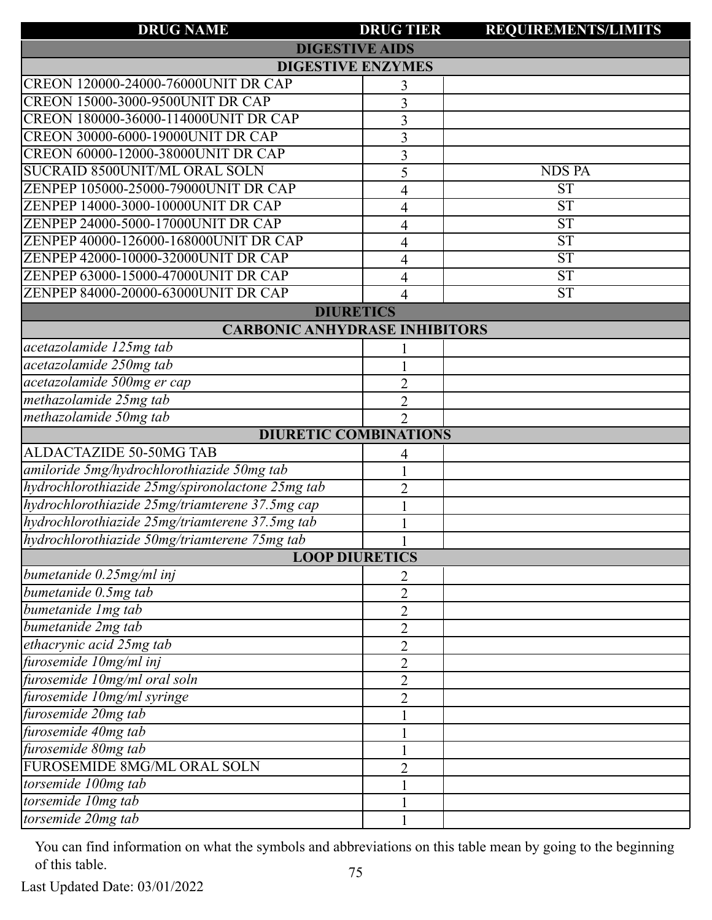| DRUG NAME | DRUG TIER | REQUIREMENTS/LIMITS |
|---|---|---|
| **DIGESTIVE AIDS** | | |
| **DIGESTIVE ENZYMES** | | |
| CREON 120000-24000-76000UNIT DR CAP | 3 | |
| CREON 15000-3000-9500UNIT DR CAP | 3 | |
| CREON 180000-36000-114000UNIT DR CAP | 3 | |
| CREON 30000-6000-19000UNIT DR CAP | 3 | |
| CREON 60000-12000-38000UNIT DR CAP | 3 | |
| SUCRAID 8500UNIT/ML ORAL SOLN | 5 | NDS PA |
| ZENPEP 105000-25000-79000UNIT DR CAP | 4 | ST |
| ZENPEP 14000-3000-10000UNIT DR CAP | 4 | ST |
| ZENPEP 24000-5000-17000UNIT DR CAP | 4 | ST |
| ZENPEP 40000-126000-168000UNIT DR CAP | 4 | ST |
| ZENPEP 42000-10000-32000UNIT DR CAP | 4 | ST |
| ZENPEP 63000-15000-47000UNIT DR CAP | 4 | ST |
| ZENPEP 84000-20000-63000UNIT DR CAP | 4 | ST |
| **DIURETICS** | | |
| **CARBONIC ANHYDRASE INHIBITORS** | | |
| *acetazolamide 125mg tab* | 1 | |
| *acetazolamide 250mg tab* | 1 | |
| *acetazolamide 500mg er cap* | 2 | |
| *methazolamide 25mg tab* | 2 | |
| *methazolamide 50mg tab* | 2 | |
| **DIURETIC COMBINATIONS** | | |
| ALDACTAZIDE 50-50MG TAB | 4 | |
| *amiloride 5mg/hydrochlorothiazide 50mg tab* | 1 | |
| *hydrochlorothiazide 25mg/spironolactone 25mg tab* | 2 | |
| *hydrochlorothiazide 25mg/triamterene 37.5mg cap* | 1 | |
| *hydrochlorothiazide 25mg/triamterene 37.5mg tab* | 1 | |
| *hydrochlorothiazide 50mg/triamterene 75mg tab* | 1 | |
| **LOOP DIURETICS** | | |
| *bumetanide 0.25mg/ml inj* | 2 | |
| *bumetanide 0.5mg tab* | 2 | |
| *bumetanide 1mg tab* | 2 | |
| *bumetanide 2mg tab* | 2 | |
| *ethacrynic acid 25mg tab* | 2 | |
| *furosemide 10mg/ml inj* | 2 | |
| *furosemide 10mg/ml oral soln* | 2 | |
| *furosemide 10mg/ml syringe* | 2 | |
| *furosemide 20mg tab* | 1 | |
| *furosemide 40mg tab* | 1 | |
| *furosemide 80mg tab* | 1 | |
| FUROSEMIDE 8MG/ML ORAL SOLN | 2 | |
| *torsemide 100mg tab* | 1 | |
| *torsemide 10mg tab* | 1 | |
| *torsemide 20mg tab* | 1 | |

You can find information on what the symbols and abbreviations on this table mean by going to the beginning of this table.

Last Updated Date: 03/01/2022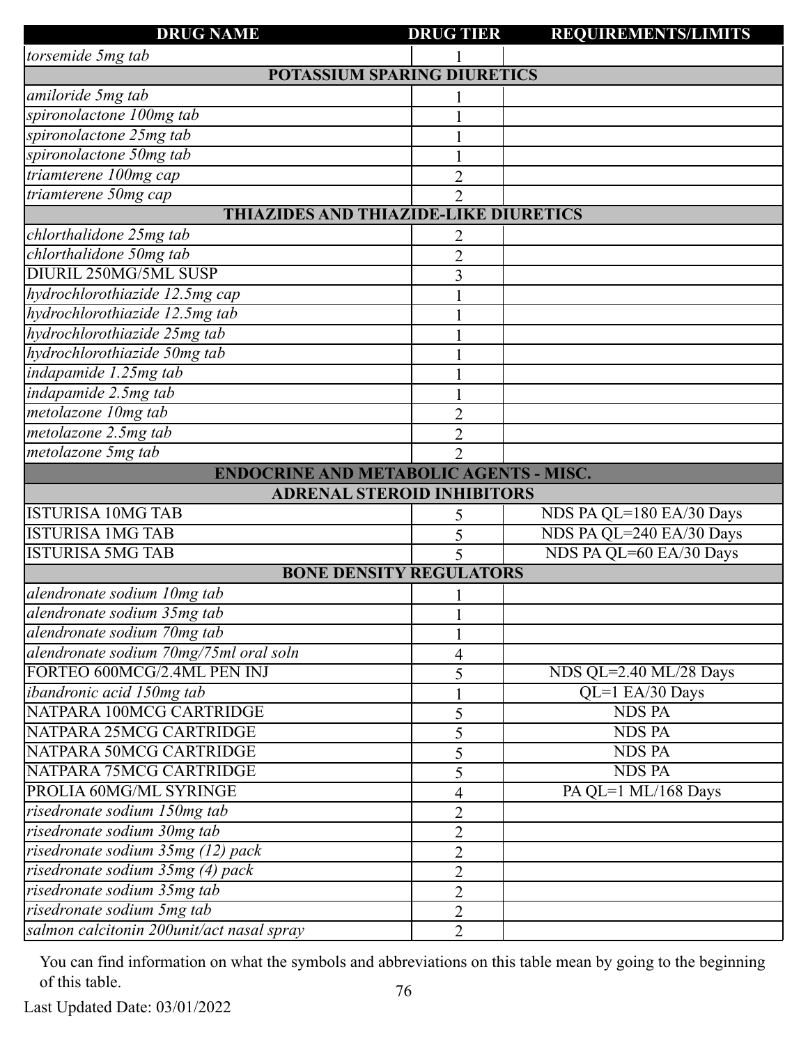| DRUG NAME | DRUG TIER | REQUIREMENTS/LIMITS |
|---|---|---|
| *torsemide 5mg tab* | 1 | |
| **POTASSIUM SPARING DIURETICS** | | |
| *amiloride 5mg tab* | 1 | |
| *spironolactone 100mg tab* | 1 | |
| *spironolactone 25mg tab* | 1 | |
| *spironolactone 50mg tab* | 1 | |
| *triamterene 100mg cap* | 2 | |
| *triamterene 50mg cap* | 2 | |
| **THIAZIDES AND THIAZIDE-LIKE DIURETICS** | | |
| *chlorthalidone 25mg tab* | 2 | |
| *chlorthalidone 50mg tab* | 2 | |
| DIURIL 250MG/5ML SUSP | 3 | |
| *hydrochlorothiazide 12.5mg cap* | 1 | |
| *hydrochlorothiazide 12.5mg tab* | 1 | |
| *hydrochlorothiazide 25mg tab* | 1 | |
| *hydrochlorothiazide 50mg tab* | 1 | |
| *indapamide 1.25mg tab* | 1 | |
| *indapamide 2.5mg tab* | 1 | |
| *metolazone 10mg tab* | 2 | |
| *metolazone 2.5mg tab* | 2 | |
| *metolazone 5mg tab* | 2 | |
| **ENDOCRINE AND METABOLIC AGENTS - MISC.** | | |
| **ADRENAL STEROID INHIBITORS** | | |
| ISTURISA 10MG TAB | 5 | NDS PA QL=180 EA/30 Days |
| ISTURISA 1MG TAB | 5 | NDS PA QL=240 EA/30 Days |
| ISTURISA 5MG TAB | 5 | NDS PA QL=60 EA/30 Days |
| **BONE DENSITY REGULATORS** | | |
| *alendronate sodium 10mg tab* | 1 | |
| *alendronate sodium 35mg tab* | 1 | |
| *alendronate sodium 70mg tab* | 1 | |
| *alendronate sodium 70mg/75ml oral soln* | 4 | |
| FORTEO 600MCG/2.4ML PEN INJ | 5 | NDS QL=2.40 ML/28 Days |
| *ibandronic acid 150mg tab* | 1 | QL=1 EA/30 Days |
| NATPARA 100MCG CARTRIDGE | 5 | NDS PA |
| NATPARA 25MCG CARTRIDGE | 5 | NDS PA |
| NATPARA 50MCG CARTRIDGE | 5 | NDS PA |
| NATPARA 75MCG CARTRIDGE | 5 | NDS PA |
| PROLIA 60MG/ML SYRINGE | 4 | PA QL=1 ML/168 Days |
| *risedronate sodium 150mg tab* | 2 | |
| *risedronate sodium 30mg tab* | 2 | |
| *risedronate sodium 35mg (12) pack* | 2 | |
| *risedronate sodium 35mg (4) pack* | 2 | |
| *risedronate sodium 35mg tab* | 2 | |
| *risedronate sodium 5mg tab* | 2 | |
| *salmon calcitonin 200unit/act nasal spray* | 2 | |

You can find information on what the symbols and abbreviations on this table mean by going to the beginning of this table.

Last Updated Date: 03/01/2022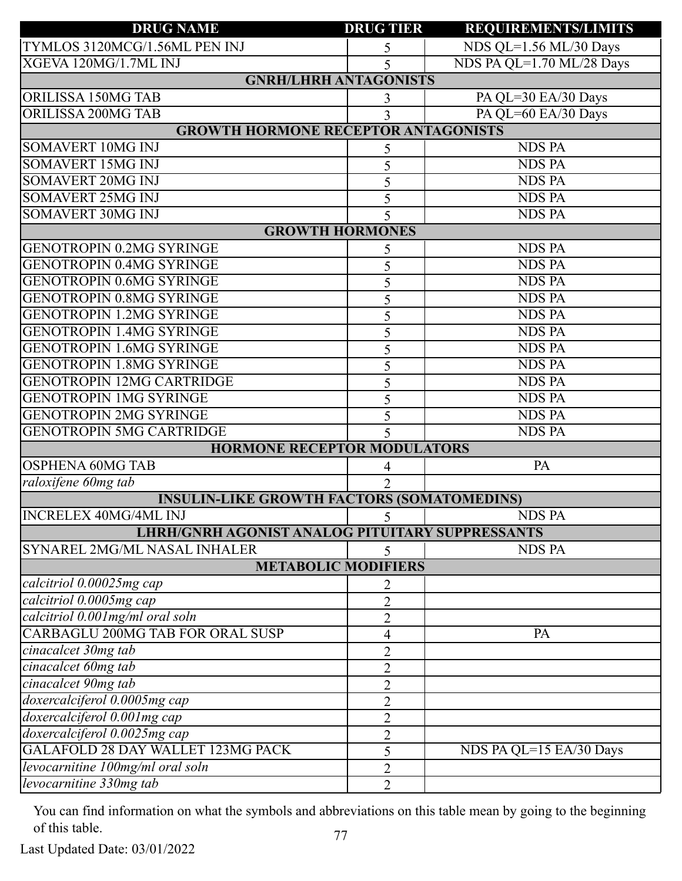| DRUG NAME | DRUG TIER | REQUIREMENTS/LIMITS |
|---|---|---|
| TYMLOS 3120MCG/1.56ML PEN INJ | 5 | NDS QL=1.56 ML/30 Days |
| XGEVA 120MG/1.7ML INJ | 5 | NDS PA QL=1.70 ML/28 Days |
| **GNRH/LHRH ANTAGONISTS** | | |
| ORILISSA 150MG TAB | 3 | PA QL=30 EA/30 Days |
| ORILISSA 200MG TAB | 3 | PA QL=60 EA/30 Days |
| **GROWTH HORMONE RECEPTOR ANTAGONISTS** | | |
| SOMAVERT 10MG INJ | 5 | NDS PA |
| SOMAVERT 15MG INJ | 5 | NDS PA |
| SOMAVERT 20MG INJ | 5 | NDS PA |
| SOMAVERT 25MG INJ | 5 | NDS PA |
| SOMAVERT 30MG INJ | 5 | NDS PA |
| **GROWTH HORMONES** | | |
| GENOTROPIN 0.2MG SYRINGE | 5 | NDS PA |
| GENOTROPIN 0.4MG SYRINGE | 5 | NDS PA |
| GENOTROPIN 0.6MG SYRINGE | 5 | NDS PA |
| GENOTROPIN 0.8MG SYRINGE | 5 | NDS PA |
| GENOTROPIN 1.2MG SYRINGE | 5 | NDS PA |
| GENOTROPIN 1.4MG SYRINGE | 5 | NDS PA |
| GENOTROPIN 1.6MG SYRINGE | 5 | NDS PA |
| GENOTROPIN 1.8MG SYRINGE | 5 | NDS PA |
| GENOTROPIN 12MG CARTRIDGE | 5 | NDS PA |
| GENOTROPIN 1MG SYRINGE | 5 | NDS PA |
| GENOTROPIN 2MG SYRINGE | 5 | NDS PA |
| GENOTROPIN 5MG CARTRIDGE | 5 | NDS PA |
| **HORMONE RECEPTOR MODULATORS** | | |
| OSPHENA 60MG TAB | 4 | PA |
| *raloxifene 60mg tab* | 2 | |
| **INSULIN-LIKE GROWTH FACTORS (SOMATOMEDINS)** | | |
| INCRELEX 40MG/4ML INJ | 5 | NDS PA |
| **LHRH/GNRH AGONIST ANALOG PITUITARY SUPPRESSANTS** | | |
| SYNAREL 2MG/ML NASAL INHALER | 5 | NDS PA |
| **METABOLIC MODIFIERS** | | |
| *calcitriol 0.00025mg cap* | 2 | |
| *calcitriol 0.0005mg cap* | 2 | |
| *calcitriol 0.001mg/ml oral soln* | 2 | |
| CARBAGLU 200MG TAB FOR ORAL SUSP | 4 | PA |
| *cinacalcet 30mg tab* | 2 | |
| *cinacalcet 60mg tab* | 2 | |
| *cinacalcet 90mg tab* | 2 | |
| *doxercalciferol 0.0005mg cap* | 2 | |
| *doxercalciferol 0.001mg cap* | 2 | |
| *doxercalciferol 0.0025mg cap* | 2 | |
| GALAFOLD 28 DAY WALLET 123MG PACK | 5 | NDS PA QL=15 EA/30 Days |
| *levocarnitine 100mg/ml oral soln* | 2 | |
| *levocarnitine 330mg tab* | 2 | |

You can find information on what the symbols and abbreviations on this table mean by going to the beginning of this table.

Last Updated Date: 03/01/2022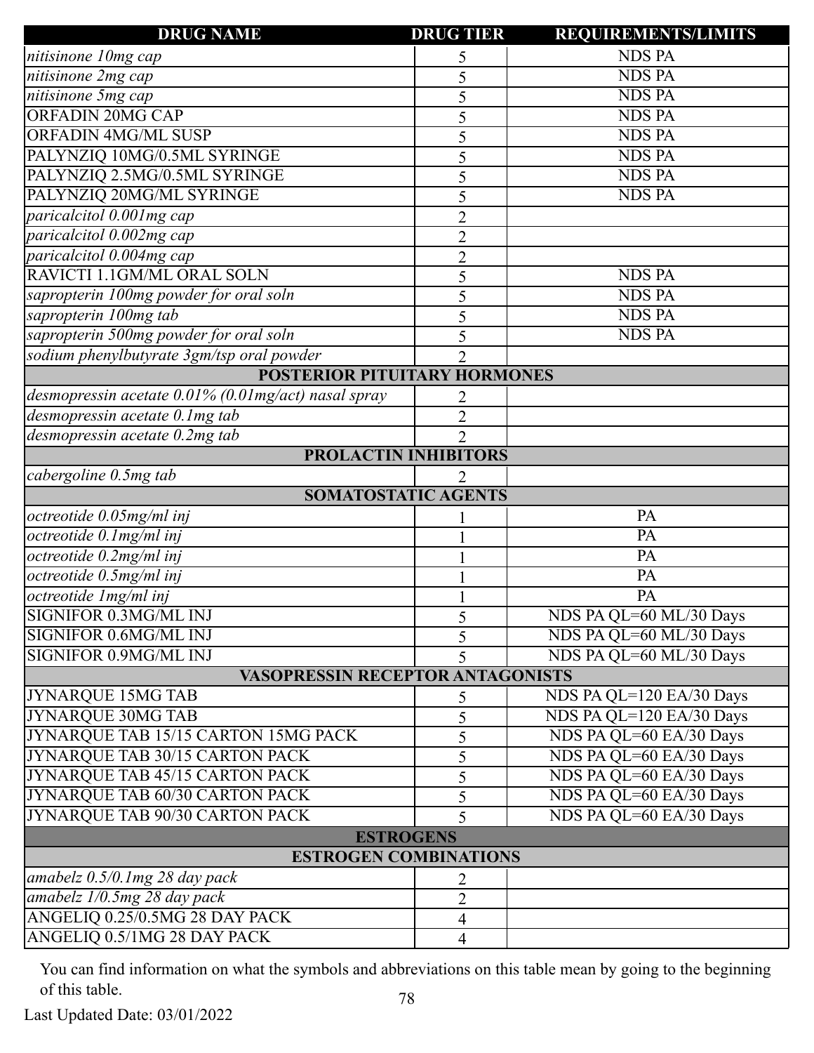| DRUG NAME | DRUG TIER | REQUIREMENTS/LIMITS |
|---|---|---|
| *nitisinone 10mg cap* | 5 | NDS PA |
| *nitisinone 2mg cap* | 5 | NDS PA |
| *nitisinone 5mg cap* | 5 | NDS PA |
| ORFADIN 20MG CAP | 5 | NDS PA |
| ORFADIN 4MG/ML SUSP | 5 | NDS PA |
| PALYNZIQ 10MG/0.5ML SYRINGE | 5 | NDS PA |
| PALYNZIQ 2.5MG/0.5ML SYRINGE | 5 | NDS PA |
| PALYNZIQ 20MG/ML SYRINGE | 5 | NDS PA |
| *paricalcitol 0.001mg cap* | 2 | |
| *paricalcitol 0.002mg cap* | 2 | |
| *paricalcitol 0.004mg cap* | 2 | |
| RAVICTI 1.1GM/ML ORAL SOLN | 5 | NDS PA |
| *sapropterin 100mg powder for oral soln* | 5 | NDS PA |
| *sapropterin 100mg tab* | 5 | NDS PA |
| *sapropterin 500mg powder for oral soln* | 5 | NDS PA |
| *sodium phenylbutyrate 3gm/tsp oral powder* | 2 | |
| **POSTERIOR PITUITARY HORMONES** | | |
| *desmopressin acetate 0.01% (0.01mg/act) nasal spray* | 2 | |
| *desmopressin acetate 0.1mg tab* | 2 | |
| *desmopressin acetate 0.2mg tab* | 2 | |
| **PROLACTIN INHIBITORS** | | |
| *cabergoline 0.5mg tab* | 2 | |
| **SOMATOSTATIC AGENTS** | | |
| *octreotide 0.05mg/ml inj* | 1 | PA |
| *octreotide 0.1mg/ml inj* | 1 | PA |
| *octreotide 0.2mg/ml inj* | 1 | PA |
| *octreotide 0.5mg/ml inj* | 1 | PA |
| *octreotide 1mg/ml inj* | 1 | PA |
| SIGNIFOR 0.3MG/ML INJ | 5 | NDS PA QL=60 ML/30 Days |
| SIGNIFOR 0.6MG/ML INJ | 5 | NDS PA QL=60 ML/30 Days |
| SIGNIFOR 0.9MG/ML INJ | 5 | NDS PA QL=60 ML/30 Days |
| **VASOPRESSIN RECEPTOR ANTAGONISTS** | | |
| JYNARQUE 15MG TAB | 5 | NDS PA QL=120 EA/30 Days |
| JYNARQUE 30MG TAB | 5 | NDS PA QL=120 EA/30 Days |
| JYNARQUE TAB 15/15 CARTON 15MG PACK | 5 | NDS PA QL=60 EA/30 Days |
| JYNARQUE TAB 30/15 CARTON PACK | 5 | NDS PA QL=60 EA/30 Days |
| JYNARQUE TAB 45/15 CARTON PACK | 5 | NDS PA QL=60 EA/30 Days |
| JYNARQUE TAB 60/30 CARTON PACK | 5 | NDS PA QL=60 EA/30 Days |
| JYNARQUE TAB 90/30 CARTON PACK | 5 | NDS PA QL=60 EA/30 Days |
| **ESTROGENS** | | |
| **ESTROGEN COMBINATIONS** | | |
| *amabelz 0.5/0.1mg 28 day pack* | 2 | |
| *amabelz 1/0.5mg 28 day pack* | 2 | |
| ANGELIQ 0.25/0.5MG 28 DAY PACK | 4 | |
| ANGELIQ 0.5/1MG 28 DAY PACK | 4 | |

You can find information on what the symbols and abbreviations on this table mean by going to the beginning of this table.

Last Updated Date: 03/01/2022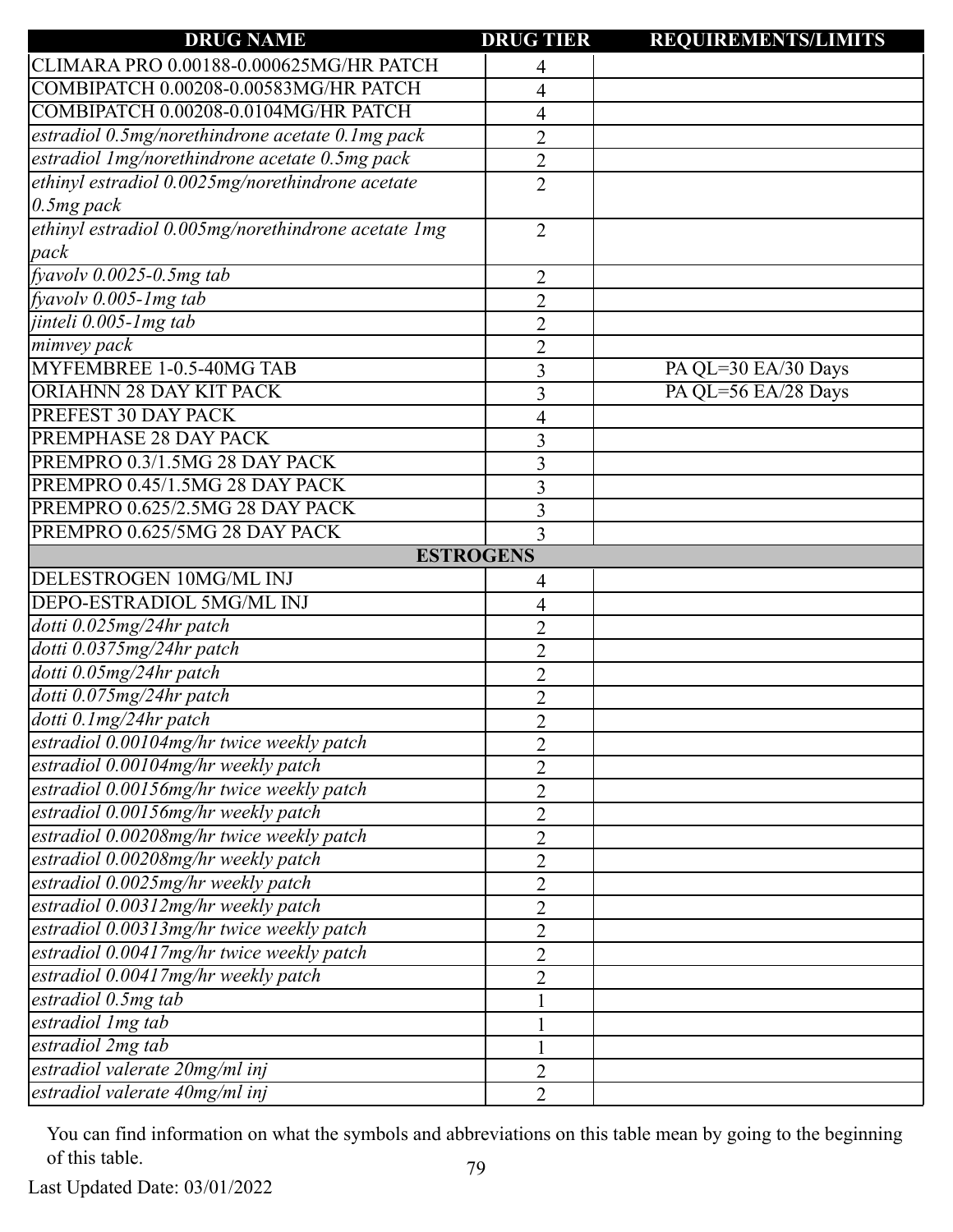| DRUG NAME | DRUG TIER | REQUIREMENTS/LIMITS |
|---|---|---|
| CLIMARA PRO 0.00188-0.000625MG/HR PATCH | 4 | |
| COMBIPATCH 0.00208-0.00583MG/HR PATCH | 4 | |
| COMBIPATCH 0.00208-0.0104MG/HR PATCH | 4 | |
| *estradiol 0.5mg/norethindrone acetate 0.1mg pack* | 2 | |
| *estradiol 1mg/norethindrone acetate 0.5mg pack* | 2 | |
| *ethinyl estradiol 0.0025mg/norethindrone acetate 0.5mg pack* | 2 | |
| *ethinyl estradiol 0.005mg/norethindrone acetate 1mg pack* | 2 | |
| *fyavolv 0.0025-0.5mg tab* | 2 | |
| *fyavolv 0.005-1mg tab* | 2 | |
| *jinteli 0.005-1mg tab* | 2 | |
| *mimvey pack* | 2 | |
| MYFEMBREE 1-0.5-40MG TAB | 3 | PA QL=30 EA/30 Days |
| ORIAHNN 28 DAY KIT PACK | 3 | PA QL=56 EA/28 Days |
| PREFEST 30 DAY PACK | 4 | |
| PREMPHASE 28 DAY PACK | 3 | |
| PREMPRO 0.3/1.5MG 28 DAY PACK | 3 | |
| PREMPRO 0.45/1.5MG 28 DAY PACK | 3 | |
| PREMPRO 0.625/2.5MG 28 DAY PACK | 3 | |
| PREMPRO 0.625/5MG 28 DAY PACK | 3 | |
| **ESTROGENS** | | |
| DELESTROGEN 10MG/ML INJ | 4 | |
| DEPO-ESTRADIOL 5MG/ML INJ | 4 | |
| *dotti 0.025mg/24hr patch* | 2 | |
| *dotti 0.0375mg/24hr patch* | 2 | |
| *dotti 0.05mg/24hr patch* | 2 | |
| *dotti 0.075mg/24hr patch* | 2 | |
| *dotti 0.1mg/24hr patch* | 2 | |
| *estradiol 0.00104mg/hr twice weekly patch* | 2 | |
| *estradiol 0.00104mg/hr weekly patch* | 2 | |
| *estradiol 0.00156mg/hr twice weekly patch* | 2 | |
| *estradiol 0.00156mg/hr weekly patch* | 2 | |
| *estradiol 0.00208mg/hr twice weekly patch* | 2 | |
| *estradiol 0.00208mg/hr weekly patch* | 2 | |
| *estradiol 0.0025mg/hr weekly patch* | 2 | |
| *estradiol 0.00312mg/hr weekly patch* | 2 | |
| *estradiol 0.00313mg/hr twice weekly patch* | 2 | |
| *estradiol 0.00417mg/hr twice weekly patch* | 2 | |
| *estradiol 0.00417mg/hr weekly patch* | 2 | |
| *estradiol 0.5mg tab* | 1 | |
| *estradiol 1mg tab* | 1 | |
| *estradiol 2mg tab* | 1 | |
| *estradiol valerate 20mg/ml inj* | 2 | |
| *estradiol valerate 40mg/ml inj* | 2 | |

You can find information on what the symbols and abbreviations on this table mean by going to the beginning of this table.

Last Updated Date: 03/01/2022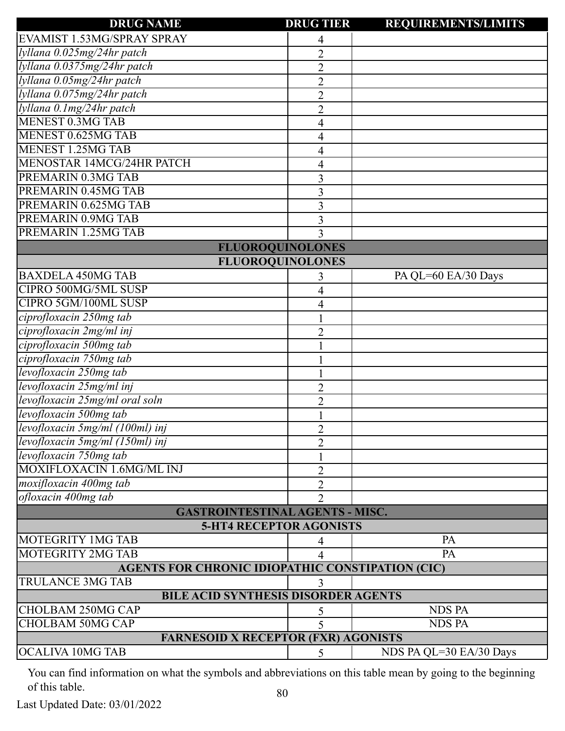| DRUG NAME | DRUG TIER | REQUIREMENTS/LIMITS |
|---|---|---|
| EVAMIST 1.53MG/SPRAY SPRAY | 4 | |
| *lyllana 0.025mg/24hr patch* | 2 | |
| *lyllana 0.0375mg/24hr patch* | 2 | |
| *lyllana 0.05mg/24hr patch* | 2 | |
| *lyllana 0.075mg/24hr patch* | 2 | |
| *lyllana 0.1mg/24hr patch* | 2 | |
| MENEST 0.3MG TAB | 4 | |
| MENEST 0.625MG TAB | 4 | |
| MENEST 1.25MG TAB | 4 | |
| MENOSTAR 14MCG/24HR PATCH | 4 | |
| PREMARIN 0.3MG TAB | 3 | |
| PREMARIN 0.45MG TAB | 3 | |
| PREMARIN 0.625MG TAB | 3 | |
| PREMARIN 0.9MG TAB | 3 | |
| PREMARIN 1.25MG TAB | 3 | |
| **FLUOROQUINOLONES** | | |
| **FLUOROQUINOLONES** | | |
| BAXDELA 450MG TAB | 3 | PA QL=60 EA/30 Days |
| CIPRO 500MG/5ML SUSP | 4 | |
| CIPRO 5GM/100ML SUSP | 4 | |
| *ciprofloxacin 250mg tab* | 1 | |
| *ciprofloxacin 2mg/ml inj* | 2 | |
| *ciprofloxacin 500mg tab* | 1 | |
| *ciprofloxacin 750mg tab* | 1 | |
| *levofloxacin 250mg tab* | 1 | |
| *levofloxacin 25mg/ml inj* | 2 | |
| *levofloxacin 25mg/ml oral soln* | 2 | |
| *levofloxacin 500mg tab* | 1 | |
| *levofloxacin 5mg/ml (100ml) inj* | 2 | |
| *levofloxacin 5mg/ml (150ml) inj* | 2 | |
| *levofloxacin 750mg tab* | 1 | |
| MOXIFLOXACIN 1.6MG/ML INJ | 2 | |
| *moxifloxacin 400mg tab* | 2 | |
| *ofloxacin 400mg tab* | 2 | |
| **GASTROINTESTINAL AGENTS - MISC.** | | |
| **5-HT4 RECEPTOR AGONISTS** | | |
| MOTEGRITY 1MG TAB | 4 | PA |
| MOTEGRITY 2MG TAB | 4 | PA |
| **AGENTS FOR CHRONIC IDIOPATHIC CONSTIPATION (CIC)** | | |
| TRULANCE 3MG TAB | 3 | |
| **BILE ACID SYNTHESIS DISORDER AGENTS** | | |
| CHOLBAM 250MG CAP | 5 | NDS PA |
| CHOLBAM 50MG CAP | 5 | NDS PA |
| **FARNESOID X RECEPTOR (FXR) AGONISTS** | | |
| OCALIVA 10MG TAB | 5 | NDS PA QL=30 EA/30 Days |

You can find information on what the symbols and abbreviations on this table mean by going to the beginning of this table.

Last Updated Date: 03/01/2022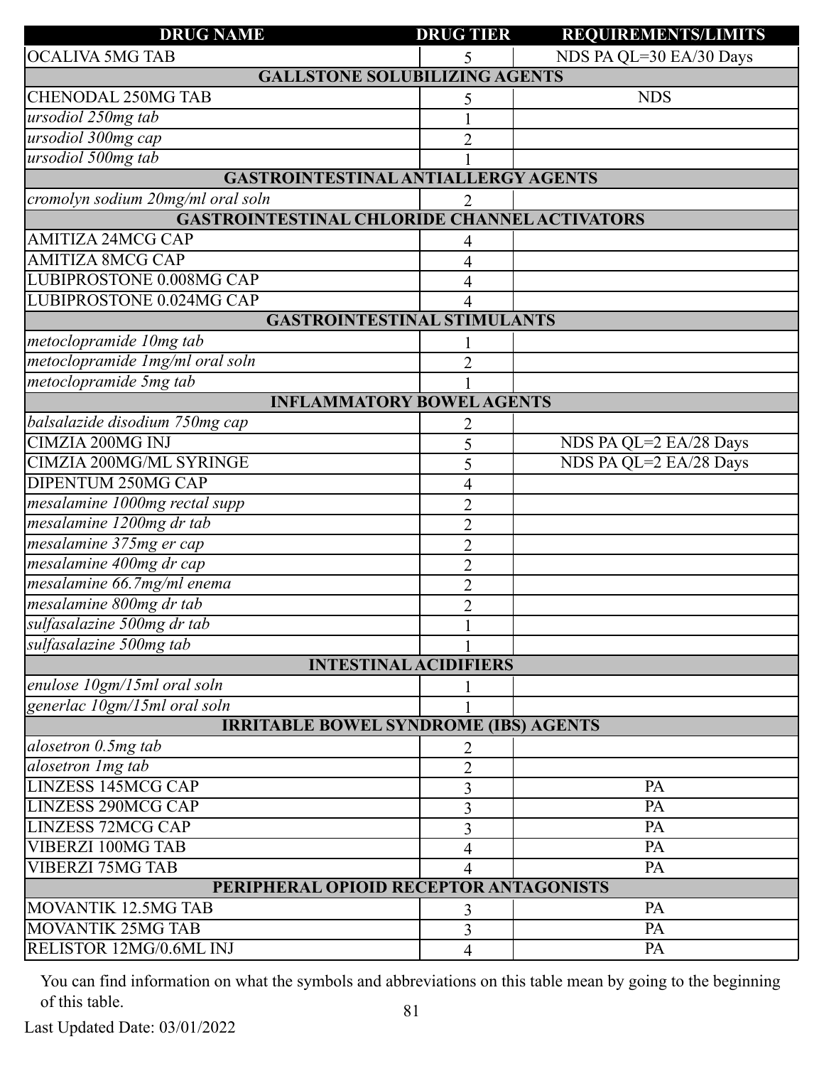| DRUG NAME | DRUG TIER | REQUIREMENTS/LIMITS |
|---|---|---|
| OCALIVA 5MG TAB | 5 | NDS PA QL=30 EA/30 Days |
| **GALLSTONE SOLUBILIZING AGENTS** | | |
| CHENODAL 250MG TAB | 5 | NDS |
| *ursodiol 250mg tab* | 1 | |
| *ursodiol 300mg cap* | 2 | |
| *ursodiol 500mg tab* | 1 | |
| **GASTROINTESTINAL ANTIALLERGY AGENTS** | | |
| *cromolyn sodium 20mg/ml oral soln* | 2 | |
| **GASTROINTESTINAL CHLORIDE CHANNEL ACTIVATORS** | | |
| AMITIZA 24MCG CAP | 4 | |
| AMITIZA 8MCG CAP | 4 | |
| LUBIPROSTONE 0.008MG CAP | 4 | |
| LUBIPROSTONE 0.024MG CAP | 4 | |
| **GASTROINTESTINAL STIMULANTS** | | |
| *metoclopramide 10mg tab* | 1 | |
| *metoclopramide 1mg/ml oral soln* | 2 | |
| *metoclopramide 5mg tab* | 1 | |
| **INFLAMMATORY BOWEL AGENTS** | | |
| *balsalazide disodium 750mg cap* | 2 | |
| CIMZIA 200MG INJ | 5 | NDS PA QL=2 EA/28 Days |
| CIMZIA 200MG/ML SYRINGE | 5 | NDS PA QL=2 EA/28 Days |
| DIPENTUM 250MG CAP | 4 | |
| *mesalamine 1000mg rectal supp* | 2 | |
| *mesalamine 1200mg dr tab* | 2 | |
| *mesalamine 375mg er cap* | 2 | |
| *mesalamine 400mg dr cap* | 2 | |
| *mesalamine 66.7mg/ml enema* | 2 | |
| *mesalamine 800mg dr tab* | 2 | |
| *sulfasalazine 500mg dr tab* | 1 | |
| *sulfasalazine 500mg tab* | 1 | |
| **INTESTINAL ACIDIFIERS** | | |
| *enulose 10gm/15ml oral soln* | 1 | |
| *generlac 10gm/15ml oral soln* | 1 | |
| **IRRITABLE BOWEL SYNDROME (IBS) AGENTS** | | |
| *alosetron 0.5mg tab* | 2 | |
| *alosetron 1mg tab* | 2 | |
| LINZESS 145MCG CAP | 3 | PA |
| LINZESS 290MCG CAP | 3 | PA |
| LINZESS 72MCG CAP | 3 | PA |
| VIBERZI 100MG TAB | 4 | PA |
| VIBERZI 75MG TAB | 4 | PA |
| **PERIPHERAL OPIOID RECEPTOR ANTAGONISTS** | | |
| MOVANTIK 12.5MG TAB | 3 | PA |
| MOVANTIK 25MG TAB | 3 | PA |
| RELISTOR 12MG/0.6ML INJ | 4 | PA |

You can find information on what the symbols and abbreviations on this table mean by going to the beginning of this table.

Last Updated Date: 03/01/2022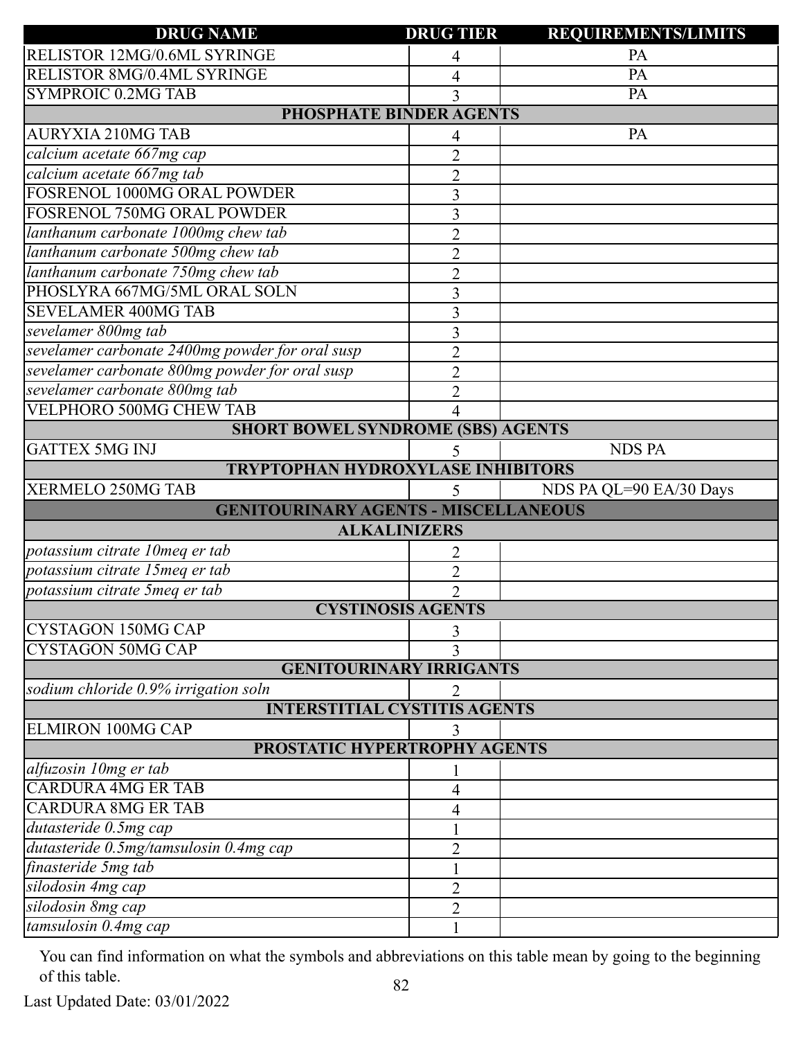| DRUG NAME | DRUG TIER | REQUIREMENTS/LIMITS |
| --- | --- | --- |
| RELISTOR 12MG/0.6ML SYRINGE | 4 | PA |
| RELISTOR 8MG/0.4ML SYRINGE | 4 | PA |
| SYMPROIC 0.2MG TAB | 3 | PA |
| **PHOSPHATE BINDER AGENTS** | | |
| AURYXIA 210MG TAB | 4 | PA |
| *calcium acetate 667mg cap* | 2 | |
| *calcium acetate 667mg tab* | 2 | |
| FOSRENOL 1000MG ORAL POWDER | 3 | |
| FOSRENOL 750MG ORAL POWDER | 3 | |
| *lanthanum carbonate 1000mg chew tab* | 2 | |
| *lanthanum carbonate 500mg chew tab* | 2 | |
| *lanthanum carbonate 750mg chew tab* | 2 | |
| PHOSLYRA 667MG/5ML ORAL SOLN | 3 | |
| SEVELAMER 400MG TAB | 3 | |
| *sevelamer 800mg tab* | 3 | |
| *sevelamer carbonate 2400mg powder for oral susp* | 2 | |
| *sevelamer carbonate 800mg powder for oral susp* | 2 | |
| *sevelamer carbonate 800mg tab* | 2 | |
| VELPHORO 500MG CHEW TAB | 4 | |
| **SHORT BOWEL SYNDROME (SBS) AGENTS** | | |
| GATTEX 5MG INJ | 5 | NDS PA |
| **TRYPTOPHAN HYDROXYLASE INHIBITORS** | | |
| XERMELO 250MG TAB | 5 | NDS PA QL=90 EA/30 Days |
| **GENITOURINARY AGENTS - MISCELLANEOUS** | | |
| **ALKALINIZERS** | | |
| *potassium citrate 10meq er tab* | 2 | |
| *potassium citrate 15meq er tab* | 2 | |
| *potassium citrate 5meq er tab* | 2 | |
| **CYSTINOSIS AGENTS** | | |
| CYSTAGON 150MG CAP | 3 | |
| CYSTAGON 50MG CAP | 3 | |
| **GENITOURINARY IRRIGANTS** | | |
| *sodium chloride 0.9% irrigation soln* | 2 | |
| **INTERSTITIAL CYSTITIS AGENTS** | | |
| ELMIRON 100MG CAP | 3 | |
| **PROSTATIC HYPERTROPHY AGENTS** | | |
| *alfuzosin 10mg er tab* | 1 | |
| CARDURA 4MG ER TAB | 4 | |
| CARDURA 8MG ER TAB | 4 | |
| *dutasteride 0.5mg cap* | 1 | |
| *dutasteride 0.5mg/tamsulosin 0.4mg cap* | 2 | |
| *finasteride 5mg tab* | 1 | |
| *silodosin 4mg cap* | 2 | |
| *silodosin 8mg cap* | 2 | |
| *tamsulosin 0.4mg cap* | 1 | |

You can find information on what the symbols and abbreviations on this table mean by going to the beginning of this table.

Last Updated Date: 03/01/2022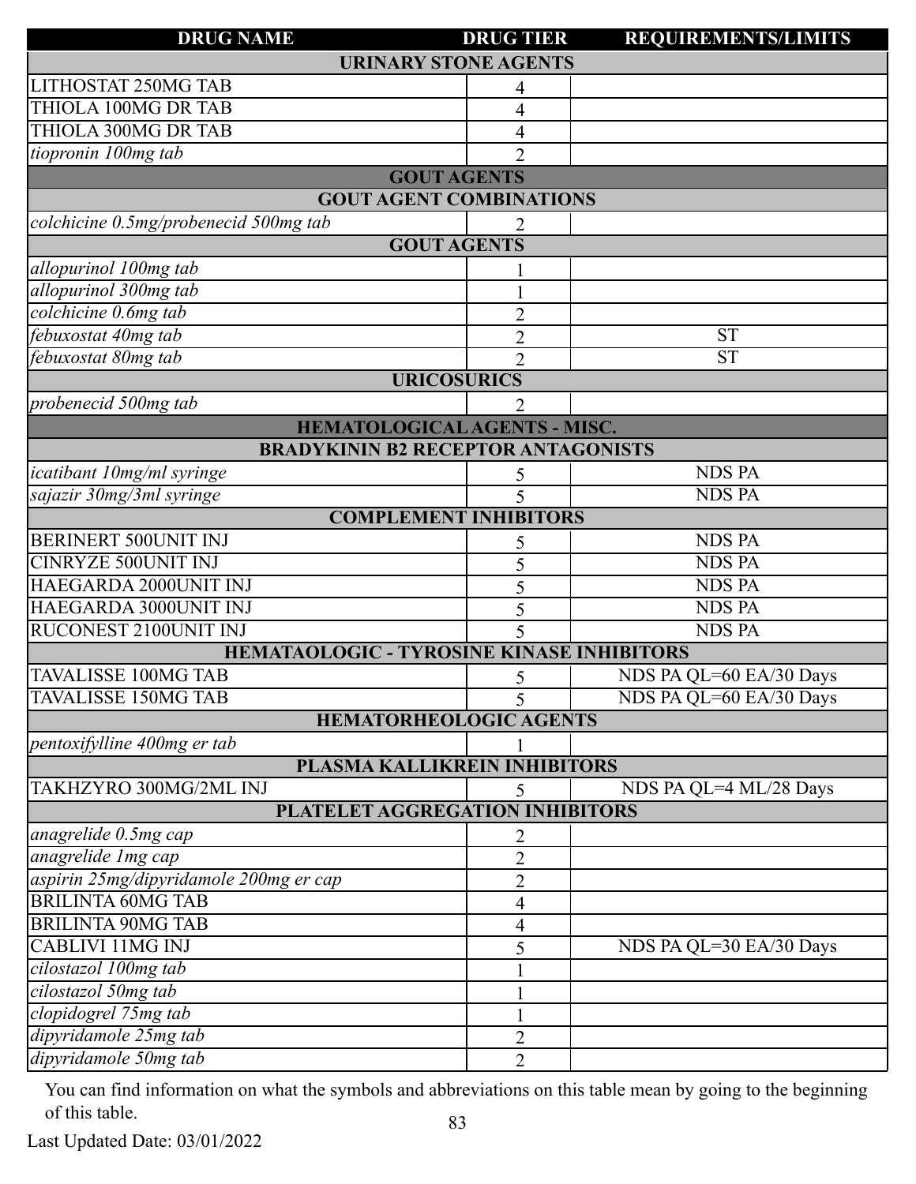| DRUG NAME | DRUG TIER | REQUIREMENTS/LIMITS |
|---|---|---|
| **URINARY STONE AGENTS** | | |
| LITHOSTAT 250MG TAB | 4 | |
| THIOLA 100MG DR TAB | 4 | |
| THIOLA 300MG DR TAB | 4 | |
| *tiopronin 100mg tab* | 2 | |
| **GOUT AGENTS** | | |
| **GOUT AGENT COMBINATIONS** | | |
| *colchicine 0.5mg/probenecid 500mg tab* | 2 | |
| **GOUT AGENTS** | | |
| *allopurinol 100mg tab* | 1 | |
| *allopurinol 300mg tab* | 1 | |
| *colchicine 0.6mg tab* | 2 | |
| *febuxostat 40mg tab* | 2 | ST |
| *febuxostat 80mg tab* | 2 | ST |
| **URICOSURICS** | | |
| *probenecid 500mg tab* | 2 | |
| **HEMATOLOGICAL AGENTS - MISC.** | | |
| **BRADYKININ B2 RECEPTOR ANTAGONISTS** | | |
| *icatibant 10mg/ml syringe* | 5 | NDS PA |
| *sajazir 30mg/3ml syringe* | 5 | NDS PA |
| **COMPLEMENT INHIBITORS** | | |
| BERINERT 500UNIT INJ | 5 | NDS PA |
| CINRYZE 500UNIT INJ | 5 | NDS PA |
| HAEGARDA 2000UNIT INJ | 5 | NDS PA |
| HAEGARDA 3000UNIT INJ | 5 | NDS PA |
| RUCONEST 2100UNIT INJ | 5 | NDS PA |
| **HEMATAOLOGIC - TYROSINE KINASE INHIBITORS** | | |
| TAVALISSE 100MG TAB | 5 | NDS PA QL=60 EA/30 Days |
| TAVALISSE 150MG TAB | 5 | NDS PA QL=60 EA/30 Days |
| **HEMATORHEOLOGIC AGENTS** | | |
| *pentoxifylline 400mg er tab* | 1 | |
| **PLASMA KALLIKREIN INHIBITORS** | | |
| TAKHZYRO 300MG/2ML INJ | 5 | NDS PA QL=4 ML/28 Days |
| **PLATELET AGGREGATION INHIBITORS** | | |
| *anagrelide 0.5mg cap* | 2 | |
| *anagrelide 1mg cap* | 2 | |
| *aspirin 25mg/dipyridamole 200mg er cap* | 2 | |
| BRILINTA 60MG TAB | 4 | |
| BRILINTA 90MG TAB | 4 | |
| CABLIVI 11MG INJ | 5 | NDS PA QL=30 EA/30 Days |
| *cilostazol 100mg tab* | 1 | |
| *cilostazol 50mg tab* | 1 | |
| *clopidogrel 75mg tab* | 1 | |
| *dipyridamole 25mg tab* | 2 | |
| *dipyridamole 50mg tab* | 2 | |

You can find information on what the symbols and abbreviations on this table mean by going to the beginning of this table.

Last Updated Date: 03/01/2022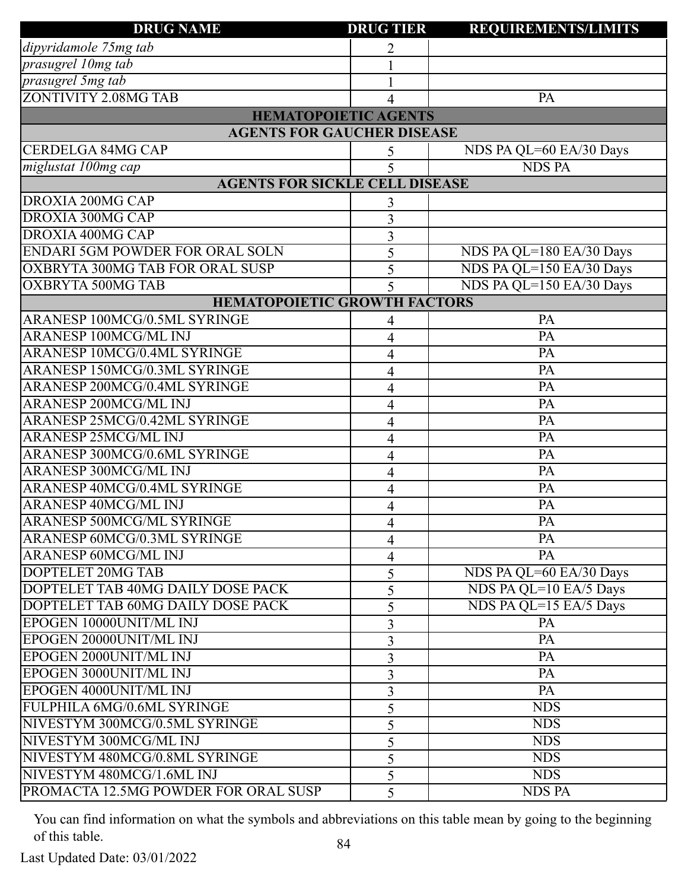| DRUG NAME | DRUG TIER | REQUIREMENTS/LIMITS |
|---|---|---|
| *dipyridamole 75mg tab* | 2 | |
| *prasugrel 10mg tab* | 1 | |
| *prasugrel 5mg tab* | 1 | |
| ZONTIVITY 2.08MG TAB | 4 | PA |
| **HEMATOPOIETIC AGENTS** | | |
| **AGENTS FOR GAUCHER DISEASE** | | |
| CERDELGA 84MG CAP | 5 | NDS PA QL=60 EA/30 Days |
| *miglustat 100mg cap* | 5 | NDS PA |
| **AGENTS FOR SICKLE CELL DISEASE** | | |
| DROXIA 200MG CAP | 3 | |
| DROXIA 300MG CAP | 3 | |
| DROXIA 400MG CAP | 3 | |
| ENDARI 5GM POWDER FOR ORAL SOLN | 5 | NDS PA QL=180 EA/30 Days |
| OXBRYTA 300MG TAB FOR ORAL SUSP | 5 | NDS PA QL=150 EA/30 Days |
| OXBRYTA 500MG TAB | 5 | NDS PA QL=150 EA/30 Days |
| **HEMATOPOIETIC GROWTH FACTORS** | | |
| ARANESP 100MCG/0.5ML SYRINGE | 4 | PA |
| ARANESP 100MCG/ML INJ | 4 | PA |
| ARANESP 10MCG/0.4ML SYRINGE | 4 | PA |
| ARANESP 150MCG/0.3ML SYRINGE | 4 | PA |
| ARANESP 200MCG/0.4ML SYRINGE | 4 | PA |
| ARANESP 200MCG/ML INJ | 4 | PA |
| ARANESP 25MCG/0.42ML SYRINGE | 4 | PA |
| ARANESP 25MCG/ML INJ | 4 | PA |
| ARANESP 300MCG/0.6ML SYRINGE | 4 | PA |
| ARANESP 300MCG/ML INJ | 4 | PA |
| ARANESP 40MCG/0.4ML SYRINGE | 4 | PA |
| ARANESP 40MCG/ML INJ | 4 | PA |
| ARANESP 500MCG/ML SYRINGE | 4 | PA |
| ARANESP 60MCG/0.3ML SYRINGE | 4 | PA |
| ARANESP 60MCG/ML INJ | 4 | PA |
| DOPTELET 20MG TAB | 5 | NDS PA QL=60 EA/30 Days |
| DOPTELET TAB 40MG DAILY DOSE PACK | 5 | NDS PA QL=10 EA/5 Days |
| DOPTELET TAB 60MG DAILY DOSE PACK | 5 | NDS PA QL=15 EA/5 Days |
| EPOGEN 10000UNIT/ML INJ | 3 | PA |
| EPOGEN 20000UNIT/ML INJ | 3 | PA |
| EPOGEN 2000UNIT/ML INJ | 3 | PA |
| EPOGEN 3000UNIT/ML INJ | 3 | PA |
| EPOGEN 4000UNIT/ML INJ | 3 | PA |
| FULPHILA 6MG/0.6ML SYRINGE | 5 | NDS |
| NIVESTYM 300MCG/0.5ML SYRINGE | 5 | NDS |
| NIVESTYM 300MCG/ML INJ | 5 | NDS |
| NIVESTYM 480MCG/0.8ML SYRINGE | 5 | NDS |
| NIVESTYM 480MCG/1.6ML INJ | 5 | NDS |
| PROMACTA 12.5MG POWDER FOR ORAL SUSP | 5 | NDS PA |

You can find information on what the symbols and abbreviations on this table mean by going to the beginning of this table.

Last Updated Date: 03/01/2022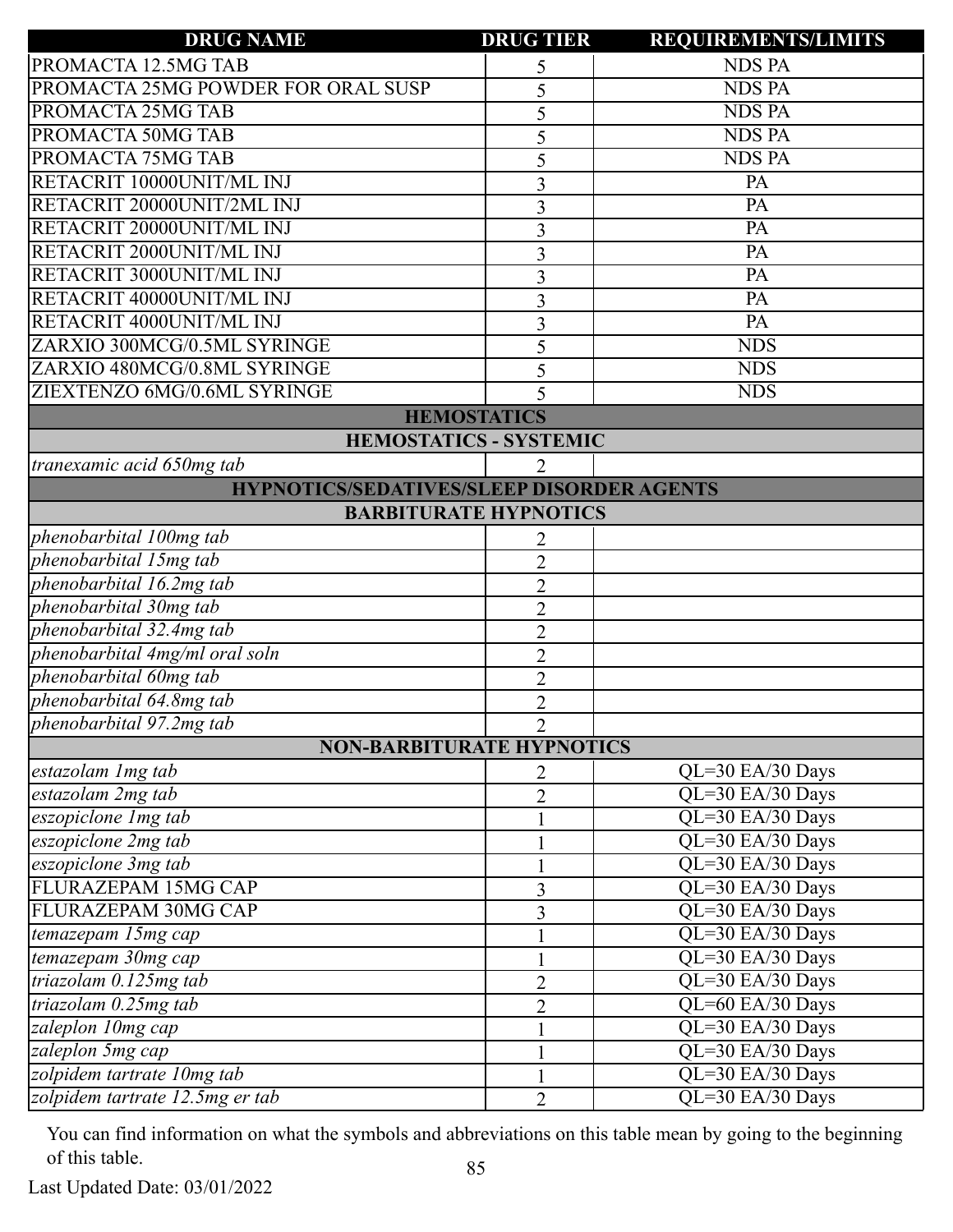| DRUG NAME | DRUG TIER | REQUIREMENTS/LIMITS |
|---|---|---|
| PROMACTA 12.5MG TAB | 5 | NDS PA |
| PROMACTA 25MG POWDER FOR ORAL SUSP | 5 | NDS PA |
| PROMACTA 25MG TAB | 5 | NDS PA |
| PROMACTA 50MG TAB | 5 | NDS PA |
| PROMACTA 75MG TAB | 5 | NDS PA |
| RETACRIT 10000UNIT/ML INJ | 3 | PA |
| RETACRIT 20000UNIT/2ML INJ | 3 | PA |
| RETACRIT 20000UNIT/ML INJ | 3 | PA |
| RETACRIT 2000UNIT/ML INJ | 3 | PA |
| RETACRIT 3000UNIT/ML INJ | 3 | PA |
| RETACRIT 40000UNIT/ML INJ | 3 | PA |
| RETACRIT 4000UNIT/ML INJ | 3 | PA |
| ZARXIO 300MCG/0.5ML SYRINGE | 5 | NDS |
| ZARXIO 480MCG/0.8ML SYRINGE | 5 | NDS |
| ZIEXTENZO 6MG/0.6ML SYRINGE | 5 | NDS |
| **HEMOSTATICS** | | |
| **HEMOSTATICS - SYSTEMIC** | | |
| *tranexamic acid 650mg tab* | 2 | |
| **HYPNOTICS/SEDATIVES/SLEEP DISORDER AGENTS** | | |
| **BARBITURATE HYPNOTICS** | | |
| *phenobarbital 100mg tab* | 2 | |
| *phenobarbital 15mg tab* | 2 | |
| *phenobarbital 16.2mg tab* | 2 | |
| *phenobarbital 30mg tab* | 2 | |
| *phenobarbital 32.4mg tab* | 2 | |
| *phenobarbital 4mg/ml oral soln* | 2 | |
| *phenobarbital 60mg tab* | 2 | |
| *phenobarbital 64.8mg tab* | 2 | |
| *phenobarbital 97.2mg tab* | 2 | |
| **NON-BARBITURATE HYPNOTICS** | | |
| *estazolam 1mg tab* | 2 | QL=30 EA/30 Days |
| *estazolam 2mg tab* | 2 | QL=30 EA/30 Days |
| *eszopiclone 1mg tab* | 1 | QL=30 EA/30 Days |
| *eszopiclone 2mg tab* | 1 | QL=30 EA/30 Days |
| *eszopiclone 3mg tab* | 1 | QL=30 EA/30 Days |
| FLURAZEPAM 15MG CAP | 3 | QL=30 EA/30 Days |
| FLURAZEPAM 30MG CAP | 3 | QL=30 EA/30 Days |
| *temazepam 15mg cap* | 1 | QL=30 EA/30 Days |
| *temazepam 30mg cap* | 1 | QL=30 EA/30 Days |
| *triazolam 0.125mg tab* | 2 | QL=30 EA/30 Days |
| *triazolam 0.25mg tab* | 2 | QL=60 EA/30 Days |
| *zaleplon 10mg cap* | 1 | QL=30 EA/30 Days |
| *zaleplon 5mg cap* | 1 | QL=30 EA/30 Days |
| *zolpidem tartrate 10mg tab* | 1 | QL=30 EA/30 Days |
| *zolpidem tartrate 12.5mg er tab* | 2 | QL=30 EA/30 Days |

You can find information on what the symbols and abbreviations on this table mean by going to the beginning of this table.

Last Updated Date: 03/01/2022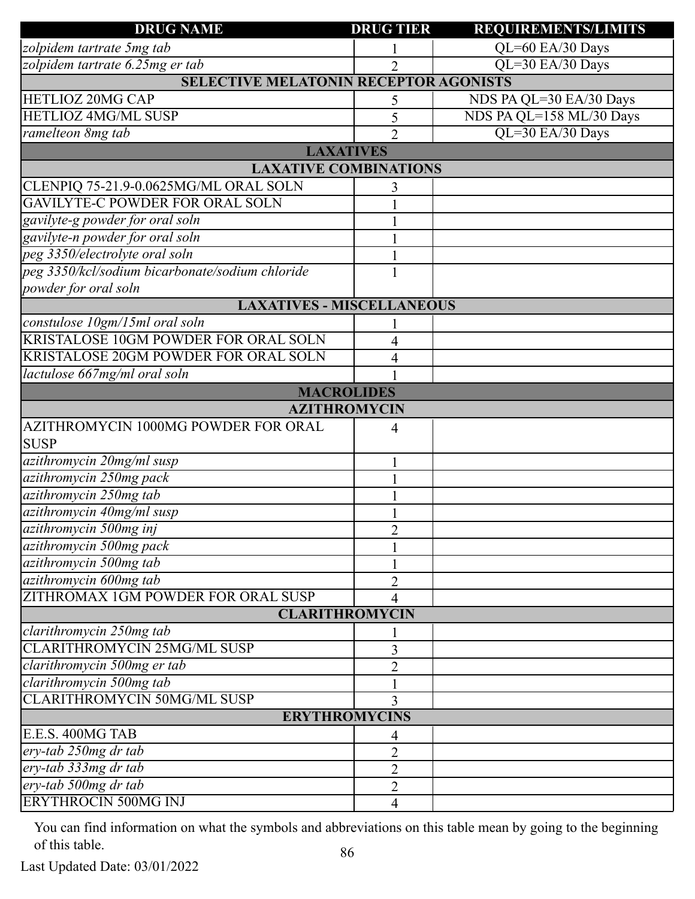| DRUG NAME | DRUG TIER | REQUIREMENTS/LIMITS |
|---|---|---|
| *zolpidem tartrate 5mg tab* | 1 | QL=60 EA/30 Days |
| *zolpidem tartrate 6.25mg er tab* | 2 | QL=30 EA/30 Days |
| **SELECTIVE MELATONIN RECEPTOR AGONISTS** | | |
| HETLIOZ 20MG CAP | 5 | NDS PA QL=30 EA/30 Days |
| HETLIOZ 4MG/ML SUSP | 5 | NDS PA QL=158 ML/30 Days |
| *ramelteon 8mg tab* | 2 | QL=30 EA/30 Days |
| **LAXATIVES** | | |
| **LAXATIVE COMBINATIONS** | | |
| CLENPIQ 75-21.9-0.0625MG/ML ORAL SOLN | 3 | |
| GAVILYTE-C POWDER FOR ORAL SOLN | 1 | |
| *gavilyte-g powder for oral soln* | 1 | |
| *gavilyte-n powder for oral soln* | 1 | |
| *peg 3350/electrolyte oral soln* | 1 | |
| *peg 3350/kcl/sodium bicarbonate/sodium chloride powder for oral soln* | 1 | |
| **LAXATIVES - MISCELLANEOUS** | | |
| *constulose 10gm/15ml oral soln* | 1 | |
| KRISTALOSE 10GM POWDER FOR ORAL SOLN | 4 | |
| KRISTALOSE 20GM POWDER FOR ORAL SOLN | 4 | |
| *lactulose 667mg/ml oral soln* | 1 | |
| **MACROLIDES** | | |
| **AZITHROMYCIN** | | |
| AZITHROMYCIN 1000MG POWDER FOR ORAL SUSP | 4 | |
| *azithromycin 20mg/ml susp* | 1 | |
| *azithromycin 250mg pack* | 1 | |
| *azithromycin 250mg tab* | 1 | |
| *azithromycin 40mg/ml susp* | 1 | |
| *azithromycin 500mg inj* | 2 | |
| *azithromycin 500mg pack* | 1 | |
| *azithromycin 500mg tab* | 1 | |
| *azithromycin 600mg tab* | 2 | |
| ZITHROMAX 1GM POWDER FOR ORAL SUSP | 4 | |
| **CLARITHROMYCIN** | | |
| *clarithromycin 250mg tab* | 1 | |
| CLARITHROMYCIN 25MG/ML SUSP | 3 | |
| *clarithromycin 500mg er tab* | 2 | |
| *clarithromycin 500mg tab* | 1 | |
| CLARITHROMYCIN 50MG/ML SUSP | 3 | |
| **ERYTHROMYCINS** | | |
| E.E.S. 400MG TAB | 4 | |
| *ery-tab 250mg dr tab* | 2 | |
| *ery-tab 333mg dr tab* | 2 | |
| *ery-tab 500mg dr tab* | 2 | |
| ERYTHROCIN 500MG INJ | 4 | |

You can find information on what the symbols and abbreviations on this table mean by going to the beginning of this table.

Last Updated Date: 03/01/2022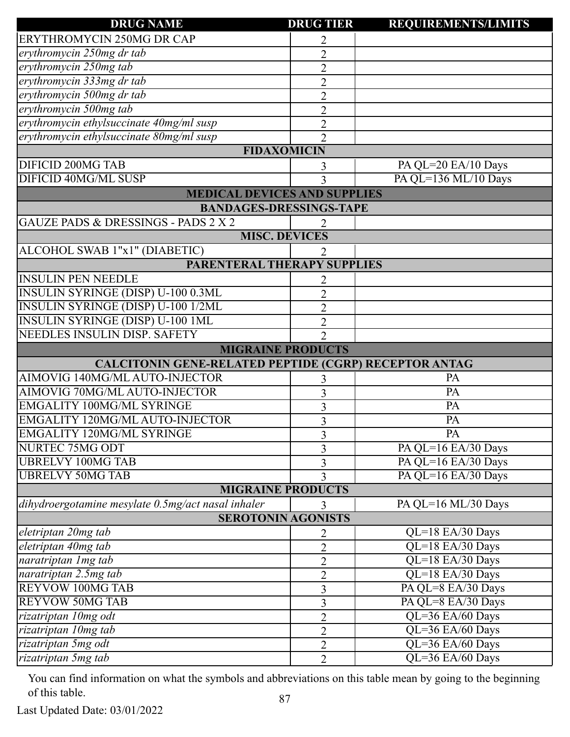| DRUG NAME | DRUG TIER | REQUIREMENTS/LIMITS |
|---|---|---|
| ERYTHROMYCIN 250MG DR CAP | 2 | |
| *erythromycin 250mg dr tab* | 2 | |
| *erythromycin 250mg tab* | 2 | |
| *erythromycin 333mg dr tab* | 2 | |
| *erythromycin 500mg dr tab* | 2 | |
| *erythromycin 500mg tab* | 2 | |
| *erythromycin ethylsuccinate 40mg/ml susp* | 2 | |
| *erythromycin ethylsuccinate 80mg/ml susp* | 2 | |
| **FIDAXOMICIN** | | |
| DIFICID 200MG TAB | 3 | PA QL=20 EA/10 Days |
| DIFICID 40MG/ML SUSP | 3 | PA QL=136 ML/10 Days |
| **MEDICAL DEVICES AND SUPPLIES** | | |
| **BANDAGES-DRESSINGS-TAPE** | | |
| GAUZE PADS & DRESSINGS - PADS 2 X 2 | 2 | |
| **MISC. DEVICES** | | |
| ALCOHOL SWAB 1"x1" (DIABETIC) | 2 | |
| **PARENTERAL THERAPY SUPPLIES** | | |
| INSULIN PEN NEEDLE | 2 | |
| INSULIN SYRINGE (DISP) U-100 0.3ML | 2 | |
| INSULIN SYRINGE (DISP) U-100 1/2ML | 2 | |
| INSULIN SYRINGE (DISP) U-100 1ML | 2 | |
| NEEDLES INSULIN DISP. SAFETY | 2 | |
| **MIGRAINE PRODUCTS** | | |
| **CALCITONIN GENE-RELATED PEPTIDE (CGRP) RECEPTOR ANTAG** | | |
| AIMOVIG 140MG/ML AUTO-INJECTOR | 3 | PA |
| AIMOVIG 70MG/ML AUTO-INJECTOR | 3 | PA |
| EMGALITY 100MG/ML SYRINGE | 3 | PA |
| EMGALITY 120MG/ML AUTO-INJECTOR | 3 | PA |
| EMGALITY 120MG/ML SYRINGE | 3 | PA |
| NURTEC 75MG ODT | 3 | PA QL=16 EA/30 Days |
| UBRELVY 100MG TAB | 3 | PA QL=16 EA/30 Days |
| UBRELVY 50MG TAB | 3 | PA QL=16 EA/30 Days |
| **MIGRAINE PRODUCTS** | | |
| *dihydroergotamine mesylate 0.5mg/act nasal inhaler* | 3 | PA QL=16 ML/30 Days |
| **SEROTONIN AGONISTS** | | |
| *eletriptan 20mg tab* | 2 | QL=18 EA/30 Days |
| *eletriptan 40mg tab* | 2 | QL=18 EA/30 Days |
| *naratriptan 1mg tab* | 2 | QL=18 EA/30 Days |
| *naratriptan 2.5mg tab* | 2 | QL=18 EA/30 Days |
| REYVOW 100MG TAB | 3 | PA QL=8 EA/30 Days |
| REYVOW 50MG TAB | 3 | PA QL=8 EA/30 Days |
| *rizatriptan 10mg odt* | 2 | QL=36 EA/60 Days |
| *rizatriptan 10mg tab* | 2 | QL=36 EA/60 Days |
| *rizatriptan 5mg odt* | 2 | QL=36 EA/60 Days |
| *rizatriptan 5mg tab* | 2 | QL=36 EA/60 Days |

You can find information on what the symbols and abbreviations on this table mean by going to the beginning of this table.

Last Updated Date: 03/01/2022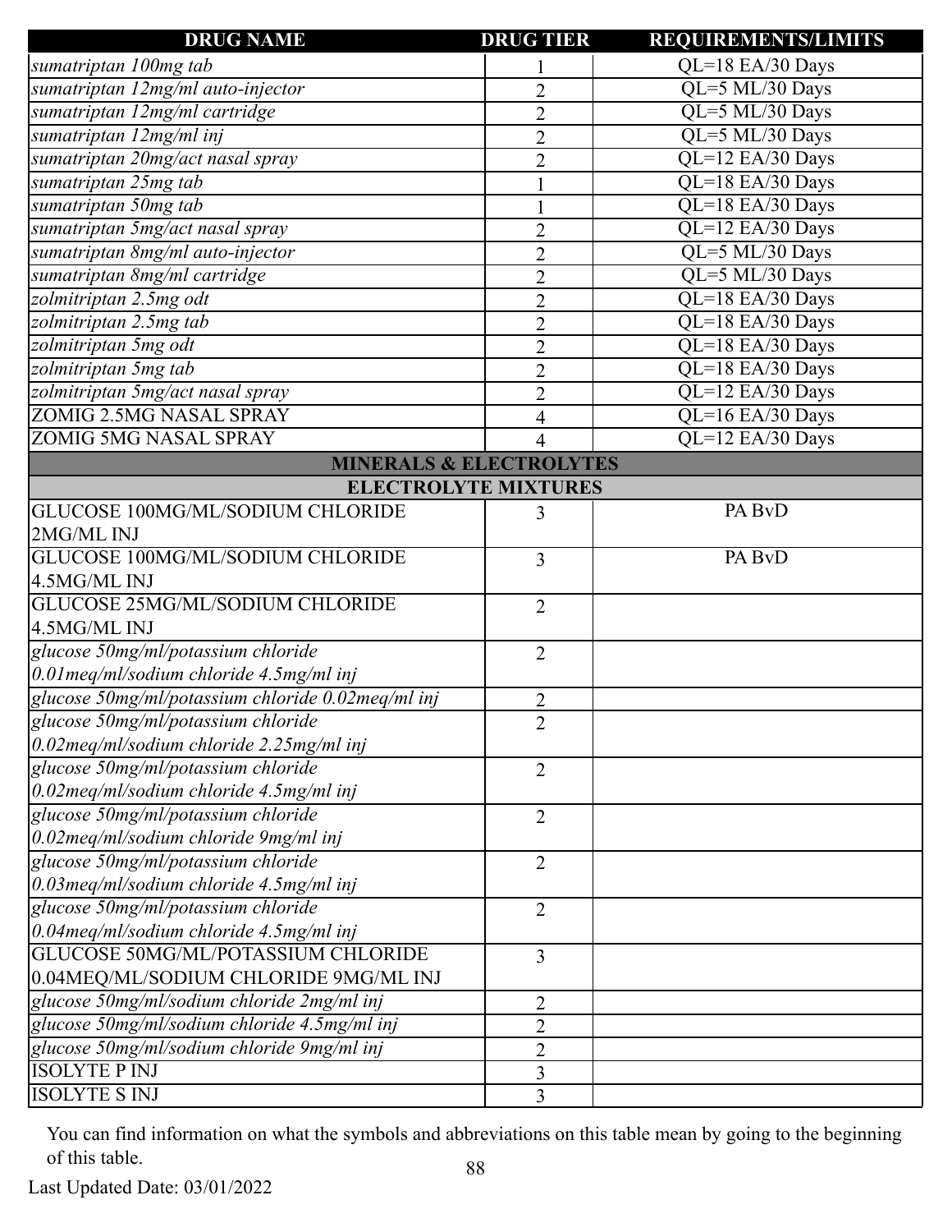| DRUG NAME | DRUG TIER | REQUIREMENTS/LIMITS |
|---|---|---|
| *sumatriptan 100mg tab* | 1 | QL=18 EA/30 Days |
| *sumatriptan 12mg/ml auto-injector* | 2 | QL=5 ML/30 Days |
| *sumatriptan 12mg/ml cartridge* | 2 | QL=5 ML/30 Days |
| *sumatriptan 12mg/ml inj* | 2 | QL=5 ML/30 Days |
| *sumatriptan 20mg/act nasal spray* | 2 | QL=12 EA/30 Days |
| *sumatriptan 25mg tab* | 1 | QL=18 EA/30 Days |
| *sumatriptan 50mg tab* | 1 | QL=18 EA/30 Days |
| *sumatriptan 5mg/act nasal spray* | 2 | QL=12 EA/30 Days |
| *sumatriptan 8mg/ml auto-injector* | 2 | QL=5 ML/30 Days |
| *sumatriptan 8mg/ml cartridge* | 2 | QL=5 ML/30 Days |
| *zolmitriptan 2.5mg odt* | 2 | QL=18 EA/30 Days |
| *zolmitriptan 2.5mg tab* | 2 | QL=18 EA/30 Days |
| *zolmitriptan 5mg odt* | 2 | QL=18 EA/30 Days |
| *zolmitriptan 5mg tab* | 2 | QL=18 EA/30 Days |
| *zolmitriptan 5mg/act nasal spray* | 2 | QL=12 EA/30 Days |
| ZOMIG 2.5MG NASAL SPRAY | 4 | QL=16 EA/30 Days |
| ZOMIG 5MG NASAL SPRAY | 4 | QL=12 EA/30 Days |
| **MINERALS & ELECTROLYTES** | | |
| **ELECTROLYTE MIXTURES** | | |
| GLUCOSE 100MG/ML/SODIUM CHLORIDE 2MG/ML INJ | 3 | PA BvD |
| GLUCOSE 100MG/ML/SODIUM CHLORIDE 4.5MG/ML INJ | 3 | PA BvD |
| GLUCOSE 25MG/ML/SODIUM CHLORIDE 4.5MG/ML INJ | 2 | |
| *glucose 50mg/ml/potassium chloride 0.01meq/ml/sodium chloride 4.5mg/ml inj* | 2 | |
| *glucose 50mg/ml/potassium chloride 0.02meq/ml inj* | 2 | |
| *glucose 50mg/ml/potassium chloride 0.02meq/ml/sodium chloride 2.25mg/ml inj* | 2 | |
| *glucose 50mg/ml/potassium chloride 0.02meq/ml/sodium chloride 4.5mg/ml inj* | 2 | |
| *glucose 50mg/ml/potassium chloride 0.02meq/ml/sodium chloride 9mg/ml inj* | 2 | |
| *glucose 50mg/ml/potassium chloride 0.03meq/ml/sodium chloride 4.5mg/ml inj* | 2 | |
| *glucose 50mg/ml/potassium chloride 0.04meq/ml/sodium chloride 4.5mg/ml inj* | 2 | |
| GLUCOSE 50MG/ML/POTASSIUM CHLORIDE 0.04MEQ/ML/SODIUM CHLORIDE 9MG/ML INJ | 3 | |
| *glucose 50mg/ml/sodium chloride 2mg/ml inj* | 2 | |
| *glucose 50mg/ml/sodium chloride 4.5mg/ml inj* | 2 | |
| *glucose 50mg/ml/sodium chloride 9mg/ml inj* | 2 | |
| ISOLYTE P INJ | 3 | |
| ISOLYTE S INJ | 3 | |

You can find information on what the symbols and abbreviations on this table mean by going to the beginning of this table.

Last Updated Date: 03/01/2022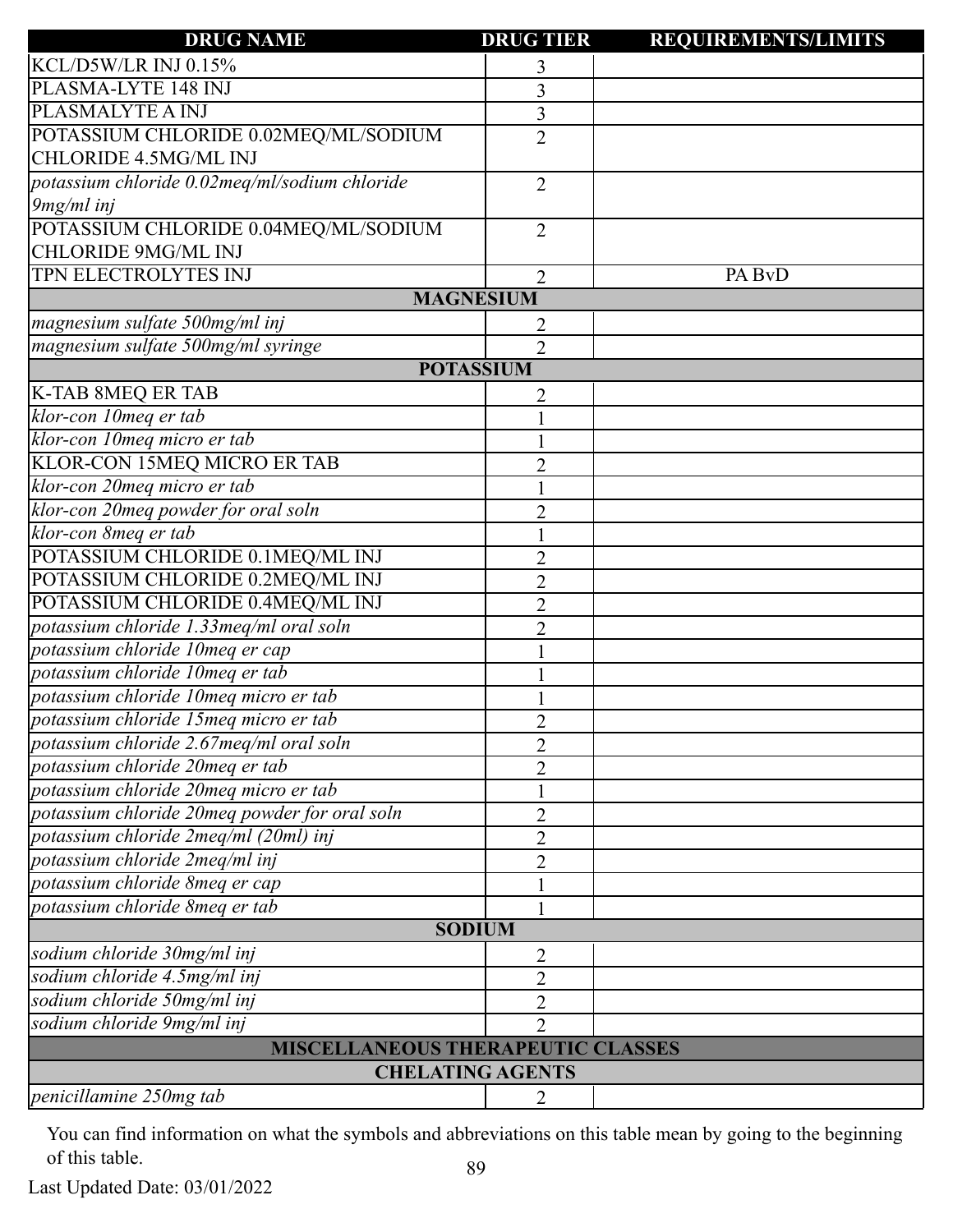| DRUG NAME | DRUG TIER | REQUIREMENTS/LIMITS |
|---|---|---|
| KCL/D5W/LR INJ 0.15% | 3 | |
| PLASMA-LYTE 148 INJ | 3 | |
| PLASMALYTE A INJ | 3 | |
| POTASSIUM CHLORIDE 0.02MEQ/ML/SODIUM CHLORIDE 4.5MG/ML INJ | 2 | |
| *potassium chloride 0.02meq/ml/sodium chloride 9mg/ml inj* | 2 | |
| POTASSIUM CHLORIDE 0.04MEQ/ML/SODIUM CHLORIDE 9MG/ML INJ | 2 | |
| TPN ELECTROLYTES INJ | 2 | PA BvD |
| **MAGNESIUM** | | |
| *magnesium sulfate 500mg/ml inj* | 2 | |
| *magnesium sulfate 500mg/ml syringe* | 2 | |
| **POTASSIUM** | | |
| K-TAB 8MEQ ER TAB | 2 | |
| *klor-con 10meq er tab* | 1 | |
| *klor-con 10meq micro er tab* | 1 | |
| KLOR-CON 15MEQ MICRO ER TAB | 2 | |
| *klor-con 20meq micro er tab* | 1 | |
| *klor-con 20meq powder for oral soln* | 2 | |
| *klor-con 8meq er tab* | 1 | |
| POTASSIUM CHLORIDE 0.1MEQ/ML INJ | 2 | |
| POTASSIUM CHLORIDE 0.2MEQ/ML INJ | 2 | |
| POTASSIUM CHLORIDE 0.4MEQ/ML INJ | 2 | |
| *potassium chloride 1.33meq/ml oral soln* | 2 | |
| *potassium chloride 10meq er cap* | 1 | |
| *potassium chloride 10meq er tab* | 1 | |
| *potassium chloride 10meq micro er tab* | 1 | |
| *potassium chloride 15meq micro er tab* | 2 | |
| *potassium chloride 2.67meq/ml oral soln* | 2 | |
| *potassium chloride 20meq er tab* | 2 | |
| *potassium chloride 20meq micro er tab* | 1 | |
| *potassium chloride 20meq powder for oral soln* | 2 | |
| *potassium chloride 2meq/ml (20ml) inj* | 2 | |
| *potassium chloride 2meq/ml inj* | 2 | |
| *potassium chloride 8meq er cap* | 1 | |
| *potassium chloride 8meq er tab* | 1 | |
| **SODIUM** | | |
| *sodium chloride 30mg/ml inj* | 2 | |
| *sodium chloride 4.5mg/ml inj* | 2 | |
| *sodium chloride 50mg/ml inj* | 2 | |
| *sodium chloride 9mg/ml inj* | 2 | |
| **MISCELLANEOUS THERAPEUTIC CLASSES** | | |
| **CHELATING AGENTS** | | |
| *penicillamine 250mg tab* | 2 | |

You can find information on what the symbols and abbreviations on this table mean by going to the beginning of this table.

Last Updated Date: 03/01/2022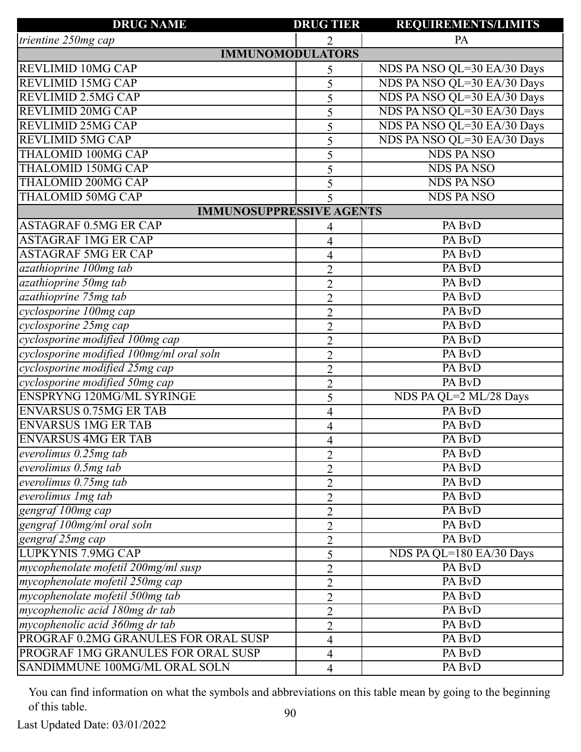| DRUG NAME | DRUG TIER | REQUIREMENTS/LIMITS |
|---|---|---|
| *trientine 250mg cap* | 2 | PA |
| **IMMUNOMODULATORS** | | |
| REVLIMID 10MG CAP | 5 | NDS PA NSO QL=30 EA/30 Days |
| REVLIMID 15MG CAP | 5 | NDS PA NSO QL=30 EA/30 Days |
| REVLIMID 2.5MG CAP | 5 | NDS PA NSO QL=30 EA/30 Days |
| REVLIMID 20MG CAP | 5 | NDS PA NSO QL=30 EA/30 Days |
| REVLIMID 25MG CAP | 5 | NDS PA NSO QL=30 EA/30 Days |
| REVLIMID 5MG CAP | 5 | NDS PA NSO QL=30 EA/30 Days |
| THALOMID 100MG CAP | 5 | NDS PA NSO |
| THALOMID 150MG CAP | 5 | NDS PA NSO |
| THALOMID 200MG CAP | 5 | NDS PA NSO |
| THALOMID 50MG CAP | 5 | NDS PA NSO |
| **IMMUNOSUPPRESSIVE AGENTS** | | |
| ASTAGRAF 0.5MG ER CAP | 4 | PA BvD |
| ASTAGRAF 1MG ER CAP | 4 | PA BvD |
| ASTAGRAF 5MG ER CAP | 4 | PA BvD |
| *azathioprine 100mg tab* | 2 | PA BvD |
| *azathioprine 50mg tab* | 2 | PA BvD |
| *azathioprine 75mg tab* | 2 | PA BvD |
| *cyclosporine 100mg cap* | 2 | PA BvD |
| *cyclosporine 25mg cap* | 2 | PA BvD |
| *cyclosporine modified 100mg cap* | 2 | PA BvD |
| *cyclosporine modified 100mg/ml oral soln* | 2 | PA BvD |
| *cyclosporine modified 25mg cap* | 2 | PA BvD |
| *cyclosporine modified 50mg cap* | 2 | PA BvD |
| ENSPRYNG 120MG/ML SYRINGE | 5 | NDS PA QL=2 ML/28 Days |
| ENVARSUS 0.75MG ER TAB | 4 | PA BvD |
| ENVARSUS 1MG ER TAB | 4 | PA BvD |
| ENVARSUS 4MG ER TAB | 4 | PA BvD |
| *everolimus 0.25mg tab* | 2 | PA BvD |
| *everolimus 0.5mg tab* | 2 | PA BvD |
| *everolimus 0.75mg tab* | 2 | PA BvD |
| *everolimus 1mg tab* | 2 | PA BvD |
| *gengraf 100mg cap* | 2 | PA BvD |
| *gengraf 100mg/ml oral soln* | 2 | PA BvD |
| *gengraf 25mg cap* | 2 | PA BvD |
| LUPKYNIS 7.9MG CAP | 5 | NDS PA QL=180 EA/30 Days |
| *mycophenolate mofetil 200mg/ml susp* | 2 | PA BvD |
| *mycophenolate mofetil 250mg cap* | 2 | PA BvD |
| *mycophenolate mofetil 500mg tab* | 2 | PA BvD |
| *mycophenolic acid 180mg dr tab* | 2 | PA BvD |
| *mycophenolic acid 360mg dr tab* | 2 | PA BvD |
| PROGRAF 0.2MG GRANULES FOR ORAL SUSP | 4 | PA BvD |
| PROGRAF 1MG GRANULES FOR ORAL SUSP | 4 | PA BvD |
| SANDIMMUNE 100MG/ML ORAL SOLN | 4 | PA BvD |

You can find information on what the symbols and abbreviations on this table mean by going to the beginning of this table.

Last Updated Date: 03/01/2022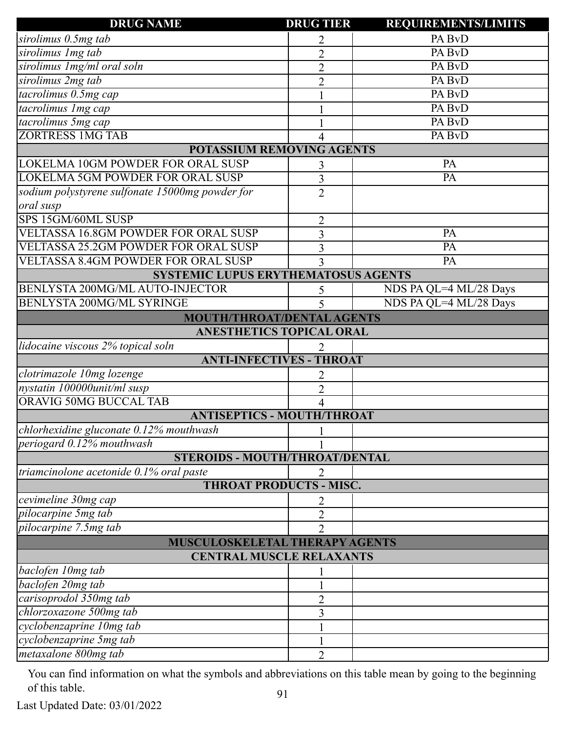| DRUG NAME | DRUG TIER | REQUIREMENTS/LIMITS |
|---|---|---|
| *sirolimus 0.5mg tab* | 2 | PA BvD |
| *sirolimus 1mg tab* | 2 | PA BvD |
| *sirolimus 1mg/ml oral soln* | 2 | PA BvD |
| *sirolimus 2mg tab* | 2 | PA BvD |
| *tacrolimus 0.5mg cap* | 1 | PA BvD |
| *tacrolimus 1mg cap* | 1 | PA BvD |
| *tacrolimus 5mg cap* | 1 | PA BvD |
| ZORTRESS 1MG TAB | 4 | PA BvD |
| **POTASSIUM REMOVING AGENTS** | | |
| LOKELMA 10GM POWDER FOR ORAL SUSP | 3 | PA |
| LOKELMA 5GM POWDER FOR ORAL SUSP | 3 | PA |
| *sodium polystyrene sulfonate 15000mg powder for oral susp* | 2 | |
| SPS 15GM/60ML SUSP | 2 | |
| VELTASSA 16.8GM POWDER FOR ORAL SUSP | 3 | PA |
| VELTASSA 25.2GM POWDER FOR ORAL SUSP | 3 | PA |
| VELTASSA 8.4GM POWDER FOR ORAL SUSP | 3 | PA |
| **SYSTEMIC LUPUS ERYTHEMATOSUS AGENTS** | | |
| BENLYSTA 200MG/ML AUTO-INJECTOR | 5 | NDS PA QL=4 ML/28 Days |
| BENLYSTA 200MG/ML SYRINGE | 5 | NDS PA QL=4 ML/28 Days |
| **MOUTH/THROAT/DENTAL AGENTS** | | |
| **ANESTHETICS TOPICAL ORAL** | | |
| *lidocaine viscous 2% topical soln* | 2 | |
| **ANTI-INFECTIVES - THROAT** | | |
| *clotrimazole 10mg lozenge* | 2 | |
| *nystatin 100000unit/ml susp* | 2 | |
| ORAVIG 50MG BUCCAL TAB | 4 | |
| **ANTISEPTICS - MOUTH/THROAT** | | |
| *chlorhexidine gluconate 0.12% mouthwash* | 1 | |
| *periogard 0.12% mouthwash* | 1 | |
| **STEROIDS - MOUTH/THROAT/DENTAL** | | |
| *triamcinolone acetonide 0.1% oral paste* | 2 | |
| **THROAT PRODUCTS - MISC.** | | |
| *cevimeline 30mg cap* | 2 | |
| *pilocarpine 5mg tab* | 2 | |
| *pilocarpine 7.5mg tab* | 2 | |
| **MUSCULOSKELETAL THERAPY AGENTS** | | |
| **CENTRAL MUSCLE RELAXANTS** | | |
| *baclofen 10mg tab* | 1 | |
| *baclofen 20mg tab* | 1 | |
| *carisoprodol 350mg tab* | 2 | |
| *chlorzoxazone 500mg tab* | 3 | |
| *cyclobenzaprine 10mg tab* | 1 | |
| *cyclobenzaprine 5mg tab* | 1 | |
| *metaxalone 800mg tab* | 2 | |

You can find information on what the symbols and abbreviations on this table mean by going to the beginning of this table.

Last Updated Date: 03/01/2022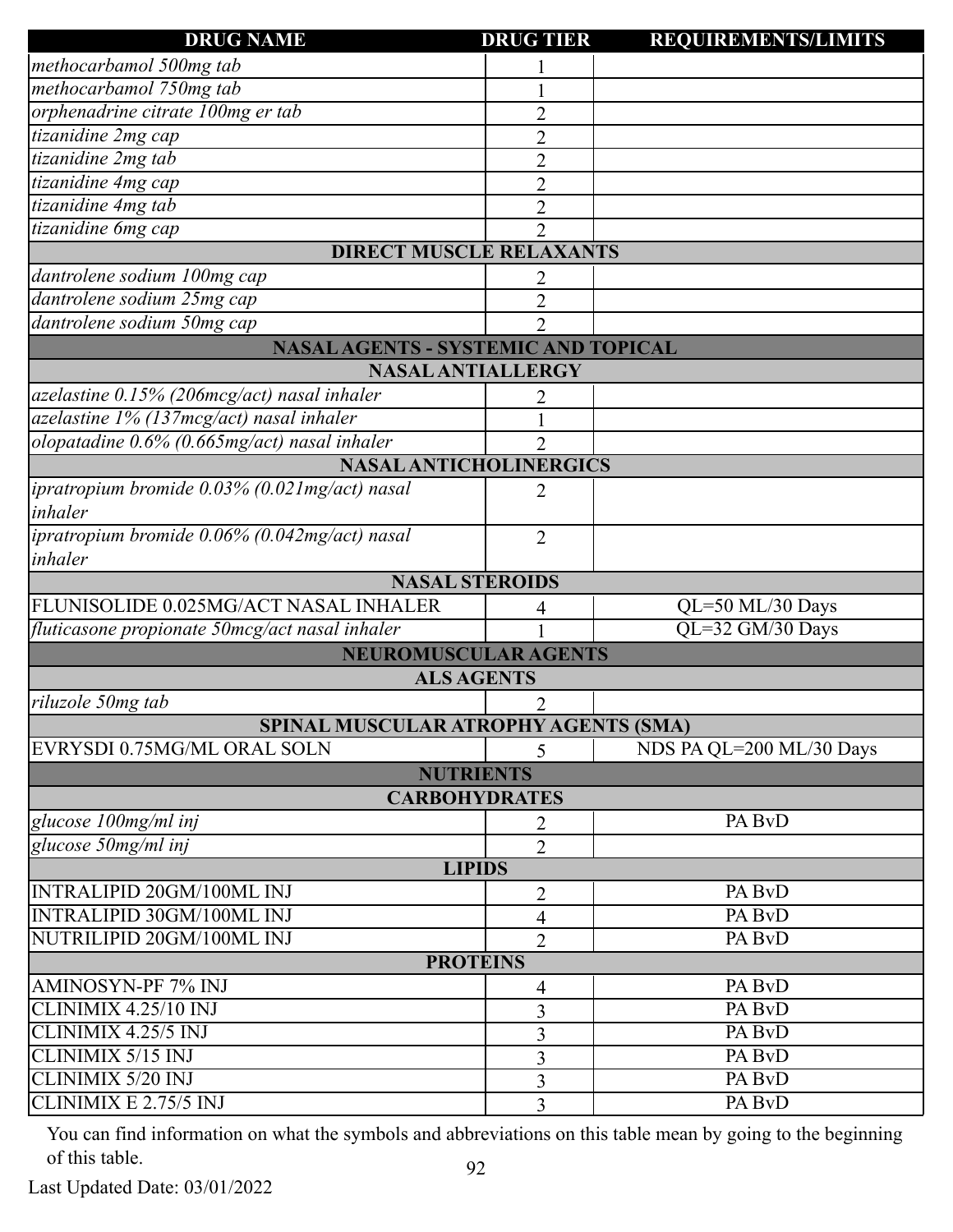| DRUG NAME | DRUG TIER | REQUIREMENTS/LIMITS |
|---|---|---|
| *methocarbamol 500mg tab* | 1 | |
| *methocarbamol 750mg tab* | 1 | |
| *orphenadrine citrate 100mg er tab* | 2 | |
| *tizanidine 2mg cap* | 2 | |
| *tizanidine 2mg tab* | 2 | |
| *tizanidine 4mg cap* | 2 | |
| *tizanidine 4mg tab* | 2 | |
| *tizanidine 6mg cap* | 2 | |
| **DIRECT MUSCLE RELAXANTS** | | |
| *dantrolene sodium 100mg cap* | 2 | |
| *dantrolene sodium 25mg cap* | 2 | |
| *dantrolene sodium 50mg cap* | 2 | |
| **NASAL AGENTS - SYSTEMIC AND TOPICAL** | | |
| **NASAL ANTIALLERGY** | | |
| *azelastine 0.15% (206mcg/act) nasal inhaler* | 2 | |
| *azelastine 1% (137mcg/act) nasal inhaler* | 1 | |
| *olopatadine 0.6% (0.665mg/act) nasal inhaler* | 2 | |
| **NASAL ANTICHOLINERGICS** | | |
| *ipratropium bromide 0.03% (0.021mg/act) nasal inhaler* | 2 | |
| *ipratropium bromide 0.06% (0.042mg/act) nasal inhaler* | 2 | |
| **NASAL STEROIDS** | | |
| FLUNISOLIDE 0.025MG/ACT NASAL INHALER | 4 | QL=50 ML/30 Days |
| *fluticasone propionate 50mcg/act nasal inhaler* | 1 | QL=32 GM/30 Days |
| **NEUROMUSCULAR AGENTS** | | |
| **ALS AGENTS** | | |
| *riluzole 50mg tab* | 2 | |
| **SPINAL MUSCULAR ATROPHY AGENTS (SMA)** | | |
| EVRYSDI 0.75MG/ML ORAL SOLN | 5 | NDS PA QL=200 ML/30 Days |
| **NUTRIENTS** | | |
| **CARBOHYDRATES** | | |
| *glucose 100mg/ml inj* | 2 | PA BvD |
| *glucose 50mg/ml inj* | 2 | |
| **LIPIDS** | | |
| INTRALIPID 20GM/100ML INJ | 2 | PA BvD |
| INTRALIPID 30GM/100ML INJ | 4 | PA BvD |
| NUTRILIPID 20GM/100ML INJ | 2 | PA BvD |
| **PROTEINS** | | |
| AMINOSYN-PF 7% INJ | 4 | PA BvD |
| CLINIMIX 4.25/10 INJ | 3 | PA BvD |
| CLINIMIX 4.25/5 INJ | 3 | PA BvD |
| CLINIMIX 5/15 INJ | 3 | PA BvD |
| CLINIMIX 5/20 INJ | 3 | PA BvD |
| CLINIMIX E 2.75/5 INJ | 3 | PA BvD |

You can find information on what the symbols and abbreviations on this table mean by going to the beginning of this table.

Last Updated Date: 03/01/2022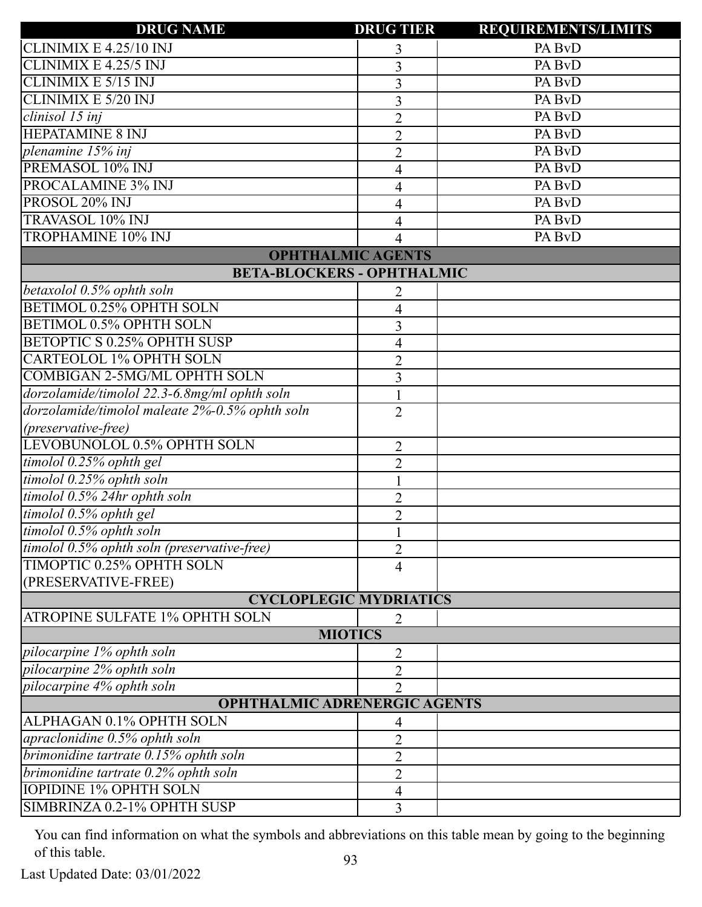| DRUG NAME | DRUG TIER | REQUIREMENTS/LIMITS |
|---|---|---|
| CLINIMIX E 4.25/10 INJ | 3 | PA BvD |
| CLINIMIX E 4.25/5 INJ | 3 | PA BvD |
| CLINIMIX E 5/15 INJ | 3 | PA BvD |
| CLINIMIX E 5/20 INJ | 3 | PA BvD |
| *clinisol 15 inj* | 2 | PA BvD |
| HEPATAMINE 8 INJ | 2 | PA BvD |
| *plenamine 15% inj* | 2 | PA BvD |
| PREMASOL 10% INJ | 4 | PA BvD |
| PROCALAMINE 3% INJ | 4 | PA BvD |
| PROSOL 20% INJ | 4 | PA BvD |
| TRAVASOL 10% INJ | 4 | PA BvD |
| TROPHAMINE 10% INJ | 4 | PA BvD |
| **OPHTHALMIC AGENTS** | | |
| **BETA-BLOCKERS - OPHTHALMIC** | | |
| *betaxolol 0.5% ophth soln* | 2 | |
| BETIMOL 0.25% OPHTH SOLN | 4 | |
| BETIMOL 0.5% OPHTH SOLN | 3 | |
| BETOPTIC S 0.25% OPHTH SUSP | 4 | |
| CARTEOLOL 1% OPHTH SOLN | 2 | |
| COMBIGAN 2-5MG/ML OPHTH SOLN | 3 | |
| *dorzolamide/timolol 22.3-6.8mg/ml ophth soln* | 1 | |
| *dorzolamide/timolol maleate 2%-0.5% ophth soln (preservative-free)* | 2 | |
| LEVOBUNOLOL 0.5% OPHTH SOLN | 2 | |
| *timolol 0.25% ophth gel* | 2 | |
| *timolol 0.25% ophth soln* | 1 | |
| *timolol 0.5% 24hr ophth soln* | 2 | |
| *timolol 0.5% ophth gel* | 2 | |
| *timolol 0.5% ophth soln* | 1 | |
| *timolol 0.5% ophth soln (preservative-free)* | 2 | |
| TIMOPTIC 0.25% OPHTH SOLN (PRESERVATIVE-FREE) | 4 | |
| **CYCLOPLEGIC MYDRIATICS** | | |
| ATROPINE SULFATE 1% OPHTH SOLN | 2 | |
| **MIOTICS** | | |
| *pilocarpine 1% ophth soln* | 2 | |
| *pilocarpine 2% ophth soln* | 2 | |
| *pilocarpine 4% ophth soln* | 2 | |
| **OPHTHALMIC ADRENERGIC AGENTS** | | |
| ALPHAGAN 0.1% OPHTH SOLN | 4 | |
| *apraclonidine 0.5% ophth soln* | 2 | |
| *brimonidine tartrate 0.15% ophth soln* | 2 | |
| *brimonidine tartrate 0.2% ophth soln* | 2 | |
| IOPIDINE 1% OPHTH SOLN | 4 | |
| SIMBRINZA 0.2-1% OPHTH SUSP | 3 | |

You can find information on what the symbols and abbreviations on this table mean by going to the beginning of this table.

Last Updated Date: 03/01/2022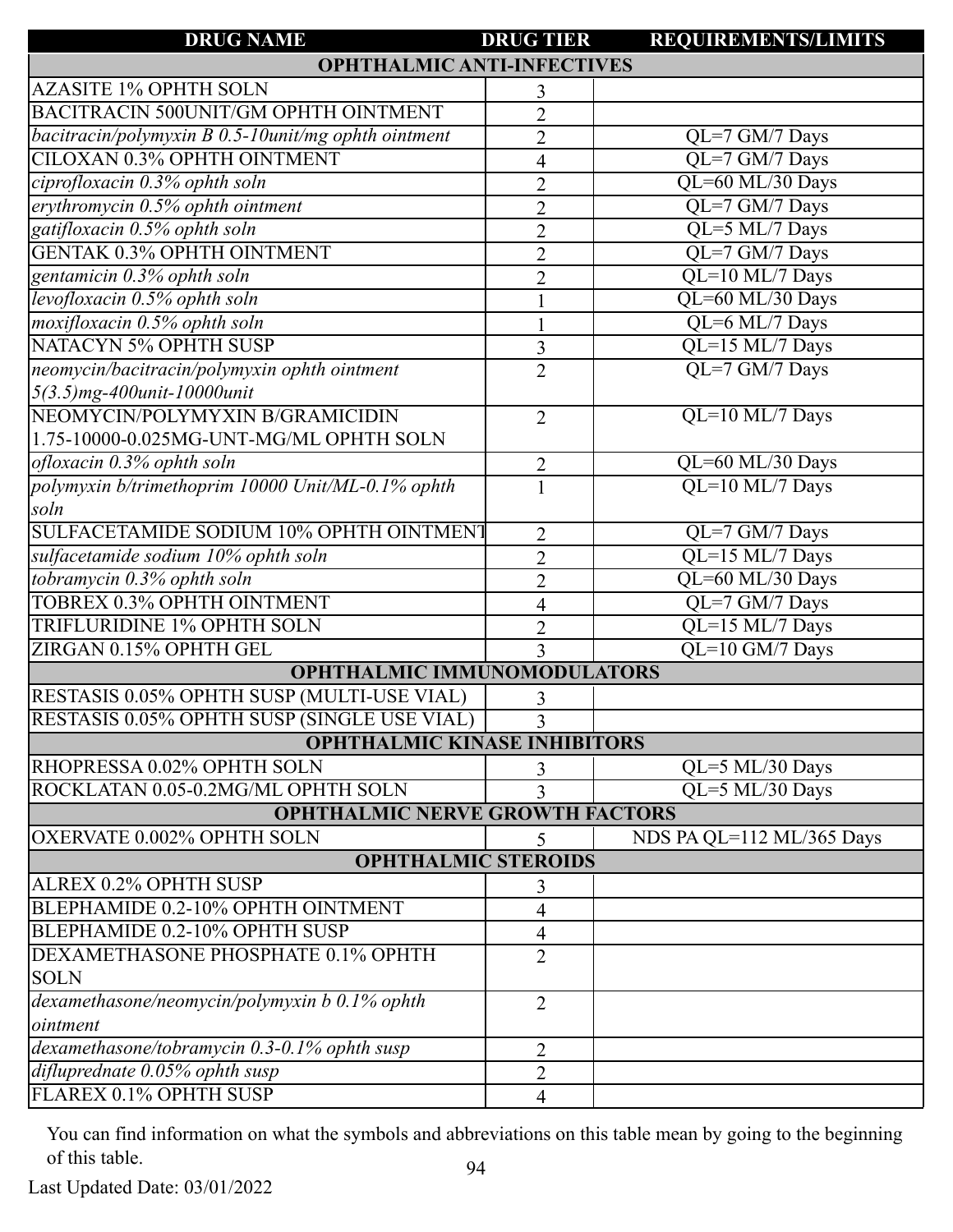| DRUG NAME | DRUG TIER | REQUIREMENTS/LIMITS |
|---|---|---|
| **OPHTHALMIC ANTI-INFECTIVES** | | |
| AZASITE 1% OPHTH SOLN | 3 | |
| BACITRACIN 500UNIT/GM OPHTH OINTMENT | 2 | |
| *bacitracin/polymyxin B 0.5-10unit/mg ophth ointment* | 2 | QL=7 GM/7 Days |
| CILOXAN 0.3% OPHTH OINTMENT | 4 | QL=7 GM/7 Days |
| *ciprofloxacin 0.3% ophth soln* | 2 | QL=60 ML/30 Days |
| *erythromycin 0.5% ophth ointment* | 2 | QL=7 GM/7 Days |
| *gatifloxacin 0.5% ophth soln* | 2 | QL=5 ML/7 Days |
| GENTAK 0.3% OPHTH OINTMENT | 2 | QL=7 GM/7 Days |
| *gentamicin 0.3% ophth soln* | 2 | QL=10 ML/7 Days |
| *levofloxacin 0.5% ophth soln* | 1 | QL=60 ML/30 Days |
| *moxifloxacin 0.5% ophth soln* | 1 | QL=6 ML/7 Days |
| NATACYN 5% OPHTH SUSP | 3 | QL=15 ML/7 Days |
| *neomycin/bacitracin/polymyxin ophth ointment 5(3.5)mg-400unit-10000unit* | 2 | QL=7 GM/7 Days |
| NEOMYCIN/POLYMYXIN B/GRAMICIDIN 1.75-10000-0.025MG-UNT-MG/ML OPHTH SOLN | 2 | QL=10 ML/7 Days |
| *ofloxacin 0.3% ophth soln* | 2 | QL=60 ML/30 Days |
| *polymyxin b/trimethoprim 10000 Unit/ML-0.1% ophth soln* | 1 | QL=10 ML/7 Days |
| SULFACETAMIDE SODIUM 10% OPHTH OINTMENT | 2 | QL=7 GM/7 Days |
| *sulfacetamide sodium 10% ophth soln* | 2 | QL=15 ML/7 Days |
| *tobramycin 0.3% ophth soln* | 2 | QL=60 ML/30 Days |
| TOBREX 0.3% OPHTH OINTMENT | 4 | QL=7 GM/7 Days |
| TRIFLURIDINE 1% OPHTH SOLN | 2 | QL=15 ML/7 Days |
| ZIRGAN 0.15% OPHTH GEL | 3 | QL=10 GM/7 Days |
| **OPHTHALMIC IMMUNOMODULATORS** | | |
| RESTASIS 0.05% OPHTH SUSP (MULTI-USE VIAL) | 3 | |
| RESTASIS 0.05% OPHTH SUSP (SINGLE USE VIAL) | 3 | |
| **OPHTHALMIC KINASE INHIBITORS** | | |
| RHOPRESSA 0.02% OPHTH SOLN | 3 | QL=5 ML/30 Days |
| ROCKLATAN 0.05-0.2MG/ML OPHTH SOLN | 3 | QL=5 ML/30 Days |
| **OPHTHALMIC NERVE GROWTH FACTORS** | | |
| OXERVATE 0.002% OPHTH SOLN | 5 | NDS PA QL=112 ML/365 Days |
| **OPHTHALMIC STEROIDS** | | |
| ALREX 0.2% OPHTH SUSP | 3 | |
| BLEPHAMIDE 0.2-10% OPHTH OINTMENT | 4 | |
| BLEPHAMIDE 0.2-10% OPHTH SUSP | 4 | |
| DEXAMETHASONE PHOSPHATE 0.1% OPHTH SOLN | 2 | |
| *dexamethasone/neomycin/polymyxin b 0.1% ophth ointment* | 2 | |
| *dexamethasone/tobramycin 0.3-0.1% ophth susp* | 2 | |
| *difluprednate 0.05% ophth susp* | 2 | |
| FLAREX 0.1% OPHTH SUSP | 4 | |

You can find information on what the symbols and abbreviations on this table mean by going to the beginning of this table.

Last Updated Date: 03/01/2022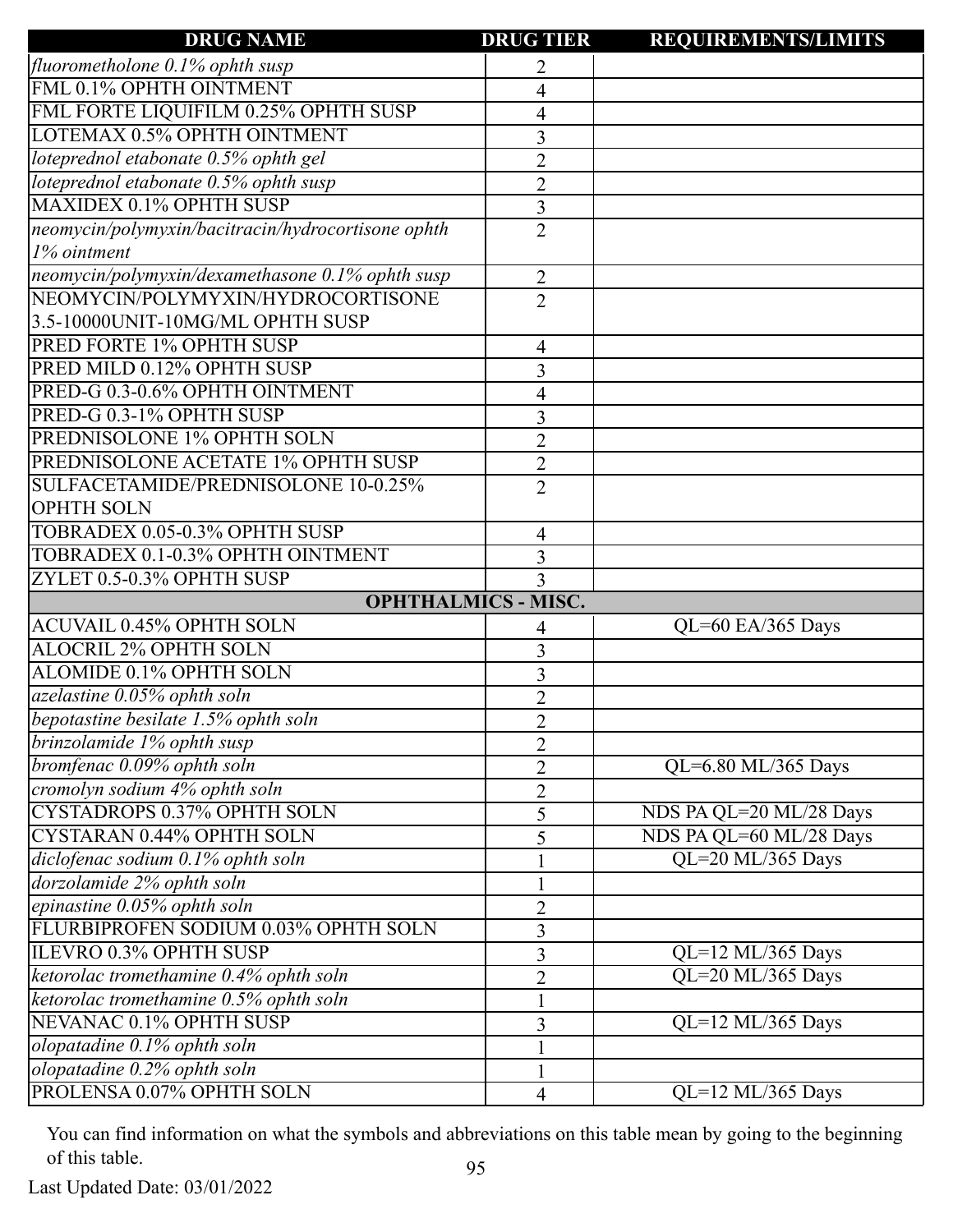| DRUG NAME | DRUG TIER | REQUIREMENTS/LIMITS |
|---|---|---|
| *fluorometholone 0.1% ophth susp* | 2 | |
| FML 0.1% OPHTH OINTMENT | 4 | |
| FML FORTE LIQUIFILM 0.25% OPHTH SUSP | 4 | |
| LOTEMAX 0.5% OPHTH OINTMENT | 3 | |
| *loteprednol etabonate 0.5% ophth gel* | 2 | |
| *loteprednol etabonate 0.5% ophth susp* | 2 | |
| MAXIDEX 0.1% OPHTH SUSP | 3 | |
| *neomycin/polymyxin/bacitracin/hydrocortisone ophth 1% ointment* | 2 | |
| *neomycin/polymyxin/dexamethasone 0.1% ophth susp* | 2 | |
| NEOMYCIN/POLYMYXIN/HYDROCORTISONE 3.5-10000UNIT-10MG/ML OPHTH SUSP | 2 | |
| PRED FORTE 1% OPHTH SUSP | 4 | |
| PRED MILD 0.12% OPHTH SUSP | 3 | |
| PRED-G 0.3-0.6% OPHTH OINTMENT | 4 | |
| PRED-G 0.3-1% OPHTH SUSP | 3 | |
| PREDNISOLONE 1% OPHTH SOLN | 2 | |
| PREDNISOLONE ACETATE 1% OPHTH SUSP | 2 | |
| SULFACETAMIDE/PREDNISOLONE 10-0.25% OPHTH SOLN | 2 | |
| TOBRADEX 0.05-0.3% OPHTH SUSP | 4 | |
| TOBRADEX 0.1-0.3% OPHTH OINTMENT | 3 | |
| ZYLET 0.5-0.3% OPHTH SUSP | 3 | |
| **OPHTHALMICS - MISC.** | | |
| ACUVAIL 0.45% OPHTH SOLN | 4 | QL=60 EA/365 Days |
| ALOCRIL 2% OPHTH SOLN | 3 | |
| ALOMIDE 0.1% OPHTH SOLN | 3 | |
| *azelastine 0.05% ophth soln* | 2 | |
| *bepotastine besilate 1.5% ophth soln* | 2 | |
| *brinzolamide 1% ophth susp* | 2 | |
| *bromfenac 0.09% ophth soln* | 2 | QL=6.80 ML/365 Days |
| *cromolyn sodium 4% ophth soln* | 2 | |
| CYSTADROPS 0.37% OPHTH SOLN | 5 | NDS PA QL=20 ML/28 Days |
| CYSTARAN 0.44% OPHTH SOLN | 5 | NDS PA QL=60 ML/28 Days |
| *diclofenac sodium 0.1% ophth soln* | 1 | QL=20 ML/365 Days |
| *dorzolamide 2% ophth soln* | 1 | |
| *epinastine 0.05% ophth soln* | 2 | |
| FLURBIPROFEN SODIUM 0.03% OPHTH SOLN | 3 | |
| ILEVRO 0.3% OPHTH SUSP | 3 | QL=12 ML/365 Days |
| *ketorolac tromethamine 0.4% ophth soln* | 2 | QL=20 ML/365 Days |
| *ketorolac tromethamine 0.5% ophth soln* | 1 | |
| NEVANAC 0.1% OPHTH SUSP | 3 | QL=12 ML/365 Days |
| *olopatadine 0.1% ophth soln* | 1 | |
| *olopatadine 0.2% ophth soln* | 1 | |
| PROLENSA 0.07% OPHTH SOLN | 4 | QL=12 ML/365 Days |

You can find information on what the symbols and abbreviations on this table mean by going to the beginning of this table.

Last Updated Date: 03/01/2022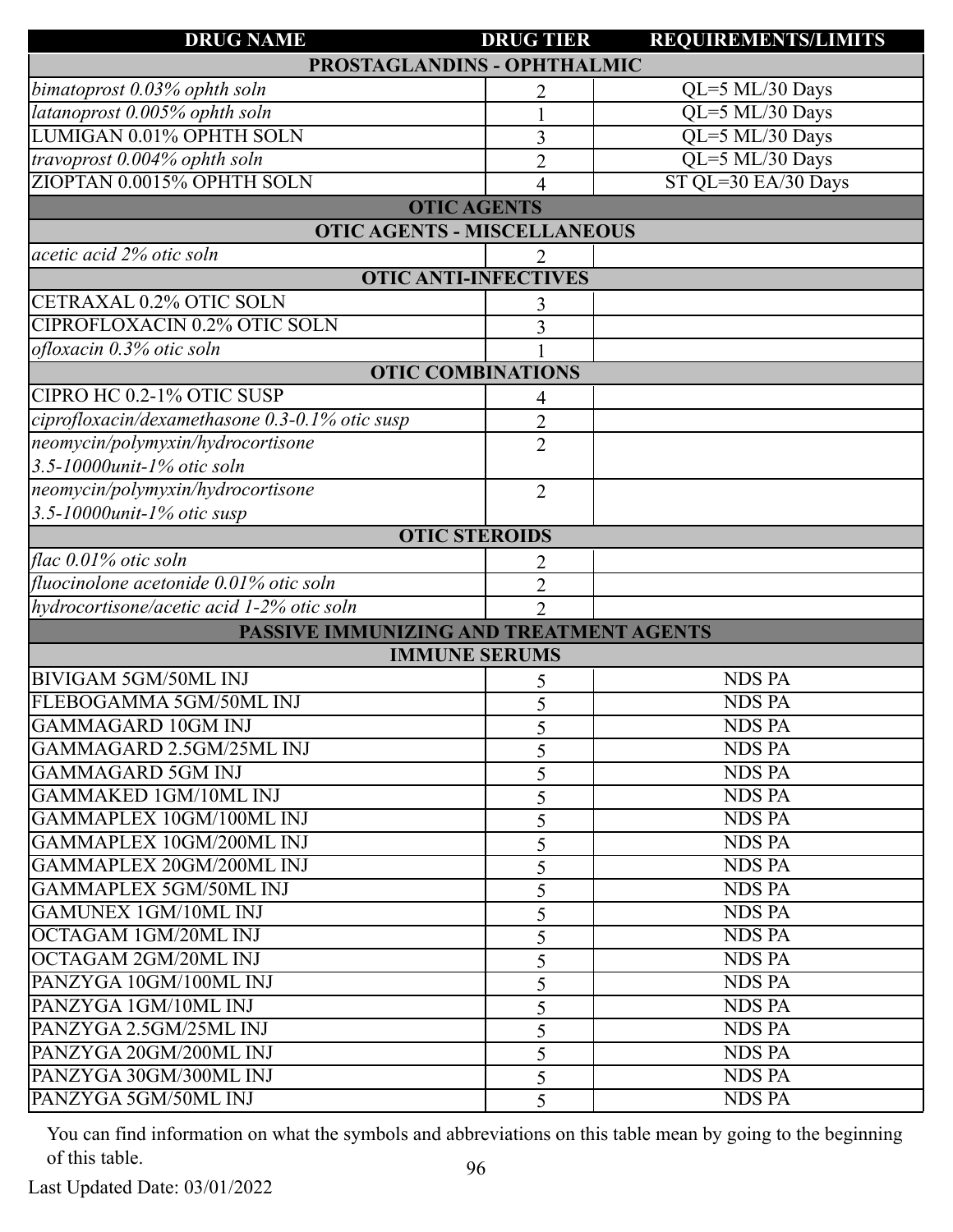| DRUG NAME | DRUG TIER | REQUIREMENTS/LIMITS |
|---|---|---|
| **PROSTAGLANDINS - OPHTHALMIC** | | |
| *bimatoprost 0.03% ophth soln* | 2 | QL=5 ML/30 Days |
| *latanoprost 0.005% ophth soln* | 1 | QL=5 ML/30 Days |
| LUMIGAN 0.01% OPHTH SOLN | 3 | QL=5 ML/30 Days |
| *travoprost 0.004% ophth soln* | 2 | QL=5 ML/30 Days |
| ZIOPTAN 0.0015% OPHTH SOLN | 4 | ST QL=30 EA/30 Days |
| **OTIC AGENTS** | | |
| **OTIC AGENTS - MISCELLANEOUS** | | |
| *acetic acid 2% otic soln* | 2 | |
| **OTIC ANTI-INFECTIVES** | | |
| CETRAXAL 0.2% OTIC SOLN | 3 | |
| CIPROFLOXACIN 0.2% OTIC SOLN | 3 | |
| *ofloxacin 0.3% otic soln* | 1 | |
| **OTIC COMBINATIONS** | | |
| CIPRO HC 0.2-1% OTIC SUSP | 4 | |
| *ciprofloxacin/dexamethasone 0.3-0.1% otic susp* | 2 | |
| *neomycin/polymyxin/hydrocortisone 3.5-10000unit-1% otic soln* | 2 | |
| *neomycin/polymyxin/hydrocortisone 3.5-10000unit-1% otic susp* | 2 | |
| **OTIC STEROIDS** | | |
| *flac 0.01% otic soln* | 2 | |
| *fluocinolone acetonide 0.01% otic soln* | 2 | |
| *hydrocortisone/acetic acid 1-2% otic soln* | 2 | |
| **PASSIVE IMMUNIZING AND TREATMENT AGENTS** | | |
| **IMMUNE SERUMS** | | |
| BIVIGAM 5GM/50ML INJ | 5 | NDS PA |
| FLEBOGAMMA 5GM/50ML INJ | 5 | NDS PA |
| GAMMAGARD 10GM INJ | 5 | NDS PA |
| GAMMAGARD 2.5GM/25ML INJ | 5 | NDS PA |
| GAMMAGARD 5GM INJ | 5 | NDS PA |
| GAMMAKED 1GM/10ML INJ | 5 | NDS PA |
| GAMMAPLEX 10GM/100ML INJ | 5 | NDS PA |
| GAMMAPLEX 10GM/200ML INJ | 5 | NDS PA |
| GAMMAPLEX 20GM/200ML INJ | 5 | NDS PA |
| GAMMAPLEX 5GM/50ML INJ | 5 | NDS PA |
| GAMUNEX 1GM/10ML INJ | 5 | NDS PA |
| OCTAGAM 1GM/20ML INJ | 5 | NDS PA |
| OCTAGAM 2GM/20ML INJ | 5 | NDS PA |
| PANZYGA 10GM/100ML INJ | 5 | NDS PA |
| PANZYGA 1GM/10ML INJ | 5 | NDS PA |
| PANZYGA 2.5GM/25ML INJ | 5 | NDS PA |
| PANZYGA 20GM/200ML INJ | 5 | NDS PA |
| PANZYGA 30GM/300ML INJ | 5 | NDS PA |
| PANZYGA 5GM/50ML INJ | 5 | NDS PA |

You can find information on what the symbols and abbreviations on this table mean by going to the beginning of this table.

Last Updated Date: 03/01/2022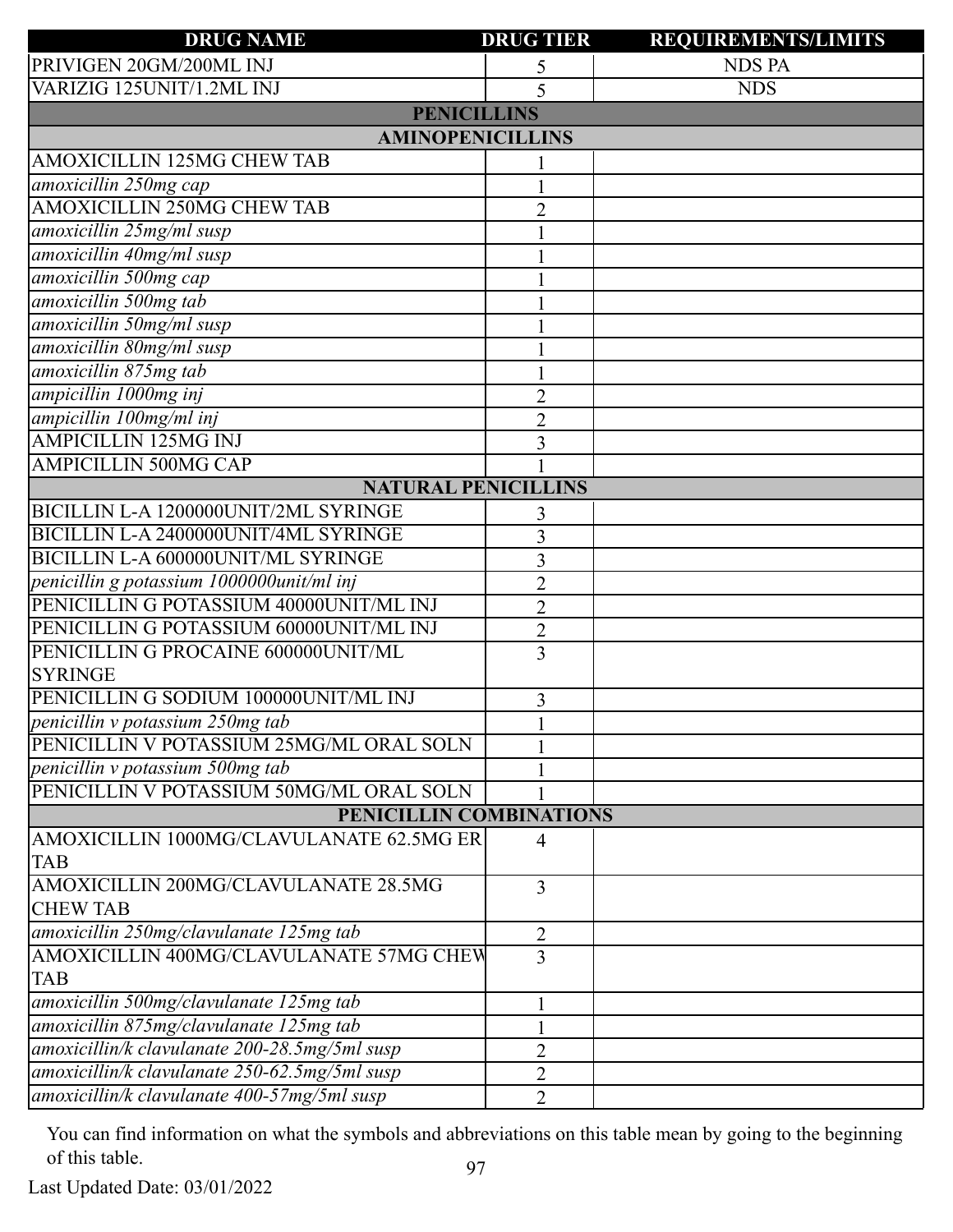| DRUG NAME | DRUG TIER | REQUIREMENTS/LIMITS |
|---|---|---|
| PRIVIGEN 20GM/200ML INJ | 5 | NDS PA |
| VARIZIG 125UNIT/1.2ML INJ | 5 | NDS |
| **PENICILLINS** | | |
| **AMINOPENICILLINS** | | |
| AMOXICILLIN 125MG CHEW TAB | 1 | |
| *amoxicillin 250mg cap* | 1 | |
| AMOXICILLIN 250MG CHEW TAB | 2 | |
| *amoxicillin 25mg/ml susp* | 1 | |
| *amoxicillin 40mg/ml susp* | 1 | |
| *amoxicillin 500mg cap* | 1 | |
| *amoxicillin 500mg tab* | 1 | |
| *amoxicillin 50mg/ml susp* | 1 | |
| *amoxicillin 80mg/ml susp* | 1 | |
| *amoxicillin 875mg tab* | 1 | |
| *ampicillin 1000mg inj* | 2 | |
| *ampicillin 100mg/ml inj* | 2 | |
| AMPICILLIN 125MG INJ | 3 | |
| AMPICILLIN 500MG CAP | 1 | |
| **NATURAL PENICILLINS** | | |
| BICILLIN L-A 1200000UNIT/2ML SYRINGE | 3 | |
| BICILLIN L-A 2400000UNIT/4ML SYRINGE | 3 | |
| BICILLIN L-A 600000UNIT/ML SYRINGE | 3 | |
| *penicillin g potassium 1000000unit/ml inj* | 2 | |
| PENICILLIN G POTASSIUM 40000UNIT/ML INJ | 2 | |
| PENICILLIN G POTASSIUM 60000UNIT/ML INJ | 2 | |
| PENICILLIN G PROCAINE 600000UNIT/ML SYRINGE | 3 | |
| PENICILLIN G SODIUM 100000UNIT/ML INJ | 3 | |
| *penicillin v potassium 250mg tab* | 1 | |
| PENICILLIN V POTASSIUM 25MG/ML ORAL SOLN | 1 | |
| *penicillin v potassium 500mg tab* | 1 | |
| PENICILLIN V POTASSIUM 50MG/ML ORAL SOLN | 1 | |
| **PENICILLIN COMBINATIONS** | | |
| AMOXICILLIN 1000MG/CLAVULANATE 62.5MG ER TAB | 4 | |
| AMOXICILLIN 200MG/CLAVULANATE 28.5MG CHEW TAB | 3 | |
| *amoxicillin 250mg/clavulanate 125mg tab* | 2 | |
| AMOXICILLIN 400MG/CLAVULANATE 57MG CHEW TAB | 3 | |
| *amoxicillin 500mg/clavulanate 125mg tab* | 1 | |
| *amoxicillin 875mg/clavulanate 125mg tab* | 1 | |
| *amoxicillin/k clavulanate 200-28.5mg/5ml susp* | 2 | |
| *amoxicillin/k clavulanate 250-62.5mg/5ml susp* | 2 | |
| *amoxicillin/k clavulanate 400-57mg/5ml susp* | 2 | |

You can find information on what the symbols and abbreviations on this table mean by going to the beginning of this table.

Last Updated Date: 03/01/2022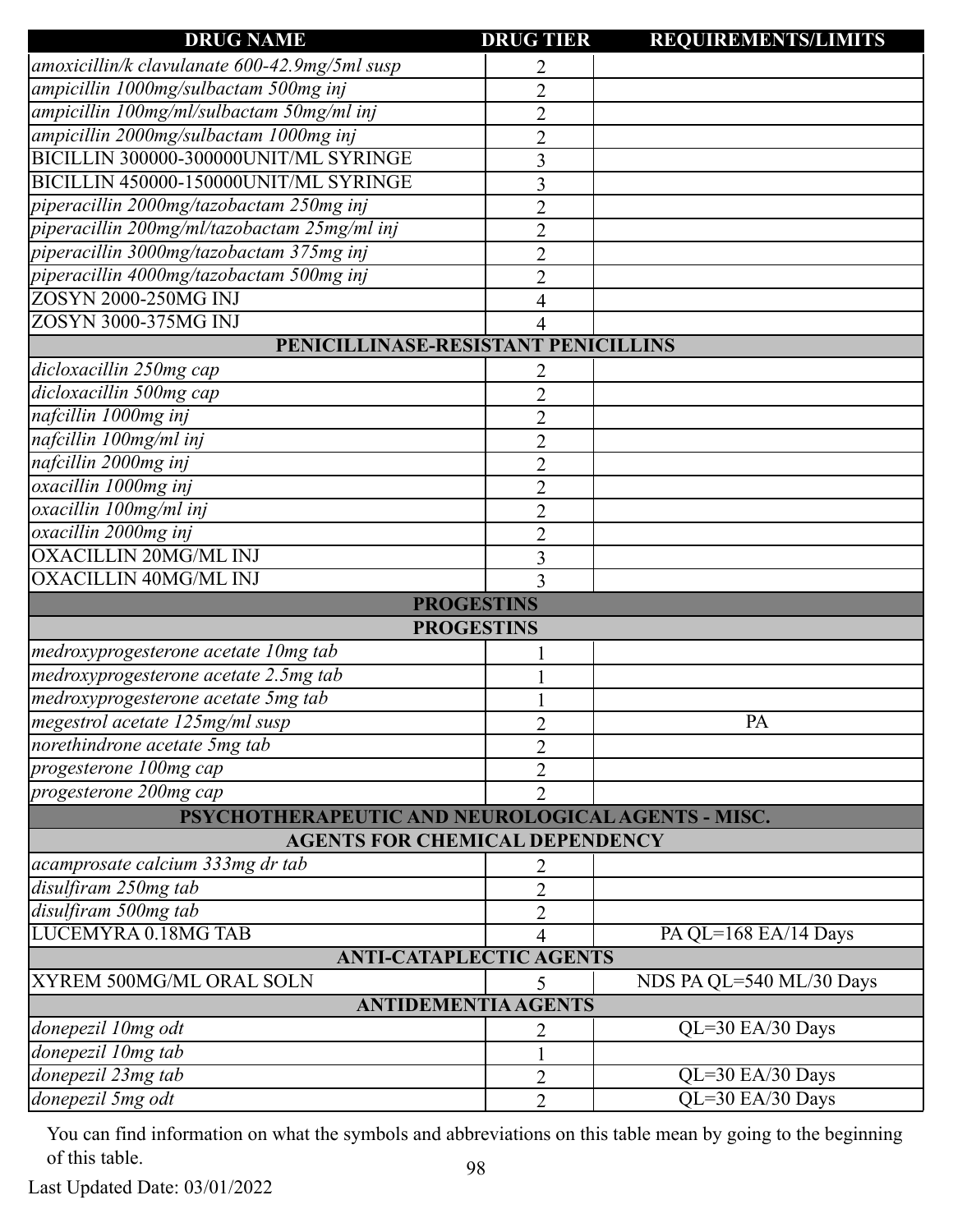| DRUG NAME | DRUG TIER | REQUIREMENTS/LIMITS |
|---|---|---|
| *amoxicillin/k clavulanate 600-42.9mg/5ml susp* | 2 | |
| *ampicillin 1000mg/sulbactam 500mg inj* | 2 | |
| *ampicillin 100mg/ml/sulbactam 50mg/ml inj* | 2 | |
| *ampicillin 2000mg/sulbactam 1000mg inj* | 2 | |
| BICILLIN 300000-300000UNIT/ML SYRINGE | 3 | |
| BICILLIN 450000-150000UNIT/ML SYRINGE | 3 | |
| *piperacillin 2000mg/tazobactam 250mg inj* | 2 | |
| *piperacillin 200mg/ml/tazobactam 25mg/ml inj* | 2 | |
| *piperacillin 3000mg/tazobactam 375mg inj* | 2 | |
| *piperacillin 4000mg/tazobactam 500mg inj* | 2 | |
| ZOSYN 2000-250MG INJ | 4 | |
| ZOSYN 3000-375MG INJ | 4 | |
| **PENICILLINASE-RESISTANT PENICILLINS** | | |
| *dicloxacillin 250mg cap* | 2 | |
| *dicloxacillin 500mg cap* | 2 | |
| *nafcillin 1000mg inj* | 2 | |
| *nafcillin 100mg/ml inj* | 2 | |
| *nafcillin 2000mg inj* | 2 | |
| *oxacillin 1000mg inj* | 2 | |
| *oxacillin 100mg/ml inj* | 2 | |
| *oxacillin 2000mg inj* | 2 | |
| OXACILLIN 20MG/ML INJ | 3 | |
| OXACILLIN 40MG/ML INJ | 3 | |
| **PROGESTINS** | | |
| **PROGESTINS** | | |
| *medroxyprogesterone acetate 10mg tab* | 1 | |
| *medroxyprogesterone acetate 2.5mg tab* | 1 | |
| *medroxyprogesterone acetate 5mg tab* | 1 | |
| *megestrol acetate 125mg/ml susp* | 2 | PA |
| *norethindrone acetate 5mg tab* | 2 | |
| *progesterone 100mg cap* | 2 | |
| *progesterone 200mg cap* | 2 | |
| **PSYCHOTHERAPEUTIC AND NEUROLOGICAL AGENTS - MISC.** | | |
| **AGENTS FOR CHEMICAL DEPENDENCY** | | |
| *acamprosate calcium 333mg dr tab* | 2 | |
| *disulfiram 250mg tab* | 2 | |
| *disulfiram 500mg tab* | 2 | |
| LUCEMYRA 0.18MG TAB | 4 | PA QL=168 EA/14 Days |
| **ANTI-CATAPLECTIC AGENTS** | | |
| XYREM 500MG/ML ORAL SOLN | 5 | NDS PA QL=540 ML/30 Days |
| **ANTIDEMENTIA AGENTS** | | |
| *donepezil 10mg odt* | 2 | QL=30 EA/30 Days |
| *donepezil 10mg tab* | 1 | |
| *donepezil 23mg tab* | 2 | QL=30 EA/30 Days |
| *donepezil 5mg odt* | 2 | QL=30 EA/30 Days |

You can find information on what the symbols and abbreviations on this table mean by going to the beginning of this table.

Last Updated Date: 03/01/2022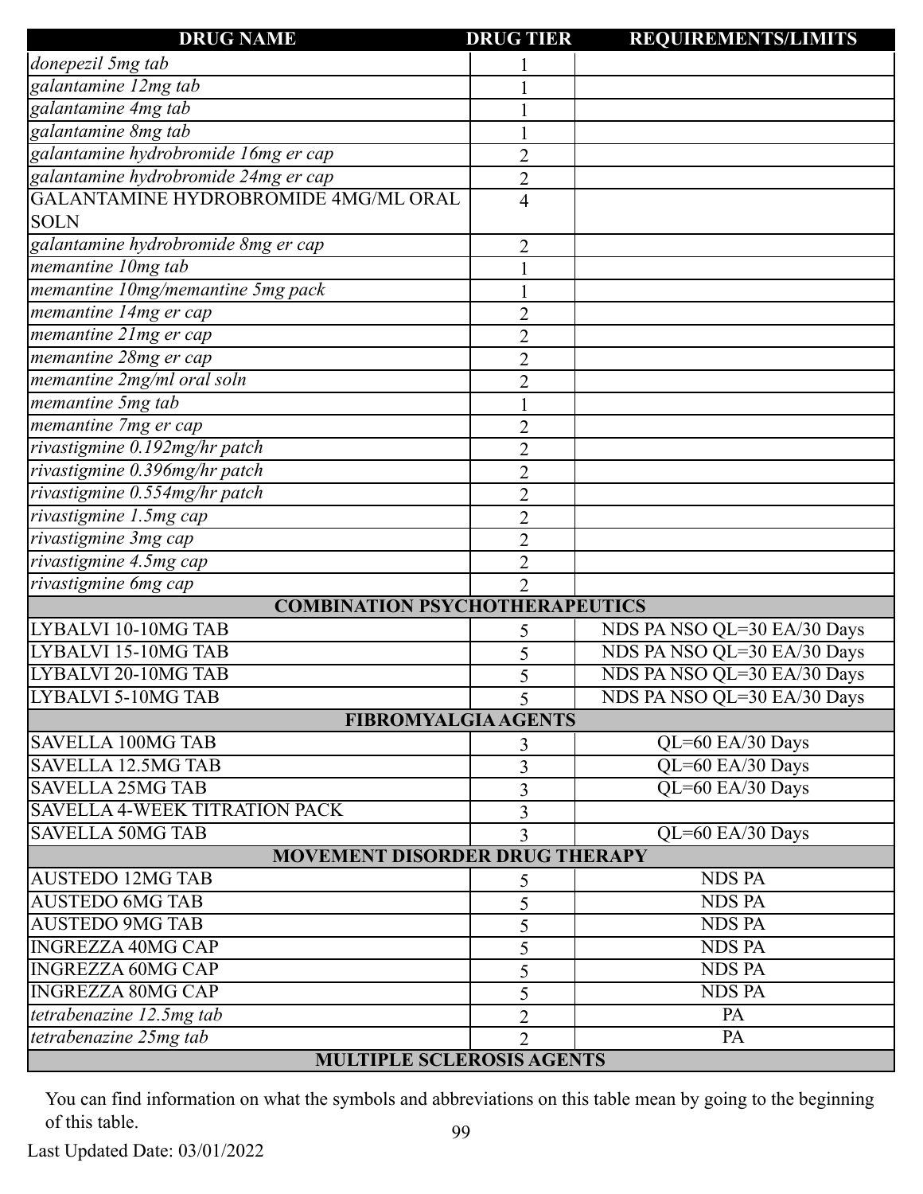| DRUG NAME | DRUG TIER | REQUIREMENTS/LIMITS |
|---|---|---|
| *donepezil 5mg tab* | 1 | |
| *galantamine 12mg tab* | 1 | |
| *galantamine 4mg tab* | 1 | |
| *galantamine 8mg tab* | 1 | |
| *galantamine hydrobromide 16mg er cap* | 2 | |
| *galantamine hydrobromide 24mg er cap* | 2 | |
| GALANTAMINE HYDROBROMIDE 4MG/ML ORAL SOLN | 4 | |
| *galantamine hydrobromide 8mg er cap* | 2 | |
| *memantine 10mg tab* | 1 | |
| *memantine 10mg/memantine 5mg pack* | 1 | |
| *memantine 14mg er cap* | 2 | |
| *memantine 21mg er cap* | 2 | |
| *memantine 28mg er cap* | 2 | |
| *memantine 2mg/ml oral soln* | 2 | |
| *memantine 5mg tab* | 1 | |
| *memantine 7mg er cap* | 2 | |
| *rivastigmine 0.192mg/hr patch* | 2 | |
| *rivastigmine 0.396mg/hr patch* | 2 | |
| *rivastigmine 0.554mg/hr patch* | 2 | |
| *rivastigmine 1.5mg cap* | 2 | |
| *rivastigmine 3mg cap* | 2 | |
| *rivastigmine 4.5mg cap* | 2 | |
| *rivastigmine 6mg cap* | 2 | |
| **COMBINATION PSYCHOTHERAPEUTICS** | | |
| LYBALVI 10-10MG TAB | 5 | NDS PA NSO QL=30 EA/30 Days |
| LYBALVI 15-10MG TAB | 5 | NDS PA NSO QL=30 EA/30 Days |
| LYBALVI 20-10MG TAB | 5 | NDS PA NSO QL=30 EA/30 Days |
| LYBALVI 5-10MG TAB | 5 | NDS PA NSO QL=30 EA/30 Days |
| **FIBROMYALGIA AGENTS** | | |
| SAVELLA 100MG TAB | 3 | QL=60 EA/30 Days |
| SAVELLA 12.5MG TAB | 3 | QL=60 EA/30 Days |
| SAVELLA 25MG TAB | 3 | QL=60 EA/30 Days |
| SAVELLA 4-WEEK TITRATION PACK | 3 | |
| SAVELLA 50MG TAB | 3 | QL=60 EA/30 Days |
| **MOVEMENT DISORDER DRUG THERAPY** | | |
| AUSTEDO 12MG TAB | 5 | NDS PA |
| AUSTEDO 6MG TAB | 5 | NDS PA |
| AUSTEDO 9MG TAB | 5 | NDS PA |
| INGREZZA 40MG CAP | 5 | NDS PA |
| INGREZZA 60MG CAP | 5 | NDS PA |
| INGREZZA 80MG CAP | 5 | NDS PA |
| *tetrabenazine 12.5mg tab* | 2 | PA |
| *tetrabenazine 25mg tab* | 2 | PA |
| **MULTIPLE SCLEROSIS AGENTS** | | |

You can find information on what the symbols and abbreviations on this table mean by going to the beginning of this table.

Last Updated Date: 03/01/2022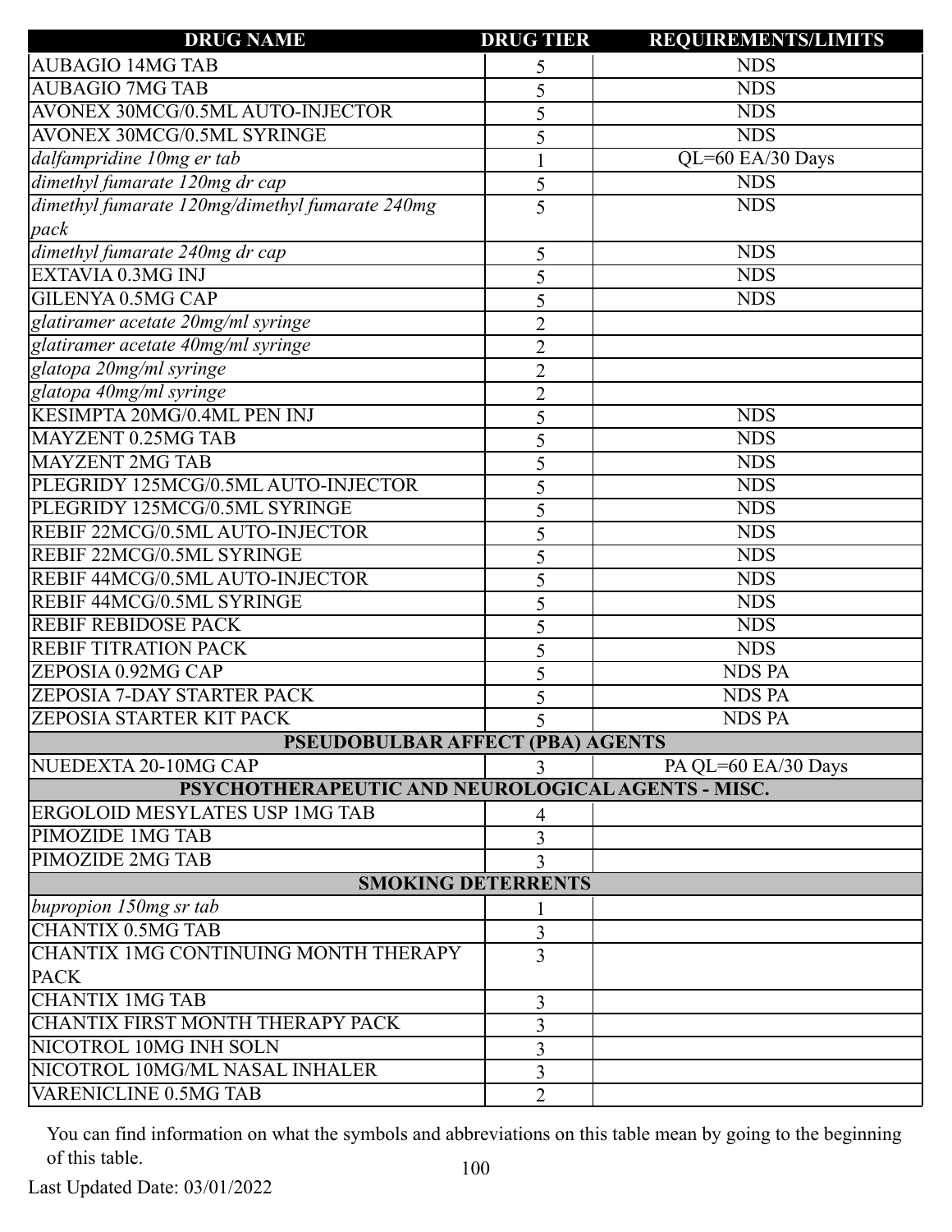| DRUG NAME | DRUG TIER | REQUIREMENTS/LIMITS |
|---|---|---|
| AUBAGIO 14MG TAB | 5 | NDS |
| AUBAGIO 7MG TAB | 5 | NDS |
| AVONEX 30MCG/0.5ML AUTO-INJECTOR | 5 | NDS |
| AVONEX 30MCG/0.5ML SYRINGE | 5 | NDS |
| *dalfampridine 10mg er tab* | 1 | QL=60 EA/30 Days |
| *dimethyl fumarate 120mg dr cap* | 5 | NDS |
| *dimethyl fumarate 120mg/dimethyl fumarate 240mg pack* | 5 | NDS |
| *dimethyl fumarate 240mg dr cap* | 5 | NDS |
| EXTAVIA 0.3MG INJ | 5 | NDS |
| GILENYA 0.5MG CAP | 5 | NDS |
| *glatiramer acetate 20mg/ml syringe* | 2 | |
| *glatiramer acetate 40mg/ml syringe* | 2 | |
| *glatopa 20mg/ml syringe* | 2 | |
| *glatopa 40mg/ml syringe* | 2 | |
| KESIMPTA 20MG/0.4ML PEN INJ | 5 | NDS |
| MAYZENT 0.25MG TAB | 5 | NDS |
| MAYZENT 2MG TAB | 5 | NDS |
| PLEGRIDY 125MCG/0.5ML AUTO-INJECTOR | 5 | NDS |
| PLEGRIDY 125MCG/0.5ML SYRINGE | 5 | NDS |
| REBIF 22MCG/0.5ML AUTO-INJECTOR | 5 | NDS |
| REBIF 22MCG/0.5ML SYRINGE | 5 | NDS |
| REBIF 44MCG/0.5ML AUTO-INJECTOR | 5 | NDS |
| REBIF 44MCG/0.5ML SYRINGE | 5 | NDS |
| REBIF REBIDOSE PACK | 5 | NDS |
| REBIF TITRATION PACK | 5 | NDS |
| ZEPOSIA 0.92MG CAP | 5 | NDS PA |
| ZEPOSIA 7-DAY STARTER PACK | 5 | NDS PA |
| ZEPOSIA STARTER KIT PACK | 5 | NDS PA |
| **PSEUDOBULBAR AFFECT (PBA) AGENTS** | | |
| NUEDEXTA 20-10MG CAP | 3 | PA QL=60 EA/30 Days |
| **PSYCHOTHERAPEUTIC AND NEUROLOGICAL AGENTS - MISC.** | | |
| ERGOLOID MESYLATES USP 1MG TAB | 4 | |
| PIMOZIDE 1MG TAB | 3 | |
| PIMOZIDE 2MG TAB | 3 | |
| **SMOKING DETERRENTS** | | |
| *bupropion 150mg sr tab* | 1 | |
| CHANTIX 0.5MG TAB | 3 | |
| CHANTIX 1MG CONTINUING MONTH THERAPY PACK | 3 | |
| CHANTIX 1MG TAB | 3 | |
| CHANTIX FIRST MONTH THERAPY PACK | 3 | |
| NICOTROL 10MG INH SOLN | 3 | |
| NICOTROL 10MG/ML NASAL INHALER | 3 | |
| VARENICLINE 0.5MG TAB | 2 | |

You can find information on what the symbols and abbreviations on this table mean by going to the beginning of this table.

Last Updated Date: 03/01/2022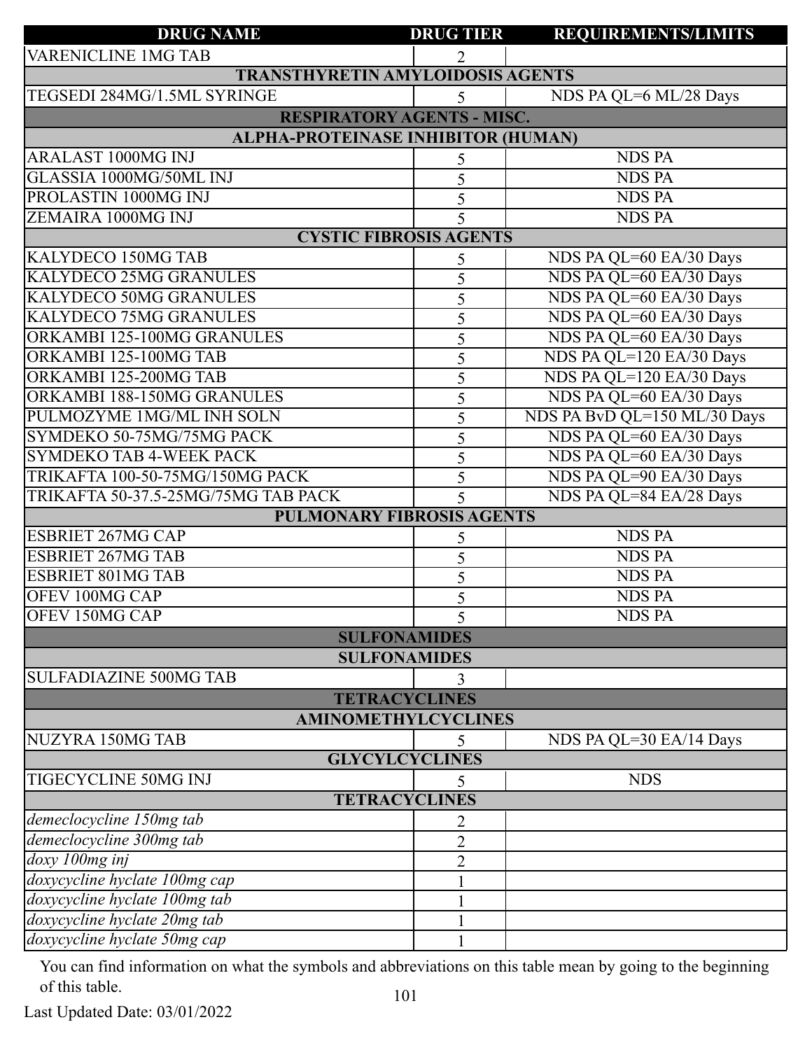| DRUG NAME | DRUG TIER | REQUIREMENTS/LIMITS |
|---|---|---|
| VARENICLINE 1MG TAB | 2 | |
| **TRANSTHYRETIN AMYLOIDOSIS AGENTS** | | |
| TEGSEDI 284MG/1.5ML SYRINGE | 5 | NDS PA QL=6 ML/28 Days |
| **RESPIRATORY AGENTS - MISC.** | | |
| **ALPHA-PROTEINASE INHIBITOR (HUMAN)** | | |
| ARALAST 1000MG INJ | 5 | NDS PA |
| GLASSIA 1000MG/50ML INJ | 5 | NDS PA |
| PROLASTIN 1000MG INJ | 5 | NDS PA |
| ZEMAIRA 1000MG INJ | 5 | NDS PA |
| **CYSTIC FIBROSIS AGENTS** | | |
| KALYDECO 150MG TAB | 5 | NDS PA QL=60 EA/30 Days |
| KALYDECO 25MG GRANULES | 5 | NDS PA QL=60 EA/30 Days |
| KALYDECO 50MG GRANULES | 5 | NDS PA QL=60 EA/30 Days |
| KALYDECO 75MG GRANULES | 5 | NDS PA QL=60 EA/30 Days |
| ORKAMBI 125-100MG GRANULES | 5 | NDS PA QL=60 EA/30 Days |
| ORKAMBI 125-100MG TAB | 5 | NDS PA QL=120 EA/30 Days |
| ORKAMBI 125-200MG TAB | 5 | NDS PA QL=120 EA/30 Days |
| ORKAMBI 188-150MG GRANULES | 5 | NDS PA QL=60 EA/30 Days |
| PULMOZYME 1MG/ML INH SOLN | 5 | NDS PA BvD QL=150 ML/30 Days |
| SYMDEKO 50-75MG/75MG PACK | 5 | NDS PA QL=60 EA/30 Days |
| SYMDEKO TAB 4-WEEK PACK | 5 | NDS PA QL=60 EA/30 Days |
| TRIKAFTA 100-50-75MG/150MG PACK | 5 | NDS PA QL=90 EA/30 Days |
| TRIKAFTA 50-37.5-25MG/75MG TAB PACK | 5 | NDS PA QL=84 EA/28 Days |
| **PULMONARY FIBROSIS AGENTS** | | |
| ESBRIET 267MG CAP | 5 | NDS PA |
| ESBRIET 267MG TAB | 5 | NDS PA |
| ESBRIET 801MG TAB | 5 | NDS PA |
| OFEV 100MG CAP | 5 | NDS PA |
| OFEV 150MG CAP | 5 | NDS PA |
| **SULFONAMIDES** | | |
| **SULFONAMIDES** | | |
| SULFADIAZINE 500MG TAB | 3 | |
| **TETRACYCLINES** | | |
| **AMINOMETHYLCYCLINES** | | |
| NUZYRA 150MG TAB | 5 | NDS PA QL=30 EA/14 Days |
| **GLYCYLCYCLINES** | | |
| TIGECYCLINE 50MG INJ | 5 | NDS |
| **TETRACYCLINES** | | |
| *demeclocycline 150mg tab* | 2 | |
| *demeclocycline 300mg tab* | 2 | |
| *doxy 100mg inj* | 2 | |
| *doxycycline hyclate 100mg cap* | 1 | |
| *doxycycline hyclate 100mg tab* | 1 | |
| *doxycycline hyclate 20mg tab* | 1 | |
| *doxycycline hyclate 50mg cap* | 1 | |

You can find information on what the symbols and abbreviations on this table mean by going to the beginning of this table.

Last Updated Date: 03/01/2022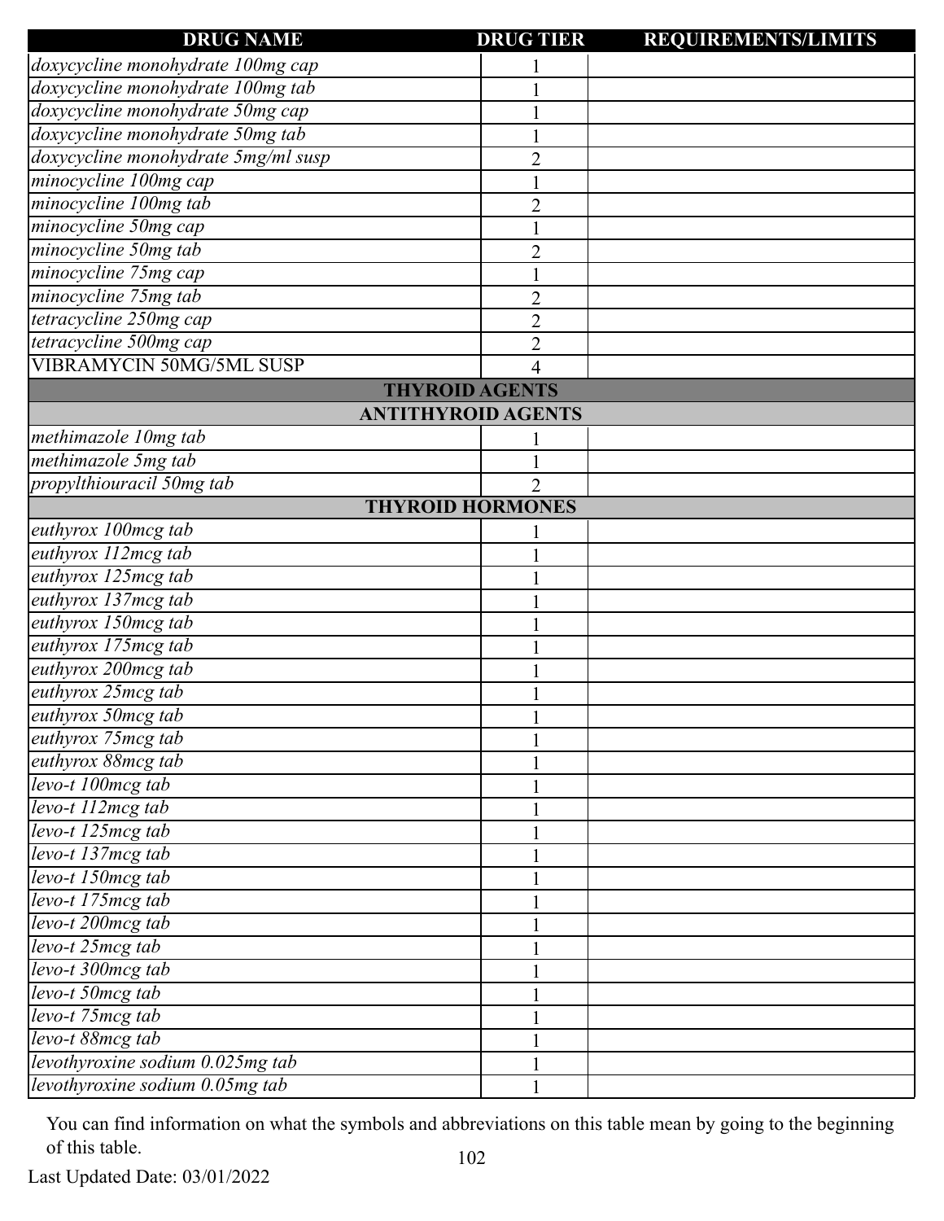| DRUG NAME | DRUG TIER | REQUIREMENTS/LIMITS |
|---|---|---|
| *doxycycline monohydrate 100mg cap* | 1 | |
| *doxycycline monohydrate 100mg tab* | 1 | |
| *doxycycline monohydrate 50mg cap* | 1 | |
| *doxycycline monohydrate 50mg tab* | 1 | |
| *doxycycline monohydrate 5mg/ml susp* | 2 | |
| *minocycline 100mg cap* | 1 | |
| *minocycline 100mg tab* | 2 | |
| *minocycline 50mg cap* | 1 | |
| *minocycline 50mg tab* | 2 | |
| *minocycline 75mg cap* | 1 | |
| *minocycline 75mg tab* | 2 | |
| *tetracycline 250mg cap* | 2 | |
| *tetracycline 500mg cap* | 2 | |
| VIBRAMYCIN 50MG/5ML SUSP | 4 | |
| **THYROID AGENTS** | | |
| **ANTITHYROID AGENTS** | | |
| *methimazole 10mg tab* | 1 | |
| *methimazole 5mg tab* | 1 | |
| *propylthiouracil 50mg tab* | 2 | |
| **THYROID HORMONES** | | |
| *euthyrox 100mcg tab* | 1 | |
| *euthyrox 112mcg tab* | 1 | |
| *euthyrox 125mcg tab* | 1 | |
| *euthyrox 137mcg tab* | 1 | |
| *euthyrox 150mcg tab* | 1 | |
| *euthyrox 175mcg tab* | 1 | |
| *euthyrox 200mcg tab* | 1 | |
| *euthyrox 25mcg tab* | 1 | |
| *euthyrox 50mcg tab* | 1 | |
| *euthyrox 75mcg tab* | 1 | |
| *euthyrox 88mcg tab* | 1 | |
| *levo-t 100mcg tab* | 1 | |
| *levo-t 112mcg tab* | 1 | |
| *levo-t 125mcg tab* | 1 | |
| *levo-t 137mcg tab* | 1 | |
| *levo-t 150mcg tab* | 1 | |
| *levo-t 175mcg tab* | 1 | |
| *levo-t 200mcg tab* | 1 | |
| *levo-t 25mcg tab* | 1 | |
| *levo-t 300mcg tab* | 1 | |
| *levo-t 50mcg tab* | 1 | |
| *levo-t 75mcg tab* | 1 | |
| *levo-t 88mcg tab* | 1 | |
| *levothyroxine sodium 0.025mg tab* | 1 | |
| *levothyroxine sodium 0.05mg tab* | 1 | |

You can find information on what the symbols and abbreviations on this table mean by going to the beginning of this table.

Last Updated Date: 03/01/2022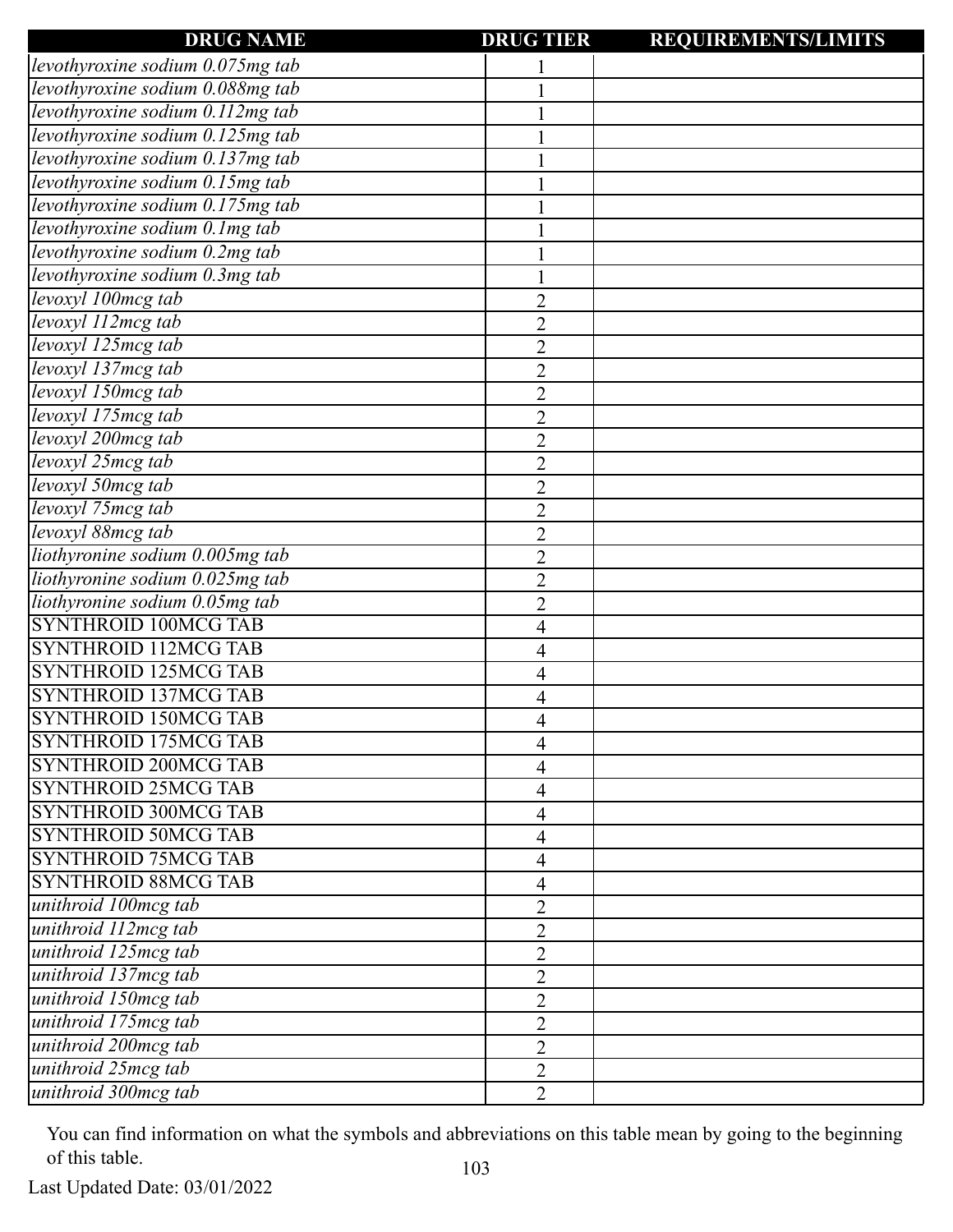| DRUG NAME | DRUG TIER | REQUIREMENTS/LIMITS |
|---|---|---|
| *levothyroxine sodium 0.075mg tab* | 1 | |
| *levothyroxine sodium 0.088mg tab* | 1 | |
| *levothyroxine sodium 0.112mg tab* | 1 | |
| *levothyroxine sodium 0.125mg tab* | 1 | |
| *levothyroxine sodium 0.137mg tab* | 1 | |
| *levothyroxine sodium 0.15mg tab* | 1 | |
| *levothyroxine sodium 0.175mg tab* | 1 | |
| *levothyroxine sodium 0.1mg tab* | 1 | |
| *levothyroxine sodium 0.2mg tab* | 1 | |
| *levothyroxine sodium 0.3mg tab* | 1 | |
| *levoxyl 100mcg tab* | 2 | |
| *levoxyl 112mcg tab* | 2 | |
| *levoxyl 125mcg tab* | 2 | |
| *levoxyl 137mcg tab* | 2 | |
| *levoxyl 150mcg tab* | 2 | |
| *levoxyl 175mcg tab* | 2 | |
| *levoxyl 200mcg tab* | 2 | |
| *levoxyl 25mcg tab* | 2 | |
| *levoxyl 50mcg tab* | 2 | |
| *levoxyl 75mcg tab* | 2 | |
| *levoxyl 88mcg tab* | 2 | |
| *liothyronine sodium 0.005mg tab* | 2 | |
| *liothyronine sodium 0.025mg tab* | 2 | |
| *liothyronine sodium 0.05mg tab* | 2 | |
| SYNTHROID 100MCG TAB | 4 | |
| SYNTHROID 112MCG TAB | 4 | |
| SYNTHROID 125MCG TAB | 4 | |
| SYNTHROID 137MCG TAB | 4 | |
| SYNTHROID 150MCG TAB | 4 | |
| SYNTHROID 175MCG TAB | 4 | |
| SYNTHROID 200MCG TAB | 4 | |
| SYNTHROID 25MCG TAB | 4 | |
| SYNTHROID 300MCG TAB | 4 | |
| SYNTHROID 50MCG TAB | 4 | |
| SYNTHROID 75MCG TAB | 4 | |
| SYNTHROID 88MCG TAB | 4 | |
| *unithroid 100mcg tab* | 2 | |
| *unithroid 112mcg tab* | 2 | |
| *unithroid 125mcg tab* | 2 | |
| *unithroid 137mcg tab* | 2 | |
| *unithroid 150mcg tab* | 2 | |
| *unithroid 175mcg tab* | 2 | |
| *unithroid 200mcg tab* | 2 | |
| *unithroid 25mcg tab* | 2 | |
| *unithroid 300mcg tab* | 2 | |

You can find information on what the symbols and abbreviations on this table mean by going to the beginning of this table.

Last Updated Date: 03/01/2022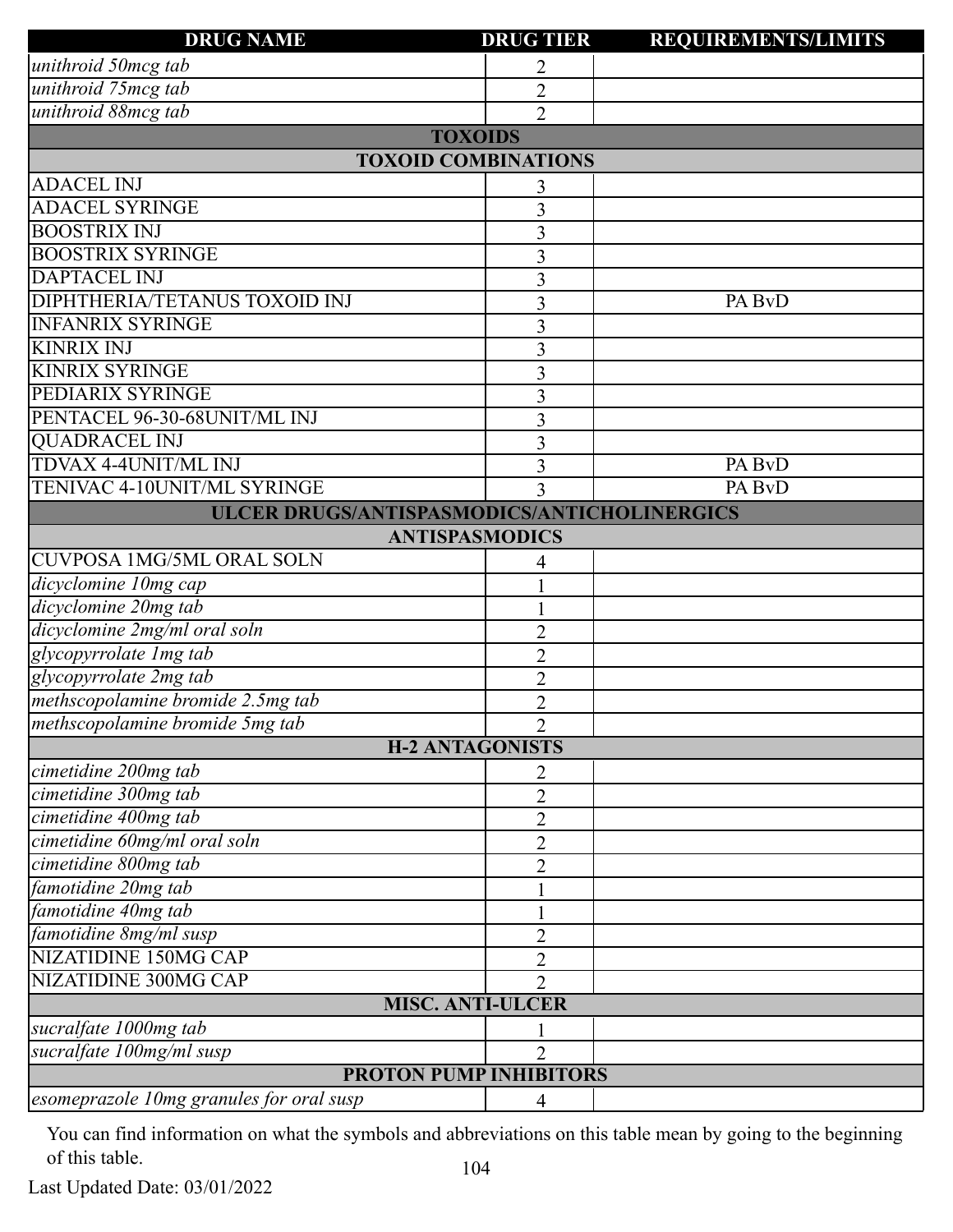| DRUG NAME | DRUG TIER | REQUIREMENTS/LIMITS |
|---|---|---|
| *unithroid 50mcg tab* | 2 | |
| *unithroid 75mcg tab* | 2 | |
| *unithroid 88mcg tab* | 2 | |
| **TOXOIDS** | | |
| **TOXOID COMBINATIONS** | | |
| ADACEL INJ | 3 | |
| ADACEL SYRINGE | 3 | |
| BOOSTRIX INJ | 3 | |
| BOOSTRIX SYRINGE | 3 | |
| DAPTACEL INJ | 3 | |
| DIPHTHERIA/TETANUS TOXOID INJ | 3 | PA BvD |
| INFANRIX SYRINGE | 3 | |
| KINRIX INJ | 3 | |
| KINRIX SYRINGE | 3 | |
| PEDIARIX SYRINGE | 3 | |
| PENTACEL 96-30-68UNIT/ML INJ | 3 | |
| QUADRACEL INJ | 3 | |
| TDVAX 4-4UNIT/ML INJ | 3 | PA BvD |
| TENIVAC 4-10UNIT/ML SYRINGE | 3 | PA BvD |
| **ULCER DRUGS/ANTISPASMODICS/ANTICHOLINERGICS** | | |
| **ANTISPASMODICS** | | |
| CUVPOSA 1MG/5ML ORAL SOLN | 4 | |
| *dicyclomine 10mg cap* | 1 | |
| *dicyclomine 20mg tab* | 1 | |
| *dicyclomine 2mg/ml oral soln* | 2 | |
| *glycopyrrolate 1mg tab* | 2 | |
| *glycopyrrolate 2mg tab* | 2 | |
| *methscopolamine bromide 2.5mg tab* | 2 | |
| *methscopolamine bromide 5mg tab* | 2 | |
| **H-2 ANTAGONISTS** | | |
| *cimetidine 200mg tab* | 2 | |
| *cimetidine 300mg tab* | 2 | |
| *cimetidine 400mg tab* | 2 | |
| *cimetidine 60mg/ml oral soln* | 2 | |
| *cimetidine 800mg tab* | 2 | |
| *famotidine 20mg tab* | 1 | |
| *famotidine 40mg tab* | 1 | |
| *famotidine 8mg/ml susp* | 2 | |
| NIZATIDINE 150MG CAP | 2 | |
| NIZATIDINE 300MG CAP | 2 | |
| **MISC. ANTI-ULCER** | | |
| *sucralfate 1000mg tab* | 1 | |
| *sucralfate 100mg/ml susp* | 2 | |
| **PROTON PUMP INHIBITORS** | | |
| *esomeprazole 10mg granules for oral susp* | 4 | |

You can find information on what the symbols and abbreviations on this table mean by going to the beginning of this table.

Last Updated Date: 03/01/2022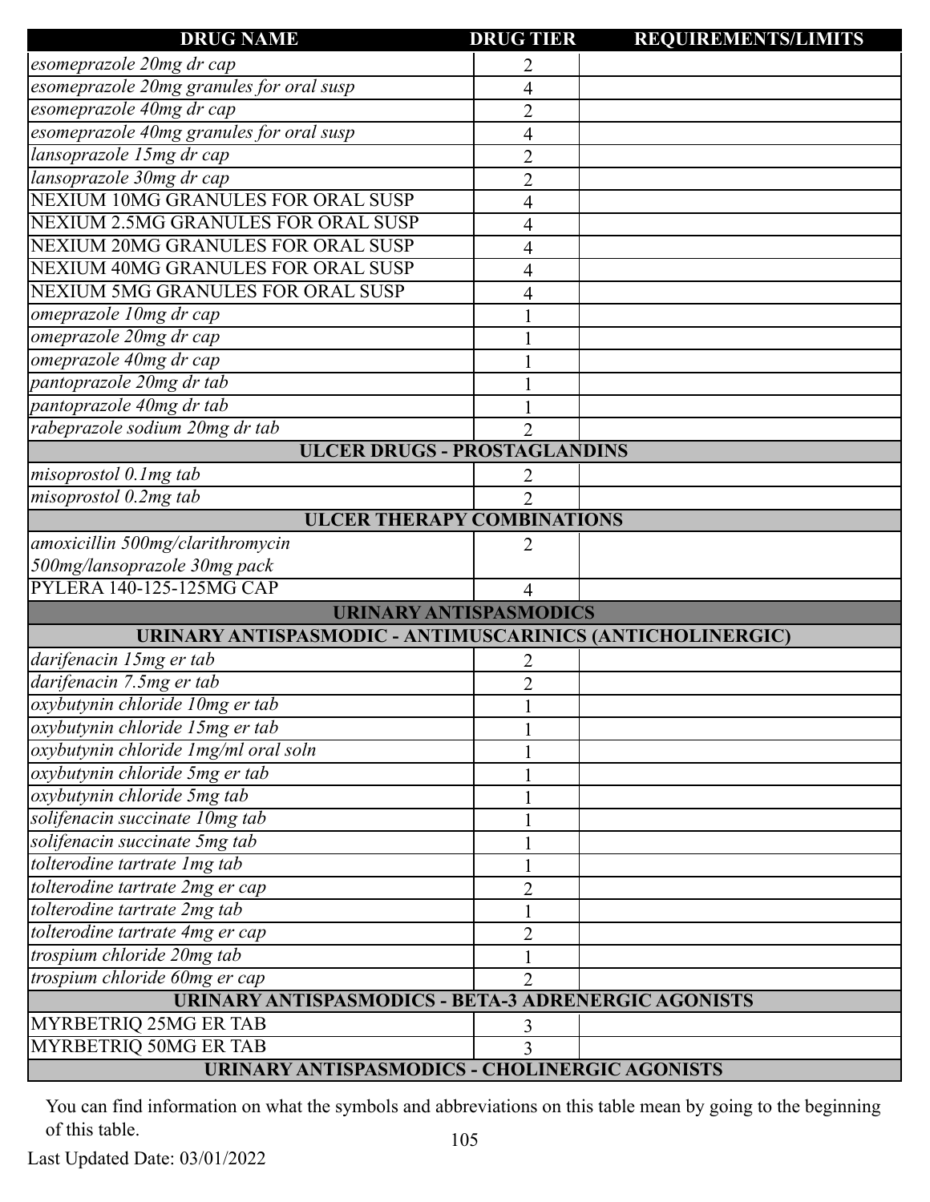| DRUG NAME | DRUG TIER | REQUIREMENTS/LIMITS |
|---|---|---|
| *esomeprazole 20mg dr cap* | 2 | |
| *esomeprazole 20mg granules for oral susp* | 4 | |
| *esomeprazole 40mg dr cap* | 2 | |
| *esomeprazole 40mg granules for oral susp* | 4 | |
| *lansoprazole 15mg dr cap* | 2 | |
| *lansoprazole 30mg dr cap* | 2 | |
| NEXIUM 10MG GRANULES FOR ORAL SUSP | 4 | |
| NEXIUM 2.5MG GRANULES FOR ORAL SUSP | 4 | |
| NEXIUM 20MG GRANULES FOR ORAL SUSP | 4 | |
| NEXIUM 40MG GRANULES FOR ORAL SUSP | 4 | |
| NEXIUM 5MG GRANULES FOR ORAL SUSP | 4 | |
| *omeprazole 10mg dr cap* | 1 | |
| *omeprazole 20mg dr cap* | 1 | |
| *omeprazole 40mg dr cap* | 1 | |
| *pantoprazole 20mg dr tab* | 1 | |
| *pantoprazole 40mg dr tab* | 1 | |
| *rabeprazole sodium 20mg dr tab* | 2 | |
| **ULCER DRUGS - PROSTAGLANDINS** | | |
| *misoprostol 0.1mg tab* | 2 | |
| *misoprostol 0.2mg tab* | 2 | |
| **ULCER THERAPY COMBINATIONS** | | |
| *amoxicillin 500mg/clarithromycin 500mg/lansoprazole 30mg pack* | 2 | |
| PYLERA 140-125-125MG CAP | 4 | |
| **URINARY ANTISPASMODICS** | | |
| **URINARY ANTISPASMODIC - ANTIMUSCARINICS (ANTICHOLINERGIC)** | | |
| *darifenacin 15mg er tab* | 2 | |
| *darifenacin 7.5mg er tab* | 2 | |
| *oxybutynin chloride 10mg er tab* | 1 | |
| *oxybutynin chloride 15mg er tab* | 1 | |
| *oxybutynin chloride 1mg/ml oral soln* | 1 | |
| *oxybutynin chloride 5mg er tab* | 1 | |
| *oxybutynin chloride 5mg tab* | 1 | |
| *solifenacin succinate 10mg tab* | 1 | |
| *solifenacin succinate 5mg tab* | 1 | |
| *tolterodine tartrate 1mg tab* | 1 | |
| *tolterodine tartrate 2mg er cap* | 2 | |
| *tolterodine tartrate 2mg tab* | 1 | |
| *tolterodine tartrate 4mg er cap* | 2 | |
| *trospium chloride 20mg tab* | 1 | |
| *trospium chloride 60mg er cap* | 2 | |
| **URINARY ANTISPASMODICS - BETA-3 ADRENERGIC AGONISTS** | | |
| MYRBETRIQ 25MG ER TAB | 3 | |
| MYRBETRIQ 50MG ER TAB | 3 | |
| **URINARY ANTISPASMODICS - CHOLINERGIC AGONISTS** | | |

You can find information on what the symbols and abbreviations on this table mean by going to the beginning of this table.

Last Updated Date: 03/01/2022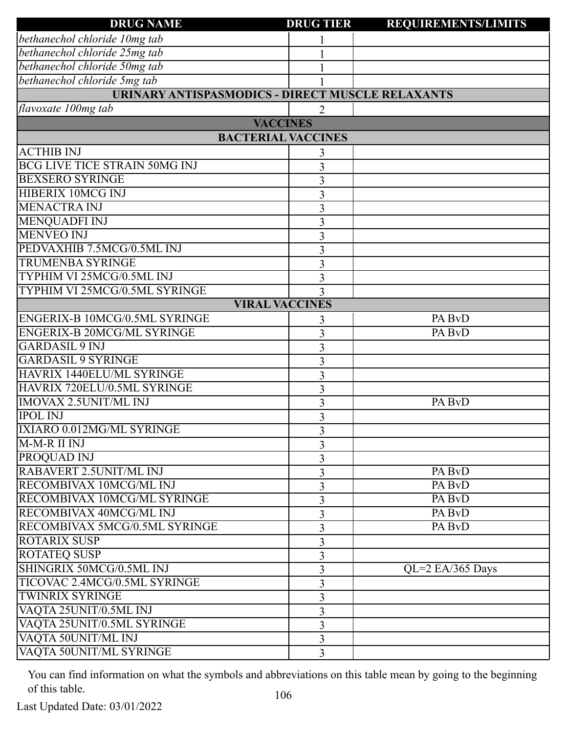| DRUG NAME | DRUG TIER | REQUIREMENTS/LIMITS |
|---|---|---|
| *bethanechol chloride 10mg tab* | 1 | |
| *bethanechol chloride 25mg tab* | 1 | |
| *bethanechol chloride 50mg tab* | 1 | |
| *bethanechol chloride 5mg tab* | 1 | |
| **URINARY ANTISPASMODICS - DIRECT MUSCLE RELAXANTS** | | |
| *flavoxate 100mg tab* | 2 | |
| **VACCINES** | | |
| **BACTERIAL VACCINES** | | |
| ACTHIB INJ | 3 | |
| BCG LIVE TICE STRAIN 50MG INJ | 3 | |
| BEXSERO SYRINGE | 3 | |
| HIBERIX 10MCG INJ | 3 | |
| MENACTRA INJ | 3 | |
| MENQUADFI INJ | 3 | |
| MENVEO INJ | 3 | |
| PEDVAXHIB 7.5MCG/0.5ML INJ | 3 | |
| TRUMENBA SYRINGE | 3 | |
| TYPHIM VI 25MCG/0.5ML INJ | 3 | |
| TYPHIM VI 25MCG/0.5ML SYRINGE | 3 | |
| **VIRAL VACCINES** | | |
| ENGERIX-B 10MCG/0.5ML SYRINGE | 3 | PA BvD |
| ENGERIX-B 20MCG/ML SYRINGE | 3 | PA BvD |
| GARDASIL 9 INJ | 3 | |
| GARDASIL 9 SYRINGE | 3 | |
| HAVRIX 1440ELU/ML SYRINGE | 3 | |
| HAVRIX 720ELU/0.5ML SYRINGE | 3 | |
| IMOVAX 2.5UNIT/ML INJ | 3 | PA BvD |
| IPOL INJ | 3 | |
| IXIARO 0.012MG/ML SYRINGE | 3 | |
| M-M-R II INJ | 3 | |
| PROQUAD INJ | 3 | |
| RABAVERT 2.5UNIT/ML INJ | 3 | PA BvD |
| RECOMBIVAX 10MCG/ML INJ | 3 | PA BvD |
| RECOMBIVAX 10MCG/ML SYRINGE | 3 | PA BvD |
| RECOMBIVAX 40MCG/ML INJ | 3 | PA BvD |
| RECOMBIVAX 5MCG/0.5ML SYRINGE | 3 | PA BvD |
| ROTARIX SUSP | 3 | |
| ROTATEQ SUSP | 3 | |
| SHINGRIX 50MCG/0.5ML INJ | 3 | QL=2 EA/365 Days |
| TICOVAC 2.4MCG/0.5ML SYRINGE | 3 | |
| TWINRIX SYRINGE | 3 | |
| VAQTA 25UNIT/0.5ML INJ | 3 | |
| VAQTA 25UNIT/0.5ML SYRINGE | 3 | |
| VAQTA 50UNIT/ML INJ | 3 | |
| VAQTA 50UNIT/ML SYRINGE | 3 | |

You can find information on what the symbols and abbreviations on this table mean by going to the beginning of this table.

Last Updated Date: 03/01/2022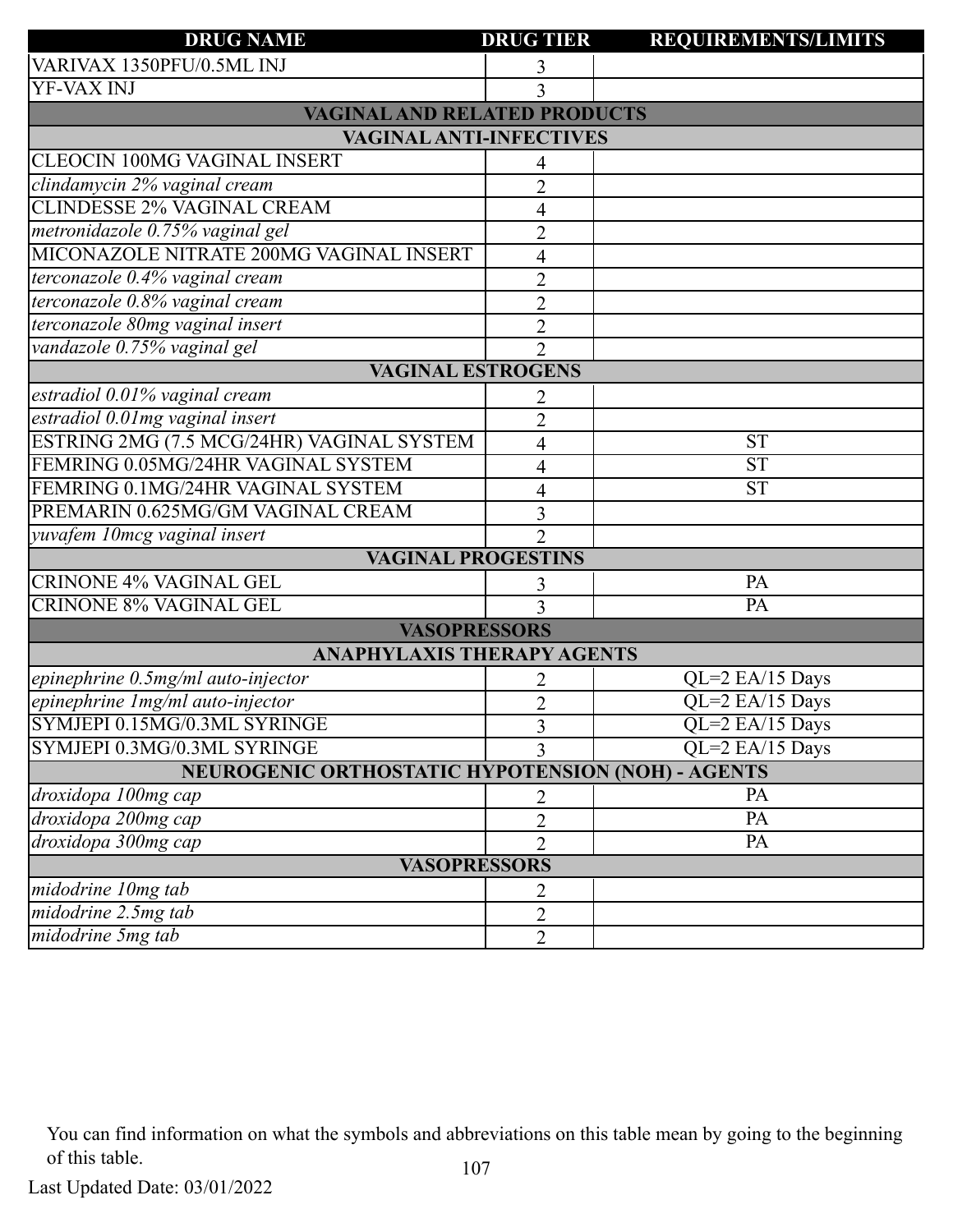| DRUG NAME | DRUG TIER | REQUIREMENTS/LIMITS |
|---|---|---|
| VARIVAX 1350PFU/0.5ML INJ | 3 | |
| YF-VAX INJ | 3 | |
| **VAGINAL AND RELATED PRODUCTS** | | |
| **VAGINAL ANTI-INFECTIVES** | | |
| CLEOCIN 100MG VAGINAL INSERT | 4 | |
| *clindamycin 2% vaginal cream* | 2 | |
| CLINDESSE 2% VAGINAL CREAM | 4 | |
| *metronidazole 0.75% vaginal gel* | 2 | |
| MICONAZOLE NITRATE 200MG VAGINAL INSERT | 4 | |
| *terconazole 0.4% vaginal cream* | 2 | |
| *terconazole 0.8% vaginal cream* | 2 | |
| *terconazole 80mg vaginal insert* | 2 | |
| *vandazole 0.75% vaginal gel* | 2 | |
| **VAGINAL ESTROGENS** | | |
| *estradiol 0.01% vaginal cream* | 2 | |
| *estradiol 0.01mg vaginal insert* | 2 | |
| ESTRING 2MG (7.5 MCG/24HR) VAGINAL SYSTEM | 4 | ST |
| FEMRING 0.05MG/24HR VAGINAL SYSTEM | 4 | ST |
| FEMRING 0.1MG/24HR VAGINAL SYSTEM | 4 | ST |
| PREMARIN 0.625MG/GM VAGINAL CREAM | 3 | |
| *yuvafem 10mcg vaginal insert* | 2 | |
| **VAGINAL PROGESTINS** | | |
| CRINONE 4% VAGINAL GEL | 3 | PA |
| CRINONE 8% VAGINAL GEL | 3 | PA |
| **VASOPRESSORS** | | |
| **ANAPHYLAXIS THERAPY AGENTS** | | |
| *epinephrine 0.5mg/ml auto-injector* | 2 | QL=2 EA/15 Days |
| *epinephrine 1mg/ml auto-injector* | 2 | QL=2 EA/15 Days |
| SYMJEPI 0.15MG/0.3ML SYRINGE | 3 | QL=2 EA/15 Days |
| SYMJEPI 0.3MG/0.3ML SYRINGE | 3 | QL=2 EA/15 Days |
| **NEUROGENIC ORTHOSTATIC HYPOTENSION (NOH) - AGENTS** | | |
| *droxidopa 100mg cap* | 2 | PA |
| *droxidopa 200mg cap* | 2 | PA |
| *droxidopa 300mg cap* | 2 | PA |
| **VASOPRESSORS** | | |
| *midodrine 10mg tab* | 2 | |
| *midodrine 2.5mg tab* | 2 | |
| *midodrine 5mg tab* | 2 | |

You can find information on what the symbols and abbreviations on this table mean by going to the beginning of this table.

Last Updated Date: 03/01/2022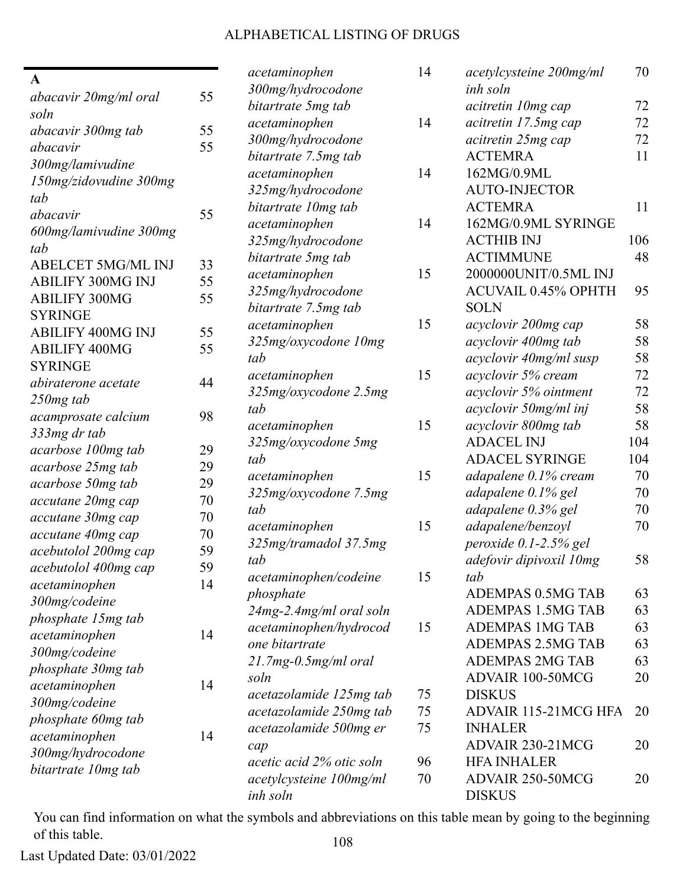# ALPHABETICAL LISTING OF DRUGS

## A

| Drug | Page |
|---|---|
| *abacavir 20mg/ml oral soln* | 55 |
| *abacavir 300mg tab* | 55 |
| *abacavir 300mg/lamivudine 150mg/zidovudine 300mg tab* | 55 |
| *abacavir 600mg/lamivudine 300mg tab* | 55 |
| ABELCET 5MG/ML INJ | 33 |
| ABILIFY 300MG INJ | 55 |
| ABILIFY 300MG SYRINGE | 55 |
| ABILIFY 400MG INJ | 55 |
| ABILIFY 400MG SYRINGE | 55 |
| *abiraterone acetate 250mg tab* | 44 |
| *acamprosate calcium 333mg dr tab* | 98 |
| *acarbose 100mg tab* | 29 |
| *acarbose 25mg tab* | 29 |
| *acarbose 50mg tab* | 29 |
| *accutane 20mg cap* | 70 |
| *accutane 30mg cap* | 70 |
| *accutane 40mg cap* | 70 |
| *acebutolol 200mg cap* | 59 |
| *acebutolol 400mg cap* | 59 |
| *acetaminophen 300mg/codeine phosphate 15mg tab* | 14 |
| *acetaminophen 300mg/codeine phosphate 30mg tab* | 14 |
| *acetaminophen 300mg/codeine phosphate 60mg tab* | 14 |
| *acetaminophen 300mg/hydrocodone bitartrate 10mg tab* | 14 |
| *acetaminophen 300mg/hydrocodone bitartrate 5mg tab* | 14 |
| *acetaminophen 300mg/hydrocodone bitartrate 7.5mg tab* | 14 |
| *acetaminophen 325mg/hydrocodone bitartrate 10mg tab* | 14 |
| *acetaminophen 325mg/hydrocodone bitartrate 5mg tab* | 14 |
| *acetaminophen 325mg/hydrocodone bitartrate 7.5mg tab* | 15 |
| *acetaminophen 325mg/oxycodone 10mg tab* | 15 |
| *acetaminophen 325mg/oxycodone 2.5mg tab* | 15 |
| *acetaminophen 325mg/oxycodone 5mg tab* | 15 |
| *acetaminophen 325mg/oxycodone 7.5mg tab* | 15 |
| *acetaminophen 325mg/tramadol 37.5mg tab* | 15 |
| *acetaminophen/codeine phosphate 24mg-2.4mg/ml oral soln* | 15 |
| *acetaminophen/hydrocodone bitartrate 21.7mg-0.5mg/ml oral soln* | 15 |
| *acetazolamide 125mg tab* | 75 |
| *acetazolamide 250mg tab* | 75 |
| *acetazolamide 500mg er cap* | 75 |
| *acetic acid 2% otic soln* | 96 |
| *acetylcysteine 100mg/ml inh soln* | 70 |
| *acetylcysteine 200mg/ml inh soln* | 70 |
| *acitretin 10mg cap* | 72 |
| *acitretin 17.5mg cap* | 72 |
| *acitretin 25mg cap* | 72 |
| ACTEMRA 162MG/0.9ML AUTO-INJECTOR | 11 |
| ACTEMRA 162MG/0.9ML SYRINGE | 11 |
| ACTHIB INJ | 106 |
| ACTIMMUNE 2000000UNIT/0.5ML INJ | 48 |
| ACUVAIL 0.45% OPHTH SOLN | 95 |
| *acyclovir 200mg cap* | 58 |
| *acyclovir 400mg tab* | 58 |
| *acyclovir 40mg/ml susp* | 58 |
| *acyclovir 5% cream* | 72 |
| *acyclovir 5% ointment* | 72 |
| *acyclovir 50mg/ml inj* | 58 |
| *acyclovir 800mg tab* | 58 |
| ADACEL INJ | 104 |
| ADACEL SYRINGE | 104 |
| *adapalene 0.1% cream* | 70 |
| *adapalene 0.1% gel* | 70 |
| *adapalene 0.3% gel* | 70 |
| *adapalene/benzoyl peroxide 0.1-2.5% gel* | 70 |
| *adefovir dipivoxil 10mg tab* | 58 |
| ADEMPAS 0.5MG TAB | 63 |
| ADEMPAS 1.5MG TAB | 63 |
| ADEMPAS 1MG TAB | 63 |
| ADEMPAS 2.5MG TAB | 63 |
| ADEMPAS 2MG TAB | 63 |
| ADVAIR 100-50MCG DISKUS | 20 |
| ADVAIR 115-21MCG HFA INHALER | 20 |
| ADVAIR 230-21MCG HFA INHALER | 20 |
| ADVAIR 250-50MCG DISKUS | 20 |

You can find information on what the symbols and abbreviations on this table mean by going to the beginning of this table.

Last Updated Date: 03/01/2022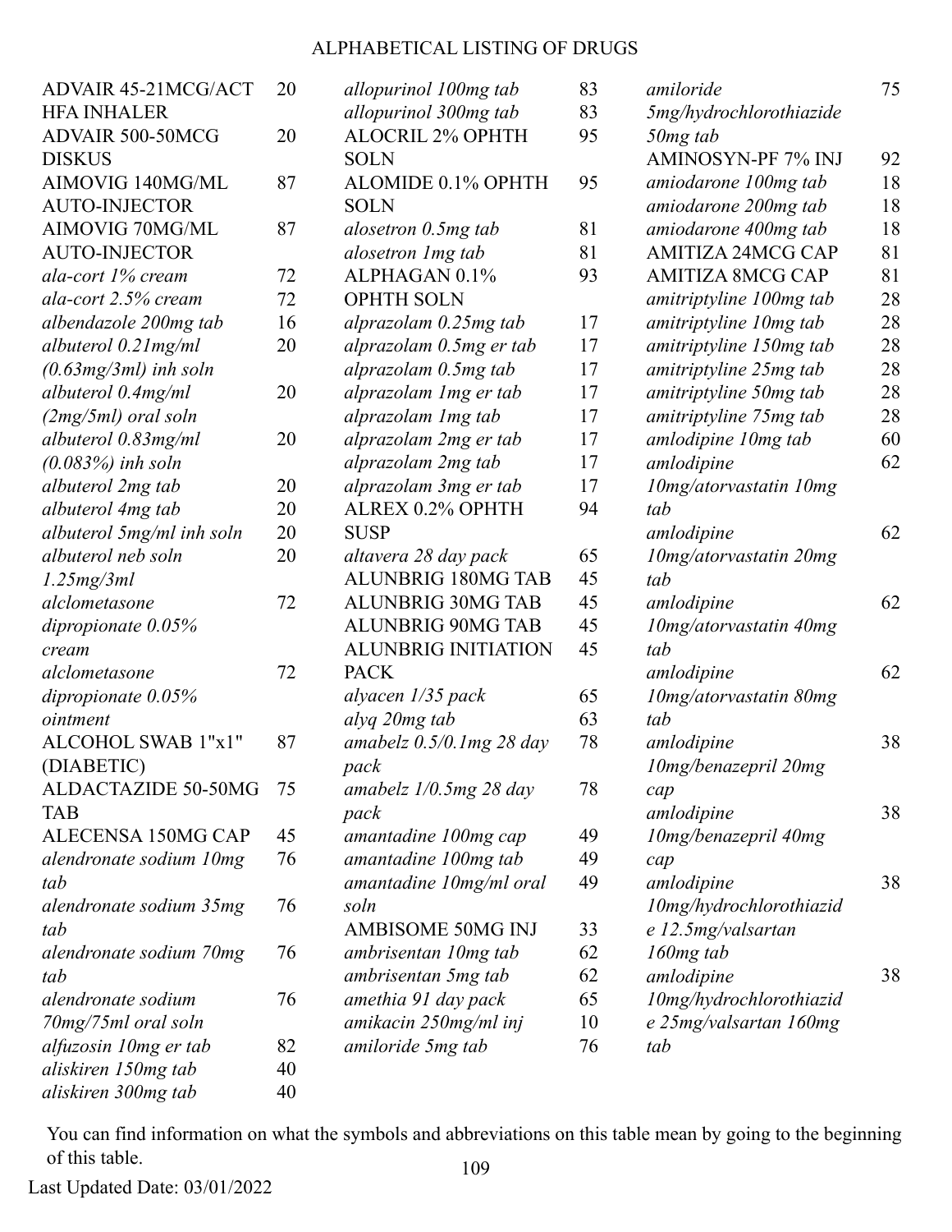# ALPHABETICAL LISTING OF DRUGS

| Drug | Page |
|---|---|
| ADVAIR 45-21MCG/ACT HFA INHALER | 20 |
| ADVAIR 500-50MCG DISKUS | 20 |
| AIMOVIG 140MG/ML AUTO-INJECTOR | 87 |
| AIMOVIG 70MG/ML AUTO-INJECTOR | 87 |
| *ala-cort 1% cream* | 72 |
| *ala-cort 2.5% cream* | 72 |
| *albendazole 200mg tab* | 16 |
| *albuterol 0.21mg/ml (0.63mg/3ml) inh soln* | 20 |
| *albuterol 0.4mg/ml (2mg/5ml) oral soln* | 20 |
| *albuterol 0.83mg/ml (0.083%) inh soln* | 20 |
| *albuterol 2mg tab* | 20 |
| *albuterol 4mg tab* | 20 |
| *albuterol 5mg/ml inh soln* | 20 |
| *albuterol neb soln 1.25mg/3ml* | 20 |
| *alclometasone dipropionate 0.05% cream* | 72 |
| *alclometasone dipropionate 0.05% ointment* | 72 |
| ALCOHOL SWAB 1"x1" (DIABETIC) | 87 |
| ALDACTAZIDE 50-50MG TAB | 75 |
| ALECENSA 150MG CAP | 45 |
| *alendronate sodium 10mg tab* | 76 |
| *alendronate sodium 35mg tab* | 76 |
| *alendronate sodium 70mg tab* | 76 |
| *alendronate sodium 70mg/75ml oral soln* | 76 |
| *alfuzosin 10mg er tab* | 82 |
| *aliskiren 150mg tab* | 40 |
| *aliskiren 300mg tab* | 40 |
| *allopurinol 100mg tab* | 83 |
| *allopurinol 300mg tab* | 83 |
| ALOCRIL 2% OPHTH SOLN | 95 |
| ALOMIDE 0.1% OPHTH SOLN | 95 |
| *alosetron 0.5mg tab* | 81 |
| *alosetron 1mg tab* | 81 |
| ALPHAGAN 0.1% OPHTH SOLN | 93 |
| *alprazolam 0.25mg tab* | 17 |
| *alprazolam 0.5mg er tab* | 17 |
| *alprazolam 0.5mg tab* | 17 |
| *alprazolam 1mg er tab* | 17 |
| *alprazolam 1mg tab* | 17 |
| *alprazolam 2mg er tab* | 17 |
| *alprazolam 2mg tab* | 17 |
| *alprazolam 3mg er tab* | 17 |
| ALREX 0.2% OPHTH SUSP | 94 |
| *altavera 28 day pack* | 65 |
| ALUNBRIG 180MG TAB | 45 |
| ALUNBRIG 30MG TAB | 45 |
| ALUNBRIG 90MG TAB | 45 |
| ALUNBRIG INITIATION PACK | 45 |
| *alyacen 1/35 pack* | 65 |
| *alyq 20mg tab* | 63 |
| *amabelz 0.5/0.1mg 28 day pack* | 78 |
| *amabelz 1/0.5mg 28 day pack* | 78 |
| *amantadine 100mg cap* | 49 |
| *amantadine 100mg tab* | 49 |
| *amantadine 10mg/ml oral soln* | 49 |
| AMBISOME 50MG INJ | 33 |
| *ambrisentan 10mg tab* | 62 |
| *ambrisentan 5mg tab* | 62 |
| *amethia 91 day pack* | 65 |
| *amikacin 250mg/ml inj* | 10 |
| *amiloride 5mg tab* | 76 |
| *amiloride 5mg/hydrochlorothiazide 50mg tab* | 75 |
| AMINOSYN-PF 7% INJ | 92 |
| *amiodarone 100mg tab* | 18 |
| *amiodarone 200mg tab* | 18 |
| *amiodarone 400mg tab* | 18 |
| AMITIZA 24MCG CAP | 81 |
| AMITIZA 8MCG CAP | 81 |
| *amitriptyline 100mg tab* | 28 |
| *amitriptyline 10mg tab* | 28 |
| *amitriptyline 150mg tab* | 28 |
| *amitriptyline 25mg tab* | 28 |
| *amitriptyline 50mg tab* | 28 |
| *amitriptyline 75mg tab* | 28 |
| *amlodipine 10mg tab* | 60 |
| *amlodipine 10mg/atorvastatin 10mg tab* | 62 |
| *amlodipine 10mg/atorvastatin 20mg tab* | 62 |
| *amlodipine 10mg/atorvastatin 40mg tab* | 62 |
| *amlodipine 10mg/atorvastatin 80mg tab* | 62 |
| *amlodipine 10mg/benazepril 20mg cap* | 38 |
| *amlodipine 10mg/benazepril 40mg cap* | 38 |
| *amlodipine 10mg/hydrochlorothiazide 12.5mg/valsartan 160mg tab* | 38 |
| *amlodipine 10mg/hydrochlorothiazide 25mg/valsartan 160mg tab* | 38 |

You can find information on what the symbols and abbreviations on this table mean by going to the beginning of this table.

Last Updated Date: 03/01/2022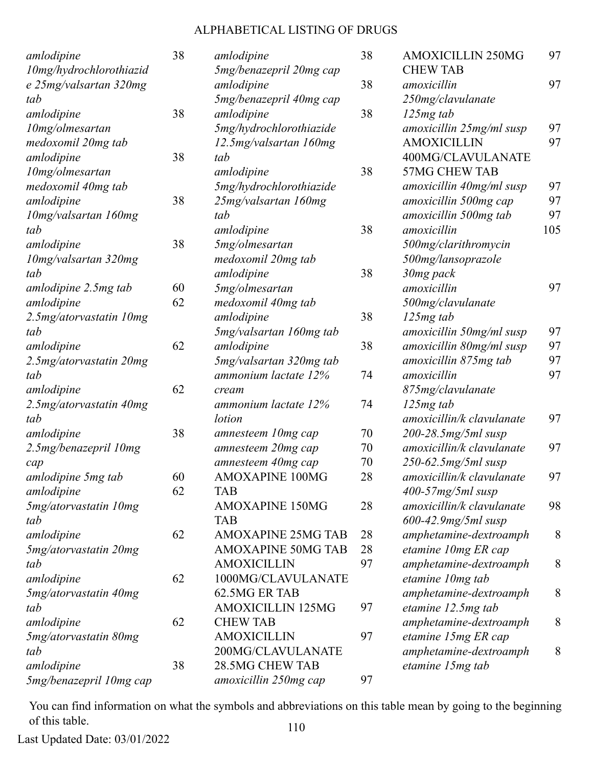# ALPHABETICAL LISTING OF DRUGS

| Drug | Page |
|---|---|
| *amlodipine 10mg/hydrochlorothiazide 25mg/valsartan 320mg tab* | 38 |
| *amlodipine 10mg/olmesartan medoxomil 20mg tab* | 38 |
| *amlodipine 10mg/olmesartan medoxomil 40mg tab* | 38 |
| *amlodipine 10mg/valsartan 160mg tab* | 38 |
| *amlodipine 10mg/valsartan 320mg tab* | 38 |
| *amlodipine 2.5mg tab* | 60 |
| *amlodipine 2.5mg/atorvastatin 10mg tab* | 62 |
| *amlodipine 2.5mg/atorvastatin 20mg tab* | 62 |
| *amlodipine 2.5mg/atorvastatin 40mg tab* | 62 |
| *amlodipine 2.5mg/benazepril 10mg cap* | 38 |
| *amlodipine 5mg tab* | 60 |
| *amlodipine 5mg/atorvastatin 10mg tab* | 62 |
| *amlodipine 5mg/atorvastatin 20mg tab* | 62 |
| *amlodipine 5mg/atorvastatin 40mg tab* | 62 |
| *amlodipine 5mg/atorvastatin 80mg tab* | 62 |
| *amlodipine 5mg/benazepril 10mg cap* | 38 |
| *amlodipine 5mg/benazepril 20mg cap* | 38 |
| *amlodipine 5mg/benazepril 40mg cap* | 38 |
| *amlodipine 5mg/hydrochlorothiazide 12.5mg/valsartan 160mg tab* | 38 |
| *amlodipine 5mg/hydrochlorothiazide 25mg/valsartan 160mg tab* | 38 |
| *amlodipine 5mg/olmesartan medoxomil 20mg tab* | 38 |
| *amlodipine 5mg/olmesartan medoxomil 40mg tab* | 38 |
| *amlodipine 5mg/valsartan 160mg tab* | 38 |
| *amlodipine 5mg/valsartan 320mg tab* | 38 |
| *ammonium lactate 12% cream* | 74 |
| *ammonium lactate 12% lotion* | 74 |
| *amnesteem 10mg cap* | 70 |
| *amnesteem 20mg cap* | 70 |
| *amnesteem 40mg cap* | 70 |
| AMOXAPINE 100MG TAB | 28 |
| AMOXAPINE 150MG TAB | 28 |
| AMOXAPINE 25MG TAB | 28 |
| AMOXAPINE 50MG TAB | 28 |
| AMOXICILLIN 1000MG/CLAVULANATE 62.5MG ER TAB | 97 |
| AMOXICILLIN 125MG CHEW TAB | 97 |
| AMOXICILLIN 200MG/CLAVULANATE 28.5MG CHEW TAB | 97 |
| *amoxicillin 250mg cap* | 97 |
| AMOXICILLIN 250MG CHEW TAB | 97 |
| *amoxicillin 250mg/clavulanate 125mg tab* | 97 |
| *amoxicillin 25mg/ml susp* | 97 |
| AMOXICILLIN 400MG/CLAVULANATE 57MG CHEW TAB | 97 |
| *amoxicillin 40mg/ml susp* | 97 |
| *amoxicillin 500mg cap* | 97 |
| *amoxicillin 500mg tab* | 97 |
| *amoxicillin 500mg/clarithromycin 500mg/lansoprazole 30mg pack* | 105 |
| *amoxicillin 500mg/clavulanate 125mg tab* | 97 |
| *amoxicillin 50mg/ml susp* | 97 |
| *amoxicillin 80mg/ml susp* | 97 |
| *amoxicillin 875mg tab* | 97 |
| *amoxicillin 875mg/clavulanate 125mg tab* | 97 |
| *amoxicillin/k clavulanate 200-28.5mg/5ml susp* | 97 |
| *amoxicillin/k clavulanate 250-62.5mg/5ml susp* | 97 |
| *amoxicillin/k clavulanate 400-57mg/5ml susp* | 97 |
| *amoxicillin/k clavulanate 600-42.9mg/5ml susp* | 98 |
| *amphetamine-dextroamphetamine 10mg ER cap* | 8 |
| *amphetamine-dextroamphetamine 10mg tab* | 8 |
| *amphetamine-dextroamphetamine 12.5mg tab* | 8 |
| *amphetamine-dextroamphetamine 15mg ER cap* | 8 |
| *amphetamine-dextroamphetamine 15mg tab* | 8 |

You can find information on what the symbols and abbreviations on this table mean by going to the beginning of this table.

Last Updated Date: 03/01/2022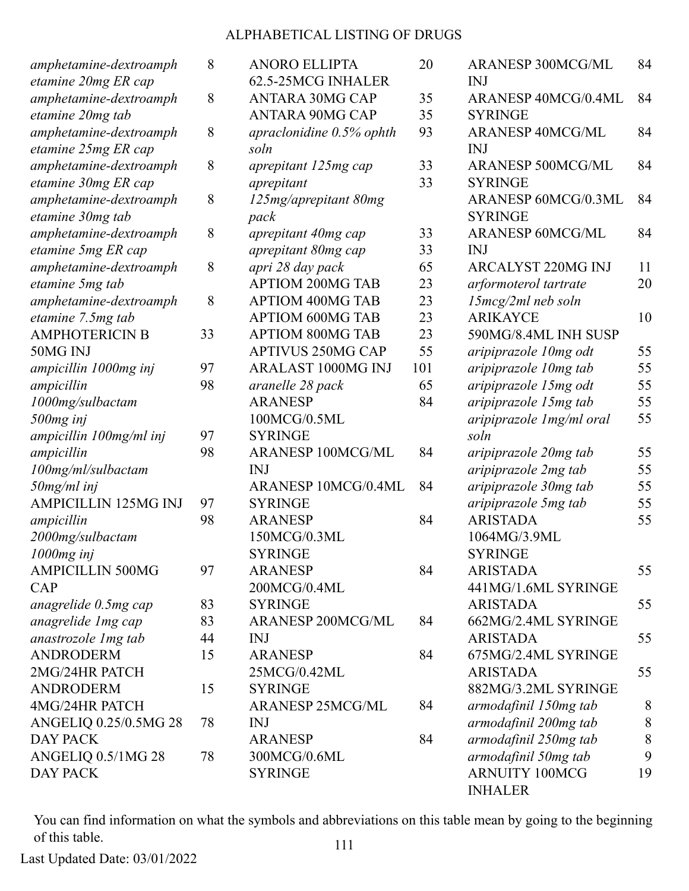# ALPHABETICAL LISTING OF DRUGS

| Drug | Page |
|---|---|
| *amphetamine-dextroamphetamine 20mg ER cap* | 8 |
| *amphetamine-dextroamphetamine 20mg tab* | 8 |
| *amphetamine-dextroamphetamine 25mg ER cap* | 8 |
| *amphetamine-dextroamphetamine 30mg ER cap* | 8 |
| *amphetamine-dextroamphetamine 30mg tab* | 8 |
| *amphetamine-dextroamphetamine 5mg ER cap* | 8 |
| *amphetamine-dextroamphetamine 5mg tab* | 8 |
| *amphetamine-dextroamphetamine 7.5mg tab* | 8 |
| AMPHOTERICIN B 50MG INJ | 33 |
| *ampicillin 1000mg inj* | 97 |
| *ampicillin 1000mg/sulbactam 500mg inj* | 98 |
| *ampicillin 100mg/ml inj* | 97 |
| *ampicillin 100mg/ml/sulbactam 50mg/ml inj* | 98 |
| AMPICILLIN 125MG INJ | 97 |
| *ampicillin 2000mg/sulbactam 1000mg inj* | 98 |
| AMPICILLIN 500MG CAP | 97 |
| *anagrelide 0.5mg cap* | 83 |
| *anagrelide 1mg cap* | 83 |
| *anastrozole 1mg tab* | 44 |
| ANDRODERM 2MG/24HR PATCH | 15 |
| ANDRODERM 4MG/24HR PATCH | 15 |
| ANGELIQ 0.25/0.5MG 28 DAY PACK | 78 |
| ANGELIQ 0.5/1MG 28 DAY PACK | 78 |
| ANORO ELLIPTA 62.5-25MCG INHALER | 20 |
| ANTARA 30MG CAP | 35 |
| ANTARA 90MG CAP | 35 |
| *apraclonidine 0.5% ophth soln* | 93 |
| *aprepitant 125mg cap* | 33 |
| *aprepitant 125mg/aprepitant 80mg pack* | 33 |
| *aprepitant 40mg cap* | 33 |
| *aprepitant 80mg cap* | 33 |
| *apri 28 day pack* | 65 |
| APTIOM 200MG TAB | 23 |
| APTIOM 400MG TAB | 23 |
| APTIOM 600MG TAB | 23 |
| APTIOM 800MG TAB | 23 |
| APTIVUS 250MG CAP | 55 |
| ARALAST 1000MG INJ | 101 |
| *aranelle 28 pack* | 65 |
| ARANESP 100MCG/0.5ML SYRINGE | 84 |
| ARANESP 100MCG/ML INJ | 84 |
| ARANESP 10MCG/0.4ML SYRINGE | 84 |
| ARANESP 150MCG/0.3ML SYRINGE | 84 |
| ARANESP 200MCG/0.4ML SYRINGE | 84 |
| ARANESP 200MCG/ML INJ | 84 |
| ARANESP 25MCG/0.42ML SYRINGE | 84 |
| ARANESP 25MCG/ML INJ | 84 |
| ARANESP 300MCG/0.6ML SYRINGE | 84 |
| ARANESP 300MCG/ML INJ | 84 |
| ARANESP 40MCG/0.4ML SYRINGE | 84 |
| ARANESP 40MCG/ML INJ | 84 |
| ARANESP 500MCG/ML SYRINGE | 84 |
| ARANESP 60MCG/0.3ML SYRINGE | 84 |
| ARANESP 60MCG/ML INJ | 84 |
| ARCALYST 220MG INJ | 11 |
| *arformoterol tartrate 15mcg/2ml neb soln* | 20 |
| ARIKAYCE 590MG/8.4ML INH SUSP | 10 |
| *aripiprazole 10mg odt* | 55 |
| *aripiprazole 10mg tab* | 55 |
| *aripiprazole 15mg odt* | 55 |
| *aripiprazole 15mg tab* | 55 |
| *aripiprazole 1mg/ml oral soln* | 55 |
| *aripiprazole 20mg tab* | 55 |
| *aripiprazole 2mg tab* | 55 |
| *aripiprazole 30mg tab* | 55 |
| *aripiprazole 5mg tab* | 55 |
| ARISTADA 1064MG/3.9ML SYRINGE | 55 |
| ARISTADA 441MG/1.6ML SYRINGE | 55 |
| ARISTADA 662MG/2.4ML SYRINGE | 55 |
| ARISTADA 675MG/2.4ML SYRINGE | 55 |
| ARISTADA 882MG/3.2ML SYRINGE | 55 |
| *armodafinil 150mg tab* | 8 |
| *armodafinil 200mg tab* | 8 |
| *armodafinil 250mg tab* | 8 |
| *armodafinil 50mg tab* | 9 |
| ARNUITY 100MCG INHALER | 19 |

You can find information on what the symbols and abbreviations on this table mean by going to the beginning of this table.

Last Updated Date: 03/01/2022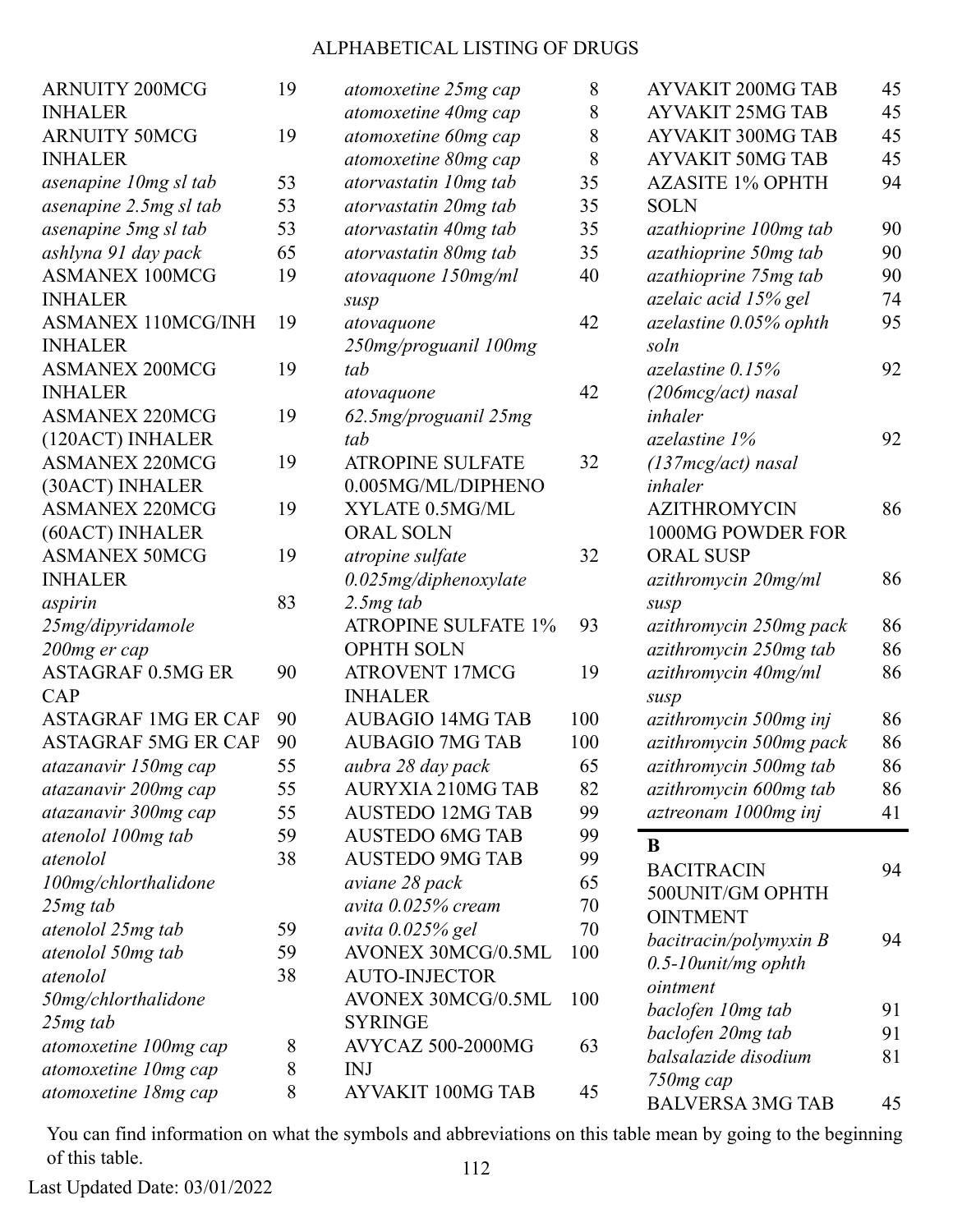| Drug Name | Page |
|---|---|
| ARNUITY 200MCG INHALER | 19 |
| ARNUITY 50MCG INHALER | 19 |
| *asenapine 10mg sl tab* | 53 |
| *asenapine 2.5mg sl tab* | 53 |
| *asenapine 5mg sl tab* | 53 |
| *ashlyna 91 day pack* | 65 |
| ASMANEX 100MCG INHALER | 19 |
| ASMANEX 110MCG/INH INHALER | 19 |
| ASMANEX 200MCG INHALER | 19 |
| ASMANEX 220MCG (120ACT) INHALER | 19 |
| ASMANEX 220MCG (30ACT) INHALER | 19 |
| ASMANEX 220MCG (60ACT) INHALER | 19 |
| ASMANEX 50MCG INHALER | 19 |
| *aspirin 25mg/dipyridamole 200mg er cap* | 83 |
| ASTAGRAF 0.5MG ER CAP | 90 |
| ASTAGRAF 1MG ER CAP | 90 |
| ASTAGRAF 5MG ER CAP | 90 |
| *atazanavir 150mg cap* | 55 |
| *atazanavir 200mg cap* | 55 |
| *atazanavir 300mg cap* | 55 |
| *atenolol 100mg tab* | 59 |
| *atenolol 100mg/chlorthalidone 25mg tab* | 38 |
| *atenolol 25mg tab* | 59 |
| *atenolol 50mg tab* | 59 |
| *atenolol 50mg/chlorthalidone 25mg tab* | 38 |
| *atomoxetine 100mg cap* | 8 |
| *atomoxetine 10mg cap* | 8 |
| *atomoxetine 18mg cap* | 8 |
| *atomoxetine 25mg cap* | 8 |
| *atomoxetine 40mg cap* | 8 |
| *atomoxetine 60mg cap* | 8 |
| *atomoxetine 80mg cap* | 8 |
| *atorvastatin 10mg tab* | 35 |
| *atorvastatin 20mg tab* | 35 |
| *atorvastatin 40mg tab* | 35 |
| *atorvastatin 80mg tab* | 35 |
| *atovaquone 150mg/ml susp* | 40 |
| *atovaquone 250mg/proguanil 100mg tab* | 42 |
| *atovaquone 62.5mg/proguanil 25mg tab* | 42 |
| ATROPINE SULFATE 0.005MG/ML/DIPHENOXYLATE 0.5MG/ML ORAL SOLN | 32 |
| *atropine sulfate 0.025mg/diphenoxylate 2.5mg tab* | 32 |
| ATROPINE SULFATE 1% OPHTH SOLN | 93 |
| ATROVENT 17MCG INHALER | 19 |
| AUBAGIO 14MG TAB | 100 |
| AUBAGIO 7MG TAB | 100 |
| *aubra 28 day pack* | 65 |
| AURYXIA 210MG TAB | 82 |
| AUSTEDO 12MG TAB | 99 |
| AUSTEDO 6MG TAB | 99 |
| AUSTEDO 9MG TAB | 99 |
| *aviane 28 pack* | 65 |
| *avita 0.025% cream* | 70 |
| *avita 0.025% gel* | 70 |
| AVONEX 30MCG/0.5ML AUTO-INJECTOR | 100 |
| AVONEX 30MCG/0.5ML SYRINGE | 100 |
| AVYCAZ 500-2000MG INJ | 63 |
| AYVAKIT 100MG TAB | 45 |
| AYVAKIT 200MG TAB | 45 |
| AYVAKIT 25MG TAB | 45 |
| AYVAKIT 300MG TAB | 45 |
| AYVAKIT 50MG TAB | 45 |
| AZASITE 1% OPHTH SOLN | 94 |
| *azathioprine 100mg tab* | 90 |
| *azathioprine 50mg tab* | 90 |
| *azathioprine 75mg tab* | 90 |
| *azelaic acid 15% gel* | 74 |
| *azelastine 0.05% ophth soln* | 95 |
| *azelastine 0.15% (206mcg/act) nasal inhaler* | 92 |
| *azelastine 1% (137mcg/act) nasal inhaler* | 92 |
| AZITHROMYCIN 1000MG POWDER FOR ORAL SUSP | 86 |
| *azithromycin 20mg/ml susp* | 86 |
| *azithromycin 250mg pack* | 86 |
| *azithromycin 250mg tab* | 86 |
| *azithromycin 40mg/ml susp* | 86 |
| *azithromycin 500mg inj* | 86 |
| *azithromycin 500mg pack* | 86 |
| *azithromycin 500mg tab* | 86 |
| *azithromycin 600mg tab* | 86 |
| *aztreonam 1000mg inj* | 41 |

## B

| Drug Name | Page |
|---|---|
| BACITRACIN 500UNIT/GM OPHTH OINTMENT | 94 |
| *bacitracin/polymyxin B 0.5-10unit/mg ophth ointment* | 94 |
| *baclofen 10mg tab* | 91 |
| *baclofen 20mg tab* | 91 |
| *balsalazide disodium 750mg cap* | 81 |
| BALVERSA 3MG TAB | 45 |

You can find information on what the symbols and abbreviations on this table mean by going to the beginning of this table.

Last Updated Date: 03/01/2022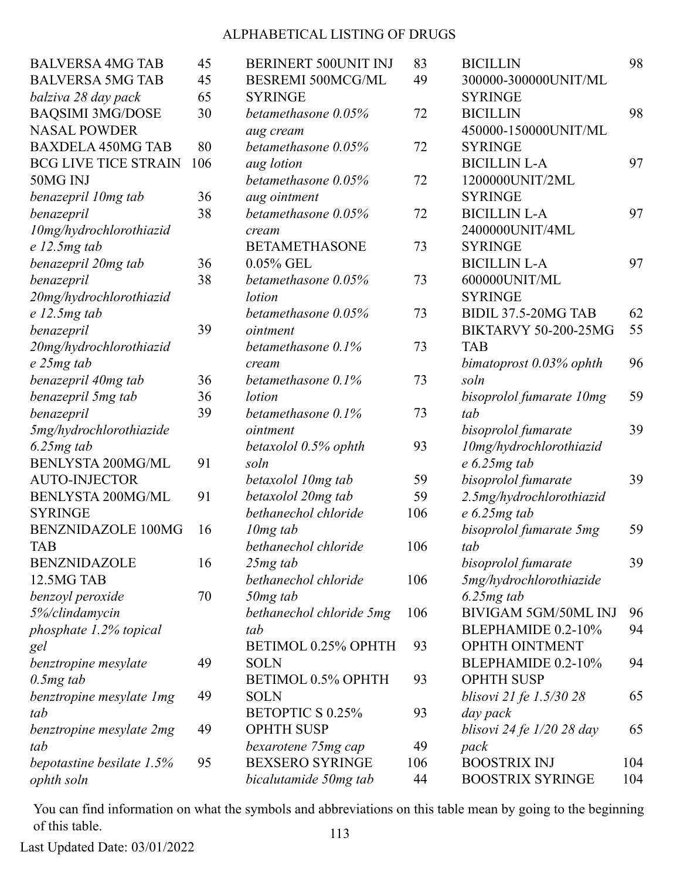# ALPHABETICAL LISTING OF DRUGS

| Drug | Page |
|---|---|
| BALVERSA 4MG TAB | 45 |
| BALVERSA 5MG TAB | 45 |
| *balziva 28 day pack* | 65 |
| BAQSIMI 3MG/DOSE NASAL POWDER | 30 |
| BAXDELA 450MG TAB | 80 |
| BCG LIVE TICE STRAIN 50MG INJ | 106 |
| *benazepril 10mg tab* | 36 |
| *benazepril 10mg/hydrochlorothiazide 12.5mg tab* | 38 |
| *benazepril 20mg tab* | 36 |
| *benazepril 20mg/hydrochlorothiazide 12.5mg tab* | 38 |
| *benazepril 20mg/hydrochlorothiazide 25mg tab* | 39 |
| *benazepril 40mg tab* | 36 |
| *benazepril 5mg tab* | 36 |
| *benazepril 5mg/hydrochlorothiazide 6.25mg tab* | 39 |
| BENLYSTA 200MG/ML AUTO-INJECTOR | 91 |
| BENLYSTA 200MG/ML SYRINGE | 91 |
| BENZNIDAZOLE 100MG TAB | 16 |
| BENZNIDAZOLE 12.5MG TAB | 16 |
| *benzoyl peroxide 5%/clindamycin phosphate 1.2% topical gel* | 70 |
| *benztropine mesylate 0.5mg tab* | 49 |
| *benztropine mesylate 1mg tab* | 49 |
| *benztropine mesylate 2mg tab* | 49 |
| *bepotastine besilate 1.5% ophth soln* | 95 |
| BERINERT 500UNIT INJ | 83 |
| BESREMI 500MCG/ML SYRINGE | 49 |
| *betamethasone 0.05% aug cream* | 72 |
| *betamethasone 0.05% aug lotion* | 72 |
| *betamethasone 0.05% aug ointment* | 72 |
| *betamethasone 0.05% cream* | 72 |
| BETAMETHASONE 0.05% GEL | 73 |
| *betamethasone 0.05% lotion* | 73 |
| *betamethasone 0.05% ointment* | 73 |
| *betamethasone 0.1% cream* | 73 |
| *betamethasone 0.1% lotion* | 73 |
| *betamethasone 0.1% ointment* | 73 |
| *betaxolol 0.5% ophth soln* | 93 |
| *betaxolol 10mg tab* | 59 |
| *betaxolol 20mg tab* | 59 |
| *bethanechol chloride 10mg tab* | 106 |
| *bethanechol chloride 25mg tab* | 106 |
| *bethanechol chloride 50mg tab* | 106 |
| *bethanechol chloride 5mg tab* | 106 |
| BETIMOL 0.25% OPHTH SOLN | 93 |
| BETIMOL 0.5% OPHTH SOLN | 93 |
| BETOPTIC S 0.25% OPHTH SUSP | 93 |
| *bexarotene 75mg cap* | 49 |
| BEXSERO SYRINGE | 106 |
| *bicalutamide 50mg tab* | 44 |
| BICILLIN 300000-300000UNIT/ML SYRINGE | 98 |
| BICILLIN 450000-150000UNIT/ML SYRINGE | 98 |
| BICILLIN L-A 1200000UNIT/2ML SYRINGE | 97 |
| BICILLIN L-A 2400000UNIT/4ML SYRINGE | 97 |
| BICILLIN L-A 600000UNIT/ML SYRINGE | 97 |
| BIDIL 37.5-20MG TAB | 62 |
| BIKTARVY 50-200-25MG TAB | 55 |
| *bimatoprost 0.03% ophth soln* | 96 |
| *bisoprolol fumarate 10mg tab* | 59 |
| *bisoprolol fumarate 10mg/hydrochlorothiazide 6.25mg tab* | 39 |
| *bisoprolol fumarate 2.5mg/hydrochlorothiazide 6.25mg tab* | 39 |
| *bisoprolol fumarate 5mg tab* | 59 |
| *bisoprolol fumarate 5mg/hydrochlorothiazide 6.25mg tab* | 39 |
| BIVIGAM 5GM/50ML INJ | 96 |
| BLEPHAMIDE 0.2-10% OPHTH OINTMENT | 94 |
| BLEPHAMIDE 0.2-10% OPHTH SUSP | 94 |
| *blisovi 21 fe 1.5/30 28 day pack* | 65 |
| *blisovi 24 fe 1/20 28 day pack* | 65 |
| BOOSTRIX INJ | 104 |
| BOOSTRIX SYRINGE | 104 |

You can find information on what the symbols and abbreviations on this table mean by going to the beginning of this table.

Last Updated Date: 03/01/2022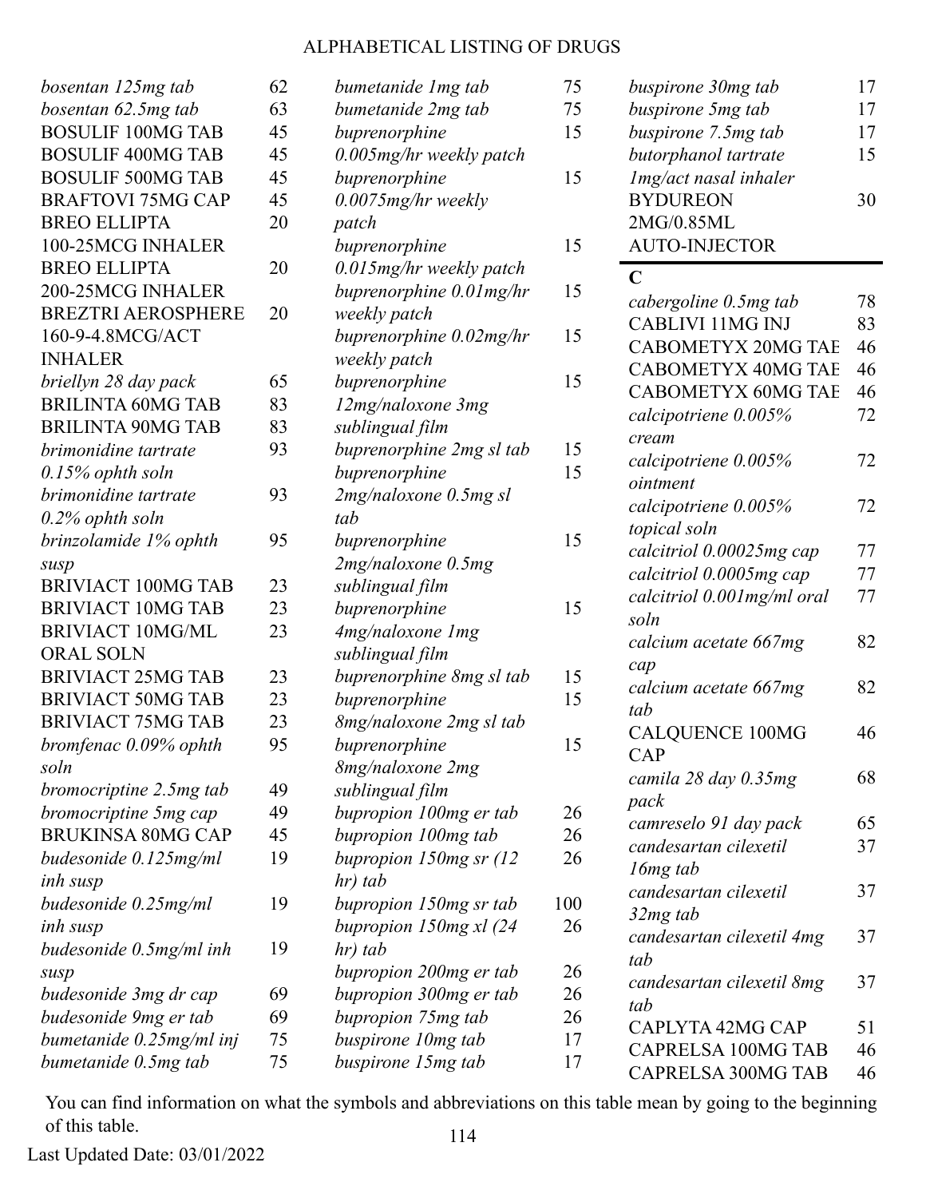# ALPHABETICAL LISTING OF DRUGS

| Drug | Page |
|---|---|
| *bosentan 125mg tab* | 62 |
| *bosentan 62.5mg tab* | 63 |
| BOSULIF 100MG TAB | 45 |
| BOSULIF 400MG TAB | 45 |
| BOSULIF 500MG TAB | 45 |
| BRAFTOVI 75MG CAP | 45 |
| BREO ELLIPTA 100-25MCG INHALER | 20 |
| BREO ELLIPTA 200-25MCG INHALER | 20 |
| BREZTRI AEROSPHERE 160-9-4.8MCG/ACT INHALER | 20 |
| *briellyn 28 day pack* | 65 |
| BRILINTA 60MG TAB | 83 |
| BRILINTA 90MG TAB | 83 |
| *brimonidine tartrate 0.15% ophth soln* | 93 |
| *brimonidine tartrate 0.2% ophth soln* | 93 |
| *brinzolamide 1% ophth susp* | 95 |
| BRIVIACT 100MG TAB | 23 |
| BRIVIACT 10MG TAB | 23 |
| BRIVIACT 10MG/ML ORAL SOLN | 23 |
| BRIVIACT 25MG TAB | 23 |
| BRIVIACT 50MG TAB | 23 |
| BRIVIACT 75MG TAB | 23 |
| *bromfenac 0.09% ophth soln* | 95 |
| *bromocriptine 2.5mg tab* | 49 |
| *bromocriptine 5mg cap* | 49 |
| BRUKINSA 80MG CAP | 45 |
| *budesonide 0.125mg/ml inh susp* | 19 |
| *budesonide 0.25mg/ml inh susp* | 19 |
| *budesonide 0.5mg/ml inh susp* | 19 |
| *budesonide 3mg dr cap* | 69 |
| *budesonide 9mg er tab* | 69 |
| *bumetanide 0.25mg/ml inj* | 75 |
| *bumetanide 0.5mg tab* | 75 |
| *bumetanide 1mg tab* | 75 |
| *bumetanide 2mg tab* | 75 |
| *buprenorphine 0.005mg/hr weekly patch* | 15 |
| *buprenorphine 0.0075mg/hr weekly patch* | 15 |
| *buprenorphine 0.015mg/hr weekly patch* | 15 |
| *buprenorphine 0.01mg/hr weekly patch* | 15 |
| *buprenorphine 0.02mg/hr weekly patch* | 15 |
| *buprenorphine 12mg/naloxone 3mg sublingual film* | 15 |
| *buprenorphine 2mg sl tab* | 15 |
| *buprenorphine 2mg/naloxone 0.5mg sl tab* | 15 |
| *buprenorphine 2mg/naloxone 0.5mg sublingual film* | 15 |
| *buprenorphine 4mg/naloxone 1mg sublingual film* | 15 |
| *buprenorphine 8mg sl tab* | 15 |
| *buprenorphine 8mg/naloxone 2mg sl tab* | 15 |
| *buprenorphine 8mg/naloxone 2mg sublingual film* | 15 |
| *bupropion 100mg er tab* | 26 |
| *bupropion 100mg tab* | 26 |
| *bupropion 150mg sr (12 hr) tab* | 26 |
| *bupropion 150mg sr tab* | 100 |
| *bupropion 150mg xl (24 hr) tab* | 26 |
| *bupropion 200mg er tab* | 26 |
| *bupropion 300mg er tab* | 26 |
| *bupropion 75mg tab* | 26 |
| *buspirone 10mg tab* | 17 |
| *buspirone 15mg tab* | 17 |
| *buspirone 30mg tab* | 17 |
| *buspirone 5mg tab* | 17 |
| *buspirone 7.5mg tab* | 17 |
| *butorphanol tartrate 1mg/act nasal inhaler* | 15 |
| BYDUREON 2MG/0.85ML AUTO-INJECTOR | 30 |

## C

| Drug | Page |
|---|---|
| *cabergoline 0.5mg tab* | 78 |
| CABLIVI 11MG INJ | 83 |
| CABOMETYX 20MG TAB | 46 |
| CABOMETYX 40MG TAB | 46 |
| CABOMETYX 60MG TAB | 46 |
| *calcipotriene 0.005% cream* | 72 |
| *calcipotriene 0.005% ointment* | 72 |
| *calcipotriene 0.005% topical soln* | 72 |
| *calcitriol 0.00025mg cap* | 77 |
| *calcitriol 0.0005mg cap* | 77 |
| *calcitriol 0.001mg/ml oral soln* | 77 |
| *calcium acetate 667mg cap* | 82 |
| *calcium acetate 667mg tab* | 82 |
| CALQUENCE 100MG CAP | 46 |
| *camila 28 day 0.35mg pack* | 68 |
| *camreselo 91 day pack* | 65 |
| *candesartan cilexetil 16mg tab* | 37 |
| *candesartan cilexetil 32mg tab* | 37 |
| *candesartan cilexetil 4mg tab* | 37 |
| *candesartan cilexetil 8mg tab* | 37 |
| CAPLYTA 42MG CAP | 51 |
| CAPRELSA 100MG TAB | 46 |
| CAPRELSA 300MG TAB | 46 |

You can find information on what the symbols and abbreviations on this table mean by going to the beginning of this table.

Last Updated Date: 03/01/2022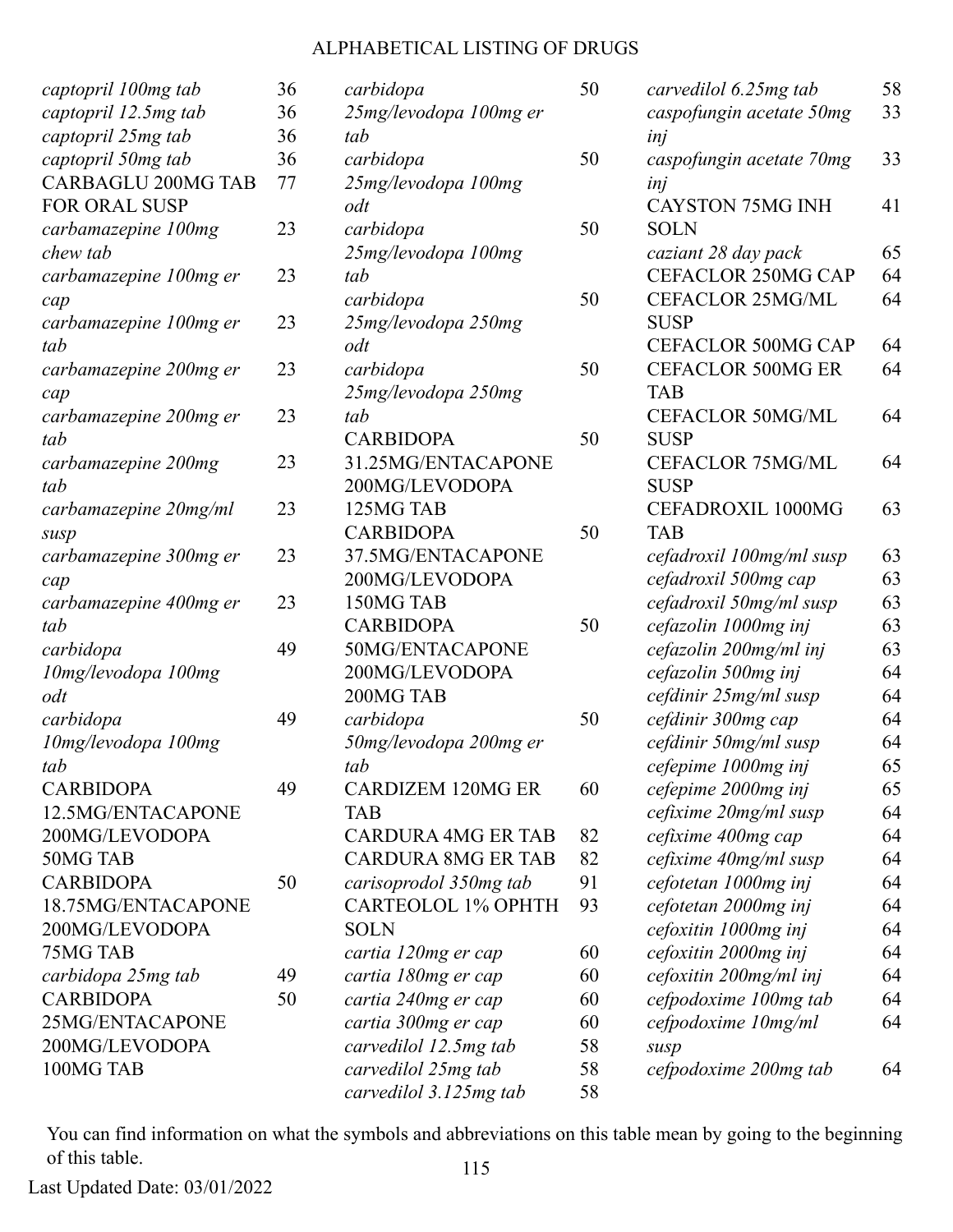# ALPHABETICAL LISTING OF DRUGS

| Drug | Page |
|---|---|
| *captopril 100mg tab* | 36 |
| *captopril 12.5mg tab* | 36 |
| *captopril 25mg tab* | 36 |
| *captopril 50mg tab* | 36 |
| CARBAGLU 200MG TAB FOR ORAL SUSP | 77 |
| *carbamazepine 100mg chew tab* | 23 |
| *carbamazepine 100mg er cap* | 23 |
| *carbamazepine 100mg er tab* | 23 |
| *carbamazepine 200mg er cap* | 23 |
| *carbamazepine 200mg er tab* | 23 |
| *carbamazepine 200mg tab* | 23 |
| *carbamazepine 20mg/ml susp* | 23 |
| *carbamazepine 300mg er cap* | 23 |
| *carbamazepine 400mg er tab* | 23 |
| *carbidopa 10mg/levodopa 100mg odt* | 49 |
| *carbidopa 10mg/levodopa 100mg tab* | 49 |
| CARBIDOPA 12.5MG/ENTACAPONE 200MG/LEVODOPA 50MG TAB | 49 |
| CARBIDOPA 18.75MG/ENTACAPONE 200MG/LEVODOPA 75MG TAB | 50 |
| *carbidopa 25mg tab* | 49 |
| CARBIDOPA 25MG/ENTACAPONE 200MG/LEVODOPA 100MG TAB | 50 |
| *carbidopa 25mg/levodopa 100mg er tab* | 50 |
| *carbidopa 25mg/levodopa 100mg odt* | 50 |
| *carbidopa 25mg/levodopa 100mg tab* | 50 |
| *carbidopa 25mg/levodopa 250mg odt* | 50 |
| *carbidopa 25mg/levodopa 250mg tab* | 50 |
| CARBIDOPA 31.25MG/ENTACAPONE 200MG/LEVODOPA 125MG TAB | 50 |
| CARBIDOPA 37.5MG/ENTACAPONE 200MG/LEVODOPA 150MG TAB | 50 |
| CARBIDOPA 50MG/ENTACAPONE 200MG/LEVODOPA 200MG TAB | 50 |
| *carbidopa 50mg/levodopa 200mg er tab* | 50 |
| CARDIZEM 120MG ER TAB | 60 |
| CARDURA 4MG ER TAB | 82 |
| CARDURA 8MG ER TAB | 82 |
| *carisoprodol 350mg tab* | 91 |
| CARTEOLOL 1% OPHTH SOLN | 93 |
| *cartia 120mg er cap* | 60 |
| *cartia 180mg er cap* | 60 |
| *cartia 240mg er cap* | 60 |
| *cartia 300mg er cap* | 60 |
| *carvedilol 12.5mg tab* | 58 |
| *carvedilol 25mg tab* | 58 |
| *carvedilol 3.125mg tab* | 58 |
| *carvedilol 6.25mg tab* | 58 |
| *caspofungin acetate 50mg inj* | 33 |
| *caspofungin acetate 70mg inj* | 33 |
| CAYSTON 75MG INH SOLN | 41 |
| *caziant 28 day pack* | 65 |
| CEFACLOR 250MG CAP | 64 |
| CEFACLOR 25MG/ML SUSP | 64 |
| CEFACLOR 500MG CAP | 64 |
| CEFACLOR 500MG ER TAB | 64 |
| CEFACLOR 50MG/ML SUSP | 64 |
| CEFACLOR 75MG/ML SUSP | 64 |
| CEFADROXIL 1000MG TAB | 63 |
| *cefadroxil 100mg/ml susp* | 63 |
| *cefadroxil 500mg cap* | 63 |
| *cefadroxil 50mg/ml susp* | 63 |
| *cefazolin 1000mg inj* | 63 |
| *cefazolin 200mg/ml inj* | 63 |
| *cefazolin 500mg inj* | 64 |
| *cefdinir 25mg/ml susp* | 64 |
| *cefdinir 300mg cap* | 64 |
| *cefdinir 50mg/ml susp* | 64 |
| *cefepime 1000mg inj* | 65 |
| *cefepime 2000mg inj* | 65 |
| *cefixime 20mg/ml susp* | 64 |
| *cefixime 400mg cap* | 64 |
| *cefixime 40mg/ml susp* | 64 |
| *cefotetan 1000mg inj* | 64 |
| *cefotetan 2000mg inj* | 64 |
| *cefoxitin 1000mg inj* | 64 |
| *cefoxitin 2000mg inj* | 64 |
| *cefoxitin 200mg/ml inj* | 64 |
| *cefpodoxime 100mg tab* | 64 |
| *cefpodoxime 10mg/ml susp* | 64 |
| *cefpodoxime 200mg tab* | 64 |

You can find information on what the symbols and abbreviations on this table mean by going to the beginning of this table.

Last Updated Date: 03/01/2022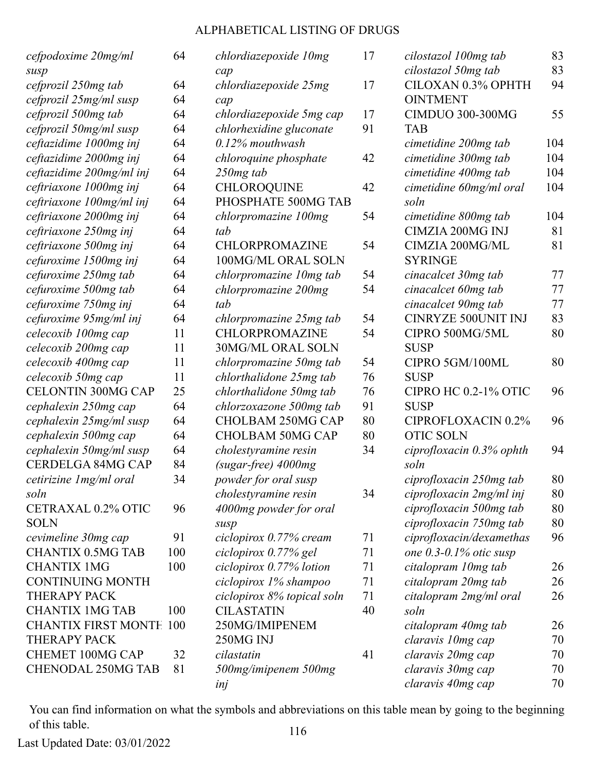# ALPHABETICAL LISTING OF DRUGS

| Drug | Page |
|---|---|
| *cefpodoxime 20mg/ml susp* | 64 |
| *cefprozil 250mg tab* | 64 |
| *cefprozil 25mg/ml susp* | 64 |
| *cefprozil 500mg tab* | 64 |
| *cefprozil 50mg/ml susp* | 64 |
| *ceftazidime 1000mg inj* | 64 |
| *ceftazidime 2000mg inj* | 64 |
| *ceftazidime 200mg/ml inj* | 64 |
| *ceftriaxone 1000mg inj* | 64 |
| *ceftriaxone 100mg/ml inj* | 64 |
| *ceftriaxone 2000mg inj* | 64 |
| *ceftriaxone 250mg inj* | 64 |
| *ceftriaxone 500mg inj* | 64 |
| *cefuroxime 1500mg inj* | 64 |
| *cefuroxime 250mg tab* | 64 |
| *cefuroxime 500mg tab* | 64 |
| *cefuroxime 750mg inj* | 64 |
| *cefuroxime 95mg/ml inj* | 64 |
| *celecoxib 100mg cap* | 11 |
| *celecoxib 200mg cap* | 11 |
| *celecoxib 400mg cap* | 11 |
| *celecoxib 50mg cap* | 11 |
| CELONTIN 300MG CAP | 25 |
| *cephalexin 250mg cap* | 64 |
| *cephalexin 25mg/ml susp* | 64 |
| *cephalexin 500mg cap* | 64 |
| *cephalexin 50mg/ml susp* | 64 |
| CERDELGA 84MG CAP | 84 |
| *cetirizine 1mg/ml oral soln* | 34 |
| CETRAXAL 0.2% OTIC SOLN | 96 |
| *cevimeline 30mg cap* | 91 |
| CHANTIX 0.5MG TAB | 100 |
| CHANTIX 1MG CONTINUING MONTH THERAPY PACK | 100 |
| CHANTIX 1MG TAB | 100 |
| CHANTIX FIRST MONTH THERAPY PACK | 100 |
| CHEMET 100MG CAP | 32 |
| CHENODAL 250MG TAB | 81 |
| *chlordiazepoxide 10mg cap* | 17 |
| *chlordiazepoxide 25mg cap* | 17 |
| *chlordiazepoxide 5mg cap* | 17 |
| *chlorhexidine gluconate 0.12% mouthwash* | 91 |
| *chloroquine phosphate 250mg tab* | 42 |
| CHLOROQUINE PHOSPHATE 500MG TAB | 42 |
| *chlorpromazine 100mg tab* | 54 |
| CHLORPROMAZINE 100MG/ML ORAL SOLN | 54 |
| *chlorpromazine 10mg tab* | 54 |
| *chlorpromazine 200mg tab* | 54 |
| *chlorpromazine 25mg tab* | 54 |
| CHLORPROMAZINE 30MG/ML ORAL SOLN | 54 |
| *chlorpromazine 50mg tab* | 54 |
| *chlorthalidone 25mg tab* | 76 |
| *chlorthalidone 50mg tab* | 76 |
| *chlorzoxazone 500mg tab* | 91 |
| CHOLBAM 250MG CAP | 80 |
| CHOLBAM 50MG CAP | 80 |
| *cholestyramine resin (sugar-free) 4000mg powder for oral susp* | 34 |
| *cholestyramine resin 4000mg powder for oral susp* | 34 |
| *ciclopirox 0.77% cream* | 71 |
| *ciclopirox 0.77% gel* | 71 |
| *ciclopirox 0.77% lotion* | 71 |
| *ciclopirox 1% shampoo* | 71 |
| *ciclopirox 8% topical soln* | 71 |
| CILASTATIN 250MG/IMIPENEM 250MG INJ | 40 |
| *cilastatin 500mg/imipenem 500mg inj* | 41 |
| *cilostazol 100mg tab* | 83 |
| *cilostazol 50mg tab* | 83 |
| CILOXAN 0.3% OPHTH OINTMENT | 94 |
| CIMDUO 300-300MG TAB | 55 |
| *cimetidine 200mg tab* | 104 |
| *cimetidine 300mg tab* | 104 |
| *cimetidine 400mg tab* | 104 |
| *cimetidine 60mg/ml oral soln* | 104 |
| *cimetidine 800mg tab* | 104 |
| CIMZIA 200MG INJ | 81 |
| CIMZIA 200MG/ML SYRINGE | 81 |
| *cinacalcet 30mg tab* | 77 |
| *cinacalcet 60mg tab* | 77 |
| *cinacalcet 90mg tab* | 77 |
| CINRYZE 500UNIT INJ | 83 |
| CIPRO 500MG/5ML SUSP | 80 |
| CIPRO 5GM/100ML SUSP | 80 |
| CIPRO HC 0.2-1% OTIC SUSP | 96 |
| CIPROFLOXACIN 0.2% OTIC SOLN | 96 |
| *ciprofloxacin 0.3% ophth soln* | 94 |
| *ciprofloxacin 250mg tab* | 80 |
| *ciprofloxacin 2mg/ml inj* | 80 |
| *ciprofloxacin 500mg tab* | 80 |
| *ciprofloxacin 750mg tab* | 80 |
| *ciprofloxacin/dexamethasone 0.3-0.1% otic susp* | 96 |
| *citalopram 10mg tab* | 26 |
| *citalopram 20mg tab* | 26 |
| *citalopram 2mg/ml oral soln* | 26 |
| *citalopram 40mg tab* | 26 |
| *claravis 10mg cap* | 70 |
| *claravis 20mg cap* | 70 |
| *claravis 30mg cap* | 70 |
| *claravis 40mg cap* | 70 |

You can find information on what the symbols and abbreviations on this table mean by going to the beginning of this table.

Last Updated Date: 03/01/2022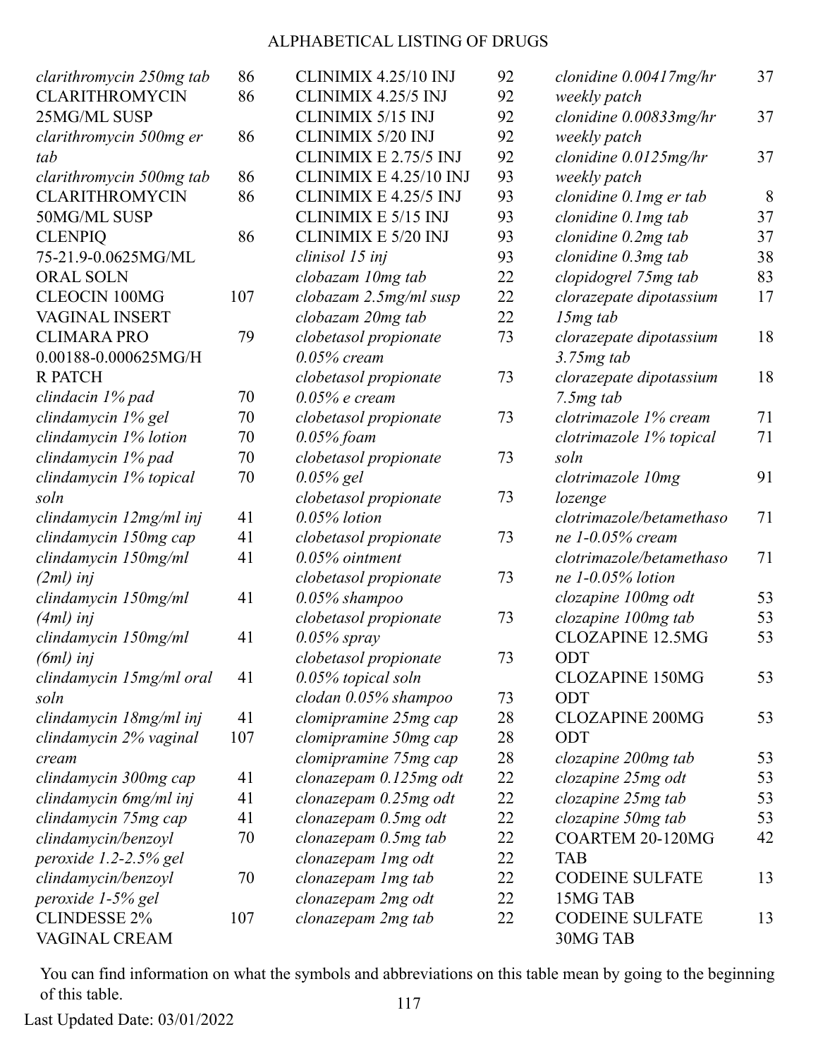# ALPHABETICAL LISTING OF DRUGS

| Drug | Page |
|---|---|
| *clarithromycin 250mg tab* | 86 |
| CLARITHROMYCIN 25MG/ML SUSP | 86 |
| *clarithromycin 500mg er tab* | 86 |
| *clarithromycin 500mg tab* | 86 |
| CLARITHROMYCIN 50MG/ML SUSP | 86 |
| CLENPIQ 75-21.9-0.0625MG/ML ORAL SOLN | 86 |
| CLEOCIN 100MG VAGINAL INSERT | 107 |
| CLIMARA PRO 0.00188-0.000625MG/HR PATCH | 79 |
| *clindacin 1% pad* | 70 |
| *clindamycin 1% gel* | 70 |
| *clindamycin 1% lotion* | 70 |
| *clindamycin 1% pad* | 70 |
| *clindamycin 1% topical soln* | 70 |
| *clindamycin 12mg/ml inj* | 41 |
| *clindamycin 150mg cap* | 41 |
| *clindamycin 150mg/ml (2ml) inj* | 41 |
| *clindamycin 150mg/ml (4ml) inj* | 41 |
| *clindamycin 150mg/ml (6ml) inj* | 41 |
| *clindamycin 15mg/ml oral soln* | 41 |
| *clindamycin 18mg/ml inj* | 41 |
| *clindamycin 2% vaginal cream* | 107 |
| *clindamycin 300mg cap* | 41 |
| *clindamycin 6mg/ml inj* | 41 |
| *clindamycin 75mg cap* | 41 |
| *clindamycin/benzoyl peroxide 1.2-2.5% gel* | 70 |
| *clindamycin/benzoyl peroxide 1-5% gel* | 70 |
| CLINDESSE 2% VAGINAL CREAM | 107 |
| CLINIMIX 4.25/10 INJ | 92 |
| CLINIMIX 4.25/5 INJ | 92 |
| CLINIMIX 5/15 INJ | 92 |
| CLINIMIX 5/20 INJ | 92 |
| CLINIMIX E 2.75/5 INJ | 92 |
| CLINIMIX E 4.25/10 INJ | 93 |
| CLINIMIX E 4.25/5 INJ | 93 |
| CLINIMIX E 5/15 INJ | 93 |
| CLINIMIX E 5/20 INJ | 93 |
| *clinisol 15 inj* | 93 |
| *clobazam 10mg tab* | 22 |
| *clobazam 2.5mg/ml susp* | 22 |
| *clobazam 20mg tab* | 22 |
| *clobetasol propionate 0.05% cream* | 73 |
| *clobetasol propionate 0.05% e cream* | 73 |
| *clobetasol propionate 0.05% foam* | 73 |
| *clobetasol propionate 0.05% gel* | 73 |
| *clobetasol propionate 0.05% lotion* | 73 |
| *clobetasol propionate 0.05% ointment* | 73 |
| *clobetasol propionate 0.05% shampoo* | 73 |
| *clobetasol propionate 0.05% spray* | 73 |
| *clobetasol propionate 0.05% topical soln* | 73 |
| *clodan 0.05% shampoo* | 73 |
| *clomipramine 25mg cap* | 28 |
| *clomipramine 50mg cap* | 28 |
| *clomipramine 75mg cap* | 28 |
| *clonazepam 0.125mg odt* | 22 |
| *clonazepam 0.25mg odt* | 22 |
| *clonazepam 0.5mg odt* | 22 |
| *clonazepam 0.5mg tab* | 22 |
| *clonazepam 1mg odt* | 22 |
| *clonazepam 1mg tab* | 22 |
| *clonazepam 2mg odt* | 22 |
| *clonazepam 2mg tab* | 22 |
| *clonidine 0.00417mg/hr weekly patch* | 37 |
| *clonidine 0.00833mg/hr weekly patch* | 37 |
| *clonidine 0.0125mg/hr weekly patch* | 37 |
| *clonidine 0.1mg er tab* | 8 |
| *clonidine 0.1mg tab* | 37 |
| *clonidine 0.2mg tab* | 37 |
| *clonidine 0.3mg tab* | 38 |
| *clopidogrel 75mg tab* | 83 |
| *clorazepate dipotassium 15mg tab* | 17 |
| *clorazepate dipotassium 3.75mg tab* | 18 |
| *clorazepate dipotassium 7.5mg tab* | 18 |
| *clotrimazole 1% cream* | 71 |
| *clotrimazole 1% topical soln* | 71 |
| *clotrimazole 10mg lozenge* | 91 |
| *clotrimazole/betamethasone 1-0.05% cream* | 71 |
| *clotrimazole/betamethasone 1-0.05% lotion* | 71 |
| *clozapine 100mg odt* | 53 |
| *clozapine 100mg tab* | 53 |
| CLOZAPINE 12.5MG ODT | 53 |
| CLOZAPINE 150MG ODT | 53 |
| CLOZAPINE 200MG ODT | 53 |
| *clozapine 200mg tab* | 53 |
| *clozapine 25mg odt* | 53 |
| *clozapine 25mg tab* | 53 |
| *clozapine 50mg tab* | 53 |
| COARTEM 20-120MG TAB | 42 |
| CODEINE SULFATE 15MG TAB | 13 |
| CODEINE SULFATE 30MG TAB | 13 |

You can find information on what the symbols and abbreviations on this table mean by going to the beginning of this table.

Last Updated Date: 03/01/2022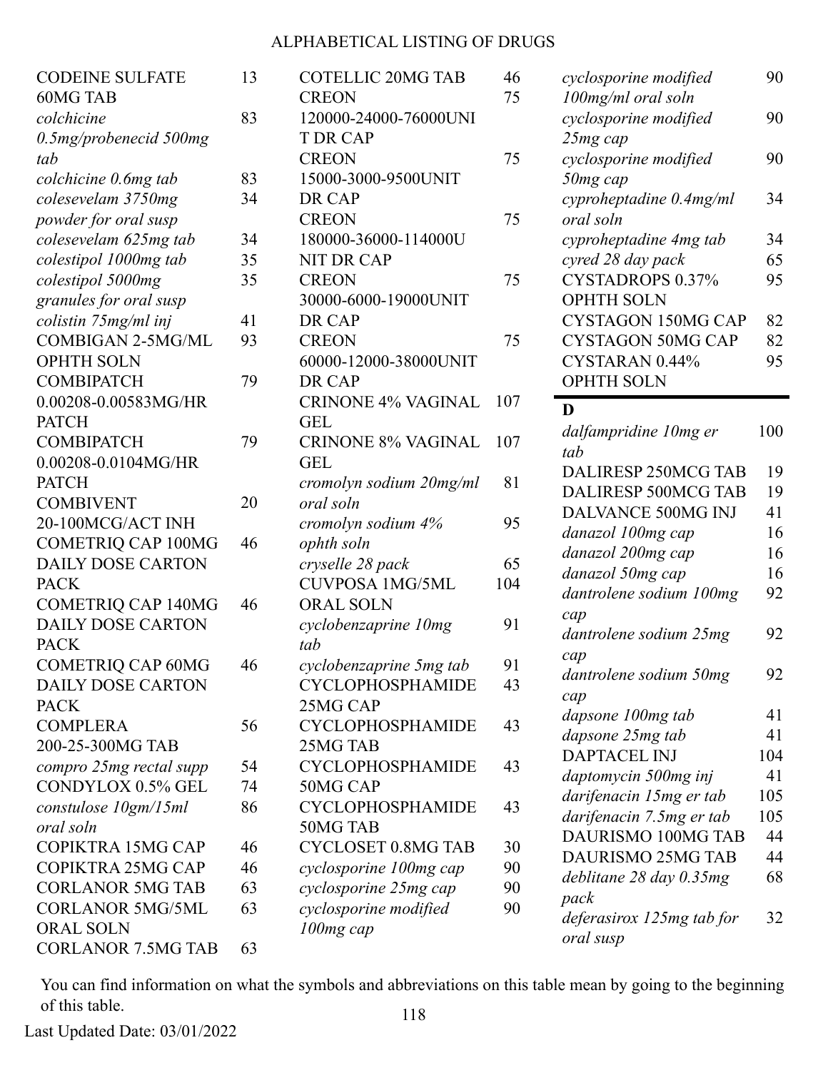| Drug Name | Page |
|---|---|
| CODEINE SULFATE 60MG TAB | 13 |
| *colchicine 0.5mg/probenecid 500mg tab* | 83 |
| *colchicine 0.6mg tab* | 83 |
| *colesevelam 3750mg powder for oral susp* | 34 |
| *colesevelam 625mg tab* | 34 |
| *colestipol 1000mg tab* | 35 |
| *colestipol 5000mg granules for oral susp* | 35 |
| *colistin 75mg/ml inj* | 41 |
| COMBIGAN 2-5MG/ML OPHTH SOLN | 93 |
| COMBIPATCH 0.00208-0.00583MG/HR PATCH | 79 |
| COMBIPATCH 0.00208-0.0104MG/HR PATCH | 79 |
| COMBIVENT 20-100MCG/ACT INH | 20 |
| COMETRIQ CAP 100MG DAILY DOSE CARTON PACK | 46 |
| COMETRIQ CAP 140MG DAILY DOSE CARTON PACK | 46 |
| COMETRIQ CAP 60MG DAILY DOSE CARTON PACK | 46 |
| COMPLERA 200-25-300MG TAB | 56 |
| *compro 25mg rectal supp* | 54 |
| CONDYLOX 0.5% GEL | 74 |
| *constulose 10gm/15ml oral soln* | 86 |
| COPIKTRA 15MG CAP | 46 |
| COPIKTRA 25MG CAP | 46 |
| CORLANOR 5MG TAB | 63 |
| CORLANOR 5MG/5ML ORAL SOLN | 63 |
| CORLANOR 7.5MG TAB | 63 |
| COTELLIC 20MG TAB | 46 |
| CREON 120000-24000-76000UNIT DR CAP | 75 |
| CREON 15000-3000-9500UNIT DR CAP | 75 |
| CREON 180000-36000-114000UNIT DR CAP | 75 |
| CREON 30000-6000-19000UNIT DR CAP | 75 |
| CREON 60000-12000-38000UNIT DR CAP | 75 |
| CRINONE 4% VAGINAL GEL | 107 |
| CRINONE 8% VAGINAL GEL | 107 |
| *cromolyn sodium 20mg/ml oral soln* | 81 |
| *cromolyn sodium 4% ophth soln* | 95 |
| *cryselle 28 pack* | 65 |
| CUVPOSA 1MG/5ML ORAL SOLN | 104 |
| *cyclobenzaprine 10mg tab* | 91 |
| *cyclobenzaprine 5mg tab* | 91 |
| CYCLOPHOSPHAMIDE 25MG CAP | 43 |
| CYCLOPHOSPHAMIDE 25MG TAB | 43 |
| CYCLOPHOSPHAMIDE 50MG CAP | 43 |
| CYCLOPHOSPHAMIDE 50MG TAB | 43 |
| CYCLOSET 0.8MG TAB | 30 |
| *cyclosporine 100mg cap* | 90 |
| *cyclosporine 25mg cap* | 90 |
| *cyclosporine modified 100mg cap* | 90 |
| *cyclosporine modified 100mg/ml oral soln* | 90 |
| *cyclosporine modified 25mg cap* | 90 |
| *cyclosporine modified 50mg cap* | 90 |
| *cyproheptadine 0.4mg/ml oral soln* | 34 |
| *cyproheptadine 4mg tab* | 34 |
| *cyred 28 day pack* | 65 |
| CYSTADROPS 0.37% OPHTH SOLN | 95 |
| CYSTAGON 150MG CAP | 82 |
| CYSTAGON 50MG CAP | 82 |
| CYSTARAN 0.44% OPHTH SOLN | 95 |

## D

| Drug Name | Page |
|---|---|
| *dalfampridine 10mg er tab* | 100 |
| DALIRESP 250MCG TAB | 19 |
| DALIRESP 500MCG TAB | 19 |
| DALVANCE 500MG INJ | 41 |
| *danazol 100mg cap* | 16 |
| *danazol 200mg cap* | 16 |
| *danazol 50mg cap* | 16 |
| *dantrolene sodium 100mg cap* | 92 |
| *dantrolene sodium 25mg cap* | 92 |
| *dantrolene sodium 50mg cap* | 92 |
| *dapsone 100mg tab* | 41 |
| *dapsone 25mg tab* | 41 |
| DAPTACEL INJ | 104 |
| *daptomycin 500mg inj* | 41 |
| *darifenacin 15mg er tab* | 105 |
| *darifenacin 7.5mg er tab* | 105 |
| DAURISMO 100MG TAB | 44 |
| DAURISMO 25MG TAB | 44 |
| *deblitane 28 day 0.35mg pack* | 68 |
| *deferasirox 125mg tab for oral susp* | 32 |

You can find information on what the symbols and abbreviations on this table mean by going to the beginning of this table.

Last Updated Date: 03/01/2022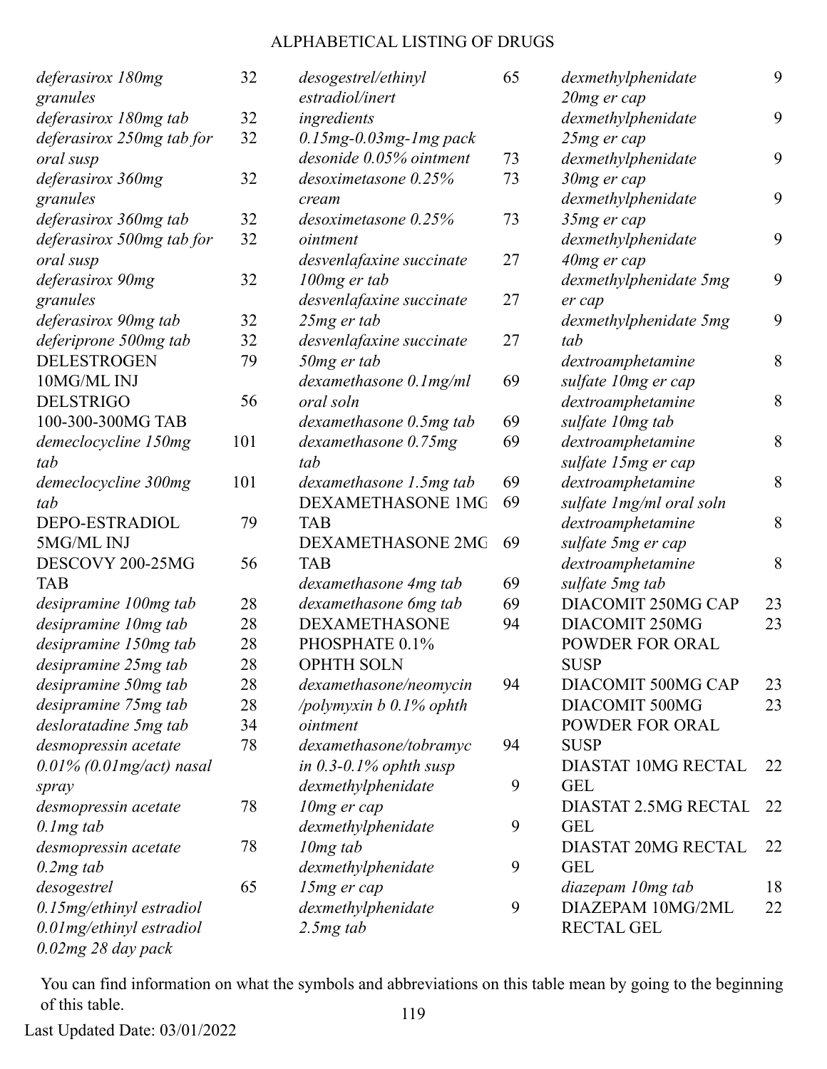# ALPHABETICAL LISTING OF DRUGS

| Drug | Page |
|---|---|
| *deferasirox 180mg granules* | 32 |
| *deferasirox 180mg tab* | 32 |
| *deferasirox 250mg tab for oral susp* | 32 |
| *deferasirox 360mg granules* | 32 |
| *deferasirox 360mg tab* | 32 |
| *deferasirox 500mg tab for oral susp* | 32 |
| *deferasirox 90mg granules* | 32 |
| *deferasirox 90mg tab* | 32 |
| *deferiprone 500mg tab* | 32 |
| DELESTROGEN 10MG/ML INJ | 79 |
| DELSTRIGO 100-300-300MG TAB | 56 |
| *demeclocycline 150mg tab* | 101 |
| *demeclocycline 300mg tab* | 101 |
| DEPO-ESTRADIOL 5MG/ML INJ | 79 |
| DESCOVY 200-25MG TAB | 56 |
| *desipramine 100mg tab* | 28 |
| *desipramine 10mg tab* | 28 |
| *desipramine 150mg tab* | 28 |
| *desipramine 25mg tab* | 28 |
| *desipramine 50mg tab* | 28 |
| *desipramine 75mg tab* | 28 |
| *desloratadine 5mg tab* | 34 |
| *desmopressin acetate 0.01% (0.01mg/act) nasal spray* | 78 |
| *desmopressin acetate 0.1mg tab* | 78 |
| *desmopressin acetate 0.2mg tab* | 78 |
| *desogestrel 0.15mg/ethinyl estradiol 0.01mg/ethinyl estradiol 0.02mg 28 day pack* | 65 |
| *desogestrel/ethinyl estradiol/inert ingredients 0.15mg-0.03mg-1mg pack* | 65 |
| *desonide 0.05% ointment* | 73 |
| *desoximetasone 0.25% cream* | 73 |
| *desoximetasone 0.25% ointment* | 73 |
| *desvenlafaxine succinate 100mg er tab* | 27 |
| *desvenlafaxine succinate 25mg er tab* | 27 |
| *desvenlafaxine succinate 50mg er tab* | 27 |
| *dexamethasone 0.1mg/ml oral soln* | 69 |
| *dexamethasone 0.5mg tab* | 69 |
| *dexamethasone 0.75mg tab* | 69 |
| *dexamethasone 1.5mg tab* | 69 |
| DEXAMETHASONE 1MG TAB | 69 |
| DEXAMETHASONE 2MG TAB | 69 |
| *dexamethasone 4mg tab* | 69 |
| *dexamethasone 6mg tab* | 69 |
| DEXAMETHASONE PHOSPHATE 0.1% OPHTH SOLN | 94 |
| *dexamethasone/neomycin/polymyxin b 0.1% ophth ointment* | 94 |
| *dexamethasone/tobramycin 0.3-0.1% ophth susp* | 94 |
| *dexmethylphenidate 10mg er cap* | 9 |
| *dexmethylphenidate 10mg tab* | 9 |
| *dexmethylphenidate 15mg er cap* | 9 |
| *dexmethylphenidate 2.5mg tab* | 9 |
| *dexmethylphenidate 20mg er cap* | 9 |
| *dexmethylphenidate 25mg er cap* | 9 |
| *dexmethylphenidate 30mg er cap* | 9 |
| *dexmethylphenidate 35mg er cap* | 9 |
| *dexmethylphenidate 40mg er cap* | 9 |
| *dexmethylphenidate 5mg er cap* | 9 |
| *dexmethylphenidate 5mg tab* | 9 |
| *dextroamphetamine sulfate 10mg er cap* | 8 |
| *dextroamphetamine sulfate 10mg tab* | 8 |
| *dextroamphetamine sulfate 15mg er cap* | 8 |
| *dextroamphetamine sulfate 1mg/ml oral soln* | 8 |
| *dextroamphetamine sulfate 5mg er cap* | 8 |
| *dextroamphetamine sulfate 5mg tab* | 8 |
| DIACOMIT 250MG CAP | 23 |
| DIACOMIT 250MG POWDER FOR ORAL SUSP | 23 |
| DIACOMIT 500MG CAP | 23 |
| DIACOMIT 500MG POWDER FOR ORAL SUSP | 23 |
| DIASTAT 10MG RECTAL GEL | 22 |
| DIASTAT 2.5MG RECTAL GEL | 22 |
| DIASTAT 20MG RECTAL GEL | 22 |
| *diazepam 10mg tab* | 18 |
| DIAZEPAM 10MG/2ML RECTAL GEL | 22 |

You can find information on what the symbols and abbreviations on this table mean by going to the beginning of this table.

Last Updated Date: 03/01/2022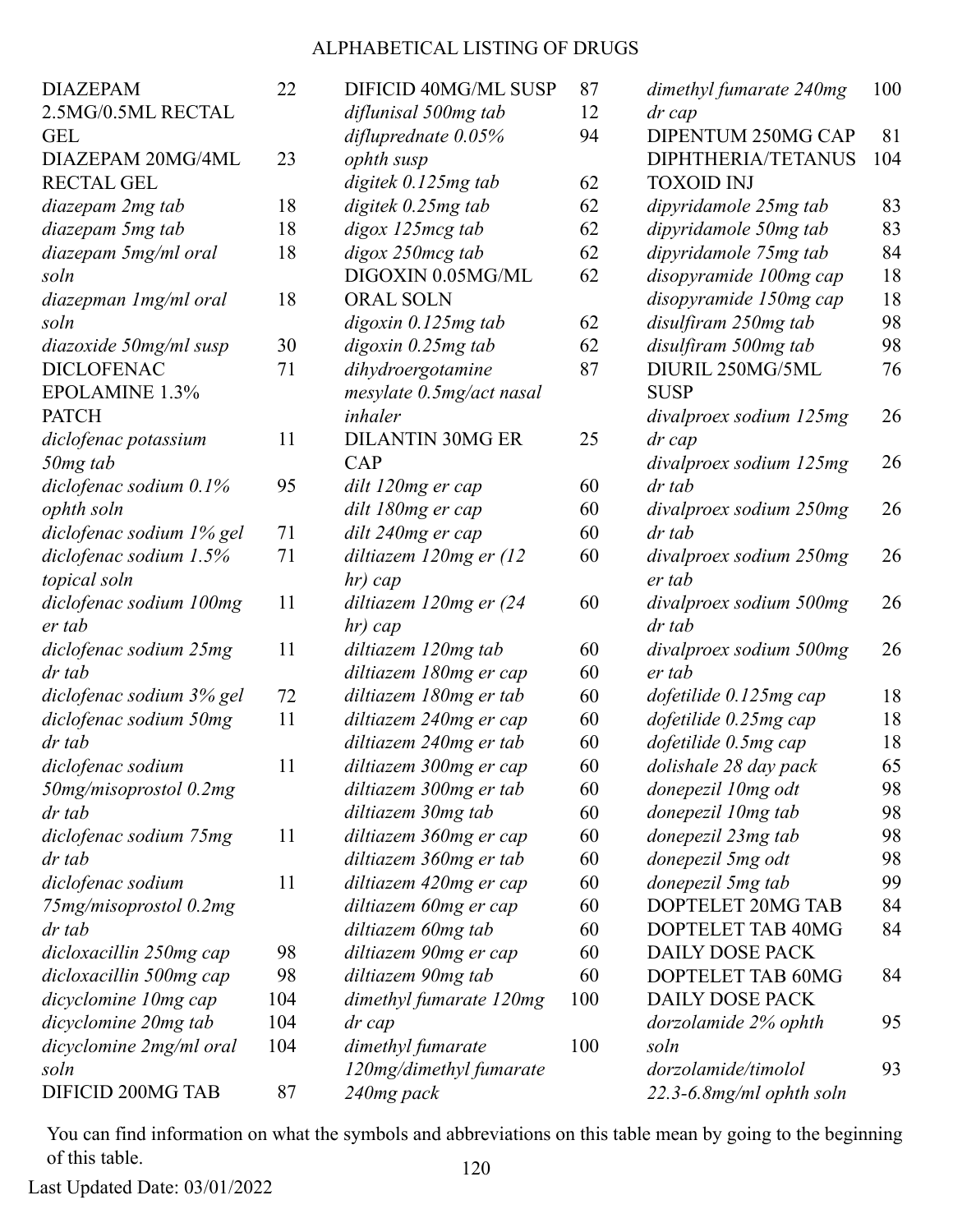# ALPHABETICAL LISTING OF DRUGS

| Drug | Page |
|---|---|
| DIAZEPAM 2.5MG/0.5ML RECTAL GEL | 22 |
| DIAZEPAM 20MG/4ML RECTAL GEL | 23 |
| *diazepam 2mg tab* | 18 |
| *diazepam 5mg tab* | 18 |
| *diazepam 5mg/ml oral soln* | 18 |
| *diazepman 1mg/ml oral soln* | 18 |
| *diazoxide 50mg/ml susp* | 30 |
| DICLOFENAC EPOLAMINE 1.3% PATCH | 71 |
| *diclofenac potassium 50mg tab* | 11 |
| *diclofenac sodium 0.1% ophth soln* | 95 |
| *diclofenac sodium 1% gel* | 71 |
| *diclofenac sodium 1.5% topical soln* | 71 |
| *diclofenac sodium 100mg er tab* | 11 |
| *diclofenac sodium 25mg dr tab* | 11 |
| *diclofenac sodium 3% gel* | 72 |
| *diclofenac sodium 50mg dr tab* | 11 |
| *diclofenac sodium 50mg/misoprostol 0.2mg dr tab* | 11 |
| *diclofenac sodium 75mg dr tab* | 11 |
| *diclofenac sodium 75mg/misoprostol 0.2mg dr tab* | 11 |
| *dicloxacillin 250mg cap* | 98 |
| *dicloxacillin 500mg cap* | 98 |
| *dicyclomine 10mg cap* | 104 |
| *dicyclomine 20mg tab* | 104 |
| *dicyclomine 2mg/ml oral soln* | 104 |
| DIFICID 200MG TAB | 87 |
| DIFICID 40MG/ML SUSP | 87 |
| *diflunisal 500mg tab* | 12 |
| *difluprednate 0.05% ophth susp* | 94 |
| *digitek 0.125mg tab* | 62 |
| *digitek 0.25mg tab* | 62 |
| *digox 125mcg tab* | 62 |
| *digox 250mcg tab* | 62 |
| DIGOXIN 0.05MG/ML ORAL SOLN | 62 |
| *digoxin 0.125mg tab* | 62 |
| *digoxin 0.25mg tab* | 62 |
| *dihydroergotamine mesylate 0.5mg/act nasal inhaler* | 87 |
| DILANTIN 30MG ER CAP | 25 |
| *dilt 120mg er cap* | 60 |
| *dilt 180mg er cap* | 60 |
| *dilt 240mg er cap* | 60 |
| *diltiazem 120mg er (12 hr) cap* | 60 |
| *diltiazem 120mg er (24 hr) cap* | 60 |
| *diltiazem 120mg tab* | 60 |
| *diltiazem 180mg er cap* | 60 |
| *diltiazem 180mg er tab* | 60 |
| *diltiazem 240mg er cap* | 60 |
| *diltiazem 240mg er tab* | 60 |
| *diltiazem 300mg er cap* | 60 |
| *diltiazem 300mg er tab* | 60 |
| *diltiazem 30mg tab* | 60 |
| *diltiazem 360mg er cap* | 60 |
| *diltiazem 360mg er tab* | 60 |
| *diltiazem 420mg er cap* | 60 |
| *diltiazem 60mg er cap* | 60 |
| *diltiazem 60mg tab* | 60 |
| *diltiazem 90mg er cap* | 60 |
| *diltiazem 90mg tab* | 60 |
| *dimethyl fumarate 120mg dr cap* | 100 |
| *dimethyl fumarate 120mg/dimethyl fumarate 240mg pack* | 100 |
| *dimethyl fumarate 240mg dr cap* | 100 |
| DIPENTUM 250MG CAP | 81 |
| DIPHTHERIA/TETANUS TOXOID INJ | 104 |
| *dipyridamole 25mg tab* | 83 |
| *dipyridamole 50mg tab* | 83 |
| *dipyridamole 75mg tab* | 84 |
| *disopyramide 100mg cap* | 18 |
| *disopyramide 150mg cap* | 18 |
| *disulfiram 250mg tab* | 98 |
| *disulfiram 500mg tab* | 98 |
| DIURIL 250MG/5ML SUSP | 76 |
| *divalproex sodium 125mg dr cap* | 26 |
| *divalproex sodium 125mg dr tab* | 26 |
| *divalproex sodium 250mg dr tab* | 26 |
| *divalproex sodium 250mg er tab* | 26 |
| *divalproex sodium 500mg dr tab* | 26 |
| *divalproex sodium 500mg er tab* | 26 |
| *dofetilide 0.125mg cap* | 18 |
| *dofetilide 0.25mg cap* | 18 |
| *dofetilide 0.5mg cap* | 18 |
| *dolishale 28 day pack* | 65 |
| *donepezil 10mg odt* | 98 |
| *donepezil 10mg tab* | 98 |
| *donepezil 23mg tab* | 98 |
| *donepezil 5mg odt* | 98 |
| *donepezil 5mg tab* | 99 |
| DOPTELET 20MG TAB | 84 |
| DOPTELET TAB 40MG DAILY DOSE PACK | 84 |
| DOPTELET TAB 60MG DAILY DOSE PACK | 84 |
| *dorzolamide 2% ophth soln* | 95 |
| *dorzolamide/timolol 22.3-6.8mg/ml ophth soln* | 93 |

You can find information on what the symbols and abbreviations on this table mean by going to the beginning of this table.

Last Updated Date: 03/01/2022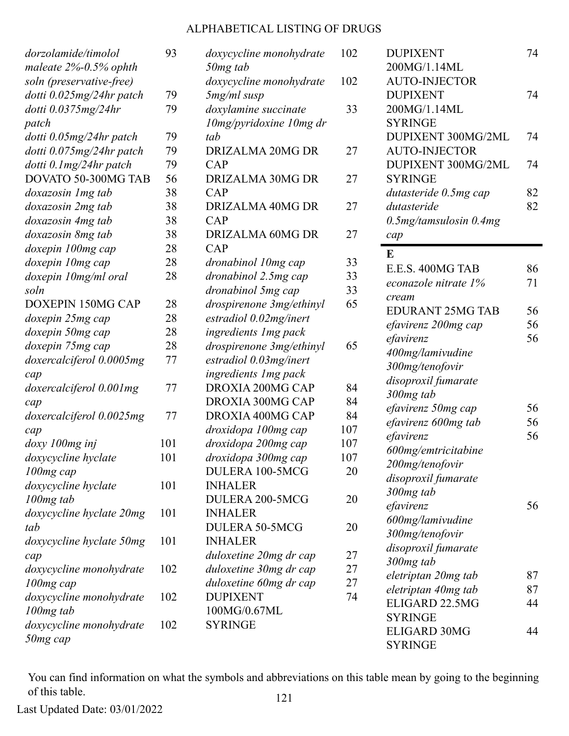# ALPHABETICAL LISTING OF DRUGS

| Drug | Page |
|---|---|
| *dorzolamide/timolol maleate 2%-0.5% ophth soln (preservative-free)* | 93 |
| *dotti 0.025mg/24hr patch* | 79 |
| *dotti 0.0375mg/24hr patch* | 79 |
| *dotti 0.05mg/24hr patch* | 79 |
| *dotti 0.075mg/24hr patch* | 79 |
| *dotti 0.1mg/24hr patch* | 79 |
| DOVATO 50-300MG TAB | 56 |
| *doxazosin 1mg tab* | 38 |
| *doxazosin 2mg tab* | 38 |
| *doxazosin 4mg tab* | 38 |
| *doxazosin 8mg tab* | 38 |
| *doxepin 100mg cap* | 28 |
| *doxepin 10mg cap* | 28 |
| *doxepin 10mg/ml oral soln* | 28 |
| DOXEPIN 150MG CAP | 28 |
| *doxepin 25mg cap* | 28 |
| *doxepin 50mg cap* | 28 |
| *doxepin 75mg cap* | 28 |
| *doxercalciferol 0.0005mg cap* | 77 |
| *doxercalciferol 0.001mg cap* | 77 |
| *doxercalciferol 0.0025mg cap* | 77 |
| *doxy 100mg inj* | 101 |
| *doxycycline hyclate 100mg cap* | 101 |
| *doxycycline hyclate 100mg tab* | 101 |
| *doxycycline hyclate 20mg tab* | 101 |
| *doxycycline hyclate 50mg cap* | 101 |
| *doxycycline monohydrate 100mg cap* | 102 |
| *doxycycline monohydrate 100mg tab* | 102 |
| *doxycycline monohydrate 50mg cap* | 102 |
| *doxycycline monohydrate 50mg tab* | 102 |
| *doxycycline monohydrate 5mg/ml susp* | 102 |
| *doxylamine succinate 10mg/pyridoxine 10mg dr tab* | 33 |
| DRIZALMA 20MG DR CAP | 27 |
| DRIZALMA 30MG DR CAP | 27 |
| DRIZALMA 40MG DR CAP | 27 |
| DRIZALMA 60MG DR CAP | 27 |
| *dronabinol 10mg cap* | 33 |
| *dronabinol 2.5mg cap* | 33 |
| *dronabinol 5mg cap* | 33 |
| *drospirenone 3mg/ethinyl estradiol 0.02mg/inert ingredients 1mg pack* | 65 |
| *drospirenone 3mg/ethinyl estradiol 0.03mg/inert ingredients 1mg pack* | 65 |
| DROXIA 200MG CAP | 84 |
| DROXIA 300MG CAP | 84 |
| DROXIA 400MG CAP | 84 |
| *droxidopa 100mg cap* | 107 |
| *droxidopa 200mg cap* | 107 |
| *droxidopa 300mg cap* | 107 |
| DULERA 100-5MCG INHALER | 20 |
| DULERA 200-5MCG INHALER | 20 |
| DULERA 50-5MCG INHALER | 20 |
| *duloxetine 20mg dr cap* | 27 |
| *duloxetine 30mg dr cap* | 27 |
| *duloxetine 60mg dr cap* | 27 |
| DUPIXENT 100MG/0.67ML SYRINGE | 74 |
| DUPIXENT 200MG/1.14ML AUTO-INJECTOR | 74 |
| DUPIXENT 200MG/1.14ML SYRINGE | 74 |
| DUPIXENT 300MG/2ML AUTO-INJECTOR | 74 |
| DUPIXENT 300MG/2ML SYRINGE | 74 |
| *dutasteride 0.5mg cap* | 82 |
| *dutasteride 0.5mg/tamsulosin 0.4mg cap* | 82 |

## E

| Drug | Page |
|---|---|
| E.E.S. 400MG TAB | 86 |
| *econazole nitrate 1% cream* | 71 |
| EDURANT 25MG TAB | 56 |
| *efavirenz 200mg cap* | 56 |
| *efavirenz 400mg/lamivudine 300mg/tenofovir disoproxil fumarate 300mg tab* | 56 |
| *efavirenz 50mg cap* | 56 |
| *efavirenz 600mg tab* | 56 |
| *efavirenz 600mg/emtricitabine 200mg/tenofovir disoproxil fumarate 300mg tab* | 56 |
| *efavirenz 600mg/lamivudine 300mg/tenofovir disoproxil fumarate 300mg tab* | 56 |
| *eletriptan 20mg tab* | 87 |
| *eletriptan 40mg tab* | 87 |
| ELIGARD 22.5MG SYRINGE | 44 |
| ELIGARD 30MG SYRINGE | 44 |

You can find information on what the symbols and abbreviations on this table mean by going to the beginning of this table.

Last Updated Date: 03/01/2022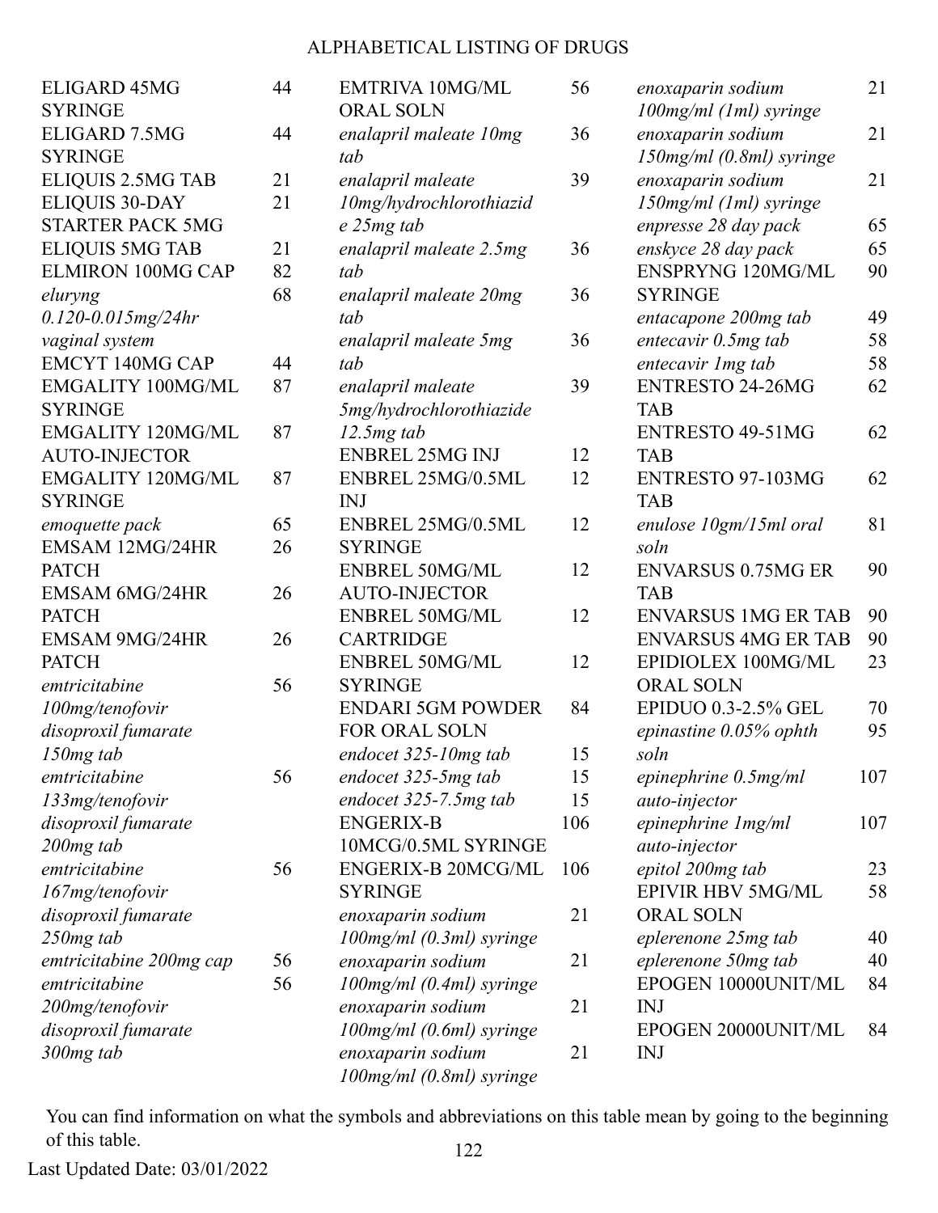# ALPHABETICAL LISTING OF DRUGS

| Drug | Page |
|---|---|
| ELIGARD 45MG SYRINGE | 44 |
| ELIGARD 7.5MG SYRINGE | 44 |
| ELIQUIS 2.5MG TAB | 21 |
| ELIQUIS 30-DAY STARTER PACK 5MG | 21 |
| ELIQUIS 5MG TAB | 21 |
| ELMIRON 100MG CAP | 82 |
| *eluryng 0.120-0.015mg/24hr vaginal system* | 68 |
| EMCYT 140MG CAP | 44 |
| EMGALITY 100MG/ML SYRINGE | 87 |
| EMGALITY 120MG/ML AUTO-INJECTOR | 87 |
| EMGALITY 120MG/ML SYRINGE | 87 |
| *emoquette pack* | 65 |
| EMSAM 12MG/24HR PATCH | 26 |
| EMSAM 6MG/24HR PATCH | 26 |
| EMSAM 9MG/24HR PATCH | 26 |
| *emtricitabine 100mg/tenofovir disoproxil fumarate 150mg tab* | 56 |
| *emtricitabine 133mg/tenofovir disoproxil fumarate 200mg tab* | 56 |
| *emtricitabine 167mg/tenofovir disoproxil fumarate 250mg tab* | 56 |
| *emtricitabine 200mg cap* | 56 |
| *emtricitabine 200mg/tenofovir disoproxil fumarate 300mg tab* | 56 |
| EMTRIVA 10MG/ML ORAL SOLN | 56 |
| *enalapril maleate 10mg tab* | 36 |
| *enalapril maleate 10mg/hydrochlorothiazide 25mg tab* | 39 |
| *enalapril maleate 2.5mg tab* | 36 |
| *enalapril maleate 20mg tab* | 36 |
| *enalapril maleate 5mg tab* | 36 |
| *enalapril maleate 5mg/hydrochlorothiazide 12.5mg tab* | 39 |
| ENBREL 25MG INJ | 12 |
| ENBREL 25MG/0.5ML INJ | 12 |
| ENBREL 25MG/0.5ML SYRINGE | 12 |
| ENBREL 50MG/ML AUTO-INJECTOR | 12 |
| ENBREL 50MG/ML CARTRIDGE | 12 |
| ENBREL 50MG/ML SYRINGE | 12 |
| ENDARI 5GM POWDER FOR ORAL SOLN | 84 |
| *endocet 325-10mg tab* | 15 |
| *endocet 325-5mg tab* | 15 |
| *endocet 325-7.5mg tab* | 15 |
| ENGERIX-B 10MCG/0.5ML SYRINGE | 106 |
| ENGERIX-B 20MCG/ML SYRINGE | 106 |
| *enoxaparin sodium 100mg/ml (0.3ml) syringe* | 21 |
| *enoxaparin sodium 100mg/ml (0.4ml) syringe* | 21 |
| *enoxaparin sodium 100mg/ml (0.6ml) syringe* | 21 |
| *enoxaparin sodium 100mg/ml (0.8ml) syringe* | 21 |
| *enoxaparin sodium 100mg/ml (1ml) syringe* | 21 |
| *enoxaparin sodium 150mg/ml (0.8ml) syringe* | 21 |
| *enoxaparin sodium 150mg/ml (1ml) syringe* | 21 |
| *enpresse 28 day pack* | 65 |
| *enskyce 28 day pack* | 65 |
| ENSPRYNG 120MG/ML SYRINGE | 90 |
| *entacapone 200mg tab* | 49 |
| *entecavir 0.5mg tab* | 58 |
| *entecavir 1mg tab* | 58 |
| ENTRESTO 24-26MG TAB | 62 |
| ENTRESTO 49-51MG TAB | 62 |
| ENTRESTO 97-103MG TAB | 62 |
| *enulose 10gm/15ml oral soln* | 81 |
| ENVARSUS 0.75MG ER TAB | 90 |
| ENVARSUS 1MG ER TAB | 90 |
| ENVARSUS 4MG ER TAB | 90 |
| EPIDIOLEX 100MG/ML ORAL SOLN | 23 |
| EPIDUO 0.3-2.5% GEL | 70 |
| *epinastine 0.05% ophth soln* | 95 |
| *epinephrine 0.5mg/ml auto-injector* | 107 |
| *epinephrine 1mg/ml auto-injector* | 107 |
| *epitol 200mg tab* | 23 |
| EPIVIR HBV 5MG/ML ORAL SOLN | 58 |
| *eplerenone 25mg tab* | 40 |
| *eplerenone 50mg tab* | 40 |
| EPOGEN 10000UNIT/ML INJ | 84 |
| EPOGEN 20000UNIT/ML INJ | 84 |

You can find information on what the symbols and abbreviations on this table mean by going to the beginning of this table.

Last Updated Date: 03/01/2022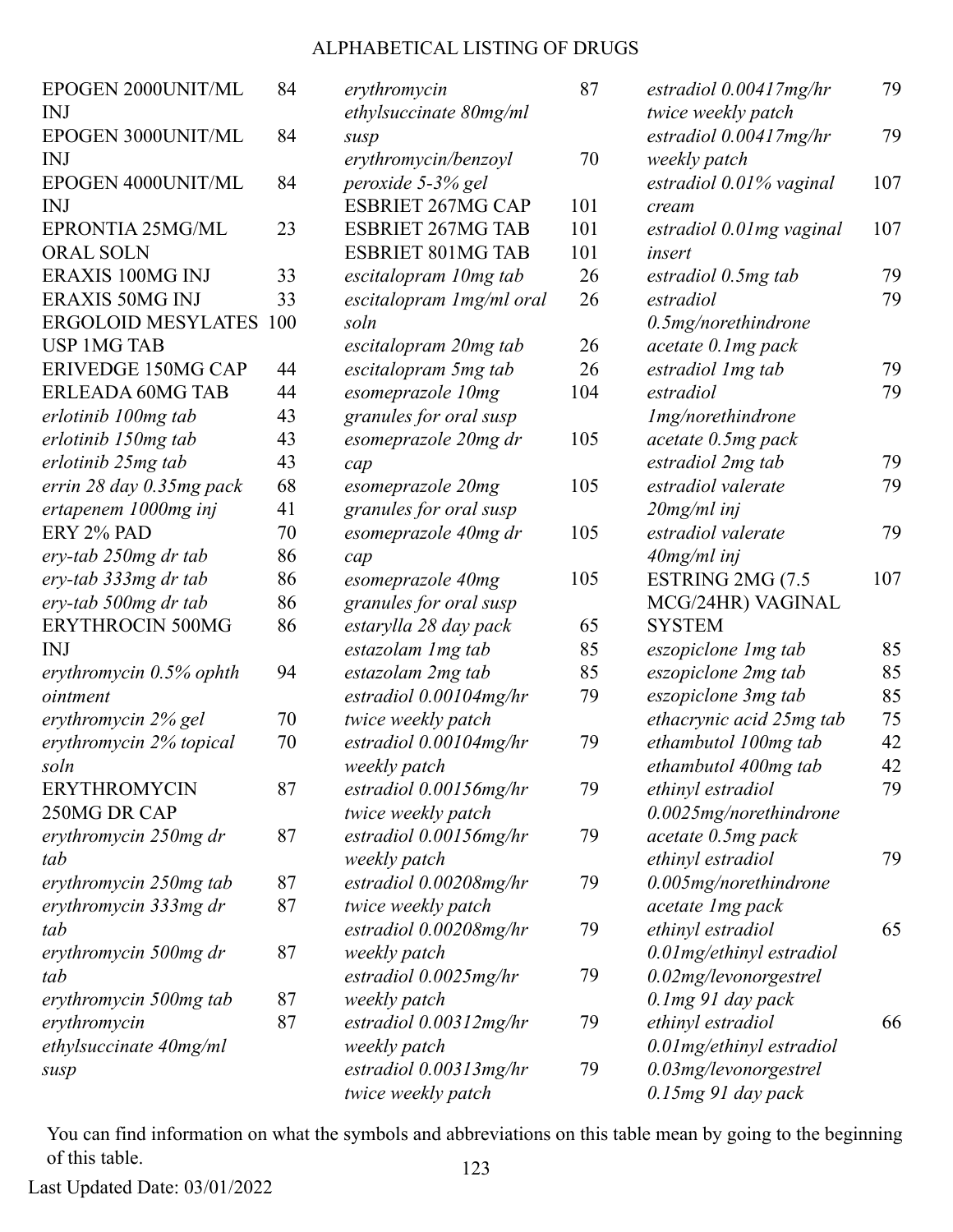# ALPHABETICAL LISTING OF DRUGS

| Drug | Page |
|---|---|
| EPOGEN 2000UNIT/ML INJ | 84 |
| EPOGEN 3000UNIT/ML INJ | 84 |
| EPOGEN 4000UNIT/ML INJ | 84 |
| EPRONTIA 25MG/ML ORAL SOLN | 23 |
| ERAXIS 100MG INJ | 33 |
| ERAXIS 50MG INJ | 33 |
| ERGOLOID MESYLATES USP 1MG TAB | 100 |
| ERIVEDGE 150MG CAP | 44 |
| ERLEADA 60MG TAB | 44 |
| *erlotinib 100mg tab* | 43 |
| *erlotinib 150mg tab* | 43 |
| *erlotinib 25mg tab* | 43 |
| *errin 28 day 0.35mg pack* | 68 |
| *ertapenem 1000mg inj* | 41 |
| ERY 2% PAD | 70 |
| *ery-tab 250mg dr tab* | 86 |
| *ery-tab 333mg dr tab* | 86 |
| *ery-tab 500mg dr tab* | 86 |
| ERYTHROCIN 500MG INJ | 86 |
| *erythromycin 0.5% ophth ointment* | 94 |
| *erythromycin 2% gel* | 70 |
| *erythromycin 2% topical soln* | 70 |
| ERYTHROMYCIN 250MG DR CAP | 87 |
| *erythromycin 250mg dr tab* | 87 |
| *erythromycin 250mg tab* | 87 |
| *erythromycin 333mg dr tab* | 87 |
| *erythromycin 500mg dr tab* | 87 |
| *erythromycin 500mg tab* | 87 |
| *erythromycin ethylsuccinate 40mg/ml susp* | 87 |
| *erythromycin ethylsuccinate 80mg/ml susp* | 87 |
| *erythromycin/benzoyl peroxide 5-3% gel* | 70 |
| ESBRIET 267MG CAP | 101 |
| ESBRIET 267MG TAB | 101 |
| ESBRIET 801MG TAB | 101 |
| *escitalopram 10mg tab* | 26 |
| *escitalopram 1mg/ml oral soln* | 26 |
| *escitalopram 20mg tab* | 26 |
| *escitalopram 5mg tab* | 26 |
| *esomeprazole 10mg granules for oral susp* | 104 |
| *esomeprazole 20mg dr cap* | 105 |
| *esomeprazole 20mg granules for oral susp* | 105 |
| *esomeprazole 40mg dr cap* | 105 |
| *esomeprazole 40mg granules for oral susp* | 105 |
| *estarylla 28 day pack* | 65 |
| *estazolam 1mg tab* | 85 |
| *estazolam 2mg tab* | 85 |
| *estradiol 0.00104mg/hr twice weekly patch* | 79 |
| *estradiol 0.00104mg/hr weekly patch* | 79 |
| *estradiol 0.00156mg/hr twice weekly patch* | 79 |
| *estradiol 0.00156mg/hr weekly patch* | 79 |
| *estradiol 0.00208mg/hr twice weekly patch* | 79 |
| *estradiol 0.00208mg/hr weekly patch* | 79 |
| *estradiol 0.0025mg/hr weekly patch* | 79 |
| *estradiol 0.00312mg/hr weekly patch* | 79 |
| *estradiol 0.00313mg/hr twice weekly patch* | 79 |
| *estradiol 0.00417mg/hr twice weekly patch* | 79 |
| *estradiol 0.00417mg/hr weekly patch* | 79 |
| *estradiol 0.01% vaginal cream* | 107 |
| *estradiol 0.01mg vaginal insert* | 107 |
| *estradiol 0.5mg tab* | 79 |
| *estradiol 0.5mg/norethindrone acetate 0.1mg pack* | 79 |
| *estradiol 1mg tab* | 79 |
| *estradiol 1mg/norethindrone acetate 0.5mg pack* | 79 |
| *estradiol 2mg tab* | 79 |
| *estradiol valerate 20mg/ml inj* | 79 |
| *estradiol valerate 40mg/ml inj* | 79 |
| ESTRING 2MG (7.5 MCG/24HR) VAGINAL SYSTEM | 107 |
| *eszopiclone 1mg tab* | 85 |
| *eszopiclone 2mg tab* | 85 |
| *eszopiclone 3mg tab* | 85 |
| *ethacrynic acid 25mg tab* | 75 |
| *ethambutol 100mg tab* | 42 |
| *ethambutol 400mg tab* | 42 |
| *ethinyl estradiol 0.0025mg/norethindrone acetate 0.5mg pack* | 79 |
| *ethinyl estradiol 0.005mg/norethindrone acetate 1mg pack* | 79 |
| *ethinyl estradiol 0.01mg/ethinyl estradiol 0.02mg/levonorgestrel 0.1mg 91 day pack* | 65 |
| *ethinyl estradiol 0.01mg/ethinyl estradiol 0.03mg/levonorgestrel 0.15mg 91 day pack* | 66 |

You can find information on what the symbols and abbreviations on this table mean by going to the beginning of this table.

Last Updated Date: 03/01/2022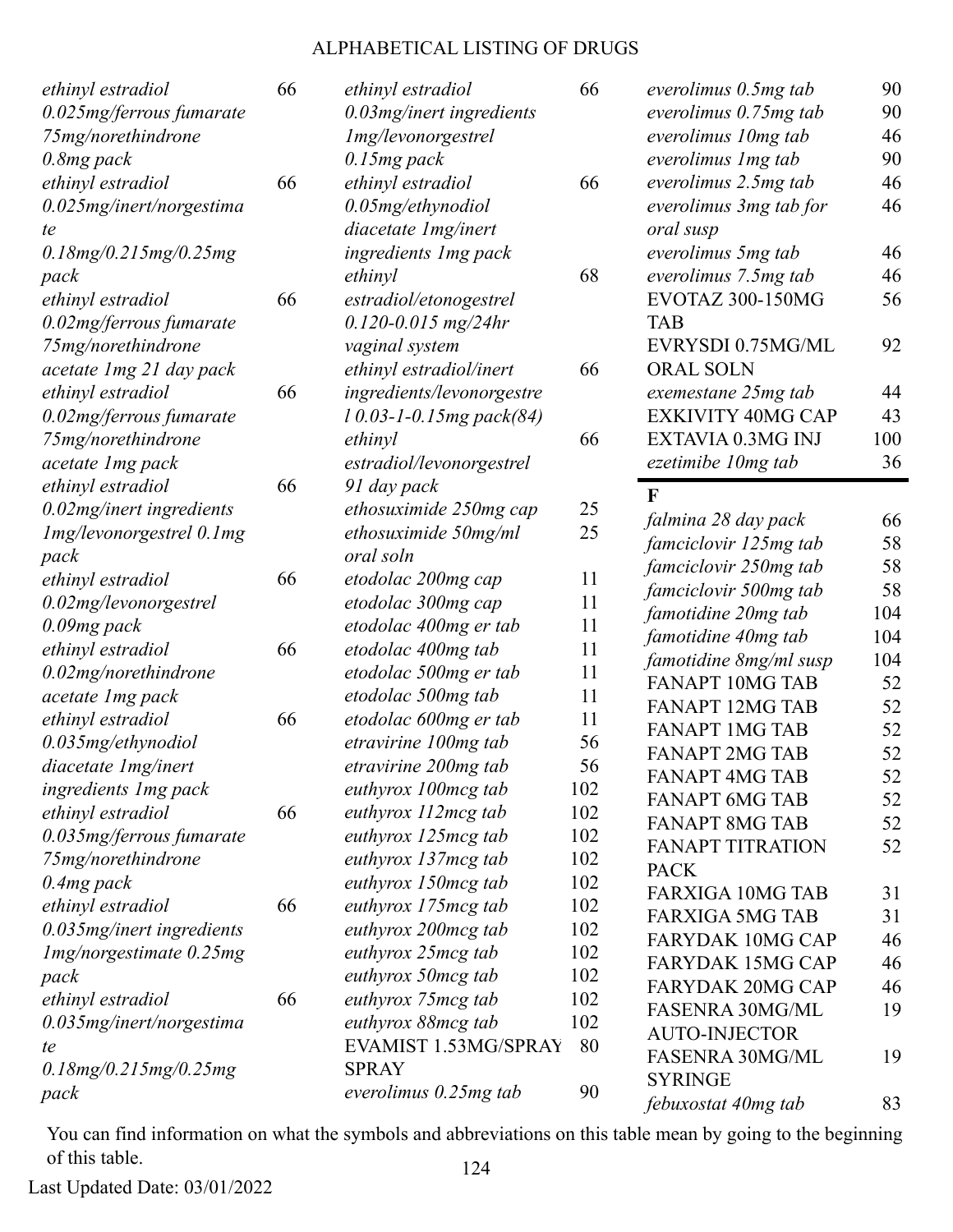# ALPHABETICAL LISTING OF DRUGS

| Drug Name | Page |
|---|---|
| *ethinyl estradiol 0.025mg/ferrous fumarate 75mg/norethindrone 0.8mg pack* | 66 |
| *ethinyl estradiol 0.025mg/inert/norgestimate 0.18mg/0.215mg/0.25mg pack* | 66 |
| *ethinyl estradiol 0.02mg/ferrous fumarate 75mg/norethindrone acetate 1mg 21 day pack* | 66 |
| *ethinyl estradiol 0.02mg/ferrous fumarate 75mg/norethindrone acetate 1mg pack* | 66 |
| *ethinyl estradiol 0.02mg/inert ingredients 1mg/levonorgestrel 0.1mg pack* | 66 |
| *ethinyl estradiol 0.02mg/levonorgestrel 0.09mg pack* | 66 |
| *ethinyl estradiol 0.02mg/norethindrone acetate 1mg pack* | 66 |
| *ethinyl estradiol 0.035mg/ethynodiol diacetate 1mg/inert ingredients 1mg pack* | 66 |
| *ethinyl estradiol 0.035mg/ferrous fumarate 75mg/norethindrone 0.4mg pack* | 66 |
| *ethinyl estradiol 0.035mg/inert ingredients 1mg/norgestimate 0.25mg pack* | 66 |
| *ethinyl estradiol 0.035mg/inert/norgestimate 0.18mg/0.215mg/0.25mg pack* | 66 |
| *ethinyl estradiol 0.03mg/inert ingredients 1mg/levonorgestrel 0.15mg pack* | 66 |
| *ethinyl estradiol 0.05mg/ethynodiol diacetate 1mg/inert ingredients 1mg pack* | 66 |
| *ethinyl estradiol/etonogestrel 0.120-0.015 mg/24hr vaginal system* | 68 |
| *ethinyl estradiol/inert ingredients/levonorgestrel 0.03-1-0.15mg pack(84)* | 66 |
| *ethinyl estradiol/levonorgestrel 91 day pack* | 66 |
| *ethosuximide 250mg cap* | 25 |
| *ethosuximide 50mg/ml oral soln* | 25 |
| *etodolac 200mg cap* | 11 |
| *etodolac 300mg cap* | 11 |
| *etodolac 400mg er tab* | 11 |
| *etodolac 400mg tab* | 11 |
| *etodolac 500mg er tab* | 11 |
| *etodolac 500mg tab* | 11 |
| *etodolac 600mg er tab* | 11 |
| *etravirine 100mg tab* | 56 |
| *etravirine 200mg tab* | 56 |
| *euthyrox 100mcg tab* | 102 |
| *euthyrox 112mcg tab* | 102 |
| *euthyrox 125mcg tab* | 102 |
| *euthyrox 137mcg tab* | 102 |
| *euthyrox 150mcg tab* | 102 |
| *euthyrox 175mcg tab* | 102 |
| *euthyrox 200mcg tab* | 102 |
| *euthyrox 25mcg tab* | 102 |
| *euthyrox 50mcg tab* | 102 |
| *euthyrox 75mcg tab* | 102 |
| *euthyrox 88mcg tab* | 102 |
| EVAMIST 1.53MG/SPRAY SPRAY | 80 |
| *everolimus 0.25mg tab* | 90 |
| *everolimus 0.5mg tab* | 90 |
| *everolimus 0.75mg tab* | 90 |
| *everolimus 10mg tab* | 46 |
| *everolimus 1mg tab* | 90 |
| *everolimus 2.5mg tab* | 46 |
| *everolimus 3mg tab for oral susp* | 46 |
| *everolimus 5mg tab* | 46 |
| *everolimus 7.5mg tab* | 46 |
| EVOTAZ 300-150MG TAB | 56 |
| EVRYSDI 0.75MG/ML ORAL SOLN | 92 |
| *exemestane 25mg tab* | 44 |
| EXKIVITY 40MG CAP | 43 |
| EXTAVIA 0.3MG INJ | 100 |
| *ezetimibe 10mg tab* | 36 |

## F

| Drug Name | Page |
|---|---|
| *falmina 28 day pack* | 66 |
| *famciclovir 125mg tab* | 58 |
| *famciclovir 250mg tab* | 58 |
| *famciclovir 500mg tab* | 58 |
| *famotidine 20mg tab* | 104 |
| *famotidine 40mg tab* | 104 |
| *famotidine 8mg/ml susp* | 104 |
| FANAPT 10MG TAB | 52 |
| FANAPT 12MG TAB | 52 |
| FANAPT 1MG TAB | 52 |
| FANAPT 2MG TAB | 52 |
| FANAPT 4MG TAB | 52 |
| FANAPT 6MG TAB | 52 |
| FANAPT 8MG TAB | 52 |
| FANAPT TITRATION PACK | 52 |
| FARXIGA 10MG TAB | 31 |
| FARXIGA 5MG TAB | 31 |
| FARYDAK 10MG CAP | 46 |
| FARYDAK 15MG CAP | 46 |
| FARYDAK 20MG CAP | 46 |
| FASENRA 30MG/ML AUTO-INJECTOR | 19 |
| FASENRA 30MG/ML SYRINGE | 19 |
| *febuxostat 40mg tab* | 83 |

You can find information on what the symbols and abbreviations on this table mean by going to the beginning of this table.

Last Updated Date: 03/01/2022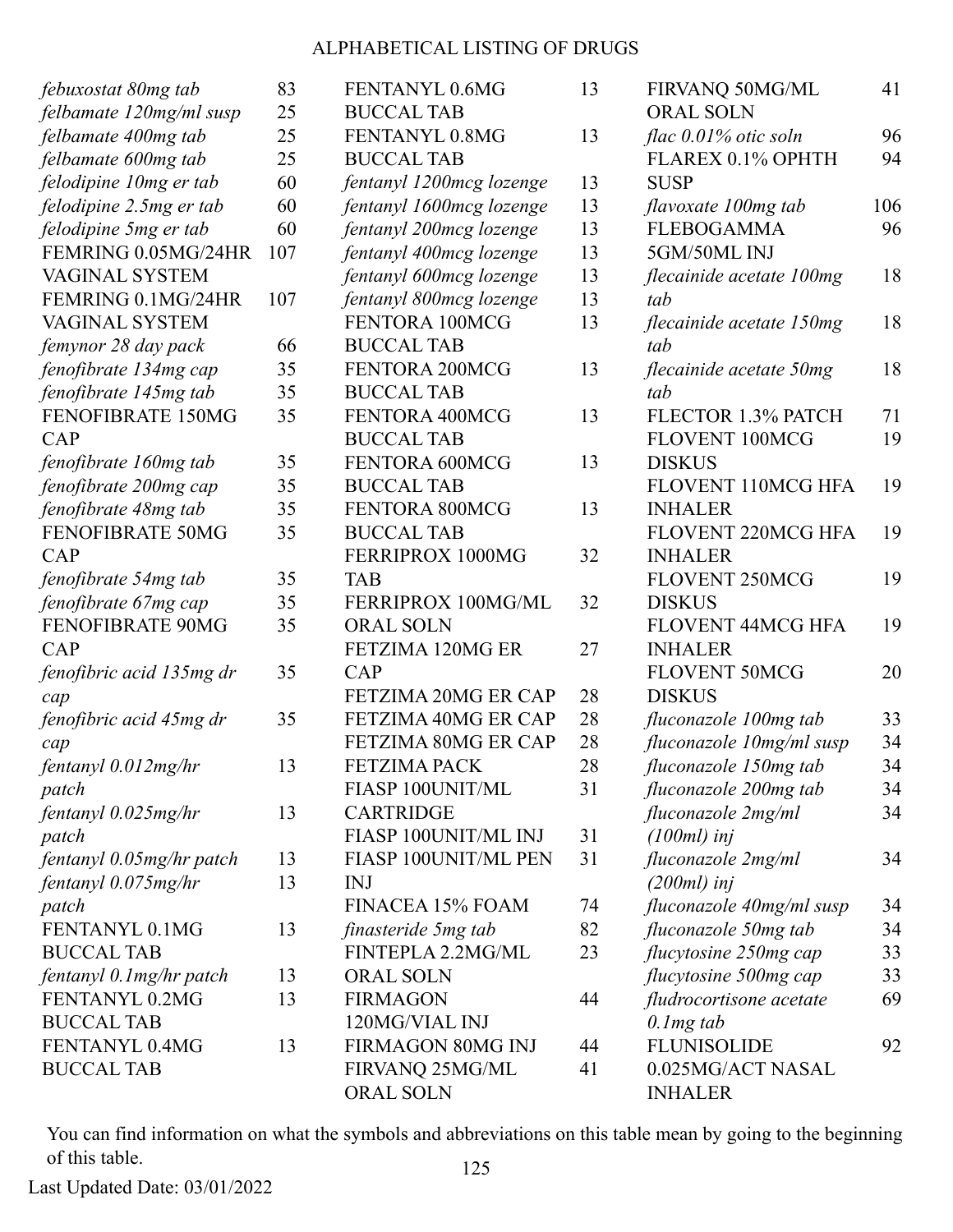# ALPHABETICAL LISTING OF DRUGS

| Drug | Page |
|---|---|
| *febuxostat 80mg tab* | 83 |
| *felbamate 120mg/ml susp* | 25 |
| *felbamate 400mg tab* | 25 |
| *felbamate 600mg tab* | 25 |
| *felodipine 10mg er tab* | 60 |
| *felodipine 2.5mg er tab* | 60 |
| *felodipine 5mg er tab* | 60 |
| FEMRING 0.05MG/24HR VAGINAL SYSTEM | 107 |
| FEMRING 0.1MG/24HR VAGINAL SYSTEM | 107 |
| *femynor 28 day pack* | 66 |
| *fenofibrate 134mg cap* | 35 |
| *fenofibrate 145mg tab* | 35 |
| FENOFIBRATE 150MG CAP | 35 |
| *fenofibrate 160mg tab* | 35 |
| *fenofibrate 200mg cap* | 35 |
| *fenofibrate 48mg tab* | 35 |
| FENOFIBRATE 50MG CAP | 35 |
| *fenofibrate 54mg tab* | 35 |
| *fenofibrate 67mg cap* | 35 |
| FENOFIBRATE 90MG CAP | 35 |
| *fenofibric acid 135mg dr cap* | 35 |
| *fenofibric acid 45mg dr cap* | 35 |
| *fentanyl 0.012mg/hr patch* | 13 |
| *fentanyl 0.025mg/hr patch* | 13 |
| *fentanyl 0.05mg/hr patch* | 13 |
| *fentanyl 0.075mg/hr patch* | 13 |
| FENTANYL 0.1MG BUCCAL TAB | 13 |
| *fentanyl 0.1mg/hr patch* | 13 |
| FENTANYL 0.2MG BUCCAL TAB | 13 |
| FENTANYL 0.4MG BUCCAL TAB | 13 |
| FENTANYL 0.6MG BUCCAL TAB | 13 |
| FENTANYL 0.8MG BUCCAL TAB | 13 |
| *fentanyl 1200mcg lozenge* | 13 |
| *fentanyl 1600mcg lozenge* | 13 |
| *fentanyl 200mcg lozenge* | 13 |
| *fentanyl 400mcg lozenge* | 13 |
| *fentanyl 600mcg lozenge* | 13 |
| *fentanyl 800mcg lozenge* | 13 |
| FENTORA 100MCG BUCCAL TAB | 13 |
| FENTORA 200MCG BUCCAL TAB | 13 |
| FENTORA 400MCG BUCCAL TAB | 13 |
| FENTORA 600MCG BUCCAL TAB | 13 |
| FENTORA 800MCG BUCCAL TAB | 13 |
| FERRIPROX 1000MG TAB | 32 |
| FERRIPROX 100MG/ML ORAL SOLN | 32 |
| FETZIMA 120MG ER CAP | 27 |
| FETZIMA 20MG ER CAP | 28 |
| FETZIMA 40MG ER CAP | 28 |
| FETZIMA 80MG ER CAP | 28 |
| FETZIMA PACK | 28 |
| FIASP 100UNIT/ML CARTRIDGE | 31 |
| FIASP 100UNIT/ML INJ | 31 |
| FIASP 100UNIT/ML PEN INJ | 31 |
| FINACEA 15% FOAM | 74 |
| *finasteride 5mg tab* | 82 |
| FINTEPLA 2.2MG/ML ORAL SOLN | 23 |
| FIRMAGON 120MG/VIAL INJ | 44 |
| FIRMAGON 80MG INJ | 44 |
| FIRVANQ 25MG/ML ORAL SOLN | 41 |
| FIRVANQ 50MG/ML ORAL SOLN | 41 |
| *flac 0.01% otic soln* | 96 |
| FLAREX 0.1% OPHTH SUSP | 94 |
| *flavoxate 100mg tab* | 106 |
| FLEBOGAMMA 5GM/50ML INJ | 96 |
| *flecainide acetate 100mg tab* | 18 |
| *flecainide acetate 150mg tab* | 18 |
| *flecainide acetate 50mg tab* | 18 |
| FLECTOR 1.3% PATCH | 71 |
| FLOVENT 100MCG DISKUS | 19 |
| FLOVENT 110MCG HFA INHALER | 19 |
| FLOVENT 220MCG HFA INHALER | 19 |
| FLOVENT 250MCG DISKUS | 19 |
| FLOVENT 44MCG HFA INHALER | 19 |
| FLOVENT 50MCG DISKUS | 20 |
| *fluconazole 100mg tab* | 33 |
| *fluconazole 10mg/ml susp* | 34 |
| *fluconazole 150mg tab* | 34 |
| *fluconazole 200mg tab* | 34 |
| *fluconazole 2mg/ml (100ml) inj* | 34 |
| *fluconazole 2mg/ml (200ml) inj* | 34 |
| *fluconazole 40mg/ml susp* | 34 |
| *fluconazole 50mg tab* | 34 |
| *flucytosine 250mg cap* | 33 |
| *flucytosine 500mg cap* | 33 |
| *fludrocortisone acetate 0.1mg tab* | 69 |
| FLUNISOLIDE 0.025MG/ACT NASAL INHALER | 92 |

You can find information on what the symbols and abbreviations on this table mean by going to the beginning of this table.

Last Updated Date: 03/01/2022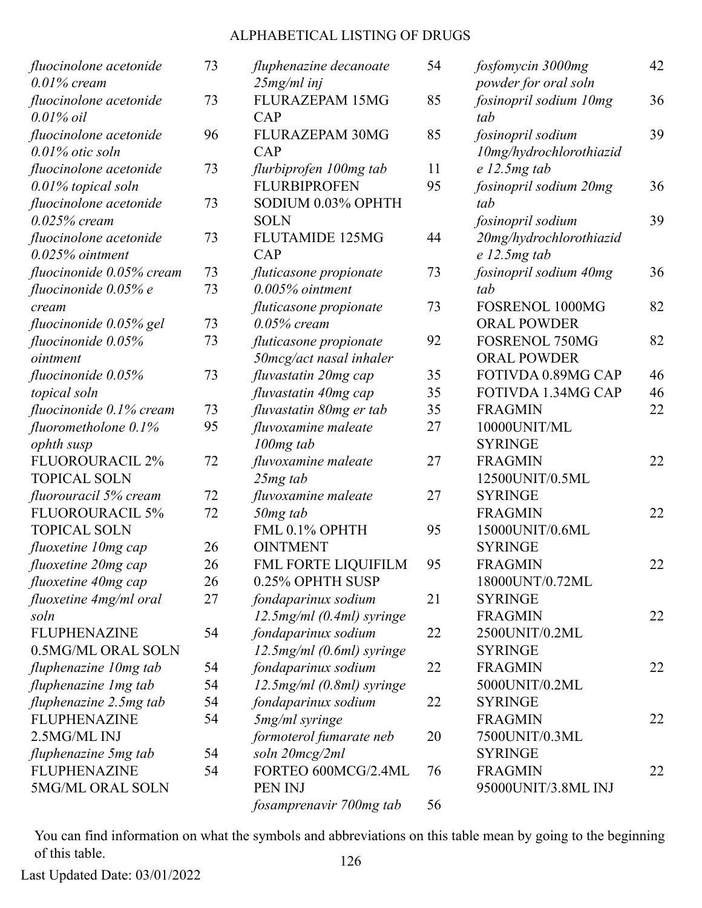# ALPHABETICAL LISTING OF DRUGS

| Drug | Page |
|---|---|
| *fluocinolone acetonide 0.01% cream* | 73 |
| *fluocinolone acetonide 0.01% oil* | 73 |
| *fluocinolone acetonide 0.01% otic soln* | 96 |
| *fluocinolone acetonide 0.01% topical soln* | 73 |
| *fluocinolone acetonide 0.025% cream* | 73 |
| *fluocinolone acetonide 0.025% ointment* | 73 |
| *fluocinonide 0.05% cream* | 73 |
| *fluocinonide 0.05% e cream* | 73 |
| *fluocinonide 0.05% gel* | 73 |
| *fluocinonide 0.05% ointment* | 73 |
| *fluocinonide 0.05% topical soln* | 73 |
| *fluocinonide 0.1% cream* | 73 |
| *fluorometholone 0.1% ophth susp* | 95 |
| FLUOROURACIL 2% TOPICAL SOLN | 72 |
| *fluorouracil 5% cream* | 72 |
| FLUOROURACIL 5% TOPICAL SOLN | 72 |
| *fluoxetine 10mg cap* | 26 |
| *fluoxetine 20mg cap* | 26 |
| *fluoxetine 40mg cap* | 26 |
| *fluoxetine 4mg/ml oral soln* | 27 |
| FLUPHENAZINE 0.5MG/ML ORAL SOLN | 54 |
| *fluphenazine 10mg tab* | 54 |
| *fluphenazine 1mg tab* | 54 |
| *fluphenazine 2.5mg tab* | 54 |
| FLUPHENAZINE 2.5MG/ML INJ | 54 |
| *fluphenazine 5mg tab* | 54 |
| FLUPHENAZINE 5MG/ML ORAL SOLN | 54 |
| *fluphenazine decanoate 25mg/ml inj* | 54 |
| FLURAZEPAM 15MG CAP | 85 |
| FLURAZEPAM 30MG CAP | 85 |
| *flurbiprofen 100mg tab* | 11 |
| FLURBIPROFEN SODIUM 0.03% OPHTH SOLN | 95 |
| FLUTAMIDE 125MG CAP | 44 |
| *fluticasone propionate 0.005% ointment* | 73 |
| *fluticasone propionate 0.05% cream* | 73 |
| *fluticasone propionate 50mcg/act nasal inhaler* | 92 |
| *fluvastatin 20mg cap* | 35 |
| *fluvastatin 40mg cap* | 35 |
| *fluvastatin 80mg er tab* | 35 |
| *fluvoxamine maleate 100mg tab* | 27 |
| *fluvoxamine maleate 25mg tab* | 27 |
| *fluvoxamine maleate 50mg tab* | 27 |
| FML 0.1% OPHTH OINTMENT | 95 |
| FML FORTE LIQUIFILM 0.25% OPHTH SUSP | 95 |
| *fondaparinux sodium 12.5mg/ml (0.4ml) syringe* | 21 |
| *fondaparinux sodium 12.5mg/ml (0.6ml) syringe* | 22 |
| *fondaparinux sodium 12.5mg/ml (0.8ml) syringe* | 22 |
| *fondaparinux sodium 5mg/ml syringe* | 22 |
| *formoterol fumarate neb soln 20mcg/2ml* | 20 |
| FORTEO 600MCG/2.4ML PEN INJ | 76 |
| *fosamprenavir 700mg tab* | 56 |
| *fosfomycin 3000mg powder for oral soln* | 42 |
| *fosinopril sodium 10mg tab* | 36 |
| *fosinopril sodium 10mg/hydrochlorothiazide 12.5mg tab* | 39 |
| *fosinopril sodium 20mg tab* | 36 |
| *fosinopril sodium 20mg/hydrochlorothiazide 12.5mg tab* | 39 |
| *fosinopril sodium 40mg tab* | 36 |
| FOSRENOL 1000MG ORAL POWDER | 82 |
| FOSRENOL 750MG ORAL POWDER | 82 |
| FOTIVDA 0.89MG CAP | 46 |
| FOTIVDA 1.34MG CAP | 46 |
| FRAGMIN 10000UNIT/ML SYRINGE | 22 |
| FRAGMIN 12500UNIT/0.5ML SYRINGE | 22 |
| FRAGMIN 15000UNIT/0.6ML SYRINGE | 22 |
| FRAGMIN 18000UNT/0.72ML SYRINGE | 22 |
| FRAGMIN 2500UNIT/0.2ML SYRINGE | 22 |
| FRAGMIN 5000UNIT/0.2ML SYRINGE | 22 |
| FRAGMIN 7500UNIT/0.3ML SYRINGE | 22 |
| FRAGMIN 95000UNIT/3.8ML INJ | 22 |

You can find information on what the symbols and abbreviations on this table mean by going to the beginning of this table.

Last Updated Date: 03/01/2022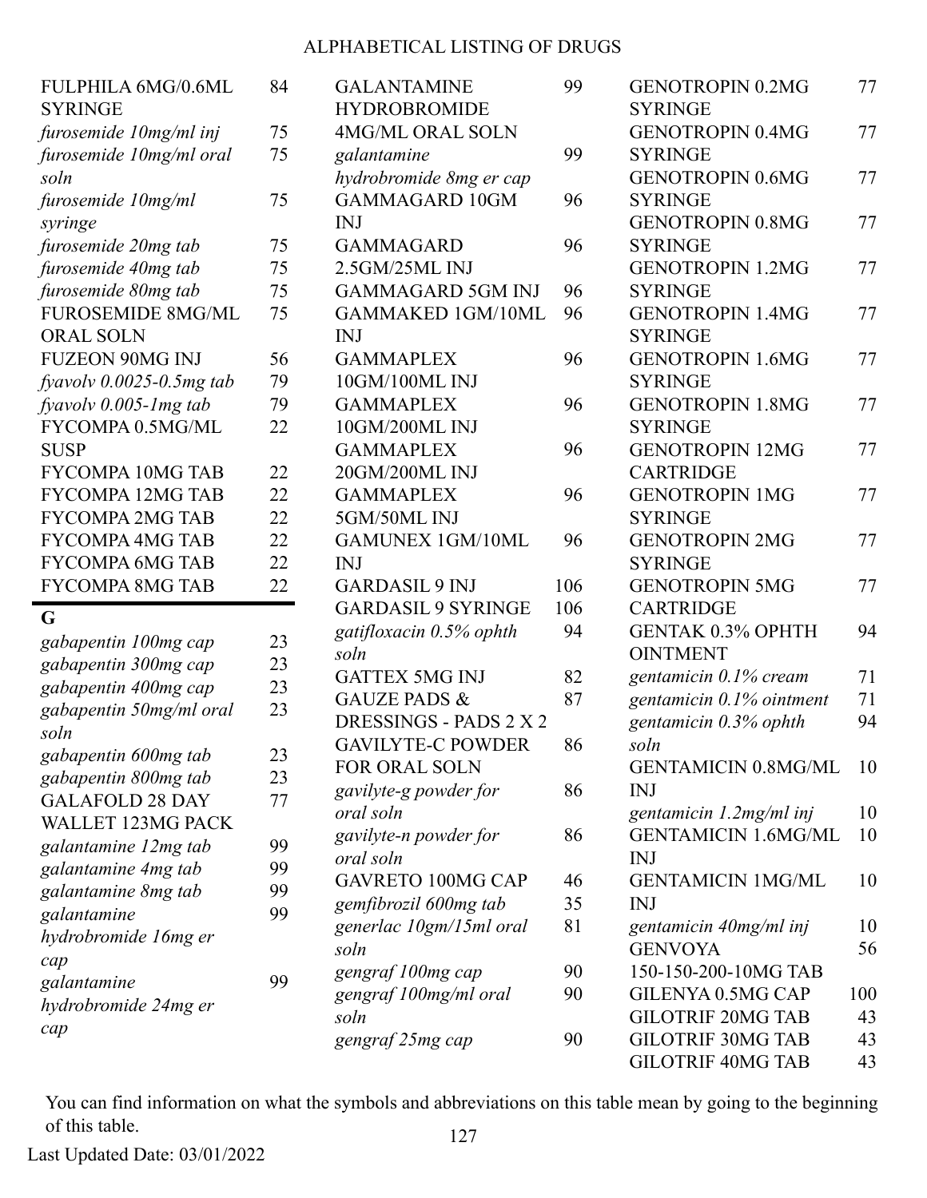| Drug Name | Page |
|---|---|
| FULPHILA 6MG/0.6ML SYRINGE | 84 |
| *furosemide 10mg/ml inj* | 75 |
| *furosemide 10mg/ml oral soln* | 75 |
| *furosemide 10mg/ml syringe* | 75 |
| *furosemide 20mg tab* | 75 |
| *furosemide 40mg tab* | 75 |
| *furosemide 80mg tab* | 75 |
| FUROSEMIDE 8MG/ML ORAL SOLN | 75 |
| FUZEON 90MG INJ | 56 |
| *fyavolv 0.0025-0.5mg tab* | 79 |
| *fyavolv 0.005-1mg tab* | 79 |
| FYCOMPA 0.5MG/ML SUSP | 22 |
| FYCOMPA 10MG TAB | 22 |
| FYCOMPA 12MG TAB | 22 |
| FYCOMPA 2MG TAB | 22 |
| FYCOMPA 4MG TAB | 22 |
| FYCOMPA 6MG TAB | 22 |
| FYCOMPA 8MG TAB | 22 |

## G

| Drug Name | Page |
|---|---|
| *gabapentin 100mg cap* | 23 |
| *gabapentin 300mg cap* | 23 |
| *gabapentin 400mg cap* | 23 |
| *gabapentin 50mg/ml oral soln* | 23 |
| *gabapentin 600mg tab* | 23 |
| *gabapentin 800mg tab* | 23 |
| GALAFOLD 28 DAY WALLET 123MG PACK | 77 |
| *galantamine 12mg tab* | 99 |
| *galantamine 4mg tab* | 99 |
| *galantamine 8mg tab* | 99 |
| *galantamine hydrobromide 16mg er cap* | 99 |
| *galantamine hydrobromide 24mg er cap* | 99 |
| GALANTAMINE HYDROBROMIDE 4MG/ML ORAL SOLN | 99 |
| *galantamine hydrobromide 8mg er cap* | 99 |
| GAMMAGARD 10GM INJ | 96 |
| GAMMAGARD 2.5GM/25ML INJ | 96 |
| GAMMAGARD 5GM INJ | 96 |
| GAMMAKED 1GM/10ML INJ | 96 |
| GAMMAPLEX 10GM/100ML INJ | 96 |
| GAMMAPLEX 10GM/200ML INJ | 96 |
| GAMMAPLEX 20GM/200ML INJ | 96 |
| GAMMAPLEX 5GM/50ML INJ | 96 |
| GAMUNEX 1GM/10ML INJ | 96 |
| GARDASIL 9 INJ | 106 |
| GARDASIL 9 SYRINGE | 106 |
| *gatifloxacin 0.5% ophth soln* | 94 |
| GATTEX 5MG INJ | 82 |
| GAUZE PADS & DRESSINGS - PADS 2 X 2 | 87 |
| GAVILYTE-C POWDER FOR ORAL SOLN | 86 |
| *gavilyte-g powder for oral soln* | 86 |
| *gavilyte-n powder for oral soln* | 86 |
| GAVRETO 100MG CAP | 46 |
| *gemfibrozil 600mg tab* | 35 |
| *generlac 10gm/15ml oral soln* | 81 |
| *gengraf 100mg cap* | 90 |
| *gengraf 100mg/ml oral soln* | 90 |
| *gengraf 25mg cap* | 90 |
| GENOTROPIN 0.2MG SYRINGE | 77 |
| GENOTROPIN 0.4MG SYRINGE | 77 |
| GENOTROPIN 0.6MG SYRINGE | 77 |
| GENOTROPIN 0.8MG SYRINGE | 77 |
| GENOTROPIN 1.2MG SYRINGE | 77 |
| GENOTROPIN 1.4MG SYRINGE | 77 |
| GENOTROPIN 1.6MG SYRINGE | 77 |
| GENOTROPIN 1.8MG SYRINGE | 77 |
| GENOTROPIN 12MG CARTRIDGE | 77 |
| GENOTROPIN 1MG SYRINGE | 77 |
| GENOTROPIN 2MG SYRINGE | 77 |
| GENOTROPIN 5MG CARTRIDGE | 77 |
| GENTAK 0.3% OPHTH OINTMENT | 94 |
| *gentamicin 0.1% cream* | 71 |
| *gentamicin 0.1% ointment* | 71 |
| *gentamicin 0.3% ophth soln* | 94 |
| GENTAMICIN 0.8MG/ML INJ | 10 |
| *gentamicin 1.2mg/ml inj* | 10 |
| GENTAMICIN 1.6MG/ML INJ | 10 |
| GENTAMICIN 1MG/ML INJ | 10 |
| *gentamicin 40mg/ml inj* | 10 |
| GENVOYA 150-150-200-10MG TAB | 56 |
| GILENYA 0.5MG CAP | 100 |
| GILOTRIF 20MG TAB | 43 |
| GILOTRIF 30MG TAB | 43 |
| GILOTRIF 40MG TAB | 43 |

You can find information on what the symbols and abbreviations on this table mean by going to the beginning of this table.

Last Updated Date: 03/01/2022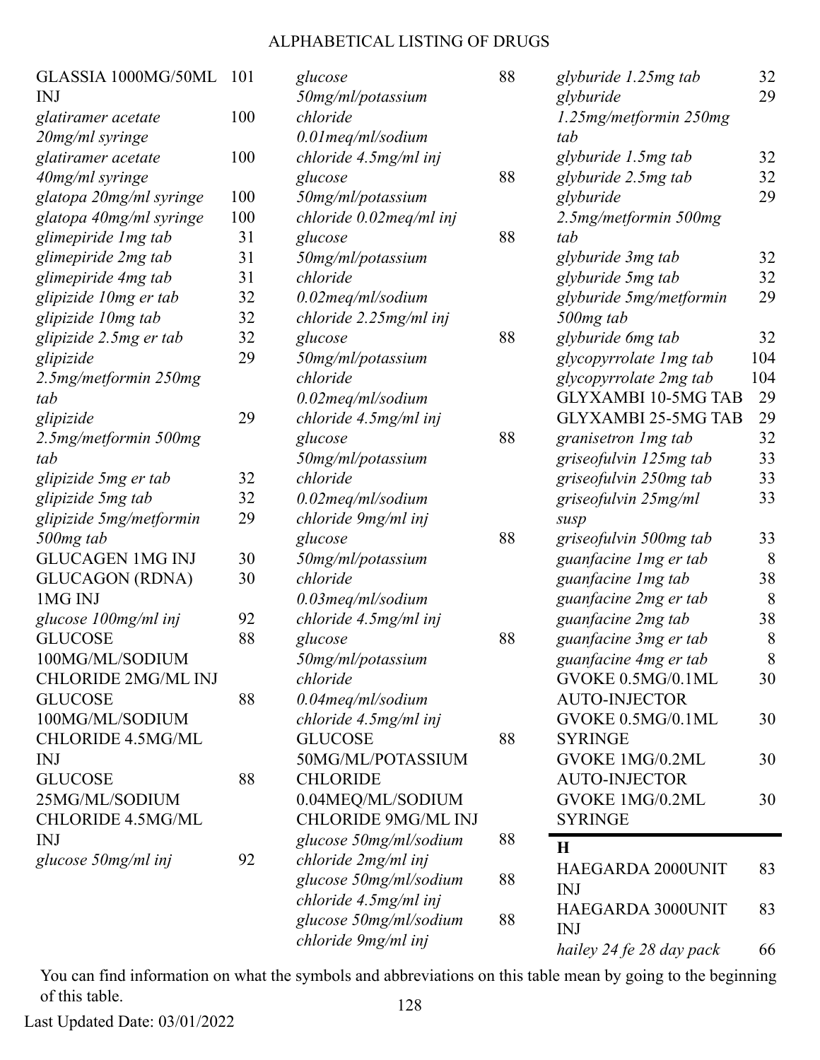# ALPHABETICAL LISTING OF DRUGS

| Drug | Page |
|---|---|
| GLASSIA 1000MG/50ML INJ | 101 |
| *glatiramer acetate 20mg/ml syringe* | 100 |
| *glatiramer acetate 40mg/ml syringe* | 100 |
| *glatopa 20mg/ml syringe* | 100 |
| *glatopa 40mg/ml syringe* | 100 |
| *glimepiride 1mg tab* | 31 |
| *glimepiride 2mg tab* | 31 |
| *glimepiride 4mg tab* | 31 |
| *glipizide 10mg er tab* | 32 |
| *glipizide 10mg tab* | 32 |
| *glipizide 2.5mg er tab* | 32 |
| *glipizide 2.5mg/metformin 250mg tab* | 29 |
| *glipizide 2.5mg/metformin 500mg tab* | 29 |
| *glipizide 5mg er tab* | 32 |
| *glipizide 5mg tab* | 32 |
| *glipizide 5mg/metformin 500mg tab* | 29 |
| GLUCAGEN 1MG INJ | 30 |
| GLUCAGON (RDNA) 1MG INJ | 30 |
| *glucose 100mg/ml inj* | 92 |
| GLUCOSE 100MG/ML/SODIUM CHLORIDE 2MG/ML INJ | 88 |
| GLUCOSE 100MG/ML/SODIUM CHLORIDE 4.5MG/ML INJ | 88 |
| GLUCOSE 25MG/ML/SODIUM CHLORIDE 4.5MG/ML INJ | 88 |
| *glucose 50mg/ml inj* | 92 |
| *glucose 50mg/ml/potassium chloride 0.01meq/ml/sodium chloride 4.5mg/ml inj* | 88 |
| *glucose 50mg/ml/potassium chloride 0.02meq/ml inj* | 88 |
| *glucose 50mg/ml/potassium chloride 0.02meq/ml/sodium chloride 2.25mg/ml inj* | 88 |
| *glucose 50mg/ml/potassium chloride 0.02meq/ml/sodium chloride 4.5mg/ml inj* | 88 |
| *glucose 50mg/ml/potassium chloride 0.02meq/ml/sodium chloride 9mg/ml inj* | 88 |
| *glucose 50mg/ml/potassium chloride 0.03meq/ml/sodium chloride 4.5mg/ml inj* | 88 |
| *glucose 50mg/ml/potassium chloride 0.04meq/ml/sodium chloride 4.5mg/ml inj* | 88 |
| GLUCOSE 50MG/ML/POTASSIUM CHLORIDE 0.04MEQ/ML/SODIUM CHLORIDE 9MG/ML INJ | 88 |
| *glucose 50mg/ml/sodium chloride 2mg/ml inj* | 88 |
| *glucose 50mg/ml/sodium chloride 4.5mg/ml inj* | 88 |
| *glucose 50mg/ml/sodium chloride 9mg/ml inj* | 88 |
| *glyburide 1.25mg tab* | 32 |
| *glyburide 1.25mg/metformin 250mg tab* | 29 |
| *glyburide 1.5mg tab* | 32 |
| *glyburide 2.5mg tab* | 32 |
| *glyburide 2.5mg/metformin 500mg tab* | 29 |
| *glyburide 3mg tab* | 32 |
| *glyburide 5mg tab* | 32 |
| *glyburide 5mg/metformin 500mg tab* | 29 |
| *glyburide 6mg tab* | 32 |
| *glycopyrrolate 1mg tab* | 104 |
| *glycopyrrolate 2mg tab* | 104 |
| GLYXAMBI 10-5MG TAB | 29 |
| GLYXAMBI 25-5MG TAB | 29 |
| *granisetron 1mg tab* | 32 |
| *griseofulvin 125mg tab* | 33 |
| *griseofulvin 250mg tab* | 33 |
| *griseofulvin 25mg/ml susp* | 33 |
| *griseofulvin 500mg tab* | 33 |
| *guanfacine 1mg er tab* | 8 |
| *guanfacine 1mg tab* | 38 |
| *guanfacine 2mg er tab* | 8 |
| *guanfacine 2mg tab* | 38 |
| *guanfacine 3mg er tab* | 8 |
| *guanfacine 4mg er tab* | 8 |
| GVOKE 0.5MG/0.1ML AUTO-INJECTOR | 30 |
| GVOKE 0.5MG/0.1ML SYRINGE | 30 |
| GVOKE 1MG/0.2ML AUTO-INJECTOR | 30 |
| GVOKE 1MG/0.2ML SYRINGE | 30 |

## H

| Drug | Page |
|---|---|
| HAEGARDA 2000UNIT INJ | 83 |
| HAEGARDA 3000UNIT INJ | 83 |
| *hailey 24 fe 28 day pack* | 66 |

You can find information on what the symbols and abbreviations on this table mean by going to the beginning of this table.

Last Updated Date: 03/01/2022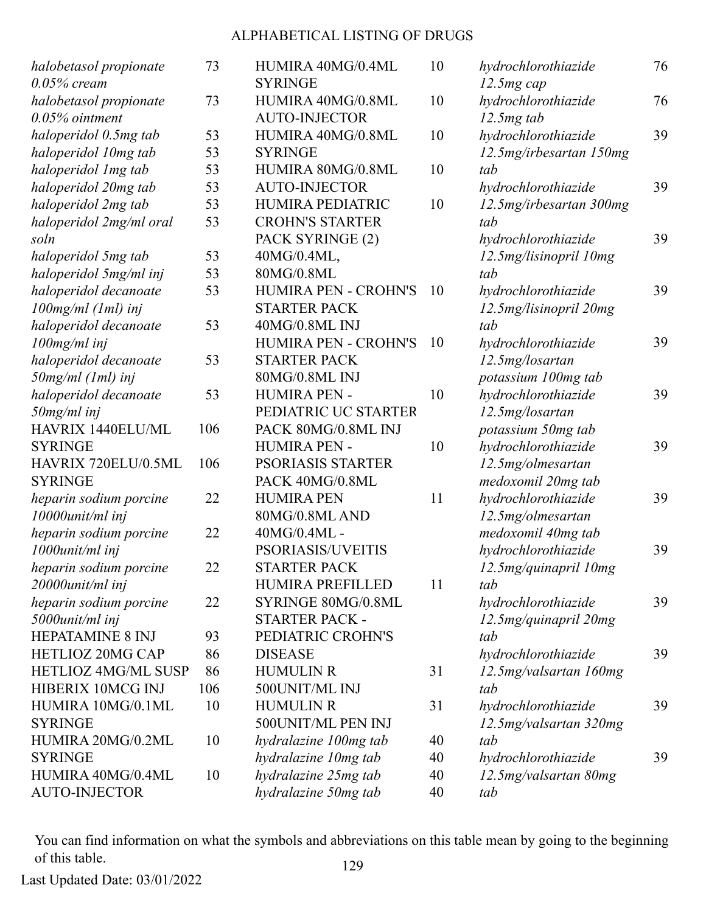# ALPHABETICAL LISTING OF DRUGS

| Drug | Page |
|---|---|
| *halobetasol propionate 0.05% cream* | 73 |
| *halobetasol propionate 0.05% ointment* | 73 |
| *haloperidol 0.5mg tab* | 53 |
| *haloperidol 10mg tab* | 53 |
| *haloperidol 1mg tab* | 53 |
| *haloperidol 20mg tab* | 53 |
| *haloperidol 2mg tab* | 53 |
| *haloperidol 2mg/ml oral soln* | 53 |
| *haloperidol 5mg tab* | 53 |
| *haloperidol 5mg/ml inj* | 53 |
| *haloperidol decanoate 100mg/ml (1ml) inj* | 53 |
| *haloperidol decanoate 100mg/ml inj* | 53 |
| *haloperidol decanoate 50mg/ml (1ml) inj* | 53 |
| *haloperidol decanoate 50mg/ml inj* | 53 |
| HAVRIX 1440ELU/ML SYRINGE | 106 |
| HAVRIX 720ELU/0.5ML SYRINGE | 106 |
| *heparin sodium porcine 10000unit/ml inj* | 22 |
| *heparin sodium porcine 1000unit/ml inj* | 22 |
| *heparin sodium porcine 20000unit/ml inj* | 22 |
| *heparin sodium porcine 5000unit/ml inj* | 22 |
| HEPATAMINE 8 INJ | 93 |
| HETLIOZ 20MG CAP | 86 |
| HETLIOZ 4MG/ML SUSP | 86 |
| HIBERIX 10MCG INJ | 106 |
| HUMIRA 10MG/0.1ML SYRINGE | 10 |
| HUMIRA 20MG/0.2ML SYRINGE | 10 |
| HUMIRA 40MG/0.4ML AUTO-INJECTOR | 10 |
| HUMIRA 40MG/0.4ML SYRINGE | 10 |
| HUMIRA 40MG/0.8ML AUTO-INJECTOR | 10 |
| HUMIRA 40MG/0.8ML SYRINGE | 10 |
| HUMIRA 80MG/0.8ML AUTO-INJECTOR | 10 |
| HUMIRA PEDIATRIC CROHN'S STARTER PACK SYRINGE (2) 40MG/0.4ML, 80MG/0.8ML | 10 |
| HUMIRA PEN - CROHN'S STARTER PACK 40MG/0.8ML INJ | 10 |
| HUMIRA PEN - CROHN'S STARTER PACK 80MG/0.8ML INJ | 10 |
| HUMIRA PEN - PEDIATRIC UC STARTER PACK 80MG/0.8ML INJ | 10 |
| HUMIRA PEN - PSORIASIS STARTER PACK 40MG/0.8ML | 10 |
| HUMIRA PEN 80MG/0.8ML AND 40MG/0.4ML - PSORIASIS/UVEITIS STARTER PACK | 11 |
| HUMIRA PREFILLED SYRINGE 80MG/0.8ML STARTER PACK - PEDIATRIC CROHN'S DISEASE | 11 |
| HUMULIN R 500UNIT/ML INJ | 31 |
| HUMULIN R 500UNIT/ML PEN INJ | 31 |
| *hydralazine 100mg tab* | 40 |
| *hydralazine 10mg tab* | 40 |
| *hydralazine 25mg tab* | 40 |
| *hydralazine 50mg tab* | 40 |
| *hydrochlorothiazide 12.5mg cap* | 76 |
| *hydrochlorothiazide 12.5mg tab* | 76 |
| *hydrochlorothiazide 12.5mg/irbesartan 150mg tab* | 39 |
| *hydrochlorothiazide 12.5mg/irbesartan 300mg tab* | 39 |
| *hydrochlorothiazide 12.5mg/lisinopril 10mg tab* | 39 |
| *hydrochlorothiazide 12.5mg/lisinopril 20mg tab* | 39 |
| *hydrochlorothiazide 12.5mg/losartan potassium 100mg tab* | 39 |
| *hydrochlorothiazide 12.5mg/losartan potassium 50mg tab* | 39 |
| *hydrochlorothiazide 12.5mg/olmesartan medoxomil 20mg tab* | 39 |
| *hydrochlorothiazide 12.5mg/olmesartan medoxomil 40mg tab* | 39 |
| *hydrochlorothiazide 12.5mg/quinapril 10mg tab* | 39 |
| *hydrochlorothiazide 12.5mg/quinapril 20mg tab* | 39 |
| *hydrochlorothiazide 12.5mg/valsartan 160mg tab* | 39 |
| *hydrochlorothiazide 12.5mg/valsartan 320mg tab* | 39 |
| *hydrochlorothiazide 12.5mg/valsartan 80mg tab* | 39 |

You can find information on what the symbols and abbreviations on this table mean by going to the beginning of this table.

Last Updated Date: 03/01/2022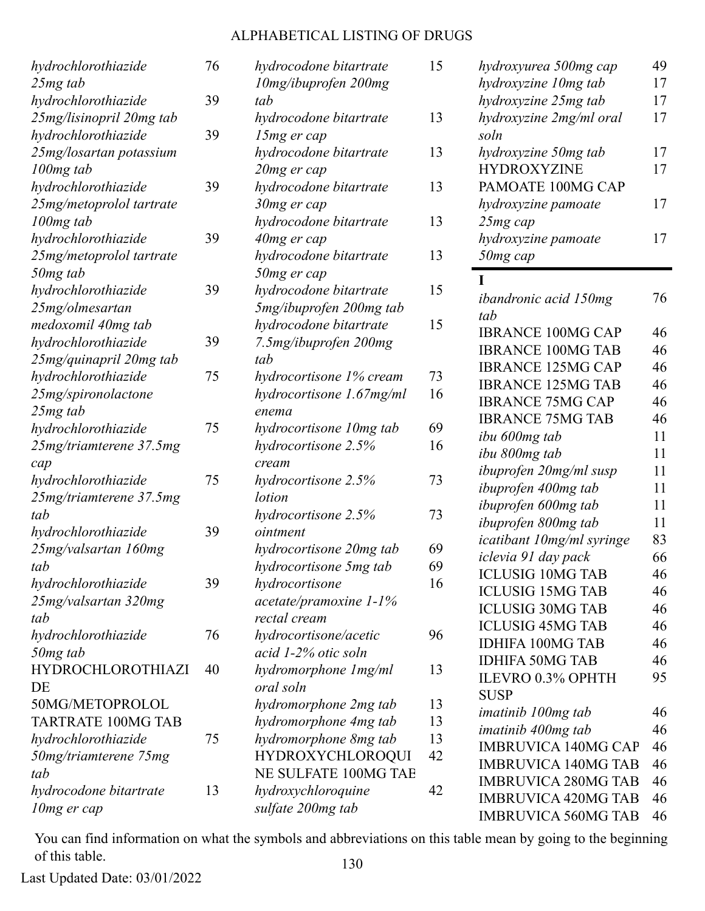| Drug Name | Page |
|---|---|
| *hydrochlorothiazide 25mg tab* | 76 |
| *hydrochlorothiazide 25mg/lisinopril 20mg tab* | 39 |
| *hydrochlorothiazide 25mg/losartan potassium 100mg tab* | 39 |
| *hydrochlorothiazide 25mg/metoprolol tartrate 100mg tab* | 39 |
| *hydrochlorothiazide 25mg/metoprolol tartrate 50mg tab* | 39 |
| *hydrochlorothiazide 25mg/olmesartan medoxomil 40mg tab* | 39 |
| *hydrochlorothiazide 25mg/quinapril 20mg tab* | 39 |
| *hydrochlorothiazide 25mg/spironolactone 25mg tab* | 75 |
| *hydrochlorothiazide 25mg/triamterene 37.5mg cap* | 75 |
| *hydrochlorothiazide 25mg/triamterene 37.5mg tab* | 75 |
| *hydrochlorothiazide 25mg/valsartan 160mg tab* | 39 |
| *hydrochlorothiazide 25mg/valsartan 320mg tab* | 39 |
| *hydrochlorothiazide 50mg tab* | 76 |
| HYDROCHLOROTHIAZIDE 50MG/METOPROLOL TARTRATE 100MG TAB | 40 |
| *hydrochlorothiazide 50mg/triamterene 75mg tab* | 75 |
| *hydrocodone bitartrate 10mg er cap* | 13 |
| *hydrocodone bitartrate 10mg/ibuprofen 200mg tab* | 15 |
| *hydrocodone bitartrate 15mg er cap* | 13 |
| *hydrocodone bitartrate 20mg er cap* | 13 |
| *hydrocodone bitartrate 30mg er cap* | 13 |
| *hydrocodone bitartrate 40mg er cap* | 13 |
| *hydrocodone bitartrate 50mg er cap* | 13 |
| *hydrocodone bitartrate 5mg/ibuprofen 200mg tab* | 15 |
| *hydrocodone bitartrate 7.5mg/ibuprofen 200mg tab* | 15 |
| *hydrocortisone 1% cream* | 73 |
| *hydrocortisone 1.67mg/ml enema* | 16 |
| *hydrocortisone 10mg tab* | 69 |
| *hydrocortisone 2.5% cream* | 16 |
| *hydrocortisone 2.5% lotion* | 73 |
| *hydrocortisone 2.5% ointment* | 73 |
| *hydrocortisone 20mg tab* | 69 |
| *hydrocortisone 5mg tab* | 69 |
| *hydrocortisone acetate/pramoxine 1-1% rectal cream* | 16 |
| *hydrocortisone/acetic acid 1-2% otic soln* | 96 |
| *hydromorphone 1mg/ml oral soln* | 13 |
| *hydromorphone 2mg tab* | 13 |
| *hydromorphone 4mg tab* | 13 |
| *hydromorphone 8mg tab* | 13 |
| HYDROXYCHLOROQUINE SULFATE 100MG TAB | 42 |
| *hydroxychloroquine sulfate 200mg tab* | 42 |
| *hydroxyurea 500mg cap* | 49 |
| *hydroxyzine 10mg tab* | 17 |
| *hydroxyzine 25mg tab* | 17 |
| *hydroxyzine 2mg/ml oral soln* | 17 |
| *hydroxyzine 50mg tab* | 17 |
| HYDROXYZINE PAMOATE 100MG CAP | 17 |
| *hydroxyzine pamoate 25mg cap* | 17 |
| *hydroxyzine pamoate 50mg cap* | 17 |

## I

| Drug Name | Page |
|---|---|
| *ibandronic acid 150mg tab* | 76 |
| IBRANCE 100MG CAP | 46 |
| IBRANCE 100MG TAB | 46 |
| IBRANCE 125MG CAP | 46 |
| IBRANCE 125MG TAB | 46 |
| IBRANCE 75MG CAP | 46 |
| IBRANCE 75MG TAB | 46 |
| *ibu 600mg tab* | 11 |
| *ibu 800mg tab* | 11 |
| *ibuprofen 20mg/ml susp* | 11 |
| *ibuprofen 400mg tab* | 11 |
| *ibuprofen 600mg tab* | 11 |
| *ibuprofen 800mg tab* | 11 |
| *icatibant 10mg/ml syringe* | 83 |
| *iclevia 91 day pack* | 66 |
| ICLUSIG 10MG TAB | 46 |
| ICLUSIG 15MG TAB | 46 |
| ICLUSIG 30MG TAB | 46 |
| ICLUSIG 45MG TAB | 46 |
| IDHIFA 100MG TAB | 46 |
| IDHIFA 50MG TAB | 46 |
| ILEVRO 0.3% OPHTH SUSP | 95 |
| *imatinib 100mg tab* | 46 |
| *imatinib 400mg tab* | 46 |
| IMBRUVICA 140MG CAP | 46 |
| IMBRUVICA 140MG TAB | 46 |
| IMBRUVICA 280MG TAB | 46 |
| IMBRUVICA 420MG TAB | 46 |
| IMBRUVICA 560MG TAB | 46 |

You can find information on what the symbols and abbreviations on this table mean by going to the beginning of this table.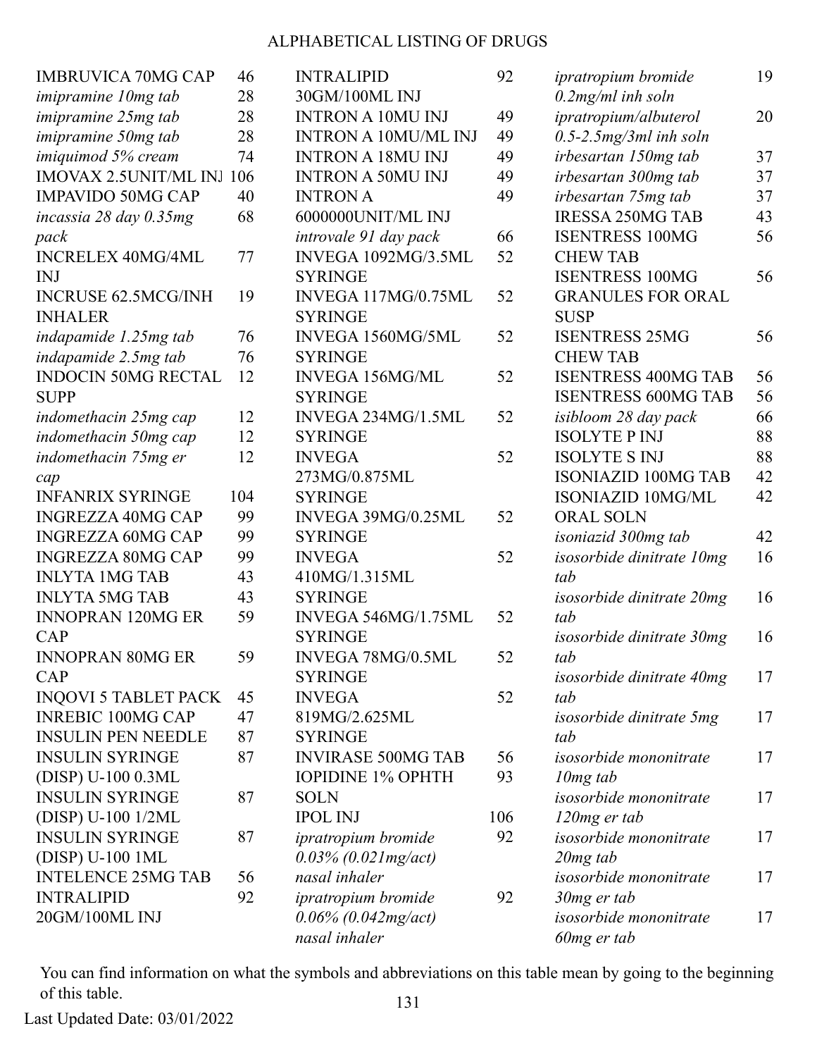# ALPHABETICAL LISTING OF DRUGS

| Drug | Page |
|---|---|
| IMBRUVICA 70MG CAP | 46 |
| *imipramine 10mg tab* | 28 |
| *imipramine 25mg tab* | 28 |
| *imipramine 50mg tab* | 28 |
| *imiquimod 5% cream* | 74 |
| IMOVAX 2.5UNIT/ML INJ | 106 |
| IMPAVIDO 50MG CAP | 40 |
| *incassia 28 day 0.35mg pack* | 68 |
| INCRELEX 40MG/4ML INJ | 77 |
| INCRUSE 62.5MCG/INH INHALER | 19 |
| *indapamide 1.25mg tab* | 76 |
| *indapamide 2.5mg tab* | 76 |
| INDOCIN 50MG RECTAL SUPP | 12 |
| *indomethacin 25mg cap* | 12 |
| *indomethacin 50mg cap* | 12 |
| *indomethacin 75mg er cap* | 12 |
| INFANRIX SYRINGE | 104 |
| INGREZZA 40MG CAP | 99 |
| INGREZZA 60MG CAP | 99 |
| INGREZZA 80MG CAP | 99 |
| INLYTA 1MG TAB | 43 |
| INLYTA 5MG TAB | 43 |
| INNOPRAN 120MG ER CAP | 59 |
| INNOPRAN 80MG ER CAP | 59 |
| INQOVI 5 TABLET PACK | 45 |
| INREBIC 100MG CAP | 47 |
| INSULIN PEN NEEDLE | 87 |
| INSULIN SYRINGE (DISP) U-100 0.3ML | 87 |
| INSULIN SYRINGE (DISP) U-100 1/2ML | 87 |
| INSULIN SYRINGE (DISP) U-100 1ML | 87 |
| INTELENCE 25MG TAB | 56 |
| INTRALIPID 20GM/100ML INJ | 92 |
| INTRALIPID 30GM/100ML INJ | 92 |
| INTRON A 10MU INJ | 49 |
| INTRON A 10MU/ML INJ | 49 |
| INTRON A 18MU INJ | 49 |
| INTRON A 50MU INJ | 49 |
| INTRON A 6000000UNIT/ML INJ | 49 |
| *introvale 91 day pack* | 66 |
| INVEGA 1092MG/3.5ML SYRINGE | 52 |
| INVEGA 117MG/0.75ML SYRINGE | 52 |
| INVEGA 1560MG/5ML SYRINGE | 52 |
| INVEGA 156MG/ML SYRINGE | 52 |
| INVEGA 234MG/1.5ML SYRINGE | 52 |
| INVEGA 273MG/0.875ML SYRINGE | 52 |
| INVEGA 39MG/0.25ML SYRINGE | 52 |
| INVEGA 410MG/1.315ML SYRINGE | 52 |
| INVEGA 546MG/1.75ML SYRINGE | 52 |
| INVEGA 78MG/0.5ML SYRINGE | 52 |
| INVEGA 819MG/2.625ML SYRINGE | 52 |
| INVIRASE 500MG TAB | 56 |
| IOPIDINE 1% OPHTH SOLN | 93 |
| IPOL INJ | 106 |
| *ipratropium bromide 0.03% (0.021mg/act) nasal inhaler* | 92 |
| *ipratropium bromide 0.06% (0.042mg/act) nasal inhaler* | 92 |
| *ipratropium bromide 0.2mg/ml inh soln* | 19 |
| *ipratropium/albuterol 0.5-2.5mg/3ml inh soln* | 20 |
| *irbesartan 150mg tab* | 37 |
| *irbesartan 300mg tab* | 37 |
| *irbesartan 75mg tab* | 37 |
| IRESSA 250MG TAB | 43 |
| ISENTRESS 100MG CHEW TAB | 56 |
| ISENTRESS 100MG GRANULES FOR ORAL SUSP | 56 |
| ISENTRESS 25MG CHEW TAB | 56 |
| ISENTRESS 400MG TAB | 56 |
| ISENTRESS 600MG TAB | 56 |
| *isibloom 28 day pack* | 66 |
| ISOLYTE P INJ | 88 |
| ISOLYTE S INJ | 88 |
| ISONIAZID 100MG TAB | 42 |
| ISONIAZID 10MG/ML ORAL SOLN | 42 |
| *isoniazid 300mg tab* | 42 |
| *isosorbide dinitrate 10mg tab* | 16 |
| *isosorbide dinitrate 20mg tab* | 16 |
| *isosorbide dinitrate 30mg tab* | 16 |
| *isosorbide dinitrate 40mg tab* | 17 |
| *isosorbide dinitrate 5mg tab* | 17 |
| *isosorbide mononitrate 10mg tab* | 17 |
| *isosorbide mononitrate 120mg er tab* | 17 |
| *isosorbide mononitrate 20mg tab* | 17 |
| *isosorbide mononitrate 30mg er tab* | 17 |
| *isosorbide mononitrate 60mg er tab* | 17 |

You can find information on what the symbols and abbreviations on this table mean by going to the beginning of this table.

Last Updated Date: 03/01/2022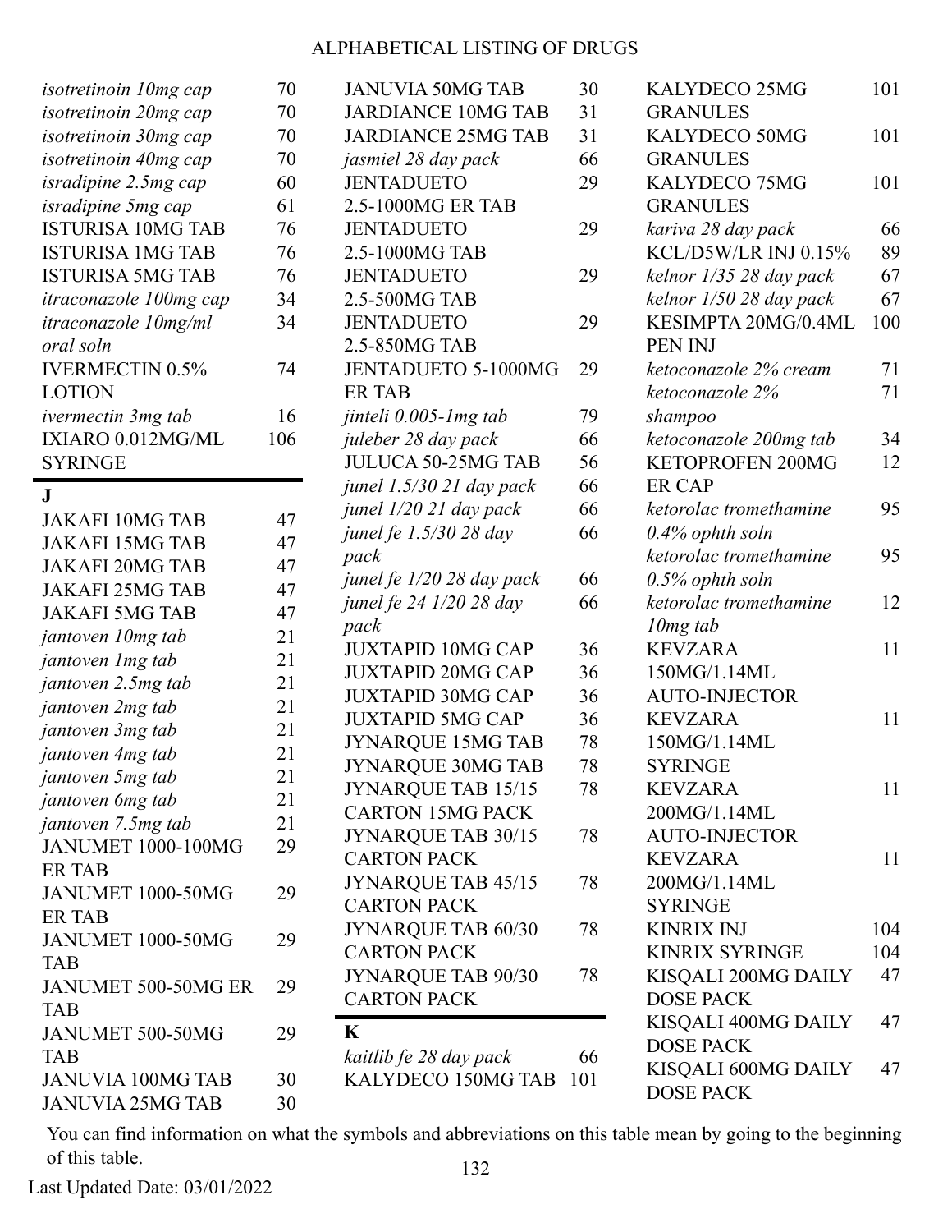| Drug Name | Page |
|---|---|
| *isotretinoin 10mg cap* | 70 |
| *isotretinoin 20mg cap* | 70 |
| *isotretinoin 30mg cap* | 70 |
| *isotretinoin 40mg cap* | 70 |
| *isradipine 2.5mg cap* | 60 |
| *isradipine 5mg cap* | 61 |
| ISTURISA 10MG TAB | 76 |
| ISTURISA 1MG TAB | 76 |
| ISTURISA 5MG TAB | 76 |
| *itraconazole 100mg cap* | 34 |
| *itraconazole 10mg/ml oral soln* | 34 |
| IVERMECTIN 0.5% LOTION | 74 |
| *ivermectin 3mg tab* | 16 |
| IXIARO 0.012MG/ML SYRINGE | 106 |

## J

| Drug Name | Page |
|---|---|
| JAKAFI 10MG TAB | 47 |
| JAKAFI 15MG TAB | 47 |
| JAKAFI 20MG TAB | 47 |
| JAKAFI 25MG TAB | 47 |
| JAKAFI 5MG TAB | 47 |
| *jantoven 10mg tab* | 21 |
| *jantoven 1mg tab* | 21 |
| *jantoven 2.5mg tab* | 21 |
| *jantoven 2mg tab* | 21 |
| *jantoven 3mg tab* | 21 |
| *jantoven 4mg tab* | 21 |
| *jantoven 5mg tab* | 21 |
| *jantoven 6mg tab* | 21 |
| *jantoven 7.5mg tab* | 21 |
| JANUMET 1000-100MG ER TAB | 29 |
| JANUMET 1000-50MG ER TAB | 29 |
| JANUMET 1000-50MG TAB | 29 |
| JANUMET 500-50MG ER TAB | 29 |
| JANUMET 500-50MG TAB | 29 |
| JANUVIA 100MG TAB | 30 |
| JANUVIA 25MG TAB | 30 |
| JANUVIA 50MG TAB | 30 |
| JARDIANCE 10MG TAB | 31 |
| JARDIANCE 25MG TAB | 31 |
| *jasmiel 28 day pack* | 66 |
| JENTADUETO 2.5-1000MG ER TAB | 29 |
| JENTADUETO 2.5-1000MG TAB | 29 |
| JENTADUETO 2.5-500MG TAB | 29 |
| JENTADUETO 2.5-850MG TAB | 29 |
| JENTADUETO 5-1000MG ER TAB | 29 |
| *jinteli 0.005-1mg tab* | 79 |
| *juleber 28 day pack* | 66 |
| JULUCA 50-25MG TAB | 56 |
| *junel 1.5/30 21 day pack* | 66 |
| *junel 1/20 21 day pack* | 66 |
| *junel fe 1.5/30 28 day pack* | 66 |
| *junel fe 1/20 28 day pack* | 66 |
| *junel fe 24 1/20 28 day pack* | 66 |
| JUXTAPID 10MG CAP | 36 |
| JUXTAPID 20MG CAP | 36 |
| JUXTAPID 30MG CAP | 36 |
| JUXTAPID 5MG CAP | 36 |
| JYNARQUE 15MG TAB | 78 |
| JYNARQUE 30MG TAB | 78 |
| JYNARQUE TAB 15/15 CARTON 15MG PACK | 78 |
| JYNARQUE TAB 30/15 CARTON PACK | 78 |
| JYNARQUE TAB 45/15 CARTON PACK | 78 |
| JYNARQUE TAB 60/30 CARTON PACK | 78 |
| JYNARQUE TAB 90/30 CARTON PACK | 78 |

## K

| Drug Name | Page |
|---|---|
| *kaitlib fe 28 day pack* | 66 |
| KALYDECO 150MG TAB | 101 |
| KALYDECO 25MG GRANULES | 101 |
| KALYDECO 50MG GRANULES | 101 |
| KALYDECO 75MG GRANULES | 101 |
| *kariva 28 day pack* | 66 |
| KCL/D5W/LR INJ 0.15% | 89 |
| *kelnor 1/35 28 day pack* | 67 |
| *kelnor 1/50 28 day pack* | 67 |
| KESIMPTA 20MG/0.4ML PEN INJ | 100 |
| *ketoconazole 2% cream* | 71 |
| *ketoconazole 2% shampoo* | 71 |
| *ketoconazole 200mg tab* | 34 |
| KETOPROFEN 200MG ER CAP | 12 |
| *ketorolac tromethamine 0.4% ophth soln* | 95 |
| *ketorolac tromethamine 0.5% ophth soln* | 95 |
| *ketorolac tromethamine 10mg tab* | 12 |
| KEVZARA 150MG/1.14ML AUTO-INJECTOR | 11 |
| KEVZARA 150MG/1.14ML SYRINGE | 11 |
| KEVZARA 200MG/1.14ML AUTO-INJECTOR | 11 |
| KEVZARA 200MG/1.14ML SYRINGE | 11 |
| KINRIX INJ | 104 |
| KINRIX SYRINGE | 104 |
| KISQALI 200MG DAILY DOSE PACK | 47 |
| KISQALI 400MG DAILY DOSE PACK | 47 |
| KISQALI 600MG DAILY DOSE PACK | 47 |

You can find information on what the symbols and abbreviations on this table mean by going to the beginning of this table.

Last Updated Date: 03/01/2022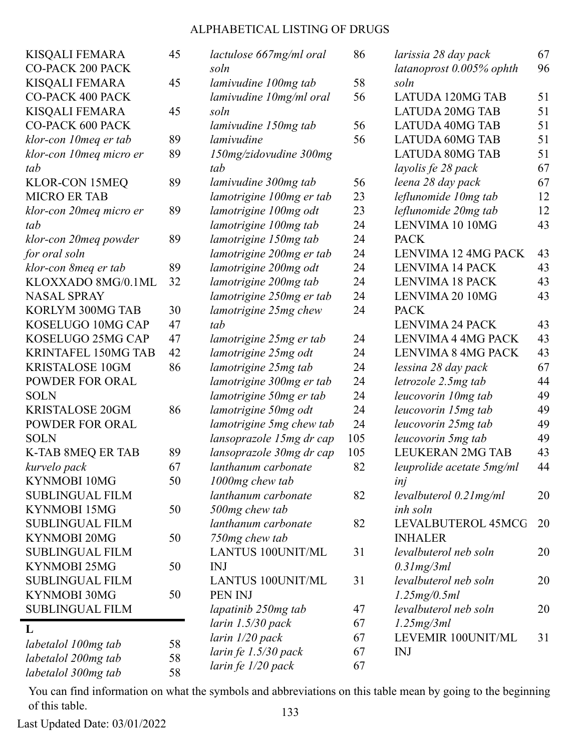# ALPHABETICAL LISTING OF DRUGS

| Drug | Page |
|---|---|
| KISQALI FEMARA CO-PACK 200 PACK | 45 |
| KISQALI FEMARA CO-PACK 400 PACK | 45 |
| KISQALI FEMARA CO-PACK 600 PACK | 45 |
| *klor-con 10meq er tab* | 89 |
| *klor-con 10meq micro er tab* | 89 |
| KLOR-CON 15MEQ MICRO ER TAB | 89 |
| *klor-con 20meq micro er tab* | 89 |
| *klor-con 20meq powder for oral soln* | 89 |
| *klor-con 8meq er tab* | 89 |
| KLOXXADO 8MG/0.1ML NASAL SPRAY | 32 |
| KORLYM 300MG TAB | 30 |
| KOSELUGO 10MG CAP | 47 |
| KOSELUGO 25MG CAP | 47 |
| KRINTAFEL 150MG TAB | 42 |
| KRISTALOSE 10GM POWDER FOR ORAL SOLN | 86 |
| KRISTALOSE 20GM POWDER FOR ORAL SOLN | 86 |
| K-TAB 8MEQ ER TAB | 89 |
| *kurvelo pack* | 67 |
| KYNMOBI 10MG SUBLINGUAL FILM | 50 |
| KYNMOBI 15MG SUBLINGUAL FILM | 50 |
| KYNMOBI 20MG SUBLINGUAL FILM | 50 |
| KYNMOBI 25MG SUBLINGUAL FILM | 50 |
| KYNMOBI 30MG SUBLINGUAL FILM | 50 |

## L

| Drug | Page |
|---|---|
| *labetalol 100mg tab* | 58 |
| *labetalol 200mg tab* | 58 |
| *labetalol 300mg tab* | 58 |
| *lactulose 667mg/ml oral soln* | 86 |
| *lamivudine 100mg tab* | 58 |
| *lamivudine 10mg/ml oral soln* | 56 |
| *lamivudine 150mg tab* | 56 |
| *lamivudine 150mg/zidovudine 300mg tab* | 56 |
| *lamivudine 300mg tab* | 56 |
| *lamotrigine 100mg er tab* | 23 |
| *lamotrigine 100mg odt* | 23 |
| *lamotrigine 100mg tab* | 24 |
| *lamotrigine 150mg tab* | 24 |
| *lamotrigine 200mg er tab* | 24 |
| *lamotrigine 200mg odt* | 24 |
| *lamotrigine 200mg tab* | 24 |
| *lamotrigine 250mg er tab* | 24 |
| *lamotrigine 25mg chew tab* | 24 |
| *lamotrigine 25mg er tab* | 24 |
| *lamotrigine 25mg odt* | 24 |
| *lamotrigine 25mg tab* | 24 |
| *lamotrigine 300mg er tab* | 24 |
| *lamotrigine 50mg er tab* | 24 |
| *lamotrigine 50mg odt* | 24 |
| *lamotrigine 5mg chew tab* | 24 |
| *lansoprazole 15mg dr cap* | 105 |
| *lansoprazole 30mg dr cap* | 105 |
| *lanthanum carbonate 1000mg chew tab* | 82 |
| *lanthanum carbonate 500mg chew tab* | 82 |
| *lanthanum carbonate 750mg chew tab* | 82 |
| LANTUS 100UNIT/ML INJ | 31 |
| LANTUS 100UNIT/ML PEN INJ | 31 |
| *lapatinib 250mg tab* | 47 |
| *larin 1.5/30 pack* | 67 |
| *larin 1/20 pack* | 67 |
| *larin fe 1.5/30 pack* | 67 |
| *larin fe 1/20 pack* | 67 |
| *larissia 28 day pack* | 67 |
| *latanoprost 0.005% ophth soln* | 96 |
| LATUDA 120MG TAB | 51 |
| LATUDA 20MG TAB | 51 |
| LATUDA 40MG TAB | 51 |
| LATUDA 60MG TAB | 51 |
| LATUDA 80MG TAB | 51 |
| *layolis fe 28 pack* | 67 |
| *leena 28 day pack* | 67 |
| *leflunomide 10mg tab* | 12 |
| *leflunomide 20mg tab* | 12 |
| LENVIMA 10 10MG PACK | 43 |
| LENVIMA 12 4MG PACK | 43 |
| LENVIMA 14 PACK | 43 |
| LENVIMA 18 PACK | 43 |
| LENVIMA 20 10MG PACK | 43 |
| LENVIMA 24 PACK | 43 |
| LENVIMA 4 4MG PACK | 43 |
| LENVIMA 8 4MG PACK | 43 |
| *lessina 28 day pack* | 67 |
| *letrozole 2.5mg tab* | 44 |
| *leucovorin 10mg tab* | 49 |
| *leucovorin 15mg tab* | 49 |
| *leucovorin 25mg tab* | 49 |
| *leucovorin 5mg tab* | 49 |
| LEUKERAN 2MG TAB | 43 |
| *leuprolide acetate 5mg/ml inj* | 44 |
| *levalbuterol 0.21mg/ml inh soln* | 20 |
| LEVALBUTEROL 45MCG INHALER | 20 |
| *levalbuterol neb soln 0.31mg/3ml* | 20 |
| *levalbuterol neb soln 1.25mg/0.5ml* | 20 |
| *levalbuterol neb soln 1.25mg/3ml* | 20 |
| LEVEMIR 100UNIT/ML INJ | 31 |

You can find information on what the symbols and abbreviations on this table mean by going to the beginning of this table.

Last Updated Date: 03/01/2022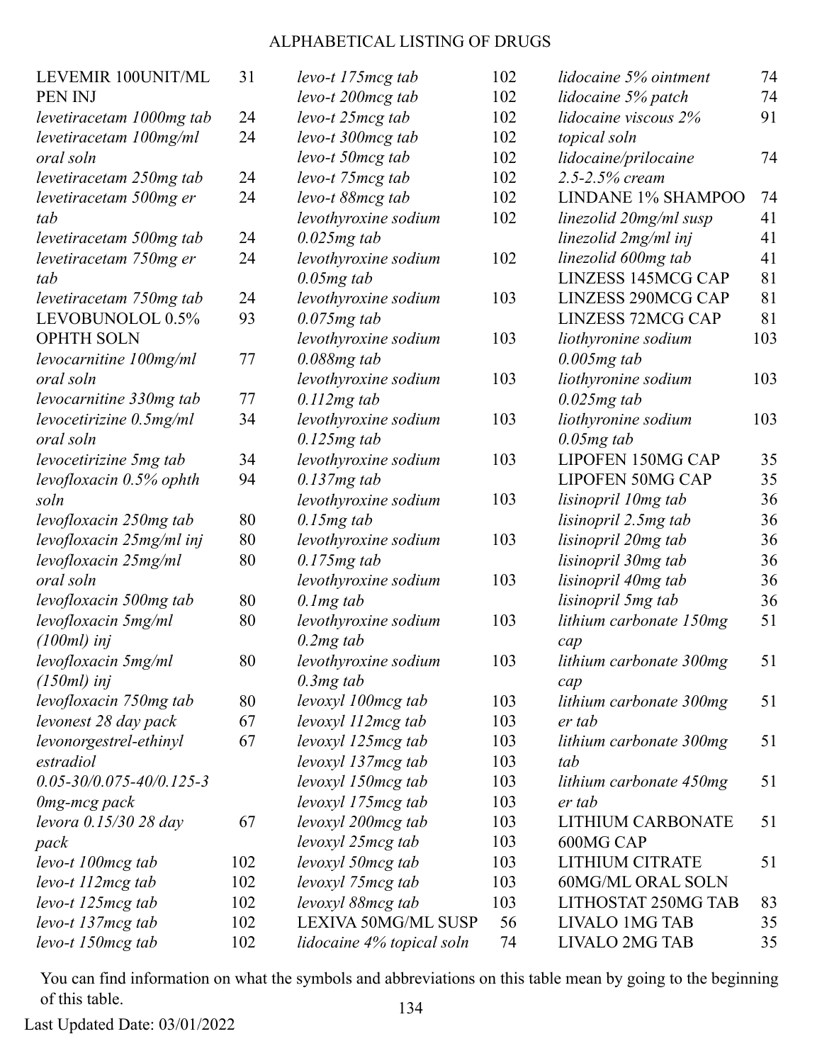# ALPHABETICAL LISTING OF DRUGS

| Drug | Page |
|---|---|
| LEVEMIR 100UNIT/ML PEN INJ | 31 |
| *levetiracetam 1000mg tab* | 24 |
| *levetiracetam 100mg/ml oral soln* | 24 |
| *levetiracetam 250mg tab* | 24 |
| *levetiracetam 500mg er tab* | 24 |
| *levetiracetam 500mg tab* | 24 |
| *levetiracetam 750mg er tab* | 24 |
| *levetiracetam 750mg tab* | 24 |
| LEVOBUNOLOL 0.5% OPHTH SOLN | 93 |
| *levocarnitine 100mg/ml oral soln* | 77 |
| *levocarnitine 330mg tab* | 77 |
| *levocetirizine 0.5mg/ml oral soln* | 34 |
| *levocetirizine 5mg tab* | 34 |
| *levofloxacin 0.5% ophth soln* | 94 |
| *levofloxacin 250mg tab* | 80 |
| *levofloxacin 25mg/ml inj* | 80 |
| *levofloxacin 25mg/ml oral soln* | 80 |
| *levofloxacin 500mg tab* | 80 |
| *levofloxacin 5mg/ml (100ml) inj* | 80 |
| *levofloxacin 5mg/ml (150ml) inj* | 80 |
| *levofloxacin 750mg tab* | 80 |
| *levonest 28 day pack* | 67 |
| *levonorgestrel-ethinyl estradiol 0.05-30/0.075-40/0.125-30mg-mcg pack* | 67 |
| *levora 0.15/30 28 day pack* | 67 |
| *levo-t 100mcg tab* | 102 |
| *levo-t 112mcg tab* | 102 |
| *levo-t 125mcg tab* | 102 |
| *levo-t 137mcg tab* | 102 |
| *levo-t 150mcg tab* | 102 |
| *levo-t 175mcg tab* | 102 |
| *levo-t 200mcg tab* | 102 |
| *levo-t 25mcg tab* | 102 |
| *levo-t 300mcg tab* | 102 |
| *levo-t 50mcg tab* | 102 |
| *levo-t 75mcg tab* | 102 |
| *levo-t 88mcg tab* | 102 |
| *levothyroxine sodium 0.025mg tab* | 102 |
| *levothyroxine sodium 0.05mg tab* | 102 |
| *levothyroxine sodium 0.075mg tab* | 103 |
| *levothyroxine sodium 0.088mg tab* | 103 |
| *levothyroxine sodium 0.112mg tab* | 103 |
| *levothyroxine sodium 0.125mg tab* | 103 |
| *levothyroxine sodium 0.137mg tab* | 103 |
| *levothyroxine sodium 0.15mg tab* | 103 |
| *levothyroxine sodium 0.175mg tab* | 103 |
| *levothyroxine sodium 0.1mg tab* | 103 |
| *levothyroxine sodium 0.2mg tab* | 103 |
| *levothyroxine sodium 0.3mg tab* | 103 |
| *levoxyl 100mcg tab* | 103 |
| *levoxyl 112mcg tab* | 103 |
| *levoxyl 125mcg tab* | 103 |
| *levoxyl 137mcg tab* | 103 |
| *levoxyl 150mcg tab* | 103 |
| *levoxyl 175mcg tab* | 103 |
| *levoxyl 200mcg tab* | 103 |
| *levoxyl 25mcg tab* | 103 |
| *levoxyl 50mcg tab* | 103 |
| *levoxyl 75mcg tab* | 103 |
| *levoxyl 88mcg tab* | 103 |
| LEXIVA 50MG/ML SUSP | 56 |
| *lidocaine 4% topical soln* | 74 |
| *lidocaine 5% ointment* | 74 |
| *lidocaine 5% patch* | 74 |
| *lidocaine viscous 2% topical soln* | 91 |
| *lidocaine/prilocaine 2.5-2.5% cream* | 74 |
| LINDANE 1% SHAMPOO | 74 |
| *linezolid 20mg/ml susp* | 41 |
| *linezolid 2mg/ml inj* | 41 |
| *linezolid 600mg tab* | 41 |
| LINZESS 145MCG CAP | 81 |
| LINZESS 290MCG CAP | 81 |
| LINZESS 72MCG CAP | 81 |
| *liothyronine sodium 0.005mg tab* | 103 |
| *liothyronine sodium 0.025mg tab* | 103 |
| *liothyronine sodium 0.05mg tab* | 103 |
| LIPOFEN 150MG CAP | 35 |
| LIPOFEN 50MG CAP | 35 |
| *lisinopril 10mg tab* | 36 |
| *lisinopril 2.5mg tab* | 36 |
| *lisinopril 20mg tab* | 36 |
| *lisinopril 30mg tab* | 36 |
| *lisinopril 40mg tab* | 36 |
| *lisinopril 5mg tab* | 36 |
| *lithium carbonate 150mg cap* | 51 |
| *lithium carbonate 300mg cap* | 51 |
| *lithium carbonate 300mg er tab* | 51 |
| *lithium carbonate 300mg tab* | 51 |
| *lithium carbonate 450mg er tab* | 51 |
| LITHIUM CARBONATE 600MG CAP | 51 |
| LITHIUM CITRATE 60MG/ML ORAL SOLN | 51 |
| LITHOSTAT 250MG TAB | 83 |
| LIVALO 1MG TAB | 35 |
| LIVALO 2MG TAB | 35 |

You can find information on what the symbols and abbreviations on this table mean by going to the beginning of this table.

Last Updated Date: 03/01/2022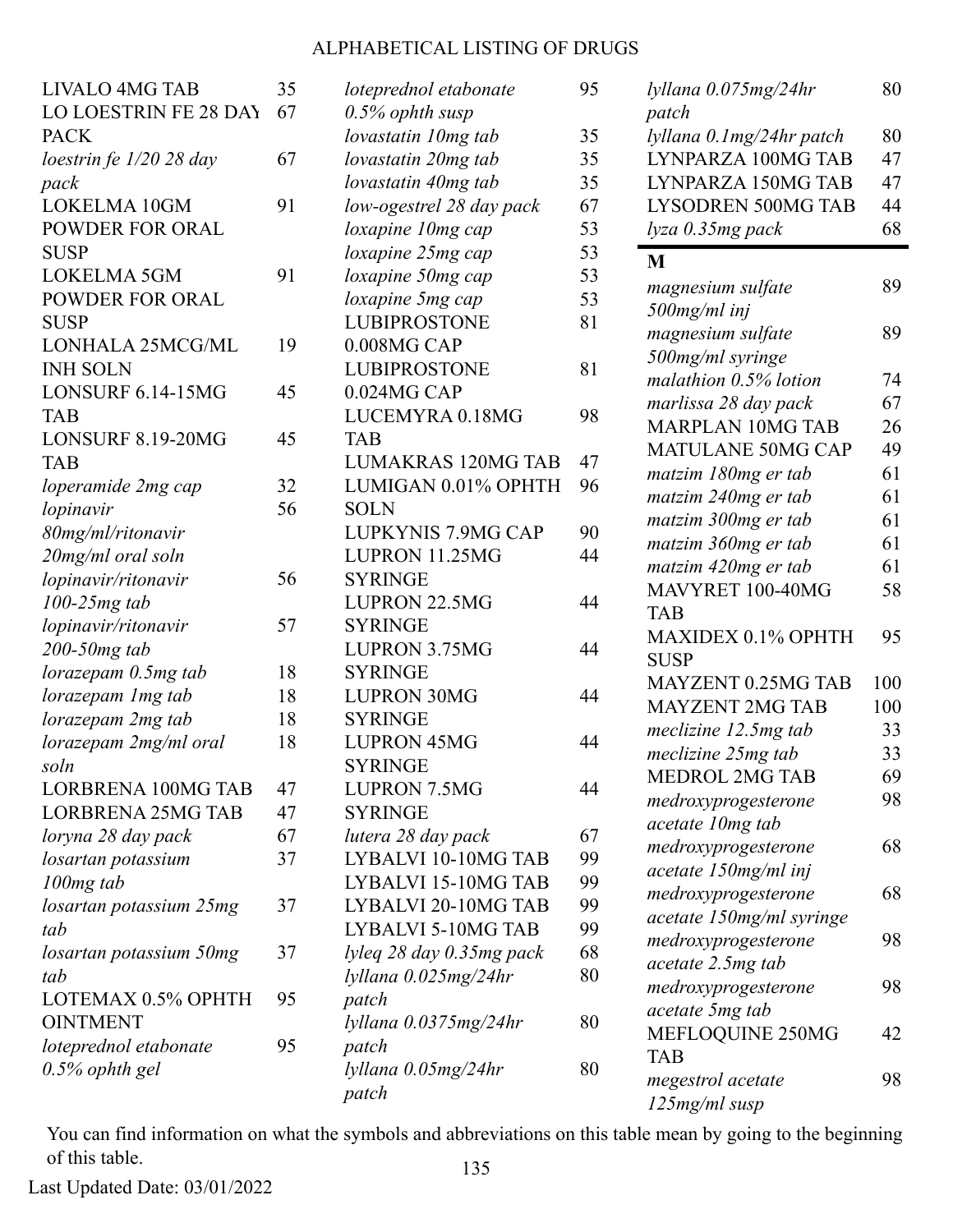| Drug Name | Page |
|---|---|
| LIVALO 4MG TAB | 35 |
| LO LOESTRIN FE 28 DAY PACK | 67 |
| *loestrin fe 1/20 28 day pack* | 67 |
| LOKELMA 10GM POWDER FOR ORAL SUSP | 91 |
| LOKELMA 5GM POWDER FOR ORAL SUSP | 91 |
| LONHALA 25MCG/ML INH SOLN | 19 |
| LONSURF 6.14-15MG TAB | 45 |
| LONSURF 8.19-20MG TAB | 45 |
| *loperamide 2mg cap* | 32 |
| *lopinavir 80mg/ml/ritonavir 20mg/ml oral soln* | 56 |
| *lopinavir/ritonavir 100-25mg tab* | 56 |
| *lopinavir/ritonavir 200-50mg tab* | 57 |
| *lorazepam 0.5mg tab* | 18 |
| *lorazepam 1mg tab* | 18 |
| *lorazepam 2mg tab* | 18 |
| *lorazepam 2mg/ml oral soln* | 18 |
| LORBRENA 100MG TAB | 47 |
| LORBRENA 25MG TAB | 47 |
| *loryna 28 day pack* | 67 |
| *losartan potassium 100mg tab* | 37 |
| *losartan potassium 25mg tab* | 37 |
| *losartan potassium 50mg tab* | 37 |
| LOTEMAX 0.5% OPHTH OINTMENT | 95 |
| *loteprednol etabonate 0.5% ophth gel* | 95 |
| *loteprednol etabonate 0.5% ophth susp* | 95 |
| *lovastatin 10mg tab* | 35 |
| *lovastatin 20mg tab* | 35 |
| *lovastatin 40mg tab* | 35 |
| *low-ogestrel 28 day pack* | 67 |
| *loxapine 10mg cap* | 53 |
| *loxapine 25mg cap* | 53 |
| *loxapine 50mg cap* | 53 |
| *loxapine 5mg cap* | 53 |
| LUBIPROSTONE 0.008MG CAP | 81 |
| LUBIPROSTONE 0.024MG CAP | 81 |
| LUCEMYRA 0.18MG TAB | 98 |
| LUMAKRAS 120MG TAB | 47 |
| LUMIGAN 0.01% OPHTH SOLN | 96 |
| LUPKYNIS 7.9MG CAP | 90 |
| LUPRON 11.25MG SYRINGE | 44 |
| LUPRON 22.5MG SYRINGE | 44 |
| LUPRON 3.75MG SYRINGE | 44 |
| LUPRON 30MG SYRINGE | 44 |
| LUPRON 45MG SYRINGE | 44 |
| LUPRON 7.5MG SYRINGE | 44 |
| *lutera 28 day pack* | 67 |
| LYBALVI 10-10MG TAB | 99 |
| LYBALVI 15-10MG TAB | 99 |
| LYBALVI 20-10MG TAB | 99 |
| LYBALVI 5-10MG TAB | 99 |
| *lyleq 28 day 0.35mg pack* | 68 |
| *lyllana 0.025mg/24hr patch* | 80 |
| *lyllana 0.0375mg/24hr patch* | 80 |
| *lyllana 0.05mg/24hr patch* | 80 |
| *lyllana 0.075mg/24hr patch* | 80 |
| *lyllana 0.1mg/24hr patch* | 80 |
| LYNPARZA 100MG TAB | 47 |
| LYNPARZA 150MG TAB | 47 |
| LYSODREN 500MG TAB | 44 |
| *lyza 0.35mg pack* | 68 |

## M

| Drug Name | Page |
|---|---|
| *magnesium sulfate 500mg/ml inj* | 89 |
| *magnesium sulfate 500mg/ml syringe* | 89 |
| *malathion 0.5% lotion* | 74 |
| *marlissa 28 day pack* | 67 |
| MARPLAN 10MG TAB | 26 |
| MATULANE 50MG CAP | 49 |
| *matzim 180mg er tab* | 61 |
| *matzim 240mg er tab* | 61 |
| *matzim 300mg er tab* | 61 |
| *matzim 360mg er tab* | 61 |
| *matzim 420mg er tab* | 61 |
| MAVYRET 100-40MG TAB | 58 |
| MAXIDEX 0.1% OPHTH SUSP | 95 |
| MAYZENT 0.25MG TAB | 100 |
| MAYZENT 2MG TAB | 100 |
| *meclizine 12.5mg tab* | 33 |
| *meclizine 25mg tab* | 33 |
| MEDROL 2MG TAB | 69 |
| *medroxyprogesterone acetate 10mg tab* | 98 |
| *medroxyprogesterone acetate 150mg/ml inj* | 68 |
| *medroxyprogesterone acetate 150mg/ml syringe* | 68 |
| *medroxyprogesterone acetate 2.5mg tab* | 98 |
| *medroxyprogesterone acetate 5mg tab* | 98 |
| MEFLOQUINE 250MG TAB | 42 |
| *megestrol acetate 125mg/ml susp* | 98 |

You can find information on what the symbols and abbreviations on this table mean by going to the beginning of this table.

Last Updated Date: 03/01/2022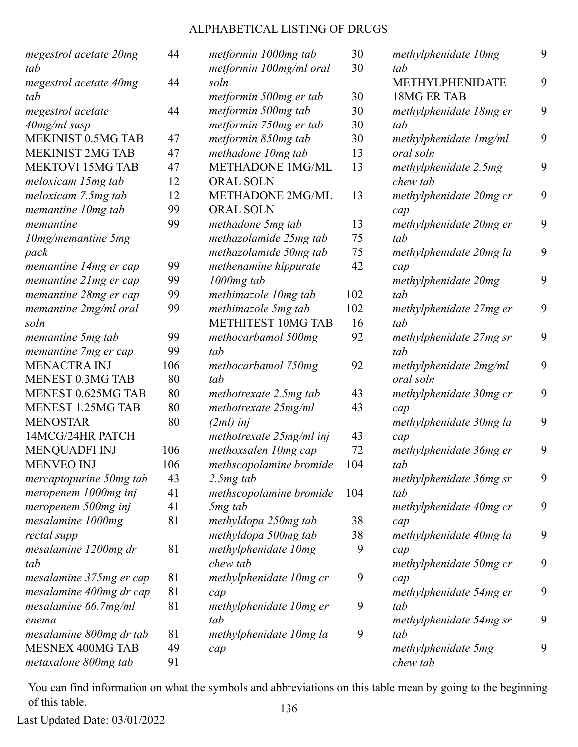# ALPHABETICAL LISTING OF DRUGS

| Drug | Page |
|---|---|
| *megestrol acetate 20mg tab* | 44 |
| *megestrol acetate 40mg tab* | 44 |
| *megestrol acetate 40mg/ml susp* | 44 |
| MEKINIST 0.5MG TAB | 47 |
| MEKINIST 2MG TAB | 47 |
| MEKTOVI 15MG TAB | 47 |
| *meloxicam 15mg tab* | 12 |
| *meloxicam 7.5mg tab* | 12 |
| *memantine 10mg tab* | 99 |
| *memantine 10mg/memantine 5mg pack* | 99 |
| *memantine 14mg er cap* | 99 |
| *memantine 21mg er cap* | 99 |
| *memantine 28mg er cap* | 99 |
| *memantine 2mg/ml oral soln* | 99 |
| *memantine 5mg tab* | 99 |
| *memantine 7mg er cap* | 99 |
| MENACTRA INJ | 106 |
| MENEST 0.3MG TAB | 80 |
| MENEST 0.625MG TAB | 80 |
| MENEST 1.25MG TAB | 80 |
| MENOSTAR 14MCG/24HR PATCH | 80 |
| MENQUADFI INJ | 106 |
| MENVEO INJ | 106 |
| *mercaptopurine 50mg tab* | 43 |
| *meropenem 1000mg inj* | 41 |
| *meropenem 500mg inj* | 41 |
| *mesalamine 1000mg rectal supp* | 81 |
| *mesalamine 1200mg dr tab* | 81 |
| *mesalamine 375mg er cap* | 81 |
| *mesalamine 400mg dr cap* | 81 |
| *mesalamine 66.7mg/ml enema* | 81 |
| *mesalamine 800mg dr tab* | 81 |
| MESNEX 400MG TAB | 49 |
| *metaxalone 800mg tab* | 91 |
| *metformin 1000mg tab* | 30 |
| *metformin 100mg/ml oral soln* | 30 |
| *metformin 500mg er tab* | 30 |
| *metformin 500mg tab* | 30 |
| *metformin 750mg er tab* | 30 |
| *metformin 850mg tab* | 30 |
| *methadone 10mg tab* | 13 |
| METHADONE 1MG/ML ORAL SOLN | 13 |
| METHADONE 2MG/ML ORAL SOLN | 13 |
| *methadone 5mg tab* | 13 |
| *methazolamide 25mg tab* | 75 |
| *methazolamide 50mg tab* | 75 |
| *methenamine hippurate 1000mg tab* | 42 |
| *methimazole 10mg tab* | 102 |
| *methimazole 5mg tab* | 102 |
| METHITEST 10MG TAB | 16 |
| *methocarbamol 500mg tab* | 92 |
| *methocarbamol 750mg tab* | 92 |
| *methotrexate 2.5mg tab* | 43 |
| *methotrexate 25mg/ml (2ml) inj* | 43 |
| *methotrexate 25mg/ml inj* | 43 |
| *methoxsalen 10mg cap* | 72 |
| *methscopolamine bromide 2.5mg tab* | 104 |
| *methscopolamine bromide 5mg tab* | 104 |
| *methyldopa 250mg tab* | 38 |
| *methyldopa 500mg tab* | 38 |
| *methylphenidate 10mg chew tab* | 9 |
| *methylphenidate 10mg cr cap* | 9 |
| *methylphenidate 10mg er tab* | 9 |
| *methylphenidate 10mg la cap* | 9 |
| *methylphenidate 10mg tab* | 9 |
| METHYLPHENIDATE 18MG ER TAB | 9 |
| *methylphenidate 18mg er tab* | 9 |
| *methylphenidate 1mg/ml oral soln* | 9 |
| *methylphenidate 2.5mg chew tab* | 9 |
| *methylphenidate 20mg cr cap* | 9 |
| *methylphenidate 20mg er tab* | 9 |
| *methylphenidate 20mg la cap* | 9 |
| *methylphenidate 20mg tab* | 9 |
| *methylphenidate 27mg er tab* | 9 |
| *methylphenidate 27mg sr tab* | 9 |
| *methylphenidate 2mg/ml oral soln* | 9 |
| *methylphenidate 30mg cr cap* | 9 |
| *methylphenidate 30mg la cap* | 9 |
| *methylphenidate 36mg er tab* | 9 |
| *methylphenidate 36mg sr tab* | 9 |
| *methylphenidate 40mg cr cap* | 9 |
| *methylphenidate 40mg la cap* | 9 |
| *methylphenidate 50mg cr cap* | 9 |
| *methylphenidate 54mg er tab* | 9 |
| *methylphenidate 54mg sr tab* | 9 |
| *methylphenidate 5mg chew tab* | 9 |

You can find information on what the symbols and abbreviations on this table mean by going to the beginning of this table.

Last Updated Date: 03/01/2022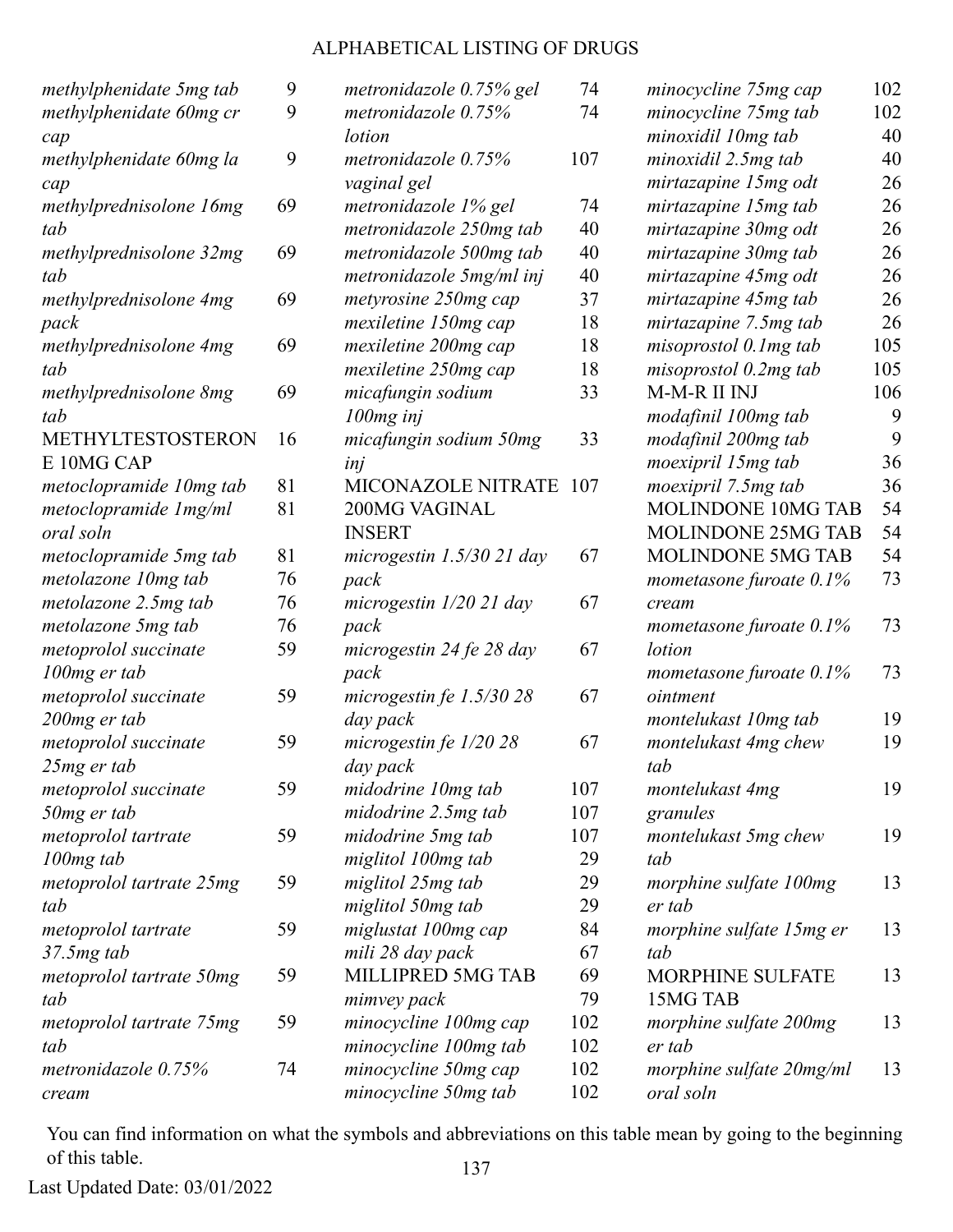# ALPHABETICAL LISTING OF DRUGS

| Drug | Page |
|---|---|
| *methylphenidate 5mg tab* | 9 |
| *methylphenidate 60mg cr cap* | 9 |
| *methylphenidate 60mg la cap* | 9 |
| *methylprednisolone 16mg tab* | 69 |
| *methylprednisolone 32mg tab* | 69 |
| *methylprednisolone 4mg pack* | 69 |
| *methylprednisolone 4mg tab* | 69 |
| *methylprednisolone 8mg tab* | 69 |
| METHYLTESTOSTERONE 10MG CAP | 16 |
| *metoclopramide 10mg tab* | 81 |
| *metoclopramide 1mg/ml oral soln* | 81 |
| *metoclopramide 5mg tab* | 81 |
| *metolazone 10mg tab* | 76 |
| *metolazone 2.5mg tab* | 76 |
| *metolazone 5mg tab* | 76 |
| *metoprolol succinate 100mg er tab* | 59 |
| *metoprolol succinate 200mg er tab* | 59 |
| *metoprolol succinate 25mg er tab* | 59 |
| *metoprolol succinate 50mg er tab* | 59 |
| *metoprolol tartrate 100mg tab* | 59 |
| *metoprolol tartrate 25mg tab* | 59 |
| *metoprolol tartrate 37.5mg tab* | 59 |
| *metoprolol tartrate 50mg tab* | 59 |
| *metoprolol tartrate 75mg tab* | 59 |
| *metronidazole 0.75% cream* | 74 |
| *metronidazole 0.75% gel* | 74 |
| *metronidazole 0.75% lotion* | 74 |
| *metronidazole 0.75% vaginal gel* | 107 |
| *metronidazole 1% gel* | 74 |
| *metronidazole 250mg tab* | 40 |
| *metronidazole 500mg tab* | 40 |
| *metronidazole 5mg/ml inj* | 40 |
| *metyrosine 250mg cap* | 37 |
| *mexiletine 150mg cap* | 18 |
| *mexiletine 200mg cap* | 18 |
| *mexiletine 250mg cap* | 18 |
| *micafungin sodium 100mg inj* | 33 |
| *micafungin sodium 50mg inj* | 33 |
| MICONAZOLE NITRATE 200MG VAGINAL INSERT | 107 |
| *microgestin 1.5/30 21 day pack* | 67 |
| *microgestin 1/20 21 day pack* | 67 |
| *microgestin 24 fe 28 day pack* | 67 |
| *microgestin fe 1.5/30 28 day pack* | 67 |
| *microgestin fe 1/20 28 day pack* | 67 |
| *midodrine 10mg tab* | 107 |
| *midodrine 2.5mg tab* | 107 |
| *midodrine 5mg tab* | 107 |
| *miglitol 100mg tab* | 29 |
| *miglitol 25mg tab* | 29 |
| *miglitol 50mg tab* | 29 |
| *miglustat 100mg cap* | 84 |
| *mili 28 day pack* | 67 |
| MILLIPRED 5MG TAB | 69 |
| *mimvey pack* | 79 |
| *minocycline 100mg cap* | 102 |
| *minocycline 100mg tab* | 102 |
| *minocycline 50mg cap* | 102 |
| *minocycline 50mg tab* | 102 |
| *minocycline 75mg cap* | 102 |
| *minocycline 75mg tab* | 102 |
| *minoxidil 10mg tab* | 40 |
| *minoxidil 2.5mg tab* | 40 |
| *mirtazapine 15mg odt* | 26 |
| *mirtazapine 15mg tab* | 26 |
| *mirtazapine 30mg odt* | 26 |
| *mirtazapine 30mg tab* | 26 |
| *mirtazapine 45mg odt* | 26 |
| *mirtazapine 45mg tab* | 26 |
| *mirtazapine 7.5mg tab* | 26 |
| *misoprostol 0.1mg tab* | 105 |
| *misoprostol 0.2mg tab* | 105 |
| M-M-R II INJ | 106 |
| *modafinil 100mg tab* | 9 |
| *modafinil 200mg tab* | 9 |
| *moexipril 15mg tab* | 36 |
| *moexipril 7.5mg tab* | 36 |
| MOLINDONE 10MG TAB | 54 |
| MOLINDONE 25MG TAB | 54 |
| MOLINDONE 5MG TAB | 54 |
| *mometasone furoate 0.1% cream* | 73 |
| *mometasone furoate 0.1% lotion* | 73 |
| *mometasone furoate 0.1% ointment* | 73 |
| *montelukast 10mg tab* | 19 |
| *montelukast 4mg chew tab* | 19 |
| *montelukast 4mg granules* | 19 |
| *montelukast 5mg chew tab* | 19 |
| *morphine sulfate 100mg er tab* | 13 |
| *morphine sulfate 15mg er tab* | 13 |
| MORPHINE SULFATE 15MG TAB | 13 |
| *morphine sulfate 200mg er tab* | 13 |
| *morphine sulfate 20mg/ml oral soln* | 13 |

You can find information on what the symbols and abbreviations on this table mean by going to the beginning of this table.

Last Updated Date: 03/01/2022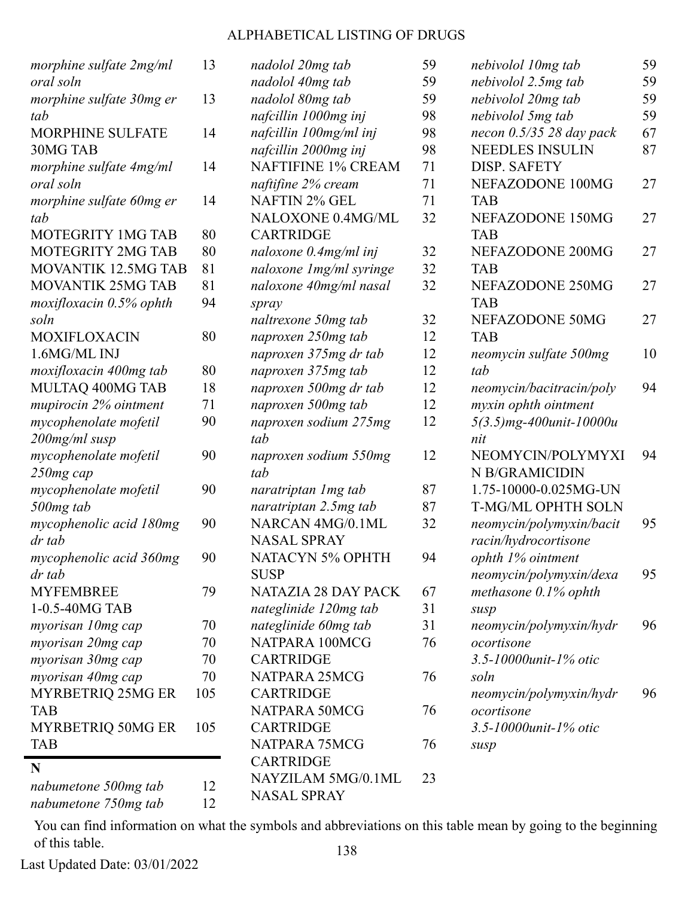# ALPHABETICAL LISTING OF DRUGS

| Drug | Page |
|---|---|
| *morphine sulfate 2mg/ml oral soln* | 13 |
| *morphine sulfate 30mg er tab* | 13 |
| MORPHINE SULFATE 30MG TAB | 14 |
| *morphine sulfate 4mg/ml oral soln* | 14 |
| *morphine sulfate 60mg er tab* | 14 |
| MOTEGRITY 1MG TAB | 80 |
| MOTEGRITY 2MG TAB | 80 |
| MOVANTIK 12.5MG TAB | 81 |
| MOVANTIK 25MG TAB | 81 |
| *moxifloxacin 0.5% ophth soln* | 94 |
| MOXIFLOXACIN 1.6MG/ML INJ | 80 |
| *moxifloxacin 400mg tab* | 80 |
| MULTAQ 400MG TAB | 18 |
| *mupirocin 2% ointment* | 71 |
| *mycophenolate mofetil 200mg/ml susp* | 90 |
| *mycophenolate mofetil 250mg cap* | 90 |
| *mycophenolate mofetil 500mg tab* | 90 |
| *mycophenolic acid 180mg dr tab* | 90 |
| *mycophenolic acid 360mg dr tab* | 90 |
| MYFEMBREE 1-0.5-40MG TAB | 79 |
| *myorisan 10mg cap* | 70 |
| *myorisan 20mg cap* | 70 |
| *myorisan 30mg cap* | 70 |
| *myorisan 40mg cap* | 70 |
| MYRBETRIQ 25MG ER TAB | 105 |
| MYRBETRIQ 50MG ER TAB | 105 |

## N

| Drug | Page |
|---|---|
| *nabumetone 500mg tab* | 12 |
| *nabumetone 750mg tab* | 12 |
| *nadolol 20mg tab* | 59 |
| *nadolol 40mg tab* | 59 |
| *nadolol 80mg tab* | 59 |
| *nafcillin 1000mg inj* | 98 |
| *nafcillin 100mg/ml inj* | 98 |
| *nafcillin 2000mg inj* | 98 |
| NAFTIFINE 1% CREAM | 71 |
| *naftifine 2% cream* | 71 |
| NAFTIN 2% GEL | 71 |
| NALOXONE 0.4MG/ML CARTRIDGE | 32 |
| *naloxone 0.4mg/ml inj* | 32 |
| *naloxone 1mg/ml syringe* | 32 |
| *naloxone 40mg/ml nasal spray* | 32 |
| *naltrexone 50mg tab* | 32 |
| *naproxen 250mg tab* | 12 |
| *naproxen 375mg dr tab* | 12 |
| *naproxen 375mg tab* | 12 |
| *naproxen 500mg dr tab* | 12 |
| *naproxen 500mg tab* | 12 |
| *naproxen sodium 275mg tab* | 12 |
| *naproxen sodium 550mg tab* | 12 |
| *naratriptan 1mg tab* | 87 |
| *naratriptan 2.5mg tab* | 87 |
| NARCAN 4MG/0.1ML NASAL SPRAY | 32 |
| NATACYN 5% OPHTH SUSP | 94 |
| NATAZIA 28 DAY PACK | 67 |
| *nateglinide 120mg tab* | 31 |
| *nateglinide 60mg tab* | 31 |
| NATPARA 100MCG CARTRIDGE | 76 |
| NATPARA 25MCG CARTRIDGE | 76 |
| NATPARA 50MCG CARTRIDGE | 76 |
| NATPARA 75MCG CARTRIDGE | 76 |
| NAYZILAM 5MG/0.1ML NASAL SPRAY | 23 |
| *nebivolol 10mg tab* | 59 |
| *nebivolol 2.5mg tab* | 59 |
| *nebivolol 20mg tab* | 59 |
| *nebivolol 5mg tab* | 59 |
| *necon 0.5/35 28 day pack* | 67 |
| NEEDLES INSULIN DISP. SAFETY | 87 |
| NEFAZODONE 100MG TAB | 27 |
| NEFAZODONE 150MG TAB | 27 |
| NEFAZODONE 200MG TAB | 27 |
| NEFAZODONE 250MG TAB | 27 |
| NEFAZODONE 50MG TAB | 27 |
| *neomycin sulfate 500mg tab* | 10 |
| *neomycin/bacitracin/polymyxin ophth ointment 5(3.5)mg-400unit-10000unit* | 94 |
| NEOMYCIN/POLYMYXIN B/GRAMICIDIN 1.75-10000-0.025MG-UNT-MG/ML OPHTH SOLN | 94 |
| *neomycin/polymyxin/bacitracin/hydrocortisone ophth 1% ointment* | 95 |
| *neomycin/polymyxin/dexamethasone 0.1% ophth susp* | 95 |
| *neomycin/polymyxin/hydrocortisone 3.5-10000unit-1% otic soln* | 96 |
| *neomycin/polymyxin/hydrocortisone 3.5-10000unit-1% otic susp* | 96 |

You can find information on what the symbols and abbreviations on this table mean by going to the beginning of this table.

Last Updated Date: 03/01/2022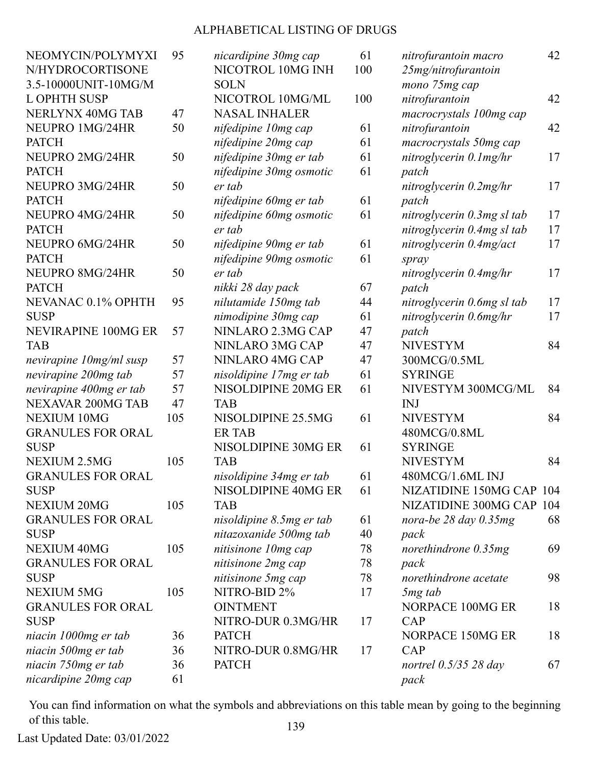ALPHABETICAL LISTING OF DRUGS

| Drug | Page |
|---|---|
| NEOMYCIN/POLYMYXIN/HYDROCORTISONE 3.5-10000UNIT-10MG/ML OPHTH SUSP | 95 |
| NERLYNX 40MG TAB | 47 |
| NEUPRO 1MG/24HR PATCH | 50 |
| NEUPRO 2MG/24HR PATCH | 50 |
| NEUPRO 3MG/24HR PATCH | 50 |
| NEUPRO 4MG/24HR PATCH | 50 |
| NEUPRO 6MG/24HR PATCH | 50 |
| NEUPRO 8MG/24HR PATCH | 50 |
| NEVANAC 0.1% OPHTH SUSP | 95 |
| NEVIRAPINE 100MG ER TAB | 57 |
| *nevirapine 10mg/ml susp* | 57 |
| *nevirapine 200mg tab* | 57 |
| *nevirapine 400mg er tab* | 57 |
| NEXAVAR 200MG TAB | 47 |
| NEXIUM 10MG GRANULES FOR ORAL SUSP | 105 |
| NEXIUM 2.5MG GRANULES FOR ORAL SUSP | 105 |
| NEXIUM 20MG GRANULES FOR ORAL SUSP | 105 |
| NEXIUM 40MG GRANULES FOR ORAL SUSP | 105 |
| NEXIUM 5MG GRANULES FOR ORAL SUSP | 105 |
| *niacin 1000mg er tab* | 36 |
| *niacin 500mg er tab* | 36 |
| *niacin 750mg er tab* | 36 |
| *nicardipine 20mg cap* | 61 |
| *nicardipine 30mg cap* | 61 |
| NICOTROL 10MG INH SOLN | 100 |
| NICOTROL 10MG/ML NASAL INHALER | 100 |
| *nifedipine 10mg cap* | 61 |
| *nifedipine 20mg cap* | 61 |
| *nifedipine 30mg er tab* | 61 |
| *nifedipine 30mg osmotic er tab* | 61 |
| *nifedipine 60mg er tab* | 61 |
| *nifedipine 60mg osmotic er tab* | 61 |
| *nifedipine 90mg er tab* | 61 |
| *nifedipine 90mg osmotic er tab* | 61 |
| *nikki 28 day pack* | 67 |
| *nilutamide 150mg tab* | 44 |
| *nimodipine 30mg cap* | 61 |
| NINLARO 2.3MG CAP | 47 |
| NINLARO 3MG CAP | 47 |
| NINLARO 4MG CAP | 47 |
| *nisoldipine 17mg er tab* | 61 |
| NISOLDIPINE 20MG ER TAB | 61 |
| NISOLDIPINE 25.5MG ER TAB | 61 |
| NISOLDIPINE 30MG ER TAB | 61 |
| *nisoldipine 34mg er tab* | 61 |
| NISOLDIPINE 40MG ER TAB | 61 |
| *nisoldipine 8.5mg er tab* | 61 |
| *nitazoxanide 500mg tab* | 40 |
| *nitisinone 10mg cap* | 78 |
| *nitisinone 2mg cap* | 78 |
| *nitisinone 5mg cap* | 78 |
| NITRO-BID 2% OINTMENT | 17 |
| NITRO-DUR 0.3MG/HR PATCH | 17 |
| NITRO-DUR 0.8MG/HR PATCH | 17 |
| *nitrofurantoin macro 25mg/nitrofurantoin mono 75mg cap* | 42 |
| *nitrofurantoin macrocrystals 100mg cap* | 42 |
| *nitrofurantoin macrocrystals 50mg cap* | 42 |
| *nitroglycerin 0.1mg/hr patch* | 17 |
| *nitroglycerin 0.2mg/hr patch* | 17 |
| *nitroglycerin 0.3mg sl tab* | 17 |
| *nitroglycerin 0.4mg sl tab* | 17 |
| *nitroglycerin 0.4mg/act spray* | 17 |
| *nitroglycerin 0.4mg/hr patch* | 17 |
| *nitroglycerin 0.6mg sl tab* | 17 |
| *nitroglycerin 0.6mg/hr patch* | 17 |
| NIVESTYM 300MCG/0.5ML SYRINGE | 84 |
| NIVESTYM 300MCG/ML INJ | 84 |
| NIVESTYM 480MCG/0.8ML SYRINGE | 84 |
| NIVESTYM 480MCG/1.6ML INJ | 84 |
| NIZATIDINE 150MG CAP | 104 |
| NIZATIDINE 300MG CAP | 104 |
| *nora-be 28 day 0.35mg pack* | 68 |
| *norethindrone 0.35mg pack* | 69 |
| *norethindrone acetate 5mg tab* | 98 |
| NORPACE 100MG ER CAP | 18 |
| NORPACE 150MG ER CAP | 18 |
| *nortrel 0.5/35 28 day pack* | 67 |

You can find information on what the symbols and abbreviations on this table mean by going to the beginning of this table.

Last Updated Date: 03/01/2022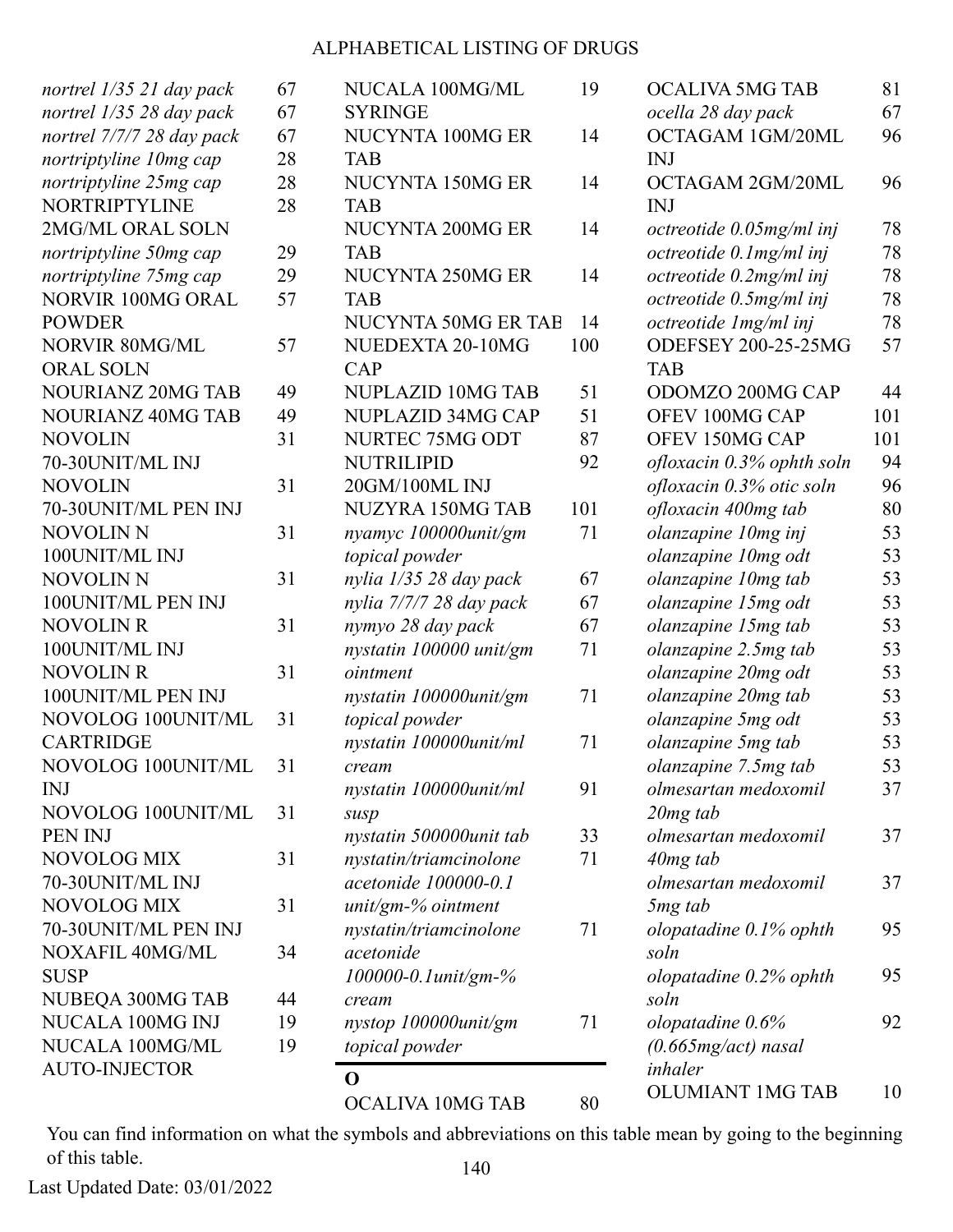# ALPHABETICAL LISTING OF DRUGS

| Drug | Page |
|---|---|
| *nortrel 1/35 21 day pack* | 67 |
| *nortrel 1/35 28 day pack* | 67 |
| *nortrel 7/7/7 28 day pack* | 67 |
| *nortriptyline 10mg cap* | 28 |
| *nortriptyline 25mg cap* | 28 |
| NORTRIPTYLINE 2MG/ML ORAL SOLN | 28 |
| *nortriptyline 50mg cap* | 29 |
| *nortriptyline 75mg cap* | 29 |
| NORVIR 100MG ORAL POWDER | 57 |
| NORVIR 80MG/ML ORAL SOLN | 57 |
| NOURIANZ 20MG TAB | 49 |
| NOURIANZ 40MG TAB | 49 |
| NOVOLIN 70-30UNIT/ML INJ | 31 |
| NOVOLIN 70-30UNIT/ML PEN INJ | 31 |
| NOVOLIN N 100UNIT/ML INJ | 31 |
| NOVOLIN N 100UNIT/ML PEN INJ | 31 |
| NOVOLIN R 100UNIT/ML INJ | 31 |
| NOVOLIN R 100UNIT/ML PEN INJ | 31 |
| NOVOLOG 100UNIT/ML CARTRIDGE | 31 |
| NOVOLOG 100UNIT/ML INJ | 31 |
| NOVOLOG 100UNIT/ML PEN INJ | 31 |
| NOVOLOG MIX 70-30UNIT/ML INJ | 31 |
| NOVOLOG MIX 70-30UNIT/ML PEN INJ | 31 |
| NOXAFIL 40MG/ML SUSP | 34 |
| NUBEQA 300MG TAB | 44 |
| NUCALA 100MG INJ | 19 |
| NUCALA 100MG/ML AUTO-INJECTOR | 19 |
| NUCALA 100MG/ML SYRINGE | 19 |
| NUCYNTA 100MG ER TAB | 14 |
| NUCYNTA 150MG ER TAB | 14 |
| NUCYNTA 200MG ER TAB | 14 |
| NUCYNTA 250MG ER TAB | 14 |
| NUCYNTA 50MG ER TAB | 14 |
| NUEDEXTA 20-10MG CAP | 100 |
| NUPLAZID 10MG TAB | 51 |
| NUPLAZID 34MG CAP | 51 |
| NURTEC 75MG ODT | 87 |
| NUTRILIPID 20GM/100ML INJ | 92 |
| NUZYRA 150MG TAB | 101 |
| *nyamyc 100000unit/gm topical powder* | 71 |
| *nylia 1/35 28 day pack* | 67 |
| *nylia 7/7/7 28 day pack* | 67 |
| *nymyo 28 day pack* | 67 |
| *nystatin 100000 unit/gm ointment* | 71 |
| *nystatin 100000unit/gm topical powder* | 71 |
| *nystatin 100000unit/ml cream* | 71 |
| *nystatin 100000unit/ml susp* | 91 |
| *nystatin 500000unit tab* | 33 |
| *nystatin/triamcinolone acetonide 100000-0.1 unit/gm-% ointment* | 71 |
| *nystatin/triamcinolone acetonide 100000-0.1unit/gm-% cream* | 71 |
| *nystop 100000unit/gm topical powder* | 71 |

## O

| Drug | Page |
|---|---|
| OCALIVA 10MG TAB | 80 |
| OCALIVA 5MG TAB | 81 |
| *ocella 28 day pack* | 67 |
| OCTAGAM 1GM/20ML INJ | 96 |
| OCTAGAM 2GM/20ML INJ | 96 |
| *octreotide 0.05mg/ml inj* | 78 |
| *octreotide 0.1mg/ml inj* | 78 |
| *octreotide 0.2mg/ml inj* | 78 |
| *octreotide 0.5mg/ml inj* | 78 |
| *octreotide 1mg/ml inj* | 78 |
| ODEFSEY 200-25-25MG TAB | 57 |
| ODOMZO 200MG CAP | 44 |
| OFEV 100MG CAP | 101 |
| OFEV 150MG CAP | 101 |
| *ofloxacin 0.3% ophth soln* | 94 |
| *ofloxacin 0.3% otic soln* | 96 |
| *ofloxacin 400mg tab* | 80 |
| *olanzapine 10mg inj* | 53 |
| *olanzapine 10mg odt* | 53 |
| *olanzapine 10mg tab* | 53 |
| *olanzapine 15mg odt* | 53 |
| *olanzapine 15mg tab* | 53 |
| *olanzapine 2.5mg tab* | 53 |
| *olanzapine 20mg odt* | 53 |
| *olanzapine 20mg tab* | 53 |
| *olanzapine 5mg odt* | 53 |
| *olanzapine 5mg tab* | 53 |
| *olanzapine 7.5mg tab* | 53 |
| *olmesartan medoxomil 20mg tab* | 37 |
| *olmesartan medoxomil 40mg tab* | 37 |
| *olmesartan medoxomil 5mg tab* | 37 |
| *olopatadine 0.1% ophth soln* | 95 |
| *olopatadine 0.2% ophth soln* | 95 |
| *olopatadine 0.6% (0.665mg/act) nasal inhaler* | 92 |
| OLUMIANT 1MG TAB | 10 |

You can find information on what the symbols and abbreviations on this table mean by going to the beginning of this table.

Last Updated Date: 03/01/2022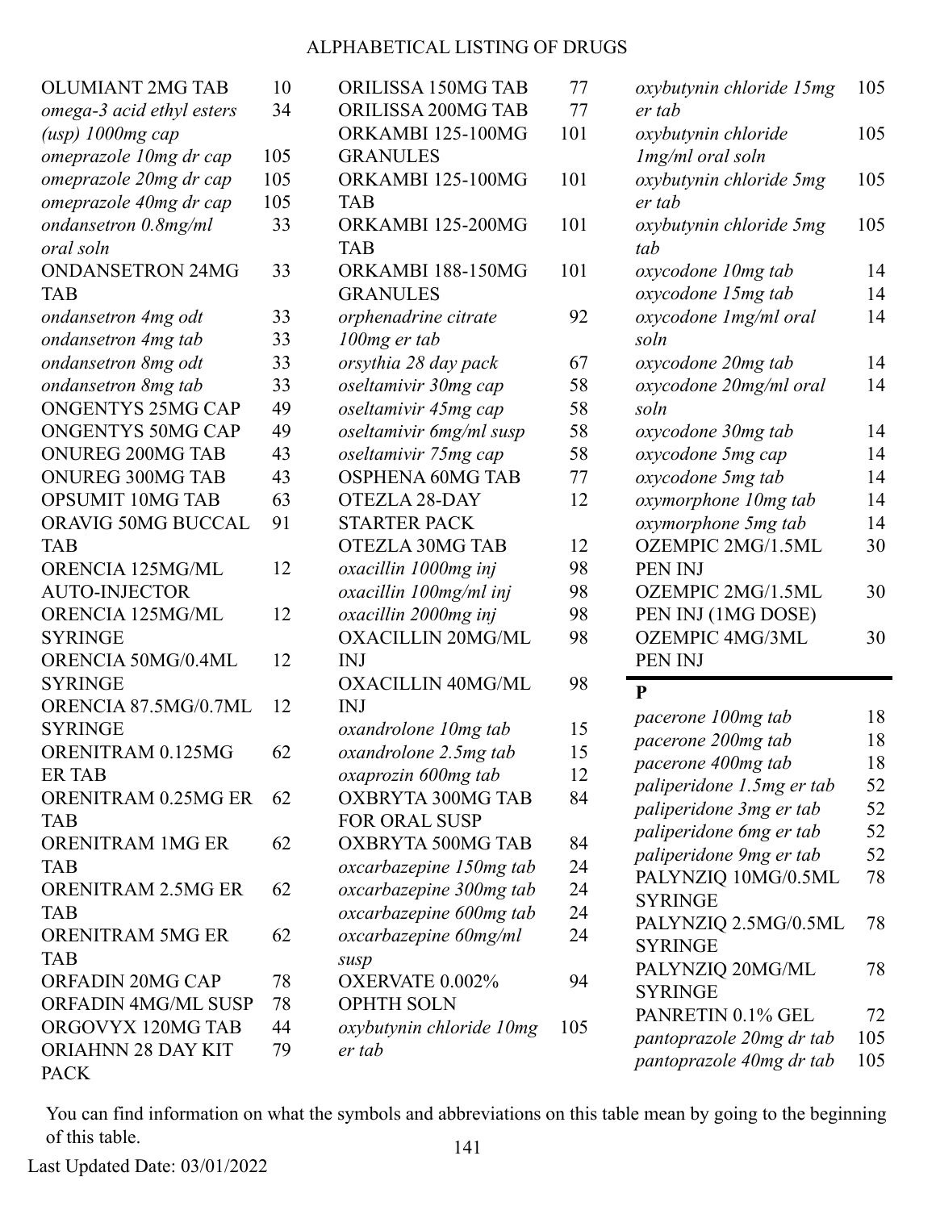| Drug | Page |
|---|---|
| OLUMIANT 2MG TAB | 10 |
| *omega-3 acid ethyl esters (usp) 1000mg cap* | 34 |
| *omeprazole 10mg dr cap* | 105 |
| *omeprazole 20mg dr cap* | 105 |
| *omeprazole 40mg dr cap* | 105 |
| *ondansetron 0.8mg/ml oral soln* | 33 |
| ONDANSETRON 24MG TAB | 33 |
| *ondansetron 4mg odt* | 33 |
| *ondansetron 4mg tab* | 33 |
| *ondansetron 8mg odt* | 33 |
| *ondansetron 8mg tab* | 33 |
| ONGENTYS 25MG CAP | 49 |
| ONGENTYS 50MG CAP | 49 |
| ONUREG 200MG TAB | 43 |
| ONUREG 300MG TAB | 43 |
| OPSUMIT 10MG TAB | 63 |
| ORAVIG 50MG BUCCAL TAB | 91 |
| ORENCIA 125MG/ML AUTO-INJECTOR | 12 |
| ORENCIA 125MG/ML SYRINGE | 12 |
| ORENCIA 50MG/0.4ML SYRINGE | 12 |
| ORENCIA 87.5MG/0.7ML SYRINGE | 12 |
| ORENITRAM 0.125MG ER TAB | 62 |
| ORENITRAM 0.25MG ER TAB | 62 |
| ORENITRAM 1MG ER TAB | 62 |
| ORENITRAM 2.5MG ER TAB | 62 |
| ORENITRAM 5MG ER TAB | 62 |
| ORFADIN 20MG CAP | 78 |
| ORFADIN 4MG/ML SUSP | 78 |
| ORGOVYX 120MG TAB | 44 |
| ORIAHNN 28 DAY KIT PACK | 79 |
| ORILISSA 150MG TAB | 77 |
| ORILISSA 200MG TAB | 77 |
| ORKAMBI 125-100MG GRANULES | 101 |
| ORKAMBI 125-100MG TAB | 101 |
| ORKAMBI 125-200MG TAB | 101 |
| ORKAMBI 188-150MG GRANULES | 101 |
| *orphenadrine citrate 100mg er tab* | 92 |
| *orsythia 28 day pack* | 67 |
| *oseltamivir 30mg cap* | 58 |
| *oseltamivir 45mg cap* | 58 |
| *oseltamivir 6mg/ml susp* | 58 |
| *oseltamivir 75mg cap* | 58 |
| OSPHENA 60MG TAB | 77 |
| OTEZLA 28-DAY STARTER PACK | 12 |
| OTEZLA 30MG TAB | 12 |
| *oxacillin 1000mg inj* | 98 |
| *oxacillin 100mg/ml inj* | 98 |
| *oxacillin 2000mg inj* | 98 |
| OXACILLIN 20MG/ML INJ | 98 |
| OXACILLIN 40MG/ML INJ | 98 |
| *oxandrolone 10mg tab* | 15 |
| *oxandrolone 2.5mg tab* | 15 |
| *oxaprozin 600mg tab* | 12 |
| OXBRYTA 300MG TAB FOR ORAL SUSP | 84 |
| OXBRYTA 500MG TAB | 84 |
| *oxcarbazepine 150mg tab* | 24 |
| *oxcarbazepine 300mg tab* | 24 |
| *oxcarbazepine 600mg tab* | 24 |
| *oxcarbazepine 60mg/ml susp* | 24 |
| OXERVATE 0.002% OPHTH SOLN | 94 |
| *oxybutynin chloride 10mg er tab* | 105 |
| *oxybutynin chloride 15mg er tab* | 105 |
| *oxybutynin chloride 1mg/ml oral soln* | 105 |
| *oxybutynin chloride 5mg er tab* | 105 |
| *oxybutynin chloride 5mg tab* | 105 |
| *oxycodone 10mg tab* | 14 |
| *oxycodone 15mg tab* | 14 |
| *oxycodone 1mg/ml oral soln* | 14 |
| *oxycodone 20mg tab* | 14 |
| *oxycodone 20mg/ml oral soln* | 14 |
| *oxycodone 30mg tab* | 14 |
| *oxycodone 5mg cap* | 14 |
| *oxycodone 5mg tab* | 14 |
| *oxymorphone 10mg tab* | 14 |
| *oxymorphone 5mg tab* | 14 |
| OZEMPIC 2MG/1.5ML PEN INJ | 30 |
| OZEMPIC 2MG/1.5ML PEN INJ (1MG DOSE) | 30 |
| OZEMPIC 4MG/3ML PEN INJ | 30 |

## P

| Drug | Page |
|---|---|
| *pacerone 100mg tab* | 18 |
| *pacerone 200mg tab* | 18 |
| *pacerone 400mg tab* | 18 |
| *paliperidone 1.5mg er tab* | 52 |
| *paliperidone 3mg er tab* | 52 |
| *paliperidone 6mg er tab* | 52 |
| *paliperidone 9mg er tab* | 52 |
| PALYNZIQ 10MG/0.5ML SYRINGE | 78 |
| PALYNZIQ 2.5MG/0.5ML SYRINGE | 78 |
| PALYNZIQ 20MG/ML SYRINGE | 78 |
| PANRETIN 0.1% GEL | 72 |
| *pantoprazole 20mg dr tab* | 105 |
| *pantoprazole 40mg dr tab* | 105 |

You can find information on what the symbols and abbreviations on this table mean by going to the beginning of this table.

Last Updated Date: 03/01/2022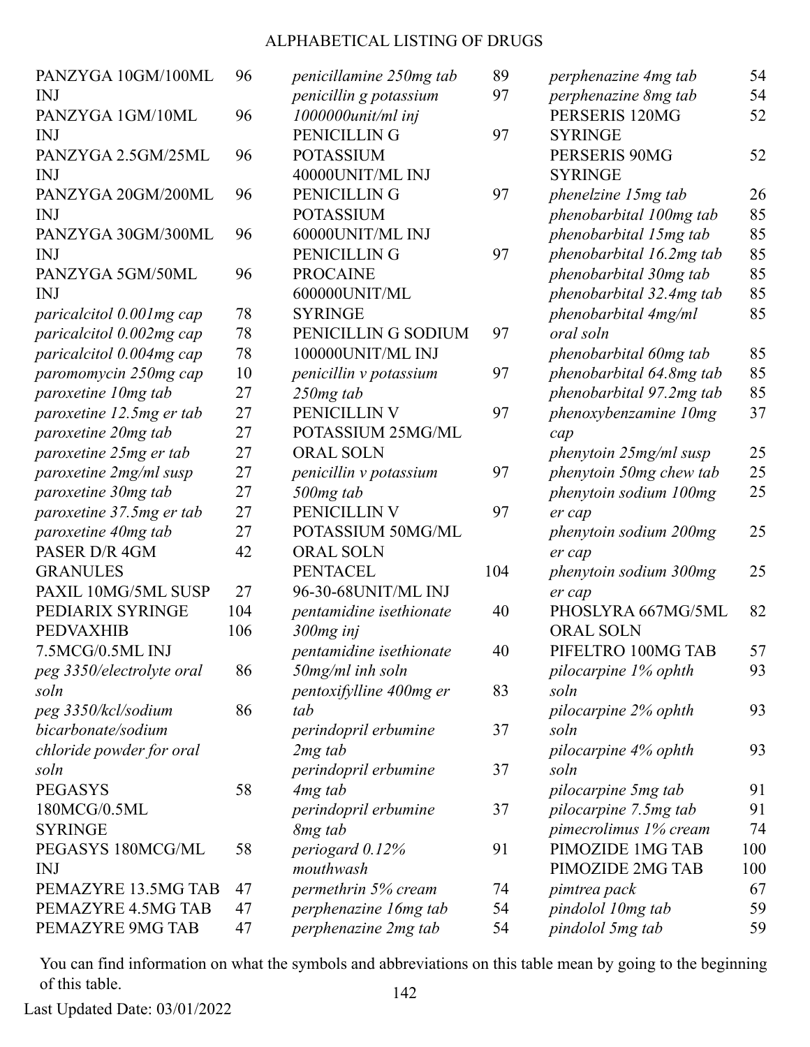# ALPHABETICAL LISTING OF DRUGS

| Drug | Page |
|---|---|
| PANZYGA 10GM/100ML INJ | 96 |
| PANZYGA 1GM/10ML INJ | 96 |
| PANZYGA 2.5GM/25ML INJ | 96 |
| PANZYGA 20GM/200ML INJ | 96 |
| PANZYGA 30GM/300ML INJ | 96 |
| PANZYGA 5GM/50ML INJ | 96 |
| *paricalcitol 0.001mg cap* | 78 |
| *paricalcitol 0.002mg cap* | 78 |
| *paricalcitol 0.004mg cap* | 78 |
| *paromomycin 250mg cap* | 10 |
| *paroxetine 10mg tab* | 27 |
| *paroxetine 12.5mg er tab* | 27 |
| *paroxetine 20mg tab* | 27 |
| *paroxetine 25mg er tab* | 27 |
| *paroxetine 2mg/ml susp* | 27 |
| *paroxetine 30mg tab* | 27 |
| *paroxetine 37.5mg er tab* | 27 |
| *paroxetine 40mg tab* | 27 |
| PASER D/R 4GM GRANULES | 42 |
| PAXIL 10MG/5ML SUSP | 27 |
| PEDIARIX SYRINGE | 104 |
| PEDVAXHIB 7.5MCG/0.5ML INJ | 106 |
| *peg 3350/electrolyte oral soln* | 86 |
| *peg 3350/kcl/sodium bicarbonate/sodium chloride powder for oral soln* | 86 |
| PEGASYS 180MCG/0.5ML SYRINGE | 58 |
| PEGASYS 180MCG/ML INJ | 58 |
| PEMAZYRE 13.5MG TAB | 47 |
| PEMAZYRE 4.5MG TAB | 47 |
| PEMAZYRE 9MG TAB | 47 |
| *penicillamine 250mg tab* | 89 |
| *penicillin g potassium 1000000unit/ml inj* | 97 |
| PENICILLIN G POTASSIUM 40000UNIT/ML INJ | 97 |
| PENICILLIN G POTASSIUM 60000UNIT/ML INJ | 97 |
| PENICILLIN G PROCAINE 600000UNIT/ML SYRINGE | 97 |
| PENICILLIN G SODIUM 100000UNIT/ML INJ | 97 |
| *penicillin v potassium 250mg tab* | 97 |
| PENICILLIN V POTASSIUM 25MG/ML ORAL SOLN | 97 |
| *penicillin v potassium 500mg tab* | 97 |
| PENICILLIN V POTASSIUM 50MG/ML ORAL SOLN | 97 |
| PENTACEL 96-30-68UNIT/ML INJ | 104 |
| *pentamidine isethionate 300mg inj* | 40 |
| *pentamidine isethionate 50mg/ml inh soln* | 40 |
| *pentoxifylline 400mg er tab* | 83 |
| *perindopril erbumine 2mg tab* | 37 |
| *perindopril erbumine 4mg tab* | 37 |
| *perindopril erbumine 8mg tab* | 37 |
| *periogard 0.12% mouthwash* | 91 |
| *permethrin 5% cream* | 74 |
| *perphenazine 16mg tab* | 54 |
| *perphenazine 2mg tab* | 54 |
| *perphenazine 4mg tab* | 54 |
| *perphenazine 8mg tab* | 54 |
| PERSERIS 120MG SYRINGE | 52 |
| PERSERIS 90MG SYRINGE | 52 |
| *phenelzine 15mg tab* | 26 |
| *phenobarbital 100mg tab* | 85 |
| *phenobarbital 15mg tab* | 85 |
| *phenobarbital 16.2mg tab* | 85 |
| *phenobarbital 30mg tab* | 85 |
| *phenobarbital 32.4mg tab* | 85 |
| *phenobarbital 4mg/ml oral soln* | 85 |
| *phenobarbital 60mg tab* | 85 |
| *phenobarbital 64.8mg tab* | 85 |
| *phenobarbital 97.2mg tab* | 85 |
| *phenoxybenzamine 10mg cap* | 37 |
| *phenytoin 25mg/ml susp* | 25 |
| *phenytoin 50mg chew tab* | 25 |
| *phenytoin sodium 100mg er cap* | 25 |
| *phenytoin sodium 200mg er cap* | 25 |
| *phenytoin sodium 300mg er cap* | 25 |
| PHOSLYRA 667MG/5ML ORAL SOLN | 82 |
| PIFELTRO 100MG TAB | 57 |
| *pilocarpine 1% ophth soln* | 93 |
| *pilocarpine 2% ophth soln* | 93 |
| *pilocarpine 4% ophth soln* | 93 |
| *pilocarpine 5mg tab* | 91 |
| *pilocarpine 7.5mg tab* | 91 |
| *pimecrolimus 1% cream* | 74 |
| PIMOZIDE 1MG TAB | 100 |
| PIMOZIDE 2MG TAB | 100 |
| *pimtrea pack* | 67 |
| *pindolol 10mg tab* | 59 |
| *pindolol 5mg tab* | 59 |

You can find information on what the symbols and abbreviations on this table mean by going to the beginning of this table.

Last Updated Date: 03/01/2022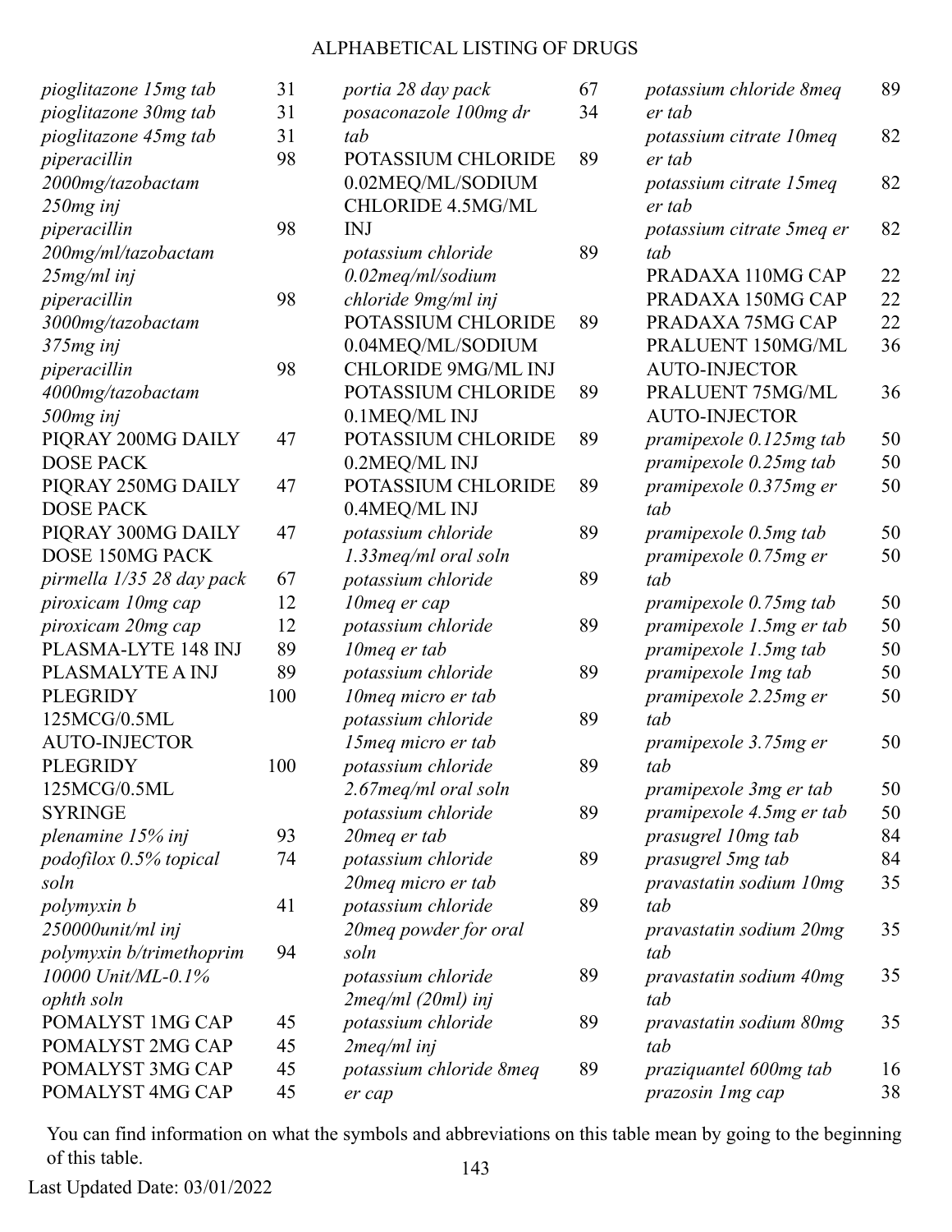# ALPHABETICAL LISTING OF DRUGS

| Drug | Page |
|---|---|
| *pioglitazone 15mg tab* | 31 |
| *pioglitazone 30mg tab* | 31 |
| *pioglitazone 45mg tab* | 31 |
| *piperacillin 2000mg/tazobactam 250mg inj* | 98 |
| *piperacillin 200mg/ml/tazobactam 25mg/ml inj* | 98 |
| *piperacillin 3000mg/tazobactam 375mg inj* | 98 |
| *piperacillin 4000mg/tazobactam 500mg inj* | 98 |
| PIQRAY 200MG DAILY DOSE PACK | 47 |
| PIQRAY 250MG DAILY DOSE PACK | 47 |
| PIQRAY 300MG DAILY DOSE 150MG PACK | 47 |
| *pirmella 1/35 28 day pack* | 67 |
| *piroxicam 10mg cap* | 12 |
| *piroxicam 20mg cap* | 12 |
| PLASMA-LYTE 148 INJ | 89 |
| PLASMALYTE A INJ | 89 |
| PLEGRIDY 125MCG/0.5ML AUTO-INJECTOR | 100 |
| PLEGRIDY 125MCG/0.5ML SYRINGE | 100 |
| *plenamine 15% inj* | 93 |
| *podofilox 0.5% topical soln* | 74 |
| *polymyxin b 250000unit/ml inj* | 41 |
| *polymyxin b/trimethoprim 10000 Unit/ML-0.1% ophth soln* | 94 |
| POMALYST 1MG CAP | 45 |
| POMALYST 2MG CAP | 45 |
| POMALYST 3MG CAP | 45 |
| POMALYST 4MG CAP | 45 |
| *portia 28 day pack* | 67 |
| *posaconazole 100mg dr tab* | 34 |
| POTASSIUM CHLORIDE 0.02MEQ/ML/SODIUM CHLORIDE 4.5MG/ML INJ | 89 |
| *potassium chloride 0.02meq/ml/sodium chloride 9mg/ml inj* | 89 |
| POTASSIUM CHLORIDE 0.04MEQ/ML/SODIUM CHLORIDE 9MG/ML INJ | 89 |
| POTASSIUM CHLORIDE 0.1MEQ/ML INJ | 89 |
| POTASSIUM CHLORIDE 0.2MEQ/ML INJ | 89 |
| POTASSIUM CHLORIDE 0.4MEQ/ML INJ | 89 |
| *potassium chloride 1.33meq/ml oral soln* | 89 |
| *potassium chloride 10meq er cap* | 89 |
| *potassium chloride 10meq er tab* | 89 |
| *potassium chloride 10meq micro er tab* | 89 |
| *potassium chloride 15meq micro er tab* | 89 |
| *potassium chloride 2.67meq/ml oral soln* | 89 |
| *potassium chloride 20meq er tab* | 89 |
| *potassium chloride 20meq micro er tab* | 89 |
| *potassium chloride 20meq powder for oral soln* | 89 |
| *potassium chloride 2meq/ml (20ml) inj* | 89 |
| *potassium chloride 2meq/ml inj* | 89 |
| *potassium chloride 8meq er cap* | 89 |
| *potassium chloride 8meq er tab* | 89 |
| *potassium citrate 10meq er tab* | 82 |
| *potassium citrate 15meq er tab* | 82 |
| *potassium citrate 5meq er tab* | 82 |
| PRADAXA 110MG CAP | 22 |
| PRADAXA 150MG CAP | 22 |
| PRADAXA 75MG CAP | 22 |
| PRALUENT 150MG/ML AUTO-INJECTOR | 36 |
| PRALUENT 75MG/ML AUTO-INJECTOR | 36 |
| *pramipexole 0.125mg tab* | 50 |
| *pramipexole 0.25mg tab* | 50 |
| *pramipexole 0.375mg er tab* | 50 |
| *pramipexole 0.5mg tab* | 50 |
| *pramipexole 0.75mg er tab* | 50 |
| *pramipexole 0.75mg tab* | 50 |
| *pramipexole 1.5mg er tab* | 50 |
| *pramipexole 1.5mg tab* | 50 |
| *pramipexole 1mg tab* | 50 |
| *pramipexole 2.25mg er tab* | 50 |
| *pramipexole 3.75mg er tab* | 50 |
| *pramipexole 3mg er tab* | 50 |
| *pramipexole 4.5mg er tab* | 50 |
| *prasugrel 10mg tab* | 84 |
| *prasugrel 5mg tab* | 84 |
| *pravastatin sodium 10mg tab* | 35 |
| *pravastatin sodium 20mg tab* | 35 |
| *pravastatin sodium 40mg tab* | 35 |
| *pravastatin sodium 80mg tab* | 35 |
| *praziquantel 600mg tab* | 16 |
| *prazosin 1mg cap* | 38 |

You can find information on what the symbols and abbreviations on this table mean by going to the beginning of this table.

Last Updated Date: 03/01/2022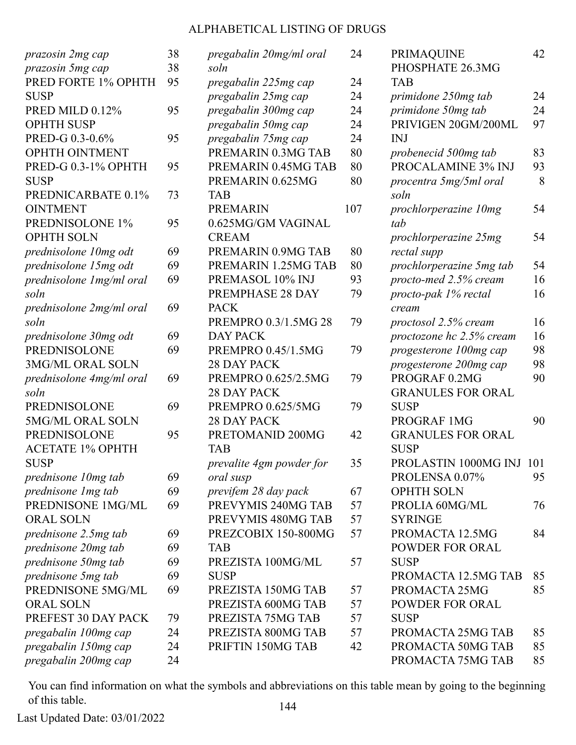# ALPHABETICAL LISTING OF DRUGS

| Drug | Page |
|---|---|
| *prazosin 2mg cap* | 38 |
| *prazosin 5mg cap* | 38 |
| PRED FORTE 1% OPHTH SUSP | 95 |
| PRED MILD 0.12% OPHTH SUSP | 95 |
| PRED-G 0.3-0.6% OPHTH OINTMENT | 95 |
| PRED-G 0.3-1% OPHTH SUSP | 95 |
| PREDNICARBATE 0.1% OINTMENT | 73 |
| PREDNISOLONE 1% OPHTH SOLN | 95 |
| *prednisolone 10mg odt* | 69 |
| *prednisolone 15mg odt* | 69 |
| *prednisolone 1mg/ml oral soln* | 69 |
| *prednisolone 2mg/ml oral soln* | 69 |
| *prednisolone 30mg odt* | 69 |
| PREDNISOLONE 3MG/ML ORAL SOLN | 69 |
| *prednisolone 4mg/ml oral soln* | 69 |
| PREDNISOLONE 5MG/ML ORAL SOLN | 69 |
| PREDNISOLONE ACETATE 1% OPHTH SUSP | 95 |
| *prednisone 10mg tab* | 69 |
| *prednisone 1mg tab* | 69 |
| PREDNISONE 1MG/ML ORAL SOLN | 69 |
| *prednisone 2.5mg tab* | 69 |
| *prednisone 20mg tab* | 69 |
| *prednisone 50mg tab* | 69 |
| *prednisone 5mg tab* | 69 |
| PREDNISONE 5MG/ML ORAL SOLN | 69 |
| PREFEST 30 DAY PACK | 79 |
| *pregabalin 100mg cap* | 24 |
| *pregabalin 150mg cap* | 24 |
| *pregabalin 200mg cap* | 24 |
| *pregabalin 20mg/ml oral soln* | 24 |
| *pregabalin 225mg cap* | 24 |
| *pregabalin 25mg cap* | 24 |
| *pregabalin 300mg cap* | 24 |
| *pregabalin 50mg cap* | 24 |
| *pregabalin 75mg cap* | 24 |
| PREMARIN 0.3MG TAB | 80 |
| PREMARIN 0.45MG TAB | 80 |
| PREMARIN 0.625MG TAB | 80 |
| PREMARIN 0.625MG/GM VAGINAL CREAM | 107 |
| PREMARIN 0.9MG TAB | 80 |
| PREMARIN 1.25MG TAB | 80 |
| PREMASOL 10% INJ | 93 |
| PREMPHASE 28 DAY PACK | 79 |
| PREMPRO 0.3/1.5MG 28 DAY PACK | 79 |
| PREMPRO 0.45/1.5MG 28 DAY PACK | 79 |
| PREMPRO 0.625/2.5MG 28 DAY PACK | 79 |
| PREMPRO 0.625/5MG 28 DAY PACK | 79 |
| PRETOMANID 200MG TAB | 42 |
| *prevalite 4gm powder for oral susp* | 35 |
| *previfem 28 day pack* | 67 |
| PREVYMIS 240MG TAB | 57 |
| PREVYMIS 480MG TAB | 57 |
| PREZCOBIX 150-800MG TAB | 57 |
| PREZISTA 100MG/ML SUSP | 57 |
| PREZISTA 150MG TAB | 57 |
| PREZISTA 600MG TAB | 57 |
| PREZISTA 75MG TAB | 57 |
| PREZISTA 800MG TAB | 57 |
| PRIFTIN 150MG TAB | 42 |
| PRIMAQUINE PHOSPHATE 26.3MG TAB | 42 |
| *primidone 250mg tab* | 24 |
| *primidone 50mg tab* | 24 |
| PRIVIGEN 20GM/200ML INJ | 97 |
| *probenecid 500mg tab* | 83 |
| PROCALAMINE 3% INJ | 93 |
| *procentra 5mg/5ml oral soln* | 8 |
| *prochlorperazine 10mg tab* | 54 |
| *prochlorperazine 25mg rectal supp* | 54 |
| *prochlorperazine 5mg tab* | 54 |
| *procto-med 2.5% cream* | 16 |
| *procto-pak 1% rectal cream* | 16 |
| *proctosol 2.5% cream* | 16 |
| *proctozone hc 2.5% cream* | 16 |
| *progesterone 100mg cap* | 98 |
| *progesterone 200mg cap* | 98 |
| PROGRAF 0.2MG GRANULES FOR ORAL SUSP | 90 |
| PROGRAF 1MG GRANULES FOR ORAL SUSP | 90 |
| PROLASTIN 1000MG INJ | 101 |
| PROLENSA 0.07% OPHTH SOLN | 95 |
| PROLIA 60MG/ML SYRINGE | 76 |
| PROMACTA 12.5MG POWDER FOR ORAL SUSP | 84 |
| PROMACTA 12.5MG TAB | 85 |
| PROMACTA 25MG POWDER FOR ORAL SUSP | 85 |
| PROMACTA 25MG TAB | 85 |
| PROMACTA 50MG TAB | 85 |
| PROMACTA 75MG TAB | 85 |

You can find information on what the symbols and abbreviations on this table mean by going to the beginning of this table.

Last Updated Date: 03/01/2022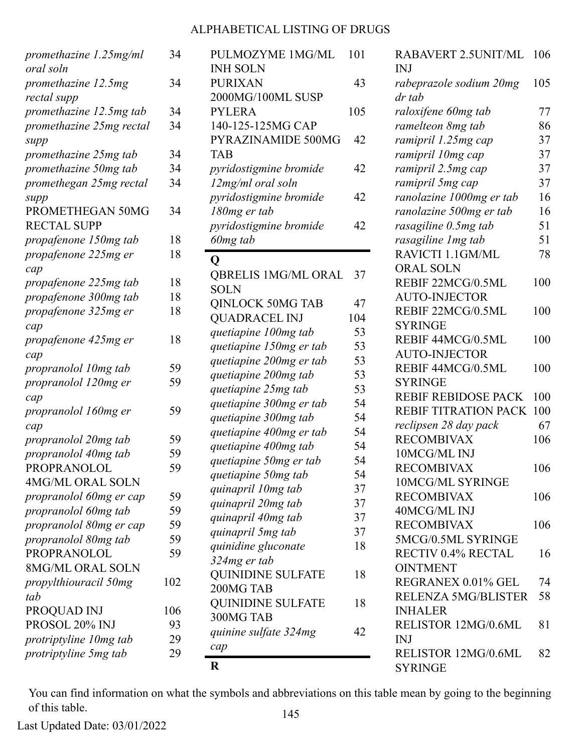| Drug | Page |
|---|---|
| *promethazine 1.25mg/ml oral soln* | 34 |
| *promethazine 12.5mg rectal supp* | 34 |
| *promethazine 12.5mg tab* | 34 |
| *promethazine 25mg rectal supp* | 34 |
| *promethazine 25mg tab* | 34 |
| *promethazine 50mg tab* | 34 |
| *promethegan 25mg rectal supp* | 34 |
| PROMETHEGAN 50MG RECTAL SUPP | 34 |
| *propafenone 150mg tab* | 18 |
| *propafenone 225mg er cap* | 18 |
| *propafenone 225mg tab* | 18 |
| *propafenone 300mg tab* | 18 |
| *propafenone 325mg er cap* | 18 |
| *propafenone 425mg er cap* | 18 |
| *propranolol 10mg tab* | 59 |
| *propranolol 120mg er cap* | 59 |
| *propranolol 160mg er cap* | 59 |
| *propranolol 20mg tab* | 59 |
| *propranolol 40mg tab* | 59 |
| PROPRANOLOL 4MG/ML ORAL SOLN | 59 |
| *propranolol 60mg er cap* | 59 |
| *propranolol 60mg tab* | 59 |
| *propranolol 80mg er cap* | 59 |
| *propranolol 80mg tab* | 59 |
| PROPRANOLOL 8MG/ML ORAL SOLN | 59 |
| *propylthiouracil 50mg tab* | 102 |
| PROQUAD INJ | 106 |
| PROSOL 20% INJ | 93 |
| *protriptyline 10mg tab* | 29 |
| *protriptyline 5mg tab* | 29 |
| PULMOZYME 1MG/ML INH SOLN | 101 |
| PURIXAN 2000MG/100ML SUSP | 43 |
| PYLERA 140-125-125MG CAP | 105 |
| PYRAZINAMIDE 500MG TAB | 42 |
| *pyridostigmine bromide 12mg/ml oral soln* | 42 |
| *pyridostigmine bromide 180mg er tab* | 42 |
| *pyridostigmine bromide 60mg tab* | 42 |

## Q

| Drug | Page |
|---|---|
| QBRELIS 1MG/ML ORAL SOLN | 37 |
| QINLOCK 50MG TAB | 47 |
| QUADRACEL INJ | 104 |
| *quetiapine 100mg tab* | 53 |
| *quetiapine 150mg er tab* | 53 |
| *quetiapine 200mg er tab* | 53 |
| *quetiapine 200mg tab* | 53 |
| *quetiapine 25mg tab* | 53 |
| *quetiapine 300mg er tab* | 54 |
| *quetiapine 300mg tab* | 54 |
| *quetiapine 400mg er tab* | 54 |
| *quetiapine 400mg tab* | 54 |
| *quetiapine 50mg er tab* | 54 |
| *quetiapine 50mg tab* | 54 |
| *quinapril 10mg tab* | 37 |
| *quinapril 20mg tab* | 37 |
| *quinapril 40mg tab* | 37 |
| *quinapril 5mg tab* | 37 |
| *quinidine gluconate 324mg er tab* | 18 |
| QUINIDINE SULFATE 200MG TAB | 18 |
| QUINIDINE SULFATE 300MG TAB | 18 |
| *quinine sulfate 324mg cap* | 42 |

## R

| Drug | Page |
|---|---|
| RABAVERT 2.5UNIT/ML INJ | 106 |
| *rabeprazole sodium 20mg dr tab* | 105 |
| *raloxifene 60mg tab* | 77 |
| *ramelteon 8mg tab* | 86 |
| *ramipril 1.25mg cap* | 37 |
| *ramipril 10mg cap* | 37 |
| *ramipril 2.5mg cap* | 37 |
| *ramipril 5mg cap* | 37 |
| *ranolazine 1000mg er tab* | 16 |
| *ranolazine 500mg er tab* | 16 |
| *rasagiline 0.5mg tab* | 51 |
| *rasagiline 1mg tab* | 51 |
| RAVICTI 1.1GM/ML ORAL SOLN | 78 |
| REBIF 22MCG/0.5ML AUTO-INJECTOR | 100 |
| REBIF 22MCG/0.5ML SYRINGE | 100 |
| REBIF 44MCG/0.5ML AUTO-INJECTOR | 100 |
| REBIF 44MCG/0.5ML SYRINGE | 100 |
| REBIF REBIDOSE PACK | 100 |
| REBIF TITRATION PACK | 100 |
| *reclipsen 28 day pack* | 67 |
| RECOMBIVAX 10MCG/ML INJ | 106 |
| RECOMBIVAX 10MCG/ML SYRINGE | 106 |
| RECOMBIVAX 40MCG/ML INJ | 106 |
| RECOMBIVAX 5MCG/0.5ML SYRINGE | 106 |
| RECTIV 0.4% RECTAL OINTMENT | 16 |
| REGRANEX 0.01% GEL | 74 |
| RELENZA 5MG/BLISTER INHALER | 58 |
| RELISTOR 12MG/0.6ML INJ | 81 |
| RELISTOR 12MG/0.6ML SYRINGE | 82 |

You can find information on what the symbols and abbreviations on this table mean by going to the beginning of this table.

Last Updated Date: 03/01/2022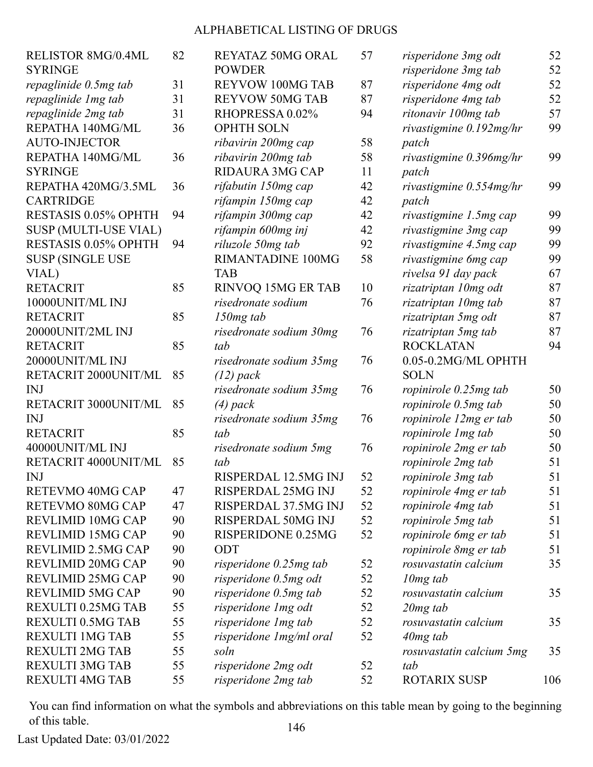# ALPHABETICAL LISTING OF DRUGS

| Drug | Page |
|---|---|
| RELISTOR 8MG/0.4ML SYRINGE | 82 |
| *repaglinide 0.5mg tab* | 31 |
| *repaglinide 1mg tab* | 31 |
| *repaglinide 2mg tab* | 31 |
| REPATHA 140MG/ML AUTO-INJECTOR | 36 |
| REPATHA 140MG/ML SYRINGE | 36 |
| REPATHA 420MG/3.5ML CARTRIDGE | 36 |
| RESTASIS 0.05% OPHTH SUSP (MULTI-USE VIAL) | 94 |
| RESTASIS 0.05% OPHTH SUSP (SINGLE USE VIAL) | 94 |
| RETACRIT 10000UNIT/ML INJ | 85 |
| RETACRIT 20000UNIT/2ML INJ | 85 |
| RETACRIT 20000UNIT/ML INJ | 85 |
| RETACRIT 2000UNIT/ML INJ | 85 |
| RETACRIT 3000UNIT/ML INJ | 85 |
| RETACRIT 40000UNIT/ML INJ | 85 |
| RETACRIT 4000UNIT/ML INJ | 85 |
| RETEVMO 40MG CAP | 47 |
| RETEVMO 80MG CAP | 47 |
| REVLIMID 10MG CAP | 90 |
| REVLIMID 15MG CAP | 90 |
| REVLIMID 2.5MG CAP | 90 |
| REVLIMID 20MG CAP | 90 |
| REVLIMID 25MG CAP | 90 |
| REVLIMID 5MG CAP | 90 |
| REXULTI 0.25MG TAB | 55 |
| REXULTI 0.5MG TAB | 55 |
| REXULTI 1MG TAB | 55 |
| REXULTI 2MG TAB | 55 |
| REXULTI 3MG TAB | 55 |
| REXULTI 4MG TAB | 55 |
| REYATAZ 50MG ORAL POWDER | 57 |
| REYVOW 100MG TAB | 87 |
| REYVOW 50MG TAB | 87 |
| RHOPRESSA 0.02% OPHTH SOLN | 94 |
| *ribavirin 200mg cap* | 58 |
| *ribavirin 200mg tab* | 58 |
| RIDAURA 3MG CAP | 11 |
| *rifabutin 150mg cap* | 42 |
| *rifampin 150mg cap* | 42 |
| *rifampin 300mg cap* | 42 |
| *rifampin 600mg inj* | 42 |
| *riluzole 50mg tab* | 92 |
| RIMANTADINE 100MG TAB | 58 |
| RINVOQ 15MG ER TAB | 10 |
| *risedronate sodium 150mg tab* | 76 |
| *risedronate sodium 30mg tab* | 76 |
| *risedronate sodium 35mg (12) pack* | 76 |
| *risedronate sodium 35mg (4) pack* | 76 |
| *risedronate sodium 35mg tab* | 76 |
| *risedronate sodium 5mg tab* | 76 |
| RISPERDAL 12.5MG INJ | 52 |
| RISPERDAL 25MG INJ | 52 |
| RISPERDAL 37.5MG INJ | 52 |
| RISPERDAL 50MG INJ | 52 |
| RISPERIDONE 0.25MG ODT | 52 |
| *risperidone 0.25mg tab* | 52 |
| *risperidone 0.5mg odt* | 52 |
| *risperidone 0.5mg tab* | 52 |
| *risperidone 1mg odt* | 52 |
| *risperidone 1mg tab* | 52 |
| *risperidone 1mg/ml oral soln* | 52 |
| *risperidone 2mg odt* | 52 |
| *risperidone 2mg tab* | 52 |
| *risperidone 3mg odt* | 52 |
| *risperidone 3mg tab* | 52 |
| *risperidone 4mg odt* | 52 |
| *risperidone 4mg tab* | 52 |
| *ritonavir 100mg tab* | 57 |
| *rivastigmine 0.192mg/hr patch* | 99 |
| *rivastigmine 0.396mg/hr patch* | 99 |
| *rivastigmine 0.554mg/hr patch* | 99 |
| *rivastigmine 1.5mg cap* | 99 |
| *rivastigmine 3mg cap* | 99 |
| *rivastigmine 4.5mg cap* | 99 |
| *rivastigmine 6mg cap* | 99 |
| *rivelsa 91 day pack* | 67 |
| *rizatriptan 10mg odt* | 87 |
| *rizatriptan 10mg tab* | 87 |
| *rizatriptan 5mg odt* | 87 |
| *rizatriptan 5mg tab* | 87 |
| ROCKLATAN 0.05-0.2MG/ML OPHTH SOLN | 94 |
| *ropinirole 0.25mg tab* | 50 |
| *ropinirole 0.5mg tab* | 50 |
| *ropinirole 12mg er tab* | 50 |
| *ropinirole 1mg tab* | 50 |
| *ropinirole 2mg er tab* | 50 |
| *ropinirole 2mg tab* | 51 |
| *ropinirole 3mg tab* | 51 |
| *ropinirole 4mg er tab* | 51 |
| *ropinirole 4mg tab* | 51 |
| *ropinirole 5mg tab* | 51 |
| *ropinirole 6mg er tab* | 51 |
| *ropinirole 8mg er tab* | 51 |
| *rosuvastatin calcium 10mg tab* | 35 |
| *rosuvastatin calcium 20mg tab* | 35 |
| *rosuvastatin calcium 40mg tab* | 35 |
| *rosuvastatin calcium 5mg tab* | 35 |
| ROTARIX SUSP | 106 |

You can find information on what the symbols and abbreviations on this table mean by going to the beginning of this table.

Last Updated Date: 03/01/2022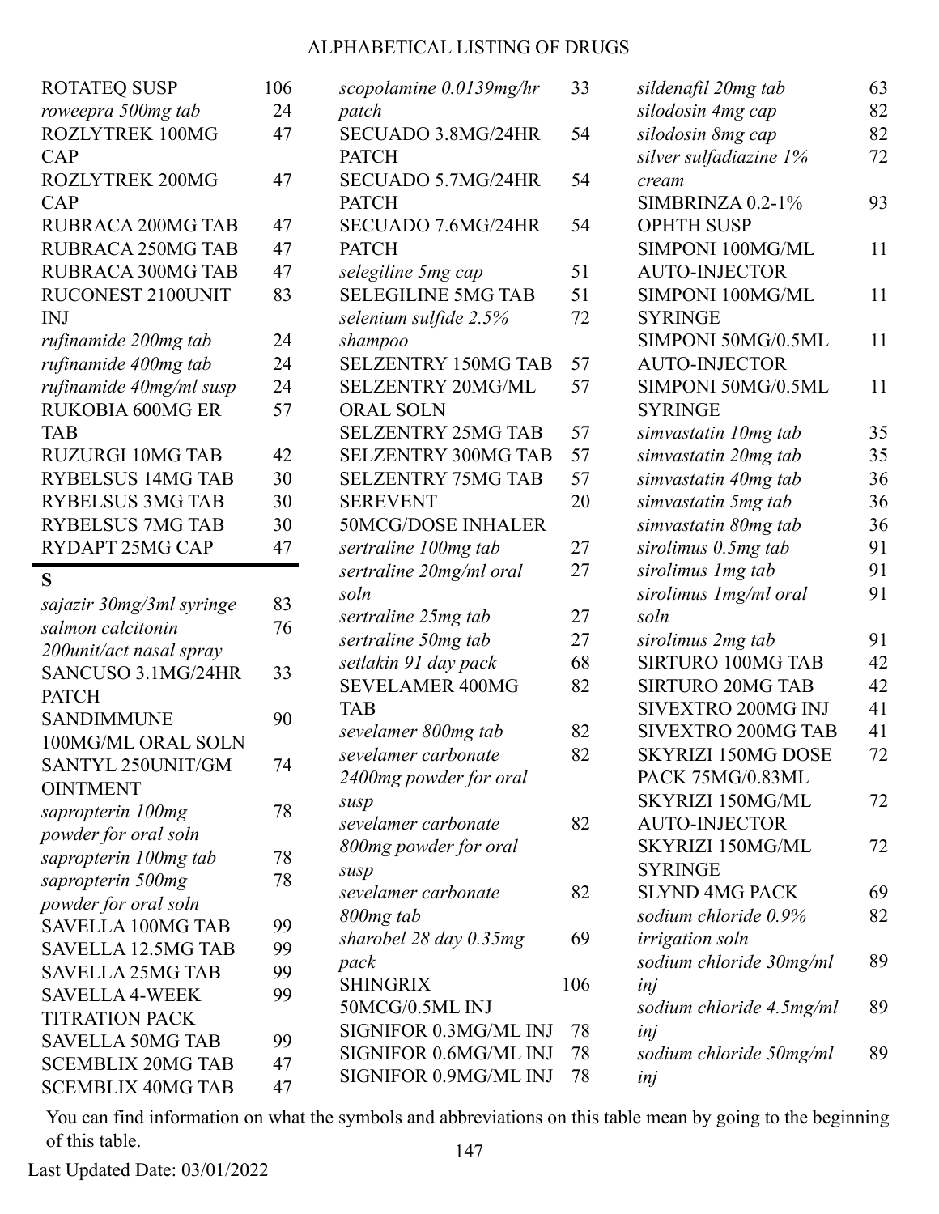# ALPHABETICAL LISTING OF DRUGS

| Drug | Page |
|---|---|
| ROTATEQ SUSP | 106 |
| *roweepra 500mg tab* | 24 |
| ROZLYTREK 100MG CAP | 47 |
| ROZLYTREK 200MG CAP | 47 |
| RUBRACA 200MG TAB | 47 |
| RUBRACA 250MG TAB | 47 |
| RUBRACA 300MG TAB | 47 |
| RUCONEST 2100UNIT INJ | 83 |
| *rufinamide 200mg tab* | 24 |
| *rufinamide 400mg tab* | 24 |
| *rufinamide 40mg/ml susp* | 24 |
| RUKOBIA 600MG ER TAB | 57 |
| RUZURGI 10MG TAB | 42 |
| RYBELSUS 14MG TAB | 30 |
| RYBELSUS 3MG TAB | 30 |
| RYBELSUS 7MG TAB | 30 |
| RYDAPT 25MG CAP | 47 |

## S

| Drug | Page |
|---|---|
| *sajazir 30mg/3ml syringe* | 83 |
| *salmon calcitonin 200unit/act nasal spray* | 76 |
| SANCUSO 3.1MG/24HR PATCH | 33 |
| SANDIMMUNE 100MG/ML ORAL SOLN | 90 |
| SANTYL 250UNIT/GM OINTMENT | 74 |
| *sapropterin 100mg powder for oral soln* | 78 |
| *sapropterin 100mg tab* | 78 |
| *sapropterin 500mg powder for oral soln* | 78 |
| SAVELLA 100MG TAB | 99 |
| SAVELLA 12.5MG TAB | 99 |
| SAVELLA 25MG TAB | 99 |
| SAVELLA 4-WEEK TITRATION PACK | 99 |
| SAVELLA 50MG TAB | 99 |
| SCEMBLIX 20MG TAB | 47 |
| SCEMBLIX 40MG TAB | 47 |
| *scopolamine 0.0139mg/hr patch* | 33 |
| SECUADO 3.8MG/24HR PATCH | 54 |
| SECUADO 5.7MG/24HR PATCH | 54 |
| SECUADO 7.6MG/24HR PATCH | 54 |
| *selegiline 5mg cap* | 51 |
| SELEGILINE 5MG TAB | 51 |
| *selenium sulfide 2.5% shampoo* | 72 |
| SELZENTRY 150MG TAB | 57 |
| SELZENTRY 20MG/ML ORAL SOLN | 57 |
| SELZENTRY 25MG TAB | 57 |
| SELZENTRY 300MG TAB | 57 |
| SELZENTRY 75MG TAB | 57 |
| SEREVENT 50MCG/DOSE INHALER | 20 |
| *sertraline 100mg tab* | 27 |
| *sertraline 20mg/ml oral soln* | 27 |
| *sertraline 25mg tab* | 27 |
| *sertraline 50mg tab* | 27 |
| *setlakin 91 day pack* | 68 |
| SEVELAMER 400MG TAB | 82 |
| *sevelamer 800mg tab* | 82 |
| *sevelamer carbonate 2400mg powder for oral susp* | 82 |
| *sevelamer carbonate 800mg powder for oral susp* | 82 |
| *sevelamer carbonate 800mg tab* | 82 |
| *sharobel 28 day 0.35mg pack* | 69 |
| SHINGRIX 50MCG/0.5ML INJ | 106 |
| SIGNIFOR 0.3MG/ML INJ | 78 |
| SIGNIFOR 0.6MG/ML INJ | 78 |
| SIGNIFOR 0.9MG/ML INJ | 78 |
| *sildenafil 20mg tab* | 63 |
| *silodosin 4mg cap* | 82 |
| *silodosin 8mg cap* | 82 |
| *silver sulfadiazine 1% cream* | 72 |
| SIMBRINZA 0.2-1% OPHTH SUSP | 93 |
| SIMPONI 100MG/ML AUTO-INJECTOR | 11 |
| SIMPONI 100MG/ML SYRINGE | 11 |
| SIMPONI 50MG/0.5ML AUTO-INJECTOR | 11 |
| SIMPONI 50MG/0.5ML SYRINGE | 11 |
| *simvastatin 10mg tab* | 35 |
| *simvastatin 20mg tab* | 35 |
| *simvastatin 40mg tab* | 36 |
| *simvastatin 5mg tab* | 36 |
| *simvastatin 80mg tab* | 36 |
| *sirolimus 0.5mg tab* | 91 |
| *sirolimus 1mg tab* | 91 |
| *sirolimus 1mg/ml oral soln* | 91 |
| *sirolimus 2mg tab* | 91 |
| SIRTURO 100MG TAB | 42 |
| SIRTURO 20MG TAB | 42 |
| SIVEXTRO 200MG INJ | 41 |
| SIVEXTRO 200MG TAB | 41 |
| SKYRIZI 150MG DOSE PACK 75MG/0.83ML | 72 |
| SKYRIZI 150MG/ML AUTO-INJECTOR | 72 |
| SKYRIZI 150MG/ML SYRINGE | 72 |
| SLYND 4MG PACK | 69 |
| *sodium chloride 0.9% irrigation soln* | 82 |
| *sodium chloride 30mg/ml inj* | 89 |
| *sodium chloride 4.5mg/ml inj* | 89 |
| *sodium chloride 50mg/ml inj* | 89 |

You can find information on what the symbols and abbreviations on this table mean by going to the beginning of this table.

Last Updated Date: 03/01/2022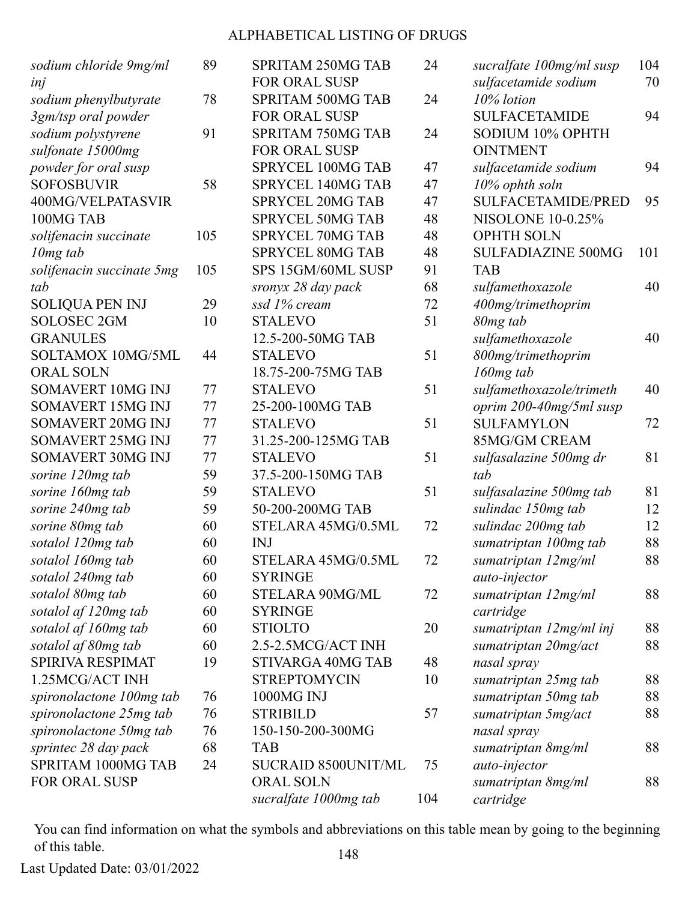# ALPHABETICAL LISTING OF DRUGS

| Drug | Page |
|---|---|
| *sodium chloride 9mg/ml inj* | 89 |
| *sodium phenylbutyrate 3gm/tsp oral powder* | 78 |
| *sodium polystyrene sulfonate 15000mg powder for oral susp* | 91 |
| SOFOSBUVIR 400MG/VELPATASVIR 100MG TAB | 58 |
| *solifenacin succinate 10mg tab* | 105 |
| *solifenacin succinate 5mg tab* | 105 |
| SOLIQUA PEN INJ | 29 |
| SOLOSEC 2GM GRANULES | 10 |
| SOLTAMOX 10MG/5ML ORAL SOLN | 44 |
| SOMAVERT 10MG INJ | 77 |
| SOMAVERT 15MG INJ | 77 |
| SOMAVERT 20MG INJ | 77 |
| SOMAVERT 25MG INJ | 77 |
| SOMAVERT 30MG INJ | 77 |
| *sorine 120mg tab* | 59 |
| *sorine 160mg tab* | 59 |
| *sorine 240mg tab* | 59 |
| *sorine 80mg tab* | 60 |
| *sotalol 120mg tab* | 60 |
| *sotalol 160mg tab* | 60 |
| *sotalol 240mg tab* | 60 |
| *sotalol 80mg tab* | 60 |
| *sotalol af 120mg tab* | 60 |
| *sotalol af 160mg tab* | 60 |
| *sotalol af 80mg tab* | 60 |
| SPIRIVA RESPIMAT 1.25MCG/ACT INH | 19 |
| *spironolactone 100mg tab* | 76 |
| *spironolactone 25mg tab* | 76 |
| *spironolactone 50mg tab* | 76 |
| *sprintec 28 day pack* | 68 |
| SPRITAM 1000MG TAB FOR ORAL SUSP | 24 |
| SPRITAM 250MG TAB FOR ORAL SUSP | 24 |
| SPRITAM 500MG TAB FOR ORAL SUSP | 24 |
| SPRITAM 750MG TAB FOR ORAL SUSP | 24 |
| SPRYCEL 100MG TAB | 47 |
| SPRYCEL 140MG TAB | 47 |
| SPRYCEL 20MG TAB | 47 |
| SPRYCEL 50MG TAB | 48 |
| SPRYCEL 70MG TAB | 48 |
| SPRYCEL 80MG TAB | 48 |
| SPS 15GM/60ML SUSP | 91 |
| *sronyx 28 day pack* | 68 |
| *ssd 1% cream* | 72 |
| STALEVO 12.5-200-50MG TAB | 51 |
| STALEVO 18.75-200-75MG TAB | 51 |
| STALEVO 25-200-100MG TAB | 51 |
| STALEVO 31.25-200-125MG TAB | 51 |
| STALEVO 37.5-200-150MG TAB | 51 |
| STALEVO 50-200-200MG TAB | 51 |
| STELARA 45MG/0.5ML INJ | 72 |
| STELARA 45MG/0.5ML SYRINGE | 72 |
| STELARA 90MG/ML SYRINGE | 72 |
| STIOLTO 2.5-2.5MCG/ACT INH | 20 |
| STIVARGA 40MG TAB | 48 |
| STREPTOMYCIN 1000MG INJ | 10 |
| STRIBILD 150-150-200-300MG TAB | 57 |
| SUCRAID 8500UNIT/ML ORAL SOLN | 75 |
| *sucralfate 1000mg tab* | 104 |
| *sucralfate 100mg/ml susp* | 104 |
| *sulfacetamide sodium 10% lotion* | 70 |
| SULFACETAMIDE SODIUM 10% OPHTH OINTMENT | 94 |
| *sulfacetamide sodium 10% ophth soln* | 94 |
| SULFACETAMIDE/PREDNISOLONE 10-0.25% OPHTH SOLN | 95 |
| SULFADIAZINE 500MG TAB | 101 |
| *sulfamethoxazole 400mg/trimethoprim 80mg tab* | 40 |
| *sulfamethoxazole 800mg/trimethoprim 160mg tab* | 40 |
| *sulfamethoxazole/trimethoprim 200-40mg/5ml susp* | 40 |
| SULFAMYLON 85MG/GM CREAM | 72 |
| *sulfasalazine 500mg dr tab* | 81 |
| *sulfasalazine 500mg tab* | 81 |
| *sulindac 150mg tab* | 12 |
| *sulindac 200mg tab* | 12 |
| *sumatriptan 100mg tab* | 88 |
| *sumatriptan 12mg/ml auto-injector* | 88 |
| *sumatriptan 12mg/ml cartridge* | 88 |
| *sumatriptan 12mg/ml inj* | 88 |
| *sumatriptan 20mg/act nasal spray* | 88 |
| *sumatriptan 25mg tab* | 88 |
| *sumatriptan 50mg tab* | 88 |
| *sumatriptan 5mg/act nasal spray* | 88 |
| *sumatriptan 8mg/ml auto-injector* | 88 |
| *sumatriptan 8mg/ml cartridge* | 88 |

You can find information on what the symbols and abbreviations on this table mean by going to the beginning of this table.

Last Updated Date: 03/01/2022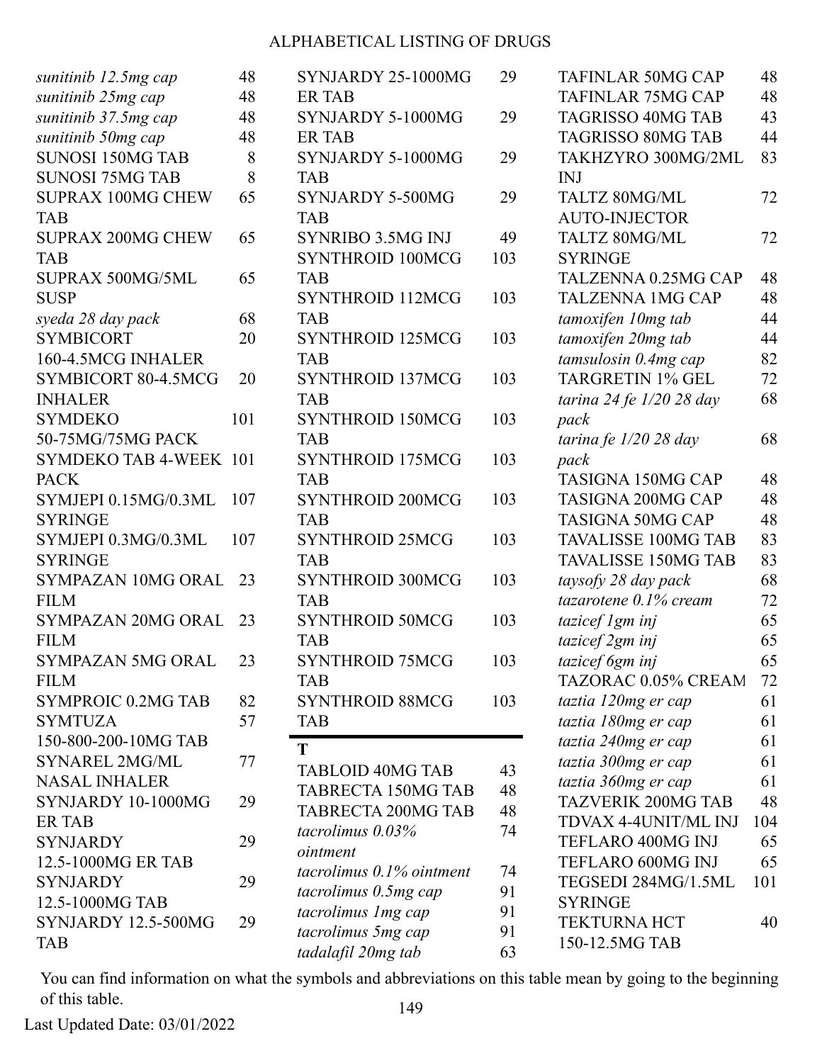| Drug | Page |
|---|---|
| *sunitinib 12.5mg cap* | 48 |
| *sunitinib 25mg cap* | 48 |
| *sunitinib 37.5mg cap* | 48 |
| *sunitinib 50mg cap* | 48 |
| SUNOSI 150MG TAB | 8 |
| SUNOSI 75MG TAB | 8 |
| SUPRAX 100MG CHEW TAB | 65 |
| SUPRAX 200MG CHEW TAB | 65 |
| SUPRAX 500MG/5ML SUSP | 65 |
| *syeda 28 day pack* | 68 |
| SYMBICORT 160-4.5MCG INHALER | 20 |
| SYMBICORT 80-4.5MCG INHALER | 20 |
| SYMDEKO 50-75MG/75MG PACK | 101 |
| SYMDEKO TAB 4-WEEK PACK | 101 |
| SYMJEPI 0.15MG/0.3ML SYRINGE | 107 |
| SYMJEPI 0.3MG/0.3ML SYRINGE | 107 |
| SYMPAZAN 10MG ORAL FILM | 23 |
| SYMPAZAN 20MG ORAL FILM | 23 |
| SYMPAZAN 5MG ORAL FILM | 23 |
| SYMPROIC 0.2MG TAB | 82 |
| SYMTUZA 150-800-200-10MG TAB | 57 |
| SYNAREL 2MG/ML NASAL INHALER | 77 |
| SYNJARDY 10-1000MG ER TAB | 29 |
| SYNJARDY 12.5-1000MG ER TAB | 29 |
| SYNJARDY 12.5-1000MG TAB | 29 |
| SYNJARDY 12.5-500MG TAB | 29 |
| SYNJARDY 25-1000MG ER TAB | 29 |
| SYNJARDY 5-1000MG ER TAB | 29 |
| SYNJARDY 5-1000MG TAB | 29 |
| SYNJARDY 5-500MG TAB | 29 |
| SYNRIBO 3.5MG INJ | 49 |
| SYNTHROID 100MCG TAB | 103 |
| SYNTHROID 112MCG TAB | 103 |
| SYNTHROID 125MCG TAB | 103 |
| SYNTHROID 137MCG TAB | 103 |
| SYNTHROID 150MCG TAB | 103 |
| SYNTHROID 175MCG TAB | 103 |
| SYNTHROID 200MCG TAB | 103 |
| SYNTHROID 25MCG TAB | 103 |
| SYNTHROID 300MCG TAB | 103 |
| SYNTHROID 50MCG TAB | 103 |
| SYNTHROID 75MCG TAB | 103 |
| SYNTHROID 88MCG TAB | 103 |

## T

| Drug | Page |
|---|---|
| TABLOID 40MG TAB | 43 |
| TABRECTA 150MG TAB | 48 |
| TABRECTA 200MG TAB | 48 |
| *tacrolimus 0.03% ointment* | 74 |
| *tacrolimus 0.1% ointment* | 74 |
| *tacrolimus 0.5mg cap* | 91 |
| *tacrolimus 1mg cap* | 91 |
| *tacrolimus 5mg cap* | 91 |
| *tadalafil 20mg tab* | 63 |
| TAFINLAR 50MG CAP | 48 |
| TAFINLAR 75MG CAP | 48 |
| TAGRISSO 40MG TAB | 43 |
| TAGRISSO 80MG TAB | 44 |
| TAKHZYRO 300MG/2ML INJ | 83 |
| TALTZ 80MG/ML AUTO-INJECTOR | 72 |
| TALTZ 80MG/ML SYRINGE | 72 |
| TALZENNA 0.25MG CAP | 48 |
| TALZENNA 1MG CAP | 48 |
| *tamoxifen 10mg tab* | 44 |
| *tamoxifen 20mg tab* | 44 |
| *tamsulosin 0.4mg cap* | 82 |
| TARGRETIN 1% GEL | 72 |
| *tarina 24 fe 1/20 28 day pack* | 68 |
| *tarina fe 1/20 28 day pack* | 68 |
| TASIGNA 150MG CAP | 48 |
| TASIGNA 200MG CAP | 48 |
| TASIGNA 50MG CAP | 48 |
| TAVALISSE 100MG TAB | 83 |
| TAVALISSE 150MG TAB | 83 |
| *taysofy 28 day pack* | 68 |
| *tazarotene 0.1% cream* | 72 |
| *tazicef 1gm inj* | 65 |
| *tazicef 2gm inj* | 65 |
| *tazicef 6gm inj* | 65 |
| TAZORAC 0.05% CREAM | 72 |
| *taztia 120mg er cap* | 61 |
| *taztia 180mg er cap* | 61 |
| *taztia 240mg er cap* | 61 |
| *taztia 300mg er cap* | 61 |
| *taztia 360mg er cap* | 61 |
| TAZVERIK 200MG TAB | 48 |
| TDVAX 4-4UNIT/ML INJ | 104 |
| TEFLARO 400MG INJ | 65 |
| TEFLARO 600MG INJ | 65 |
| TEGSEDI 284MG/1.5ML SYRINGE | 101 |
| TEKTURNA HCT 150-12.5MG TAB | 40 |

You can find information on what the symbols and abbreviations on this table mean by going to the beginning of this table.

Last Updated Date: 03/01/2022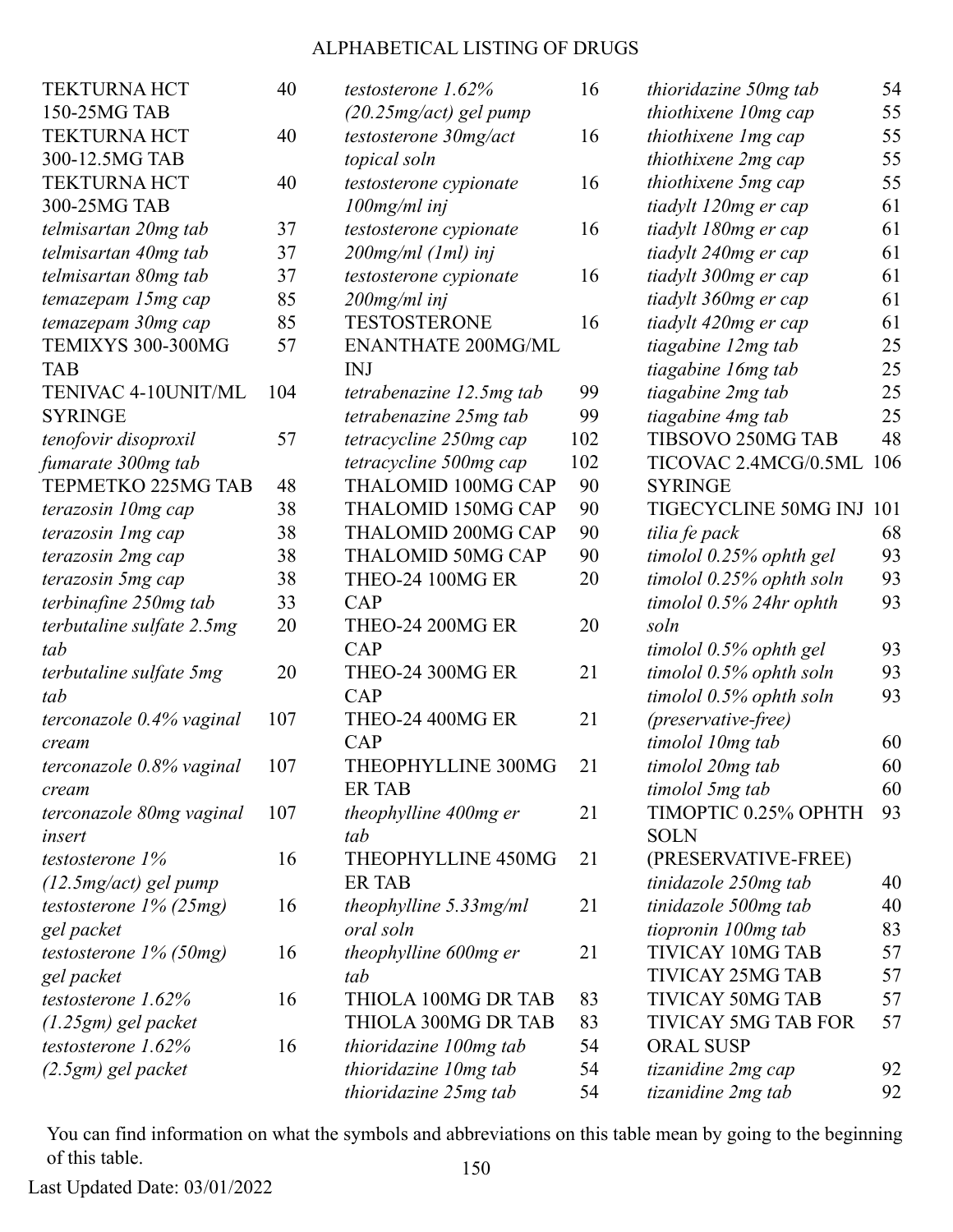## ALPHABETICAL LISTING OF DRUGS

| Drug | Page |
|---|---|
| TEKTURNA HCT 150-25MG TAB | 40 |
| TEKTURNA HCT 300-12.5MG TAB | 40 |
| TEKTURNA HCT 300-25MG TAB | 40 |
| *telmisartan 20mg tab* | 37 |
| *telmisartan 40mg tab* | 37 |
| *telmisartan 80mg tab* | 37 |
| *temazepam 15mg cap* | 85 |
| *temazepam 30mg cap* | 85 |
| TEMIXYS 300-300MG TAB | 57 |
| TENIVAC 4-10UNIT/ML SYRINGE | 104 |
| *tenofovir disoproxil fumarate 300mg tab* | 57 |
| TEPMETKO 225MG TAB | 48 |
| *terazosin 10mg cap* | 38 |
| *terazosin 1mg cap* | 38 |
| *terazosin 2mg cap* | 38 |
| *terazosin 5mg cap* | 38 |
| *terbinafine 250mg tab* | 33 |
| *terbutaline sulfate 2.5mg tab* | 20 |
| *terbutaline sulfate 5mg tab* | 20 |
| *terconazole 0.4% vaginal cream* | 107 |
| *terconazole 0.8% vaginal cream* | 107 |
| *terconazole 80mg vaginal insert* | 107 |
| *testosterone 1% (12.5mg/act) gel pump* | 16 |
| *testosterone 1% (25mg) gel packet* | 16 |
| *testosterone 1% (50mg) gel packet* | 16 |
| *testosterone 1.62% (1.25gm) gel packet* | 16 |
| *testosterone 1.62% (2.5gm) gel packet* | 16 |
| *testosterone 1.62% (20.25mg/act) gel pump* | 16 |
| *testosterone 30mg/act topical soln* | 16 |
| *testosterone cypionate 100mg/ml inj* | 16 |
| *testosterone cypionate 200mg/ml (1ml) inj* | 16 |
| *testosterone cypionate 200mg/ml inj* | 16 |
| TESTOSTERONE ENANTHATE 200MG/ML INJ | 16 |
| *tetrabenazine 12.5mg tab* | 99 |
| *tetrabenazine 25mg tab* | 99 |
| *tetracycline 250mg cap* | 102 |
| *tetracycline 500mg cap* | 102 |
| THALOMID 100MG CAP | 90 |
| THALOMID 150MG CAP | 90 |
| THALOMID 200MG CAP | 90 |
| THALOMID 50MG CAP | 90 |
| THEO-24 100MG ER CAP | 20 |
| THEO-24 200MG ER CAP | 20 |
| THEO-24 300MG ER CAP | 21 |
| THEO-24 400MG ER CAP | 21 |
| THEOPHYLLINE 300MG ER TAB | 21 |
| *theophylline 400mg er tab* | 21 |
| THEOPHYLLINE 450MG ER TAB | 21 |
| *theophylline 5.33mg/ml oral soln* | 21 |
| *theophylline 600mg er tab* | 21 |
| THIOLA 100MG DR TAB | 83 |
| THIOLA 300MG DR TAB | 83 |
| *thioridazine 100mg tab* | 54 |
| *thioridazine 10mg tab* | 54 |
| *thioridazine 25mg tab* | 54 |
| *thioridazine 50mg tab* | 54 |
| *thiothixene 10mg cap* | 55 |
| *thiothixene 1mg cap* | 55 |
| *thiothixene 2mg cap* | 55 |
| *thiothixene 5mg cap* | 55 |
| *tiadylt 120mg er cap* | 61 |
| *tiadylt 180mg er cap* | 61 |
| *tiadylt 240mg er cap* | 61 |
| *tiadylt 300mg er cap* | 61 |
| *tiadylt 360mg er cap* | 61 |
| *tiadylt 420mg er cap* | 61 |
| *tiagabine 12mg tab* | 25 |
| *tiagabine 16mg tab* | 25 |
| *tiagabine 2mg tab* | 25 |
| *tiagabine 4mg tab* | 25 |
| TIBSOVO 250MG TAB | 48 |
| TICOVAC 2.4MCG/0.5ML SYRINGE | 106 |
| TIGECYCLINE 50MG INJ | 101 |
| *tilia fe pack* | 68 |
| *timolol 0.25% ophth gel* | 93 |
| *timolol 0.25% ophth soln* | 93 |
| *timolol 0.5% 24hr ophth soln* | 93 |
| *timolol 0.5% ophth gel* | 93 |
| *timolol 0.5% ophth soln* | 93 |
| *timolol 0.5% ophth soln (preservative-free)* | 93 |
| *timolol 10mg tab* | 60 |
| *timolol 20mg tab* | 60 |
| *timolol 5mg tab* | 60 |
| TIMOPTIC 0.25% OPHTH SOLN (PRESERVATIVE-FREE) | 93 |
| *tinidazole 250mg tab* | 40 |
| *tinidazole 500mg tab* | 40 |
| *tiopronin 100mg tab* | 83 |
| TIVICAY 10MG TAB | 57 |
| TIVICAY 25MG TAB | 57 |
| TIVICAY 50MG TAB | 57 |
| TIVICAY 5MG TAB FOR ORAL SUSP | 57 |
| *tizanidine 2mg cap* | 92 |
| *tizanidine 2mg tab* | 92 |

You can find information on what the symbols and abbreviations on this table mean by going to the beginning of this table.

Last Updated Date: 03/01/2022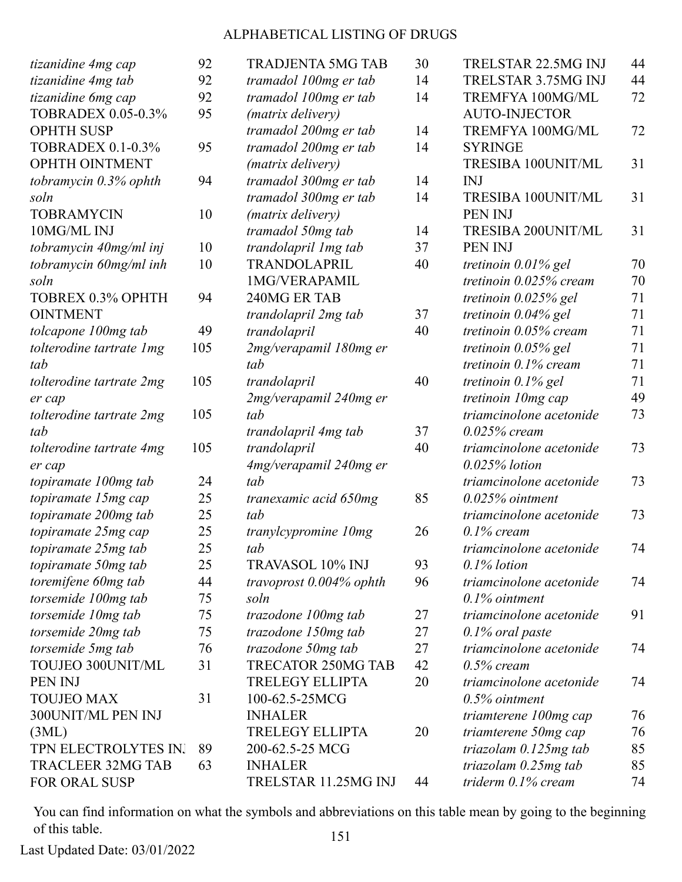# ALPHABETICAL LISTING OF DRUGS

| Drug | Page |
|---|---|
| *tizanidine 4mg cap* | 92 |
| *tizanidine 4mg tab* | 92 |
| *tizanidine 6mg cap* | 92 |
| TOBRADEX 0.05-0.3% OPHTH SUSP | 95 |
| TOBRADEX 0.1-0.3% OPHTH OINTMENT | 95 |
| *tobramycin 0.3% ophth soln* | 94 |
| TOBRAMYCIN 10MG/ML INJ | 10 |
| *tobramycin 40mg/ml inj* | 10 |
| *tobramycin 60mg/ml inh soln* | 10 |
| TOBREX 0.3% OPHTH OINTMENT | 94 |
| *tolcapone 100mg tab* | 49 |
| *tolterodine tartrate 1mg tab* | 105 |
| *tolterodine tartrate 2mg er cap* | 105 |
| *tolterodine tartrate 2mg tab* | 105 |
| *tolterodine tartrate 4mg er cap* | 105 |
| *topiramate 100mg tab* | 24 |
| *topiramate 15mg cap* | 25 |
| *topiramate 200mg tab* | 25 |
| *topiramate 25mg cap* | 25 |
| *topiramate 25mg tab* | 25 |
| *topiramate 50mg tab* | 25 |
| *toremifene 60mg tab* | 44 |
| *torsemide 100mg tab* | 75 |
| *torsemide 10mg tab* | 75 |
| *torsemide 20mg tab* | 75 |
| *torsemide 5mg tab* | 76 |
| TOUJEO 300UNIT/ML PEN INJ | 31 |
| TOUJEO MAX 300UNIT/ML PEN INJ (3ML) | 31 |
| TPN ELECTROLYTES INJ | 89 |
| TRACLEER 32MG TAB FOR ORAL SUSP | 63 |
| TRADJENTA 5MG TAB | 30 |
| *tramadol 100mg er tab* | 14 |
| *tramadol 100mg er tab (matrix delivery)* | 14 |
| *tramadol 200mg er tab* | 14 |
| *tramadol 200mg er tab (matrix delivery)* | 14 |
| *tramadol 300mg er tab* | 14 |
| *tramadol 300mg er tab (matrix delivery)* | 14 |
| *tramadol 50mg tab* | 14 |
| *trandolapril 1mg tab* | 37 |
| TRANDOLAPRIL 1MG/VERAPAMIL 240MG ER TAB | 40 |
| *trandolapril 2mg tab* | 37 |
| *trandolapril 2mg/verapamil 180mg er tab* | 40 |
| *trandolapril 2mg/verapamil 240mg er tab* | 40 |
| *trandolapril 4mg tab* | 37 |
| *trandolapril 4mg/verapamil 240mg er tab* | 40 |
| *tranexamic acid 650mg tab* | 85 |
| *tranylcypromine 10mg tab* | 26 |
| TRAVASOL 10% INJ | 93 |
| *travoprost 0.004% ophth soln* | 96 |
| *trazodone 100mg tab* | 27 |
| *trazodone 150mg tab* | 27 |
| *trazodone 50mg tab* | 27 |
| TRECATOR 250MG TAB | 42 |
| TRELEGY ELLIPTA 100-62.5-25MCG INHALER | 20 |
| TRELEGY ELLIPTA 200-62.5-25 MCG INHALER | 20 |
| TRELSTAR 11.25MG INJ | 44 |
| TRELSTAR 22.5MG INJ | 44 |
| TRELSTAR 3.75MG INJ | 44 |
| TREMFYA 100MG/ML AUTO-INJECTOR | 72 |
| TREMFYA 100MG/ML SYRINGE | 72 |
| TRESIBA 100UNIT/ML INJ | 31 |
| TRESIBA 100UNIT/ML PEN INJ | 31 |
| TRESIBA 200UNIT/ML PEN INJ | 31 |
| *tretinoin 0.01% gel* | 70 |
| *tretinoin 0.025% cream* | 70 |
| *tretinoin 0.025% gel* | 71 |
| *tretinoin 0.04% gel* | 71 |
| *tretinoin 0.05% cream* | 71 |
| *tretinoin 0.05% gel* | 71 |
| *tretinoin 0.1% cream* | 71 |
| *tretinoin 0.1% gel* | 71 |
| *tretinoin 10mg cap* | 49 |
| *triamcinolone acetonide 0.025% cream* | 73 |
| *triamcinolone acetonide 0.025% lotion* | 73 |
| *triamcinolone acetonide 0.025% ointment* | 73 |
| *triamcinolone acetonide 0.1% cream* | 73 |
| *triamcinolone acetonide 0.1% lotion* | 74 |
| *triamcinolone acetonide 0.1% ointment* | 74 |
| *triamcinolone acetonide 0.1% oral paste* | 91 |
| *triamcinolone acetonide 0.5% cream* | 74 |
| *triamcinolone acetonide 0.5% ointment* | 74 |
| *triamterene 100mg cap* | 76 |
| *triamterene 50mg cap* | 76 |
| *triazolam 0.125mg tab* | 85 |
| *triazolam 0.25mg tab* | 85 |
| *triderm 0.1% cream* | 74 |

You can find information on what the symbols and abbreviations on this table mean by going to the beginning of this table.

Last Updated Date: 03/01/2022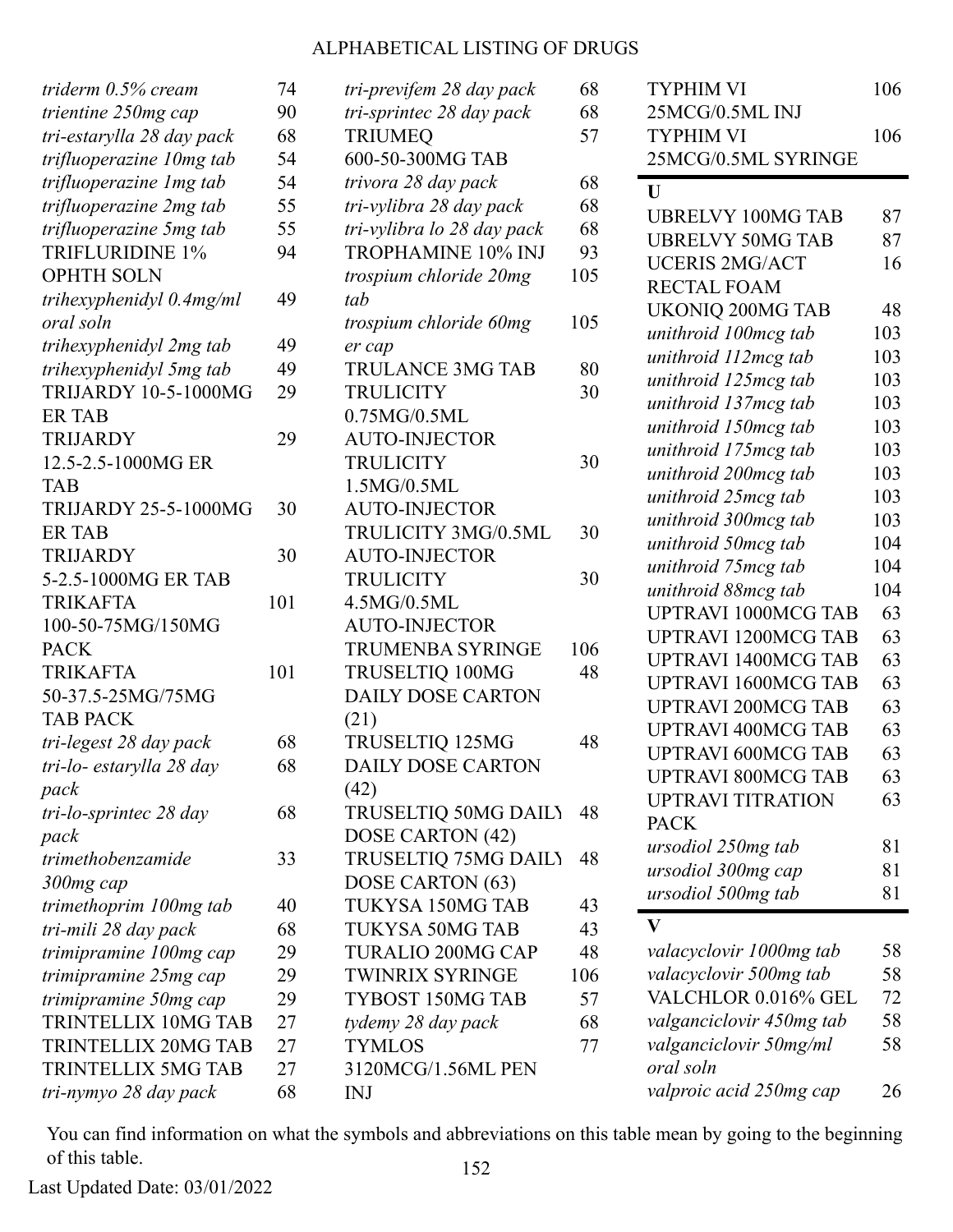# ALPHABETICAL LISTING OF DRUGS

| Drug | Page |
|---|---|
| *triderm 0.5% cream* | 74 |
| *trientine 250mg cap* | 90 |
| *tri-estarylla 28 day pack* | 68 |
| *trifluoperazine 10mg tab* | 54 |
| *trifluoperazine 1mg tab* | 54 |
| *trifluoperazine 2mg tab* | 55 |
| *trifluoperazine 5mg tab* | 55 |
| TRIFLURIDINE 1% OPHTH SOLN | 94 |
| *trihexyphenidyl 0.4mg/ml oral soln* | 49 |
| *trihexyphenidyl 2mg tab* | 49 |
| *trihexyphenidyl 5mg tab* | 49 |
| TRIJARDY 10-5-1000MG ER TAB | 29 |
| TRIJARDY 12.5-2.5-1000MG ER TAB | 29 |
| TRIJARDY 25-5-1000MG ER TAB | 30 |
| TRIJARDY 5-2.5-1000MG ER TAB | 30 |
| TRIKAFTA 100-50-75MG/150MG PACK | 101 |
| TRIKAFTA 50-37.5-25MG/75MG TAB PACK | 101 |
| *tri-legest 28 day pack* | 68 |
| *tri-lo- estarylla 28 day pack* | 68 |
| *tri-lo-sprintec 28 day pack* | 68 |
| *trimethobenzamide 300mg cap* | 33 |
| *trimethoprim 100mg tab* | 40 |
| *tri-mili 28 day pack* | 68 |
| *trimipramine 100mg cap* | 29 |
| *trimipramine 25mg cap* | 29 |
| *trimipramine 50mg cap* | 29 |
| TRINTELLIX 10MG TAB | 27 |
| TRINTELLIX 20MG TAB | 27 |
| TRINTELLIX 5MG TAB | 27 |
| *tri-nymyo 28 day pack* | 68 |
| *tri-previfem 28 day pack* | 68 |
| *tri-sprintec 28 day pack* | 68 |
| TRIUMEQ 600-50-300MG TAB | 57 |
| *trivora 28 day pack* | 68 |
| *tri-vylibra 28 day pack* | 68 |
| *tri-vylibra lo 28 day pack* | 68 |
| TROPHAMINE 10% INJ | 93 |
| *trospium chloride 20mg tab* | 105 |
| *trospium chloride 60mg er cap* | 105 |
| TRULANCE 3MG TAB | 80 |
| TRULICITY 0.75MG/0.5ML AUTO-INJECTOR | 30 |
| TRULICITY 1.5MG/0.5ML AUTO-INJECTOR | 30 |
| TRULICITY 3MG/0.5ML AUTO-INJECTOR | 30 |
| TRULICITY 4.5MG/0.5ML AUTO-INJECTOR | 30 |
| TRUMENBA SYRINGE | 106 |
| TRUSELTIQ 100MG DAILY DOSE CARTON (21) | 48 |
| TRUSELTIQ 125MG DAILY DOSE CARTON (42) | 48 |
| TRUSELTIQ 50MG DAILY DOSE CARTON (42) | 48 |
| TRUSELTIQ 75MG DAILY DOSE CARTON (63) | 48 |
| TUKYSA 150MG TAB | 43 |
| TUKYSA 50MG TAB | 43 |
| TURALIO 200MG CAP | 48 |
| TWINRIX SYRINGE | 106 |
| TYBOST 150MG TAB | 57 |
| *tydemy 28 day pack* | 68 |
| TYMLOS 3120MCG/1.56ML PEN INJ | 77 |
| TYPHIM VI 25MCG/0.5ML INJ | 106 |
| TYPHIM VI 25MCG/0.5ML SYRINGE | 106 |

## U

| Drug | Page |
|---|---|
| UBRELVY 100MG TAB | 87 |
| UBRELVY 50MG TAB | 87 |
| UCERIS 2MG/ACT RECTAL FOAM | 16 |
| UKONIQ 200MG TAB | 48 |
| *unithroid 100mcg tab* | 103 |
| *unithroid 112mcg tab* | 103 |
| *unithroid 125mcg tab* | 103 |
| *unithroid 137mcg tab* | 103 |
| *unithroid 150mcg tab* | 103 |
| *unithroid 175mcg tab* | 103 |
| *unithroid 200mcg tab* | 103 |
| *unithroid 25mcg tab* | 103 |
| *unithroid 300mcg tab* | 103 |
| *unithroid 50mcg tab* | 104 |
| *unithroid 75mcg tab* | 104 |
| *unithroid 88mcg tab* | 104 |
| UPTRAVI 1000MCG TAB | 63 |
| UPTRAVI 1200MCG TAB | 63 |
| UPTRAVI 1400MCG TAB | 63 |
| UPTRAVI 1600MCG TAB | 63 |
| UPTRAVI 200MCG TAB | 63 |
| UPTRAVI 400MCG TAB | 63 |
| UPTRAVI 600MCG TAB | 63 |
| UPTRAVI 800MCG TAB | 63 |
| UPTRAVI TITRATION PACK | 63 |
| *ursodiol 250mg tab* | 81 |
| *ursodiol 300mg cap* | 81 |
| *ursodiol 500mg tab* | 81 |

## V

| Drug | Page |
|---|---|
| *valacyclovir 1000mg tab* | 58 |
| *valacyclovir 500mg tab* | 58 |
| VALCHLOR 0.016% GEL | 72 |
| *valganciclovir 450mg tab* | 58 |
| *valganciclovir 50mg/ml oral soln* | 58 |
| *valproic acid 250mg cap* | 26 |

You can find information on what the symbols and abbreviations on this table mean by going to the beginning of this table.

Last Updated Date: 03/01/2022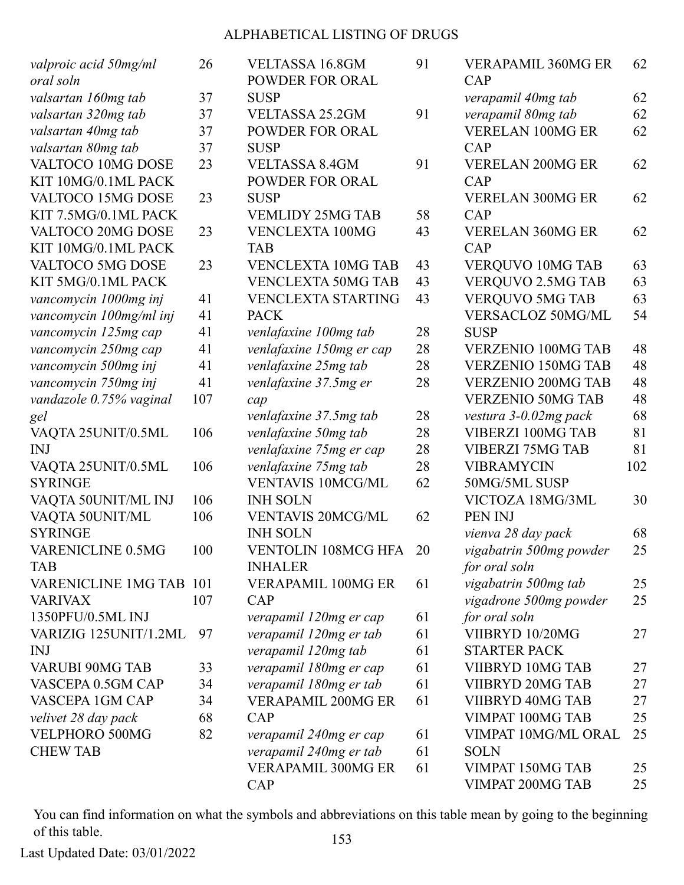ALPHABETICAL LISTING OF DRUGS

| Drug | Page |
|---|---|
| *valproic acid 50mg/ml oral soln* | 26 |
| *valsartan 160mg tab* | 37 |
| *valsartan 320mg tab* | 37 |
| *valsartan 40mg tab* | 37 |
| *valsartan 80mg tab* | 37 |
| VALTOCO 10MG DOSE KIT 10MG/0.1ML PACK | 23 |
| VALTOCO 15MG DOSE KIT 7.5MG/0.1ML PACK | 23 |
| VALTOCO 20MG DOSE KIT 10MG/0.1ML PACK | 23 |
| VALTOCO 5MG DOSE KIT 5MG/0.1ML PACK | 23 |
| *vancomycin 1000mg inj* | 41 |
| *vancomycin 100mg/ml inj* | 41 |
| *vancomycin 125mg cap* | 41 |
| *vancomycin 250mg cap* | 41 |
| *vancomycin 500mg inj* | 41 |
| *vancomycin 750mg inj* | 41 |
| *vandazole 0.75% vaginal gel* | 107 |
| VAQTA 25UNIT/0.5ML INJ | 106 |
| VAQTA 25UNIT/0.5ML SYRINGE | 106 |
| VAQTA 50UNIT/ML INJ | 106 |
| VAQTA 50UNIT/ML SYRINGE | 106 |
| VARENICLINE 0.5MG TAB | 100 |
| VARENICLINE 1MG TAB | 101 |
| VARIVAX 1350PFU/0.5ML INJ | 107 |
| VARIZIG 125UNIT/1.2ML INJ | 97 |
| VARUBI 90MG TAB | 33 |
| VASCEPA 0.5GM CAP | 34 |
| VASCEPA 1GM CAP | 34 |
| *velivet 28 day pack* | 68 |
| VELPHORO 500MG CHEW TAB | 82 |
| VELTASSA 16.8GM POWDER FOR ORAL SUSP | 91 |
| VELTASSA 25.2GM POWDER FOR ORAL SUSP | 91 |
| VELTASSA 8.4GM POWDER FOR ORAL SUSP | 91 |
| VEMLIDY 25MG TAB | 58 |
| VENCLEXTA 100MG TAB | 43 |
| VENCLEXTA 10MG TAB | 43 |
| VENCLEXTA 50MG TAB | 43 |
| VENCLEXTA STARTING PACK | 43 |
| *venlafaxine 100mg tab* | 28 |
| *venlafaxine 150mg er cap* | 28 |
| *venlafaxine 25mg tab* | 28 |
| *venlafaxine 37.5mg er cap* | 28 |
| *venlafaxine 37.5mg tab* | 28 |
| *venlafaxine 50mg tab* | 28 |
| *venlafaxine 75mg er cap* | 28 |
| *venlafaxine 75mg tab* | 28 |
| VENTAVIS 10MCG/ML INH SOLN | 62 |
| VENTAVIS 20MCG/ML INH SOLN | 62 |
| VENTOLIN 108MCG HFA INHALER | 20 |
| VERAPAMIL 100MG ER CAP | 61 |
| *verapamil 120mg er cap* | 61 |
| *verapamil 120mg er tab* | 61 |
| *verapamil 120mg tab* | 61 |
| *verapamil 180mg er cap* | 61 |
| *verapamil 180mg er tab* | 61 |
| VERAPAMIL 200MG ER CAP | 61 |
| *verapamil 240mg er cap* | 61 |
| *verapamil 240mg er tab* | 61 |
| VERAPAMIL 300MG ER CAP | 61 |
| VERAPAMIL 360MG ER CAP | 62 |
| *verapamil 40mg tab* | 62 |
| *verapamil 80mg tab* | 62 |
| VERELAN 100MG ER CAP | 62 |
| VERELAN 200MG ER CAP | 62 |
| VERELAN 300MG ER CAP | 62 |
| VERELAN 360MG ER CAP | 62 |
| VERQUVO 10MG TAB | 63 |
| VERQUVO 2.5MG TAB | 63 |
| VERQUVO 5MG TAB | 63 |
| VERSACLOZ 50MG/ML SUSP | 54 |
| VERZENIO 100MG TAB | 48 |
| VERZENIO 150MG TAB | 48 |
| VERZENIO 200MG TAB | 48 |
| VERZENIO 50MG TAB | 48 |
| *vestura 3-0.02mg pack* | 68 |
| VIBERZI 100MG TAB | 81 |
| VIBERZI 75MG TAB | 81 |
| VIBRAMYCIN 50MG/5ML SUSP | 102 |
| VICTOZA 18MG/3ML PEN INJ | 30 |
| *vienva 28 day pack* | 68 |
| *vigabatrin 500mg powder for oral soln* | 25 |
| *vigabatrin 500mg tab* | 25 |
| *vigadrone 500mg powder for oral soln* | 25 |
| VIIBRYD 10/20MG STARTER PACK | 27 |
| VIIBRYD 10MG TAB | 27 |
| VIIBRYD 20MG TAB | 27 |
| VIIBRYD 40MG TAB | 27 |
| VIMPAT 100MG TAB | 25 |
| VIMPAT 10MG/ML ORAL SOLN | 25 |
| VIMPAT 150MG TAB | 25 |
| VIMPAT 200MG TAB | 25 |

You can find information on what the symbols and abbreviations on this table mean by going to the beginning of this table.

Last Updated Date: 03/01/2022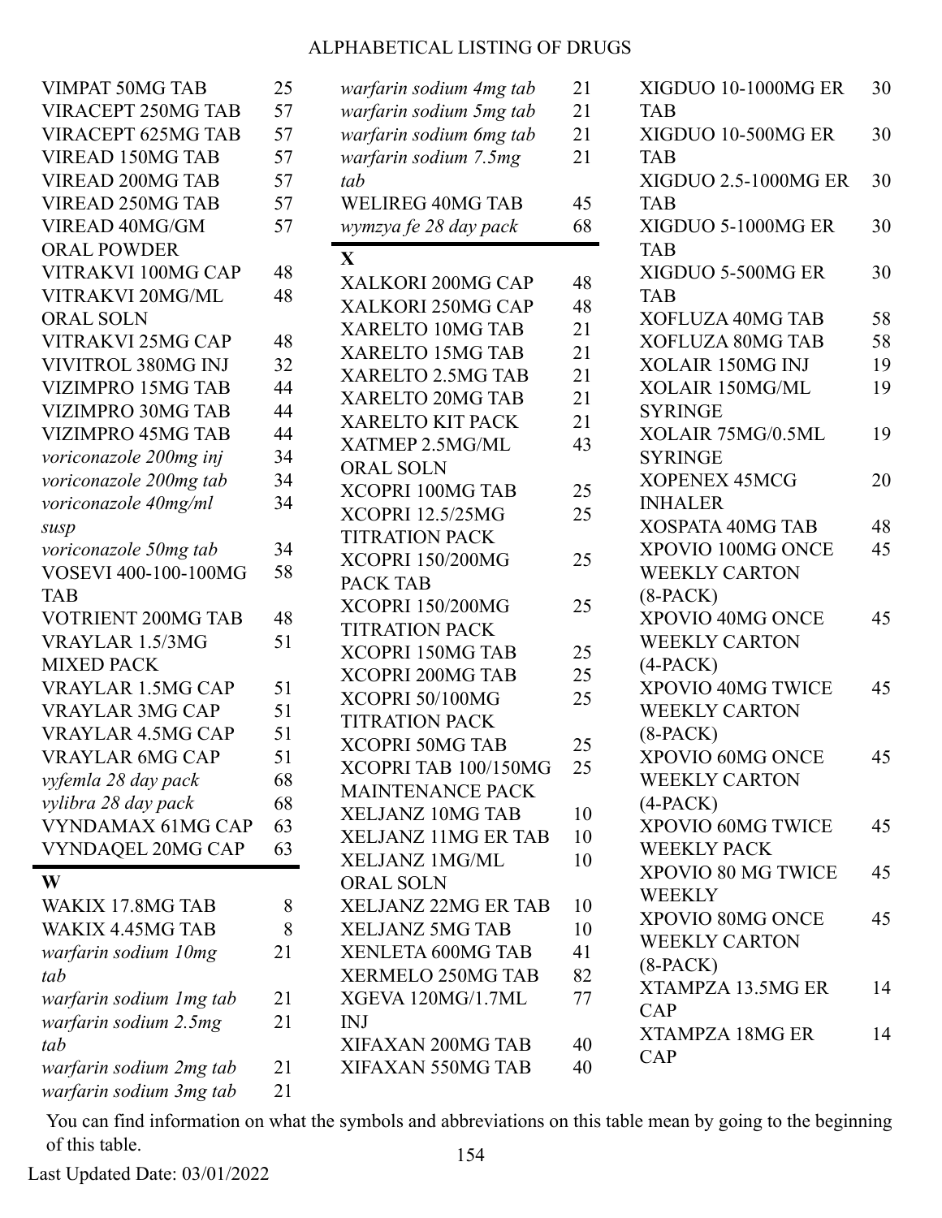# ALPHABETICAL LISTING OF DRUGS

| Drug | Page |
|---|---|
| VIMPAT 50MG TAB | 25 |
| VIRACEPT 250MG TAB | 57 |
| VIRACEPT 625MG TAB | 57 |
| VIREAD 150MG TAB | 57 |
| VIREAD 200MG TAB | 57 |
| VIREAD 250MG TAB | 57 |
| VIREAD 40MG/GM ORAL POWDER | 57 |
| VITRAKVI 100MG CAP | 48 |
| VITRAKVI 20MG/ML ORAL SOLN | 48 |
| VITRAKVI 25MG CAP | 48 |
| VIVITROL 380MG INJ | 32 |
| VIZIMPRO 15MG TAB | 44 |
| VIZIMPRO 30MG TAB | 44 |
| VIZIMPRO 45MG TAB | 44 |
| *voriconazole 200mg inj* | 34 |
| *voriconazole 200mg tab* | 34 |
| *voriconazole 40mg/ml susp* | 34 |
| *voriconazole 50mg tab* | 34 |
| VOSEVI 400-100-100MG TAB | 58 |
| VOTRIENT 200MG TAB | 48 |
| VRAYLAR 1.5/3MG MIXED PACK | 51 |
| VRAYLAR 1.5MG CAP | 51 |
| VRAYLAR 3MG CAP | 51 |
| VRAYLAR 4.5MG CAP | 51 |
| VRAYLAR 6MG CAP | 51 |
| *vyfemla 28 day pack* | 68 |
| *vylibra 28 day pack* | 68 |
| VYNDAMAX 61MG CAP | 63 |
| VYNDAQEL 20MG CAP | 63 |

## W

| Drug | Page |
|---|---|
| WAKIX 17.8MG TAB | 8 |
| WAKIX 4.45MG TAB | 8 |
| *warfarin sodium 10mg tab* | 21 |
| *warfarin sodium 1mg tab* | 21 |
| *warfarin sodium 2.5mg tab* | 21 |
| *warfarin sodium 2mg tab* | 21 |
| *warfarin sodium 3mg tab* | 21 |
| *warfarin sodium 4mg tab* | 21 |
| *warfarin sodium 5mg tab* | 21 |
| *warfarin sodium 6mg tab* | 21 |
| *warfarin sodium 7.5mg tab* | 21 |
| WELIREG 40MG TAB | 45 |
| *wymzya fe 28 day pack* | 68 |

## X

| Drug | Page |
|---|---|
| XALKORI 200MG CAP | 48 |
| XALKORI 250MG CAP | 48 |
| XARELTO 10MG TAB | 21 |
| XARELTO 15MG TAB | 21 |
| XARELTO 2.5MG TAB | 21 |
| XARELTO 20MG TAB | 21 |
| XARELTO KIT PACK | 21 |
| XATMEP 2.5MG/ML ORAL SOLN | 43 |
| XCOPRI 100MG TAB | 25 |
| XCOPRI 12.5/25MG TITRATION PACK | 25 |
| XCOPRI 150/200MG PACK TAB | 25 |
| XCOPRI 150/200MG TITRATION PACK | 25 |
| XCOPRI 150MG TAB | 25 |
| XCOPRI 200MG TAB | 25 |
| XCOPRI 50/100MG TITRATION PACK | 25 |
| XCOPRI 50MG TAB | 25 |
| XCOPRI TAB 100/150MG MAINTENANCE PACK | 25 |
| XELJANZ 10MG TAB | 10 |
| XELJANZ 11MG ER TAB | 10 |
| XELJANZ 1MG/ML ORAL SOLN | 10 |
| XELJANZ 22MG ER TAB | 10 |
| XELJANZ 5MG TAB | 10 |
| XENLETA 600MG TAB | 41 |
| XERMELO 250MG TAB | 82 |
| XGEVA 120MG/1.7ML INJ | 77 |
| XIFAXAN 200MG TAB | 40 |
| XIFAXAN 550MG TAB | 40 |
| XIGDUO 10-1000MG ER TAB | 30 |
| XIGDUO 10-500MG ER TAB | 30 |
| XIGDUO 2.5-1000MG ER TAB | 30 |
| XIGDUO 5-1000MG ER TAB | 30 |
| XIGDUO 5-500MG ER TAB | 30 |
| XOFLUZA 40MG TAB | 58 |
| XOFLUZA 80MG TAB | 58 |
| XOLAIR 150MG INJ | 19 |
| XOLAIR 150MG/ML SYRINGE | 19 |
| XOLAIR 75MG/0.5ML SYRINGE | 19 |
| XOPENEX 45MCG INHALER | 20 |
| XOSPATA 40MG TAB | 48 |
| XPOVIO 100MG ONCE WEEKLY CARTON (8-PACK) | 45 |
| XPOVIO 40MG ONCE WEEKLY CARTON (4-PACK) | 45 |
| XPOVIO 40MG TWICE WEEKLY CARTON (8-PACK) | 45 |
| XPOVIO 60MG ONCE WEEKLY CARTON (4-PACK) | 45 |
| XPOVIO 60MG TWICE WEEKLY PACK | 45 |
| XPOVIO 80 MG TWICE WEEKLY | 45 |
| XPOVIO 80MG ONCE WEEKLY CARTON (8-PACK) | 45 |
| XTAMPZA 13.5MG ER CAP | 14 |
| XTAMPZA 18MG ER CAP | 14 |

You can find information on what the symbols and abbreviations on this table mean by going to the beginning of this table.

Last Updated Date: 03/01/2022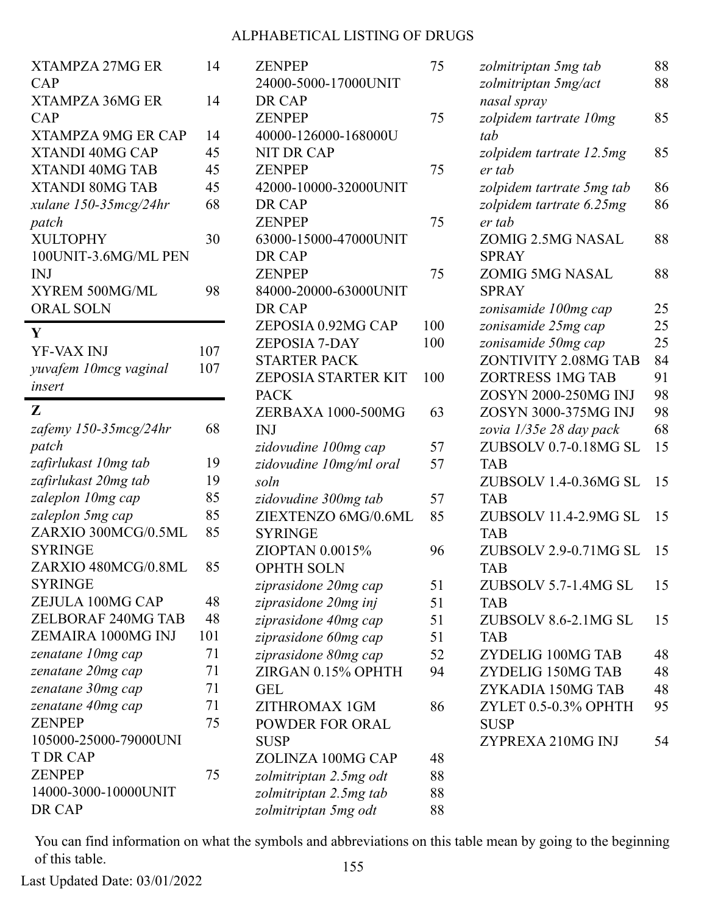# ALPHABETICAL LISTING OF DRUGS

| | |
|---|---|
| XTAMPZA 27MG ER CAP | 14 |
| XTAMPZA 36MG ER CAP | 14 |
| XTAMPZA 9MG ER CAP | 14 |
| XTANDI 40MG CAP | 45 |
| XTANDI 40MG TAB | 45 |
| XTANDI 80MG TAB | 45 |
| *xulane 150-35mcg/24hr patch* | 68 |
| XULTOPHY 100UNIT-3.6MG/ML PEN INJ | 30 |
| XYREM 500MG/ML ORAL SOLN | 98 |

## Y

| | |
|---|---|
| YF-VAX INJ | 107 |
| *yuvafem 10mcg vaginal insert* | 107 |

## Z

| | |
|---|---|
| *zafemy 150-35mcg/24hr patch* | 68 |
| *zafirlukast 10mg tab* | 19 |
| *zafirlukast 20mg tab* | 19 |
| *zaleplon 10mg cap* | 85 |
| *zaleplon 5mg cap* | 85 |
| ZARXIO 300MCG/0.5ML SYRINGE | 85 |
| ZARXIO 480MCG/0.8ML SYRINGE | 85 |
| ZEJULA 100MG CAP | 48 |
| ZELBORAF 240MG TAB | 48 |
| ZEMAIRA 1000MG INJ | 101 |
| *zenatane 10mg cap* | 71 |
| *zenatane 20mg cap* | 71 |
| *zenatane 30mg cap* | 71 |
| *zenatane 40mg cap* | 71 |
| ZENPEP 105000-25000-79000UNIT DR CAP | 75 |
| ZENPEP 14000-3000-10000UNIT DR CAP | 75 |
| ZENPEP 24000-5000-17000UNIT DR CAP | 75 |
| ZENPEP 40000-126000-168000UNIT DR CAP | 75 |
| ZENPEP 42000-10000-32000UNIT DR CAP | 75 |
| ZENPEP 63000-15000-47000UNIT DR CAP | 75 |
| ZENPEP 84000-20000-63000UNIT DR CAP | 75 |
| ZEPOSIA 0.92MG CAP | 100 |
| ZEPOSIA 7-DAY STARTER PACK | 100 |
| ZEPOSIA STARTER KIT PACK | 100 |
| ZERBAXA 1000-500MG INJ | 63 |
| *zidovudine 100mg cap* | 57 |
| *zidovudine 10mg/ml oral soln* | 57 |
| *zidovudine 300mg tab* | 57 |
| ZIEXTENZO 6MG/0.6ML SYRINGE | 85 |
| ZIOPTAN 0.0015% OPHTH SOLN | 96 |
| *ziprasidone 20mg cap* | 51 |
| *ziprasidone 20mg inj* | 51 |
| *ziprasidone 40mg cap* | 51 |
| *ziprasidone 60mg cap* | 51 |
| *ziprasidone 80mg cap* | 52 |
| ZIRGAN 0.15% OPHTH GEL | 94 |
| ZITHROMAX 1GM POWDER FOR ORAL SUSP | 86 |
| ZOLINZA 100MG CAP | 48 |
| *zolmitriptan 2.5mg odt* | 88 |
| *zolmitriptan 2.5mg tab* | 88 |
| *zolmitriptan 5mg odt* | 88 |
| *zolmitriptan 5mg tab* | 88 |
| *zolmitriptan 5mg/act nasal spray* | 88 |
| *zolpidem tartrate 10mg tab* | 85 |
| *zolpidem tartrate 12.5mg er tab* | 85 |
| *zolpidem tartrate 5mg tab* | 86 |
| *zolpidem tartrate 6.25mg er tab* | 86 |
| ZOMIG 2.5MG NASAL SPRAY | 88 |
| ZOMIG 5MG NASAL SPRAY | 88 |
| *zonisamide 100mg cap* | 25 |
| *zonisamide 25mg cap* | 25 |
| *zonisamide 50mg cap* | 25 |
| ZONTIVITY 2.08MG TAB | 84 |
| ZORTRESS 1MG TAB | 91 |
| ZOSYN 2000-250MG INJ | 98 |
| ZOSYN 3000-375MG INJ | 98 |
| *zovia 1/35e 28 day pack* | 68 |
| ZUBSOLV 0.7-0.18MG SL TAB | 15 |
| ZUBSOLV 1.4-0.36MG SL TAB | 15 |
| ZUBSOLV 11.4-2.9MG SL TAB | 15 |
| ZUBSOLV 2.9-0.71MG SL TAB | 15 |
| ZUBSOLV 5.7-1.4MG SL TAB | 15 |
| ZUBSOLV 8.6-2.1MG SL TAB | 15 |
| ZYDELIG 100MG TAB | 48 |
| ZYDELIG 150MG TAB | 48 |
| ZYKADIA 150MG TAB | 48 |
| ZYLET 0.5-0.3% OPHTH SUSP | 95 |
| ZYPREXA 210MG INJ | 54 |

You can find information on what the symbols and abbreviations on this table mean by going to the beginning of this table.

Last Updated Date: 03/01/2022